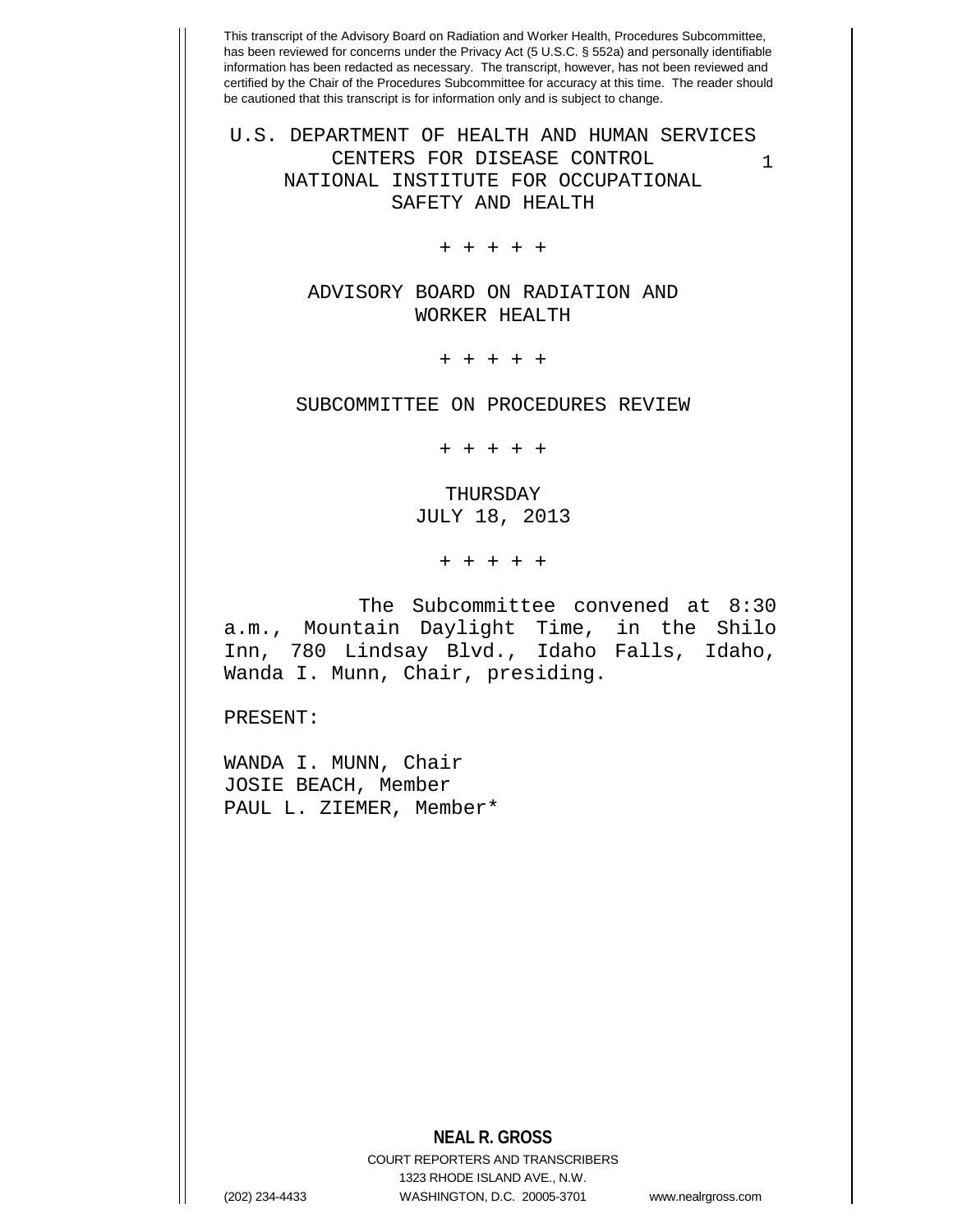This transcript of the Advisory Board on Radiation and Worker Health, Procedures Subcommittee, has been reviewed for concerns under the Privacy Act (5 U.S.C. § 552a) and personally identifiable information has been redacted as necessary. The transcript, however, has not been reviewed and certified by the Chair of the Procedures Subcommittee for accuracy at this time. The reader should be cautioned that this transcript is for information only and is subject to change.

U.S. DEPARTMENT OF HEALTH AND HUMAN SERVICES
CENTERS FOR DISEASE CONTROL
NATIONAL INSTITUTE FOR OCCUPATIONAL SAFETY AND HEALTH

+ + + + +

ADVISORY BOARD ON RADIATION AND WORKER HEALTH

+ + + + +

SUBCOMMITTEE ON PROCEDURES REVIEW

+ + + + +

THURSDAY
JULY 18, 2013

+ + + + +

The Subcommittee convened at 8:30 a.m., Mountain Daylight Time, in the Shilo Inn, 780 Lindsay Blvd., Idaho Falls, Idaho, Wanda I. Munn, Chair, presiding.

PRESENT:

WANDA I. MUNN, Chair
JOSIE BEACH, Member
PAUL L. ZIEMER, Member*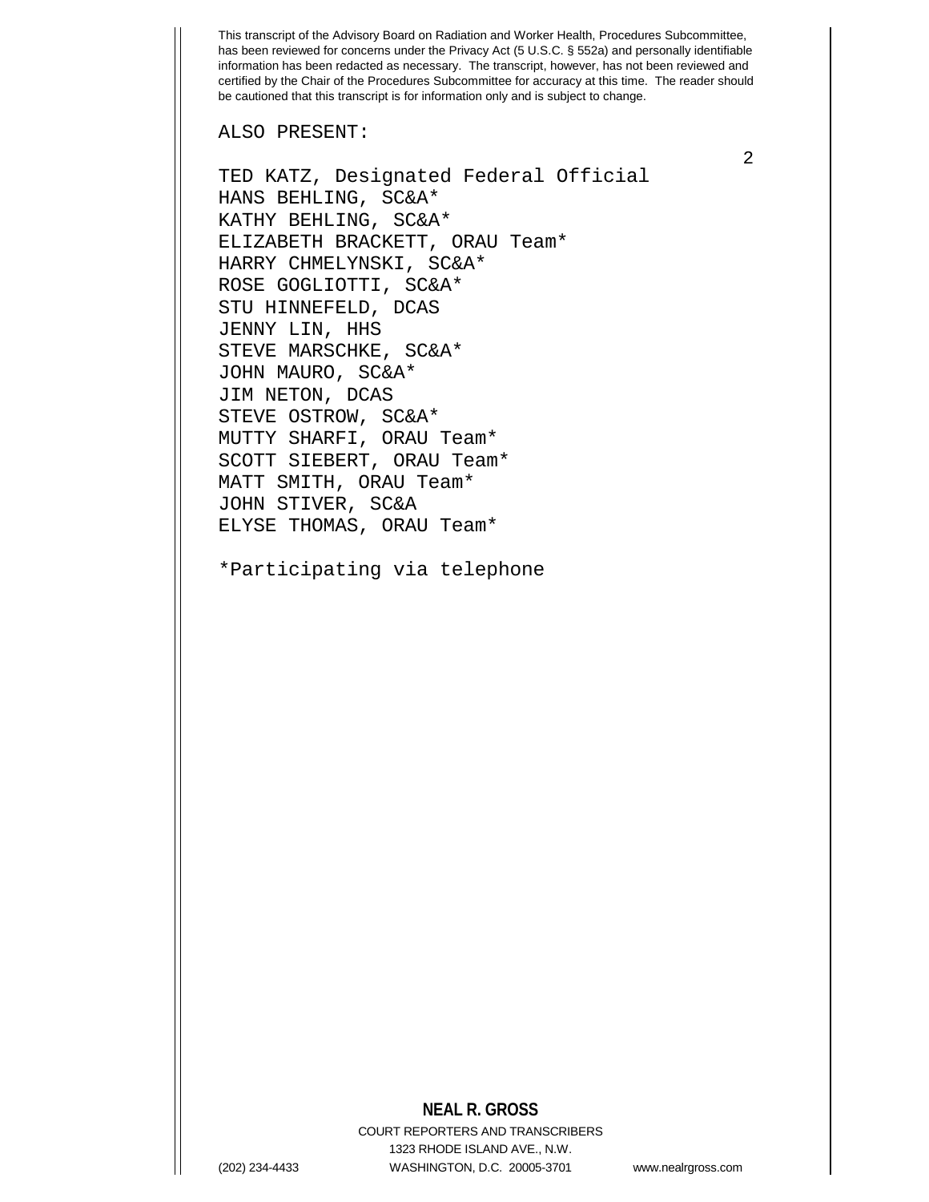ALSO PRESENT:

TED KATZ, Designated Federal Official
HANS BEHLING, SC&A*
KATHY BEHLING, SC&A*
ELIZABETH BRACKETT, ORAU Team*
HARRY CHMELYNSKI, SC&A*
ROSE GOGLIOTTI, SC&A*
STU HINNEFELD, DCAS
JENNY LIN, HHS
STEVE MARSCHKE, SC&A*
JOHN MAURO, SC&A*
JIM NETON, DCAS
STEVE OSTROW, SC&A*
MUTTY SHARFI, ORAU Team*
SCOTT SIEBERT, ORAU Team*
MATT SMITH, ORAU Team*
JOHN STIVER, SC&A
ELYSE THOMAS, ORAU Team*

*Participating via telephone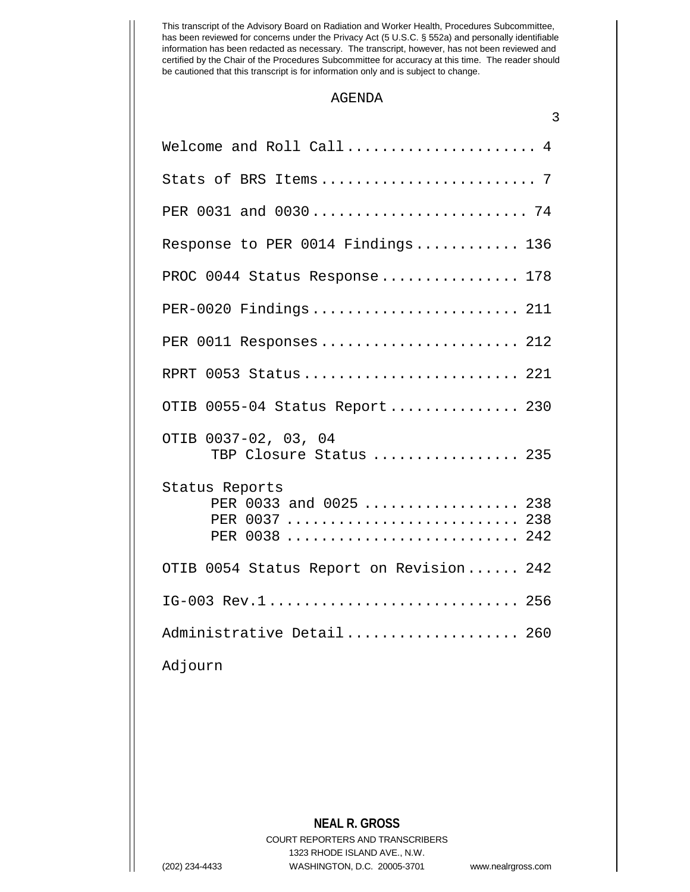This transcript of the Advisory Board on Radiation and Worker Health, Procedures Subcommittee, has been reviewed for concerns under the Privacy Act (5 U.S.C. § 552a) and personally identifiable information has been redacted as necessary. The transcript, however, has not been reviewed and certified by the Chair of the Procedures Subcommittee for accuracy at this time. The reader should be cautioned that this transcript is for information only and is subject to change.

## AGENDA

Welcome and Roll Call ...................... 4

Stats of BRS Items ......................... 7

PER 0031 and 0030 ......................... 74

Response to PER 0014 Findings ............ 136

PROC 0044 Status Response ................ 178

PER-0020 Findings ........................ 211

PER 0011 Responses ....................... 212

RPRT 0053 Status ......................... 221

OTIB 0055-04 Status Report ............... 230

OTIB 0037-02, 03, 04
 TBP Closure Status ................. 235

Status Reports
 PER 0033 and 0025 .................. 238
 PER 0037 ........................... 238
 PER 0038 ........................... 242

OTIB 0054 Status Report on Revision ...... 242

IG-003 Rev.1 ............................. 256

Administrative Detail .................... 260

Adjourn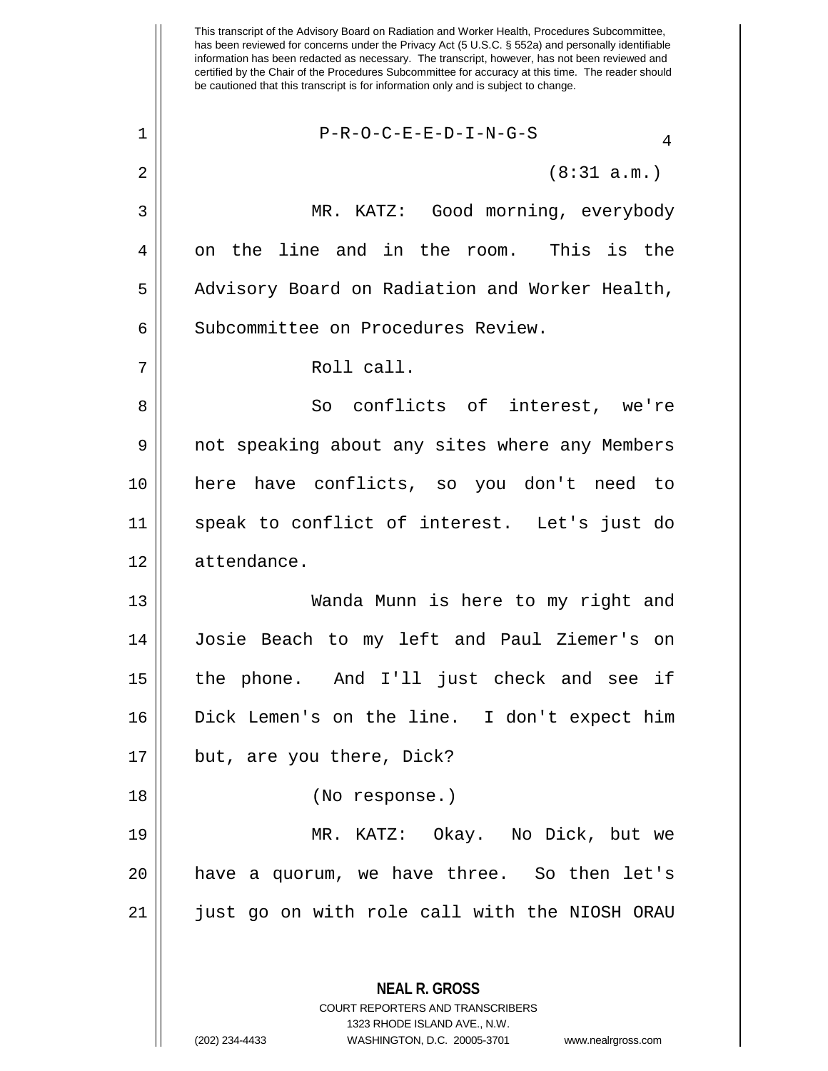This transcript of the Advisory Board on Radiation and Worker Health, Procedures Subcommittee, has been reviewed for concerns under the Privacy Act (5 U.S.C. § 552a) and personally identifiable information has been redacted as necessary. The transcript, however, has not been reviewed and certified by the Chair of the Procedures Subcommittee for accuracy at this time. The reader should be cautioned that this transcript is for information only and is subject to change.

P-R-O-C-E-E-D-I-N-G-S

(8:31 a.m.)

MR. KATZ: Good morning, everybody on the line and in the room. This is the Advisory Board on Radiation and Worker Health, Subcommittee on Procedures Review.

Roll call.

So conflicts of interest, we're not speaking about any sites where any Members here have conflicts, so you don't need to speak to conflict of interest. Let's just do attendance.

Wanda Munn is here to my right and Josie Beach to my left and Paul Ziemer's on the phone. And I'll just check and see if Dick Lemen's on the line. I don't expect him but, are you there, Dick?

(No response.)

MR. KATZ: Okay. No Dick, but we have a quorum, we have three. So then let's just go on with role call with the NIOSH ORAU

**NEAL R. GROSS**
COURT REPORTERS AND TRANSCRIBERS
1323 RHODE ISLAND AVE., N.W.
(202) 234-4433 WASHINGTON, D.C. 20005-3701 www.nealrgross.com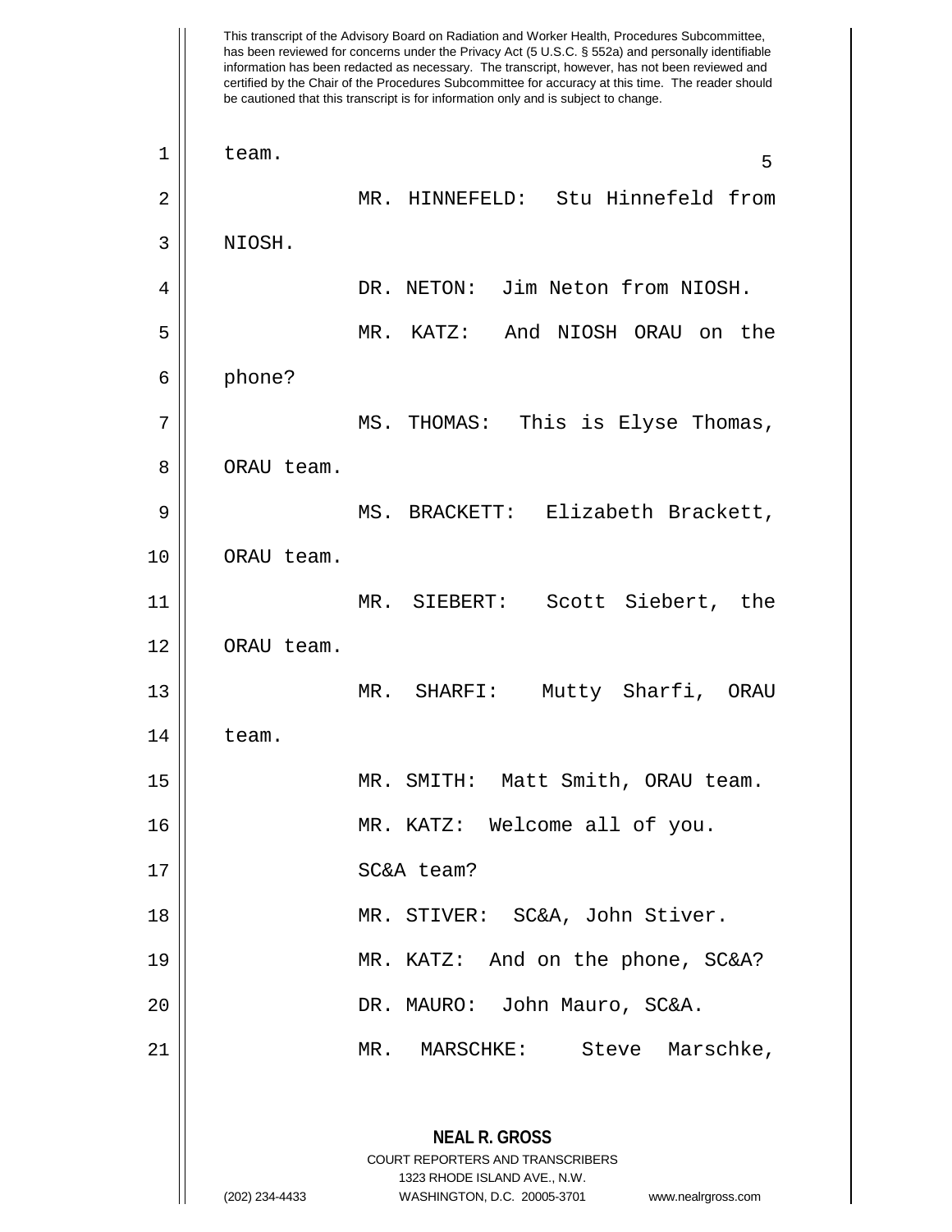team.

MR. HINNEFELD: Stu Hinnefeld from NIOSH.

DR. NETON: Jim Neton from NIOSH.

MR. KATZ: And NIOSH ORAU on the phone?

MS. THOMAS: This is Elyse Thomas, ORAU team.

MS. BRACKETT: Elizabeth Brackett, ORAU team.

MR. SIEBERT: Scott Siebert, the ORAU team.

MR. SHARFI: Mutty Sharfi, ORAU team.

MR. SMITH: Matt Smith, ORAU team.

MR. KATZ: Welcome all of you.

SC&A team?

MR. STIVER: SC&A, John Stiver.

MR. KATZ: And on the phone, SC&A?

DR. MAURO: John Mauro, SC&A.

MR. MARSCHKE: Steve Marschke,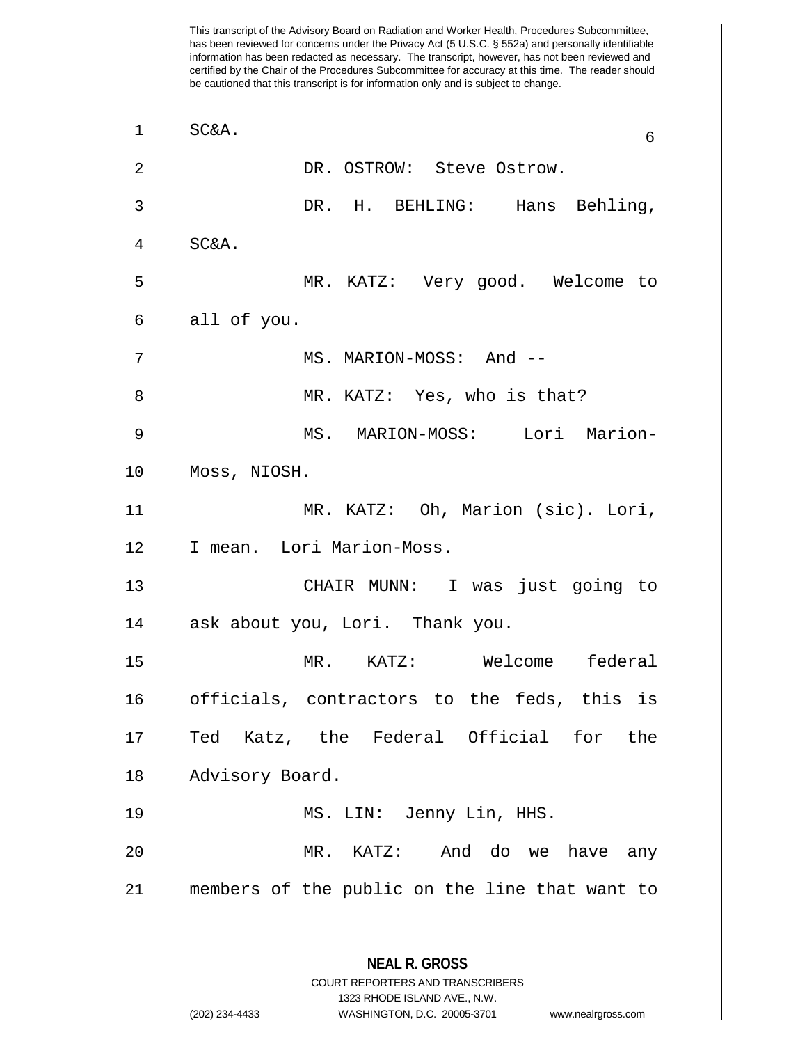SC&A.

DR. OSTROW: Steve Ostrow.

DR. H. BEHLING: Hans Behling, SC&A.

MR. KATZ: Very good. Welcome to all of you.

MS. MARION-MOSS: And --

MR. KATZ: Yes, who is that?

MS. MARION-MOSS: Lori Marion-Moss, NIOSH.

MR. KATZ: Oh, Marion (sic). Lori, I mean. Lori Marion-Moss.

CHAIR MUNN: I was just going to ask about you, Lori. Thank you.

MR. KATZ: Welcome federal officials, contractors to the feds, this is Ted Katz, the Federal Official for the Advisory Board.

MS. LIN: Jenny Lin, HHS.

MR. KATZ: And do we have any members of the public on the line that want to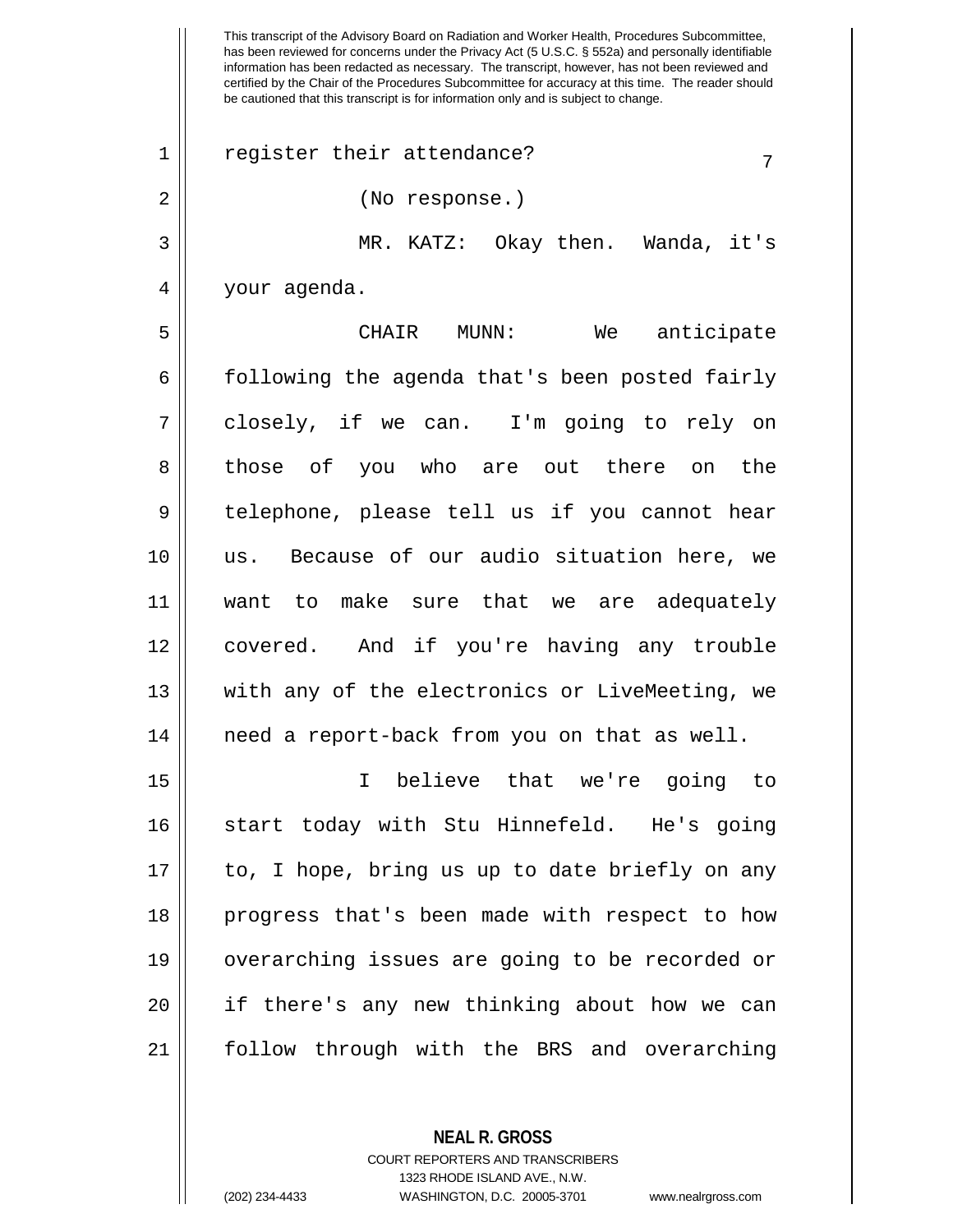This transcript of the Advisory Board on Radiation and Worker Health, Procedures Subcommittee, has been reviewed for concerns under the Privacy Act (5 U.S.C. § 552a) and personally identifiable information has been redacted as necessary. The transcript, however, has not been reviewed and certified by the Chair of the Procedures Subcommittee for accuracy at this time. The reader should be cautioned that this transcript is for information only and is subject to change.

register their attendance?

(No response.)

MR. KATZ: Okay then. Wanda, it's your agenda.

CHAIR MUNN: We anticipate following the agenda that's been posted fairly closely, if we can. I'm going to rely on those of you who are out there on the telephone, please tell us if you cannot hear us. Because of our audio situation here, we want to make sure that we are adequately covered. And if you're having any trouble with any of the electronics or LiveMeeting, we need a report-back from you on that as well.

I believe that we're going to start today with Stu Hinnefeld. He's going to, I hope, bring us up to date briefly on any progress that's been made with respect to how overarching issues are going to be recorded or if there's any new thinking about how we can follow through with the BRS and overarching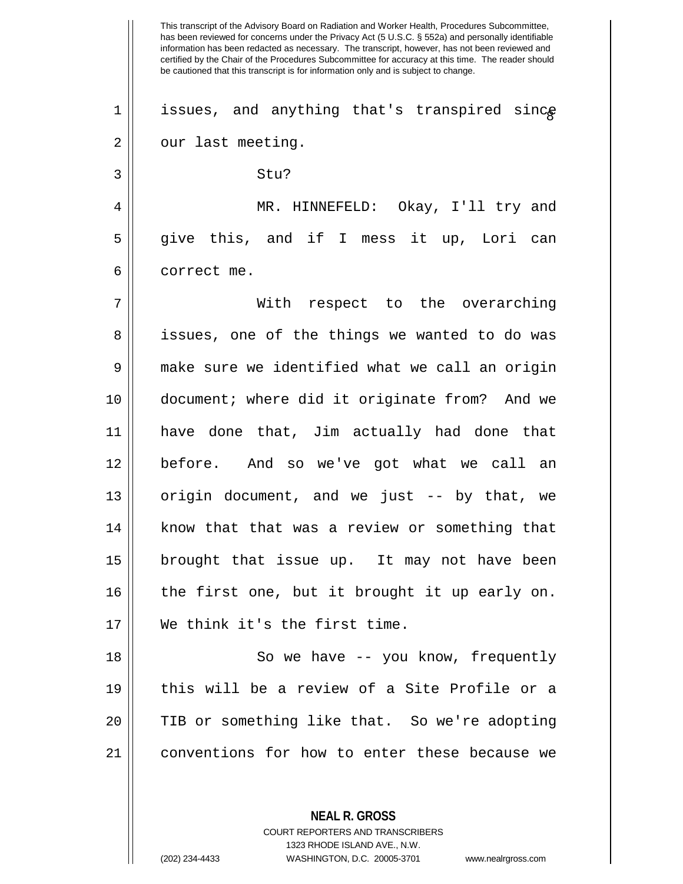issues, and anything that's transpired since our last meeting.

Stu?

MR. HINNEFELD: Okay, I'll try and give this, and if I mess it up, Lori can correct me.

With respect to the overarching issues, one of the things we wanted to do was make sure we identified what we call an origin document; where did it originate from? And we have done that, Jim actually had done that before. And so we've got what we call an origin document, and we just -- by that, we know that that was a review or something that brought that issue up. It may not have been the first one, but it brought it up early on. We think it's the first time.

So we have -- you know, frequently this will be a review of a Site Profile or a TIB or something like that. So we're adopting conventions for how to enter these because we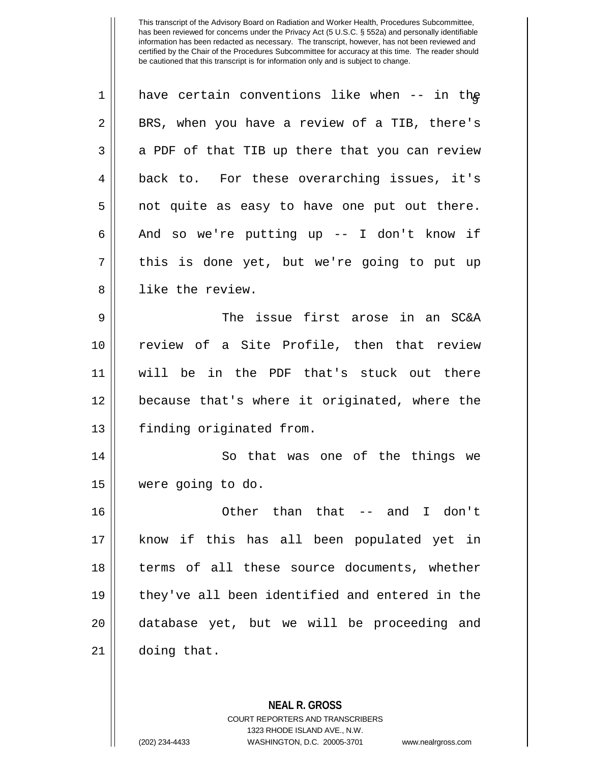This transcript of the Advisory Board on Radiation and Worker Health, Procedures Subcommittee, has been reviewed for concerns under the Privacy Act (5 U.S.C. § 552a) and personally identifiable information has been redacted as necessary. The transcript, however, has not been reviewed and certified by the Chair of the Procedures Subcommittee for accuracy at this time. The reader should be cautioned that this transcript is for information only and is subject to change.

have certain conventions like when -- in the BRS, when you have a review of a TIB, there's a PDF of that TIB up there that you can review back to. For these overarching issues, it's not quite as easy to have one put out there. And so we're putting up -- I don't know if this is done yet, but we're going to put up like the review.

The issue first arose in an SC&A review of a Site Profile, then that review will be in the PDF that's stuck out there because that's where it originated, where the finding originated from.

So that was one of the things we were going to do.

Other than that -- and I don't know if this has all been populated yet in terms of all these source documents, whether they've all been identified and entered in the database yet, but we will be proceeding and doing that.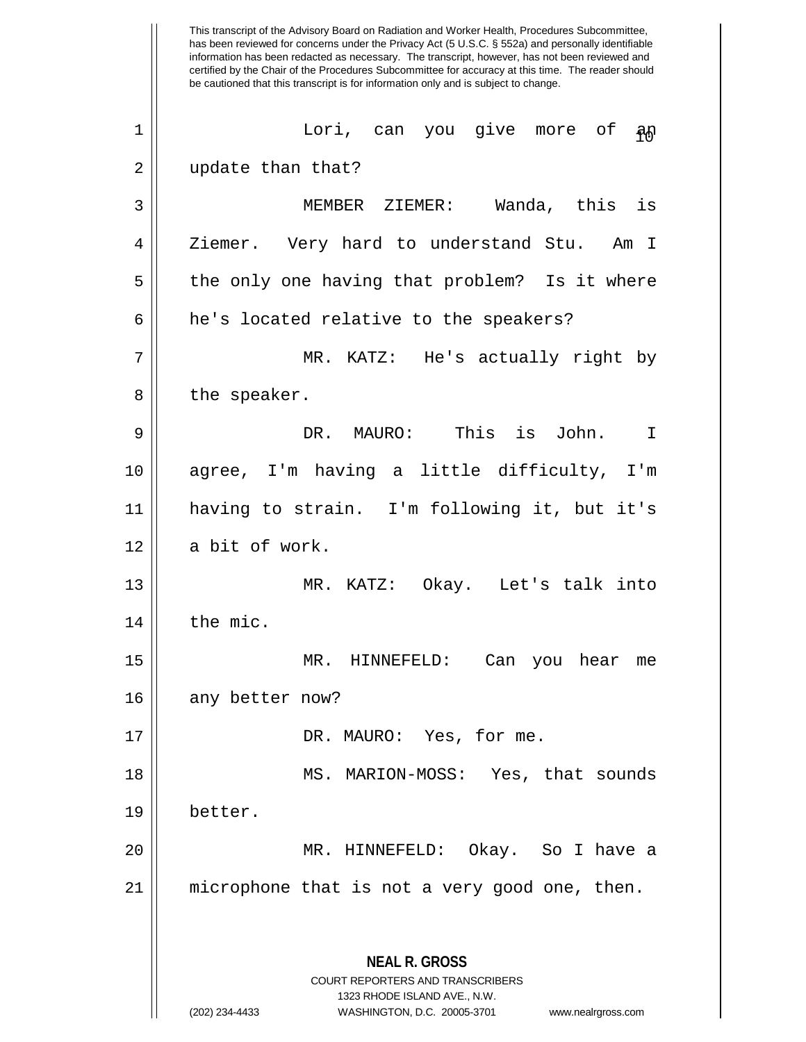Lori, can you give more of an update than that?

MEMBER ZIEMER: Wanda, this is Ziemer. Very hard to understand Stu. Am I the only one having that problem? Is it where he's located relative to the speakers?

MR. KATZ: He's actually right by the speaker.

DR. MAURO: This is John. I agree, I'm having a little difficulty, I'm having to strain. I'm following it, but it's a bit of work.

MR. KATZ: Okay. Let's talk into the mic.

MR. HINNEFELD: Can you hear me any better now?

DR. MAURO: Yes, for me.

MS. MARION-MOSS: Yes, that sounds better.

MR. HINNEFELD: Okay. So I have a microphone that is not a very good one, then.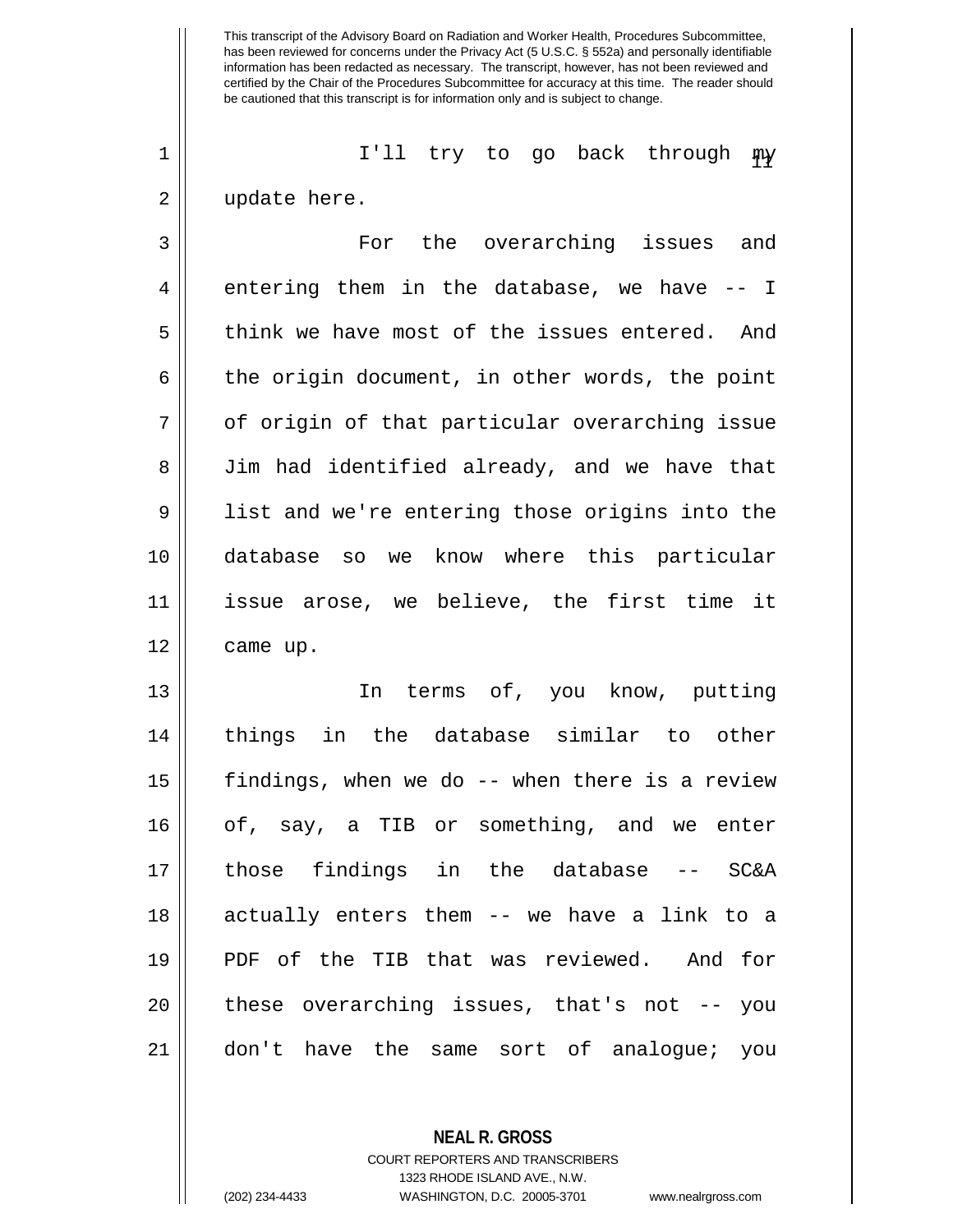This transcript of the Advisory Board on Radiation and Worker Health, Procedures Subcommittee, has been reviewed for concerns under the Privacy Act (5 U.S.C. § 552a) and personally identifiable information has been redacted as necessary. The transcript, however, has not been reviewed and certified by the Chair of the Procedures Subcommittee for accuracy at this time. The reader should be cautioned that this transcript is for information only and is subject to change.

1 I'll try to go back through my
2 update here.
3 For the overarching issues and
4 entering them in the database, we have -- I
5 think we have most of the issues entered. And
6 the origin document, in other words, the point
7 of origin of that particular overarching issue
8 Jim had identified already, and we have that
9 list and we're entering those origins into the
10 database so we know where this particular
11 issue arose, we believe, the first time it
12 came up.
13 In terms of, you know, putting
14 things in the database similar to other
15 findings, when we do -- when there is a review
16 of, say, a TIB or something, and we enter
17 those findings in the database -- SC&A
18 actually enters them -- we have a link to a
19 PDF of the TIB that was reviewed. And for
20 these overarching issues, that's not -- you
21 don't have the same sort of analogue; you

**NEAL R. GROSS**
COURT REPORTERS AND TRANSCRIBERS
1323 RHODE ISLAND AVE., N.W.
(202) 234-4433 WASHINGTON, D.C. 20005-3701 www.nealrgross.com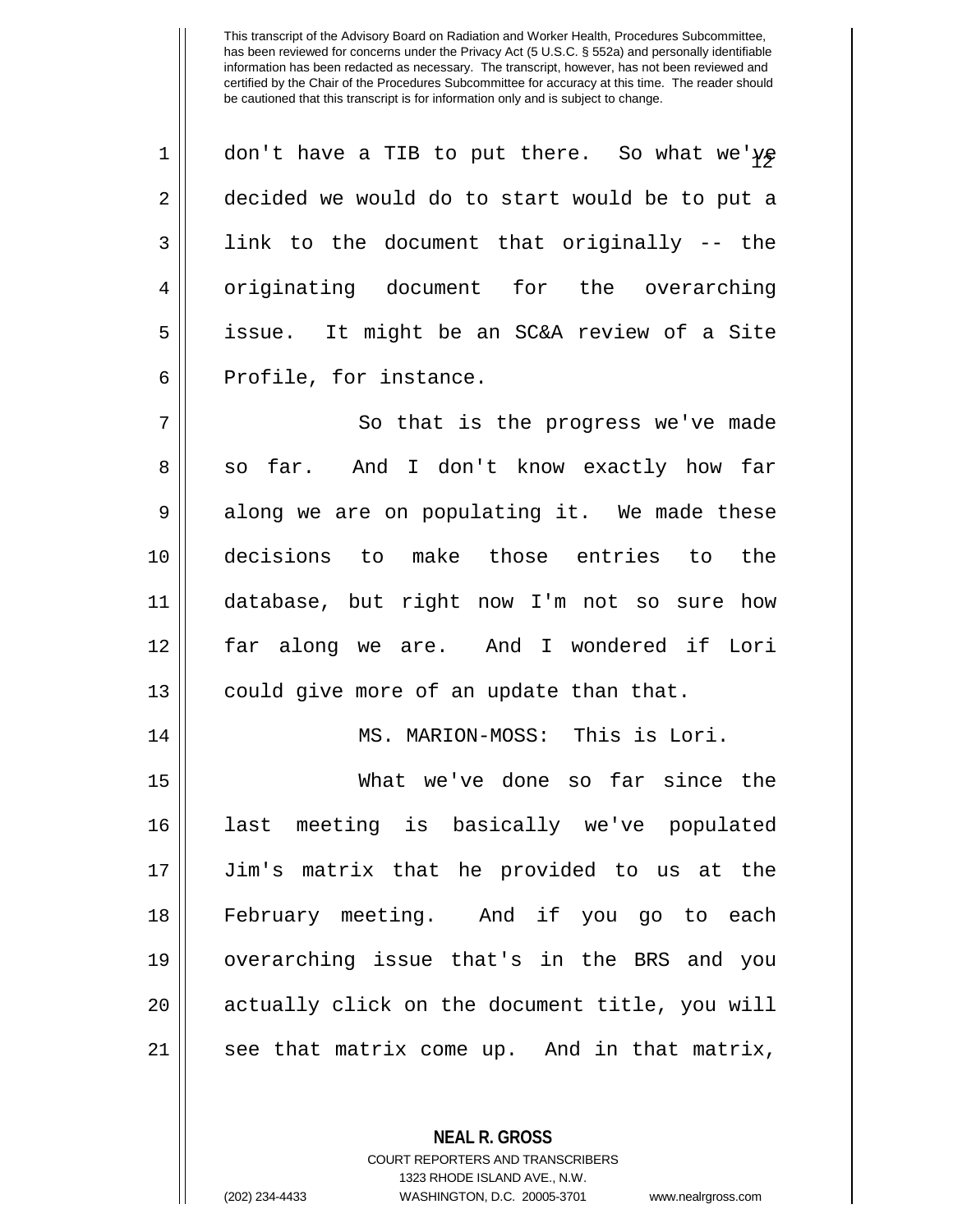This transcript of the Advisory Board on Radiation and Worker Health, Procedures Subcommittee, has been reviewed for concerns under the Privacy Act (5 U.S.C. § 552a) and personally identifiable information has been redacted as necessary. The transcript, however, has not been reviewed and certified by the Chair of the Procedures Subcommittee for accuracy at this time. The reader should be cautioned that this transcript is for information only and is subject to change.

don't have a TIB to put there. So what we've decided we would do to start would be to put a link to the document that originally -- the originating document for the overarching issue. It might be an SC&A review of a Site Profile, for instance.

So that is the progress we've made so far. And I don't know exactly how far along we are on populating it. We made these decisions to make those entries to the database, but right now I'm not so sure how far along we are. And I wondered if Lori could give more of an update than that.

MS. MARION-MOSS: This is Lori.

What we've done so far since the last meeting is basically we've populated Jim's matrix that he provided to us at the February meeting. And if you go to each overarching issue that's in the BRS and you actually click on the document title, you will see that matrix come up. And in that matrix,

**NEAL R. GROSS**
COURT REPORTERS AND TRANSCRIBERS
1323 RHODE ISLAND AVE., N.W.
(202) 234-4433 WASHINGTON, D.C. 20005-3701 www.nealrgross.com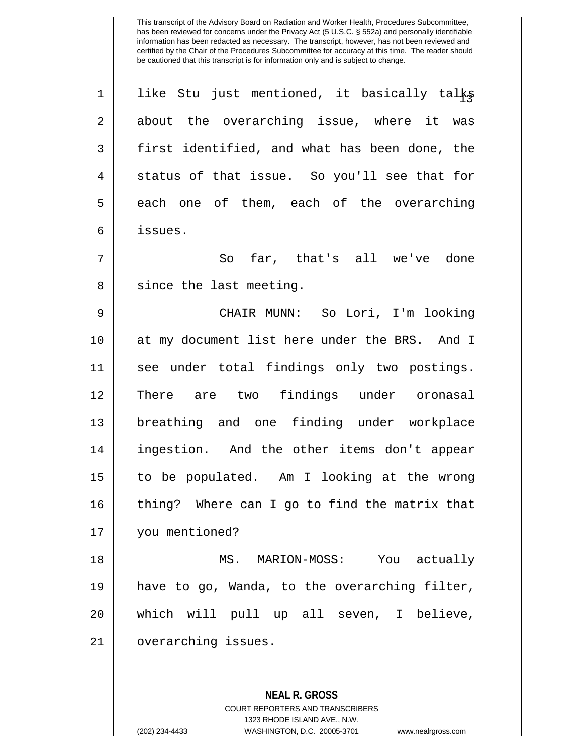This transcript of the Advisory Board on Radiation and Worker Health, Procedures Subcommittee, has been reviewed for concerns under the Privacy Act (5 U.S.C. § 552a) and personally identifiable information has been redacted as necessary. The transcript, however, has not been reviewed and certified by the Chair of the Procedures Subcommittee for accuracy at this time. The reader should be cautioned that this transcript is for information only and is subject to change.

like Stu just mentioned, it basically talks about the overarching issue, where it was first identified, and what has been done, the status of that issue. So you'll see that for each one of them, each of the overarching issues.

So far, that's all we've done since the last meeting.

CHAIR MUNN: So Lori, I'm looking at my document list here under the BRS. And I see under total findings only two postings. There are two findings under oronasal breathing and one finding under workplace ingestion. And the other items don't appear to be populated. Am I looking at the wrong thing? Where can I go to find the matrix that you mentioned?

MS. MARION-MOSS: You actually have to go, Wanda, to the overarching filter, which will pull up all seven, I believe, overarching issues.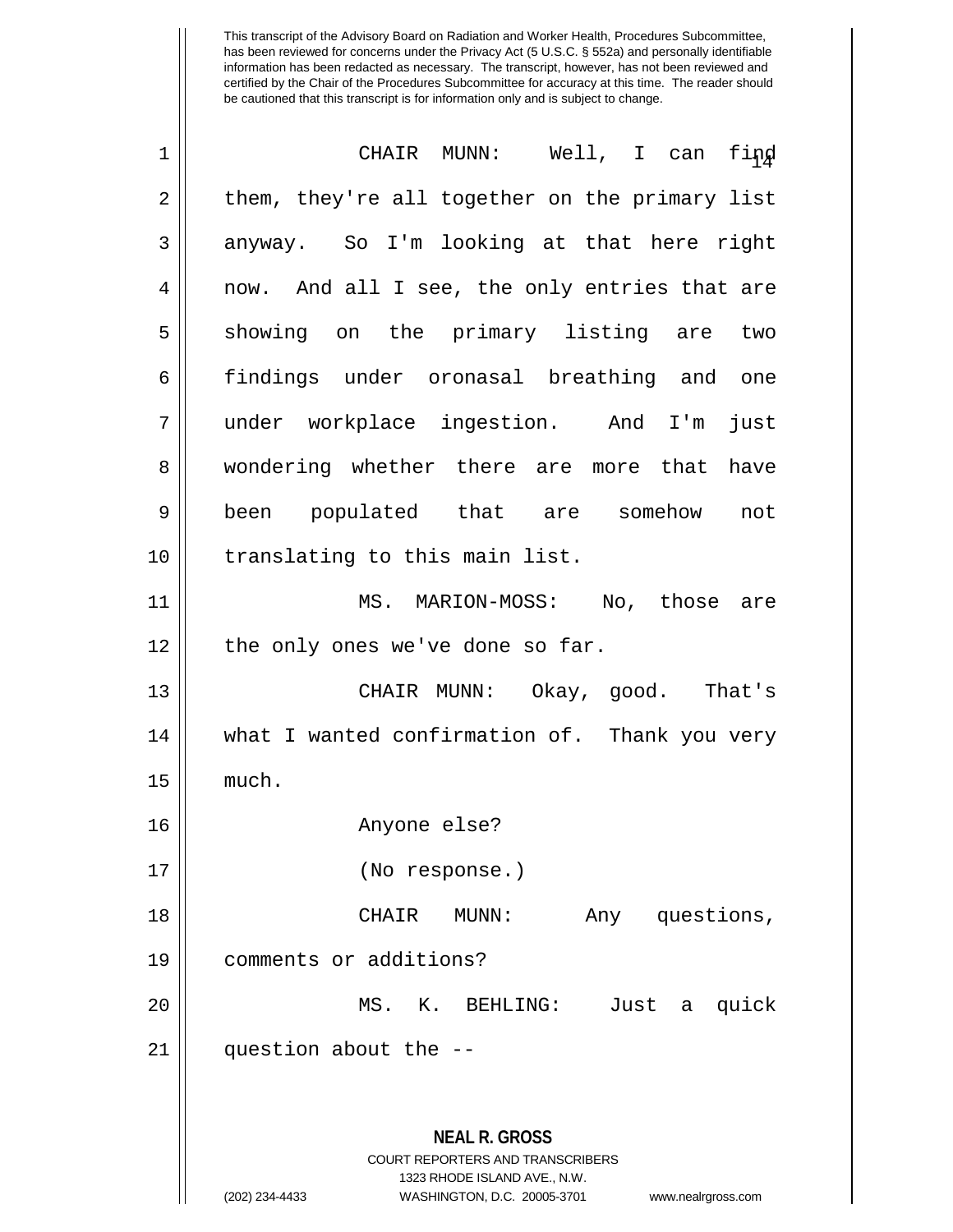This transcript of the Advisory Board on Radiation and Worker Health, Procedures Subcommittee, has been reviewed for concerns under the Privacy Act (5 U.S.C. § 552a) and personally identifiable information has been redacted as necessary. The transcript, however, has not been reviewed and certified by the Chair of the Procedures Subcommittee for accuracy at this time. The reader should be cautioned that this transcript is for information only and is subject to change.

CHAIR MUNN: Well, I can find them, they're all together on the primary list anyway. So I'm looking at that here right now. And all I see, the only entries that are showing on the primary listing are two findings under oronasal breathing and one under workplace ingestion. And I'm just wondering whether there are more that have been populated that are somehow not translating to this main list.

MS. MARION-MOSS: No, those are the only ones we've done so far.

CHAIR MUNN: Okay, good. That's what I wanted confirmation of. Thank you very much.

Anyone else?

(No response.)

CHAIR MUNN: Any questions, comments or additions?

MS. K. BEHLING: Just a quick question about the --

**NEAL R. GROSS**
COURT REPORTERS AND TRANSCRIBERS
1323 RHODE ISLAND AVE., N.W.
(202) 234-4433 WASHINGTON, D.C. 20005-3701 www.nealrgross.com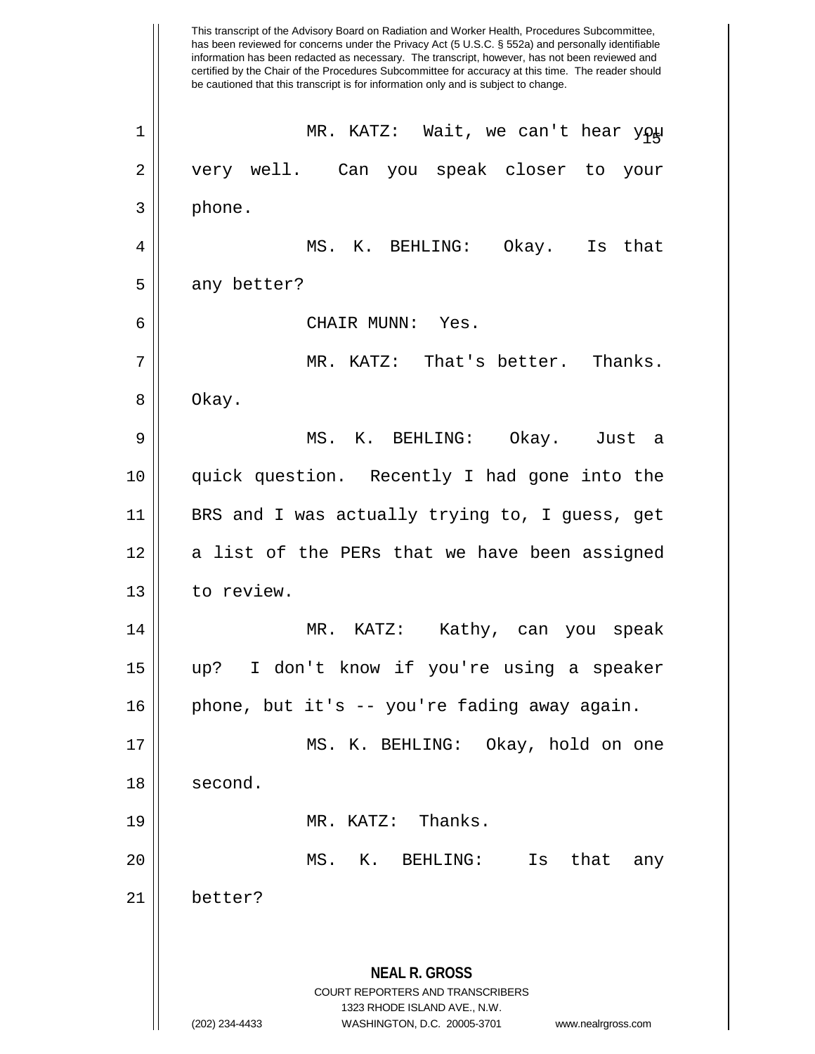MR. KATZ: Wait, we can't hear you very well. Can you speak closer to your phone.

MS. K. BEHLING: Okay. Is that any better?

CHAIR MUNN: Yes.

MR. KATZ: That's better. Thanks. Okay.

MS. K. BEHLING: Okay. Just a quick question. Recently I had gone into the BRS and I was actually trying to, I guess, get a list of the PERs that we have been assigned to review.

MR. KATZ: Kathy, can you speak up? I don't know if you're using a speaker phone, but it's -- you're fading away again.

MS. K. BEHLING: Okay, hold on one second.

MR. KATZ: Thanks.

MS. K. BEHLING: Is that any better?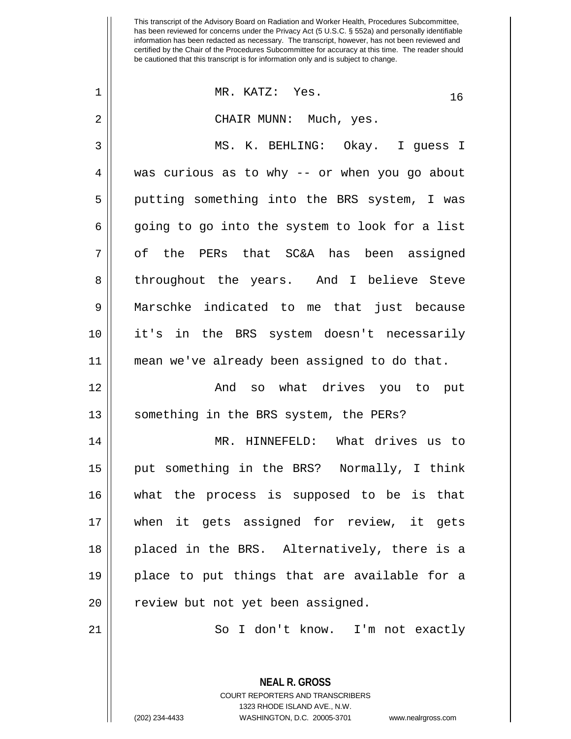This transcript of the Advisory Board on Radiation and Worker Health, Procedures Subcommittee, has been reviewed for concerns under the Privacy Act (5 U.S.C. § 552a) and personally identifiable information has been redacted as necessary. The transcript, however, has not been reviewed and certified by the Chair of the Procedures Subcommittee for accuracy at this time. The reader should be cautioned that this transcript is for information only and is subject to change.

MR. KATZ: Yes.

CHAIR MUNN: Much, yes.

MS. K. BEHLING: Okay. I guess I was curious as to why -- or when you go about putting something into the BRS system, I was going to go into the system to look for a list of the PERs that SC&A has been assigned throughout the years. And I believe Steve Marschke indicated to me that just because it's in the BRS system doesn't necessarily mean we've already been assigned to do that.

And so what drives you to put something in the BRS system, the PERs?

MR. HINNEFELD: What drives us to put something in the BRS? Normally, I think what the process is supposed to be is that when it gets assigned for review, it gets placed in the BRS. Alternatively, there is a place to put things that are available for a review but not yet been assigned.

So I don't know. I'm not exactly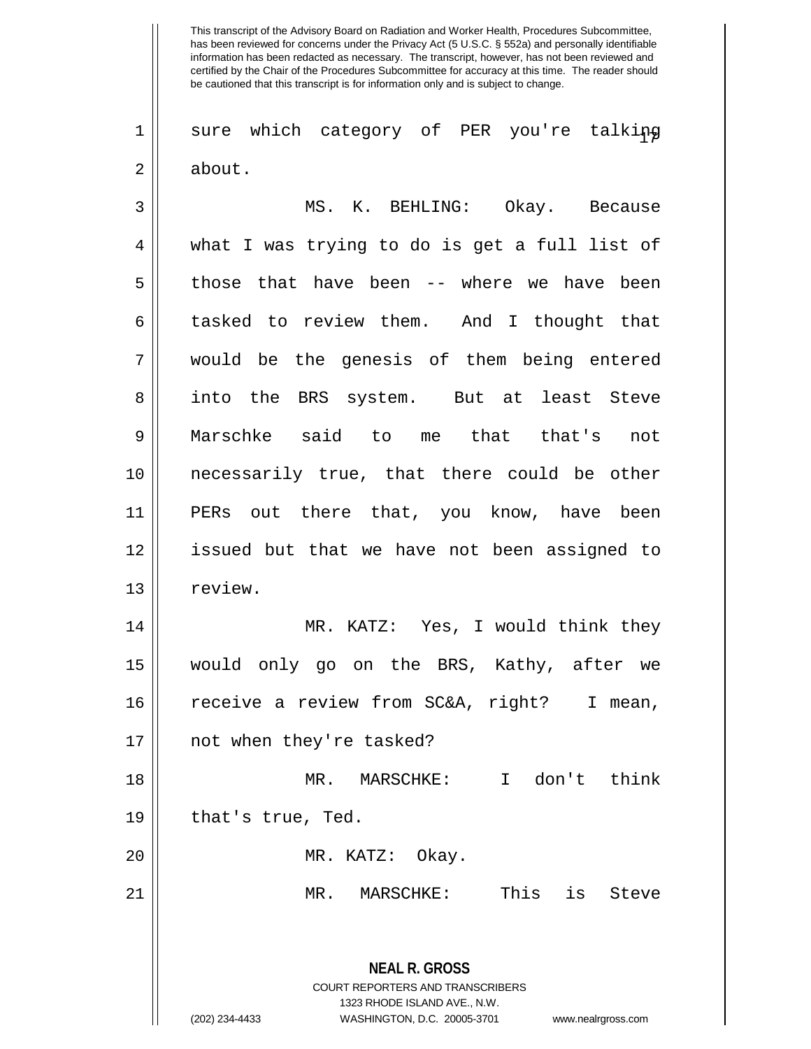sure which category of PER you're talking about.

MS. K. BEHLING: Okay. Because what I was trying to do is get a full list of those that have been -- where we have been tasked to review them. And I thought that would be the genesis of them being entered into the BRS system. But at least Steve Marschke said to me that that's not necessarily true, that there could be other PERs out there that, you know, have been issued but that we have not been assigned to review.

MR. KATZ: Yes, I would think they would only go on the BRS, Kathy, after we receive a review from SC&A, right? I mean, not when they're tasked?

MR. MARSCHKE: I don't think that's true, Ted.

MR. KATZ: Okay.

MR. MARSCHKE: This is Steve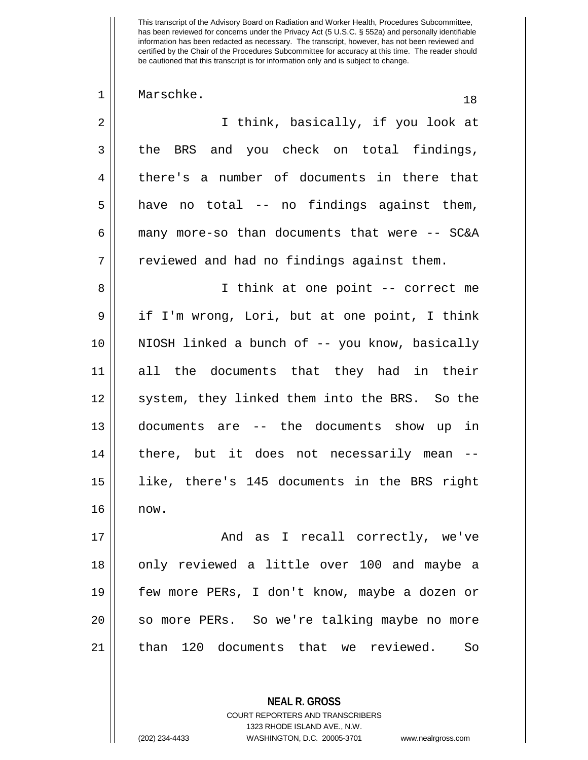This transcript of the Advisory Board on Radiation and Worker Health, Procedures Subcommittee, has been reviewed for concerns under the Privacy Act (5 U.S.C. § 552a) and personally identifiable information has been redacted as necessary. The transcript, however, has not been reviewed and certified by the Chair of the Procedures Subcommittee for accuracy at this time. The reader should be cautioned that this transcript is for information only and is subject to change.

Marschke.

I think, basically, if you look at the BRS and you check on total findings, there's a number of documents in there that have no total -- no findings against them, many more-so than documents that were -- SC&A reviewed and had no findings against them.

I think at one point -- correct me if I'm wrong, Lori, but at one point, I think NIOSH linked a bunch of -- you know, basically all the documents that they had in their system, they linked them into the BRS. So the documents are -- the documents show up in there, but it does not necessarily mean -- like, there's 145 documents in the BRS right now.

And as I recall correctly, we've only reviewed a little over 100 and maybe a few more PERs, I don't know, maybe a dozen or so more PERs. So we're talking maybe no more than 120 documents that we reviewed. So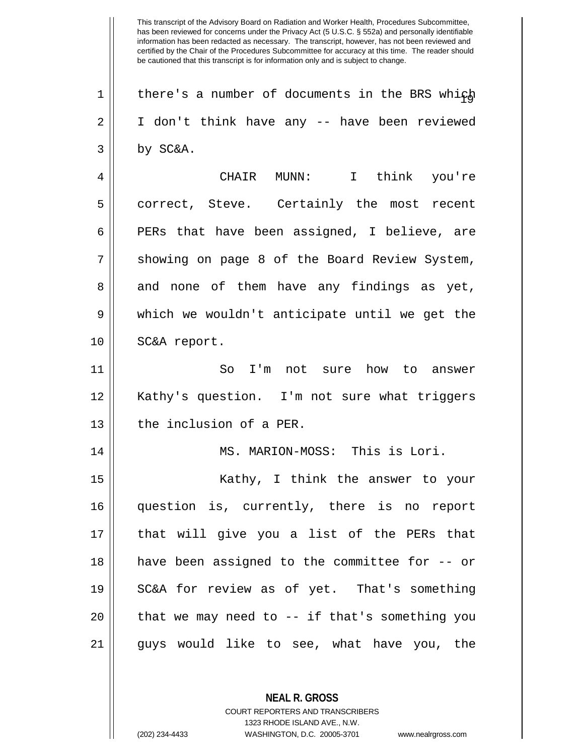This transcript of the Advisory Board on Radiation and Worker Health, Procedures Subcommittee, has been reviewed for concerns under the Privacy Act (5 U.S.C. § 552a) and personally identifiable information has been redacted as necessary. The transcript, however, has not been reviewed and certified by the Chair of the Procedures Subcommittee for accuracy at this time. The reader should be cautioned that this transcript is for information only and is subject to change.

there's a number of documents in the BRS which I don't think have any -- have been reviewed by SC&A.

CHAIR MUNN: I think you're correct, Steve. Certainly the most recent PERs that have been assigned, I believe, are showing on page 8 of the Board Review System, and none of them have any findings as yet, which we wouldn't anticipate until we get the SC&A report.

So I'm not sure how to answer Kathy's question. I'm not sure what triggers the inclusion of a PER.

MS. MARION-MOSS: This is Lori.

Kathy, I think the answer to your question is, currently, there is no report that will give you a list of the PERs that have been assigned to the committee for -- or SC&A for review as of yet. That's something that we may need to -- if that's something you guys would like to see, what have you, the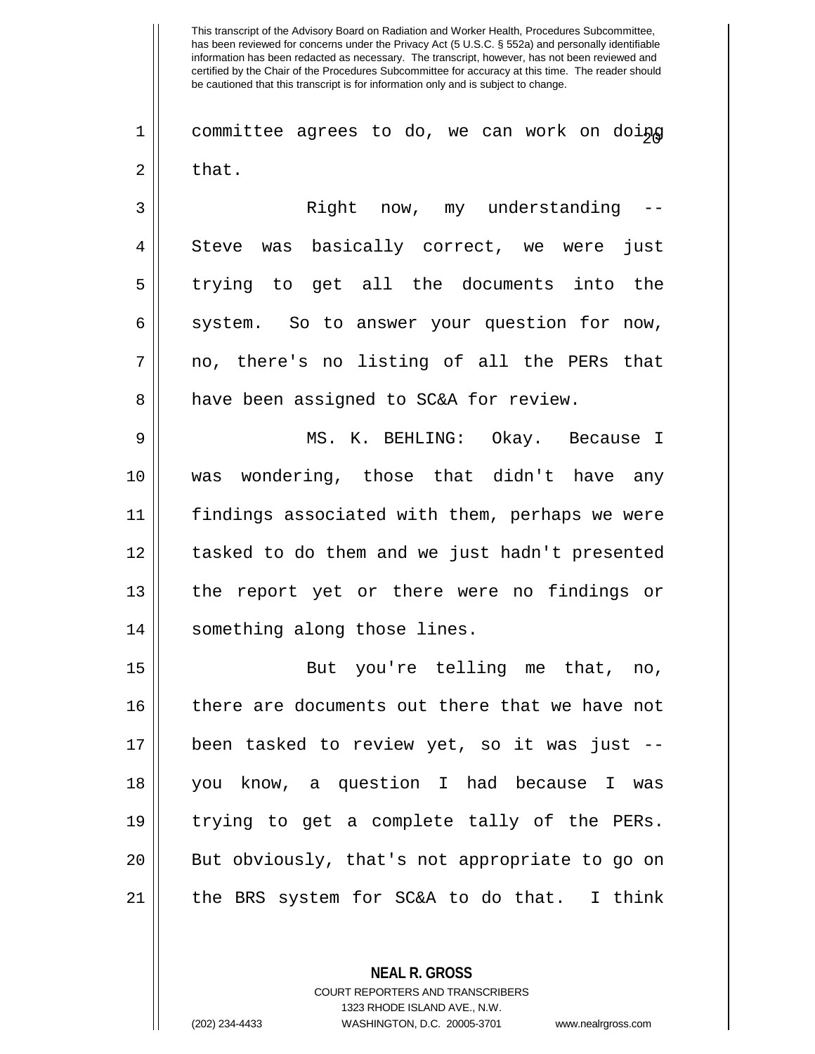committee agrees to do, we can work on doing that.

Right now, my understanding -- Steve was basically correct, we were just trying to get all the documents into the system. So to answer your question for now, no, there's no listing of all the PERs that have been assigned to SC&A for review.

MS. K. BEHLING: Okay. Because I was wondering, those that didn't have any findings associated with them, perhaps we were tasked to do them and we just hadn't presented the report yet or there were no findings or something along those lines.

But you're telling me that, no, there are documents out there that we have not been tasked to review yet, so it was just -- you know, a question I had because I was trying to get a complete tally of the PERs. But obviously, that's not appropriate to go on the BRS system for SC&A to do that. I think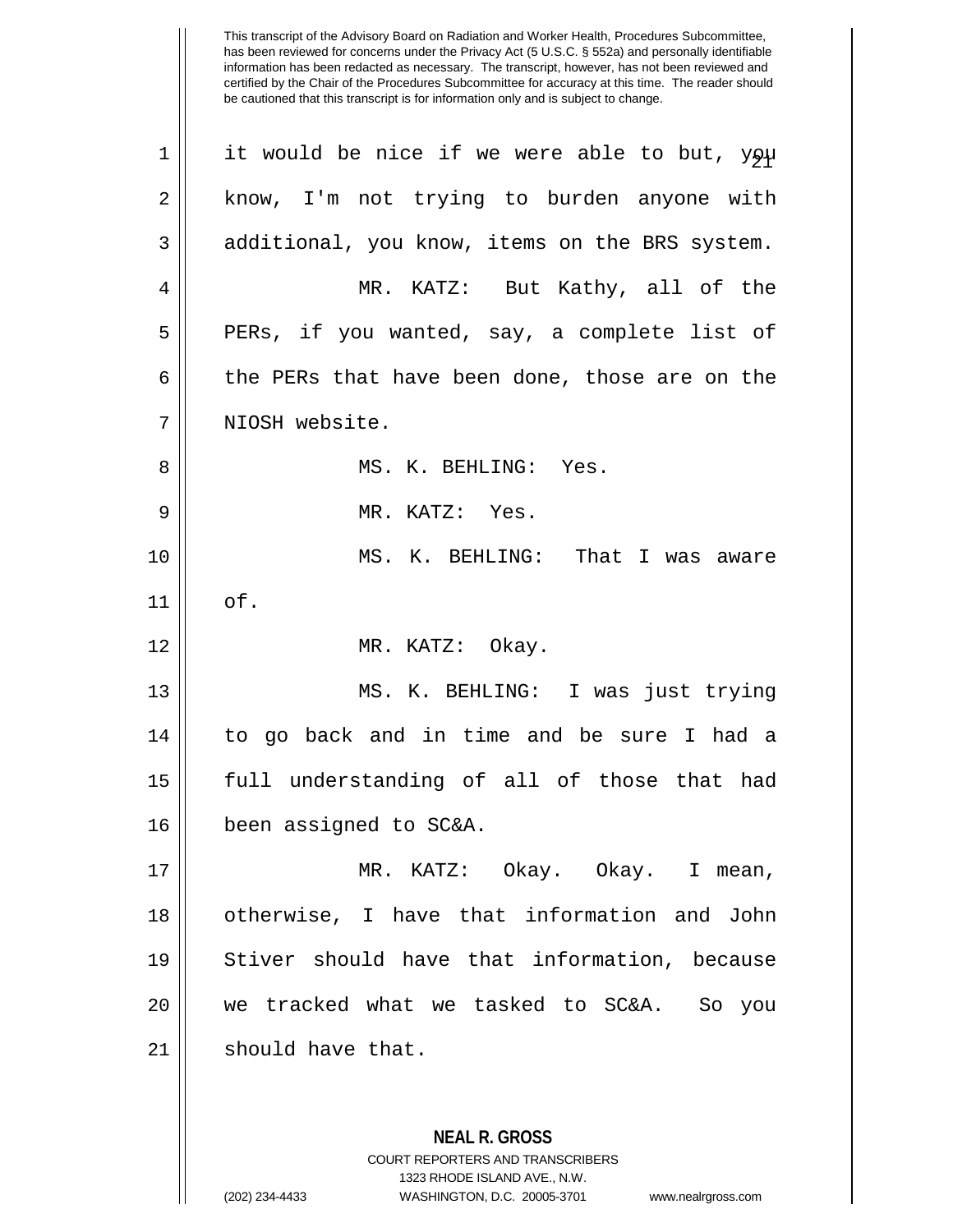it would be nice if we were able to but, you know, I'm not trying to burden anyone with additional, you know, items on the BRS system.

MR. KATZ: But Kathy, all of the PERs, if you wanted, say, a complete list of the PERs that have been done, those are on the NIOSH website.

MS. K. BEHLING: Yes.

MR. KATZ: Yes.

MS. K. BEHLING: That I was aware of.

MR. KATZ: Okay.

MS. K. BEHLING: I was just trying to go back and in time and be sure I had a full understanding of all of those that had been assigned to SC&A.

MR. KATZ: Okay. Okay. I mean, otherwise, I have that information and John Stiver should have that information, because we tracked what we tasked to SC&A. So you should have that.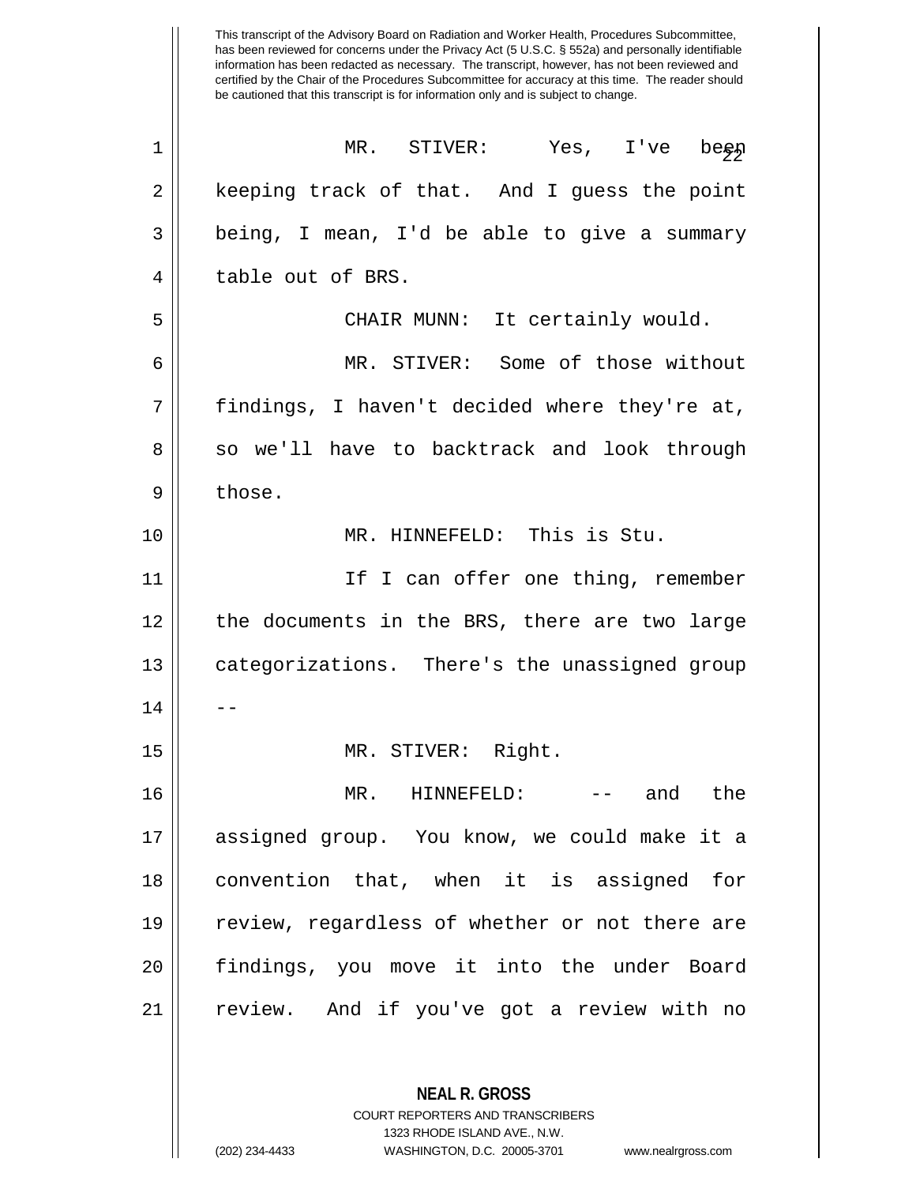MR. STIVER: Yes, I've been keeping track of that. And I guess the point being, I mean, I'd be able to give a summary table out of BRS.

CHAIR MUNN: It certainly would.

MR. STIVER: Some of those without findings, I haven't decided where they're at, so we'll have to backtrack and look through those.

MR. HINNEFELD: This is Stu.

If I can offer one thing, remember the documents in the BRS, there are two large categorizations. There's the unassigned group --

MR. STIVER: Right.

MR. HINNEFELD: -- and the assigned group. You know, we could make it a convention that, when it is assigned for review, regardless of whether or not there are findings, you move it into the under Board review. And if you've got a review with no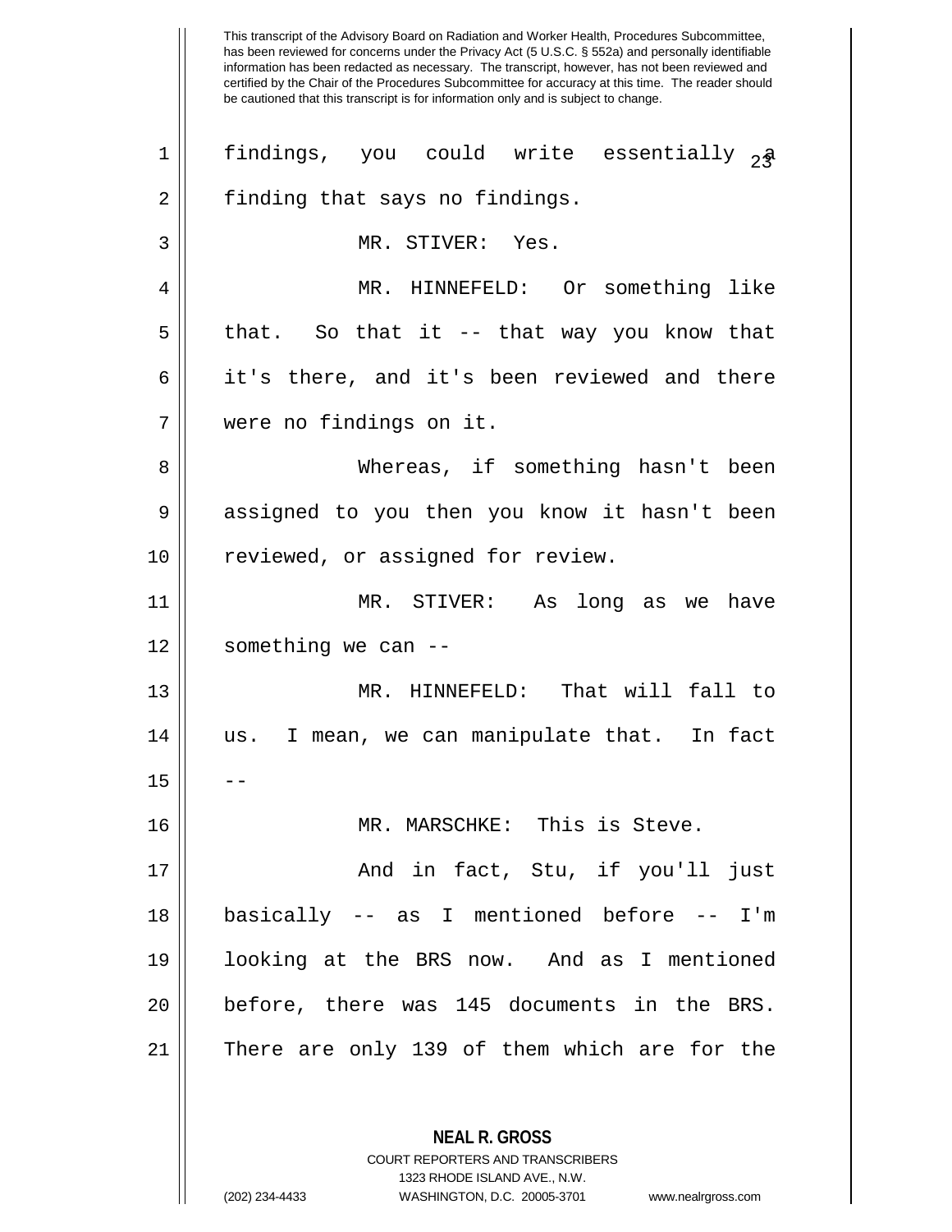findings, you could write essentially a finding that says no findings.

MR. STIVER: Yes.

MR. HINNEFELD: Or something like that. So that it -- that way you know that it's there, and it's been reviewed and there were no findings on it.

Whereas, if something hasn't been assigned to you then you know it hasn't been reviewed, or assigned for review.

MR. STIVER: As long as we have something we can --

MR. HINNEFELD: That will fall to us. I mean, we can manipulate that. In fact --

MR. MARSCHKE: This is Steve.

And in fact, Stu, if you'll just basically -- as I mentioned before -- I'm looking at the BRS now. And as I mentioned before, there was 145 documents in the BRS. There are only 139 of them which are for the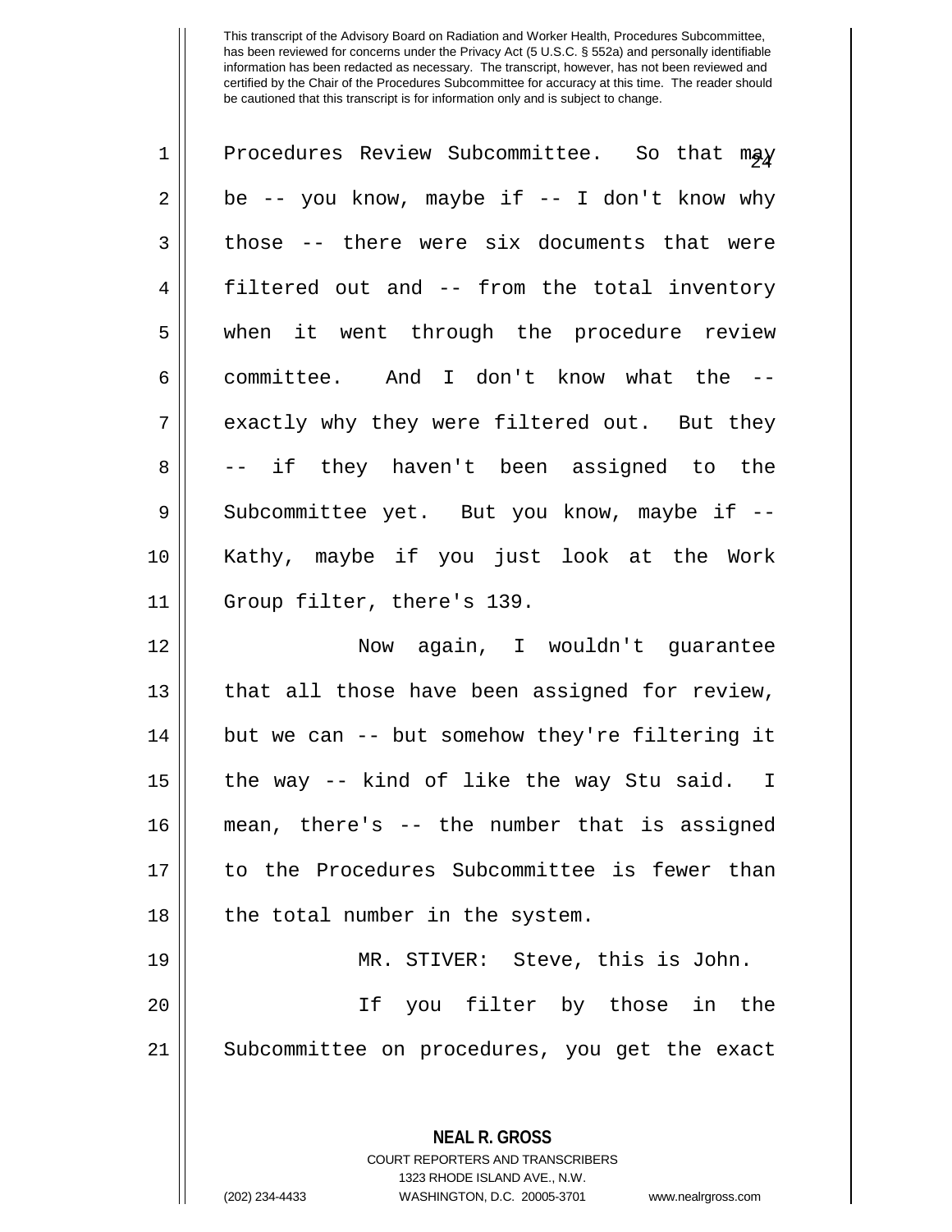Procedures Review Subcommittee. So that may be -- you know, maybe if -- I don't know why those -- there were six documents that were filtered out and -- from the total inventory when it went through the procedure review committee. And I don't know what the -- exactly why they were filtered out. But they -- if they haven't been assigned to the Subcommittee yet. But you know, maybe if -- Kathy, maybe if you just look at the Work Group filter, there's 139.

Now again, I wouldn't guarantee that all those have been assigned for review, but we can -- but somehow they're filtering it the way -- kind of like the way Stu said. I mean, there's -- the number that is assigned to the Procedures Subcommittee is fewer than the total number in the system.

MR. STIVER: Steve, this is John.

If you filter by those in the Subcommittee on procedures, you get the exact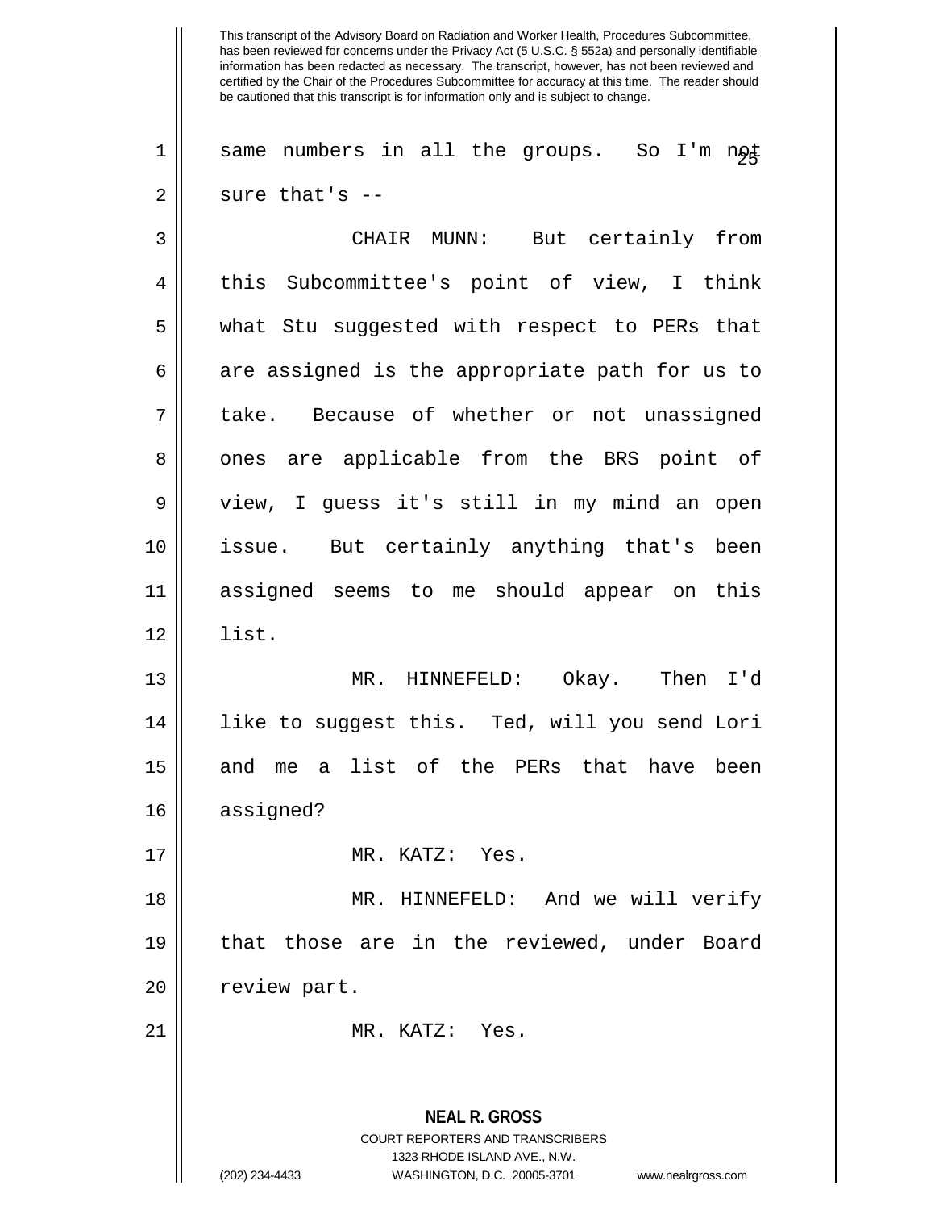same numbers in all the groups. So I'm not sure that's --

CHAIR MUNN: But certainly from this Subcommittee's point of view, I think what Stu suggested with respect to PERs that are assigned is the appropriate path for us to take. Because of whether or not unassigned ones are applicable from the BRS point of view, I guess it's still in my mind an open issue. But certainly anything that's been assigned seems to me should appear on this list.

MR. HINNEFELD: Okay. Then I'd like to suggest this. Ted, will you send Lori and me a list of the PERs that have been assigned?

MR. KATZ: Yes.

MR. HINNEFELD: And we will verify that those are in the reviewed, under Board review part.

MR. KATZ: Yes.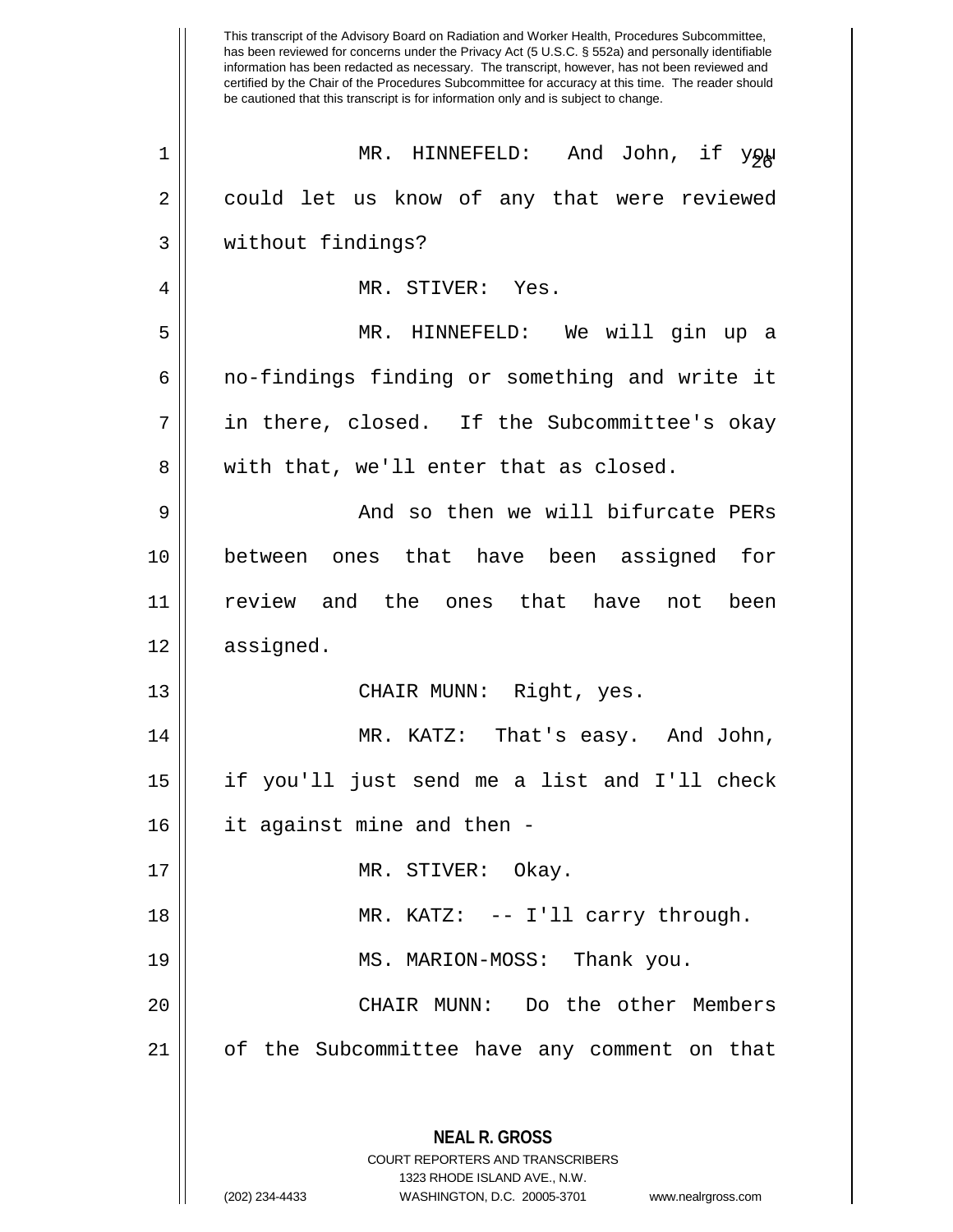This transcript of the Advisory Board on Radiation and Worker Health, Procedures Subcommittee, has been reviewed for concerns under the Privacy Act (5 U.S.C. § 552a) and personally identifiable information has been redacted as necessary. The transcript, however, has not been reviewed and certified by the Chair of the Procedures Subcommittee for accuracy at this time. The reader should be cautioned that this transcript is for information only and is subject to change.

1 MR. HINNEFELD: And John, if you
2 could let us know of any that were reviewed
3 without findings?
4 MR. STIVER: Yes.
5 MR. HINNEFELD: We will gin up a
6 no-findings finding or something and write it
7 in there, closed. If the Subcommittee's okay
8 with that, we'll enter that as closed.
9 And so then we will bifurcate PERs
10 between ones that have been assigned for
11 review and the ones that have not been
12 assigned.
13 CHAIR MUNN: Right, yes.
14 MR. KATZ: That's easy. And John,
15 if you'll just send me a list and I'll check
16 it against mine and then -
17 MR. STIVER: Okay.
18 MR. KATZ: -- I'll carry through.
19 MS. MARION-MOSS: Thank you.
20 CHAIR MUNN: Do the other Members
21 of the Subcommittee have any comment on that

**NEAL R. GROSS**
COURT REPORTERS AND TRANSCRIBERS
1323 RHODE ISLAND AVE., N.W.
(202) 234-4433 WASHINGTON, D.C. 20005-3701 www.nealrgross.com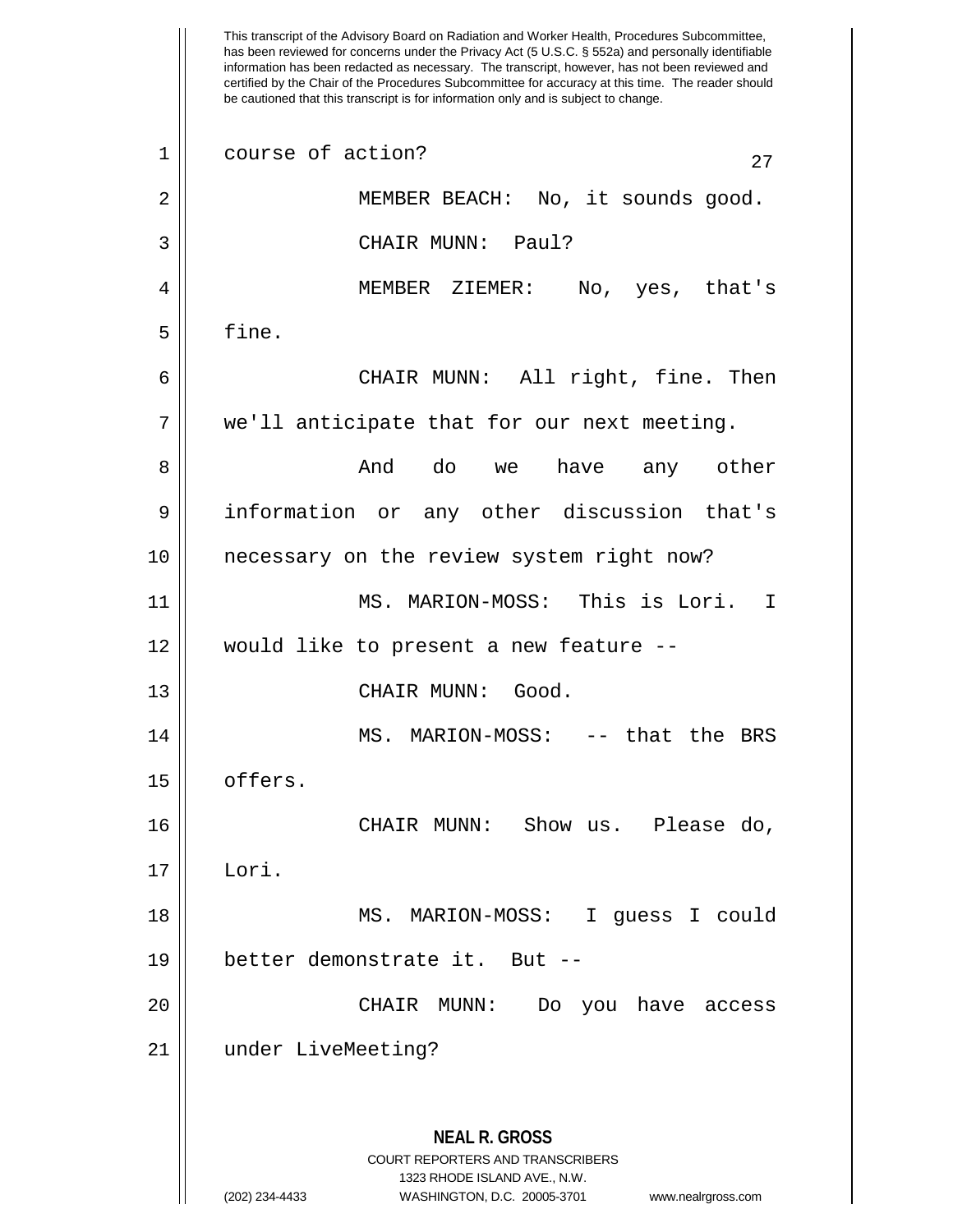course of action?

MEMBER BEACH: No, it sounds good.

CHAIR MUNN: Paul?

MEMBER ZIEMER: No, yes, that's fine.

CHAIR MUNN: All right, fine. Then we'll anticipate that for our next meeting.

And do we have any other information or any other discussion that's necessary on the review system right now?

MS. MARION-MOSS: This is Lori. I would like to present a new feature --

CHAIR MUNN: Good.

MS. MARION-MOSS: -- that the BRS offers.

CHAIR MUNN: Show us. Please do, Lori.

MS. MARION-MOSS: I guess I could better demonstrate it. But --

CHAIR MUNN: Do you have access under LiveMeeting?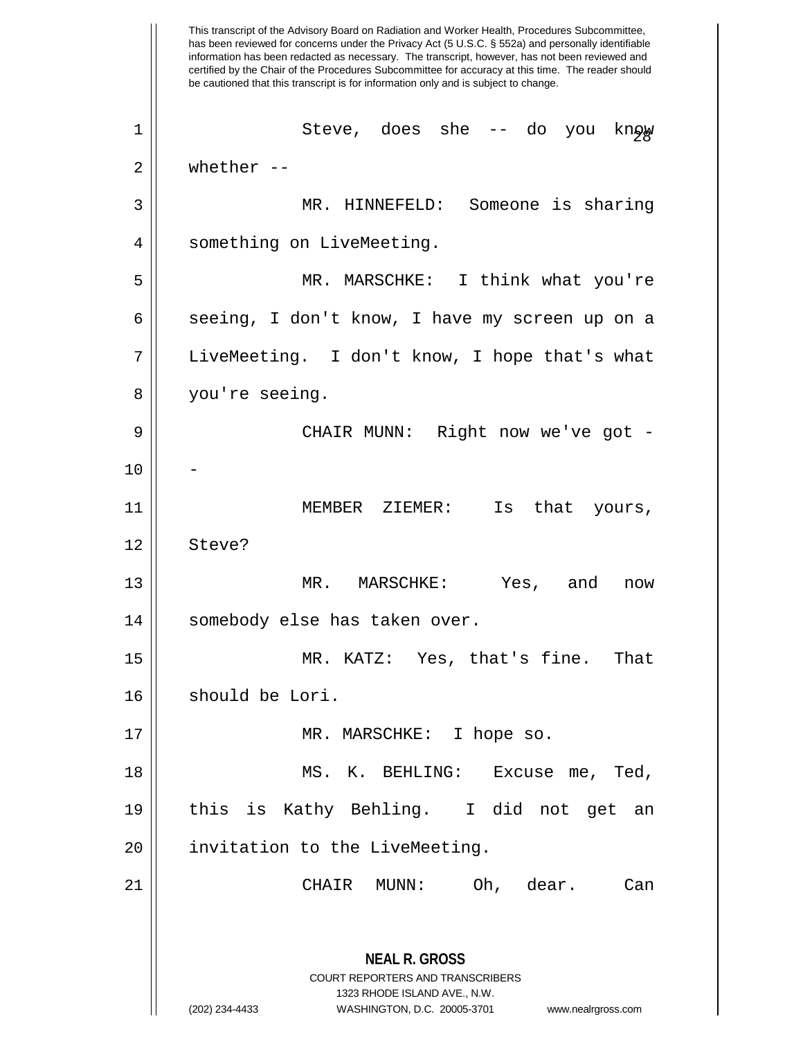This transcript of the Advisory Board on Radiation and Worker Health, Procedures Subcommittee, has been reviewed for concerns under the Privacy Act (5 U.S.C. § 552a) and personally identifiable information has been redacted as necessary. The transcript, however, has not been reviewed and certified by the Chair of the Procedures Subcommittee for accuracy at this time. The reader should be cautioned that this transcript is for information only and is subject to change.

Steve, does she -- do you know whether --

MR. HINNEFELD: Someone is sharing something on LiveMeeting.

MR. MARSCHKE: I think what you're seeing, I don't know, I have my screen up on a LiveMeeting. I don't know, I hope that's what you're seeing.

CHAIR MUNN: Right now we've got --

MEMBER ZIEMER: Is that yours, Steve?

MR. MARSCHKE: Yes, and now somebody else has taken over.

MR. KATZ: Yes, that's fine. That should be Lori.

MR. MARSCHKE: I hope so.

MS. K. BEHLING: Excuse me, Ted, this is Kathy Behling. I did not get an invitation to the LiveMeeting.

CHAIR MUNN: Oh, dear. Can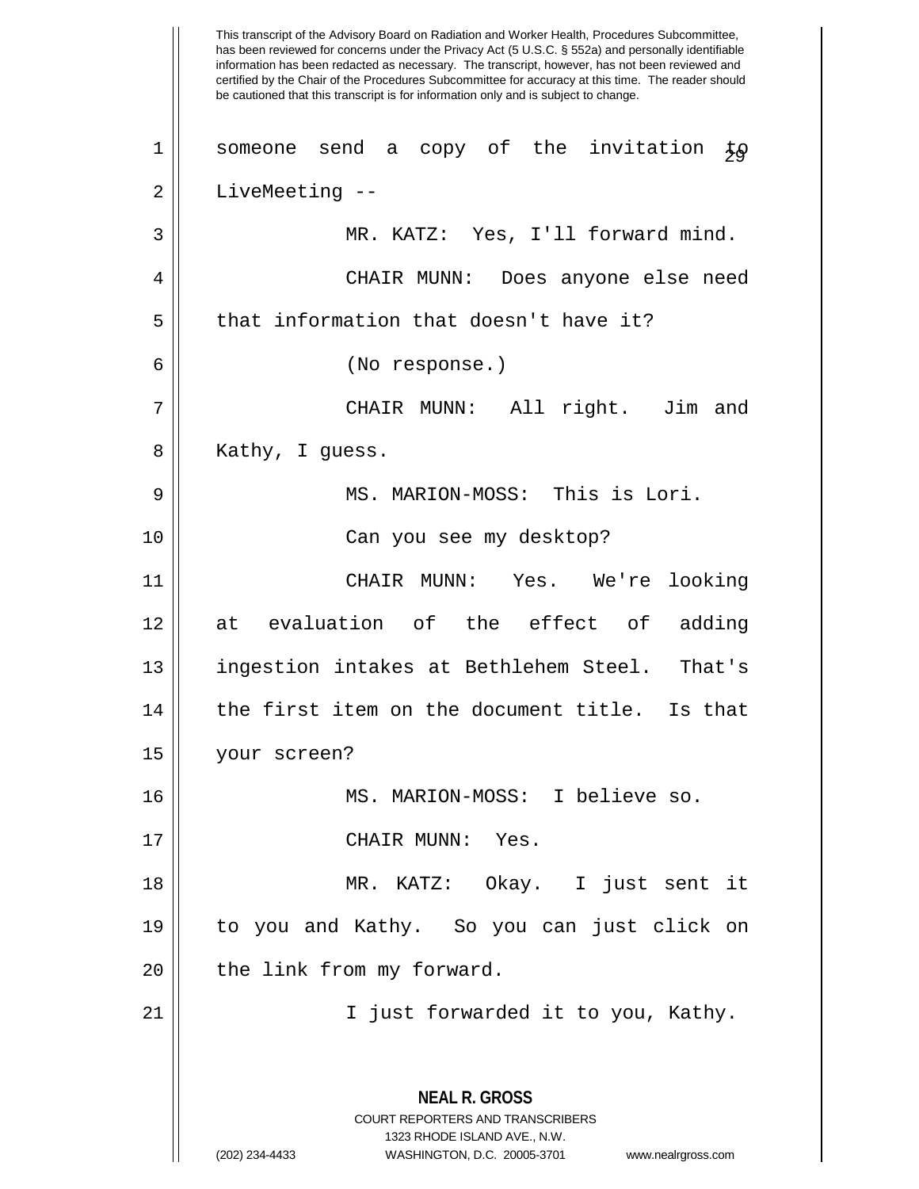This transcript of the Advisory Board on Radiation and Worker Health, Procedures Subcommittee, has been reviewed for concerns under the Privacy Act (5 U.S.C. § 552a) and personally identifiable information has been redacted as necessary. The transcript, however, has not been reviewed and certified by the Chair of the Procedures Subcommittee for accuracy at this time. The reader should be cautioned that this transcript is for information only and is subject to change.

someone send a copy of the invitation to LiveMeeting --

MR. KATZ: Yes, I'll forward mind.

CHAIR MUNN: Does anyone else need that information that doesn't have it?

(No response.)

CHAIR MUNN: All right. Jim and Kathy, I guess.

MS. MARION-MOSS: This is Lori.

Can you see my desktop?

CHAIR MUNN: Yes. We're looking at evaluation of the effect of adding ingestion intakes at Bethlehem Steel. That's the first item on the document title. Is that your screen?

MS. MARION-MOSS: I believe so.

CHAIR MUNN: Yes.

MR. KATZ: Okay. I just sent it to you and Kathy. So you can just click on the link from my forward.

I just forwarded it to you, Kathy.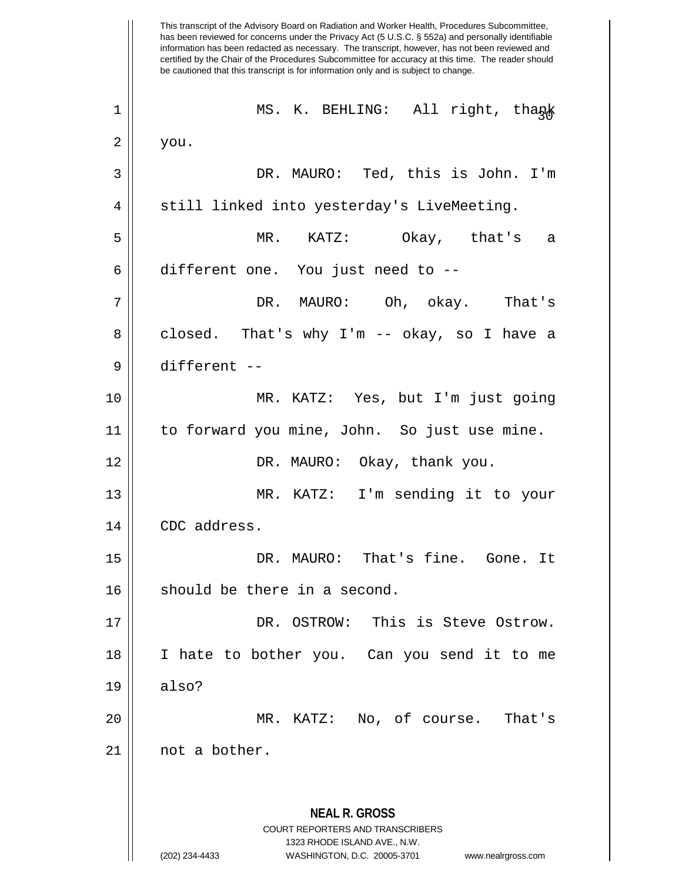This transcript of the Advisory Board on Radiation and Worker Health, Procedures Subcommittee, has been reviewed for concerns under the Privacy Act (5 U.S.C. § 552a) and personally identifiable information has been redacted as necessary. The transcript, however, has not been reviewed and certified by the Chair of the Procedures Subcommittee for accuracy at this time. The reader should be cautioned that this transcript is for information only and is subject to change.

MS. K. BEHLING: All right, thank you.

DR. MAURO: Ted, this is John. I'm still linked into yesterday's LiveMeeting.

MR. KATZ: Okay, that's a different one. You just need to --

DR. MAURO: Oh, okay. That's closed. That's why I'm -- okay, so I have a different --

MR. KATZ: Yes, but I'm just going to forward you mine, John. So just use mine.

DR. MAURO: Okay, thank you.

MR. KATZ: I'm sending it to your CDC address.

DR. MAURO: That's fine. Gone. It should be there in a second.

DR. OSTROW: This is Steve Ostrow. I hate to bother you. Can you send it to me also?

MR. KATZ: No, of course. That's not a bother.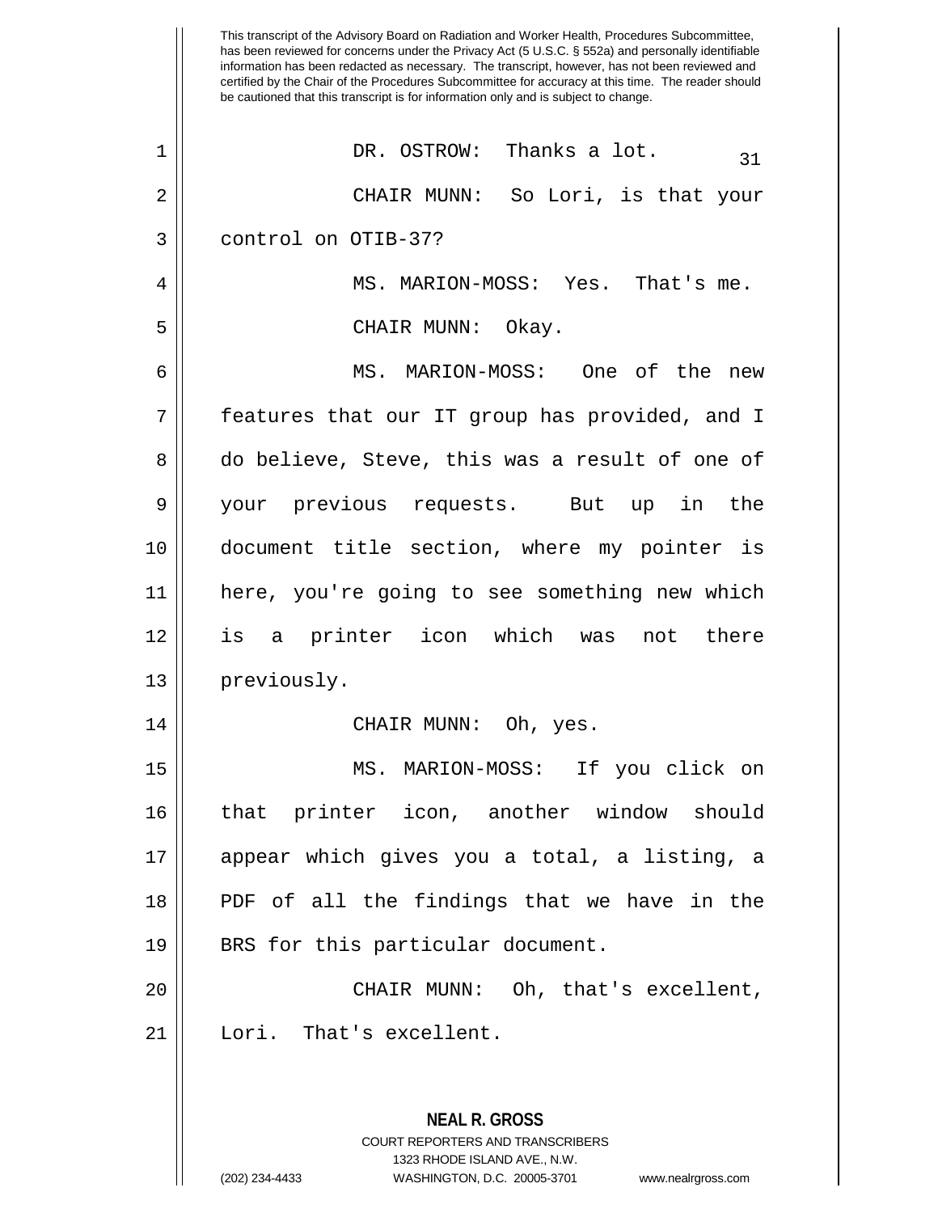This transcript of the Advisory Board on Radiation and Worker Health, Procedures Subcommittee, has been reviewed for concerns under the Privacy Act (5 U.S.C. § 552a) and personally identifiable information has been redacted as necessary. The transcript, however, has not been reviewed and certified by the Chair of the Procedures Subcommittee for accuracy at this time. The reader should be cautioned that this transcript is for information only and is subject to change.

DR. OSTROW: Thanks a lot.

CHAIR MUNN: So Lori, is that your control on OTIB-37?

MS. MARION-MOSS: Yes. That's me.

CHAIR MUNN: Okay.

MS. MARION-MOSS: One of the new features that our IT group has provided, and I do believe, Steve, this was a result of one of your previous requests. But up in the document title section, where my pointer is here, you're going to see something new which is a printer icon which was not there previously.

CHAIR MUNN: Oh, yes.

MS. MARION-MOSS: If you click on that printer icon, another window should appear which gives you a total, a listing, a PDF of all the findings that we have in the BRS for this particular document.

CHAIR MUNN: Oh, that's excellent, Lori. That's excellent.

**NEAL R. GROSS**
COURT REPORTERS AND TRANSCRIBERS
1323 RHODE ISLAND AVE., N.W.
(202) 234-4433 WASHINGTON, D.C. 20005-3701 www.nealrgross.com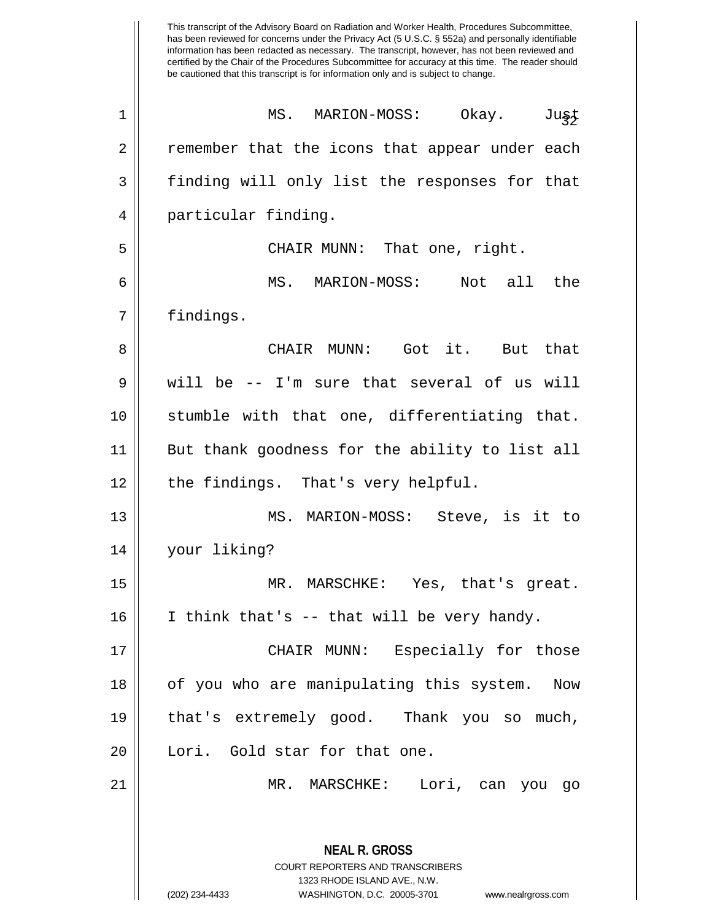This transcript of the Advisory Board on Radiation and Worker Health, Procedures Subcommittee, has been reviewed for concerns under the Privacy Act (5 U.S.C. § 552a) and personally identifiable information has been redacted as necessary. The transcript, however, has not been reviewed and certified by the Chair of the Procedures Subcommittee for accuracy at this time. The reader should be cautioned that this transcript is for information only and is subject to change.

MS. MARION-MOSS: Okay. Just remember that the icons that appear under each finding will only list the responses for that particular finding.

CHAIR MUNN: That one, right.

MS. MARION-MOSS: Not all the findings.

CHAIR MUNN: Got it. But that will be -- I'm sure that several of us will stumble with that one, differentiating that. But thank goodness for the ability to list all the findings. That's very helpful.

MS. MARION-MOSS: Steve, is it to your liking?

MR. MARSCHKE: Yes, that's great. I think that's -- that will be very handy.

CHAIR MUNN: Especially for those of you who are manipulating this system. Now that's extremely good. Thank you so much, Lori. Gold star for that one.

MR. MARSCHKE: Lori, can you go

**NEAL R. GROSS**
COURT REPORTERS AND TRANSCRIBERS
1323 RHODE ISLAND AVE., N.W.
(202) 234-4433 WASHINGTON, D.C. 20005-3701 www.nealrgross.com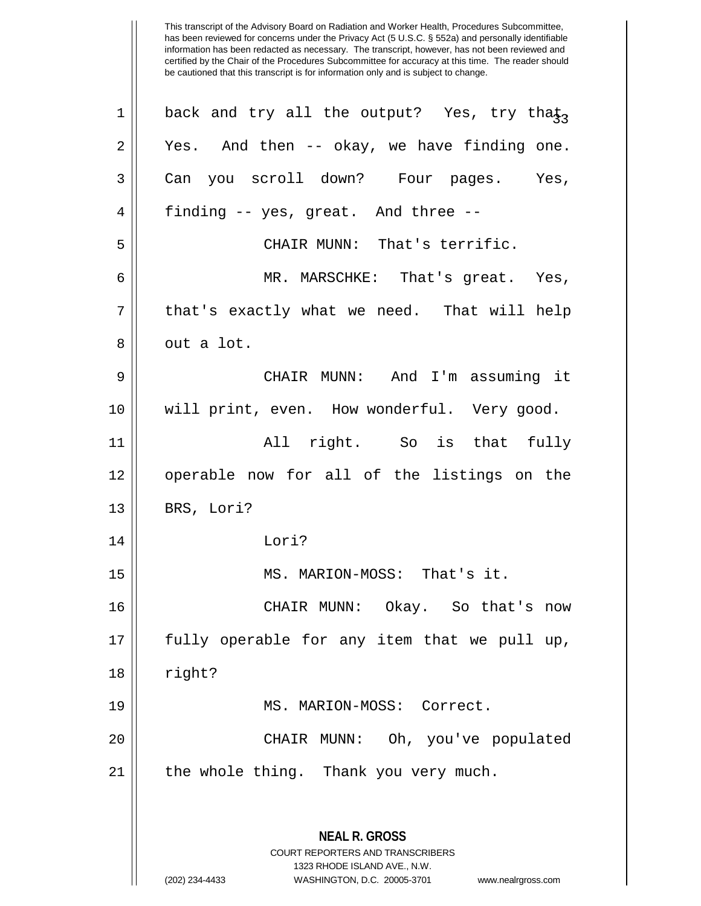This transcript of the Advisory Board on Radiation and Worker Health, Procedures Subcommittee, has been reviewed for concerns under the Privacy Act (5 U.S.C. § 552a) and personally identifiable information has been redacted as necessary. The transcript, however, has not been reviewed and certified by the Chair of the Procedures Subcommittee for accuracy at this time. The reader should be cautioned that this transcript is for information only and is subject to change.

1 back and try all the output? Yes, try that.

2 Yes. And then -- okay, we have finding one.

3 Can you scroll down? Four pages. Yes,

4 finding -- yes, great. And three --

5 CHAIR MUNN: That's terrific.

6 MR. MARSCHKE: That's great. Yes,

7 that's exactly what we need. That will help

8 out a lot.

9 CHAIR MUNN: And I'm assuming it

10 will print, even. How wonderful. Very good.

11 All right. So is that fully

12 operable now for all of the listings on the

13 BRS, Lori?

14 Lori?

15 MS. MARION-MOSS: That's it.

16 CHAIR MUNN: Okay. So that's now

17 fully operable for any item that we pull up,

18 right?

19 MS. MARION-MOSS: Correct.

20 CHAIR MUNN: Oh, you've populated

21 the whole thing. Thank you very much.

**NEAL R. GROSS**

COURT REPORTERS AND TRANSCRIBERS

1323 RHODE ISLAND AVE., N.W.

(202) 234-4433 WASHINGTON, D.C. 20005-3701 www.nealrgross.com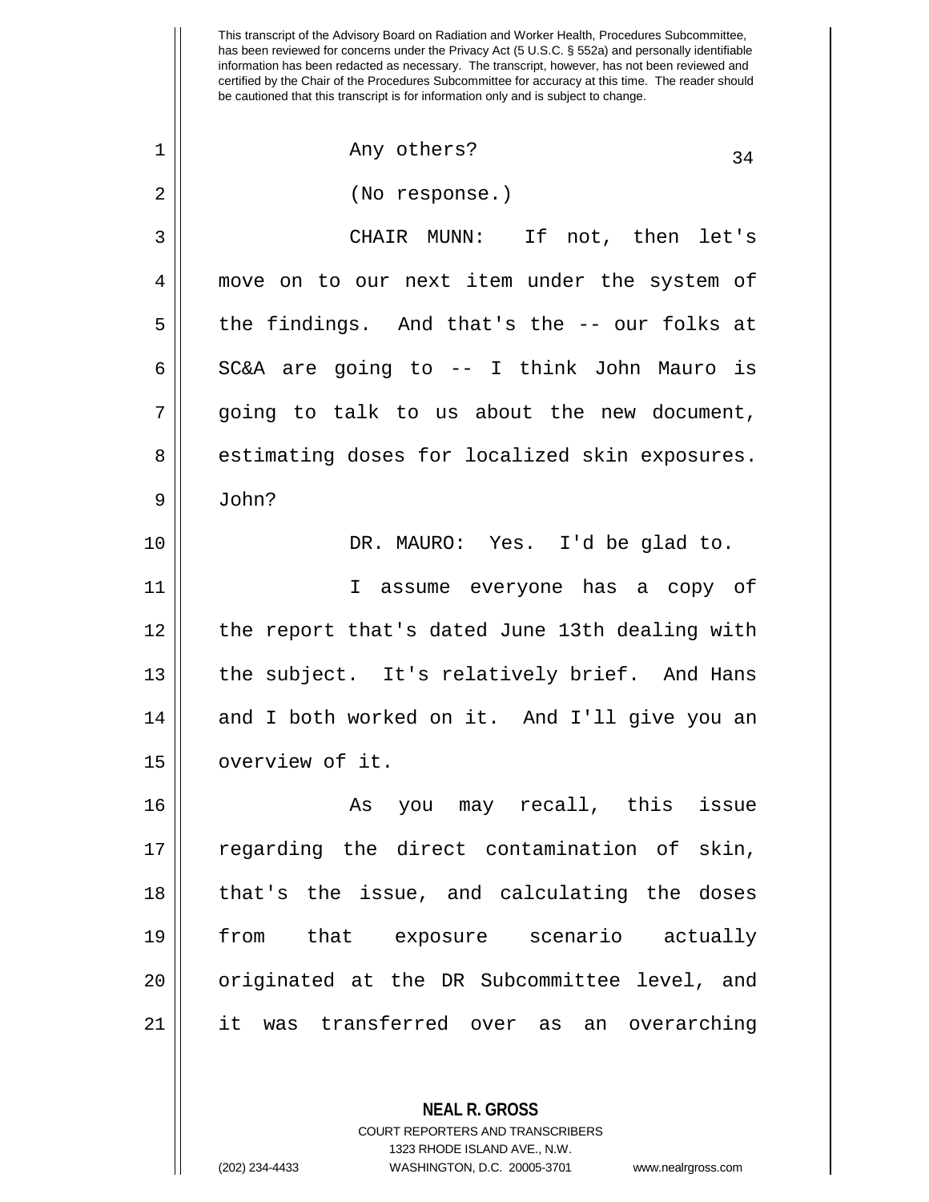Any others?

(No response.)

CHAIR MUNN: If not, then let's move on to our next item under the system of the findings. And that's the -- our folks at SC&A are going to -- I think John Mauro is going to talk to us about the new document, estimating doses for localized skin exposures. John?

DR. MAURO: Yes. I'd be glad to.

I assume everyone has a copy of the report that's dated June 13th dealing with the subject. It's relatively brief. And Hans and I both worked on it. And I'll give you an overview of it.

As you may recall, this issue regarding the direct contamination of skin, that's the issue, and calculating the doses from that exposure scenario actually originated at the DR Subcommittee level, and it was transferred over as an overarching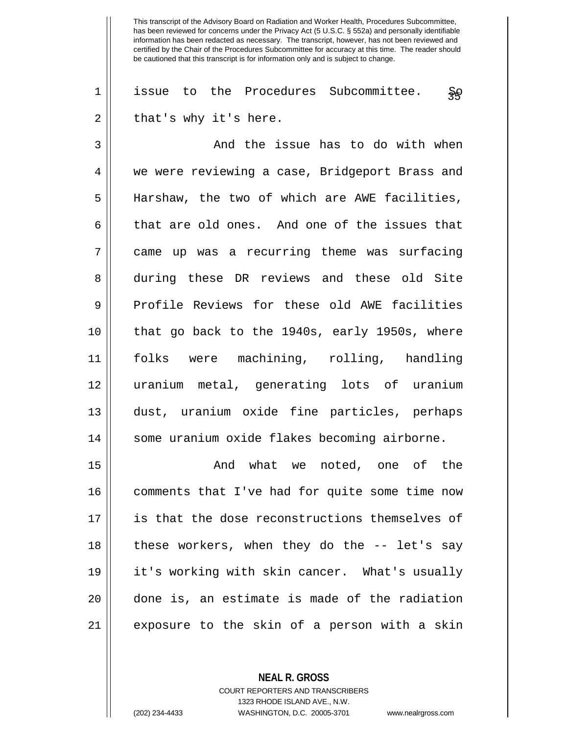This transcript of the Advisory Board on Radiation and Worker Health, Procedures Subcommittee, has been reviewed for concerns under the Privacy Act (5 U.S.C. § 552a) and personally identifiable information has been redacted as necessary. The transcript, however, has not been reviewed and certified by the Chair of the Procedures Subcommittee for accuracy at this time. The reader should be cautioned that this transcript is for information only and is subject to change.

issue to the Procedures Subcommittee. So that's why it's here.

And the issue has to do with when we were reviewing a case, Bridgeport Brass and Harshaw, the two of which are AWE facilities, that are old ones. And one of the issues that came up was a recurring theme was surfacing during these DR reviews and these old Site Profile Reviews for these old AWE facilities that go back to the 1940s, early 1950s, where folks were machining, rolling, handling uranium metal, generating lots of uranium dust, uranium oxide fine particles, perhaps some uranium oxide flakes becoming airborne.

And what we noted, one of the comments that I've had for quite some time now is that the dose reconstructions themselves of these workers, when they do the -- let's say it's working with skin cancer. What's usually done is, an estimate is made of the radiation exposure to the skin of a person with a skin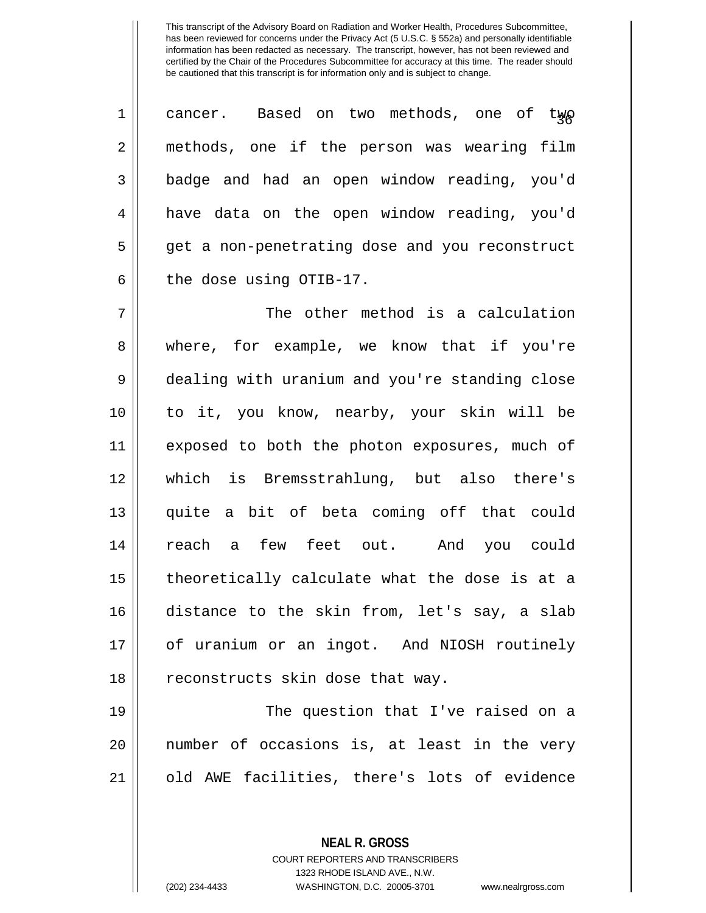cancer. Based on two methods, one of two methods, one if the person was wearing film badge and had an open window reading, you'd have data on the open window reading, you'd get a non-penetrating dose and you reconstruct the dose using OTIB-17.

The other method is a calculation where, for example, we know that if you're dealing with uranium and you're standing close to it, you know, nearby, your skin will be exposed to both the photon exposures, much of which is Bremsstrahlung, but also there's quite a bit of beta coming off that could reach a few feet out. And you could theoretically calculate what the dose is at a distance to the skin from, let's say, a slab of uranium or an ingot. And NIOSH routinely reconstructs skin dose that way.

The question that I've raised on a number of occasions is, at least in the very old AWE facilities, there's lots of evidence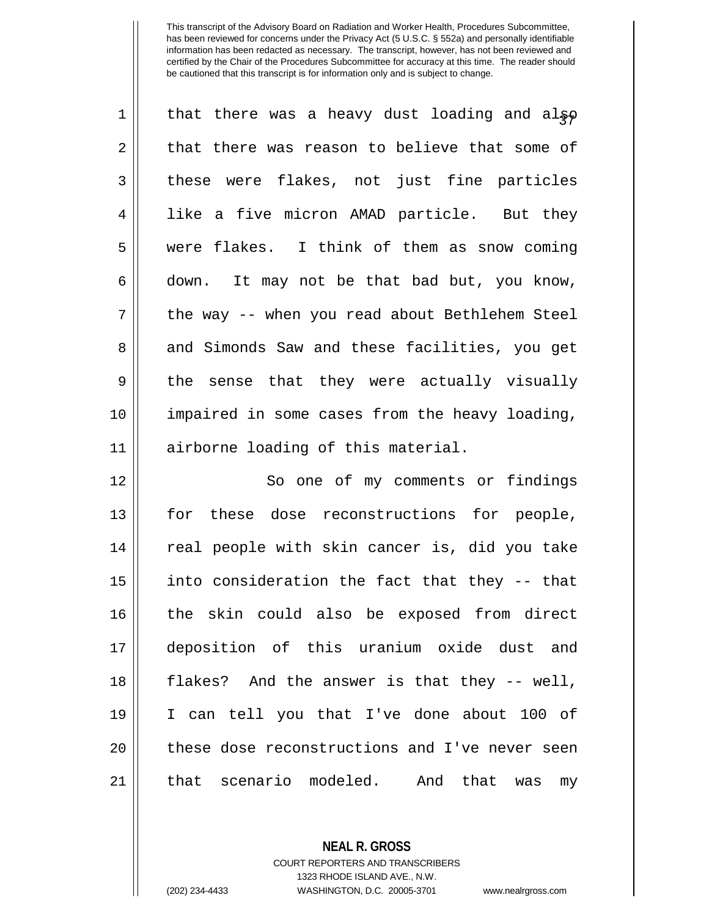This transcript of the Advisory Board on Radiation and Worker Health, Procedures Subcommittee, has been reviewed for concerns under the Privacy Act (5 U.S.C. § 552a) and personally identifiable information has been redacted as necessary. The transcript, however, has not been reviewed and certified by the Chair of the Procedures Subcommittee for accuracy at this time. The reader should be cautioned that this transcript is for information only and is subject to change.

that there was a heavy dust loading and also that there was reason to believe that some of these were flakes, not just fine particles like a five micron AMAD particle. But they were flakes. I think of them as snow coming down. It may not be that bad but, you know, the way -- when you read about Bethlehem Steel and Simonds Saw and these facilities, you get the sense that they were actually visually impaired in some cases from the heavy loading, airborne loading of this material.

So one of my comments or findings for these dose reconstructions for people, real people with skin cancer is, did you take into consideration the fact that they -- that the skin could also be exposed from direct deposition of this uranium oxide dust and flakes? And the answer is that they -- well, I can tell you that I've done about 100 of these dose reconstructions and I've never seen that scenario modeled. And that was my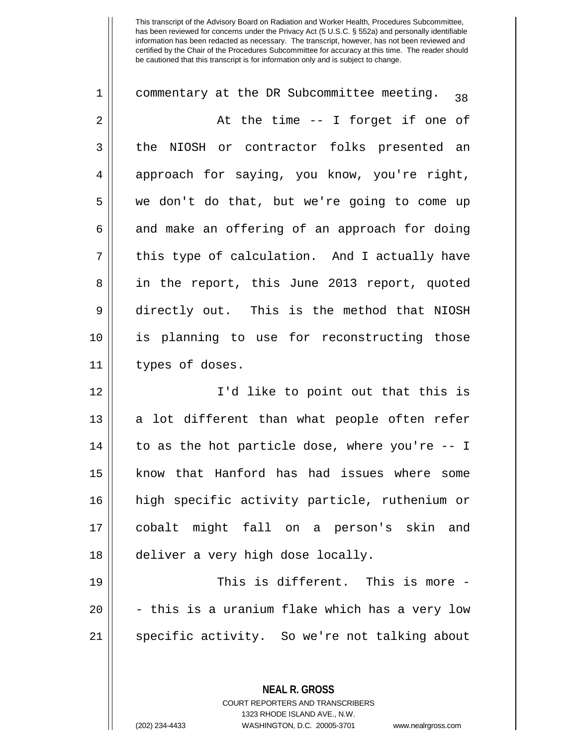commentary at the DR Subcommittee meeting.

At the time -- I forget if one of the NIOSH or contractor folks presented an approach for saying, you know, you're right, we don't do that, but we're going to come up and make an offering of an approach for doing this type of calculation. And I actually have in the report, this June 2013 report, quoted directly out. This is the method that NIOSH is planning to use for reconstructing those types of doses.

I'd like to point out that this is a lot different than what people often refer to as the hot particle dose, where you're -- I know that Hanford has had issues where some high specific activity particle, ruthenium or cobalt might fall on a person's skin and deliver a very high dose locally.

This is different. This is more -- this is a uranium flake which has a very low specific activity. So we're not talking about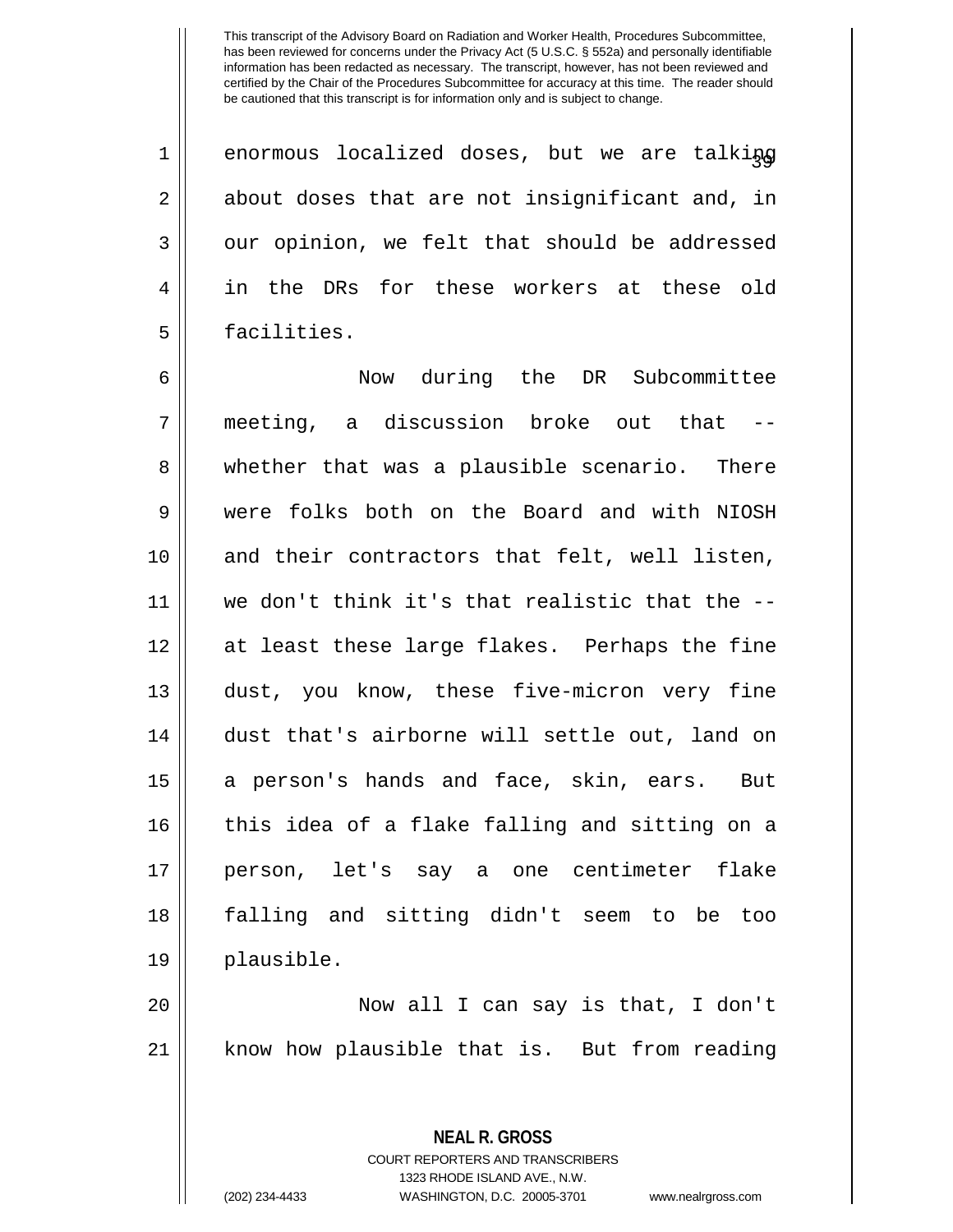enormous localized doses, but we are talking about doses that are not insignificant and, in our opinion, we felt that should be addressed in the DRs for these workers at these old facilities.

Now during the DR Subcommittee meeting, a discussion broke out that -- whether that was a plausible scenario. There were folks both on the Board and with NIOSH and their contractors that felt, well listen, we don't think it's that realistic that the -- at least these large flakes. Perhaps the fine dust, you know, these five-micron very fine dust that's airborne will settle out, land on a person's hands and face, skin, ears. But this idea of a flake falling and sitting on a person, let's say a one centimeter flake falling and sitting didn't seem to be too plausible.

Now all I can say is that, I don't know how plausible that is. But from reading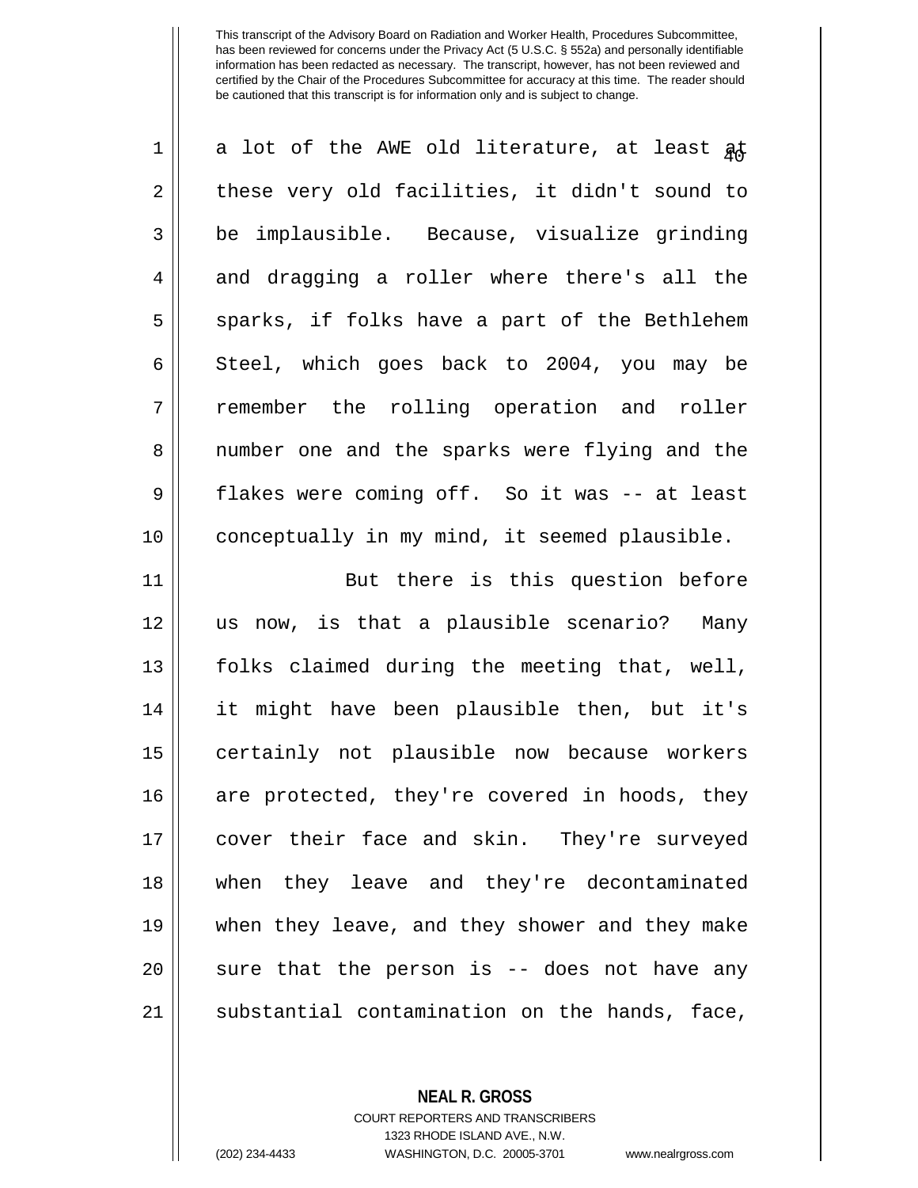This transcript of the Advisory Board on Radiation and Worker Health, Procedures Subcommittee, has been reviewed for concerns under the Privacy Act (5 U.S.C. § 552a) and personally identifiable information has been redacted as necessary. The transcript, however, has not been reviewed and certified by the Chair of the Procedures Subcommittee for accuracy at this time. The reader should be cautioned that this transcript is for information only and is subject to change.

a lot of the AWE old literature, at least at these very old facilities, it didn't sound to be implausible. Because, visualize grinding and dragging a roller where there's all the sparks, if folks have a part of the Bethlehem Steel, which goes back to 2004, you may be remember the rolling operation and roller number one and the sparks were flying and the flakes were coming off. So it was -- at least conceptually in my mind, it seemed plausible.

But there is this question before us now, is that a plausible scenario? Many folks claimed during the meeting that, well, it might have been plausible then, but it's certainly not plausible now because workers are protected, they're covered in hoods, they cover their face and skin. They're surveyed when they leave and they're decontaminated when they leave, and they shower and they make sure that the person is -- does not have any substantial contamination on the hands, face,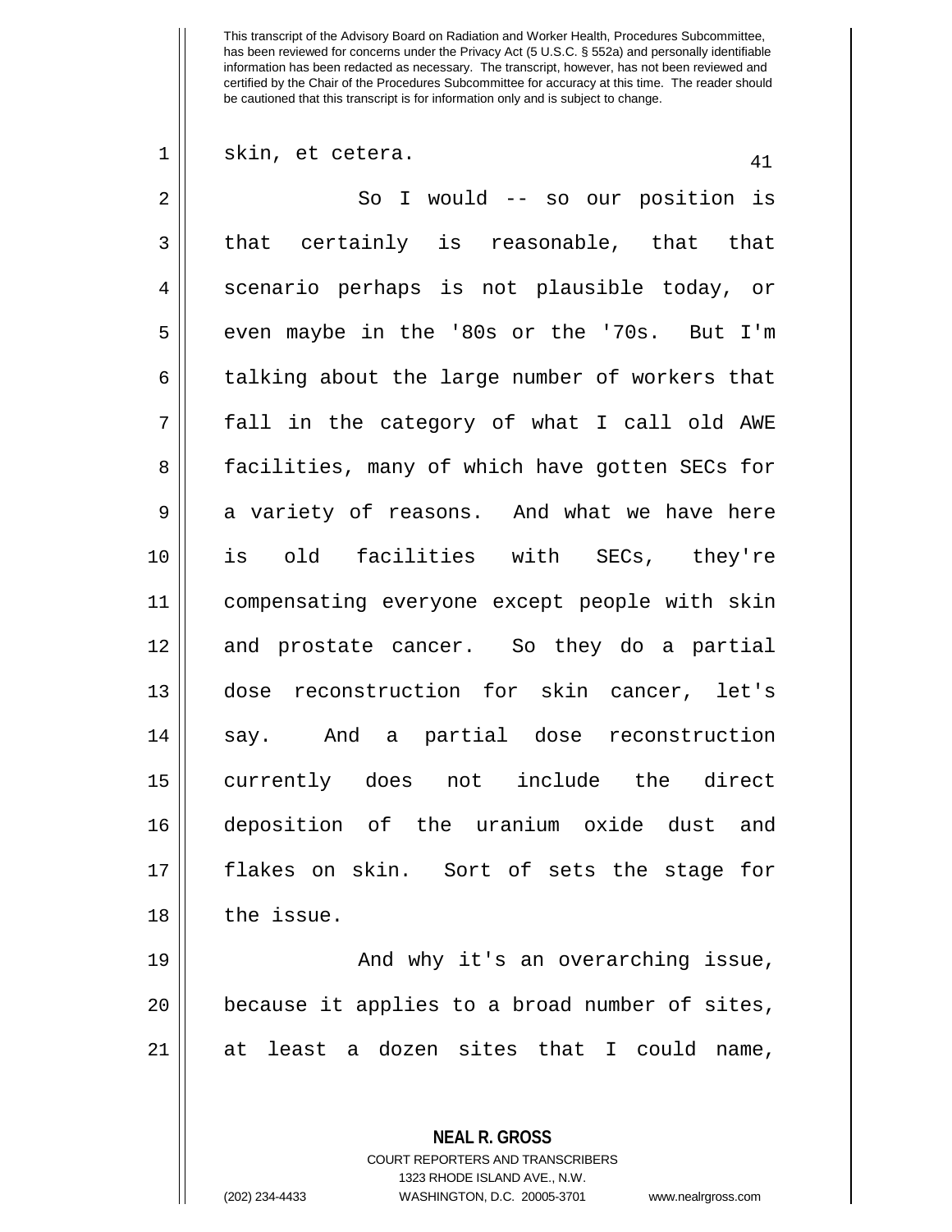skin, et cetera.

So I would -- so our position is that certainly is reasonable, that that scenario perhaps is not plausible today, or even maybe in the '80s or the '70s. But I'm talking about the large number of workers that fall in the category of what I call old AWE facilities, many of which have gotten SECs for a variety of reasons. And what we have here is old facilities with SECs, they're compensating everyone except people with skin and prostate cancer. So they do a partial dose reconstruction for skin cancer, let's say. And a partial dose reconstruction currently does not include the direct deposition of the uranium oxide dust and flakes on skin. Sort of sets the stage for the issue.

And why it's an overarching issue, because it applies to a broad number of sites, at least a dozen sites that I could name,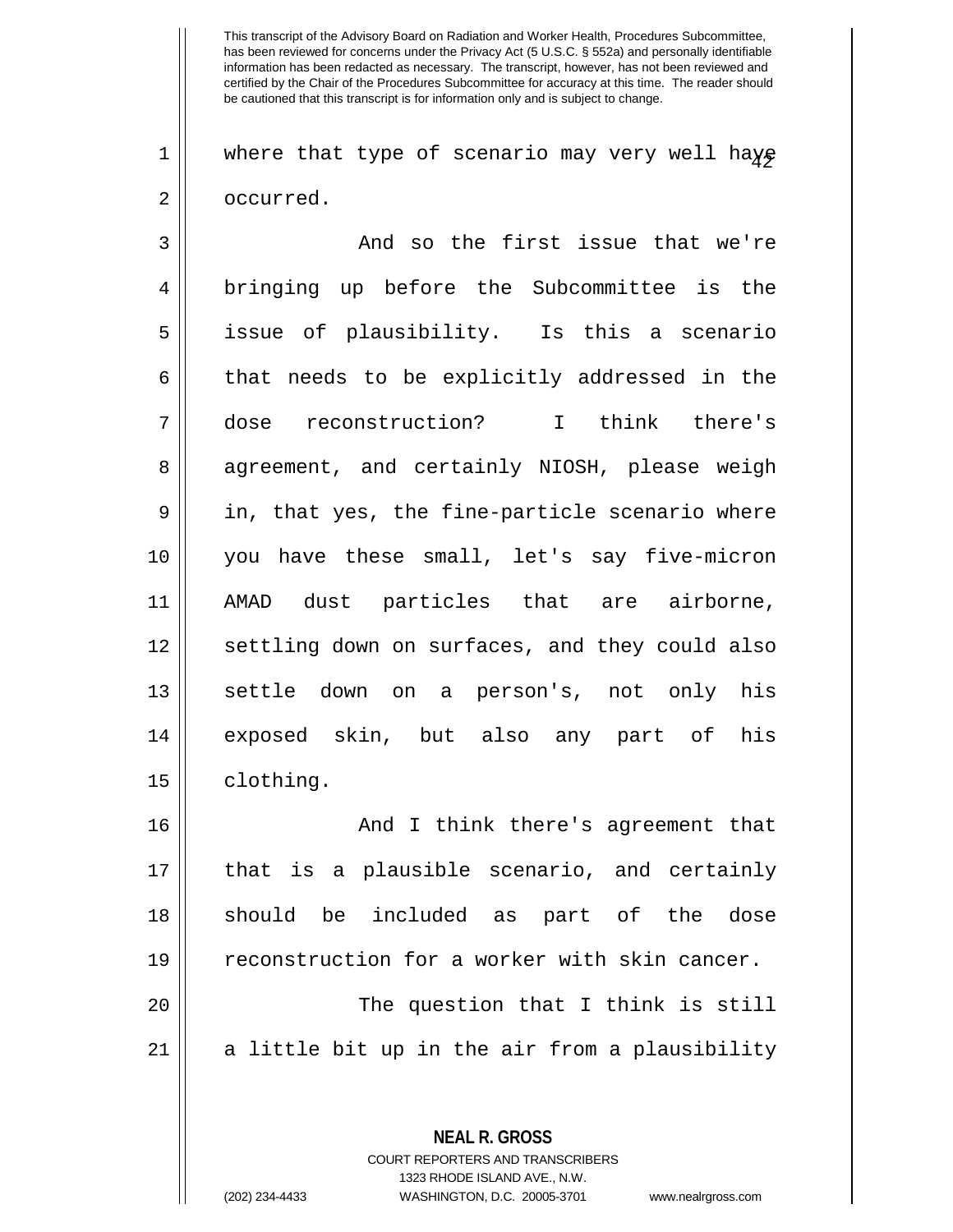where that type of scenario may very well have occurred.

And so the first issue that we're bringing up before the Subcommittee is the issue of plausibility. Is this a scenario that needs to be explicitly addressed in the dose reconstruction? I think there's agreement, and certainly NIOSH, please weigh in, that yes, the fine-particle scenario where you have these small, let's say five-micron AMAD dust particles that are airborne, settling down on surfaces, and they could also settle down on a person's, not only his exposed skin, but also any part of his clothing.

And I think there's agreement that that is a plausible scenario, and certainly should be included as part of the dose reconstruction for a worker with skin cancer.

The question that I think is still a little bit up in the air from a plausibility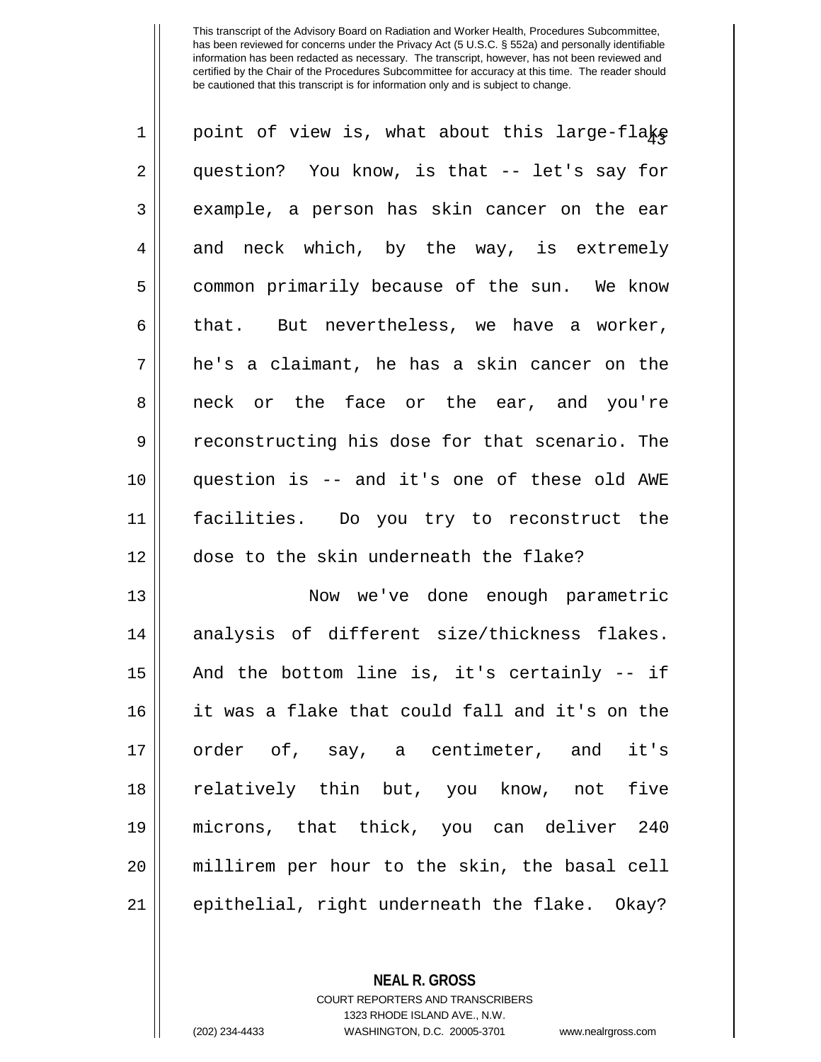point of view is, what about this large-flake question? You know, is that -- let's say for example, a person has skin cancer on the ear and neck which, by the way, is extremely common primarily because of the sun. We know that. But nevertheless, we have a worker, he's a claimant, he has a skin cancer on the neck or the face or the ear, and you're reconstructing his dose for that scenario. The question is -- and it's one of these old AWE facilities. Do you try to reconstruct the dose to the skin underneath the flake?

Now we've done enough parametric analysis of different size/thickness flakes. And the bottom line is, it's certainly -- if it was a flake that could fall and it's on the order of, say, a centimeter, and it's relatively thin but, you know, not five microns, that thick, you can deliver 240 millirem per hour to the skin, the basal cell epithelial, right underneath the flake. Okay?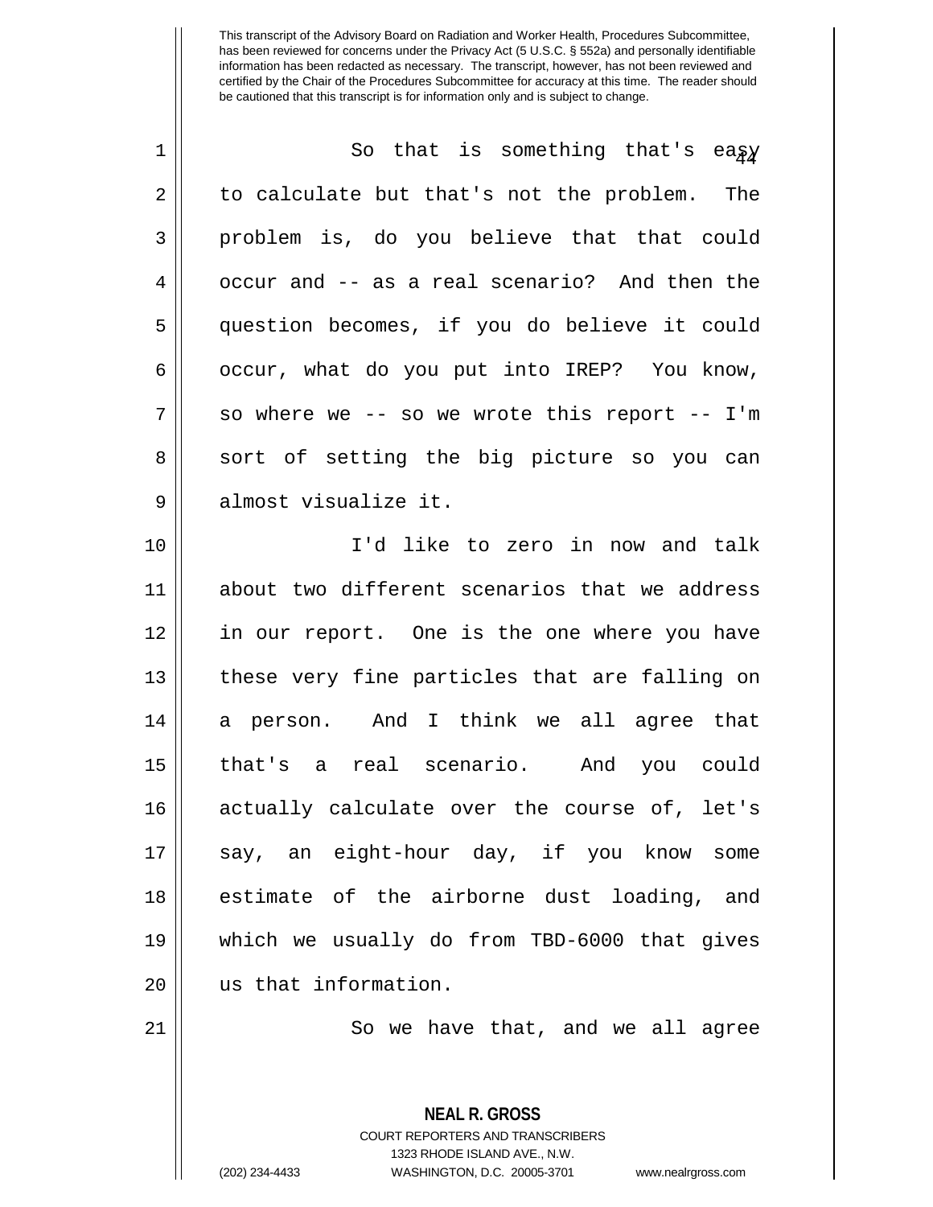So that is something that's easy to calculate but that's not the problem. The problem is, do you believe that that could occur and -- as a real scenario? And then the question becomes, if you do believe it could occur, what do you put into IREP? You know, so where we -- so we wrote this report -- I'm sort of setting the big picture so you can almost visualize it.

I'd like to zero in now and talk about two different scenarios that we address in our report. One is the one where you have these very fine particles that are falling on a person. And I think we all agree that that's a real scenario. And you could actually calculate over the course of, let's say, an eight-hour day, if you know some estimate of the airborne dust loading, and which we usually do from TBD-6000 that gives us that information.

So we have that, and we all agree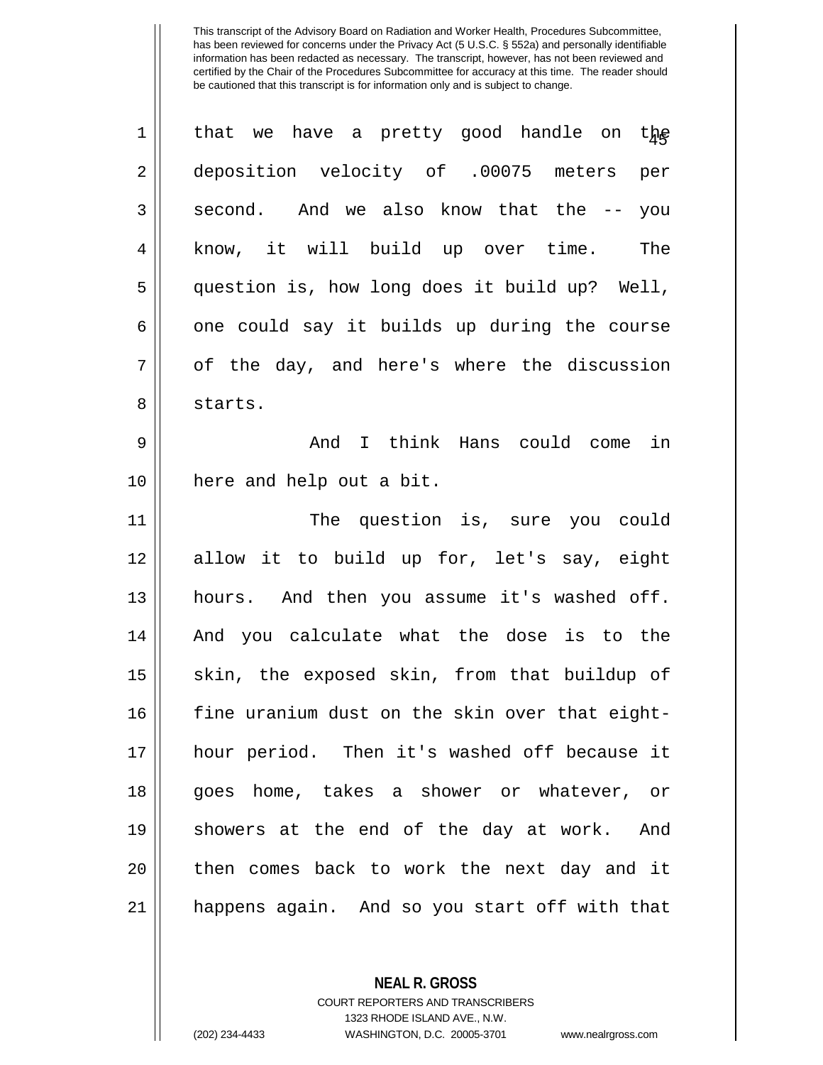This transcript of the Advisory Board on Radiation and Worker Health, Procedures Subcommittee, has been reviewed for concerns under the Privacy Act (5 U.S.C. § 552a) and personally identifiable information has been redacted as necessary. The transcript, however, has not been reviewed and certified by the Chair of the Procedures Subcommittee for accuracy at this time. The reader should be cautioned that this transcript is for information only and is subject to change.

that we have a pretty good handle on the deposition velocity of .00075 meters per second. And we also know that the -- you know, it will build up over time. The question is, how long does it build up? Well, one could say it builds up during the course of the day, and here's where the discussion starts.

And I think Hans could come in here and help out a bit.

The question is, sure you could allow it to build up for, let's say, eight hours. And then you assume it's washed off. And you calculate what the dose is to the skin, the exposed skin, from that buildup of fine uranium dust on the skin over that eight-hour period. Then it's washed off because it goes home, takes a shower or whatever, or showers at the end of the day at work. And then comes back to work the next day and it happens again. And so you start off with that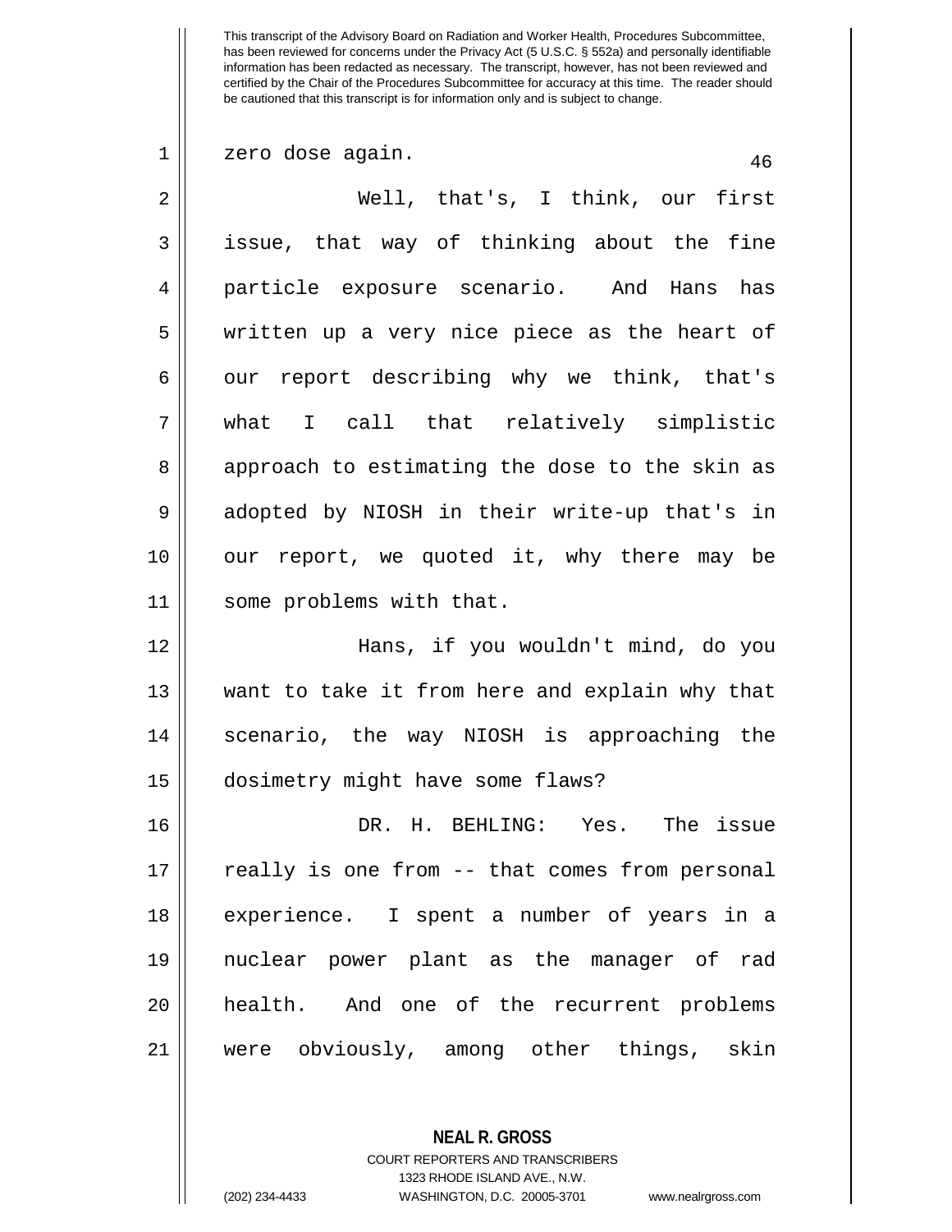zero dose again.

Well, that's, I think, our first issue, that way of thinking about the fine particle exposure scenario. And Hans has written up a very nice piece as the heart of our report describing why we think, that's what I call that relatively simplistic approach to estimating the dose to the skin as adopted by NIOSH in their write-up that's in our report, we quoted it, why there may be some problems with that.

Hans, if you wouldn't mind, do you want to take it from here and explain why that scenario, the way NIOSH is approaching the dosimetry might have some flaws?

DR. H. BEHLING: Yes. The issue really is one from -- that comes from personal experience. I spent a number of years in a nuclear power plant as the manager of rad health. And one of the recurrent problems were obviously, among other things, skin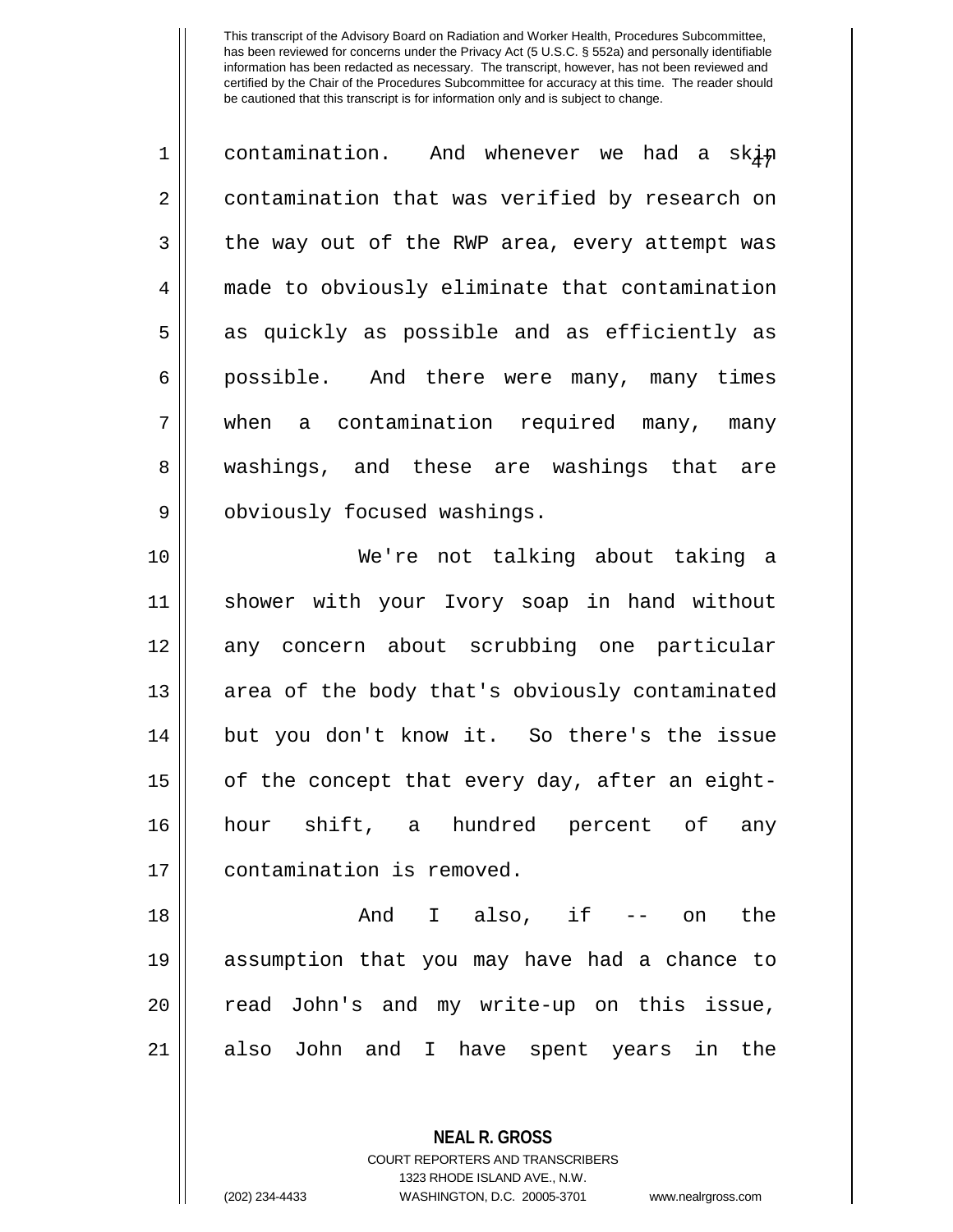contamination. And whenever we had a skin contamination that was verified by research on the way out of the RWP area, every attempt was made to obviously eliminate that contamination as quickly as possible and as efficiently as possible. And there were many, many times when a contamination required many, many washings, and these are washings that are obviously focused washings.

We're not talking about taking a shower with your Ivory soap in hand without any concern about scrubbing one particular area of the body that's obviously contaminated but you don't know it. So there's the issue of the concept that every day, after an eight-hour shift, a hundred percent of any contamination is removed.

And I also, if -- on the assumption that you may have had a chance to read John's and my write-up on this issue, also John and I have spent years in the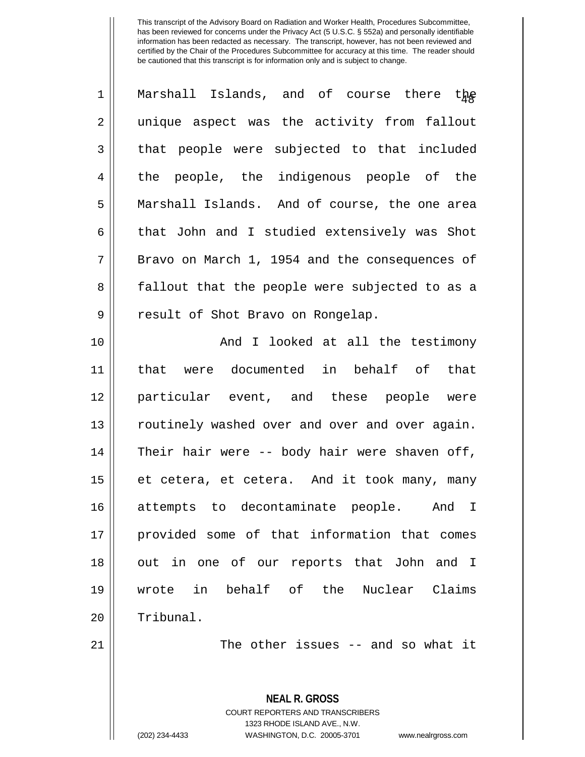Marshall Islands, and of course there the unique aspect was the activity from fallout that people were subjected to that included the people, the indigenous people of the Marshall Islands. And of course, the one area that John and I studied extensively was Shot Bravo on March 1, 1954 and the consequences of fallout that the people were subjected to as a result of Shot Bravo on Rongelap.

And I looked at all the testimony that were documented in behalf of that particular event, and these people were routinely washed over and over and over again. Their hair were -- body hair were shaven off, et cetera, et cetera. And it took many, many attempts to decontaminate people. And I provided some of that information that comes out in one of our reports that John and I wrote in behalf of the Nuclear Claims Tribunal.

The other issues -- and so what it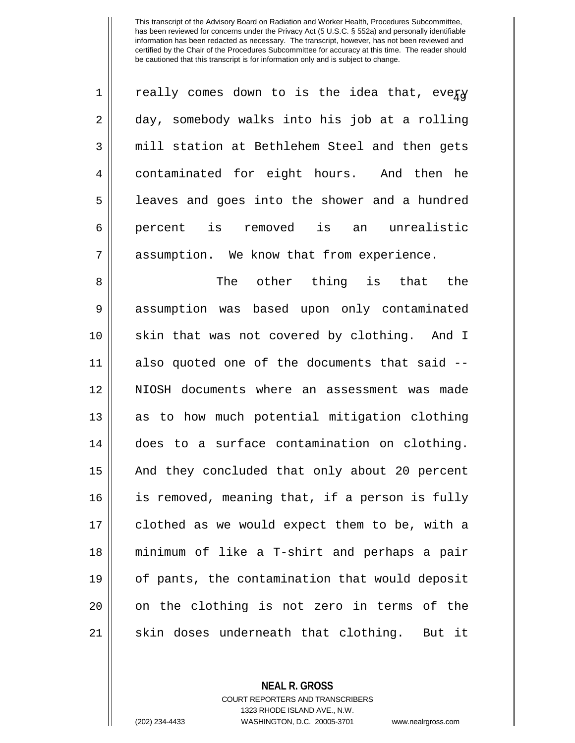really comes down to is the idea that, every day, somebody walks into his job at a rolling mill station at Bethlehem Steel and then gets contaminated for eight hours. And then he leaves and goes into the shower and a hundred percent is removed is an unrealistic assumption. We know that from experience.

The other thing is that the assumption was based upon only contaminated skin that was not covered by clothing. And I also quoted one of the documents that said -- NIOSH documents where an assessment was made as to how much potential mitigation clothing does to a surface contamination on clothing. And they concluded that only about 20 percent is removed, meaning that, if a person is fully clothed as we would expect them to be, with a minimum of like a T-shirt and perhaps a pair of pants, the contamination that would deposit on the clothing is not zero in terms of the skin doses underneath that clothing. But it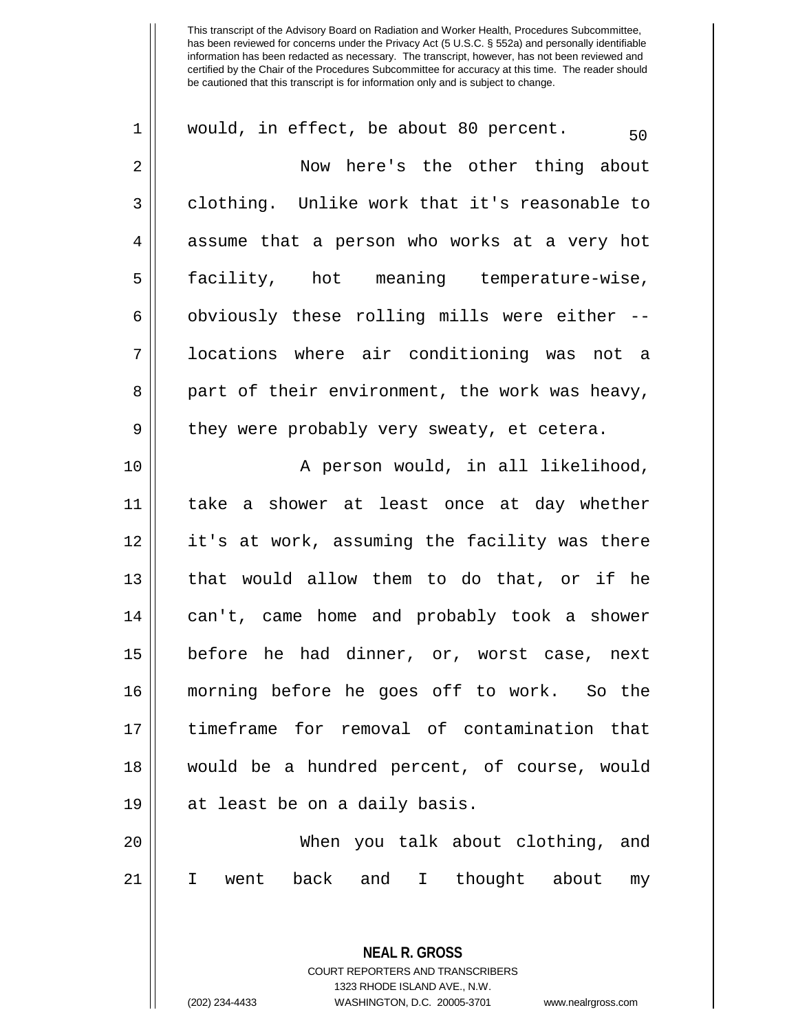This transcript of the Advisory Board on Radiation and Worker Health, Procedures Subcommittee, has been reviewed for concerns under the Privacy Act (5 U.S.C. § 552a) and personally identifiable information has been redacted as necessary. The transcript, however, has not been reviewed and certified by the Chair of the Procedures Subcommittee for accuracy at this time. The reader should be cautioned that this transcript is for information only and is subject to change.

would, in effect, be about 80 percent.

Now here's the other thing about clothing. Unlike work that it's reasonable to assume that a person who works at a very hot facility, hot meaning temperature-wise, obviously these rolling mills were either -- locations where air conditioning was not a part of their environment, the work was heavy, they were probably very sweaty, et cetera.

A person would, in all likelihood, take a shower at least once at day whether it's at work, assuming the facility was there that would allow them to do that, or if he can't, came home and probably took a shower before he had dinner, or, worst case, next morning before he goes off to work. So the timeframe for removal of contamination that would be a hundred percent, of course, would at least be on a daily basis.

When you talk about clothing, and I went back and I thought about my

**NEAL R. GROSS**
COURT REPORTERS AND TRANSCRIBERS
1323 RHODE ISLAND AVE., N.W.
(202) 234-4433 WASHINGTON, D.C. 20005-3701 www.nealrgross.com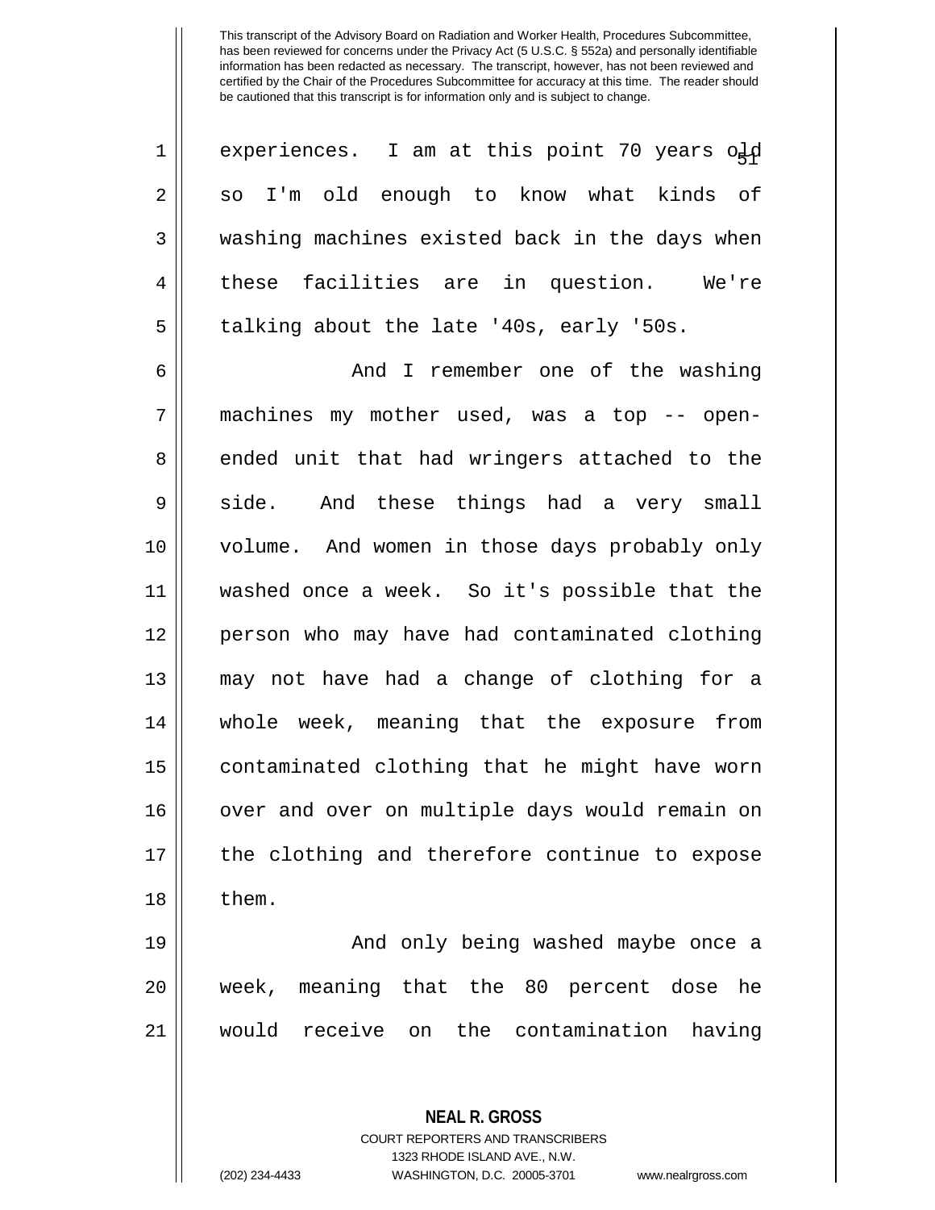experiences. I am at this point 70 years old so I'm old enough to know what kinds of washing machines existed back in the days when these facilities are in question. We're talking about the late '40s, early '50s.

And I remember one of the washing machines my mother used, was a top -- open-ended unit that had wringers attached to the side. And these things had a very small volume. And women in those days probably only washed once a week. So it's possible that the person who may have had contaminated clothing may not have had a change of clothing for a whole week, meaning that the exposure from contaminated clothing that he might have worn over and over on multiple days would remain on the clothing and therefore continue to expose them.

And only being washed maybe once a week, meaning that the 80 percent dose he would receive on the contamination having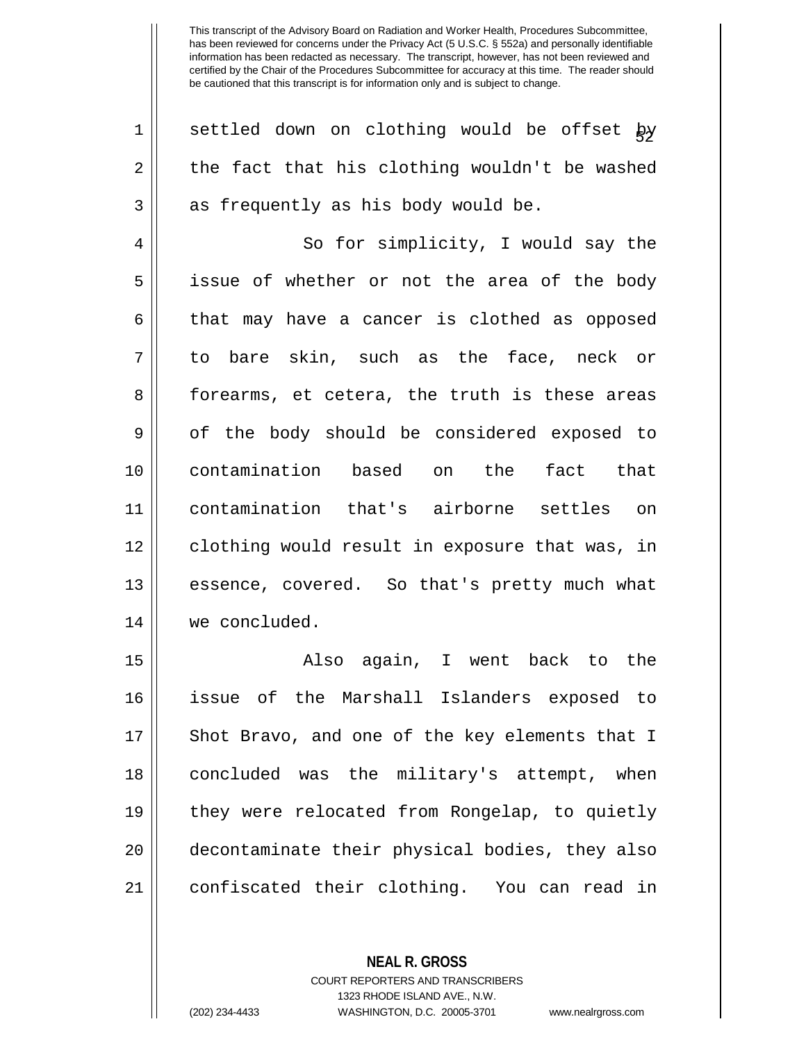settled down on clothing would be offset by the fact that his clothing wouldn't be washed as frequently as his body would be.

So for simplicity, I would say the issue of whether or not the area of the body that may have a cancer is clothed as opposed to bare skin, such as the face, neck or forearms, et cetera, the truth is these areas of the body should be considered exposed to contamination based on the fact that contamination that's airborne settles on clothing would result in exposure that was, in essence, covered. So that's pretty much what we concluded.

Also again, I went back to the issue of the Marshall Islanders exposed to Shot Bravo, and one of the key elements that I concluded was the military's attempt, when they were relocated from Rongelap, to quietly decontaminate their physical bodies, they also confiscated their clothing. You can read in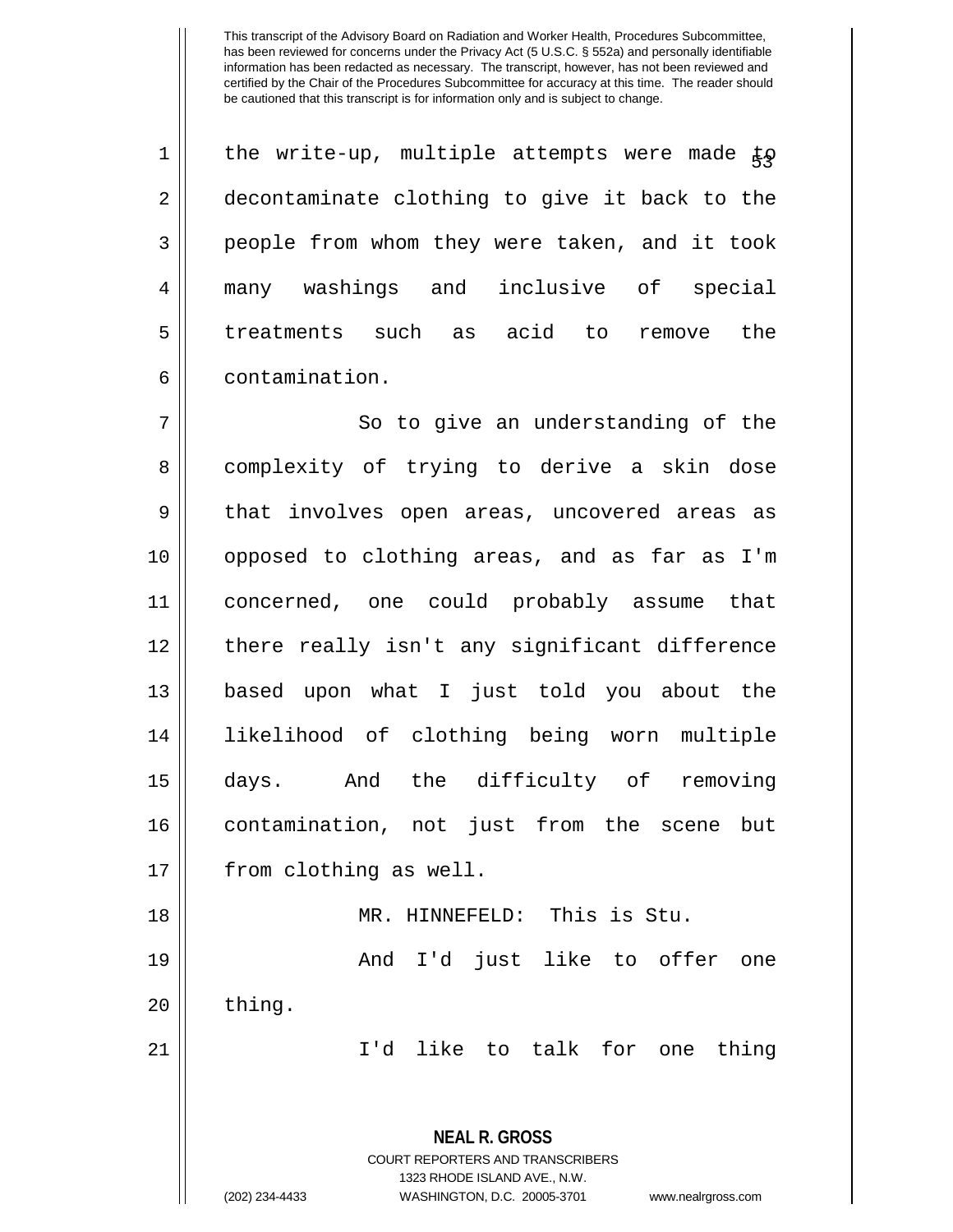the write-up, multiple attempts were made to decontaminate clothing to give it back to the people from whom they were taken, and it took many washings and inclusive of special treatments such as acid to remove the contamination.

So to give an understanding of the complexity of trying to derive a skin dose that involves open areas, uncovered areas as opposed to clothing areas, and as far as I'm concerned, one could probably assume that there really isn't any significant difference based upon what I just told you about the likelihood of clothing being worn multiple days. And the difficulty of removing contamination, not just from the scene but from clothing as well.

MR. HINNEFELD: This is Stu.

And I'd just like to offer one thing.

I'd like to talk for one thing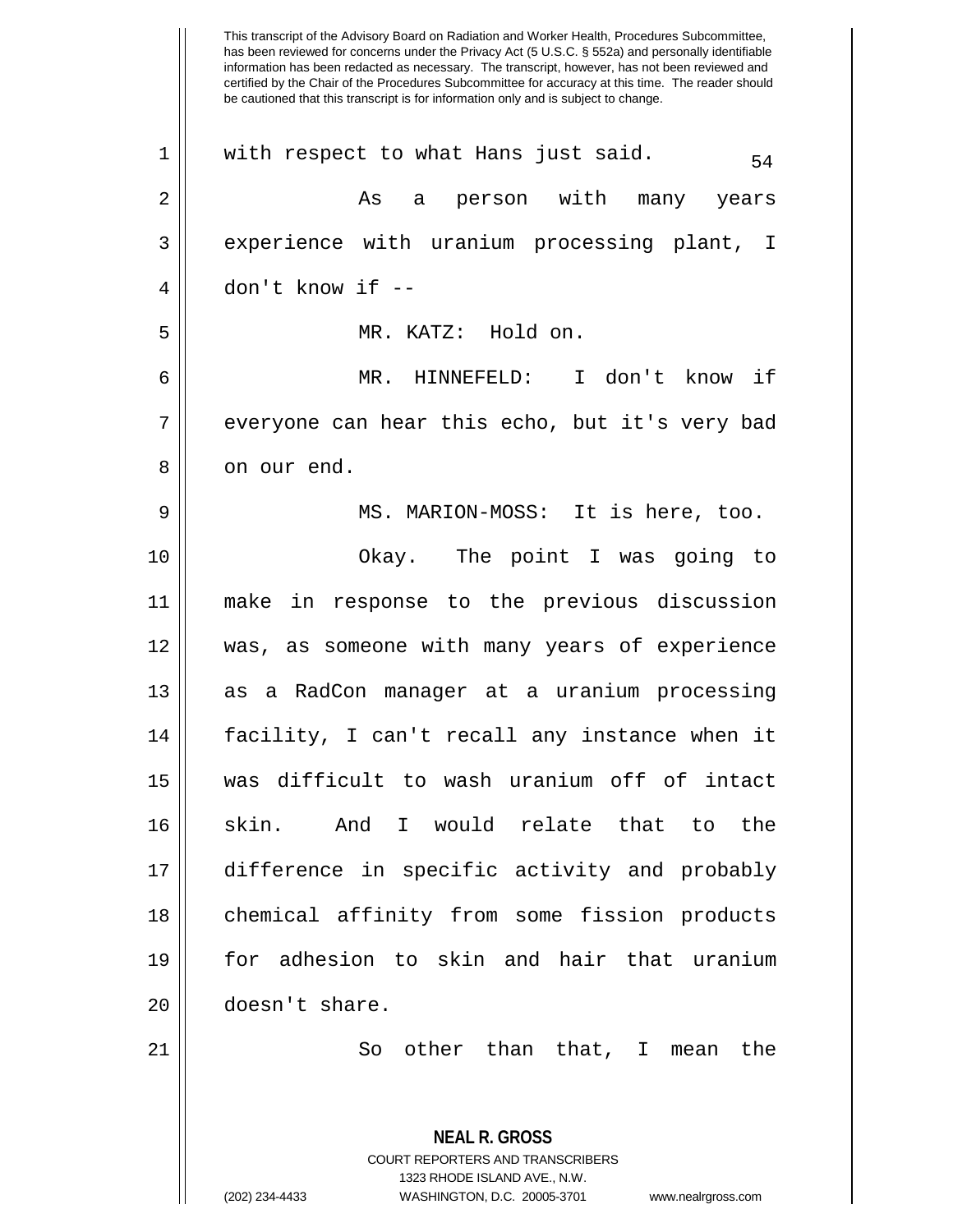This transcript of the Advisory Board on Radiation and Worker Health, Procedures Subcommittee, has been reviewed for concerns under the Privacy Act (5 U.S.C. § 552a) and personally identifiable information has been redacted as necessary. The transcript, however, has not been reviewed and certified by the Chair of the Procedures Subcommittee for accuracy at this time. The reader should be cautioned that this transcript is for information only and is subject to change.

with respect to what Hans just said.

As a person with many years experience with uranium processing plant, I don't know if --

MR. KATZ: Hold on.

MR. HINNEFELD: I don't know if everyone can hear this echo, but it's very bad on our end.

MS. MARION-MOSS: It is here, too.

Okay. The point I was going to make in response to the previous discussion was, as someone with many years of experience as a RadCon manager at a uranium processing facility, I can't recall any instance when it was difficult to wash uranium off of intact skin. And I would relate that to the difference in specific activity and probably chemical affinity from some fission products for adhesion to skin and hair that uranium doesn't share.

So other than that, I mean the

**NEAL R. GROSS**
COURT REPORTERS AND TRANSCRIBERS
1323 RHODE ISLAND AVE., N.W.
(202) 234-4433 WASHINGTON, D.C. 20005-3701 www.nealrgross.com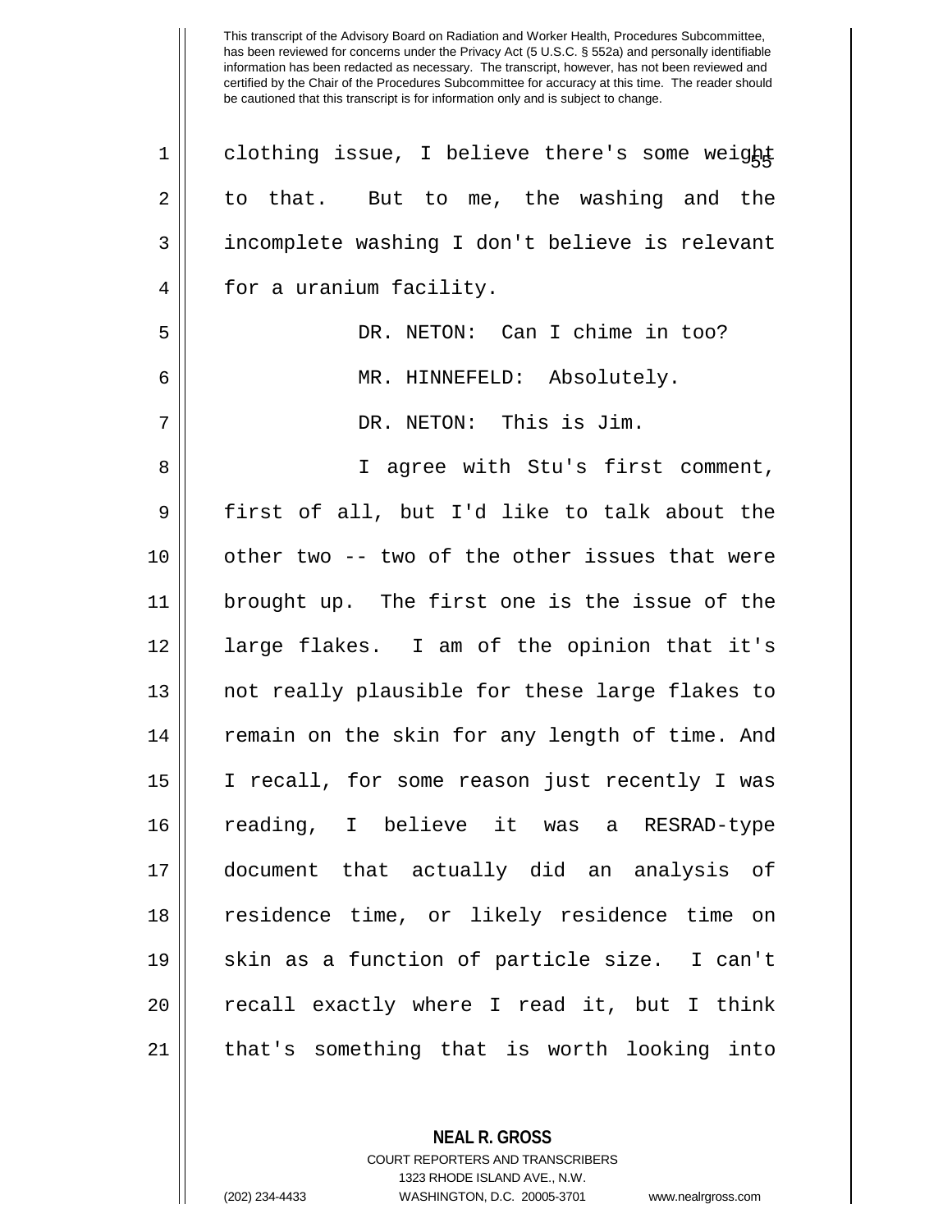clothing issue, I believe there's some weight to that. But to me, the washing and the incomplete washing I don't believe is relevant for a uranium facility.

DR. NETON: Can I chime in too?

MR. HINNEFELD: Absolutely.

DR. NETON: This is Jim.

I agree with Stu's first comment, first of all, but I'd like to talk about the other two -- two of the other issues that were brought up. The first one is the issue of the large flakes. I am of the opinion that it's not really plausible for these large flakes to remain on the skin for any length of time. And I recall, for some reason just recently I was reading, I believe it was a RESRAD-type document that actually did an analysis of residence time, or likely residence time on skin as a function of particle size. I can't recall exactly where I read it, but I think that's something that is worth looking into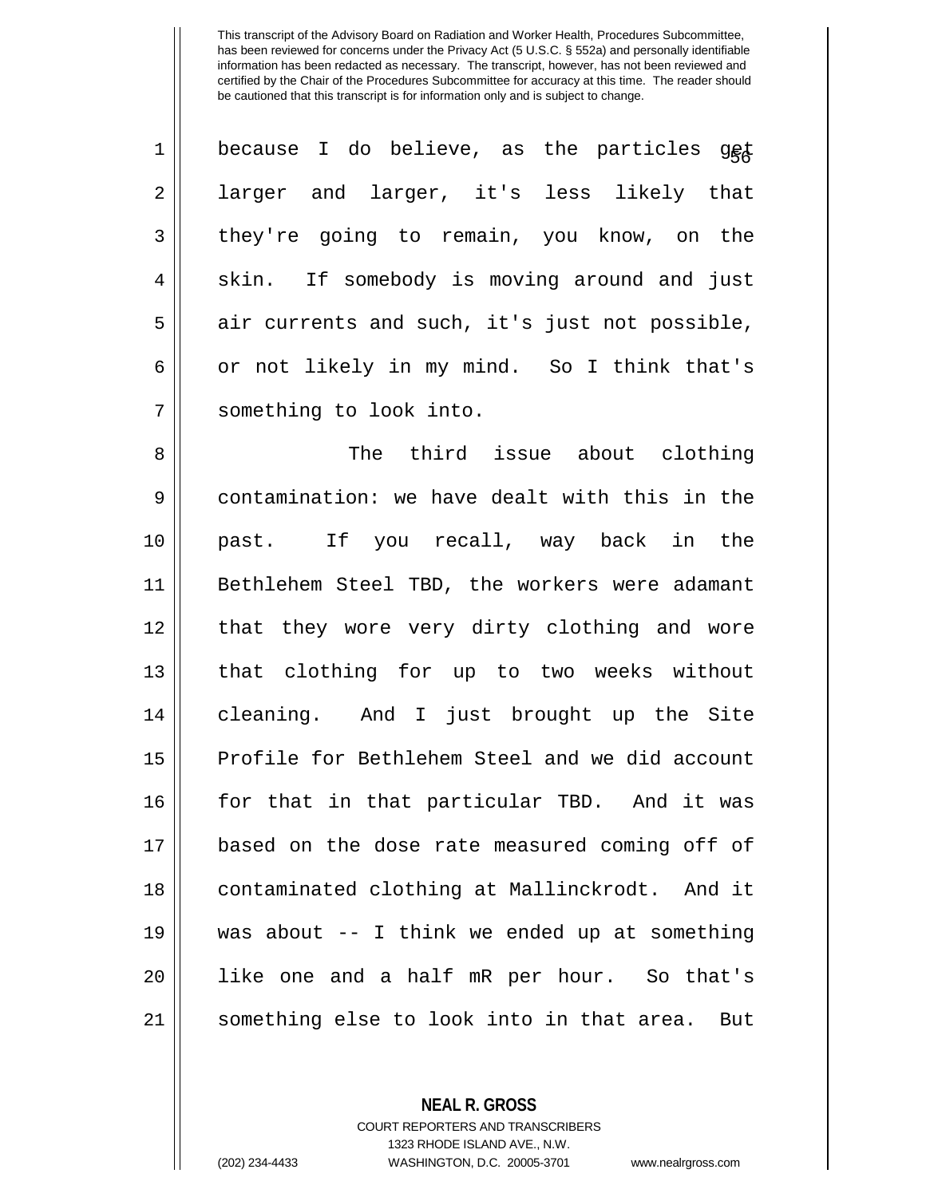This transcript of the Advisory Board on Radiation and Worker Health, Procedures Subcommittee, has been reviewed for concerns under the Privacy Act (5 U.S.C. § 552a) and personally identifiable information has been redacted as necessary. The transcript, however, has not been reviewed and certified by the Chair of the Procedures Subcommittee for accuracy at this time. The reader should be cautioned that this transcript is for information only and is subject to change.

because I do believe, as the particles get larger and larger, it's less likely that they're going to remain, you know, on the skin. If somebody is moving around and just air currents and such, it's just not possible, or not likely in my mind. So I think that's something to look into.

The third issue about clothing contamination: we have dealt with this in the past. If you recall, way back in the Bethlehem Steel TBD, the workers were adamant that they wore very dirty clothing and wore that clothing for up to two weeks without cleaning. And I just brought up the Site Profile for Bethlehem Steel and we did account for that in that particular TBD. And it was based on the dose rate measured coming off of contaminated clothing at Mallinckrodt. And it was about -- I think we ended up at something like one and a half mR per hour. So that's something else to look into in that area. But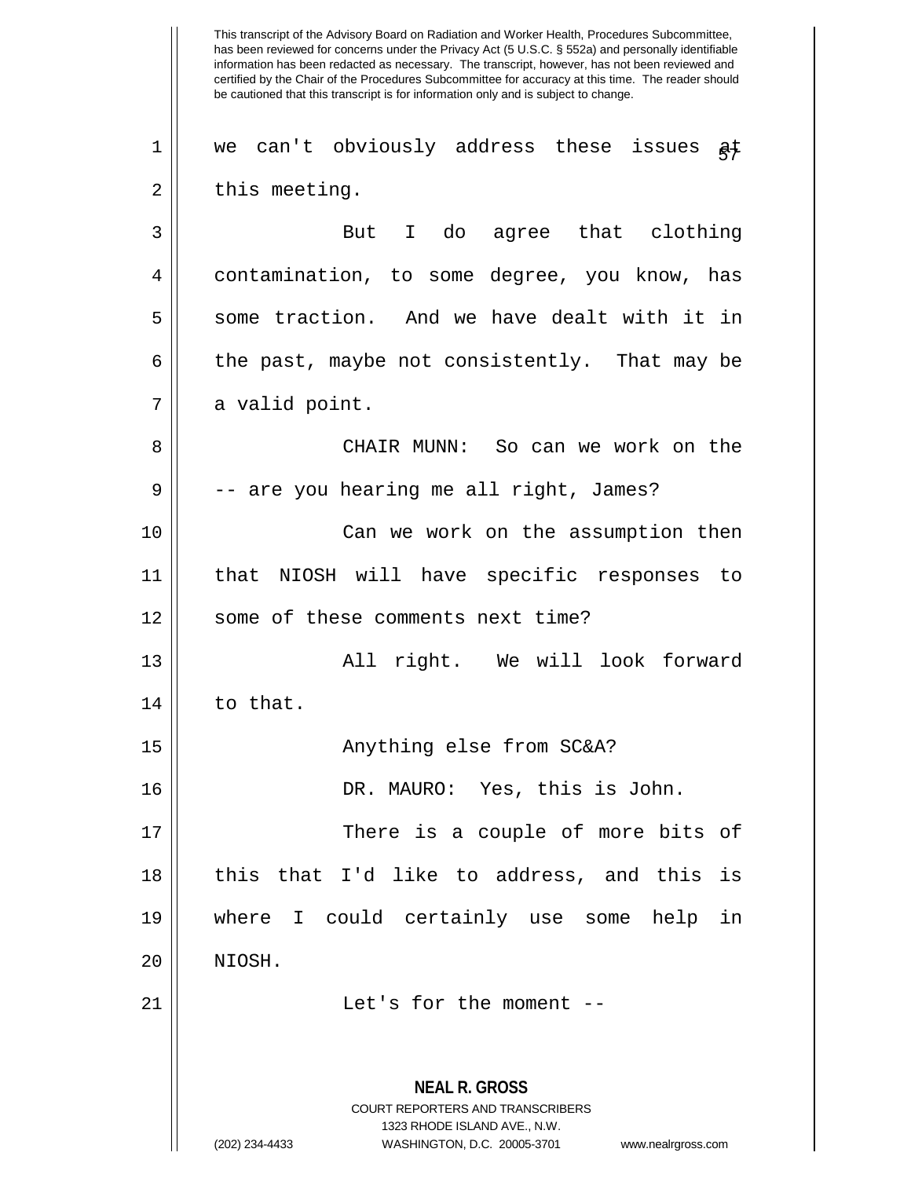This transcript of the Advisory Board on Radiation and Worker Health, Procedures Subcommittee, has been reviewed for concerns under the Privacy Act (5 U.S.C. § 552a) and personally identifiable information has been redacted as necessary. The transcript, however, has not been reviewed and certified by the Chair of the Procedures Subcommittee for accuracy at this time. The reader should be cautioned that this transcript is for information only and is subject to change.

we can't obviously address these issues at this meeting.

But I do agree that clothing contamination, to some degree, you know, has some traction. And we have dealt with it in the past, maybe not consistently. That may be a valid point.

CHAIR MUNN: So can we work on the -- are you hearing me all right, James?

Can we work on the assumption then that NIOSH will have specific responses to some of these comments next time?

All right. We will look forward to that.

Anything else from SC&A?

DR. MAURO: Yes, this is John.

There is a couple of more bits of this that I'd like to address, and this is where I could certainly use some help in NIOSH.

Let's for the moment --

**NEAL R. GROSS**
COURT REPORTERS AND TRANSCRIBERS
1323 RHODE ISLAND AVE., N.W.
(202) 234-4433 WASHINGTON, D.C. 20005-3701 www.nealrgross.com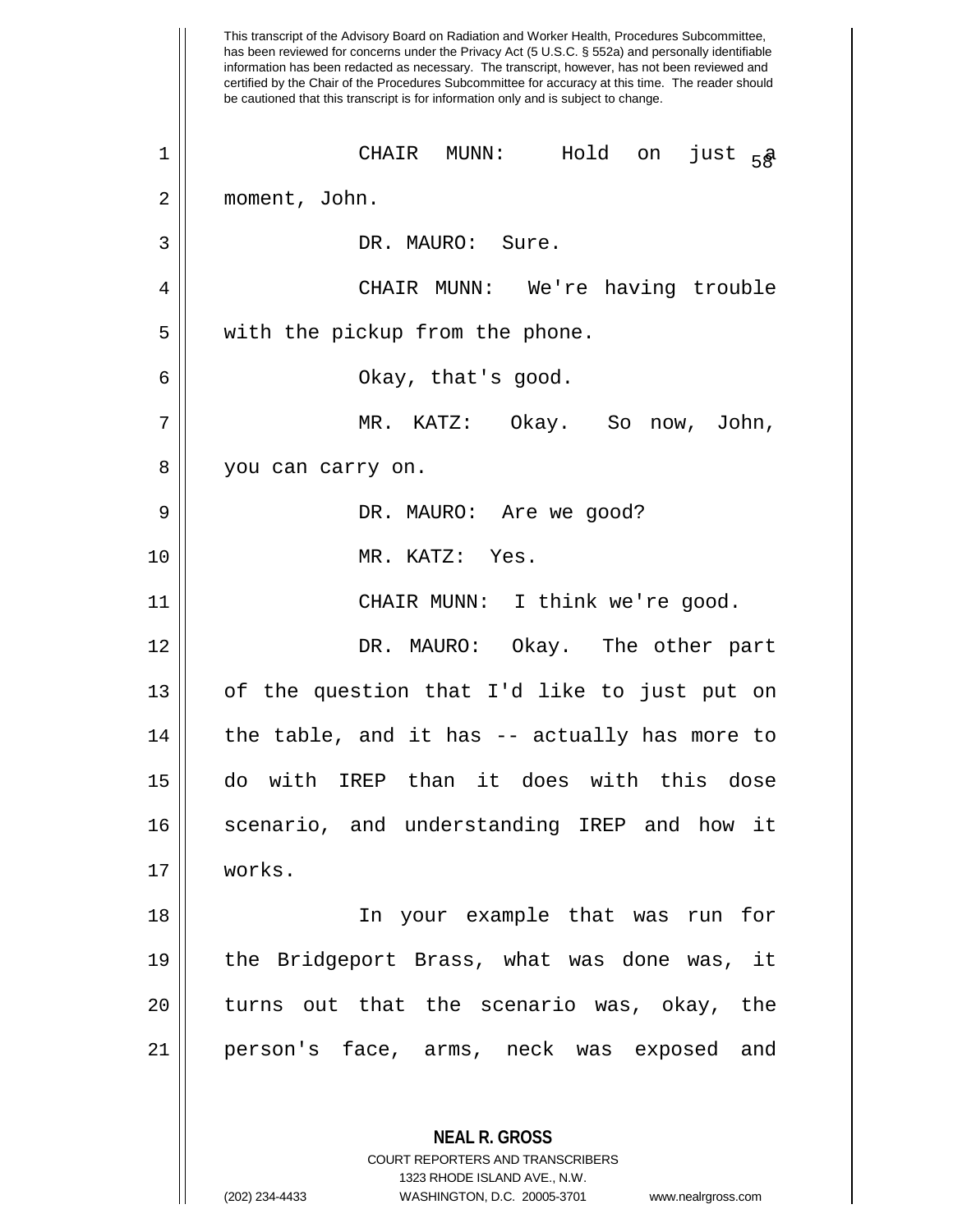This transcript of the Advisory Board on Radiation and Worker Health, Procedures Subcommittee, has been reviewed for concerns under the Privacy Act (5 U.S.C. § 552a) and personally identifiable information has been redacted as necessary. The transcript, however, has not been reviewed and certified by the Chair of the Procedures Subcommittee for accuracy at this time. The reader should be cautioned that this transcript is for information only and is subject to change.

CHAIR MUNN: Hold on just a moment, John.

DR. MAURO: Sure.

CHAIR MUNN: We're having trouble with the pickup from the phone.

Okay, that's good.

MR. KATZ: Okay. So now, John, you can carry on.

DR. MAURO: Are we good?

MR. KATZ: Yes.

CHAIR MUNN: I think we're good.

DR. MAURO: Okay. The other part of the question that I'd like to just put on the table, and it has -- actually has more to do with IREP than it does with this dose scenario, and understanding IREP and how it works.

In your example that was run for the Bridgeport Brass, what was done was, it turns out that the scenario was, okay, the person's face, arms, neck was exposed and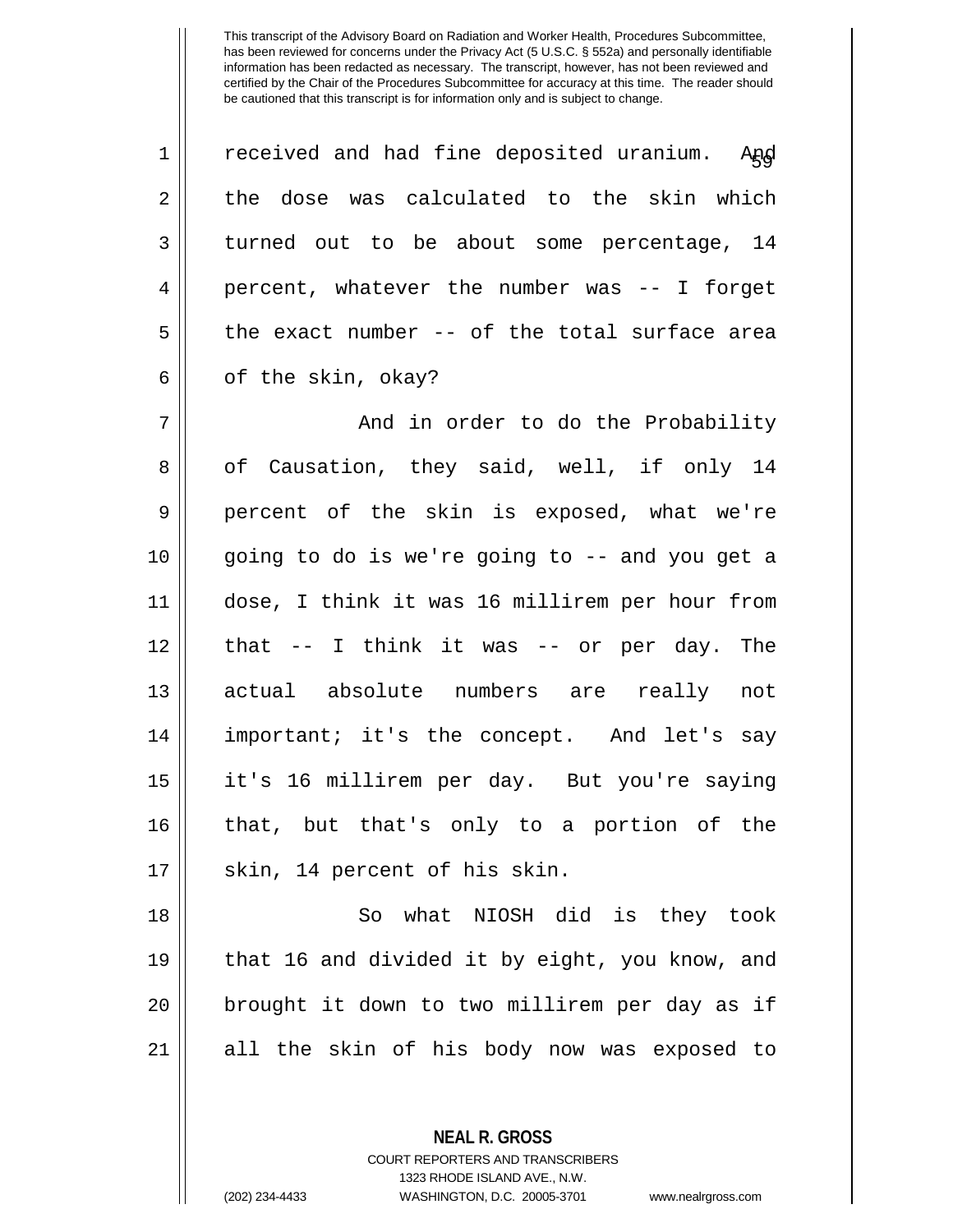received and had fine deposited uranium. And the dose was calculated to the skin which turned out to be about some percentage, 14 percent, whatever the number was -- I forget the exact number -- of the total surface area of the skin, okay?

And in order to do the Probability of Causation, they said, well, if only 14 percent of the skin is exposed, what we're going to do is we're going to -- and you get a dose, I think it was 16 millirem per hour from that -- I think it was -- or per day. The actual absolute numbers are really not important; it's the concept. And let's say it's 16 millirem per day. But you're saying that, but that's only to a portion of the skin, 14 percent of his skin.

So what NIOSH did is they took that 16 and divided it by eight, you know, and brought it down to two millirem per day as if all the skin of his body now was exposed to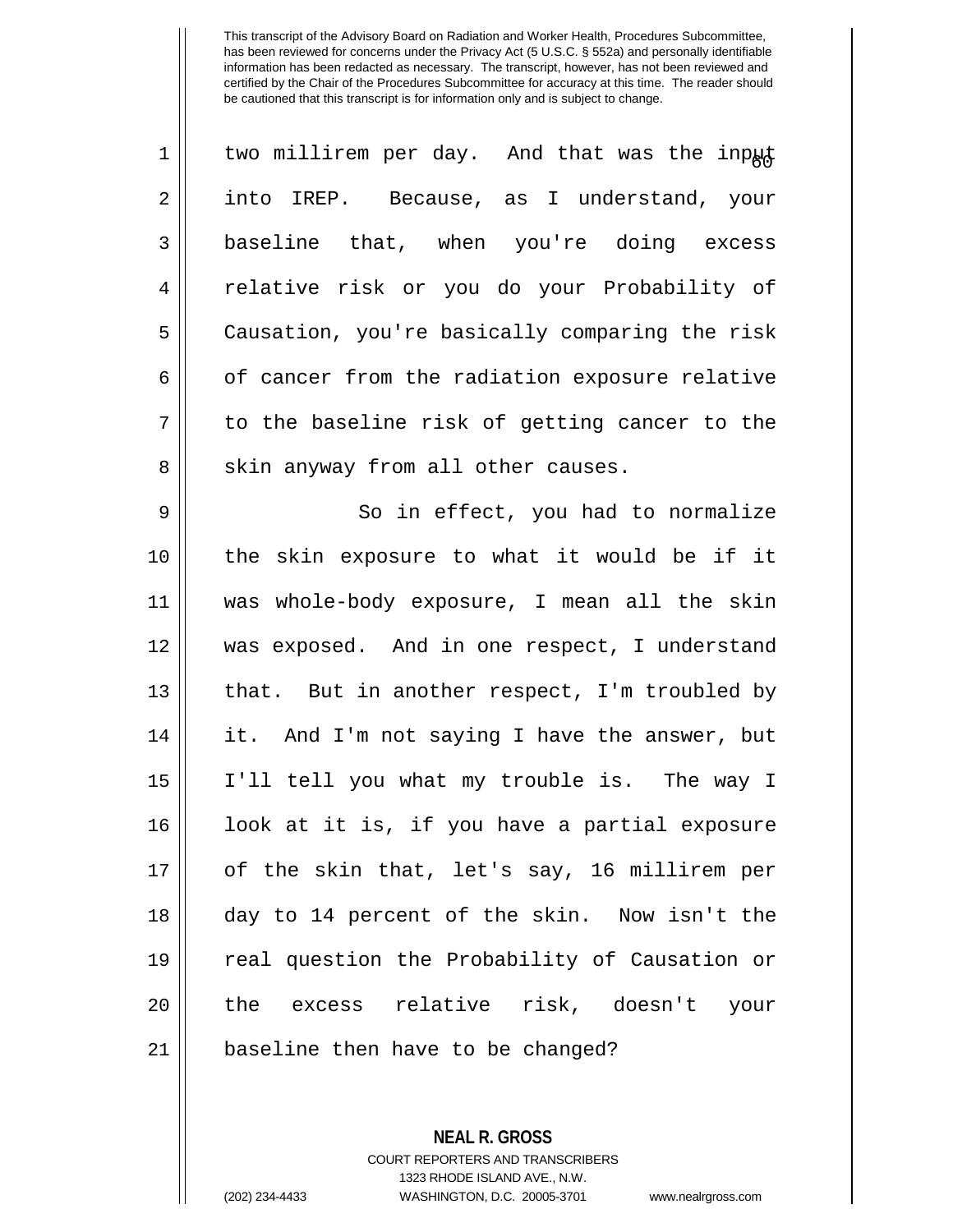two millirem per day. And that was the input into IREP. Because, as I understand, your baseline that, when you're doing excess relative risk or you do your Probability of Causation, you're basically comparing the risk of cancer from the radiation exposure relative to the baseline risk of getting cancer to the skin anyway from all other causes.

So in effect, you had to normalize the skin exposure to what it would be if it was whole-body exposure, I mean all the skin was exposed. And in one respect, I understand that. But in another respect, I'm troubled by it. And I'm not saying I have the answer, but I'll tell you what my trouble is. The way I look at it is, if you have a partial exposure of the skin that, let's say, 16 millirem per day to 14 percent of the skin. Now isn't the real question the Probability of Causation or the excess relative risk, doesn't your baseline then have to be changed?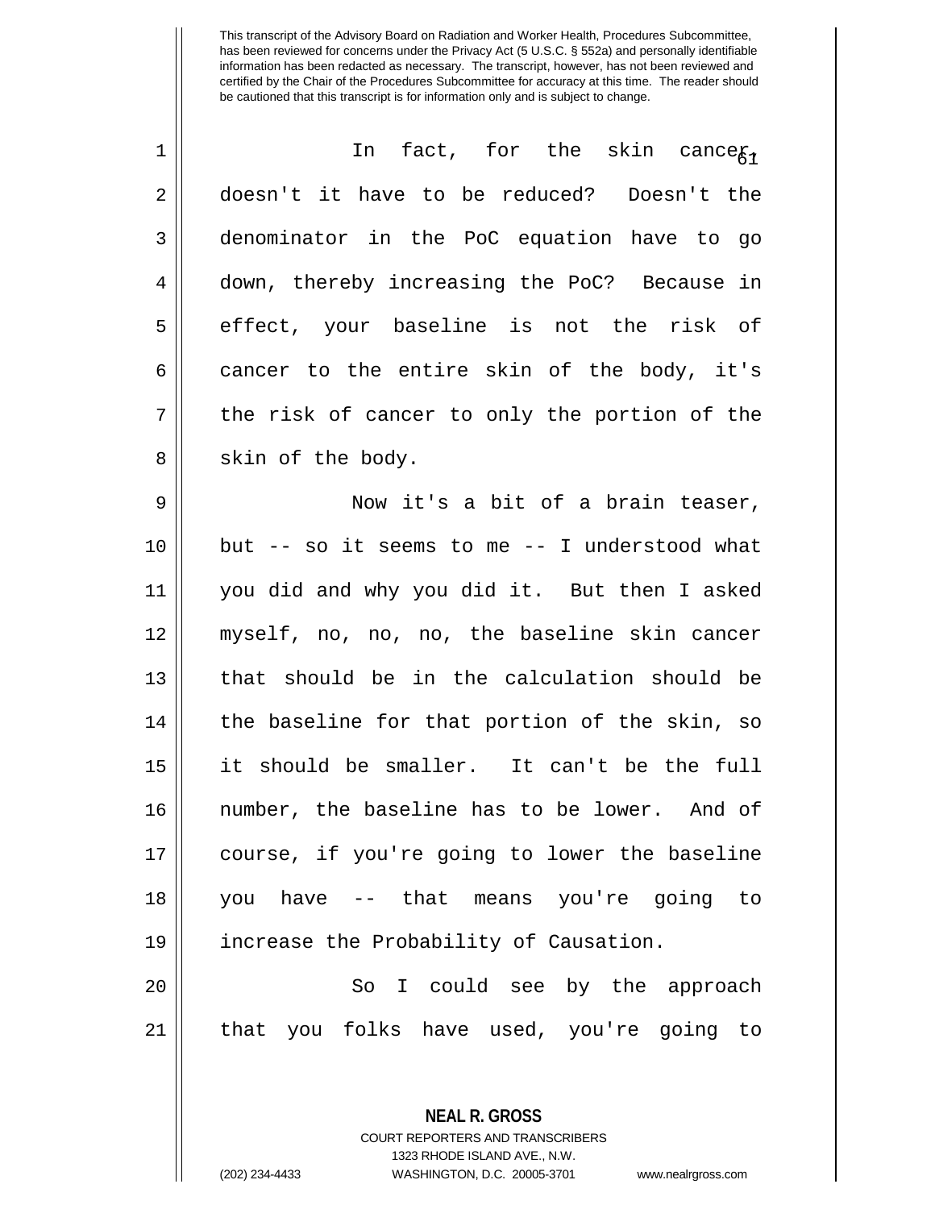This transcript of the Advisory Board on Radiation and Worker Health, Procedures Subcommittee, has been reviewed for concerns under the Privacy Act (5 U.S.C. § 552a) and personally identifiable information has been redacted as necessary. The transcript, however, has not been reviewed and certified by the Chair of the Procedures Subcommittee for accuracy at this time. The reader should be cautioned that this transcript is for information only and is subject to change.

In fact, for the skin cancer, doesn't it have to be reduced? Doesn't the denominator in the PoC equation have to go down, thereby increasing the PoC? Because in effect, your baseline is not the risk of cancer to the entire skin of the body, it's the risk of cancer to only the portion of the skin of the body.

Now it's a bit of a brain teaser, but -- so it seems to me -- I understood what you did and why you did it. But then I asked myself, no, no, no, the baseline skin cancer that should be in the calculation should be the baseline for that portion of the skin, so it should be smaller. It can't be the full number, the baseline has to be lower. And of course, if you're going to lower the baseline you have -- that means you're going to increase the Probability of Causation.

So I could see by the approach that you folks have used, you're going to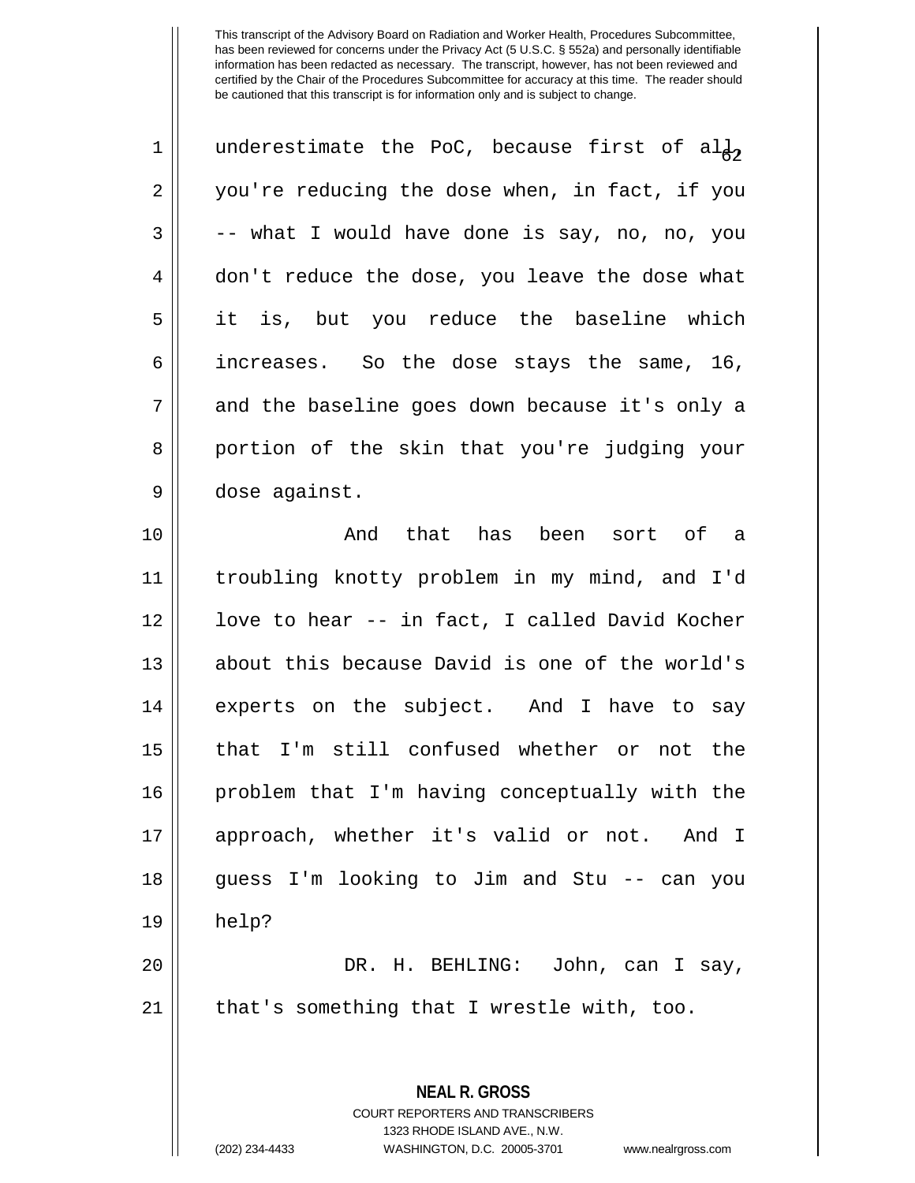This transcript of the Advisory Board on Radiation and Worker Health, Procedures Subcommittee, has been reviewed for concerns under the Privacy Act (5 U.S.C. § 552a) and personally identifiable information has been redacted as necessary. The transcript, however, has not been reviewed and certified by the Chair of the Procedures Subcommittee for accuracy at this time. The reader should be cautioned that this transcript is for information only and is subject to change.

underestimate the PoC, because first of all, you're reducing the dose when, in fact, if you -- what I would have done is say, no, no, you don't reduce the dose, you leave the dose what it is, but you reduce the baseline which increases. So the dose stays the same, 16, and the baseline goes down because it's only a portion of the skin that you're judging your dose against.

And that has been sort of a troubling knotty problem in my mind, and I'd love to hear -- in fact, I called David Kocher about this because David is one of the world's experts on the subject. And I have to say that I'm still confused whether or not the problem that I'm having conceptually with the approach, whether it's valid or not. And I guess I'm looking to Jim and Stu -- can you help?

DR. H. BEHLING: John, can I say, that's something that I wrestle with, too.

**NEAL R. GROSS**
COURT REPORTERS AND TRANSCRIBERS
1323 RHODE ISLAND AVE., N.W.
(202) 234-4433 WASHINGTON, D.C. 20005-3701 www.nealrgross.com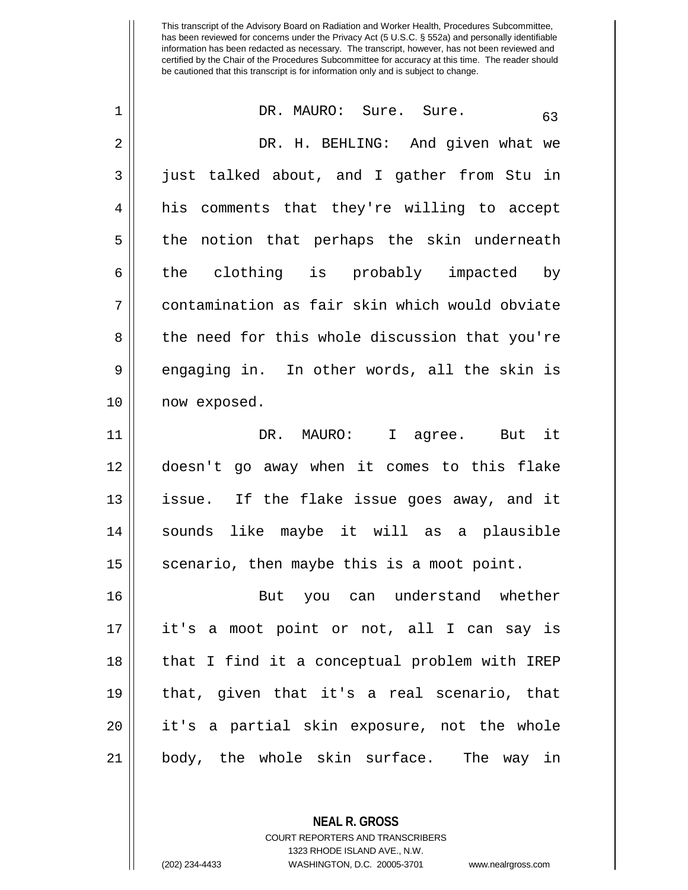This transcript of the Advisory Board on Radiation and Worker Health, Procedures Subcommittee, has been reviewed for concerns under the Privacy Act (5 U.S.C. § 552a) and personally identifiable information has been redacted as necessary. The transcript, however, has not been reviewed and certified by the Chair of the Procedures Subcommittee for accuracy at this time. The reader should be cautioned that this transcript is for information only and is subject to change.

DR. MAURO: Sure. Sure.

DR. H. BEHLING: And given what we just talked about, and I gather from Stu in his comments that they're willing to accept the notion that perhaps the skin underneath the clothing is probably impacted by contamination as fair skin which would obviate the need for this whole discussion that you're engaging in. In other words, all the skin is now exposed.

DR. MAURO: I agree. But it doesn't go away when it comes to this flake issue. If the flake issue goes away, and it sounds like maybe it will as a plausible scenario, then maybe this is a moot point.

But you can understand whether it's a moot point or not, all I can say is that I find it a conceptual problem with IREP that, given that it's a real scenario, that it's a partial skin exposure, not the whole body, the whole skin surface. The way in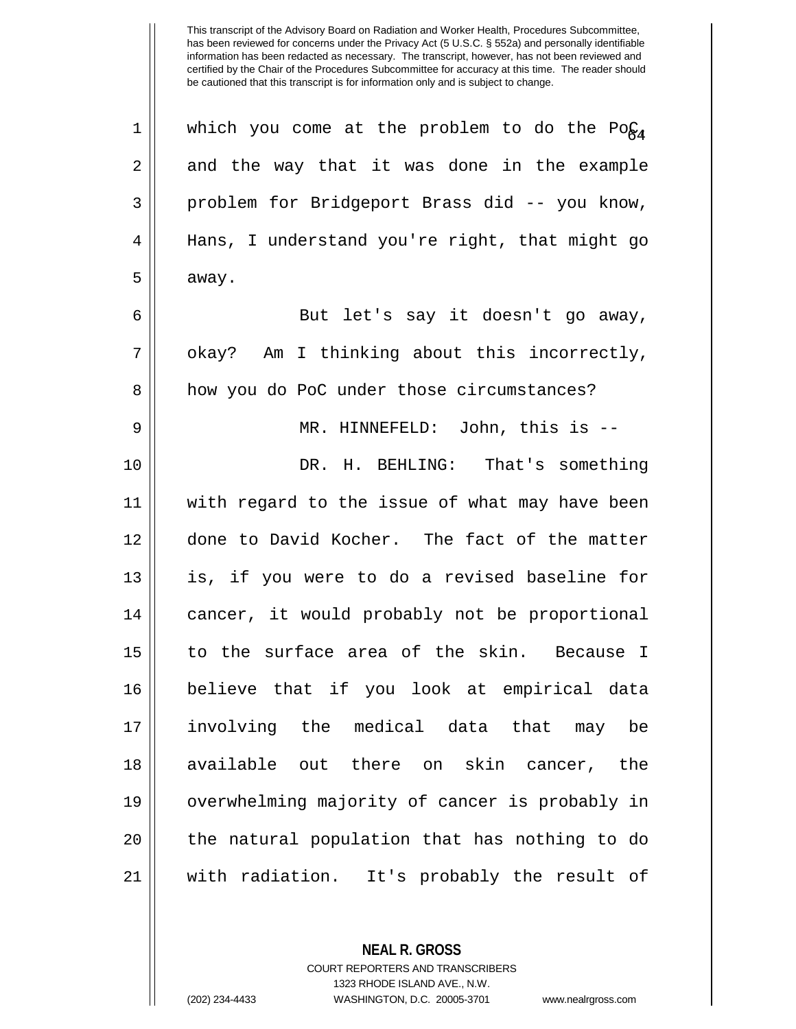which you come at the problem to do the PoC, and the way that it was done in the example problem for Bridgeport Brass did -- you know, Hans, I understand you're right, that might go away.

But let's say it doesn't go away, okay? Am I thinking about this incorrectly, how you do PoC under those circumstances?

MR. HINNEFELD: John, this is --

DR. H. BEHLING: That's something with regard to the issue of what may have been done to David Kocher. The fact of the matter is, if you were to do a revised baseline for cancer, it would probably not be proportional to the surface area of the skin. Because I believe that if you look at empirical data involving the medical data that may be available out there on skin cancer, the overwhelming majority of cancer is probably in the natural population that has nothing to do with radiation. It's probably the result of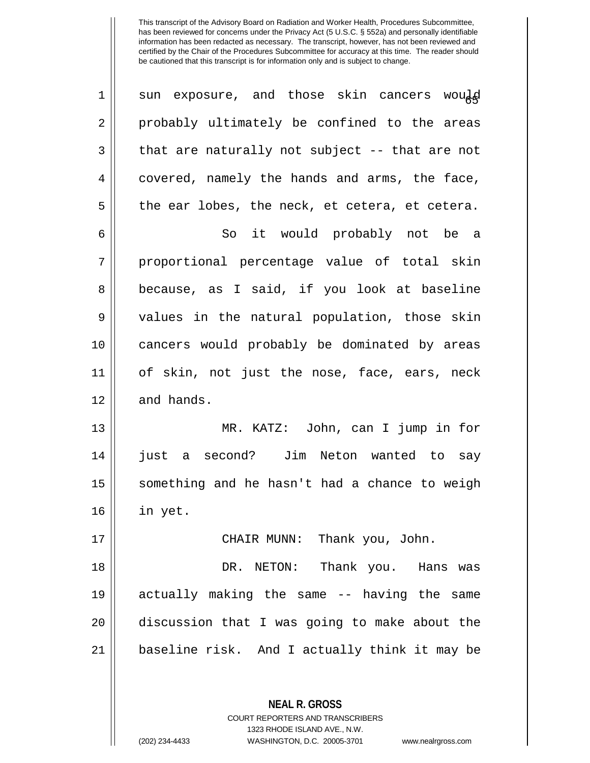sun exposure, and those skin cancers would probably ultimately be confined to the areas that are naturally not subject -- that are not covered, namely the hands and arms, the face, the ear lobes, the neck, et cetera, et cetera.

So it would probably not be a proportional percentage value of total skin because, as I said, if you look at baseline values in the natural population, those skin cancers would probably be dominated by areas of skin, not just the nose, face, ears, neck and hands.

MR. KATZ: John, can I jump in for just a second? Jim Neton wanted to say something and he hasn't had a chance to weigh in yet.

CHAIR MUNN: Thank you, John.

DR. NETON: Thank you. Hans was actually making the same -- having the same discussion that I was going to make about the baseline risk. And I actually think it may be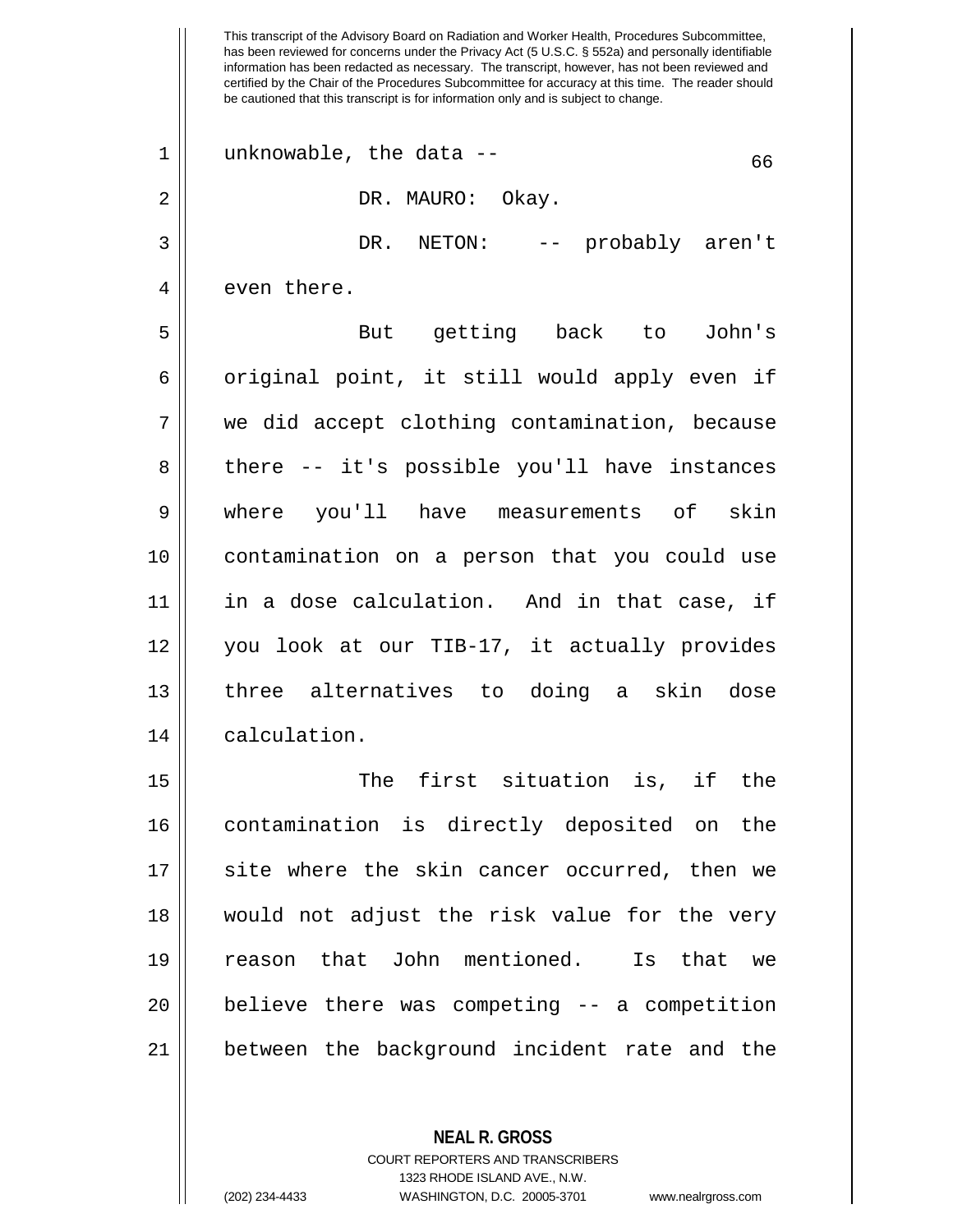unknowable, the data --

DR. MAURO: Okay.

DR. NETON: -- probably aren't even there.

But getting back to John's original point, it still would apply even if we did accept clothing contamination, because there -- it's possible you'll have instances where you'll have measurements of skin contamination on a person that you could use in a dose calculation. And in that case, if you look at our TIB-17, it actually provides three alternatives to doing a skin dose calculation.

The first situation is, if the contamination is directly deposited on the site where the skin cancer occurred, then we would not adjust the risk value for the very reason that John mentioned. Is that we believe there was competing -- a competition between the background incident rate and the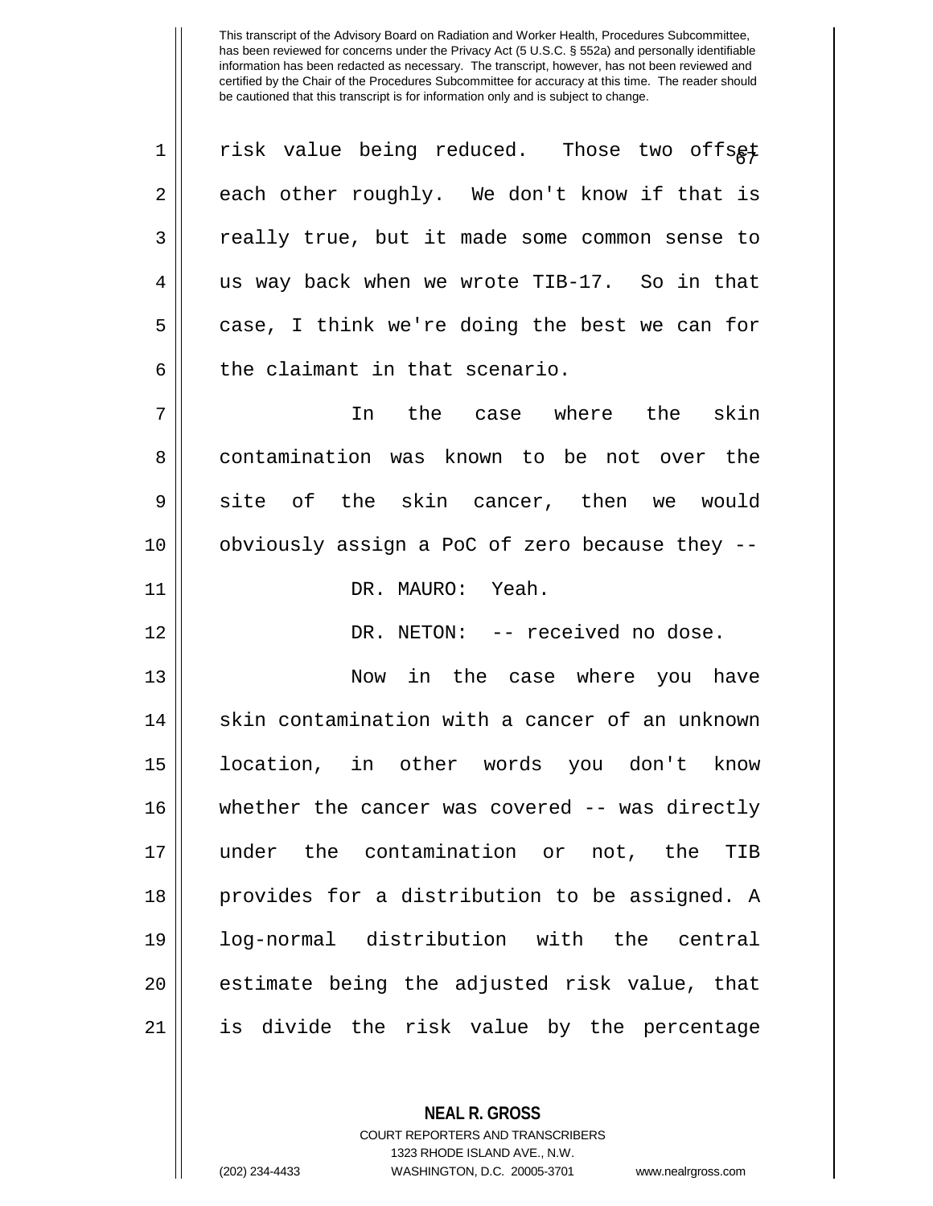This transcript of the Advisory Board on Radiation and Worker Health, Procedures Subcommittee, has been reviewed for concerns under the Privacy Act (5 U.S.C. § 552a) and personally identifiable information has been redacted as necessary. The transcript, however, has not been reviewed and certified by the Chair of the Procedures Subcommittee for accuracy at this time. The reader should be cautioned that this transcript is for information only and is subject to change.

risk value being reduced. Those two offset each other roughly. We don't know if that is really true, but it made some common sense to us way back when we wrote TIB-17. So in that case, I think we're doing the best we can for the claimant in that scenario.

In the case where the skin contamination was known to be not over the site of the skin cancer, then we would obviously assign a PoC of zero because they --

DR. MAURO: Yeah.

DR. NETON: -- received no dose.

Now in the case where you have skin contamination with a cancer of an unknown location, in other words you don't know whether the cancer was covered -- was directly under the contamination or not, the TIB provides for a distribution to be assigned. A log-normal distribution with the central estimate being the adjusted risk value, that is divide the risk value by the percentage

**NEAL R. GROSS**
COURT REPORTERS AND TRANSCRIBERS
1323 RHODE ISLAND AVE., N.W.
(202) 234-4433 WASHINGTON, D.C. 20005-3701 www.nealrgross.com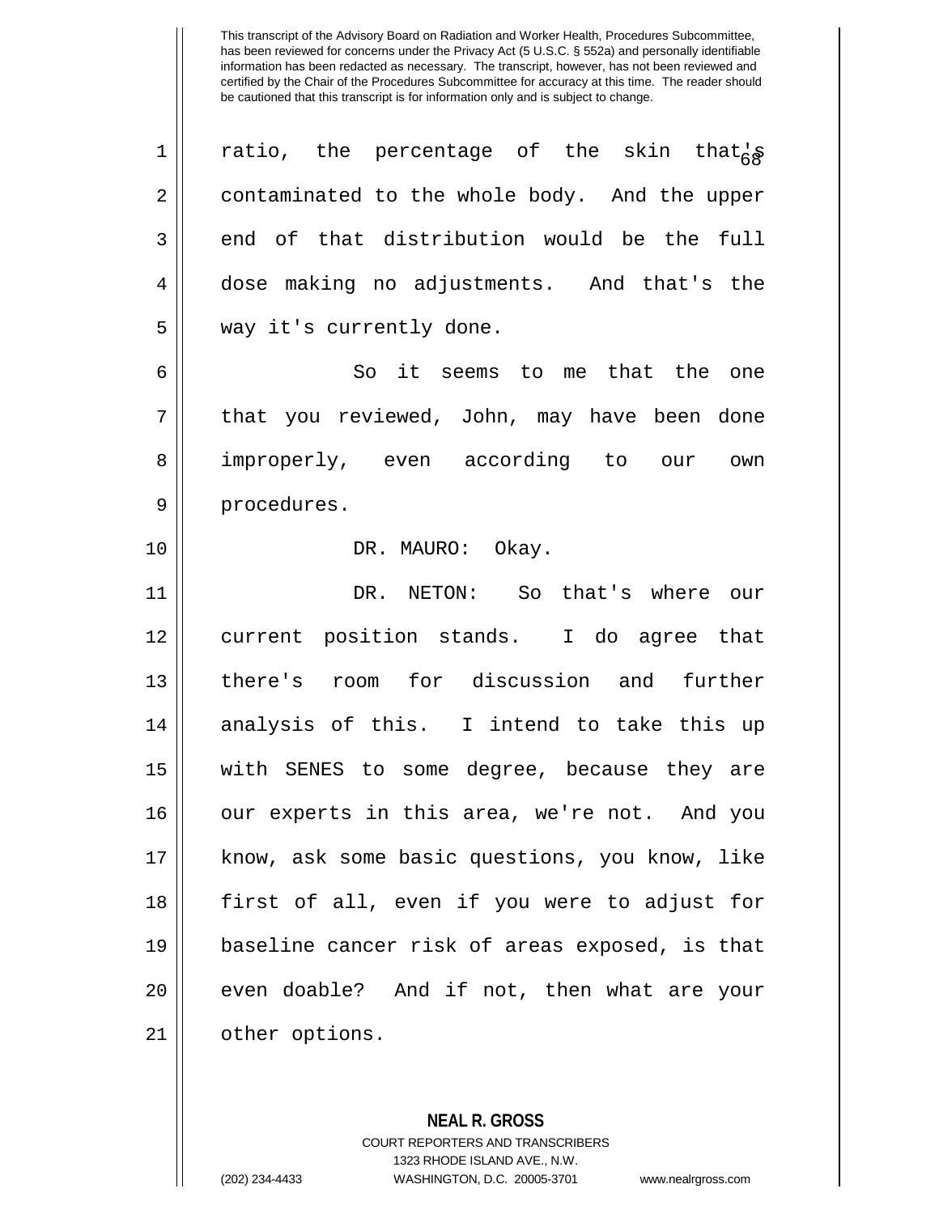ratio, the percentage of the skin that's contaminated to the whole body. And the upper end of that distribution would be the full dose making no adjustments. And that's the way it's currently done.

So it seems to me that the one that you reviewed, John, may have been done improperly, even according to our own procedures.

DR. MAURO: Okay.

DR. NETON: So that's where our current position stands. I do agree that there's room for discussion and further analysis of this. I intend to take this up with SENES to some degree, because they are our experts in this area, we're not. And you know, ask some basic questions, you know, like first of all, even if you were to adjust for baseline cancer risk of areas exposed, is that even doable? And if not, then what are your other options.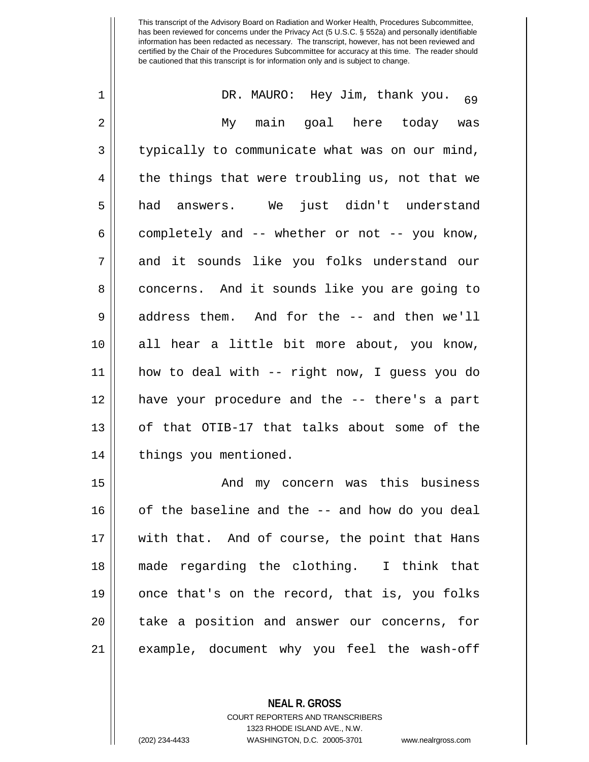This transcript of the Advisory Board on Radiation and Worker Health, Procedures Subcommittee, has been reviewed for concerns under the Privacy Act (5 U.S.C. § 552a) and personally identifiable information has been redacted as necessary. The transcript, however, has not been reviewed and certified by the Chair of the Procedures Subcommittee for accuracy at this time. The reader should be cautioned that this transcript is for information only and is subject to change.

DR. MAURO: Hey Jim, thank you.

My main goal here today was typically to communicate what was on our mind, the things that were troubling us, not that we had answers. We just didn't understand completely and -- whether or not -- you know, and it sounds like you folks understand our concerns. And it sounds like you are going to address them. And for the -- and then we'll all hear a little bit more about, you know, how to deal with -- right now, I guess you do have your procedure and the -- there's a part of that OTIB-17 that talks about some of the things you mentioned.

And my concern was this business of the baseline and the -- and how do you deal with that. And of course, the point that Hans made regarding the clothing. I think that once that's on the record, that is, you folks take a position and answer our concerns, for example, document why you feel the wash-off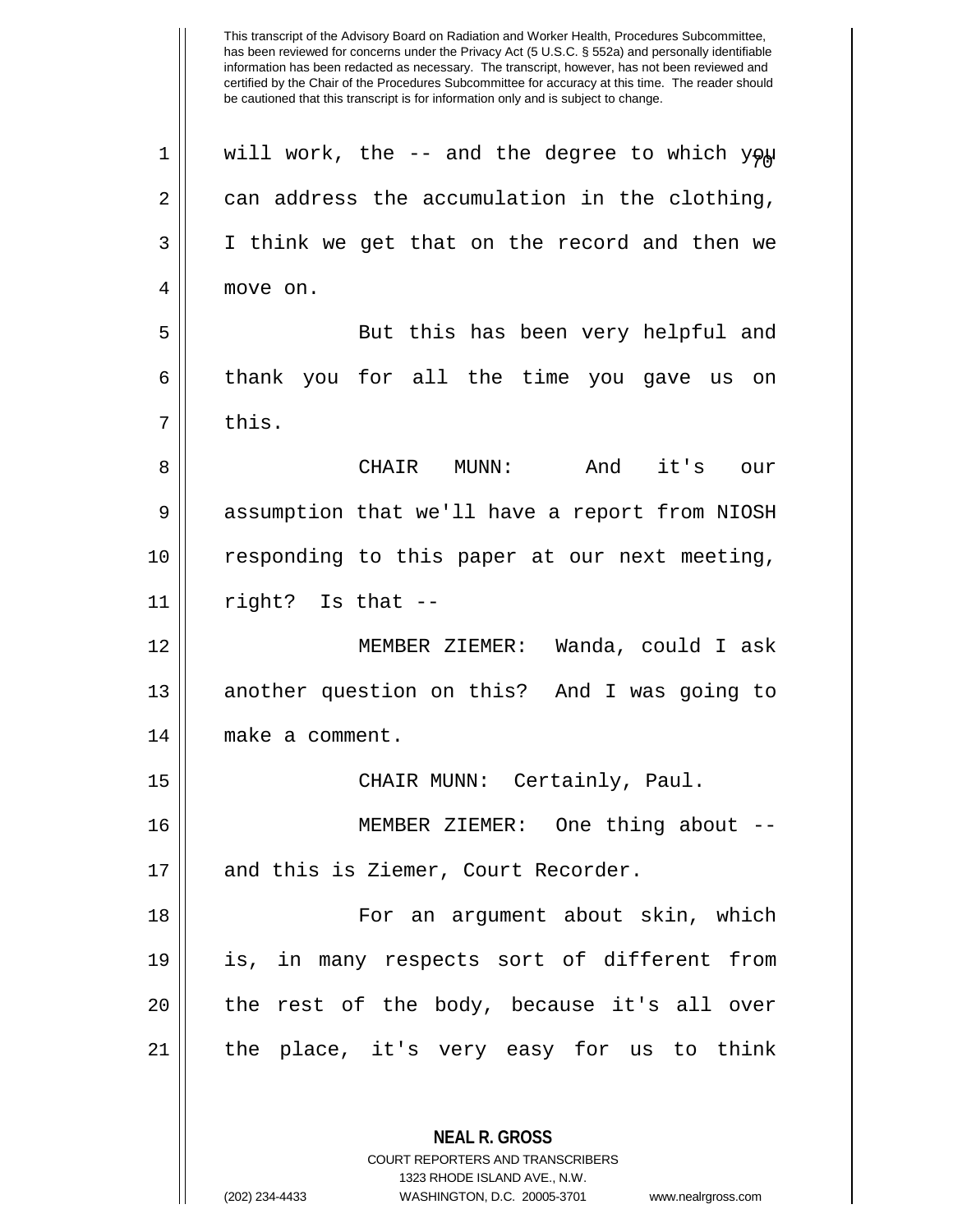This transcript of the Advisory Board on Radiation and Worker Health, Procedures Subcommittee, has been reviewed for concerns under the Privacy Act (5 U.S.C. § 552a) and personally identifiable information has been redacted as necessary. The transcript, however, has not been reviewed and certified by the Chair of the Procedures Subcommittee for accuracy at this time. The reader should be cautioned that this transcript is for information only and is subject to change.

will work, the -- and the degree to which you can address the accumulation in the clothing, I think we get that on the record and then we move on.

But this has been very helpful and thank you for all the time you gave us on this.

CHAIR MUNN: And it's our assumption that we'll have a report from NIOSH responding to this paper at our next meeting, right? Is that --

MEMBER ZIEMER: Wanda, could I ask another question on this? And I was going to make a comment.

CHAIR MUNN: Certainly, Paul.

MEMBER ZIEMER: One thing about -- and this is Ziemer, Court Recorder.

For an argument about skin, which is, in many respects sort of different from the rest of the body, because it's all over the place, it's very easy for us to think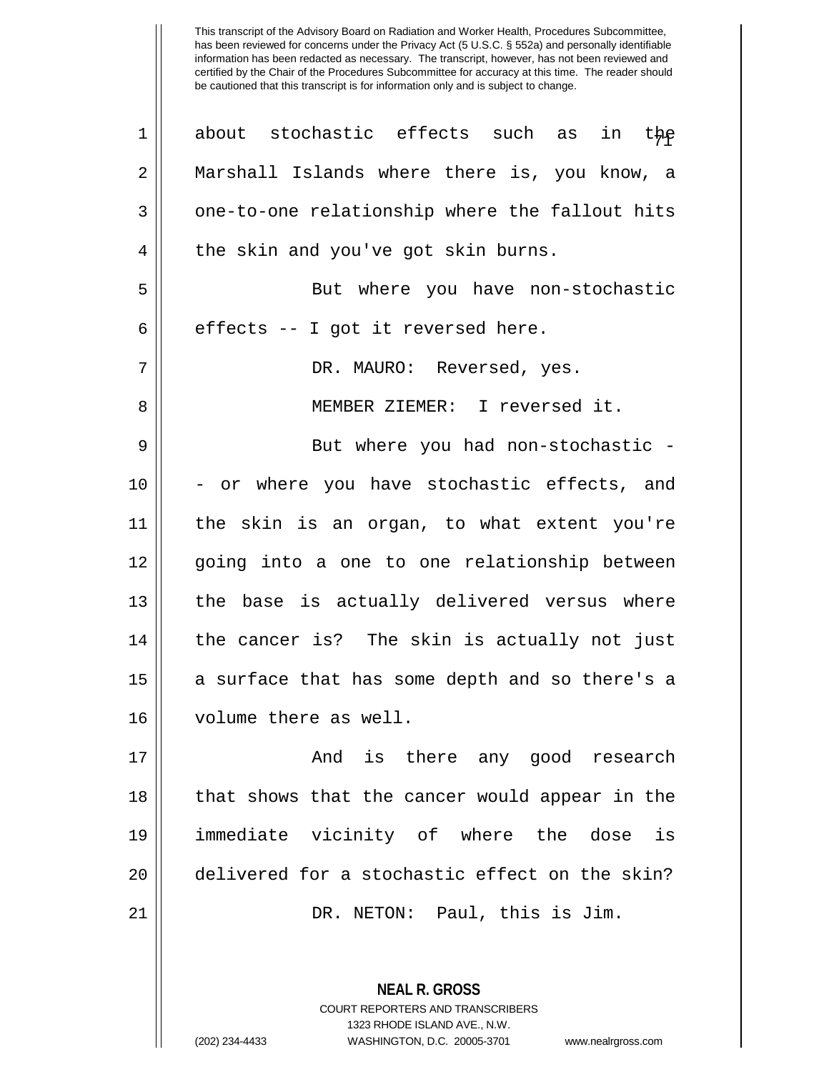This transcript of the Advisory Board on Radiation and Worker Health, Procedures Subcommittee, has been reviewed for concerns under the Privacy Act (5 U.S.C. § 552a) and personally identifiable information has been redacted as necessary. The transcript, however, has not been reviewed and certified by the Chair of the Procedures Subcommittee for accuracy at this time. The reader should be cautioned that this transcript is for information only and is subject to change.

about stochastic effects such as in the Marshall Islands where there is, you know, a one-to-one relationship where the fallout hits the skin and you've got skin burns.

But where you have non-stochastic effects -- I got it reversed here.

DR. MAURO: Reversed, yes.

MEMBER ZIEMER: I reversed it.

But where you had non-stochastic -- or where you have stochastic effects, and the skin is an organ, to what extent you're going into a one to one relationship between the base is actually delivered versus where the cancer is? The skin is actually not just a surface that has some depth and so there's a volume there as well.

And is there any good research that shows that the cancer would appear in the immediate vicinity of where the dose is delivered for a stochastic effect on the skin?

DR. NETON: Paul, this is Jim.

**NEAL R. GROSS**
COURT REPORTERS AND TRANSCRIBERS
1323 RHODE ISLAND AVE., N.W.
(202) 234-4433 WASHINGTON, D.C. 20005-3701 www.nealrgross.com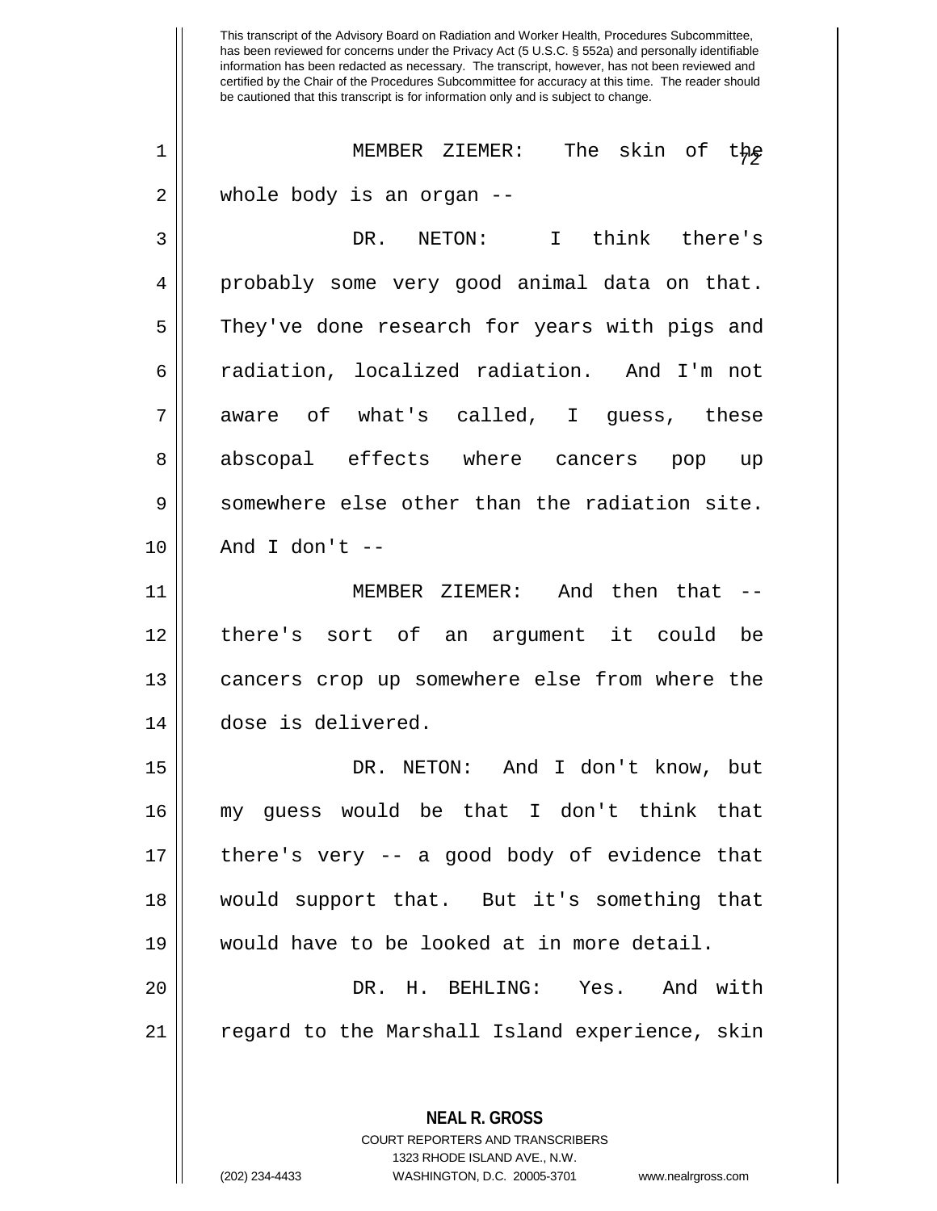MEMBER ZIEMER: The skin of the whole body is an organ --

DR. NETON: I think there's probably some very good animal data on that. They've done research for years with pigs and radiation, localized radiation. And I'm not aware of what's called, I guess, these abscopal effects where cancers pop up somewhere else other than the radiation site. And I don't --

MEMBER ZIEMER: And then that -- there's sort of an argument it could be cancers crop up somewhere else from where the dose is delivered.

DR. NETON: And I don't know, but my guess would be that I don't think that there's very -- a good body of evidence that would support that. But it's something that would have to be looked at in more detail.

DR. H. BEHLING: Yes. And with regard to the Marshall Island experience, skin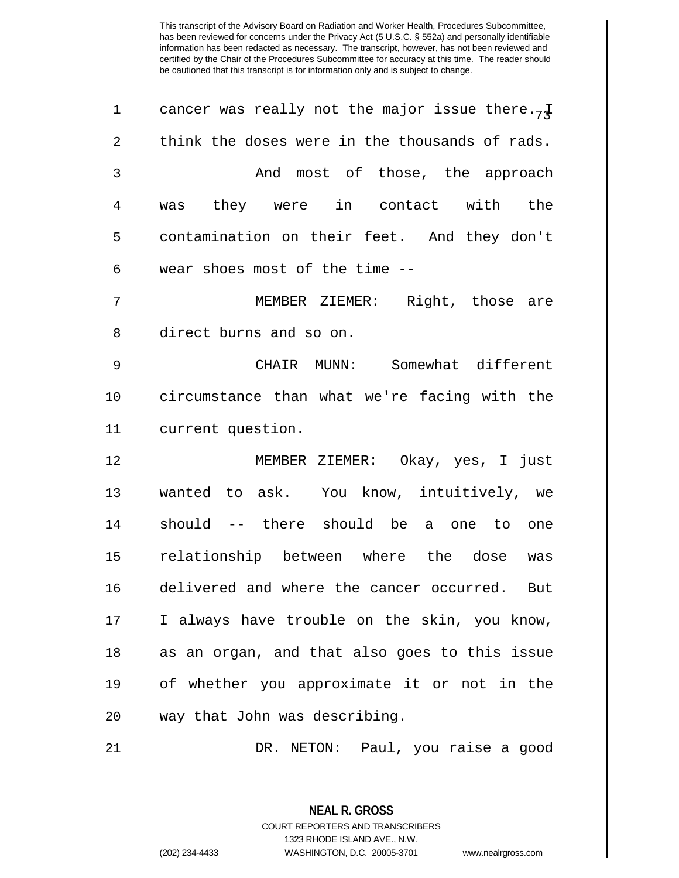cancer was really not the major issue there. I think the doses were in the thousands of rads.

And most of those, the approach was they were in contact with the contamination on their feet. And they don't wear shoes most of the time --

MEMBER ZIEMER: Right, those are direct burns and so on.

CHAIR MUNN: Somewhat different circumstance than what we're facing with the current question.

MEMBER ZIEMER: Okay, yes, I just wanted to ask. You know, intuitively, we should -- there should be a one to one relationship between where the dose was delivered and where the cancer occurred. But I always have trouble on the skin, you know, as an organ, and that also goes to this issue of whether you approximate it or not in the way that John was describing.

DR. NETON: Paul, you raise a good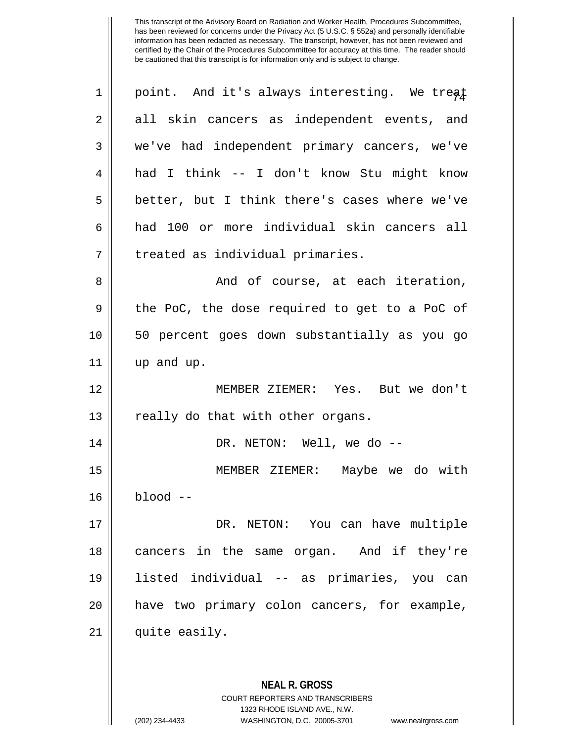This transcript of the Advisory Board on Radiation and Worker Health, Procedures Subcommittee, has been reviewed for concerns under the Privacy Act (5 U.S.C. § 552a) and personally identifiable information has been redacted as necessary. The transcript, however, has not been reviewed and certified by the Chair of the Procedures Subcommittee for accuracy at this time. The reader should be cautioned that this transcript is for information only and is subject to change.

point. And it's always interesting. We treat all skin cancers as independent events, and we've had independent primary cancers, we've had I think -- I don't know Stu might know better, but I think there's cases where we've had 100 or more individual skin cancers all treated as individual primaries.

And of course, at each iteration, the PoC, the dose required to get to a PoC of 50 percent goes down substantially as you go up and up.

MEMBER ZIEMER: Yes. But we don't really do that with other organs.

DR. NETON: Well, we do --

MEMBER ZIEMER: Maybe we do with blood --

DR. NETON: You can have multiple cancers in the same organ. And if they're listed individual -- as primaries, you can have two primary colon cancers, for example, quite easily.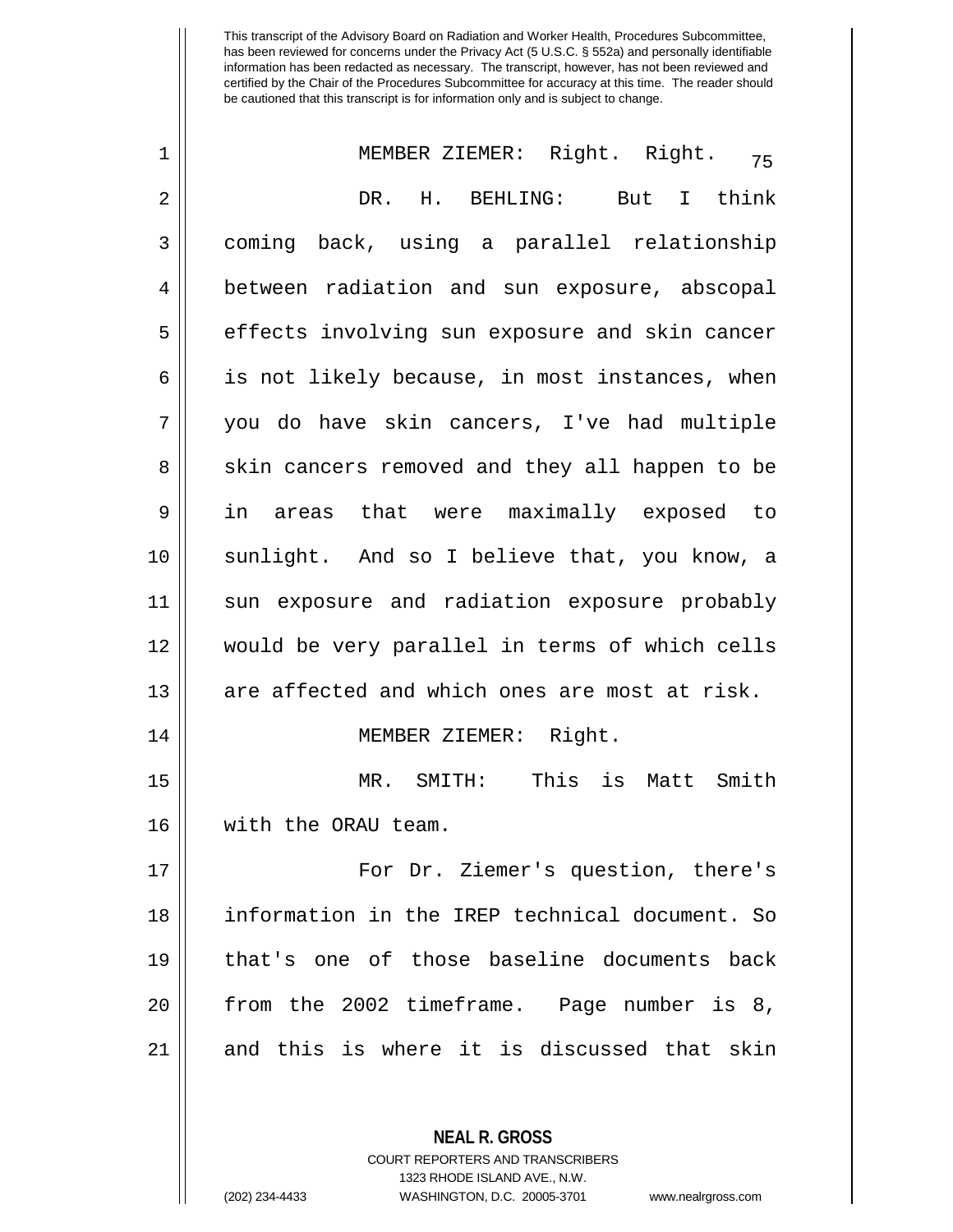This transcript of the Advisory Board on Radiation and Worker Health, Procedures Subcommittee, has been reviewed for concerns under the Privacy Act (5 U.S.C. § 552a) and personally identifiable information has been redacted as necessary. The transcript, however, has not been reviewed and certified by the Chair of the Procedures Subcommittee for accuracy at this time. The reader should be cautioned that this transcript is for information only and is subject to change.

MEMBER ZIEMER: Right. Right.

DR. H. BEHLING: But I think coming back, using a parallel relationship between radiation and sun exposure, abscopal effects involving sun exposure and skin cancer is not likely because, in most instances, when you do have skin cancers, I've had multiple skin cancers removed and they all happen to be in areas that were maximally exposed to sunlight. And so I believe that, you know, a sun exposure and radiation exposure probably would be very parallel in terms of which cells are affected and which ones are most at risk.

MEMBER ZIEMER: Right.

MR. SMITH: This is Matt Smith with the ORAU team.

For Dr. Ziemer's question, there's information in the IREP technical document. So that's one of those baseline documents back from the 2002 timeframe. Page number is 8, and this is where it is discussed that skin

**NEAL R. GROSS**
COURT REPORTERS AND TRANSCRIBERS
1323 RHODE ISLAND AVE., N.W.
(202) 234-4433 WASHINGTON, D.C. 20005-3701 www.nealrgross.com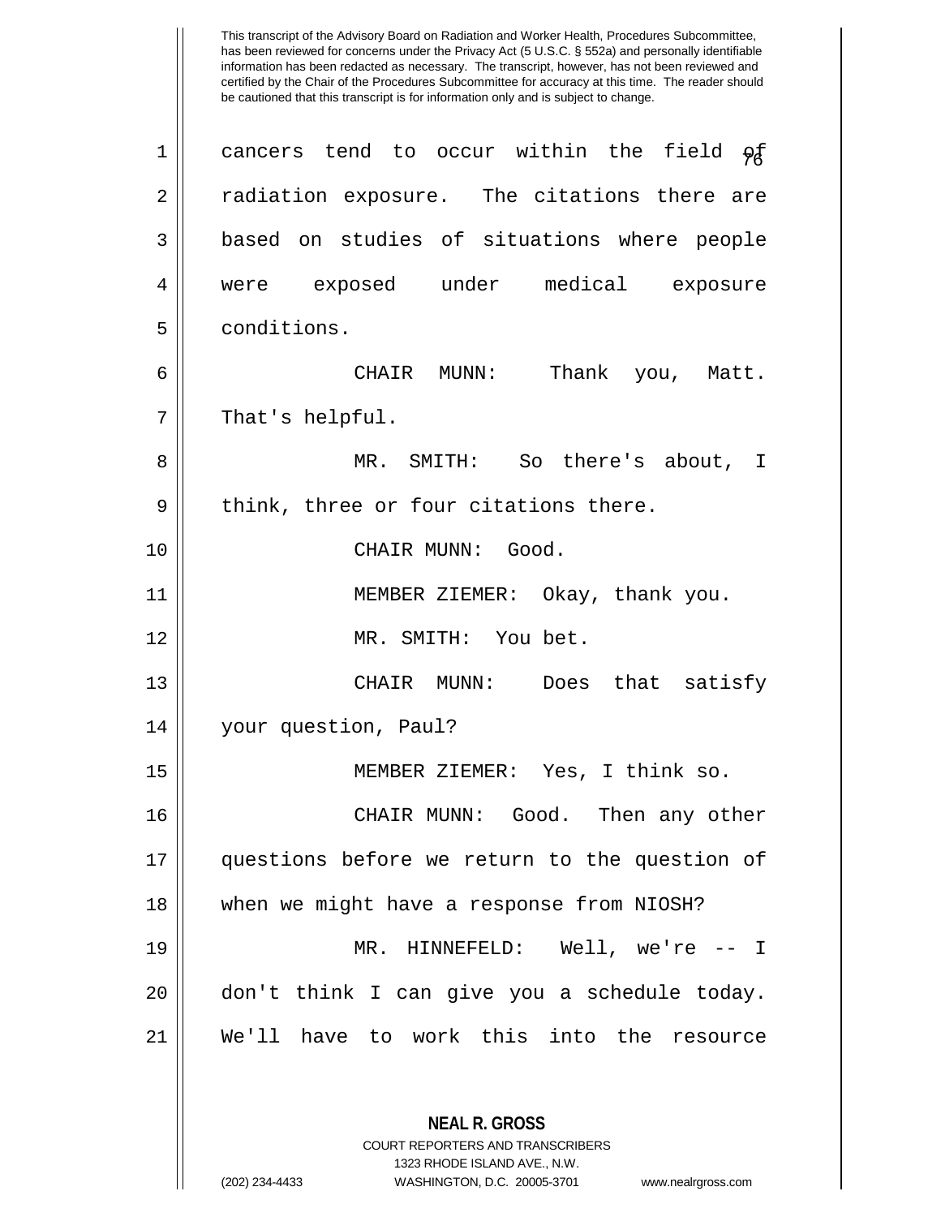This transcript of the Advisory Board on Radiation and Worker Health, Procedures Subcommittee, has been reviewed for concerns under the Privacy Act (5 U.S.C. § 552a) and personally identifiable information has been redacted as necessary. The transcript, however, has not been reviewed and certified by the Chair of the Procedures Subcommittee for accuracy at this time. The reader should be cautioned that this transcript is for information only and is subject to change.

cancers tend to occur within the field of radiation exposure. The citations there are based on studies of situations where people were exposed under medical exposure conditions.

CHAIR MUNN: Thank you, Matt. That's helpful.

MR. SMITH: So there's about, I think, three or four citations there.

CHAIR MUNN: Good.

MEMBER ZIEMER: Okay, thank you.

MR. SMITH: You bet.

CHAIR MUNN: Does that satisfy your question, Paul?

MEMBER ZIEMER: Yes, I think so.

CHAIR MUNN: Good. Then any other questions before we return to the question of when we might have a response from NIOSH?

MR. HINNEFELD: Well, we're -- I don't think I can give you a schedule today. We'll have to work this into the resource

**NEAL R. GROSS**
COURT REPORTERS AND TRANSCRIBERS
1323 RHODE ISLAND AVE., N.W.
(202) 234-4433 WASHINGTON, D.C. 20005-3701 www.nealrgross.com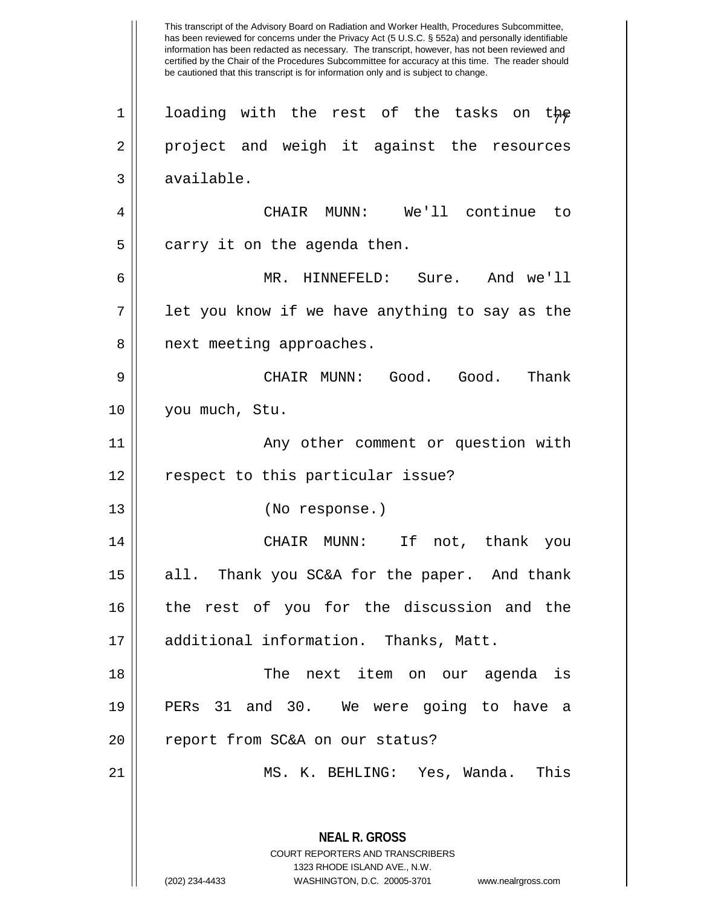This transcript of the Advisory Board on Radiation and Worker Health, Procedures Subcommittee, has been reviewed for concerns under the Privacy Act (5 U.S.C. § 552a) and personally identifiable information has been redacted as necessary. The transcript, however, has not been reviewed and certified by the Chair of the Procedures Subcommittee for accuracy at this time. The reader should be cautioned that this transcript is for information only and is subject to change.

loading with the rest of the tasks on the project and weigh it against the resources available.

CHAIR MUNN: We'll continue to carry it on the agenda then.

MR. HINNEFELD: Sure. And we'll let you know if we have anything to say as the next meeting approaches.

CHAIR MUNN: Good. Good. Thank you much, Stu.

Any other comment or question with respect to this particular issue?

(No response.)

CHAIR MUNN: If not, thank you all. Thank you SC&A for the paper. And thank the rest of you for the discussion and the additional information. Thanks, Matt.

The next item on our agenda is PERs 31 and 30. We were going to have a report from SC&A on our status?

MS. K. BEHLING: Yes, Wanda. This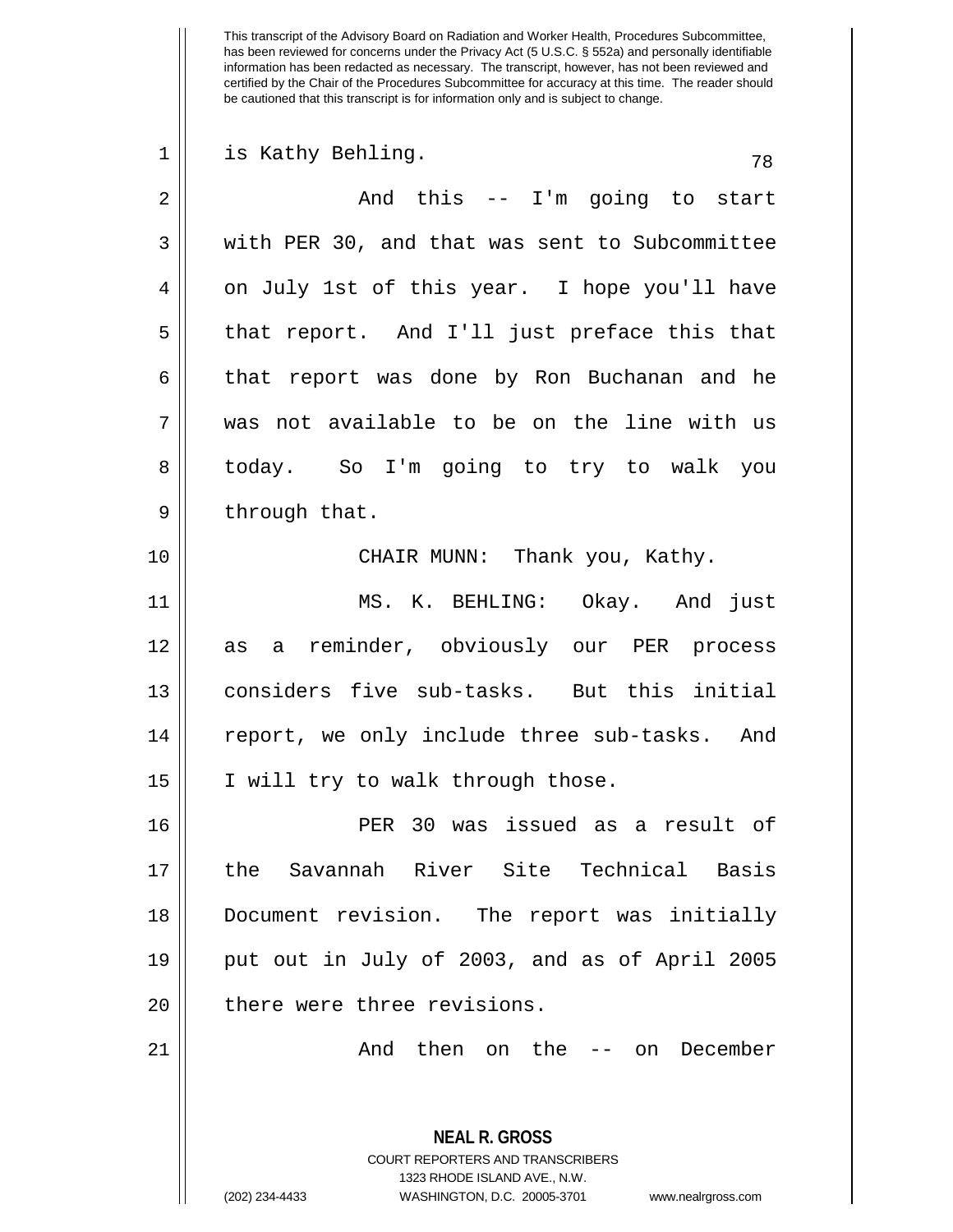This transcript of the Advisory Board on Radiation and Worker Health, Procedures Subcommittee, has been reviewed for concerns under the Privacy Act (5 U.S.C. § 552a) and personally identifiable information has been redacted as necessary. The transcript, however, has not been reviewed and certified by the Chair of the Procedures Subcommittee for accuracy at this time. The reader should be cautioned that this transcript is for information only and is subject to change.

is Kathy Behling.

And this -- I'm going to start with PER 30, and that was sent to Subcommittee on July 1st of this year. I hope you'll have that report. And I'll just preface this that that report was done by Ron Buchanan and he was not available to be on the line with us today. So I'm going to try to walk you through that.

CHAIR MUNN: Thank you, Kathy.

MS. K. BEHLING: Okay. And just as a reminder, obviously our PER process considers five sub-tasks. But this initial report, we only include three sub-tasks. And I will try to walk through those.

PER 30 was issued as a result of the Savannah River Site Technical Basis Document revision. The report was initially put out in July of 2003, and as of April 2005 there were three revisions.

And then on the -- on December

**NEAL R. GROSS**
COURT REPORTERS AND TRANSCRIBERS
1323 RHODE ISLAND AVE., N.W.
(202) 234-4433 WASHINGTON, D.C. 20005-3701 www.nealrgross.com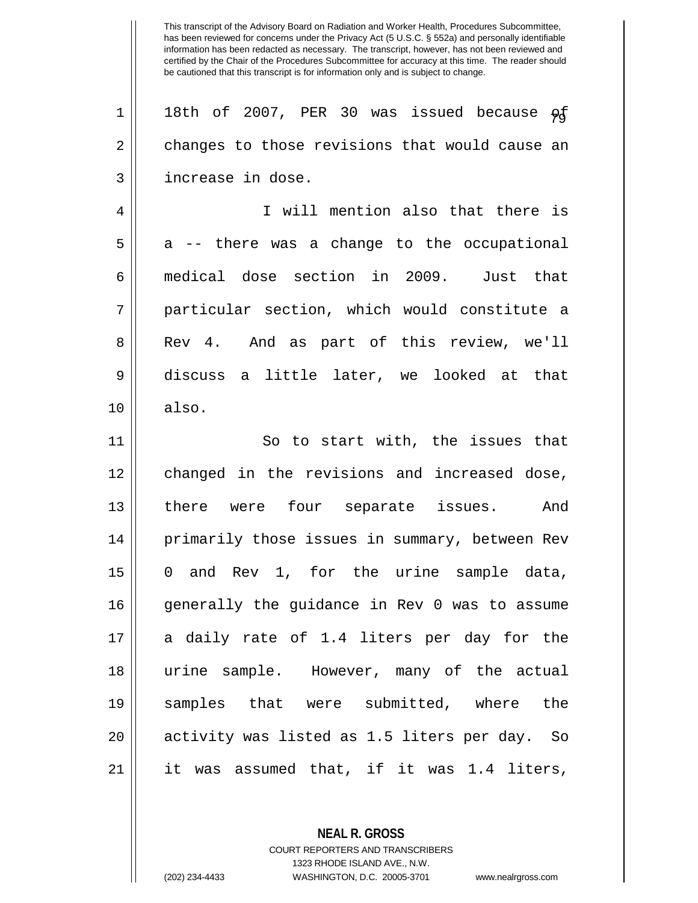18th of 2007, PER 30 was issued because of changes to those revisions that would cause an increase in dose.

I will mention also that there is a -- there was a change to the occupational medical dose section in 2009. Just that particular section, which would constitute a Rev 4. And as part of this review, we'll discuss a little later, we looked at that also.

So to start with, the issues that changed in the revisions and increased dose, there were four separate issues. And primarily those issues in summary, between Rev 0 and Rev 1, for the urine sample data, generally the guidance in Rev 0 was to assume a daily rate of 1.4 liters per day for the urine sample. However, many of the actual samples that were submitted, where the activity was listed as 1.5 liters per day. So it was assumed that, if it was 1.4 liters,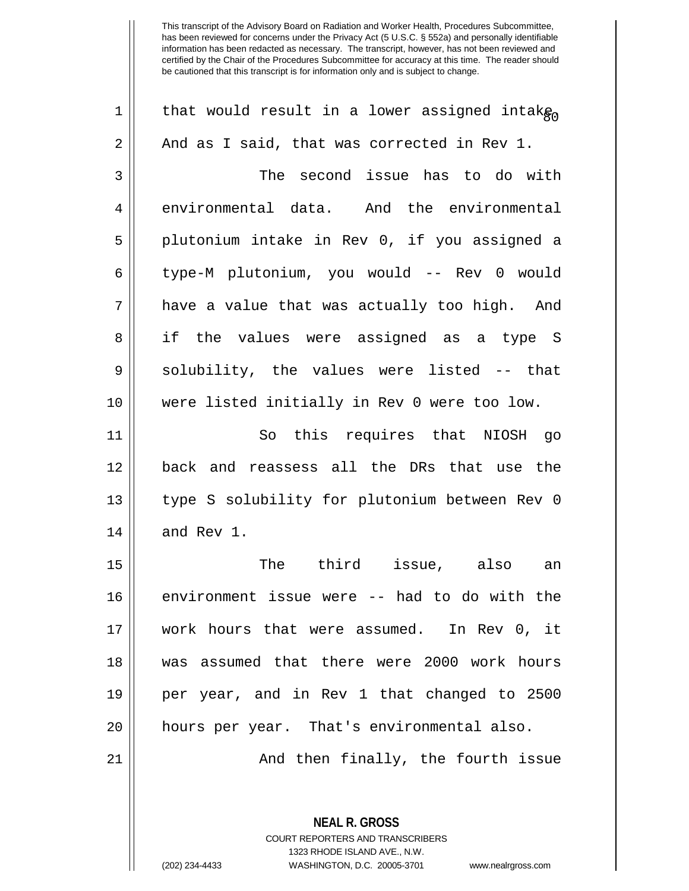This transcript of the Advisory Board on Radiation and Worker Health, Procedures Subcommittee, has been reviewed for concerns under the Privacy Act (5 U.S.C. § 552a) and personally identifiable information has been redacted as necessary. The transcript, however, has not been reviewed and certified by the Chair of the Procedures Subcommittee for accuracy at this time. The reader should be cautioned that this transcript is for information only and is subject to change.

that would result in a lower assigned intake. And as I said, that was corrected in Rev 1.

The second issue has to do with environmental data. And the environmental plutonium intake in Rev 0, if you assigned a type-M plutonium, you would -- Rev 0 would have a value that was actually too high. And if the values were assigned as a type S solubility, the values were listed -- that were listed initially in Rev 0 were too low.

So this requires that NIOSH go back and reassess all the DRs that use the type S solubility for plutonium between Rev 0 and Rev 1.

The third issue, also an environment issue were -- had to do with the work hours that were assumed. In Rev 0, it was assumed that there were 2000 work hours per year, and in Rev 1 that changed to 2500 hours per year. That's environmental also.

And then finally, the fourth issue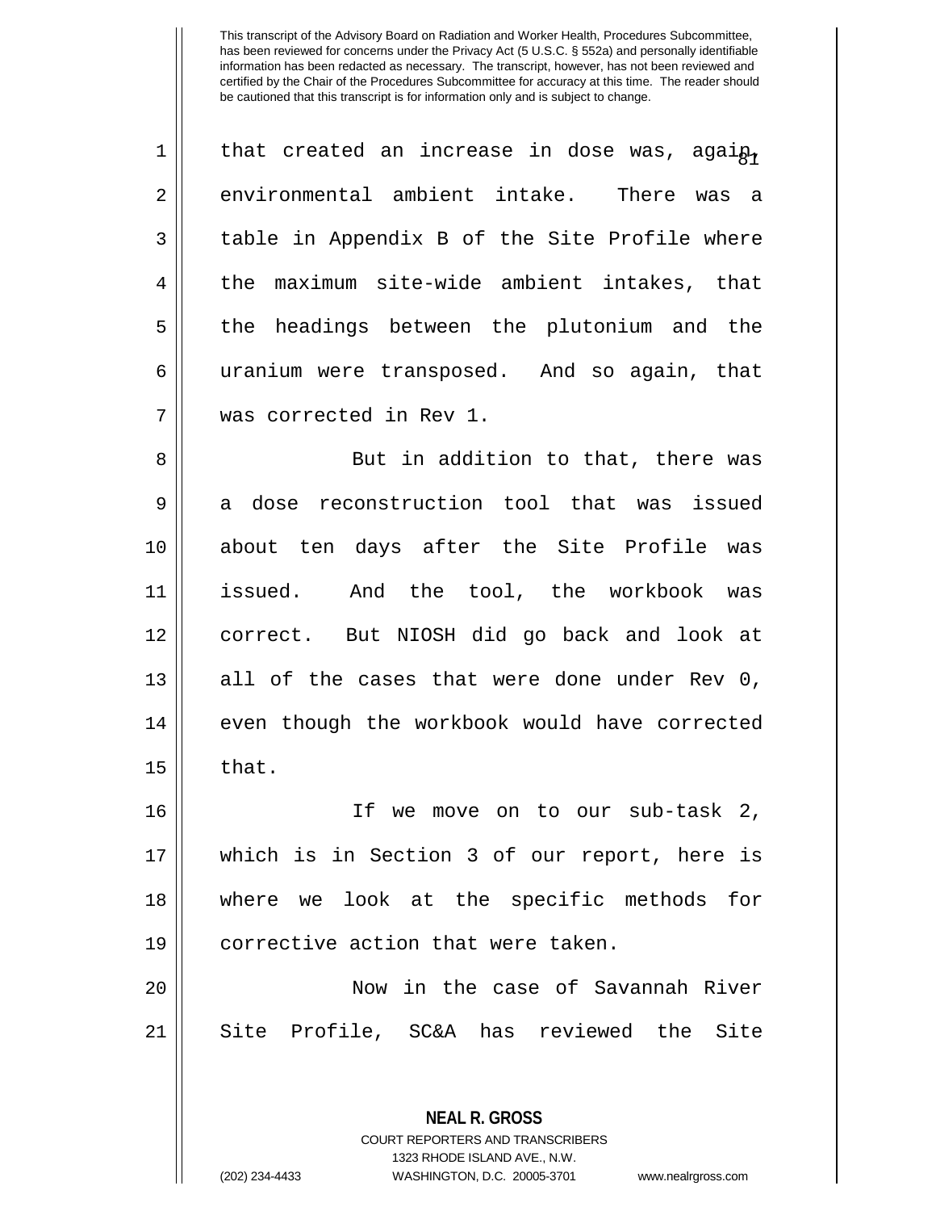This transcript of the Advisory Board on Radiation and Worker Health, Procedures Subcommittee, has been reviewed for concerns under the Privacy Act (5 U.S.C. § 552a) and personally identifiable information has been redacted as necessary. The transcript, however, has not been reviewed and certified by the Chair of the Procedures Subcommittee for accuracy at this time. The reader should be cautioned that this transcript is for information only and is subject to change.

that created an increase in dose was, again, environmental ambient intake. There was a table in Appendix B of the Site Profile where the maximum site-wide ambient intakes, that the headings between the plutonium and the uranium were transposed. And so again, that was corrected in Rev 1.

But in addition to that, there was a dose reconstruction tool that was issued about ten days after the Site Profile was issued. And the tool, the workbook was correct. But NIOSH did go back and look at all of the cases that were done under Rev 0, even though the workbook would have corrected that.

If we move on to our sub-task 2, which is in Section 3 of our report, here is where we look at the specific methods for corrective action that were taken.

Now in the case of Savannah River Site Profile, SC&A has reviewed the Site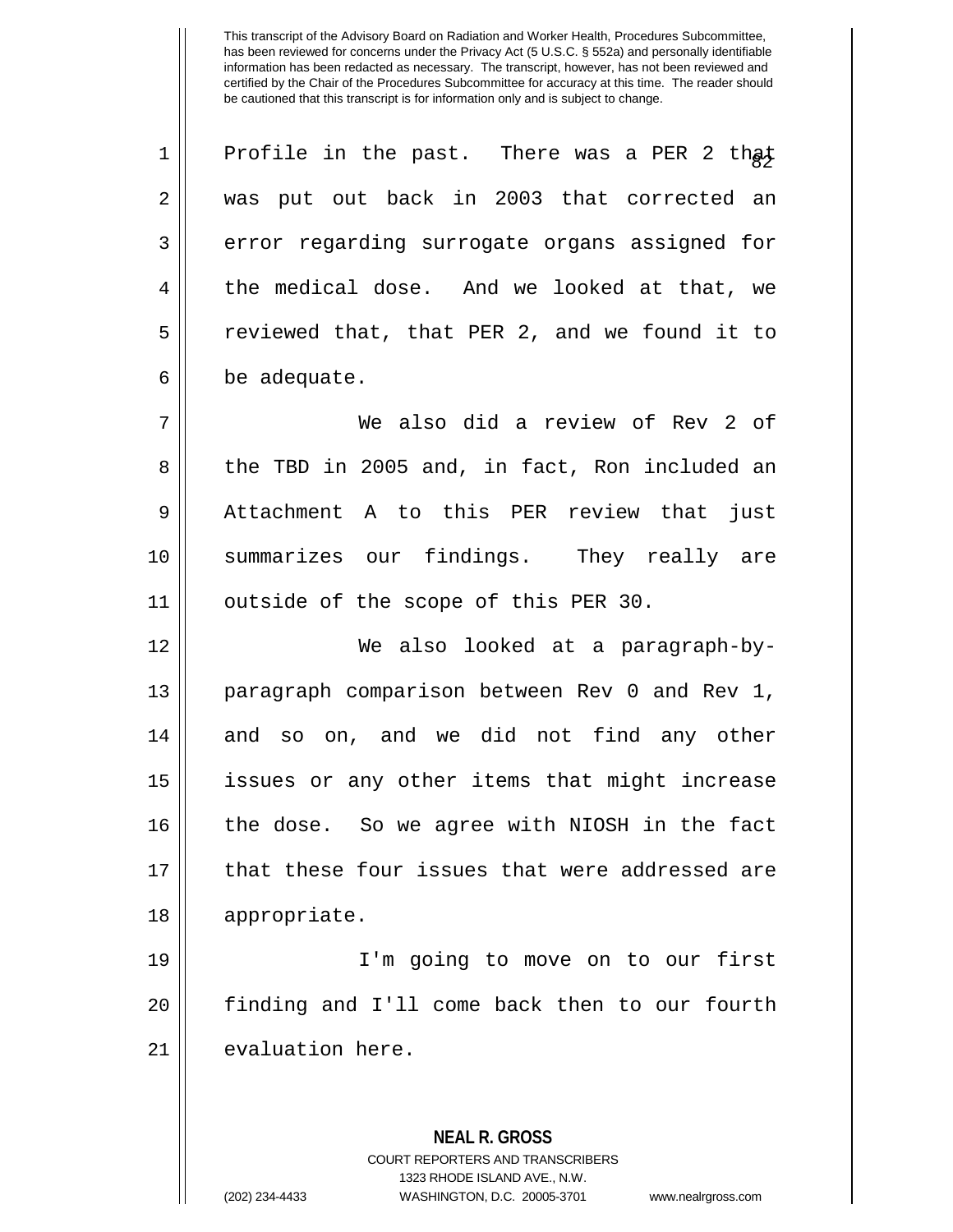This transcript of the Advisory Board on Radiation and Worker Health, Procedures Subcommittee, has been reviewed for concerns under the Privacy Act (5 U.S.C. § 552a) and personally identifiable information has been redacted as necessary. The transcript, however, has not been reviewed and certified by the Chair of the Procedures Subcommittee for accuracy at this time. The reader should be cautioned that this transcript is for information only and is subject to change.

Profile in the past. There was a PER 2 that was put out back in 2003 that corrected an error regarding surrogate organs assigned for the medical dose. And we looked at that, we reviewed that, that PER 2, and we found it to be adequate.

We also did a review of Rev 2 of the TBD in 2005 and, in fact, Ron included an Attachment A to this PER review that just summarizes our findings. They really are outside of the scope of this PER 30.

We also looked at a paragraph-by-paragraph comparison between Rev 0 and Rev 1, and so on, and we did not find any other issues or any other items that might increase the dose. So we agree with NIOSH in the fact that these four issues that were addressed are appropriate.

I'm going to move on to our first finding and I'll come back then to our fourth evaluation here.

**NEAL R. GROSS**
COURT REPORTERS AND TRANSCRIBERS
1323 RHODE ISLAND AVE., N.W.
(202) 234-4433 WASHINGTON, D.C. 20005-3701 www.nealrgross.com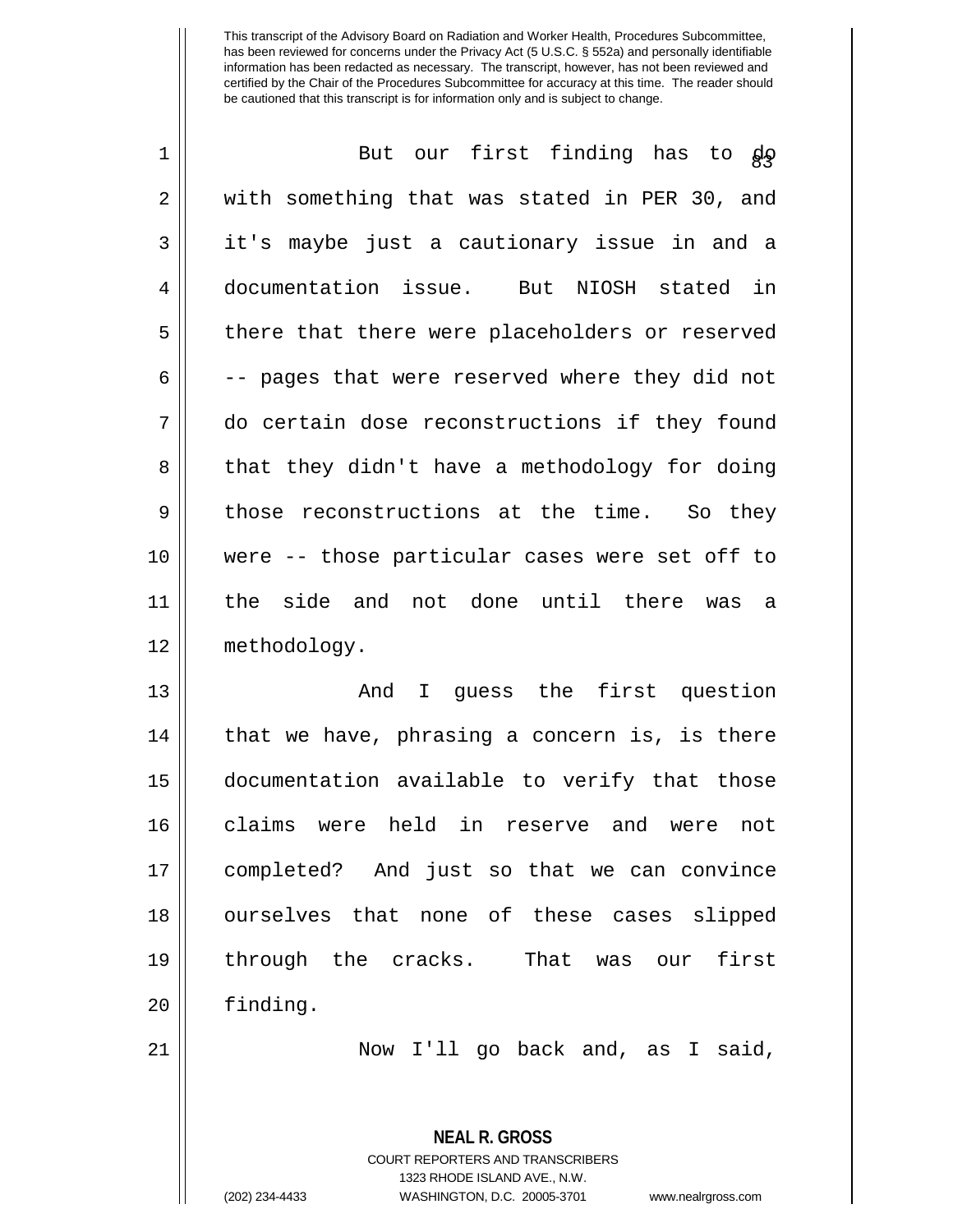This transcript of the Advisory Board on Radiation and Worker Health, Procedures Subcommittee, has been reviewed for concerns under the Privacy Act (5 U.S.C. § 552a) and personally identifiable information has been redacted as necessary. The transcript, however, has not been reviewed and certified by the Chair of the Procedures Subcommittee for accuracy at this time. The reader should be cautioned that this transcript is for information only and is subject to change.

But our first finding has to do with something that was stated in PER 30, and it's maybe just a cautionary issue in and a documentation issue. But NIOSH stated in there that there were placeholders or reserved -- pages that were reserved where they did not do certain dose reconstructions if they found that they didn't have a methodology for doing those reconstructions at the time. So they were -- those particular cases were set off to the side and not done until there was a methodology.

And I guess the first question that we have, phrasing a concern is, is there documentation available to verify that those claims were held in reserve and were not completed? And just so that we can convince ourselves that none of these cases slipped through the cracks. That was our first finding.

Now I'll go back and, as I said,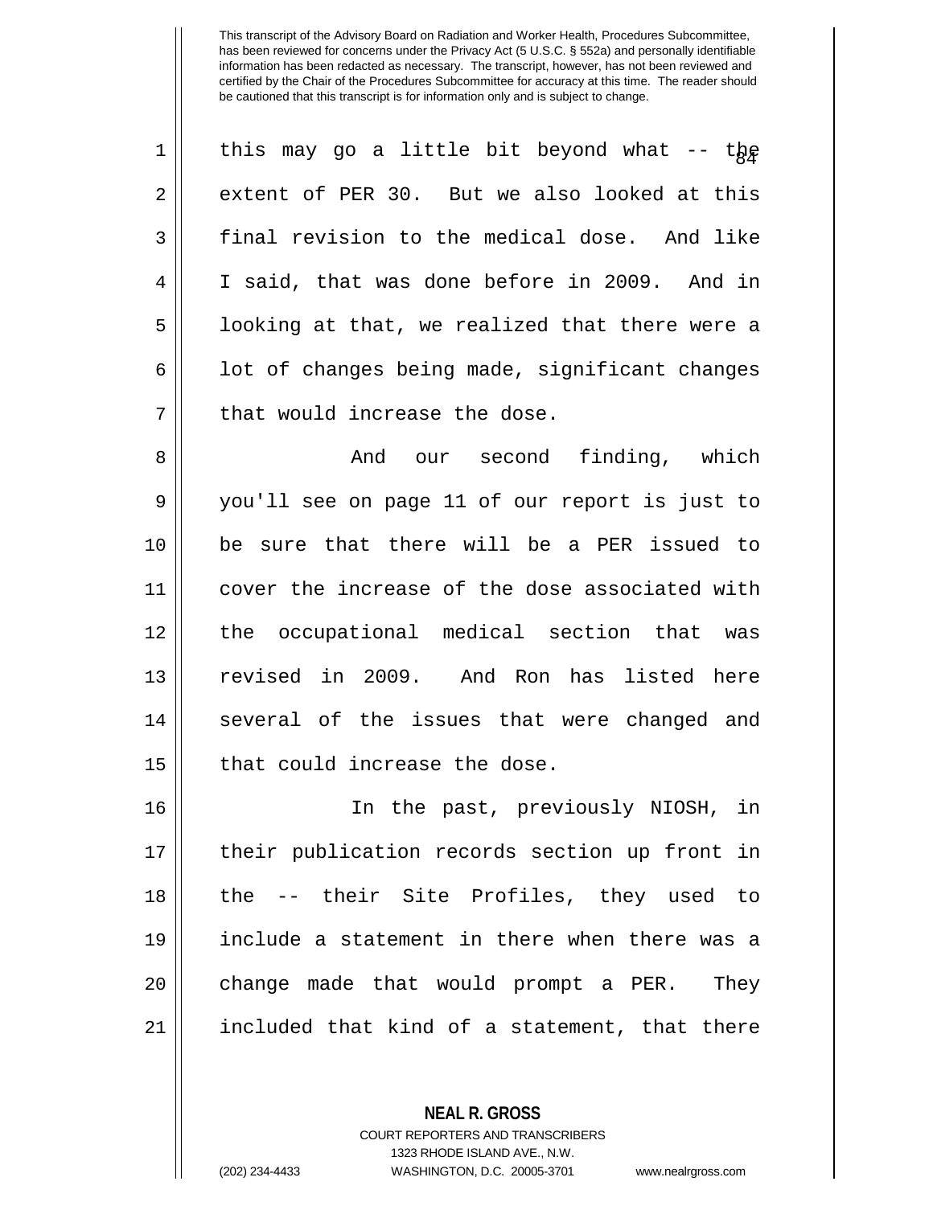This transcript of the Advisory Board on Radiation and Worker Health, Procedures Subcommittee, has been reviewed for concerns under the Privacy Act (5 U.S.C. § 552a) and personally identifiable information has been redacted as necessary. The transcript, however, has not been reviewed and certified by the Chair of the Procedures Subcommittee for accuracy at this time. The reader should be cautioned that this transcript is for information only and is subject to change.

this may go a little bit beyond what -- the extent of PER 30. But we also looked at this final revision to the medical dose. And like I said, that was done before in 2009. And in looking at that, we realized that there were a lot of changes being made, significant changes that would increase the dose.

And our second finding, which you'll see on page 11 of our report is just to be sure that there will be a PER issued to cover the increase of the dose associated with the occupational medical section that was revised in 2009. And Ron has listed here several of the issues that were changed and that could increase the dose.

In the past, previously NIOSH, in their publication records section up front in the -- their Site Profiles, they used to include a statement in there when there was a change made that would prompt a PER. They included that kind of a statement, that there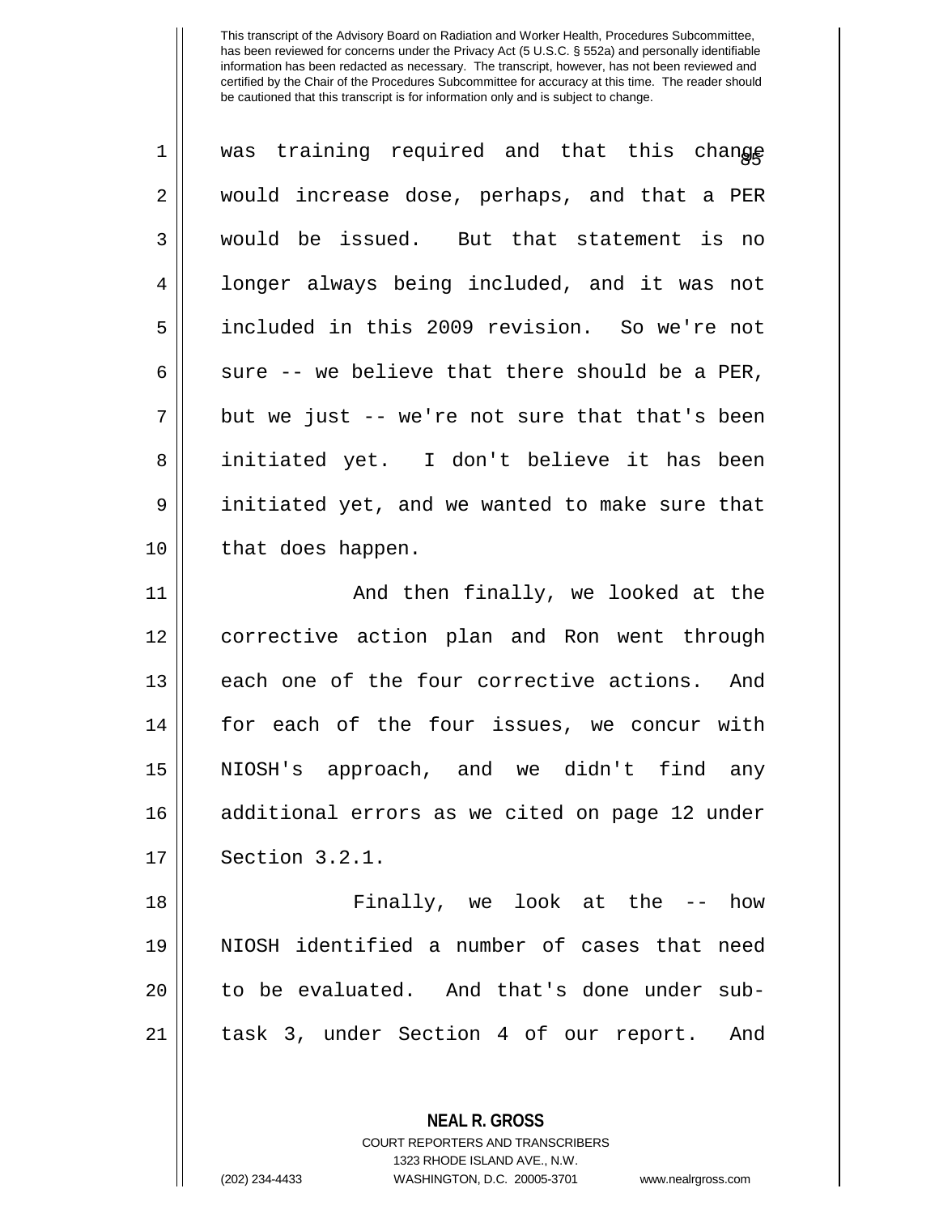This transcript of the Advisory Board on Radiation and Worker Health, Procedures Subcommittee, has been reviewed for concerns under the Privacy Act (5 U.S.C. § 552a) and personally identifiable information has been redacted as necessary. The transcript, however, has not been reviewed and certified by the Chair of the Procedures Subcommittee for accuracy at this time. The reader should be cautioned that this transcript is for information only and is subject to change.

was training required and that this change would increase dose, perhaps, and that a PER would be issued. But that statement is no longer always being included, and it was not included in this 2009 revision. So we're not sure -- we believe that there should be a PER, but we just -- we're not sure that that's been initiated yet. I don't believe it has been initiated yet, and we wanted to make sure that that does happen.

And then finally, we looked at the corrective action plan and Ron went through each one of the four corrective actions. And for each of the four issues, we concur with NIOSH's approach, and we didn't find any additional errors as we cited on page 12 under Section 3.2.1.

Finally, we look at the -- how NIOSH identified a number of cases that need to be evaluated. And that's done under sub-task 3, under Section 4 of our report. And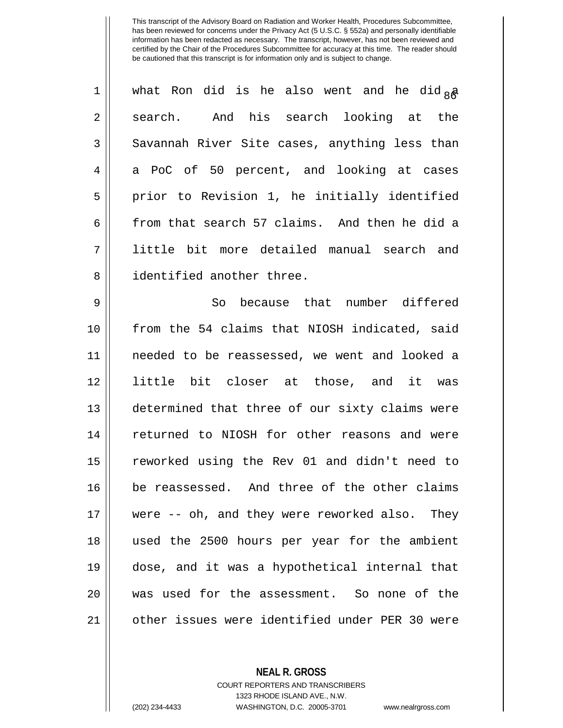what Ron did is he also went and he did a search. And his search looking at the Savannah River Site cases, anything less than a PoC of 50 percent, and looking at cases prior to Revision 1, he initially identified from that search 57 claims. And then he did a little bit more detailed manual search and identified another three.

So because that number differed from the 54 claims that NIOSH indicated, said needed to be reassessed, we went and looked a little bit closer at those, and it was determined that three of our sixty claims were returned to NIOSH for other reasons and were reworked using the Rev 01 and didn't need to be reassessed. And three of the other claims were -- oh, and they were reworked also. They used the 2500 hours per year for the ambient dose, and it was a hypothetical internal that was used for the assessment. So none of the other issues were identified under PER 30 were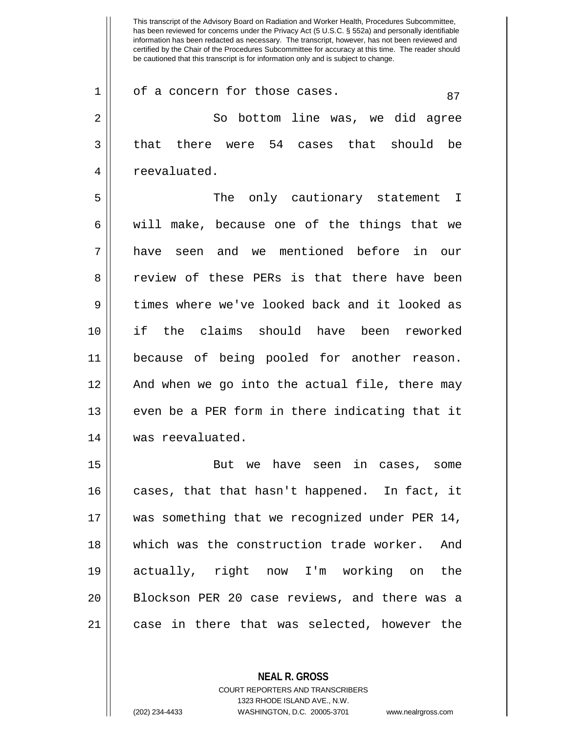of a concern for those cases.

So bottom line was, we did agree that there were 54 cases that should be reevaluated.

The only cautionary statement I will make, because one of the things that we have seen and we mentioned before in our review of these PERs is that there have been times where we've looked back and it looked as if the claims should have been reworked because of being pooled for another reason. And when we go into the actual file, there may even be a PER form in there indicating that it was reevaluated.

But we have seen in cases, some cases, that that hasn't happened. In fact, it was something that we recognized under PER 14, which was the construction trade worker. And actually, right now I'm working on the Blockson PER 20 case reviews, and there was a case in there that was selected, however the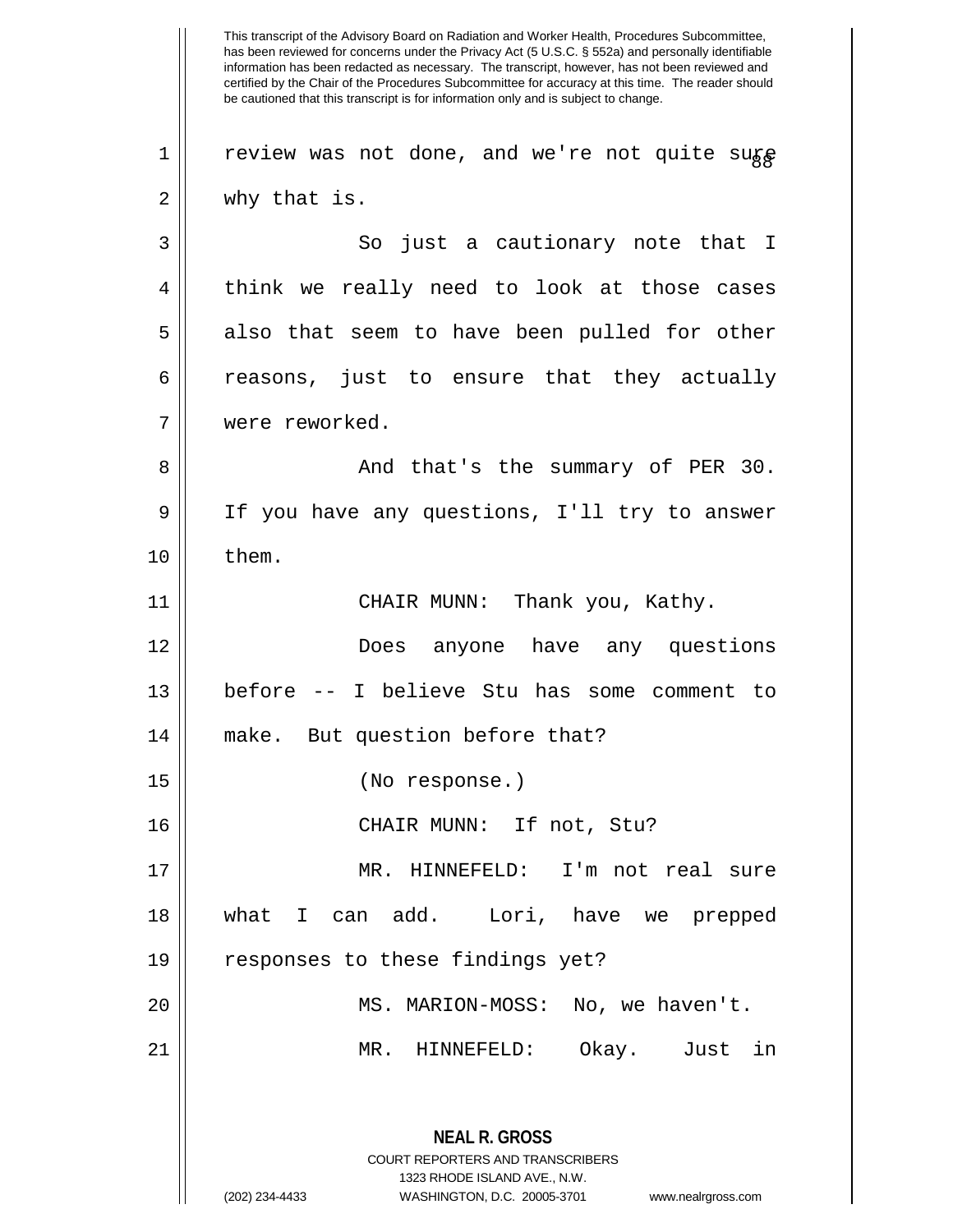This transcript of the Advisory Board on Radiation and Worker Health, Procedures Subcommittee, has been reviewed for concerns under the Privacy Act (5 U.S.C. § 552a) and personally identifiable information has been redacted as necessary. The transcript, however, has not been reviewed and certified by the Chair of the Procedures Subcommittee for accuracy at this time. The reader should be cautioned that this transcript is for information only and is subject to change.

review was not done, and we're not quite sure why that is.

So just a cautionary note that I think we really need to look at those cases also that seem to have been pulled for other reasons, just to ensure that they actually were reworked.

And that's the summary of PER 30. If you have any questions, I'll try to answer them.

CHAIR MUNN: Thank you, Kathy.

Does anyone have any questions before -- I believe Stu has some comment to make. But question before that?

(No response.)

CHAIR MUNN: If not, Stu?

MR. HINNEFELD: I'm not real sure what I can add. Lori, have we prepped responses to these findings yet?

MS. MARION-MOSS: No, we haven't.

MR. HINNEFELD: Okay. Just in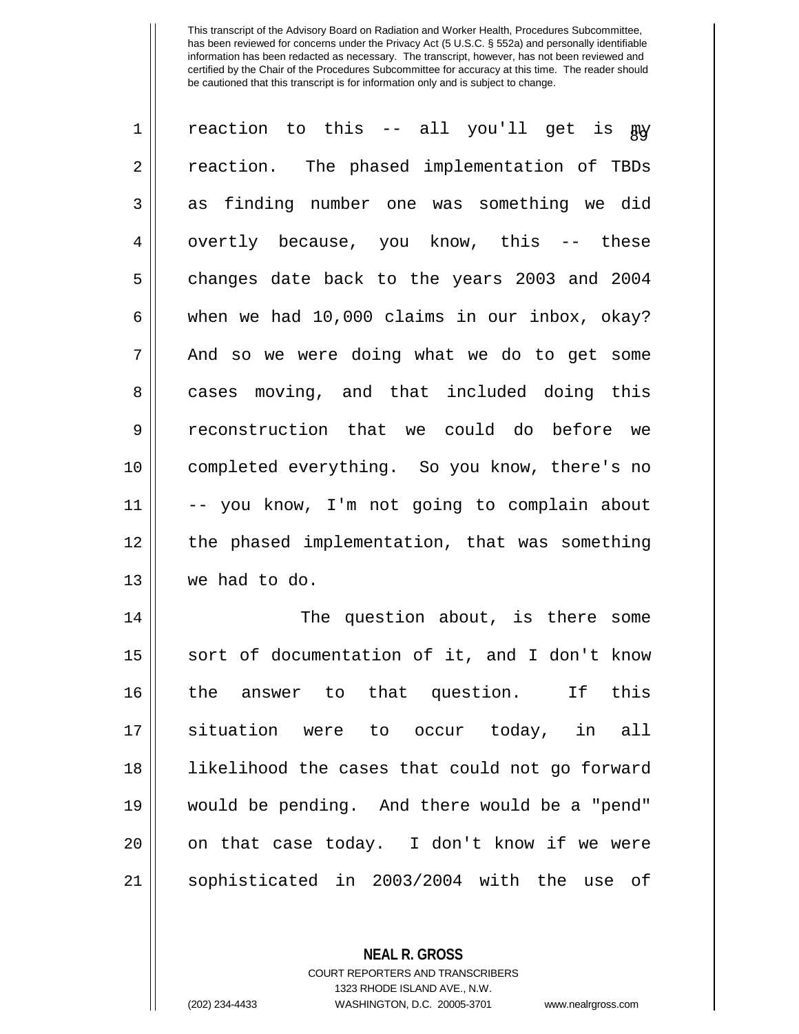This transcript of the Advisory Board on Radiation and Worker Health, Procedures Subcommittee, has been reviewed for concerns under the Privacy Act (5 U.S.C. § 552a) and personally identifiable information has been redacted as necessary. The transcript, however, has not been reviewed and certified by the Chair of the Procedures Subcommittee for accuracy at this time. The reader should be cautioned that this transcript is for information only and is subject to change.

reaction to this -- all you'll get is my reaction. The phased implementation of TBDs as finding number one was something we did overtly because, you know, this -- these changes date back to the years 2003 and 2004 when we had 10,000 claims in our inbox, okay? And so we were doing what we do to get some cases moving, and that included doing this reconstruction that we could do before we completed everything. So you know, there's no -- you know, I'm not going to complain about the phased implementation, that was something we had to do.

The question about, is there some sort of documentation of it, and I don't know the answer to that question. If this situation were to occur today, in all likelihood the cases that could not go forward would be pending. And there would be a "pend" on that case today. I don't know if we were sophisticated in 2003/2004 with the use of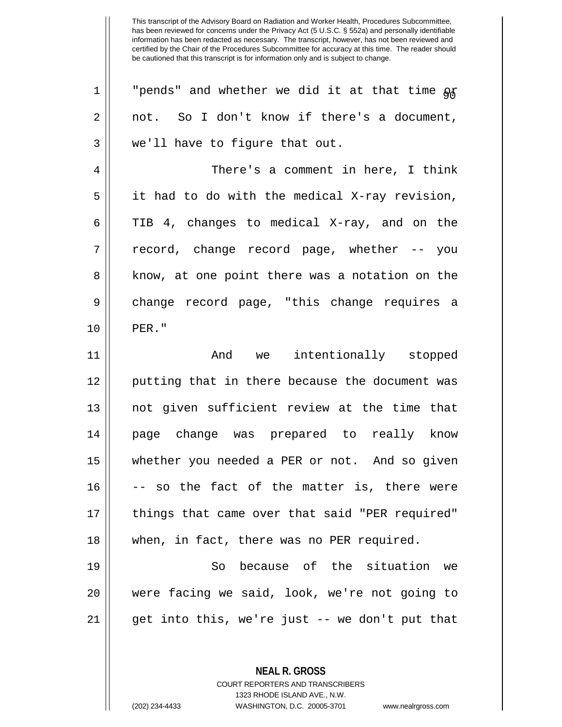This transcript of the Advisory Board on Radiation and Worker Health, Procedures Subcommittee, has been reviewed for concerns under the Privacy Act (5 U.S.C. § 552a) and personally identifiable information has been redacted as necessary. The transcript, however, has not been reviewed and certified by the Chair of the Procedures Subcommittee for accuracy at this time. The reader should be cautioned that this transcript is for information only and is subject to change.

"pends" and whether we did it at that time or not. So I don't know if there's a document, we'll have to figure that out.

There's a comment in here, I think it had to do with the medical X-ray revision, TIB 4, changes to medical X-ray, and on the record, change record page, whether -- you know, at one point there was a notation on the change record page, "this change requires a PER."

And we intentionally stopped putting that in there because the document was not given sufficient review at the time that page change was prepared to really know whether you needed a PER or not. And so given -- so the fact of the matter is, there were things that came over that said "PER required" when, in fact, there was no PER required.

So because of the situation we were facing we said, look, we're not going to get into this, we're just -- we don't put that

**NEAL R. GROSS**
COURT REPORTERS AND TRANSCRIBERS
1323 RHODE ISLAND AVE., N.W.
(202) 234-4433 WASHINGTON, D.C. 20005-3701 www.nealrgross.com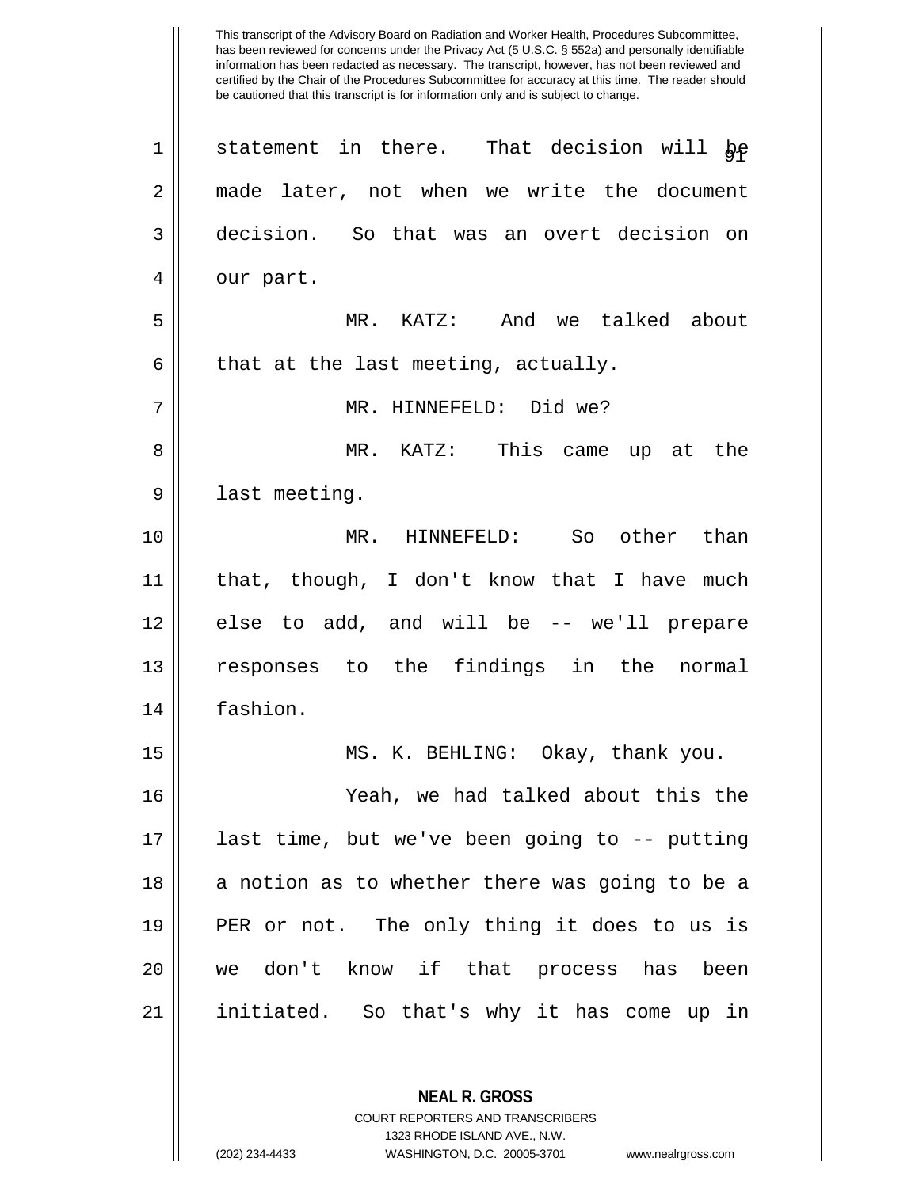statement in there. That decision will be made later, not when we write the document decision. So that was an overt decision on our part.

MR. KATZ: And we talked about that at the last meeting, actually.

MR. HINNEFELD: Did we?

MR. KATZ: This came up at the last meeting.

MR. HINNEFELD: So other than that, though, I don't know that I have much else to add, and will be -- we'll prepare responses to the findings in the normal fashion.

MS. K. BEHLING: Okay, thank you.

Yeah, we had talked about this the last time, but we've been going to -- putting a notion as to whether there was going to be a PER or not. The only thing it does to us is we don't know if that process has been initiated. So that's why it has come up in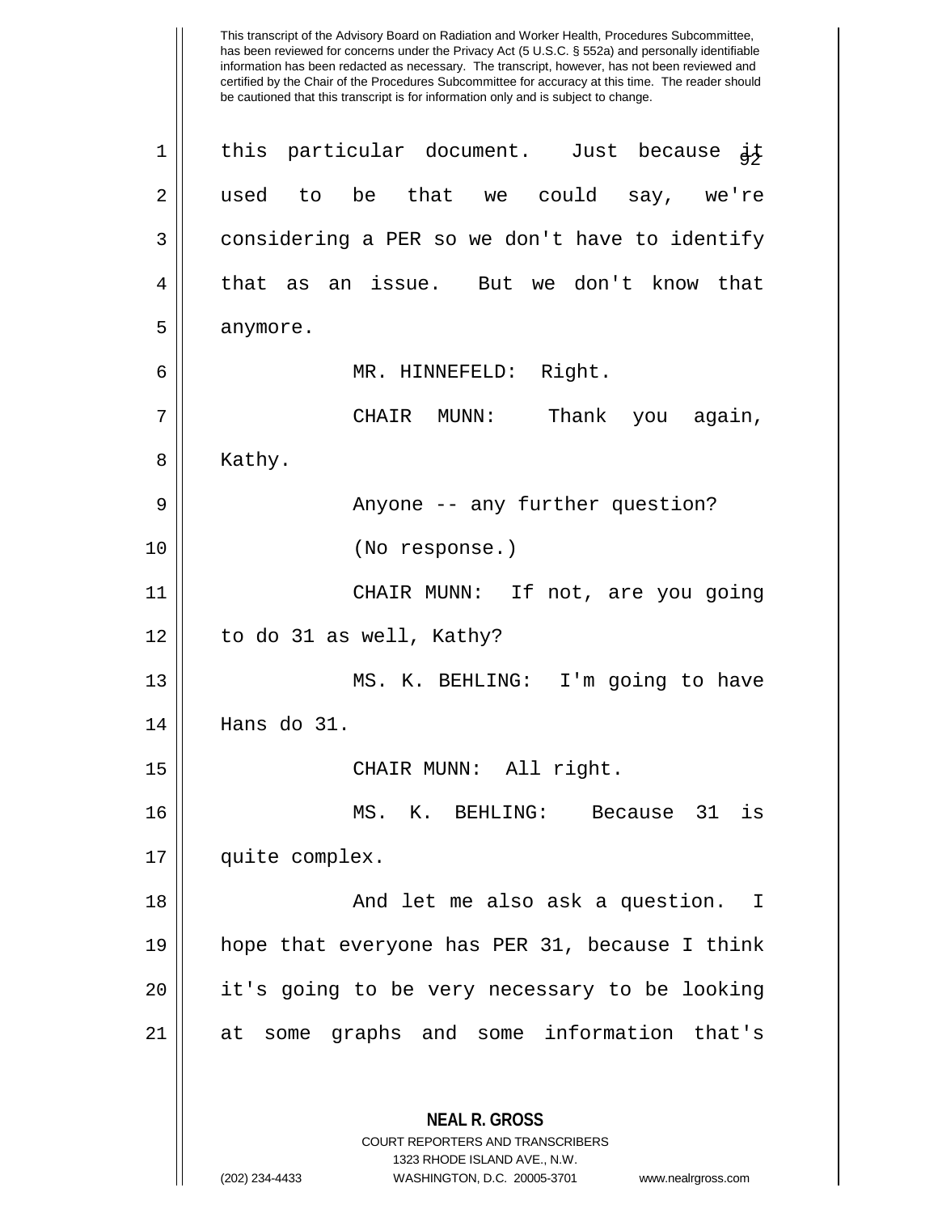This transcript of the Advisory Board on Radiation and Worker Health, Procedures Subcommittee, has been reviewed for concerns under the Privacy Act (5 U.S.C. § 552a) and personally identifiable information has been redacted as necessary. The transcript, however, has not been reviewed and certified by the Chair of the Procedures Subcommittee for accuracy at this time. The reader should be cautioned that this transcript is for information only and is subject to change.

this particular document. Just because it used to be that we could say, we're considering a PER so we don't have to identify that as an issue. But we don't know that anymore.

MR. HINNEFELD: Right.

CHAIR MUNN: Thank you again, Kathy.

Anyone -- any further question?

(No response.)

CHAIR MUNN: If not, are you going to do 31 as well, Kathy?

MS. K. BEHLING: I'm going to have Hans do 31.

CHAIR MUNN: All right.

MS. K. BEHLING: Because 31 is quite complex.

And let me also ask a question. I hope that everyone has PER 31, because I think it's going to be very necessary to be looking at some graphs and some information that's

NEAL R. GROSS
COURT REPORTERS AND TRANSCRIBERS
1323 RHODE ISLAND AVE., N.W.
(202) 234-4433 WASHINGTON, D.C. 20005-3701 www.nealrgross.com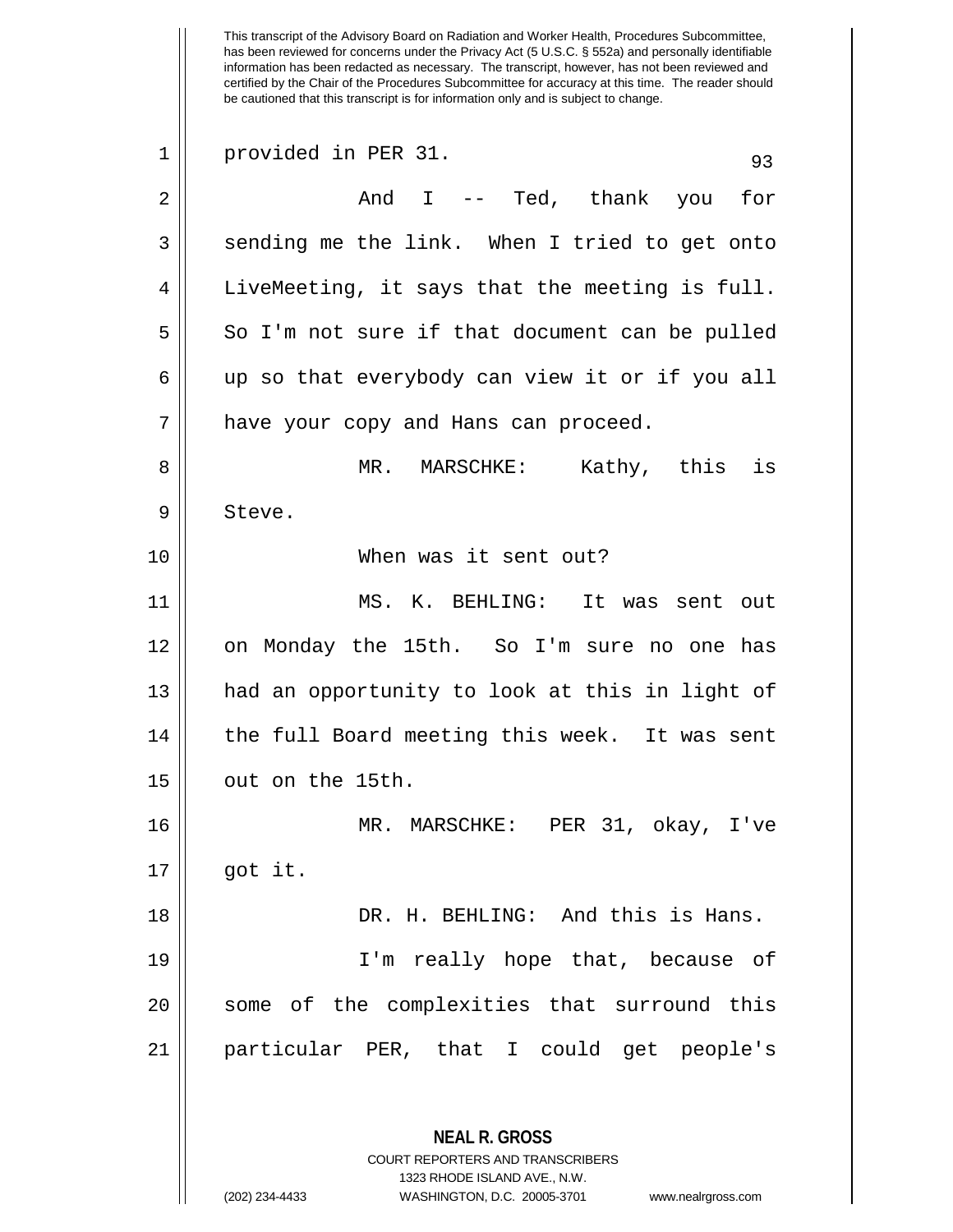This transcript of the Advisory Board on Radiation and Worker Health, Procedures Subcommittee, has been reviewed for concerns under the Privacy Act (5 U.S.C. § 552a) and personally identifiable information has been redacted as necessary. The transcript, however, has not been reviewed and certified by the Chair of the Procedures Subcommittee for accuracy at this time. The reader should be cautioned that this transcript is for information only and is subject to change.

provided in PER 31.

And I -- Ted, thank you for sending me the link. When I tried to get onto LiveMeeting, it says that the meeting is full. So I'm not sure if that document can be pulled up so that everybody can view it or if you all have your copy and Hans can proceed.

MR. MARSCHKE: Kathy, this is Steve.

When was it sent out?

MS. K. BEHLING: It was sent out on Monday the 15th. So I'm sure no one has had an opportunity to look at this in light of the full Board meeting this week. It was sent out on the 15th.

MR. MARSCHKE: PER 31, okay, I've got it.

DR. H. BEHLING: And this is Hans.

I'm really hope that, because of some of the complexities that surround this particular PER, that I could get people's

**NEAL R. GROSS**
COURT REPORTERS AND TRANSCRIBERS
1323 RHODE ISLAND AVE., N.W.
(202) 234-4433 WASHINGTON, D.C. 20005-3701 www.nealrgross.com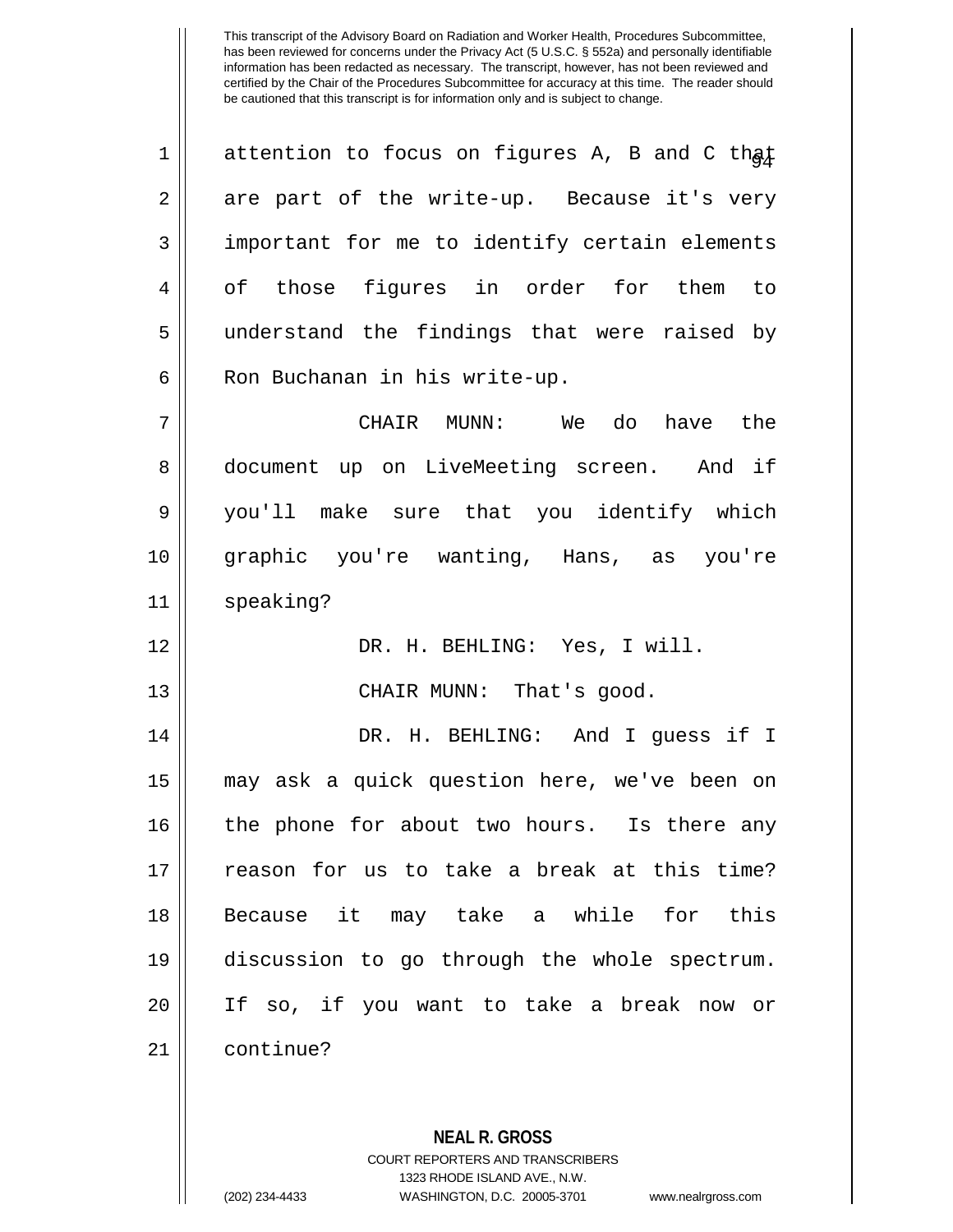attention to focus on figures A, B and C that are part of the write-up. Because it's very important for me to identify certain elements of those figures in order for them to understand the findings that were raised by Ron Buchanan in his write-up.

CHAIR MUNN: We do have the document up on LiveMeeting screen. And if you'll make sure that you identify which graphic you're wanting, Hans, as you're speaking?

DR. H. BEHLING: Yes, I will.

CHAIR MUNN: That's good.

DR. H. BEHLING: And I guess if I may ask a quick question here, we've been on the phone for about two hours. Is there any reason for us to take a break at this time? Because it may take a while for this discussion to go through the whole spectrum. If so, if you want to take a break now or continue?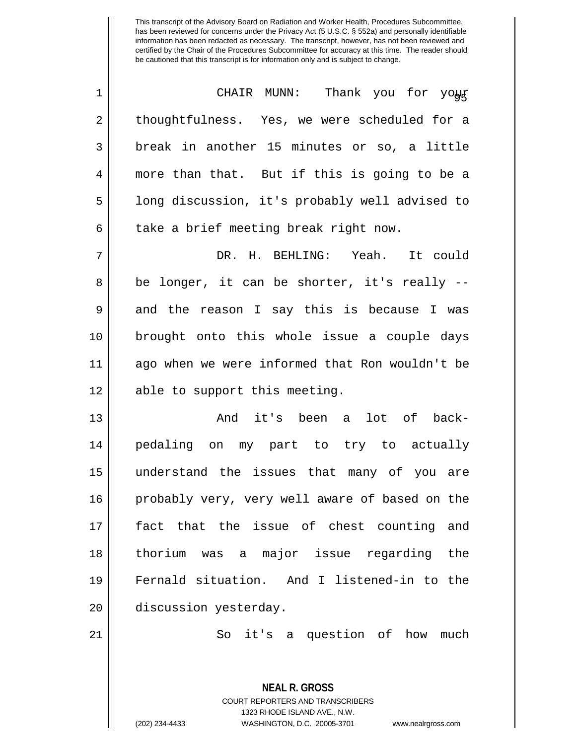This transcript of the Advisory Board on Radiation and Worker Health, Procedures Subcommittee, has been reviewed for concerns under the Privacy Act (5 U.S.C. § 552a) and personally identifiable information has been redacted as necessary. The transcript, however, has not been reviewed and certified by the Chair of the Procedures Subcommittee for accuracy at this time. The reader should be cautioned that this transcript is for information only and is subject to change.

CHAIR MUNN: Thank you for your thoughtfulness. Yes, we were scheduled for a break in another 15 minutes or so, a little more than that. But if this is going to be a long discussion, it's probably well advised to take a brief meeting break right now.

DR. H. BEHLING: Yeah. It could be longer, it can be shorter, it's really -- and the reason I say this is because I was brought onto this whole issue a couple days ago when we were informed that Ron wouldn't be able to support this meeting.

And it's been a lot of back-pedaling on my part to try to actually understand the issues that many of you are probably very, very well aware of based on the fact that the issue of chest counting and thorium was a major issue regarding the Fernald situation. And I listened-in to the discussion yesterday.

So it's a question of how much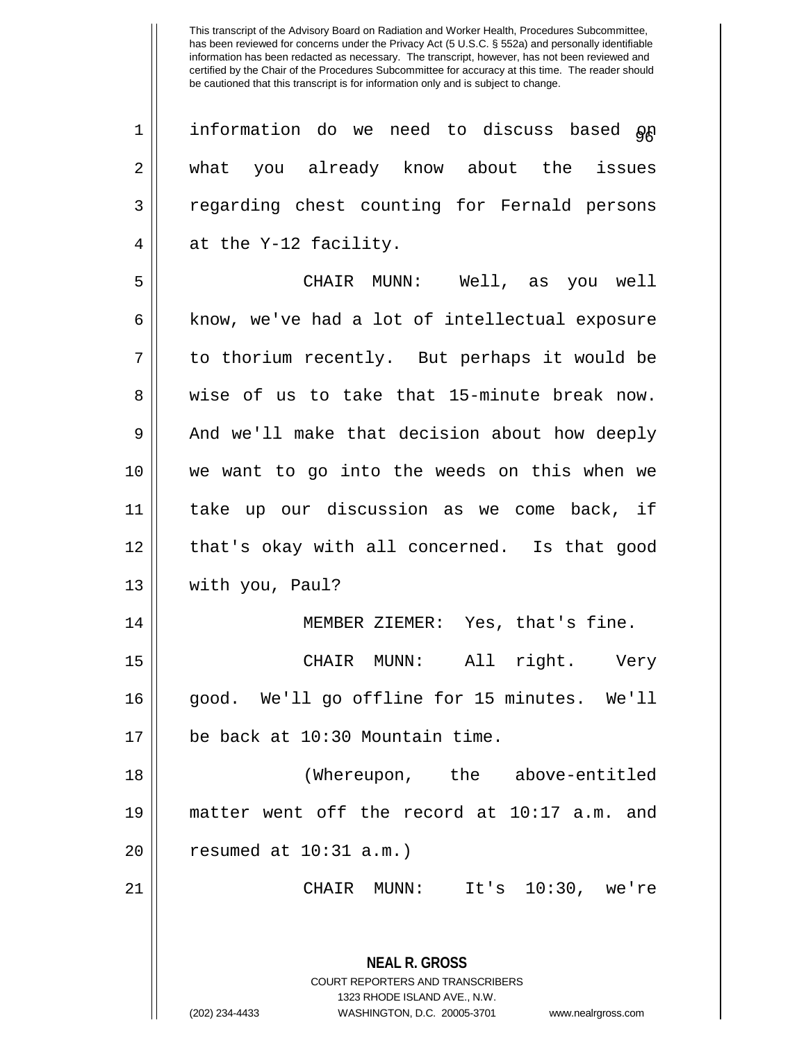information do we need to discuss based on what you already know about the issues regarding chest counting for Fernald persons at the Y-12 facility.

CHAIR MUNN: Well, as you well know, we've had a lot of intellectual exposure to thorium recently. But perhaps it would be wise of us to take that 15-minute break now. And we'll make that decision about how deeply we want to go into the weeds on this when we take up our discussion as we come back, if that's okay with all concerned. Is that good with you, Paul?

MEMBER ZIEMER: Yes, that's fine.

CHAIR MUNN: All right. Very good. We'll go offline for 15 minutes. We'll be back at 10:30 Mountain time.

(Whereupon, the above-entitled matter went off the record at 10:17 a.m. and resumed at 10:31 a.m.)

CHAIR MUNN: It's 10:30, we're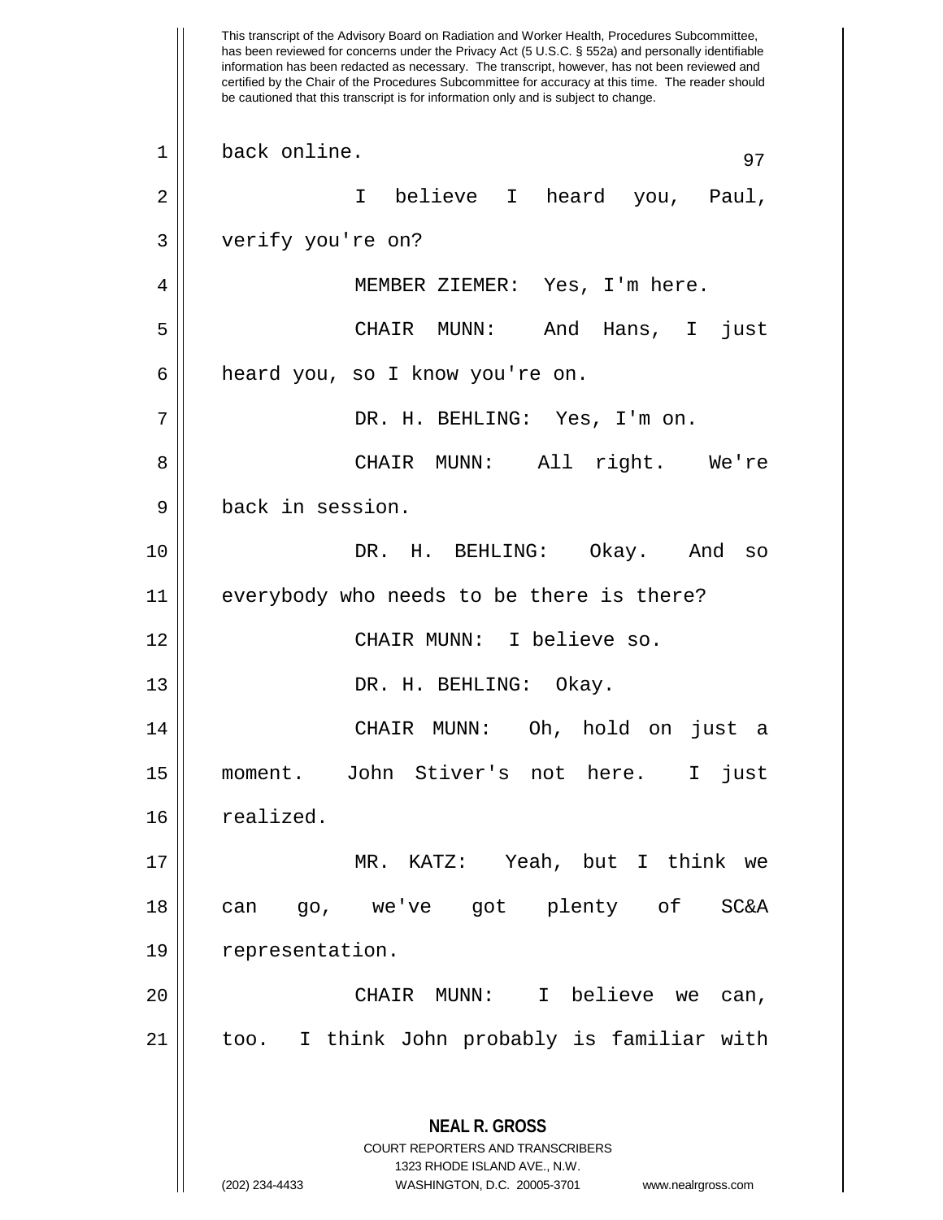This transcript of the Advisory Board on Radiation and Worker Health, Procedures Subcommittee, has been reviewed for concerns under the Privacy Act (5 U.S.C. § 552a) and personally identifiable information has been redacted as necessary. The transcript, however, has not been reviewed and certified by the Chair of the Procedures Subcommittee for accuracy at this time. The reader should be cautioned that this transcript is for information only and is subject to change.

back online.

I believe I heard you, Paul, verify you're on?

MEMBER ZIEMER: Yes, I'm here.

CHAIR MUNN: And Hans, I just heard you, so I know you're on.

DR. H. BEHLING: Yes, I'm on.

CHAIR MUNN: All right. We're back in session.

DR. H. BEHLING: Okay. And so everybody who needs to be there is there?

CHAIR MUNN: I believe so.

DR. H. BEHLING: Okay.

CHAIR MUNN: Oh, hold on just a moment. John Stiver's not here. I just realized.

MR. KATZ: Yeah, but I think we can go, we've got plenty of SC&A representation.

CHAIR MUNN: I believe we can, too. I think John probably is familiar with

**NEAL R. GROSS**
COURT REPORTERS AND TRANSCRIBERS
1323 RHODE ISLAND AVE., N.W.
(202) 234-4433 WASHINGTON, D.C. 20005-3701 www.nealrgross.com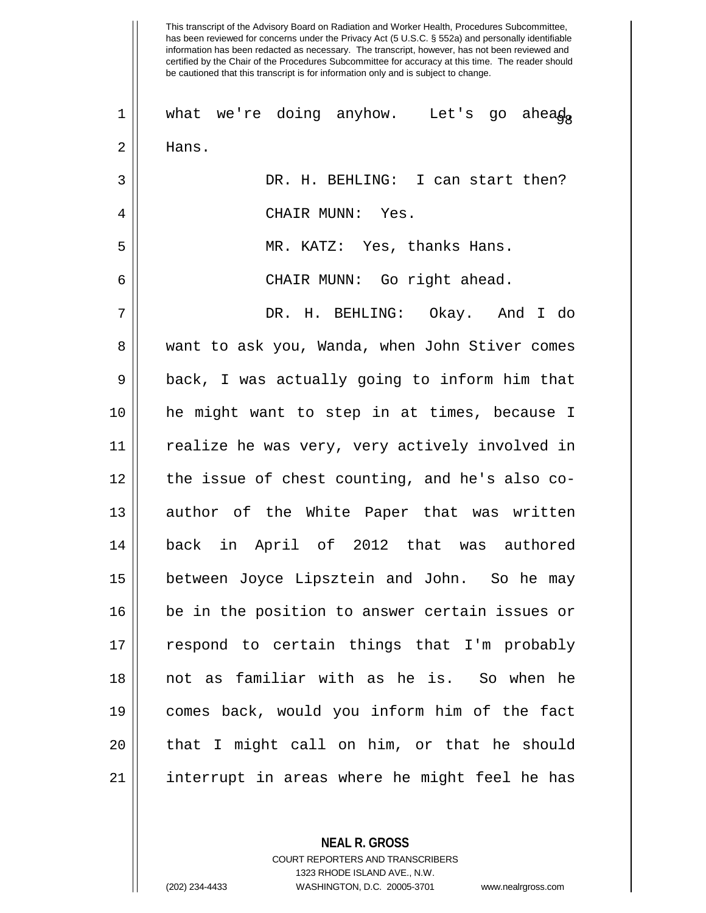This transcript of the Advisory Board on Radiation and Worker Health, Procedures Subcommittee, has been reviewed for concerns under the Privacy Act (5 U.S.C. § 552a) and personally identifiable information has been redacted as necessary. The transcript, however, has not been reviewed and certified by the Chair of the Procedures Subcommittee for accuracy at this time. The reader should be cautioned that this transcript is for information only and is subject to change.

what we're doing anyhow. Let's go ahead, Hans.

DR. H. BEHLING: I can start then?

CHAIR MUNN: Yes.

MR. KATZ: Yes, thanks Hans.

CHAIR MUNN: Go right ahead.

DR. H. BEHLING: Okay. And I do want to ask you, Wanda, when John Stiver comes back, I was actually going to inform him that he might want to step in at times, because I realize he was very, very actively involved in the issue of chest counting, and he's also co-author of the White Paper that was written back in April of 2012 that was authored between Joyce Lipsztein and John. So he may be in the position to answer certain issues or respond to certain things that I'm probably not as familiar with as he is. So when he comes back, would you inform him of the fact that I might call on him, or that he should interrupt in areas where he might feel he has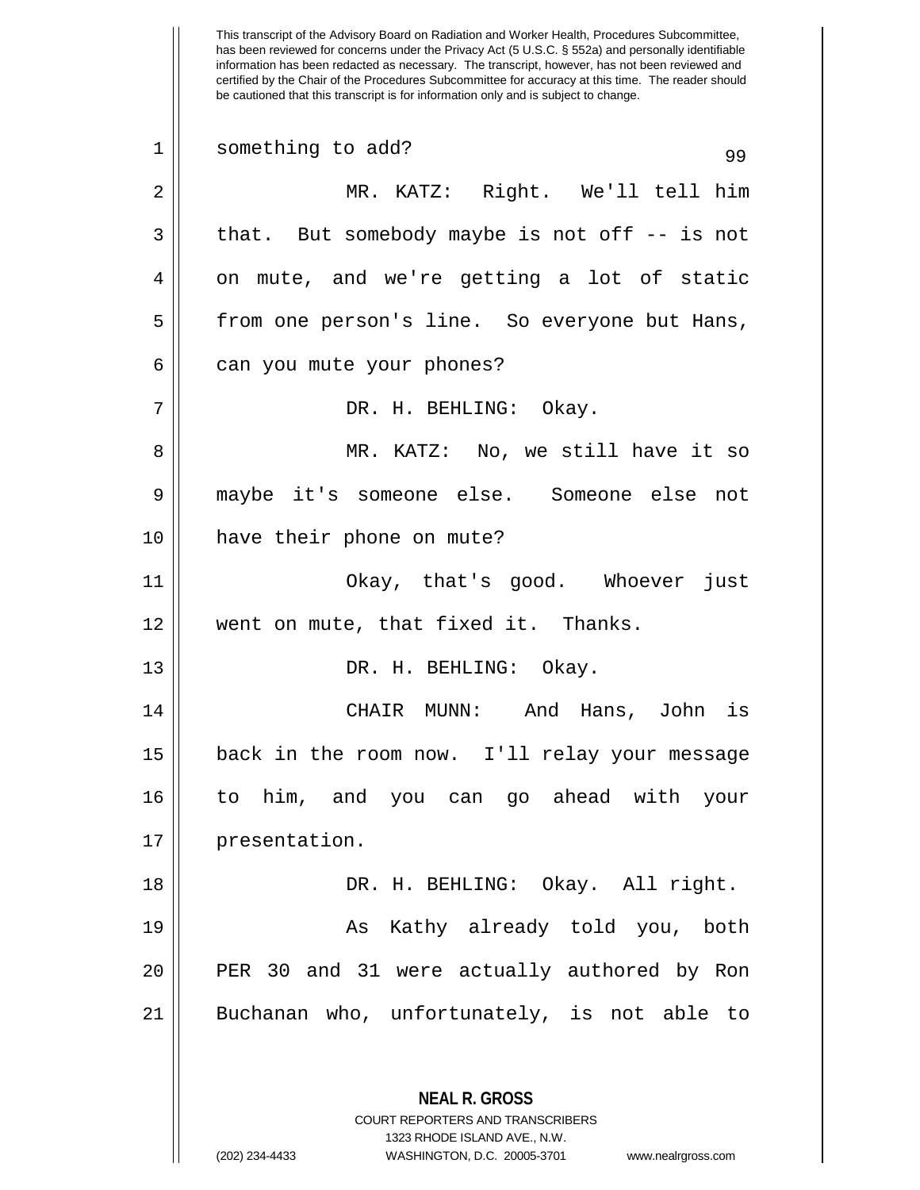something to add?

MR. KATZ: Right. We'll tell him that. But somebody maybe is not off -- is not on mute, and we're getting a lot of static from one person's line. So everyone but Hans, can you mute your phones?

DR. H. BEHLING: Okay.

MR. KATZ: No, we still have it so maybe it's someone else. Someone else not have their phone on mute?

Okay, that's good. Whoever just went on mute, that fixed it. Thanks.

DR. H. BEHLING: Okay.

CHAIR MUNN: And Hans, John is back in the room now. I'll relay your message to him, and you can go ahead with your presentation.

DR. H. BEHLING: Okay. All right.

As Kathy already told you, both PER 30 and 31 were actually authored by Ron Buchanan who, unfortunately, is not able to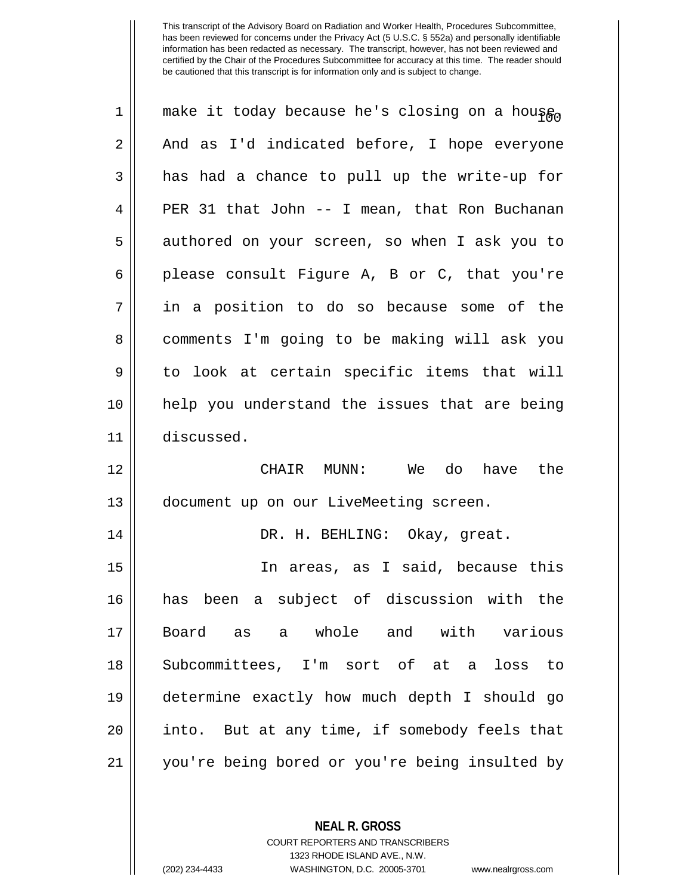This transcript of the Advisory Board on Radiation and Worker Health, Procedures Subcommittee, has been reviewed for concerns under the Privacy Act (5 U.S.C. § 552a) and personally identifiable information has been redacted as necessary. The transcript, however, has not been reviewed and certified by the Chair of the Procedures Subcommittee for accuracy at this time. The reader should be cautioned that this transcript is for information only and is subject to change.

make it today because he's closing on a house. And as I'd indicated before, I hope everyone has had a chance to pull up the write-up for PER 31 that John -- I mean, that Ron Buchanan authored on your screen, so when I ask you to please consult Figure A, B or C, that you're in a position to do so because some of the comments I'm going to be making will ask you to look at certain specific items that will help you understand the issues that are being discussed.

CHAIR MUNN: We do have the document up on our LiveMeeting screen.

DR. H. BEHLING: Okay, great.

In areas, as I said, because this has been a subject of discussion with the Board as a whole and with various Subcommittees, I'm sort of at a loss to determine exactly how much depth I should go into. But at any time, if somebody feels that you're being bored or you're being insulted by

**NEAL R. GROSS**
COURT REPORTERS AND TRANSCRIBERS
1323 RHODE ISLAND AVE., N.W.
(202) 234-4433 WASHINGTON, D.C. 20005-3701 www.nealrgross.com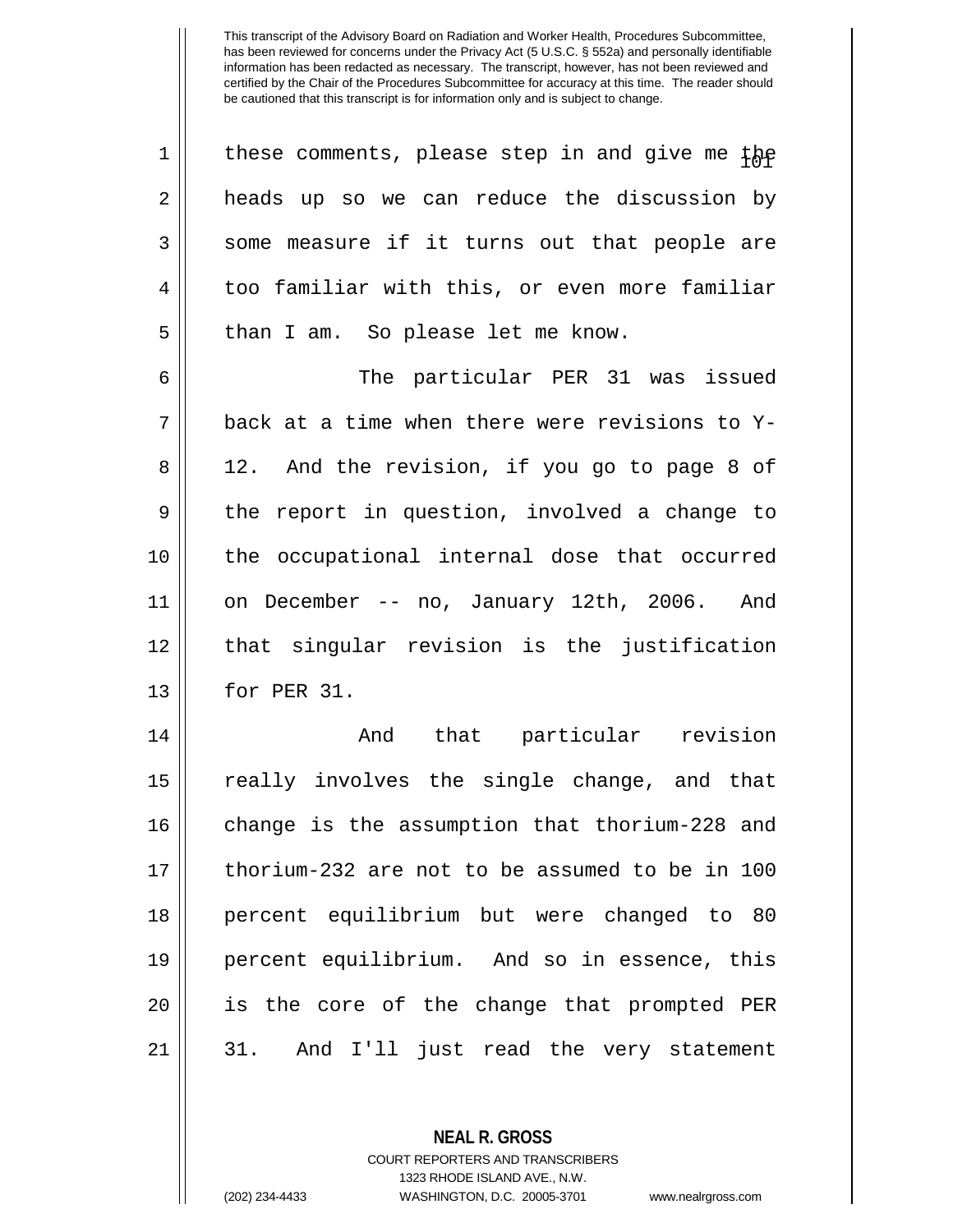This transcript of the Advisory Board on Radiation and Worker Health, Procedures Subcommittee, has been reviewed for concerns under the Privacy Act (5 U.S.C. § 552a) and personally identifiable information has been redacted as necessary. The transcript, however, has not been reviewed and certified by the Chair of the Procedures Subcommittee for accuracy at this time. The reader should be cautioned that this transcript is for information only and is subject to change.

these comments, please step in and give me the heads up so we can reduce the discussion by some measure if it turns out that people are too familiar with this, or even more familiar than I am. So please let me know.

The particular PER 31 was issued back at a time when there were revisions to Y-12. And the revision, if you go to page 8 of the report in question, involved a change to the occupational internal dose that occurred on December -- no, January 12th, 2006. And that singular revision is the justification for PER 31.

And that particular revision really involves the single change, and that change is the assumption that thorium-228 and thorium-232 are not to be assumed to be in 100 percent equilibrium but were changed to 80 percent equilibrium. And so in essence, this is the core of the change that prompted PER 31. And I'll just read the very statement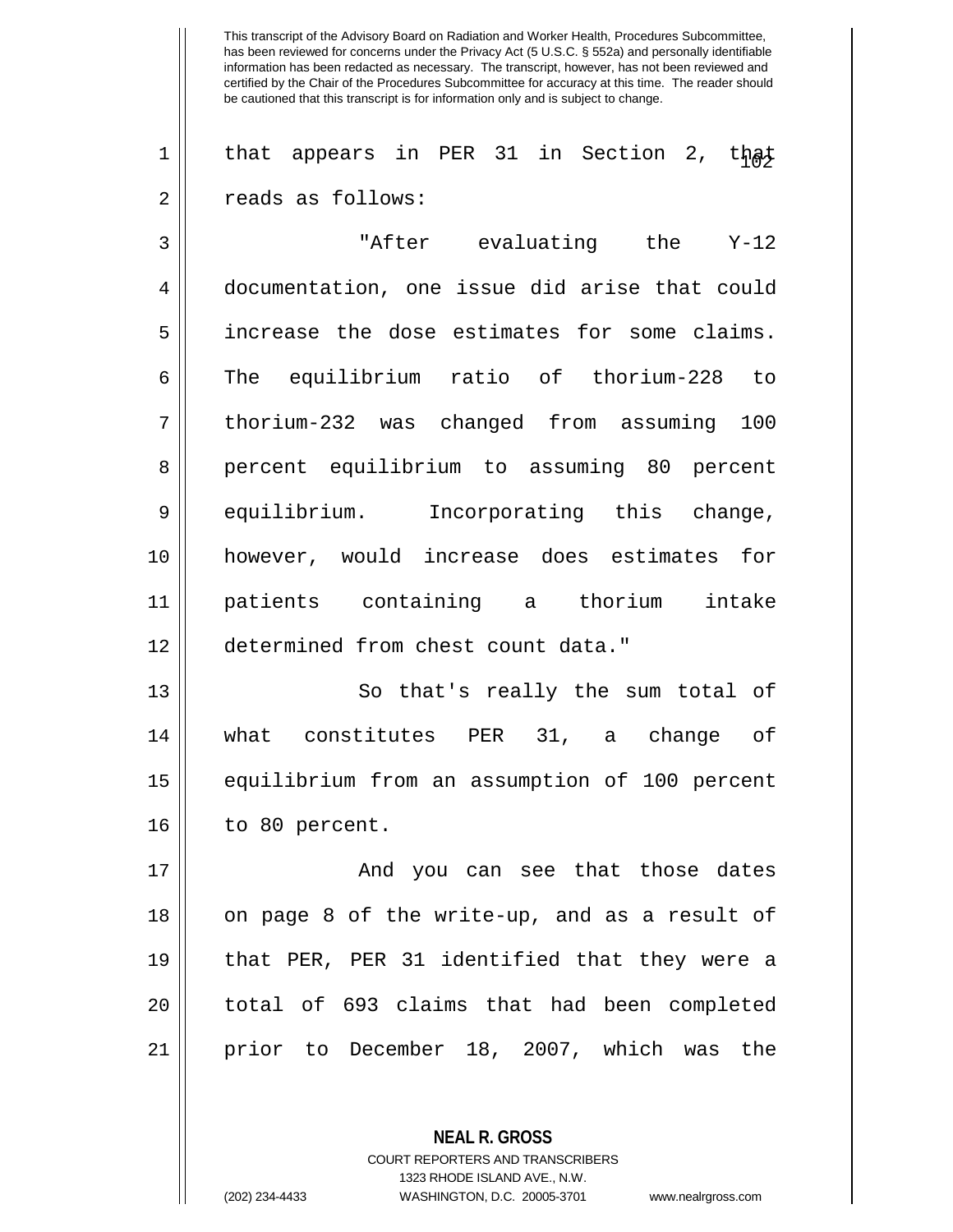that appears in PER 31 in Section 2, that reads as follows:

"After evaluating the Y-12 documentation, one issue did arise that could increase the dose estimates for some claims. The equilibrium ratio of thorium-228 to thorium-232 was changed from assuming 100 percent equilibrium to assuming 80 percent equilibrium. Incorporating this change, however, would increase does estimates for patients containing a thorium intake determined from chest count data."

So that's really the sum total of what constitutes PER 31, a change of equilibrium from an assumption of 100 percent to 80 percent.

And you can see that those dates on page 8 of the write-up, and as a result of that PER, PER 31 identified that they were a total of 693 claims that had been completed prior to December 18, 2007, which was the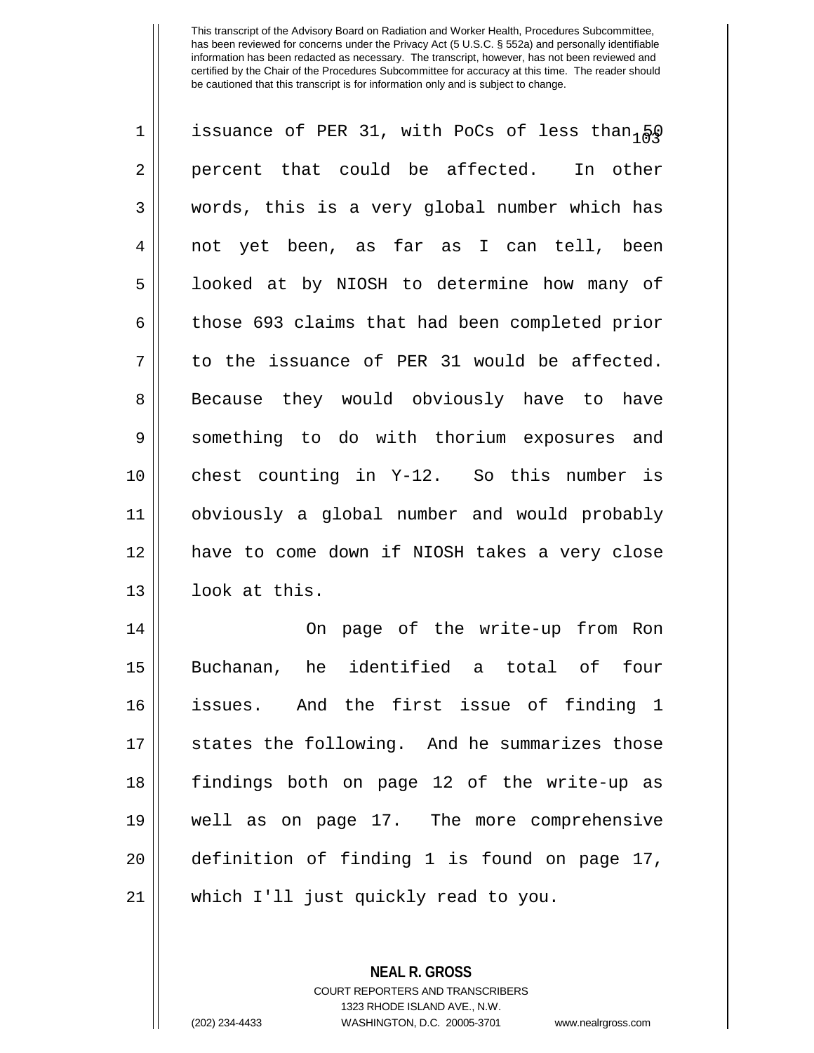This transcript of the Advisory Board on Radiation and Worker Health, Procedures Subcommittee, has been reviewed for concerns under the Privacy Act (5 U.S.C. § 552a) and personally identifiable information has been redacted as necessary. The transcript, however, has not been reviewed and certified by the Chair of the Procedures Subcommittee for accuracy at this time. The reader should be cautioned that this transcript is for information only and is subject to change.

issuance of PER 31, with PoCs of less than 50 percent that could be affected. In other words, this is a very global number which has not yet been, as far as I can tell, been looked at by NIOSH to determine how many of those 693 claims that had been completed prior to the issuance of PER 31 would be affected. Because they would obviously have to have something to do with thorium exposures and chest counting in Y-12. So this number is obviously a global number and would probably have to come down if NIOSH takes a very close look at this.

On page of the write-up from Ron Buchanan, he identified a total of four issues. And the first issue of finding 1 states the following. And he summarizes those findings both on page 12 of the write-up as well as on page 17. The more comprehensive definition of finding 1 is found on page 17, which I'll just quickly read to you.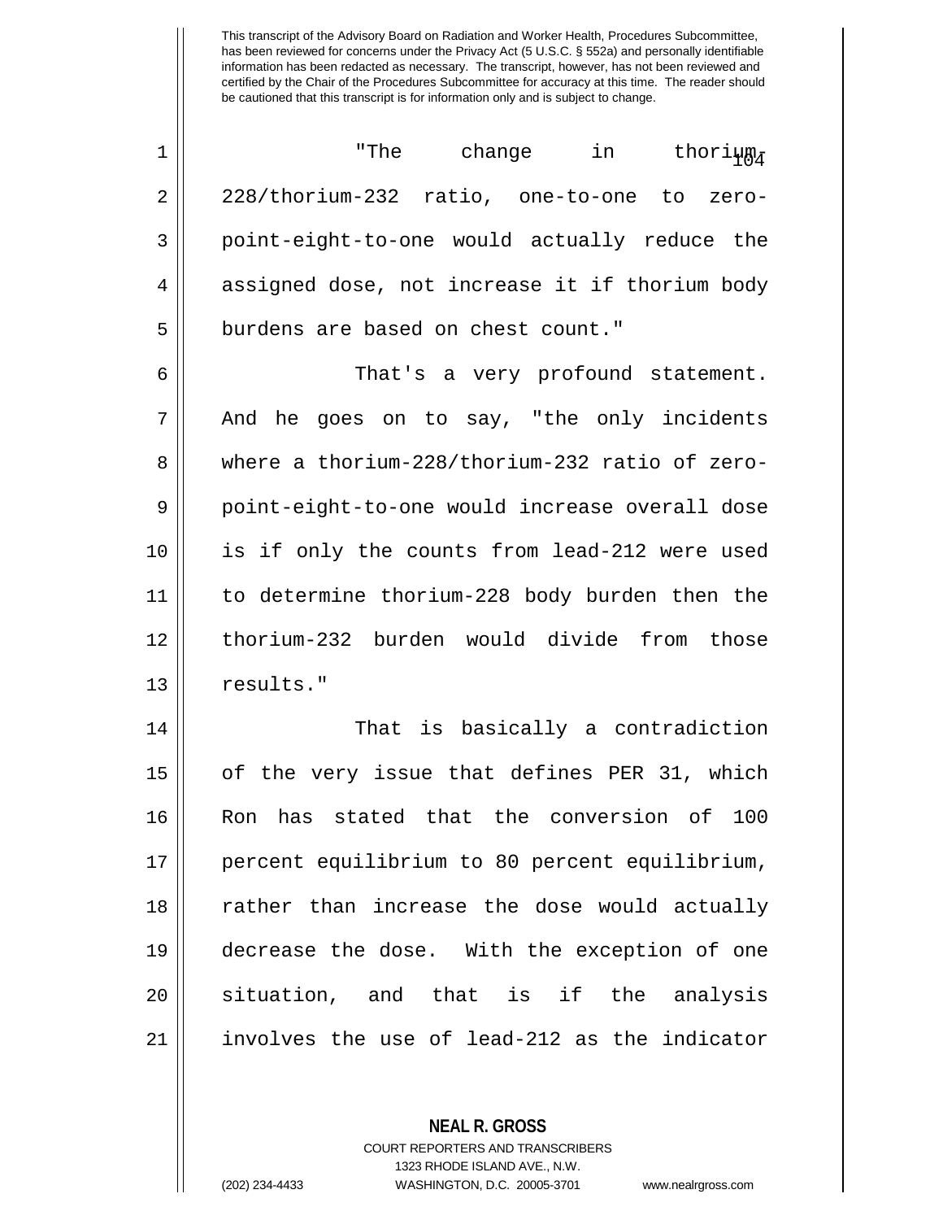"The change in thorium-228/thorium-232 ratio, one-to-one to zero-point-eight-to-one would actually reduce the assigned dose, not increase it if thorium body burdens are based on chest count."

That's a very profound statement. And he goes on to say, "the only incidents where a thorium-228/thorium-232 ratio of zero-point-eight-to-one would increase overall dose is if only the counts from lead-212 were used to determine thorium-228 body burden then the thorium-232 burden would divide from those results."

That is basically a contradiction of the very issue that defines PER 31, which Ron has stated that the conversion of 100 percent equilibrium to 80 percent equilibrium, rather than increase the dose would actually decrease the dose. With the exception of one situation, and that is if the analysis involves the use of lead-212 as the indicator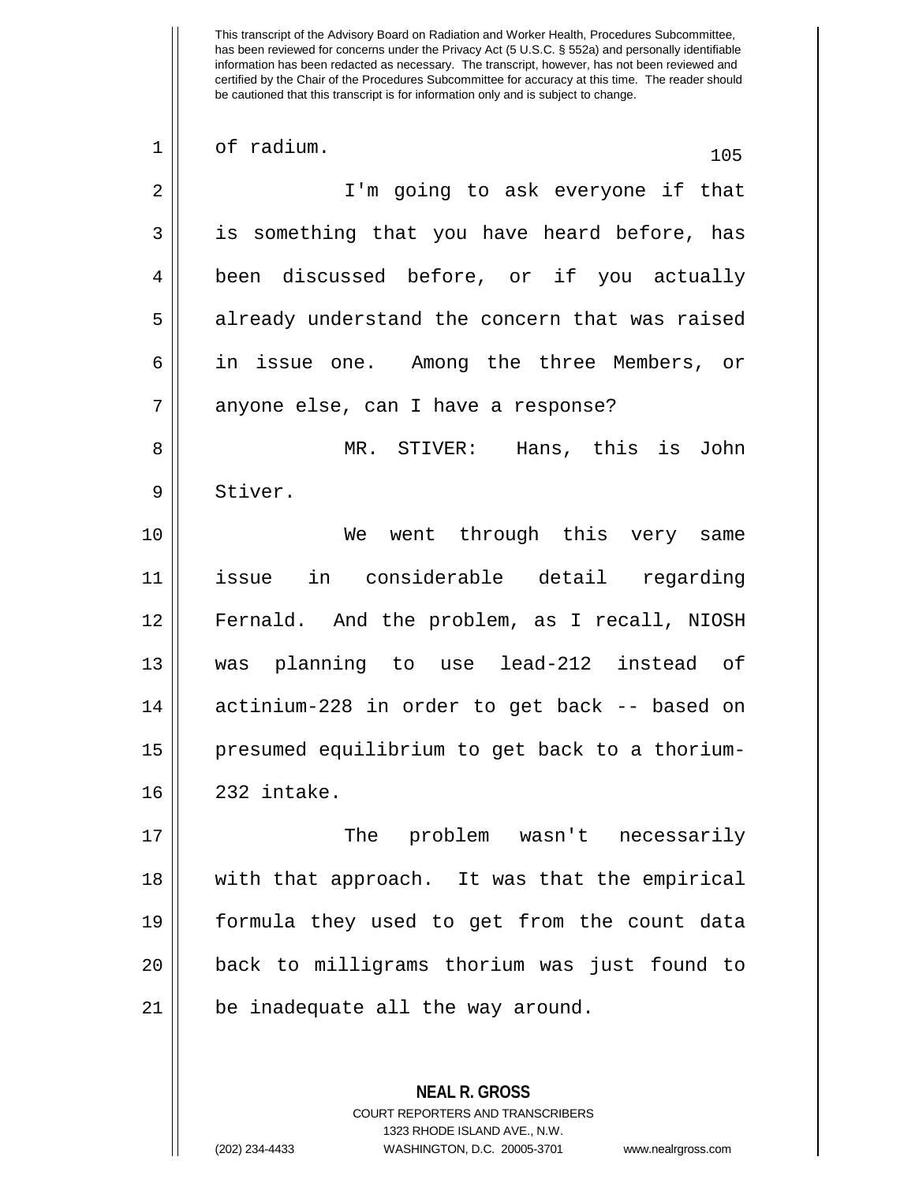of radium.

I'm going to ask everyone if that is something that you have heard before, has been discussed before, or if you actually already understand the concern that was raised in issue one. Among the three Members, or anyone else, can I have a response?

MR. STIVER: Hans, this is John Stiver.

We went through this very same issue in considerable detail regarding Fernald. And the problem, as I recall, NIOSH was planning to use lead-212 instead of actinium-228 in order to get back -- based on presumed equilibrium to get back to a thorium-232 intake.

The problem wasn't necessarily with that approach. It was that the empirical formula they used to get from the count data back to milligrams thorium was just found to be inadequate all the way around.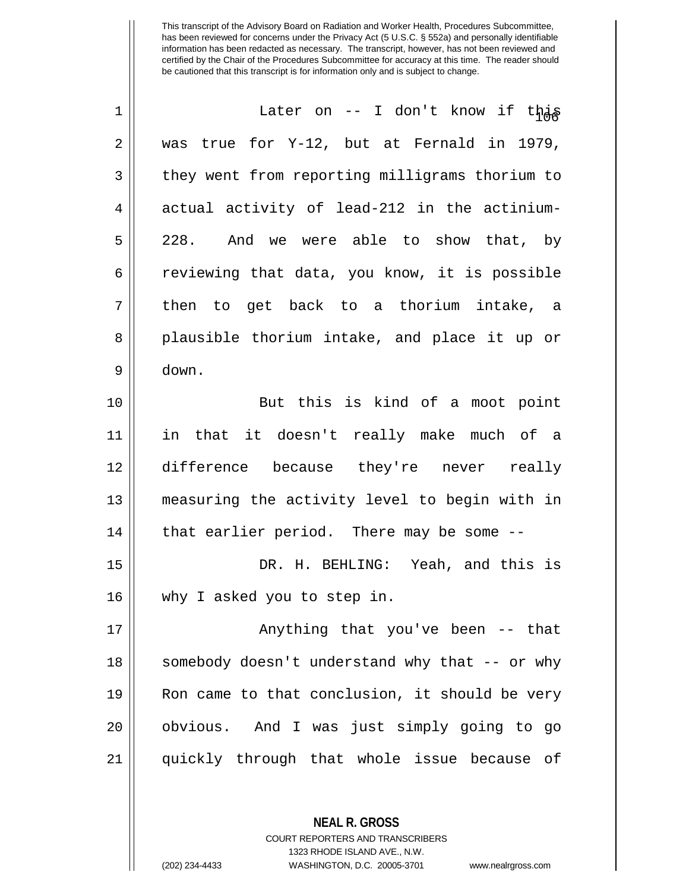This transcript of the Advisory Board on Radiation and Worker Health, Procedures Subcommittee, has been reviewed for concerns under the Privacy Act (5 U.S.C. § 552a) and personally identifiable information has been redacted as necessary. The transcript, however, has not been reviewed and certified by the Chair of the Procedures Subcommittee for accuracy at this time. The reader should be cautioned that this transcript is for information only and is subject to change.

Later on -- I don't know if this was true for Y-12, but at Fernald in 1979, they went from reporting milligrams thorium to actual activity of lead-212 in the actinium-228. And we were able to show that, by reviewing that data, you know, it is possible then to get back to a thorium intake, a plausible thorium intake, and place it up or down.

But this is kind of a moot point in that it doesn't really make much of a difference because they're never really measuring the activity level to begin with in that earlier period. There may be some --

DR. H. BEHLING: Yeah, and this is why I asked you to step in.

Anything that you've been -- that somebody doesn't understand why that -- or why Ron came to that conclusion, it should be very obvious. And I was just simply going to go quickly through that whole issue because of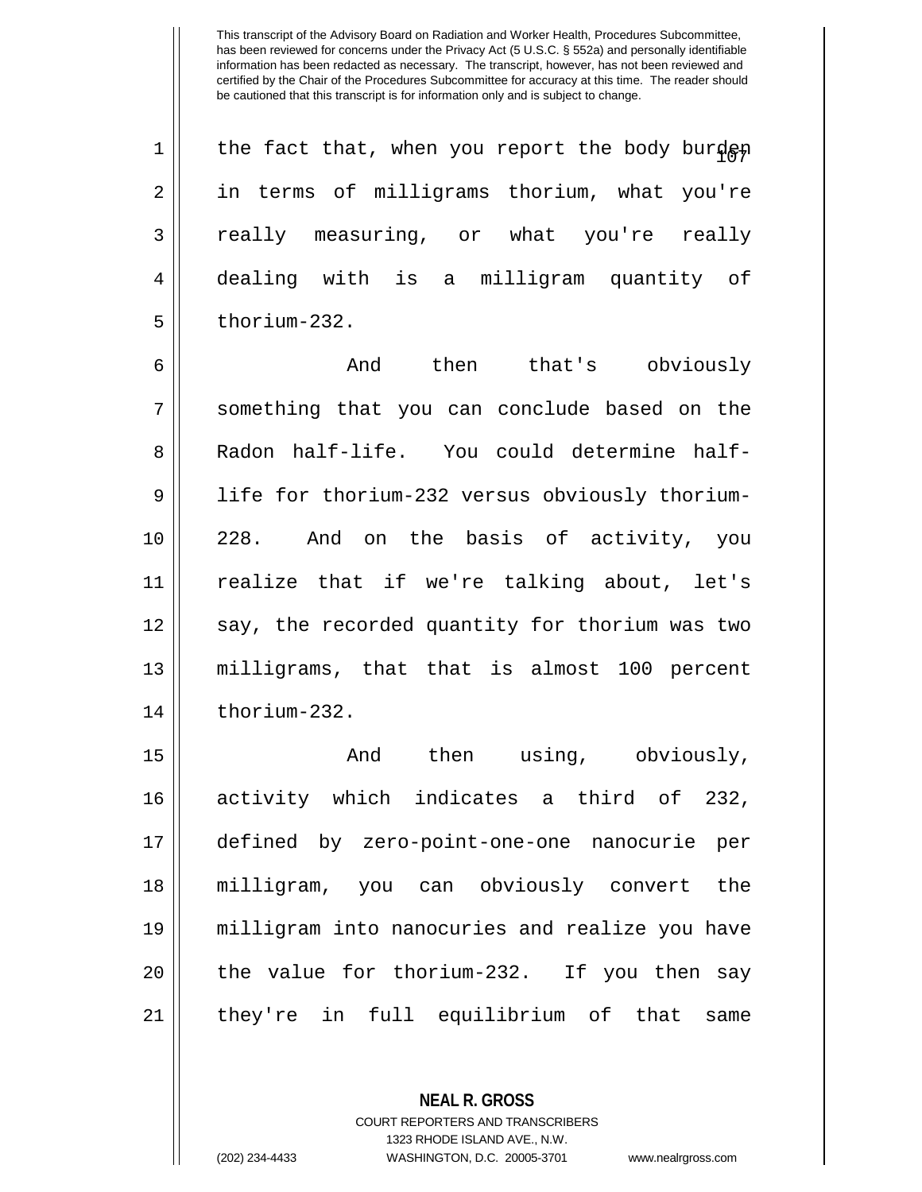the fact that, when you report the body burden in terms of milligrams thorium, what you're really measuring, or what you're really dealing with is a milligram quantity of thorium-232.

And then that's obviously something that you can conclude based on the Radon half-life. You could determine half-life for thorium-232 versus obviously thorium-228. And on the basis of activity, you realize that if we're talking about, let's say, the recorded quantity for thorium was two milligrams, that that is almost 100 percent thorium-232.

And then using, obviously, activity which indicates a third of 232, defined by zero-point-one-one nanocurie per milligram, you can obviously convert the milligram into nanocuries and realize you have the value for thorium-232. If you then say they're in full equilibrium of that same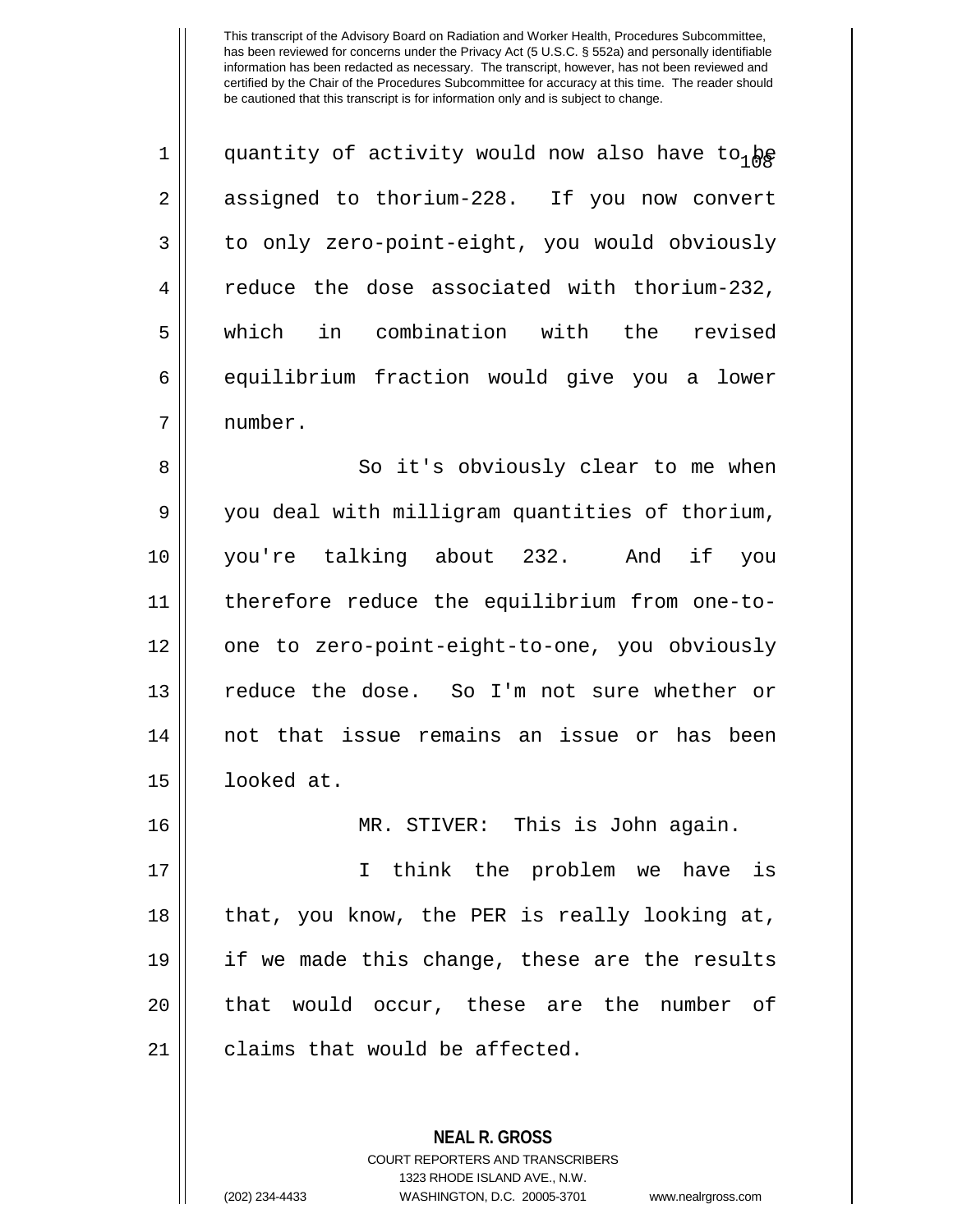This transcript of the Advisory Board on Radiation and Worker Health, Procedures Subcommittee, has been reviewed for concerns under the Privacy Act (5 U.S.C. § 552a) and personally identifiable information has been redacted as necessary. The transcript, however, has not been reviewed and certified by the Chair of the Procedures Subcommittee for accuracy at this time. The reader should be cautioned that this transcript is for information only and is subject to change.

quantity of activity would now also have to be assigned to thorium-228. If you now convert to only zero-point-eight, you would obviously reduce the dose associated with thorium-232, which in combination with the revised equilibrium fraction would give you a lower number.

So it's obviously clear to me when you deal with milligram quantities of thorium, you're talking about 232. And if you therefore reduce the equilibrium from one-to-one to zero-point-eight-to-one, you obviously reduce the dose. So I'm not sure whether or not that issue remains an issue or has been looked at.

MR. STIVER: This is John again.

I think the problem we have is that, you know, the PER is really looking at, if we made this change, these are the results that would occur, these are the number of claims that would be affected.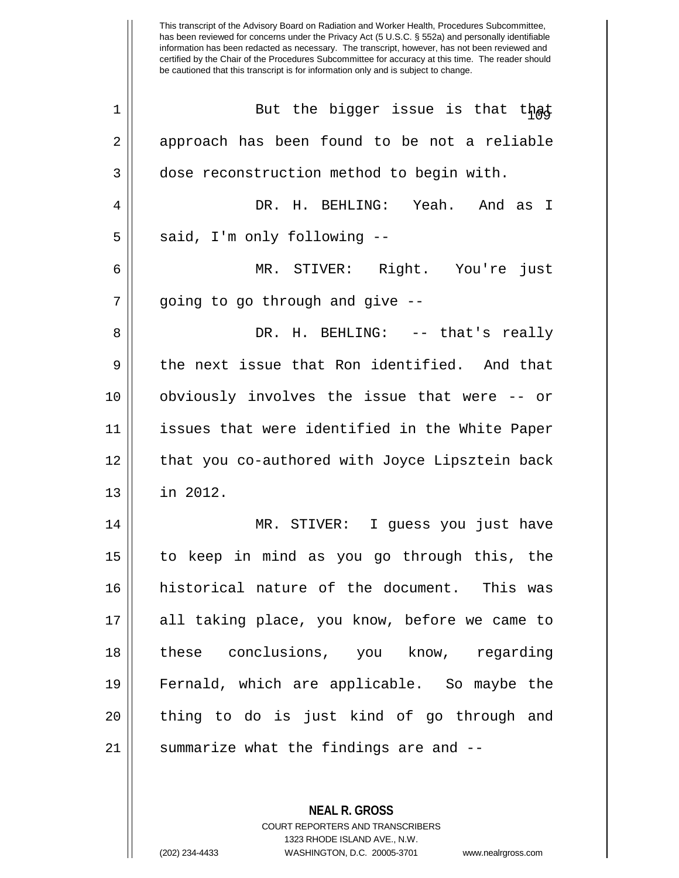But the bigger issue is that that approach has been found to be not a reliable dose reconstruction method to begin with.

DR. H. BEHLING: Yeah. And as I said, I'm only following --

MR. STIVER: Right. You're just going to go through and give --

DR. H. BEHLING: -- that's really the next issue that Ron identified. And that obviously involves the issue that were -- or issues that were identified in the White Paper that you co-authored with Joyce Lipsztein back in 2012.

MR. STIVER: I guess you just have to keep in mind as you go through this, the historical nature of the document. This was all taking place, you know, before we came to these conclusions, you know, regarding Fernald, which are applicable. So maybe the thing to do is just kind of go through and summarize what the findings are and --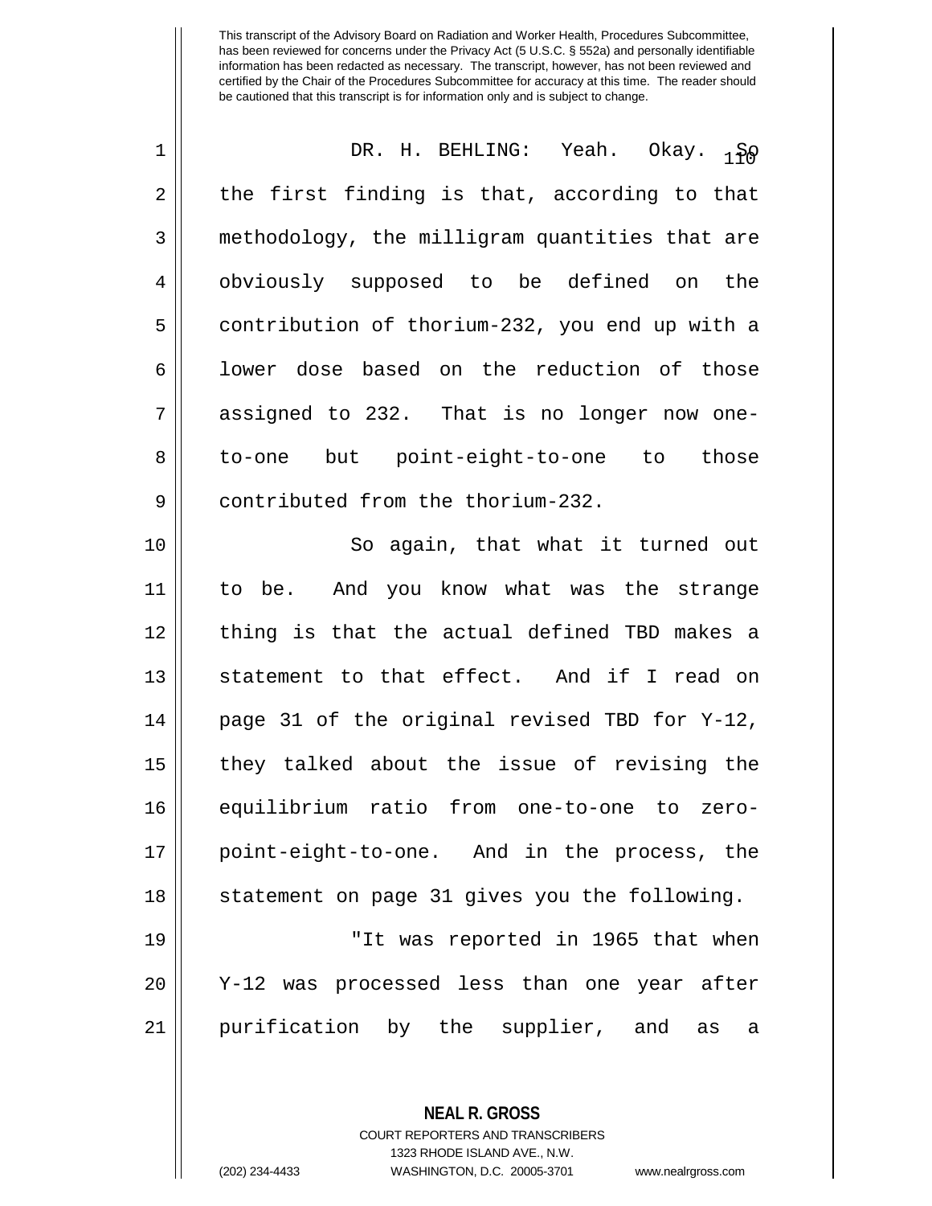This transcript of the Advisory Board on Radiation and Worker Health, Procedures Subcommittee, has been reviewed for concerns under the Privacy Act (5 U.S.C. § 552a) and personally identifiable information has been redacted as necessary. The transcript, however, has not been reviewed and certified by the Chair of the Procedures Subcommittee for accuracy at this time. The reader should be cautioned that this transcript is for information only and is subject to change.

DR. H. BEHLING: Yeah. Okay. So the first finding is that, according to that methodology, the milligram quantities that are obviously supposed to be defined on the contribution of thorium-232, you end up with a lower dose based on the reduction of those assigned to 232. That is no longer now one-to-one but point-eight-to-one to those contributed from the thorium-232.

So again, that what it turned out to be. And you know what was the strange thing is that the actual defined TBD makes a statement to that effect. And if I read on page 31 of the original revised TBD for Y-12, they talked about the issue of revising the equilibrium ratio from one-to-one to zero-point-eight-to-one. And in the process, the statement on page 31 gives you the following.

"It was reported in 1965 that when Y-12 was processed less than one year after purification by the supplier, and as a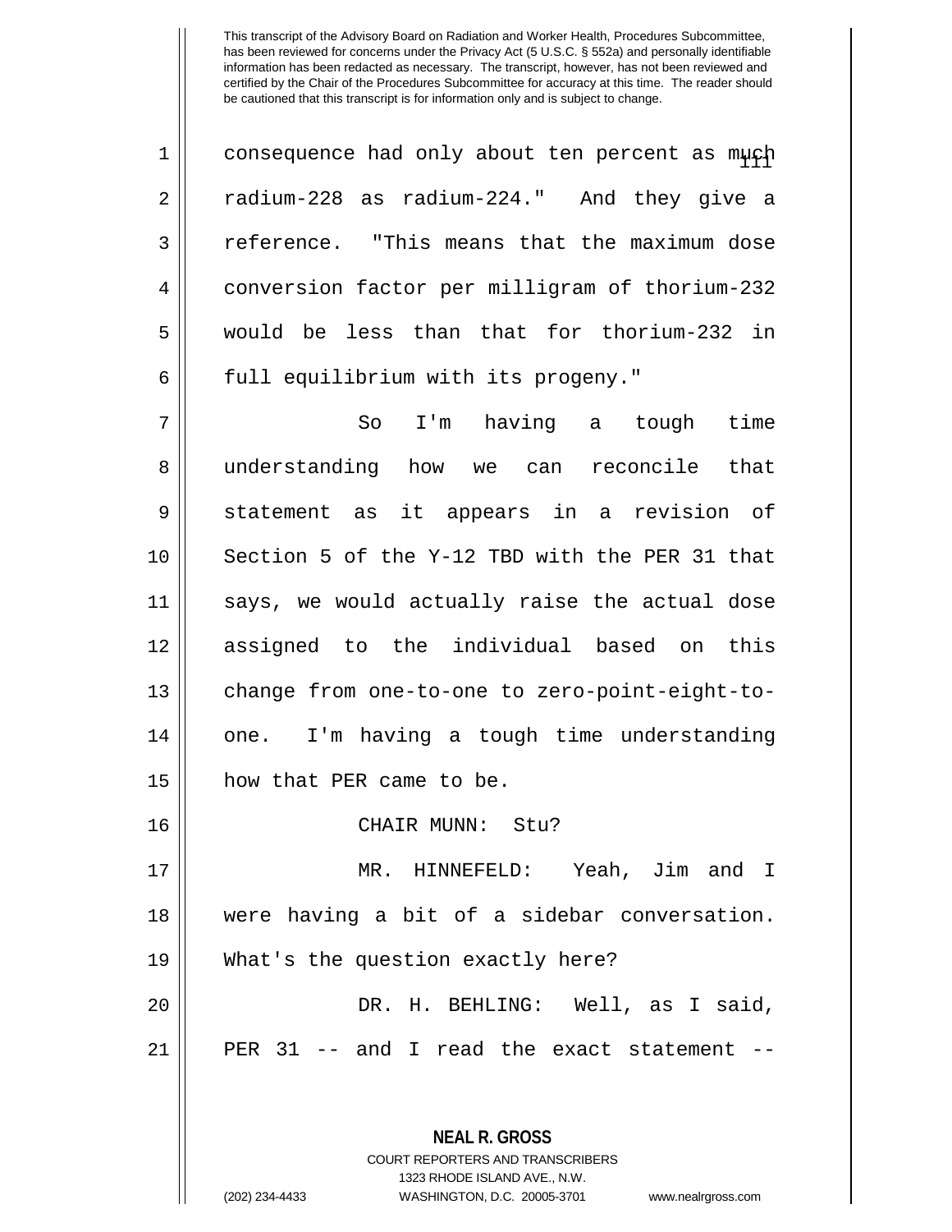consequence had only about ten percent as much radium-228 as radium-224." And they give a reference. "This means that the maximum dose conversion factor per milligram of thorium-232 would be less than that for thorium-232 in full equilibrium with its progeny."

So I'm having a tough time understanding how we can reconcile that statement as it appears in a revision of Section 5 of the Y-12 TBD with the PER 31 that says, we would actually raise the actual dose assigned to the individual based on this change from one-to-one to zero-point-eight-to-one. I'm having a tough time understanding how that PER came to be.

CHAIR MUNN: Stu?

MR. HINNEFELD: Yeah, Jim and I were having a bit of a sidebar conversation. What's the question exactly here?

DR. H. BEHLING: Well, as I said, PER 31 -- and I read the exact statement --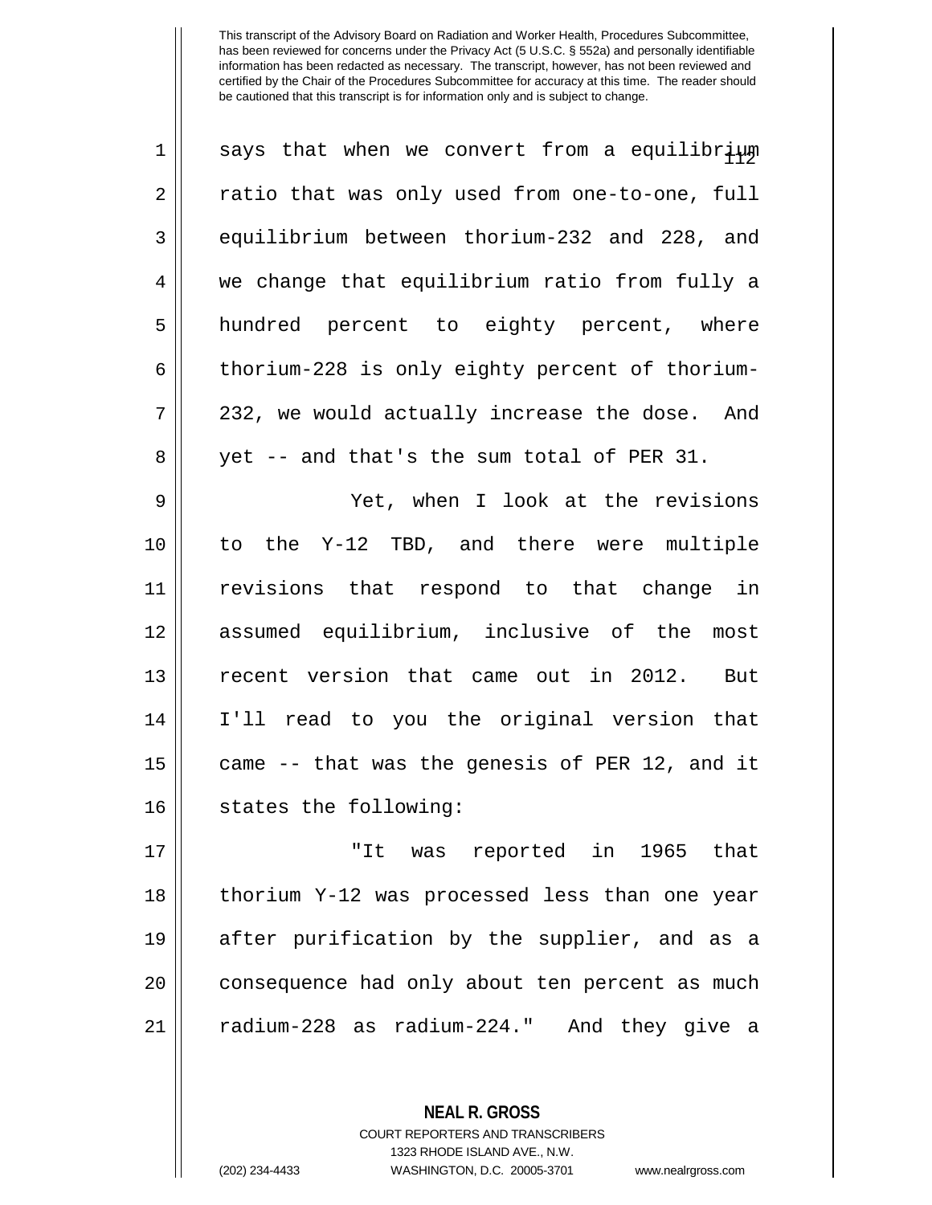This transcript of the Advisory Board on Radiation and Worker Health, Procedures Subcommittee, has been reviewed for concerns under the Privacy Act (5 U.S.C. § 552a) and personally identifiable information has been redacted as necessary. The transcript, however, has not been reviewed and certified by the Chair of the Procedures Subcommittee for accuracy at this time. The reader should be cautioned that this transcript is for information only and is subject to change.

says that when we convert from a equilibrium ratio that was only used from one-to-one, full equilibrium between thorium-232 and 228, and we change that equilibrium ratio from fully a hundred percent to eighty percent, where thorium-228 is only eighty percent of thorium-232, we would actually increase the dose. And yet -- and that's the sum total of PER 31.

Yet, when I look at the revisions to the Y-12 TBD, and there were multiple revisions that respond to that change in assumed equilibrium, inclusive of the most recent version that came out in 2012. But I'll read to you the original version that came -- that was the genesis of PER 12, and it states the following:

"It was reported in 1965 that thorium Y-12 was processed less than one year after purification by the supplier, and as a consequence had only about ten percent as much radium-228 as radium-224." And they give a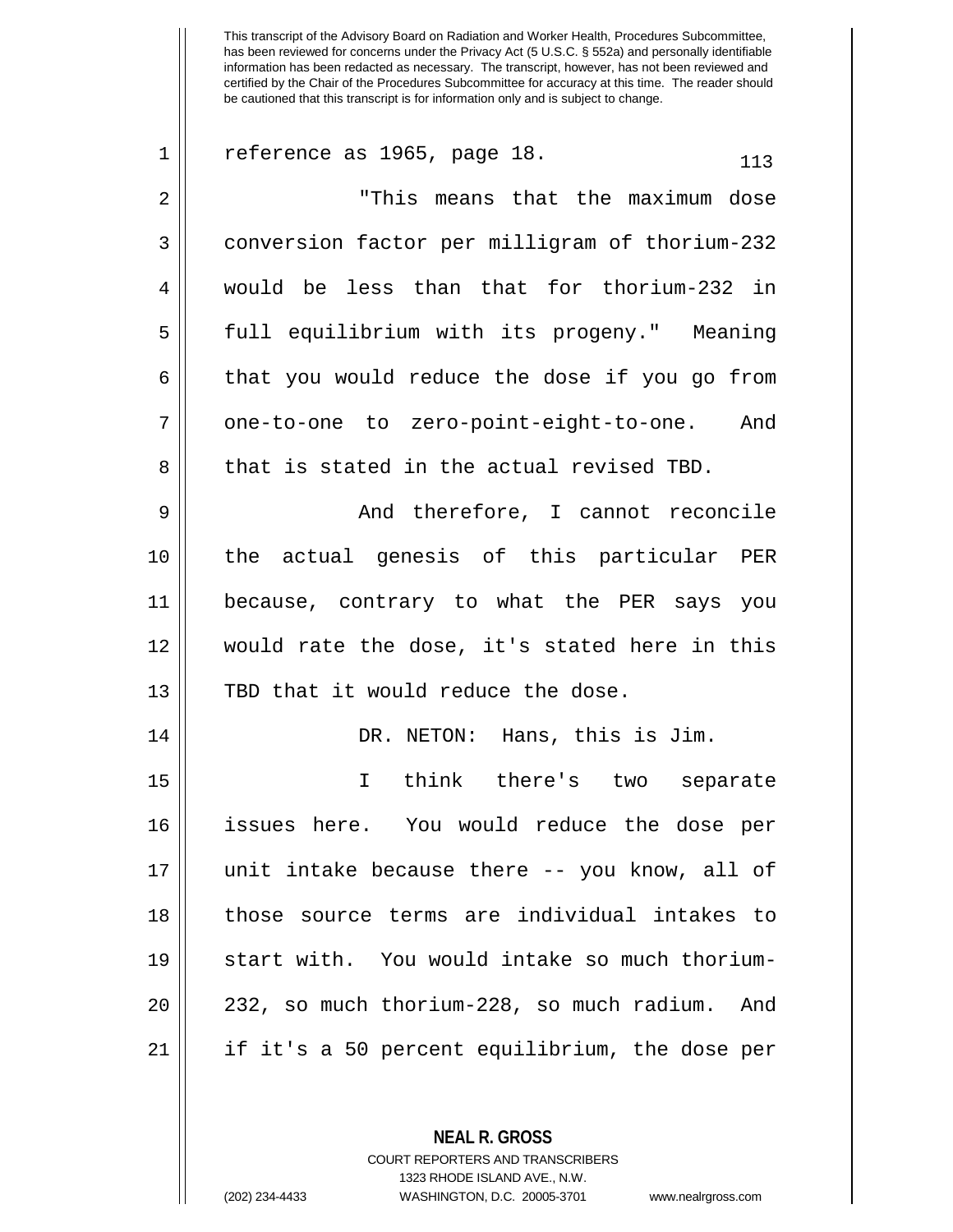reference as 1965, page 18.

"This means that the maximum dose conversion factor per milligram of thorium-232 would be less than that for thorium-232 in full equilibrium with its progeny." Meaning that you would reduce the dose if you go from one-to-one to zero-point-eight-to-one. And that is stated in the actual revised TBD.

And therefore, I cannot reconcile the actual genesis of this particular PER because, contrary to what the PER says you would rate the dose, it's stated here in this TBD that it would reduce the dose.

DR. NETON: Hans, this is Jim.

I think there's two separate issues here. You would reduce the dose per unit intake because there -- you know, all of those source terms are individual intakes to start with. You would intake so much thorium-232, so much thorium-228, so much radium. And if it's a 50 percent equilibrium, the dose per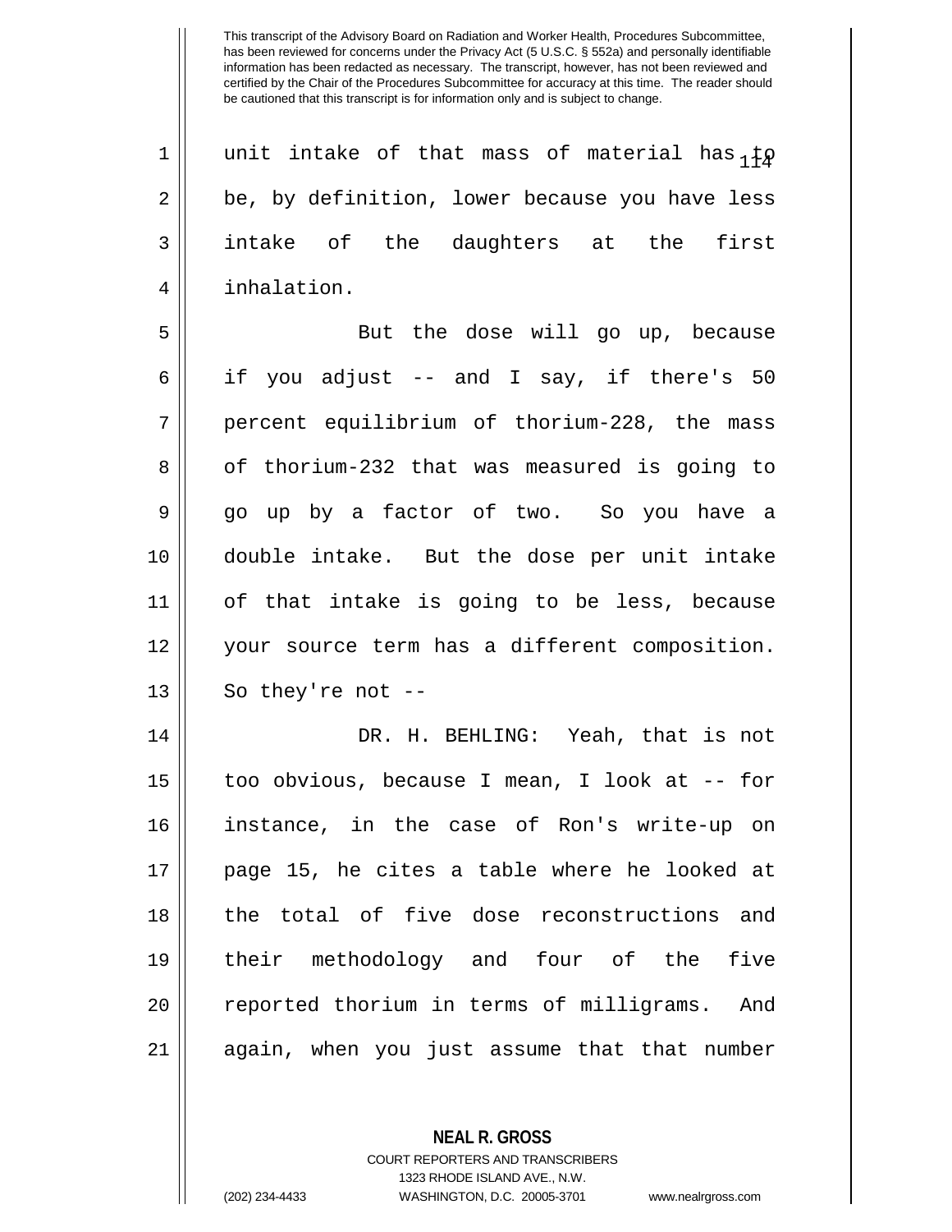unit intake of that mass of material has to be, by definition, lower because you have less intake of the daughters at the first inhalation.

But the dose will go up, because if you adjust -- and I say, if there's 50 percent equilibrium of thorium-228, the mass of thorium-232 that was measured is going to go up by a factor of two. So you have a double intake. But the dose per unit intake of that intake is going to be less, because your source term has a different composition. So they're not --

DR. H. BEHLING: Yeah, that is not too obvious, because I mean, I look at -- for instance, in the case of Ron's write-up on page 15, he cites a table where he looked at the total of five dose reconstructions and their methodology and four of the five reported thorium in terms of milligrams. And again, when you just assume that that number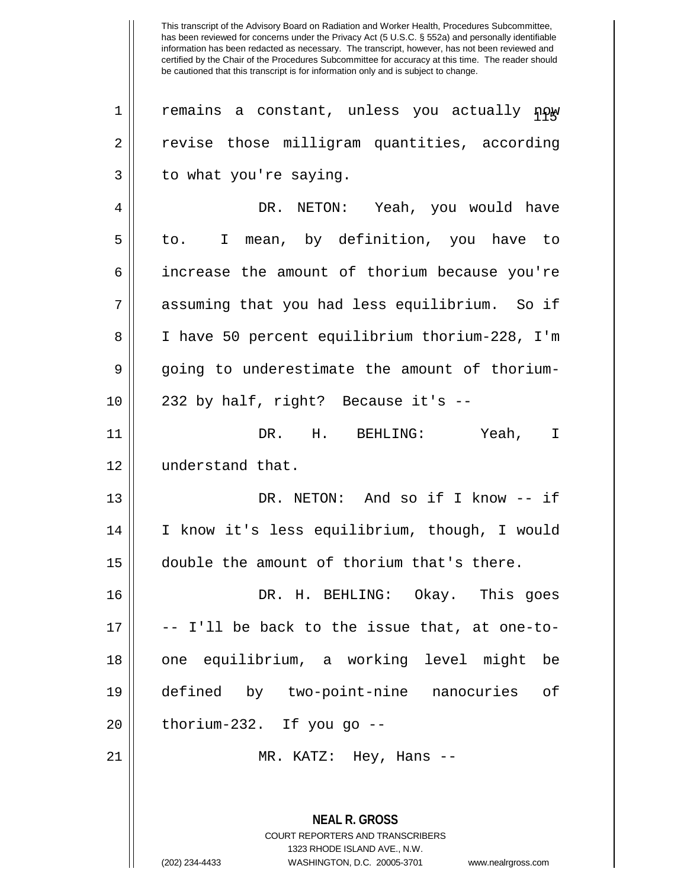This transcript of the Advisory Board on Radiation and Worker Health, Procedures Subcommittee, has been reviewed for concerns under the Privacy Act (5 U.S.C. § 552a) and personally identifiable information has been redacted as necessary. The transcript, however, has not been reviewed and certified by the Chair of the Procedures Subcommittee for accuracy at this time. The reader should be cautioned that this transcript is for information only and is subject to change.

remains a constant, unless you actually now revise those milligram quantities, according to what you're saying.

DR. NETON: Yeah, you would have to. I mean, by definition, you have to increase the amount of thorium because you're assuming that you had less equilibrium. So if I have 50 percent equilibrium thorium-228, I'm going to underestimate the amount of thorium-232 by half, right? Because it's --

DR. H. BEHLING: Yeah, I understand that.

DR. NETON: And so if I know -- if I know it's less equilibrium, though, I would double the amount of thorium that's there.

DR. H. BEHLING: Okay. This goes -- I'll be back to the issue that, at one-to-one equilibrium, a working level might be defined by two-point-nine nanocuries of thorium-232. If you go --

MR. KATZ: Hey, Hans --

**NEAL R. GROSS**
COURT REPORTERS AND TRANSCRIBERS
1323 RHODE ISLAND AVE., N.W.
(202) 234-4433 WASHINGTON, D.C. 20005-3701 www.nealrgross.com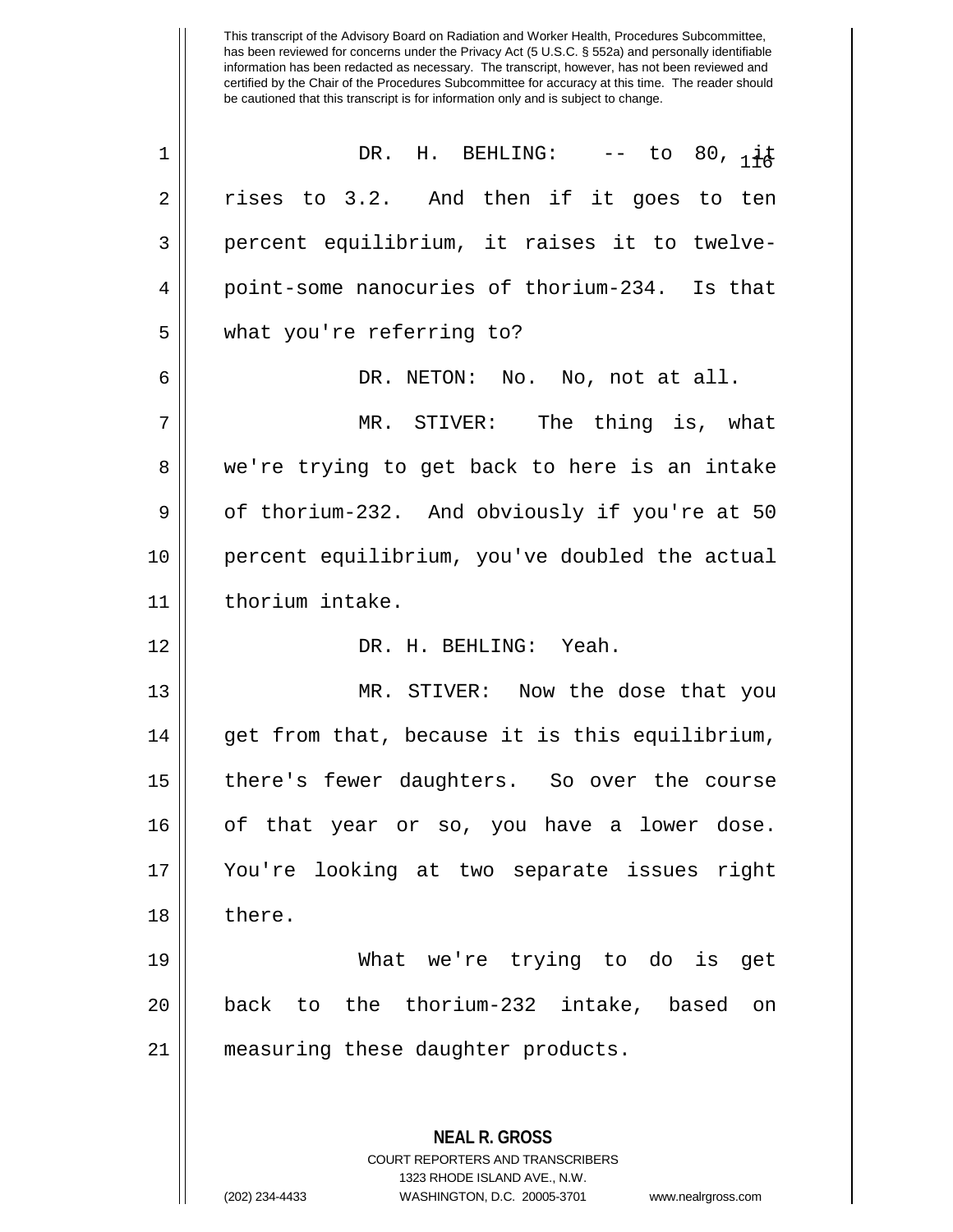This transcript of the Advisory Board on Radiation and Worker Health, Procedures Subcommittee, has been reviewed for concerns under the Privacy Act (5 U.S.C. § 552a) and personally identifiable information has been redacted as necessary. The transcript, however, has not been reviewed and certified by the Chair of the Procedures Subcommittee for accuracy at this time. The reader should be cautioned that this transcript is for information only and is subject to change.

DR. H. BEHLING: -- to 80, it rises to 3.2. And then if it goes to ten percent equilibrium, it raises it to twelve-point-some nanocuries of thorium-234. Is that what you're referring to?

DR. NETON: No. No, not at all.

MR. STIVER: The thing is, what we're trying to get back to here is an intake of thorium-232. And obviously if you're at 50 percent equilibrium, you've doubled the actual thorium intake.

DR. H. BEHLING: Yeah.

MR. STIVER: Now the dose that you get from that, because it is this equilibrium, there's fewer daughters. So over the course of that year or so, you have a lower dose. You're looking at two separate issues right there.

What we're trying to do is get back to the thorium-232 intake, based on measuring these daughter products.

**NEAL R. GROSS**
COURT REPORTERS AND TRANSCRIBERS
1323 RHODE ISLAND AVE., N.W.
(202) 234-4433 WASHINGTON, D.C. 20005-3701 www.nealrgross.com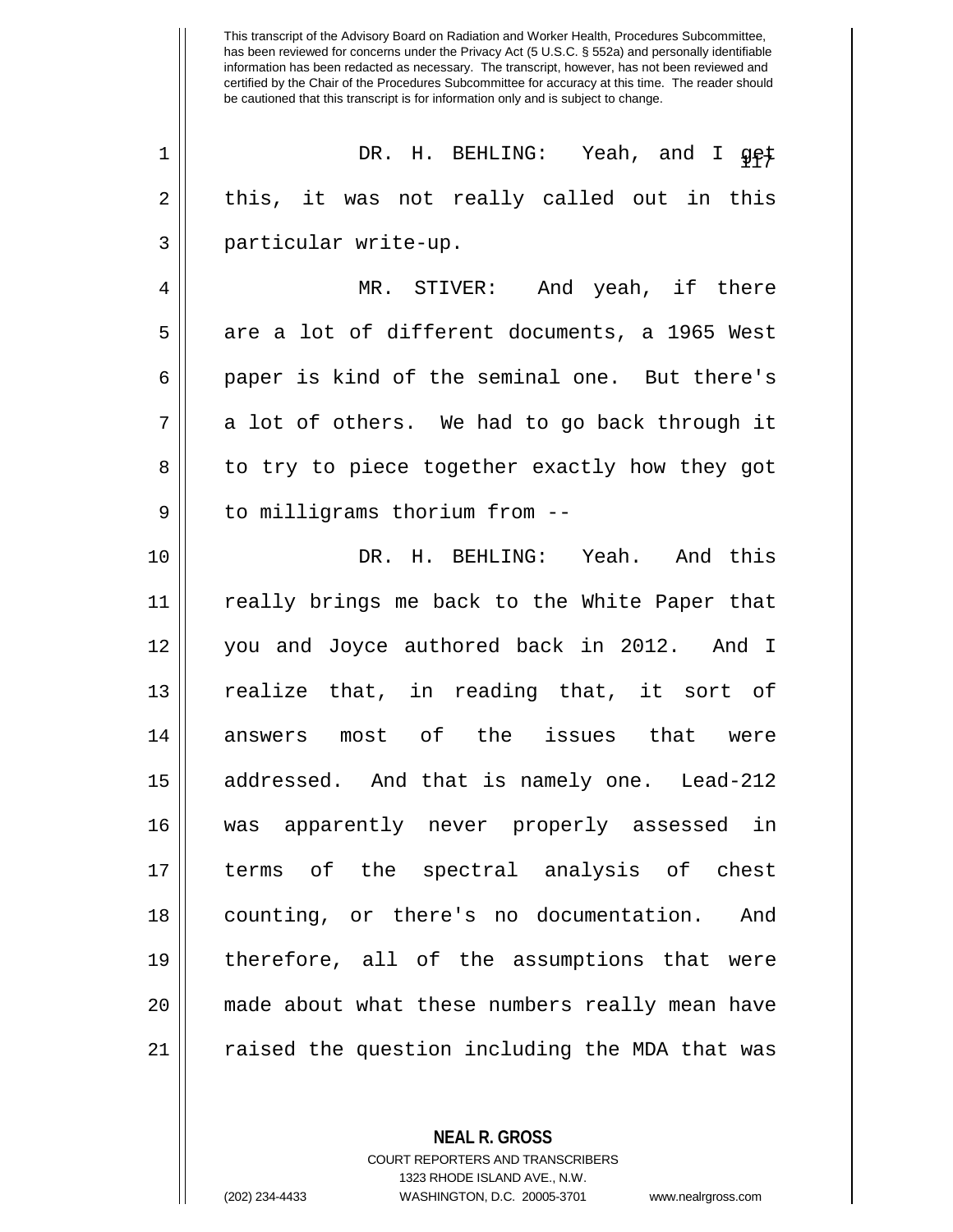This transcript of the Advisory Board on Radiation and Worker Health, Procedures Subcommittee, has been reviewed for concerns under the Privacy Act (5 U.S.C. § 552a) and personally identifiable information has been redacted as necessary. The transcript, however, has not been reviewed and certified by the Chair of the Procedures Subcommittee for accuracy at this time. The reader should be cautioned that this transcript is for information only and is subject to change.

DR. H. BEHLING: Yeah, and I get this, it was not really called out in this particular write-up.

MR. STIVER: And yeah, if there are a lot of different documents, a 1965 West paper is kind of the seminal one. But there's a lot of others. We had to go back through it to try to piece together exactly how they got to milligrams thorium from --

DR. H. BEHLING: Yeah. And this really brings me back to the White Paper that you and Joyce authored back in 2012. And I realize that, in reading that, it sort of answers most of the issues that were addressed. And that is namely one. Lead-212 was apparently never properly assessed in terms of the spectral analysis of chest counting, or there's no documentation. And therefore, all of the assumptions that were made about what these numbers really mean have raised the question including the MDA that was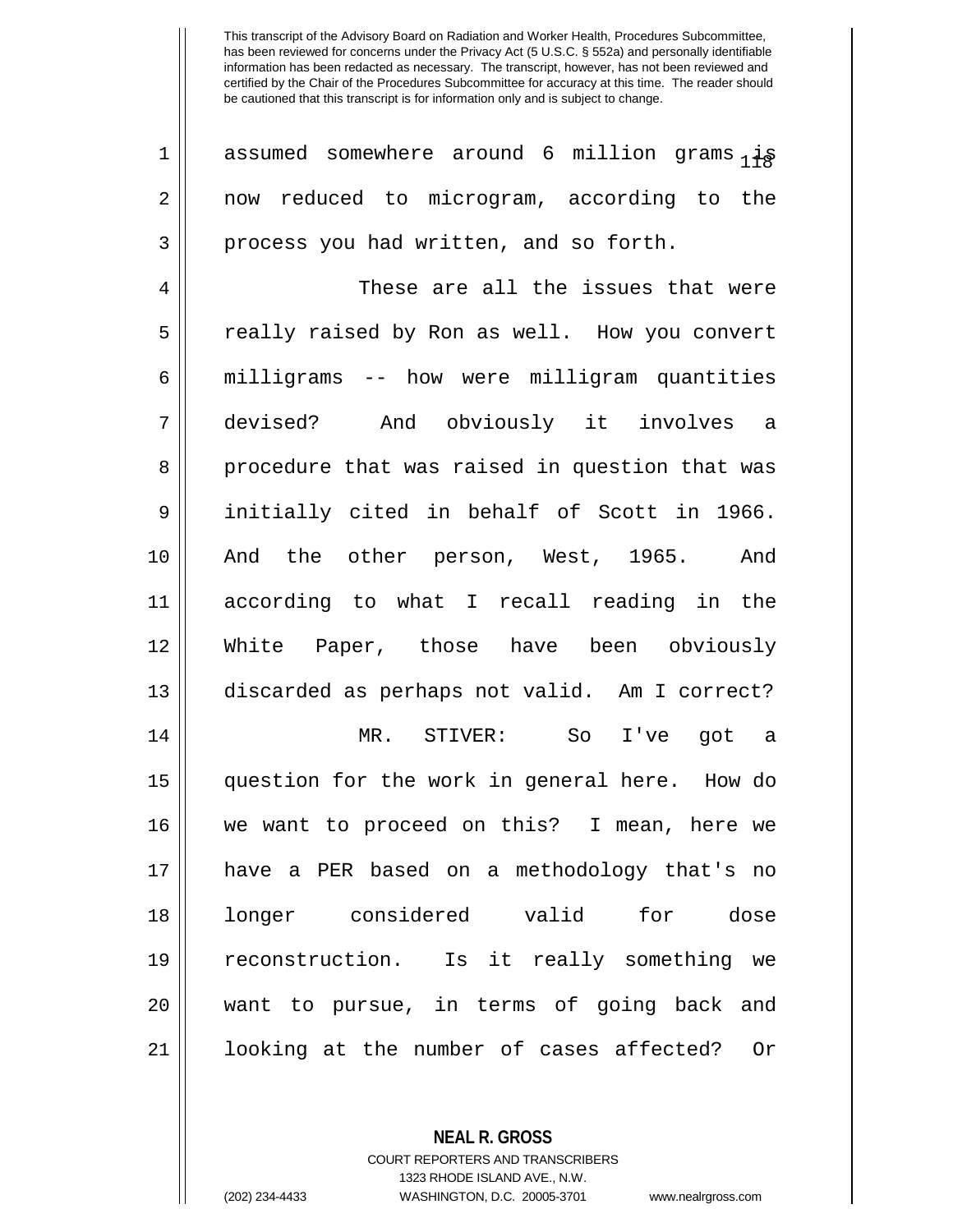assumed somewhere around 6 million grams is now reduced to microgram, according to the process you had written, and so forth.

These are all the issues that were really raised by Ron as well. How you convert milligrams -- how were milligram quantities devised? And obviously it involves a procedure that was raised in question that was initially cited in behalf of Scott in 1966. And the other person, West, 1965. And according to what I recall reading in the White Paper, those have been obviously discarded as perhaps not valid. Am I correct?

MR. STIVER: So I've got a question for the work in general here. How do we want to proceed on this? I mean, here we have a PER based on a methodology that's no longer considered valid for dose reconstruction. Is it really something we want to pursue, in terms of going back and looking at the number of cases affected? Or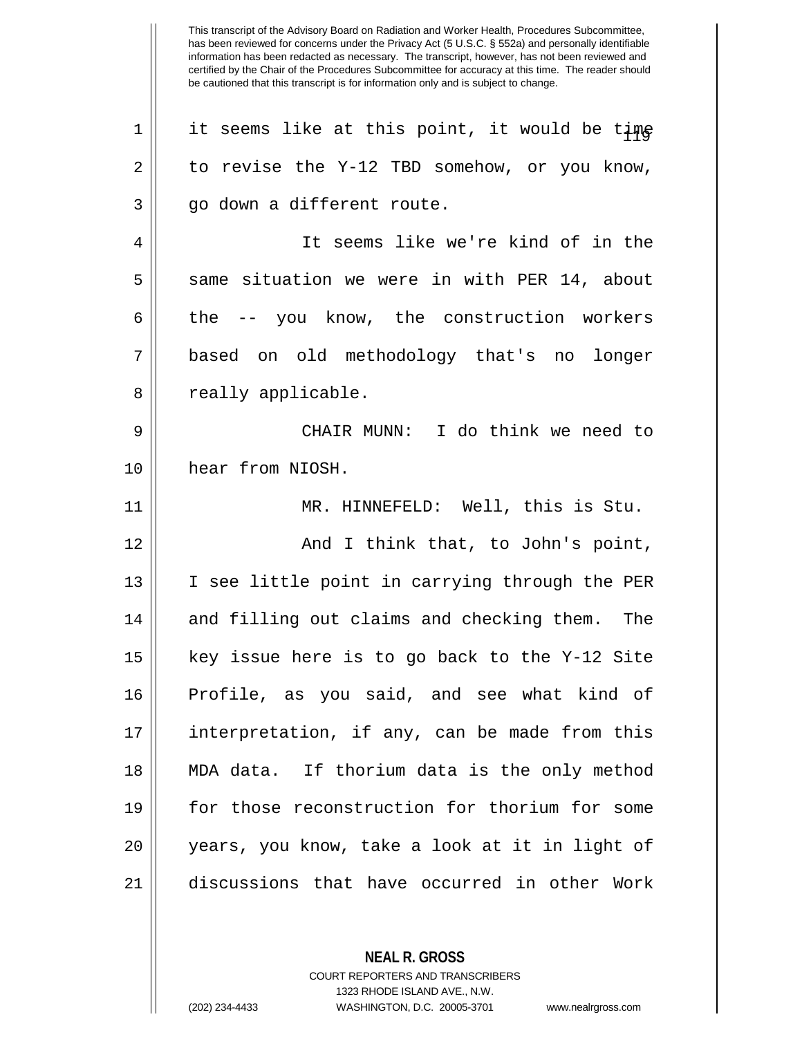This transcript of the Advisory Board on Radiation and Worker Health, Procedures Subcommittee, has been reviewed for concerns under the Privacy Act (5 U.S.C. § 552a) and personally identifiable information has been redacted as necessary. The transcript, however, has not been reviewed and certified by the Chair of the Procedures Subcommittee for accuracy at this time. The reader should be cautioned that this transcript is for information only and is subject to change.

it seems like at this point, it would be time to revise the Y-12 TBD somehow, or you know, go down a different route.

It seems like we're kind of in the same situation we were in with PER 14, about the -- you know, the construction workers based on old methodology that's no longer really applicable.

CHAIR MUNN: I do think we need to hear from NIOSH.

MR. HINNEFELD: Well, this is Stu.

And I think that, to John's point, I see little point in carrying through the PER and filling out claims and checking them. The key issue here is to go back to the Y-12 Site Profile, as you said, and see what kind of interpretation, if any, can be made from this MDA data. If thorium data is the only method for those reconstruction for thorium for some years, you know, take a look at it in light of discussions that have occurred in other Work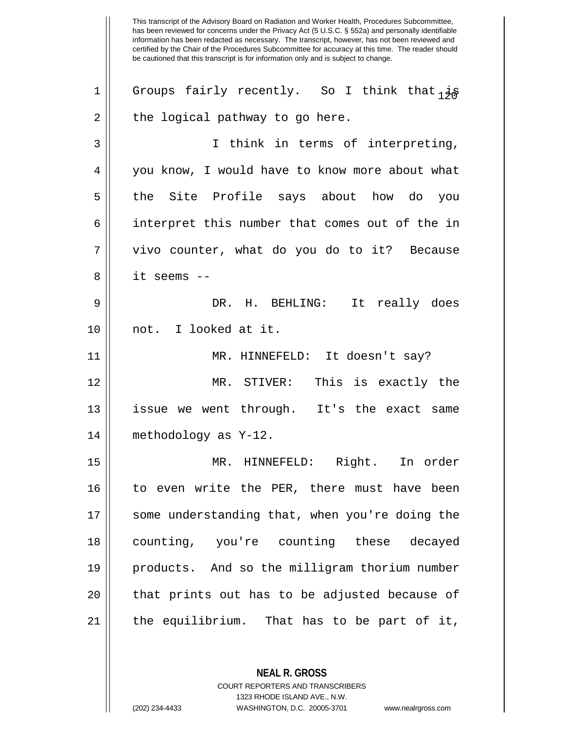This transcript of the Advisory Board on Radiation and Worker Health, Procedures Subcommittee, has been reviewed for concerns under the Privacy Act (5 U.S.C. § 552a) and personally identifiable information has been redacted as necessary. The transcript, however, has not been reviewed and certified by the Chair of the Procedures Subcommittee for accuracy at this time. The reader should be cautioned that this transcript is for information only and is subject to change.

Groups fairly recently. So I think that is the logical pathway to go here.

I think in terms of interpreting, you know, I would have to know more about what the Site Profile says about how do you interpret this number that comes out of the in vivo counter, what do you do to it? Because it seems --

DR. H. BEHLING: It really does not. I looked at it.

MR. HINNEFELD: It doesn't say?

MR. STIVER: This is exactly the issue we went through. It's the exact same methodology as Y-12.

MR. HINNEFELD: Right. In order to even write the PER, there must have been some understanding that, when you're doing the counting, you're counting these decayed products. And so the milligram thorium number that prints out has to be adjusted because of the equilibrium. That has to be part of it,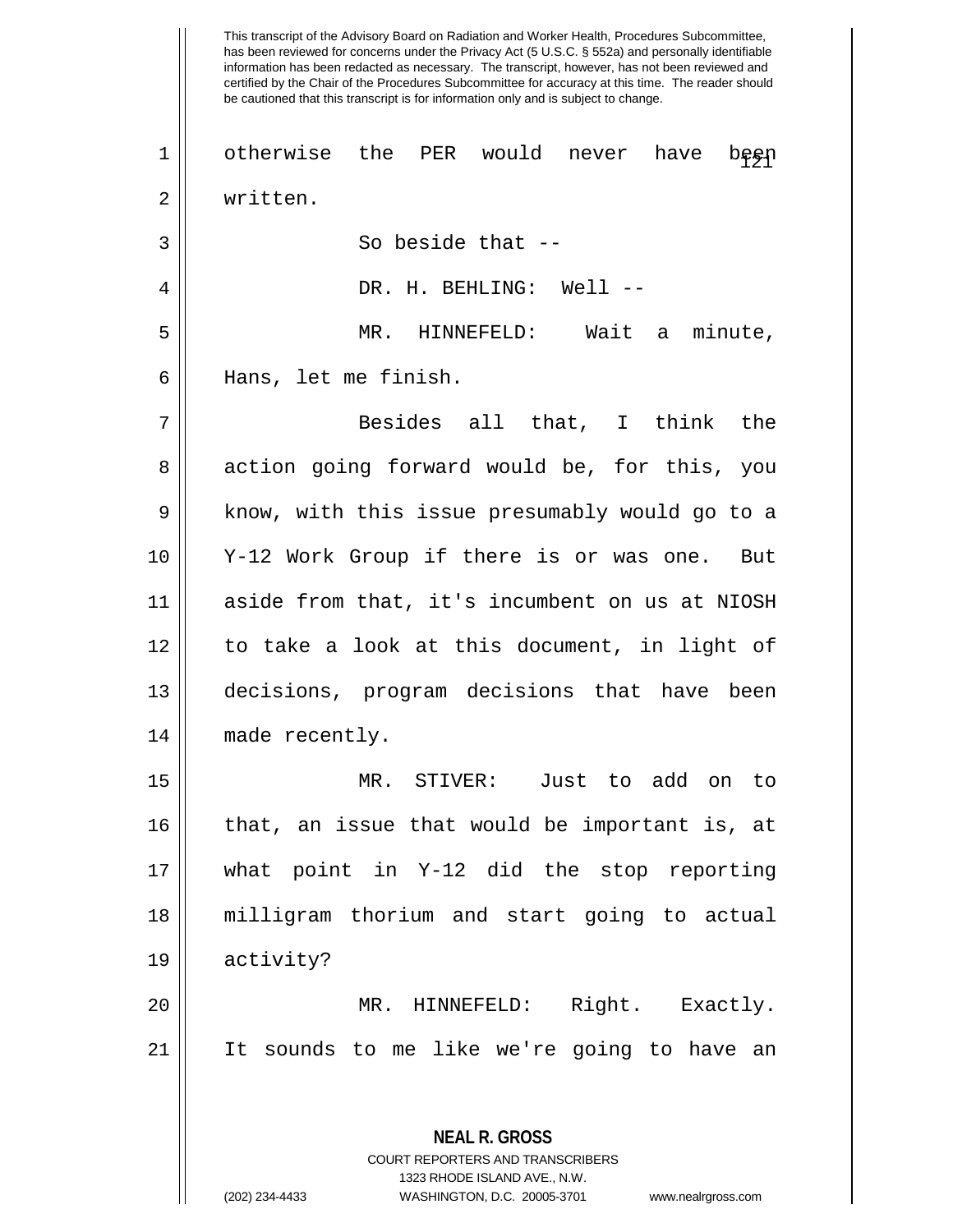This transcript of the Advisory Board on Radiation and Worker Health, Procedures Subcommittee, has been reviewed for concerns under the Privacy Act (5 U.S.C. § 552a) and personally identifiable information has been redacted as necessary. The transcript, however, has not been reviewed and certified by the Chair of the Procedures Subcommittee for accuracy at this time. The reader should be cautioned that this transcript is for information only and is subject to change.

otherwise the PER would never have been written.

So beside that --

DR. H. BEHLING: Well --

MR. HINNEFELD: Wait a minute, Hans, let me finish.

Besides all that, I think the action going forward would be, for this, you know, with this issue presumably would go to a Y-12 Work Group if there is or was one. But aside from that, it's incumbent on us at NIOSH to take a look at this document, in light of decisions, program decisions that have been made recently.

MR. STIVER: Just to add on to that, an issue that would be important is, at what point in Y-12 did the stop reporting milligram thorium and start going to actual activity?

MR. HINNEFELD: Right. Exactly. It sounds to me like we're going to have an

**NEAL R. GROSS**
COURT REPORTERS AND TRANSCRIBERS
1323 RHODE ISLAND AVE., N.W.
(202) 234-4433 WASHINGTON, D.C. 20005-3701 www.nealrgross.com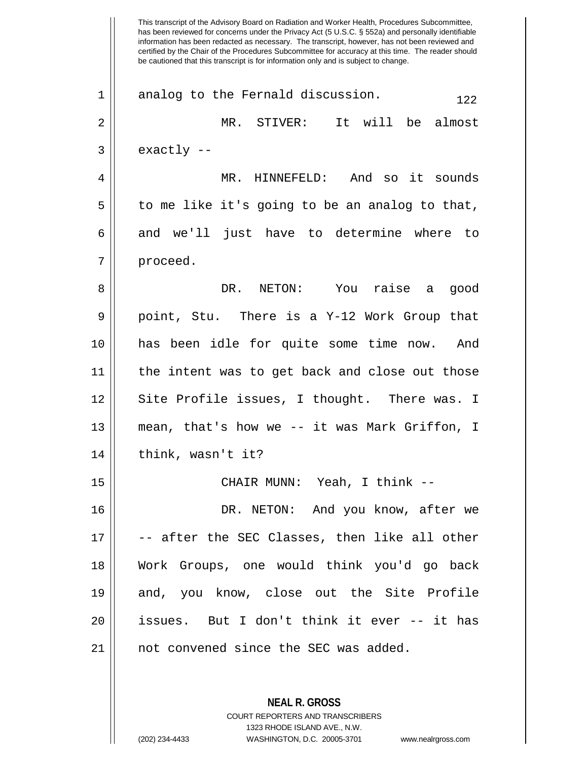This transcript of the Advisory Board on Radiation and Worker Health, Procedures Subcommittee, has been reviewed for concerns under the Privacy Act (5 U.S.C. § 552a) and personally identifiable information has been redacted as necessary. The transcript, however, has not been reviewed and certified by the Chair of the Procedures Subcommittee for accuracy at this time. The reader should be cautioned that this transcript is for information only and is subject to change.

analog to the Fernald discussion.

MR. STIVER: It will be almost exactly --

MR. HINNEFELD: And so it sounds to me like it's going to be an analog to that, and we'll just have to determine where to proceed.

DR. NETON: You raise a good point, Stu. There is a Y-12 Work Group that has been idle for quite some time now. And the intent was to get back and close out those Site Profile issues, I thought. There was. I mean, that's how we -- it was Mark Griffon, I think, wasn't it?

CHAIR MUNN: Yeah, I think --

DR. NETON: And you know, after we -- after the SEC Classes, then like all other Work Groups, one would think you'd go back and, you know, close out the Site Profile issues. But I don't think it ever -- it has not convened since the SEC was added.

**NEAL R. GROSS**
COURT REPORTERS AND TRANSCRIBERS
1323 RHODE ISLAND AVE., N.W.
(202) 234-4433 WASHINGTON, D.C. 20005-3701 www.nealrgross.com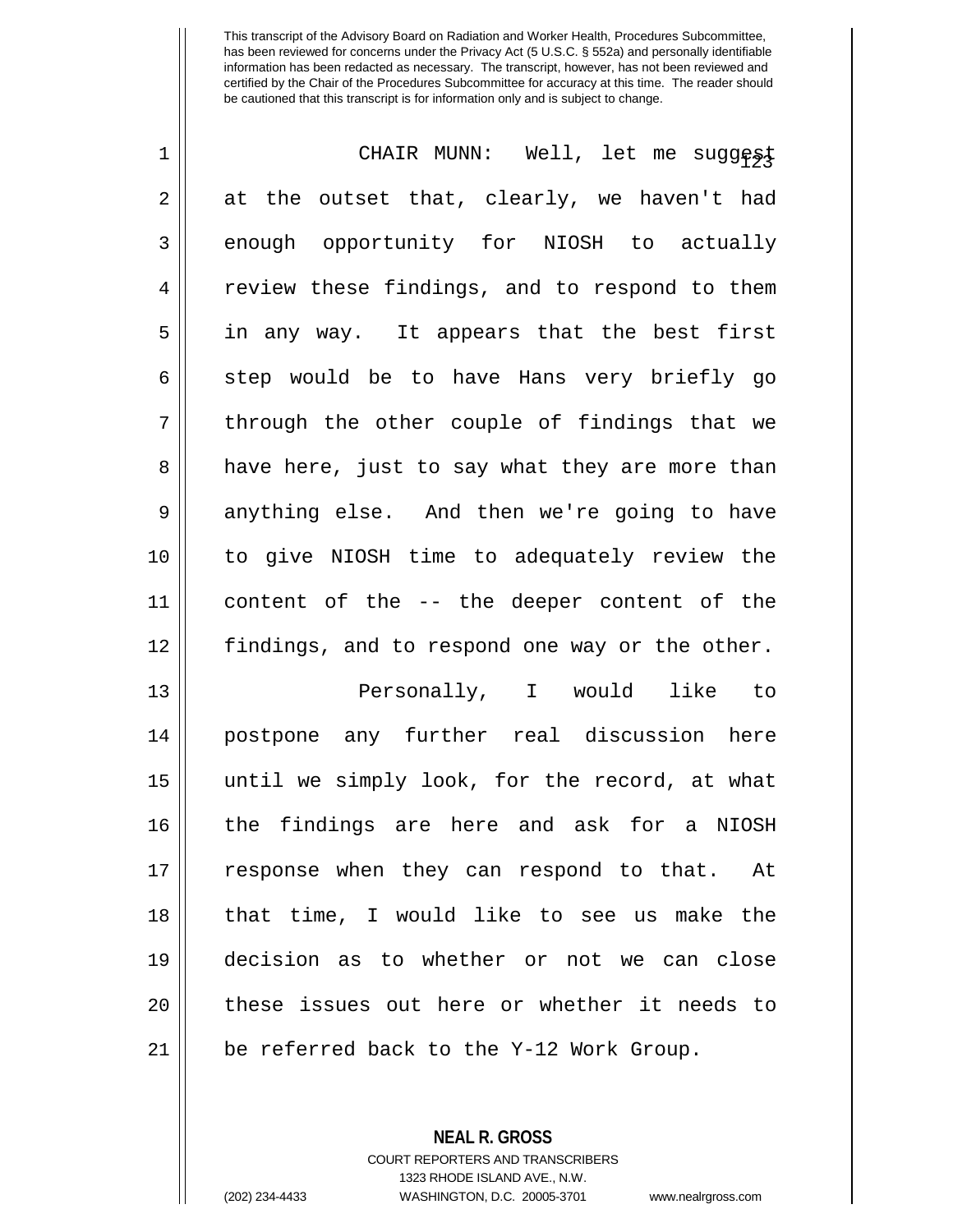This transcript of the Advisory Board on Radiation and Worker Health, Procedures Subcommittee, has been reviewed for concerns under the Privacy Act (5 U.S.C. § 552a) and personally identifiable information has been redacted as necessary. The transcript, however, has not been reviewed and certified by the Chair of the Procedures Subcommittee for accuracy at this time. The reader should be cautioned that this transcript is for information only and is subject to change.

CHAIR MUNN: Well, let me suggest at the outset that, clearly, we haven't had enough opportunity for NIOSH to actually review these findings, and to respond to them in any way. It appears that the best first step would be to have Hans very briefly go through the other couple of findings that we have here, just to say what they are more than anything else. And then we're going to have to give NIOSH time to adequately review the content of the -- the deeper content of the findings, and to respond one way or the other.

Personally, I would like to postpone any further real discussion here until we simply look, for the record, at what the findings are here and ask for a NIOSH response when they can respond to that. At that time, I would like to see us make the decision as to whether or not we can close these issues out here or whether it needs to be referred back to the Y-12 Work Group.

**NEAL R. GROSS**
COURT REPORTERS AND TRANSCRIBERS
1323 RHODE ISLAND AVE., N.W.
(202) 234-4433 WASHINGTON, D.C. 20005-3701 www.nealrgross.com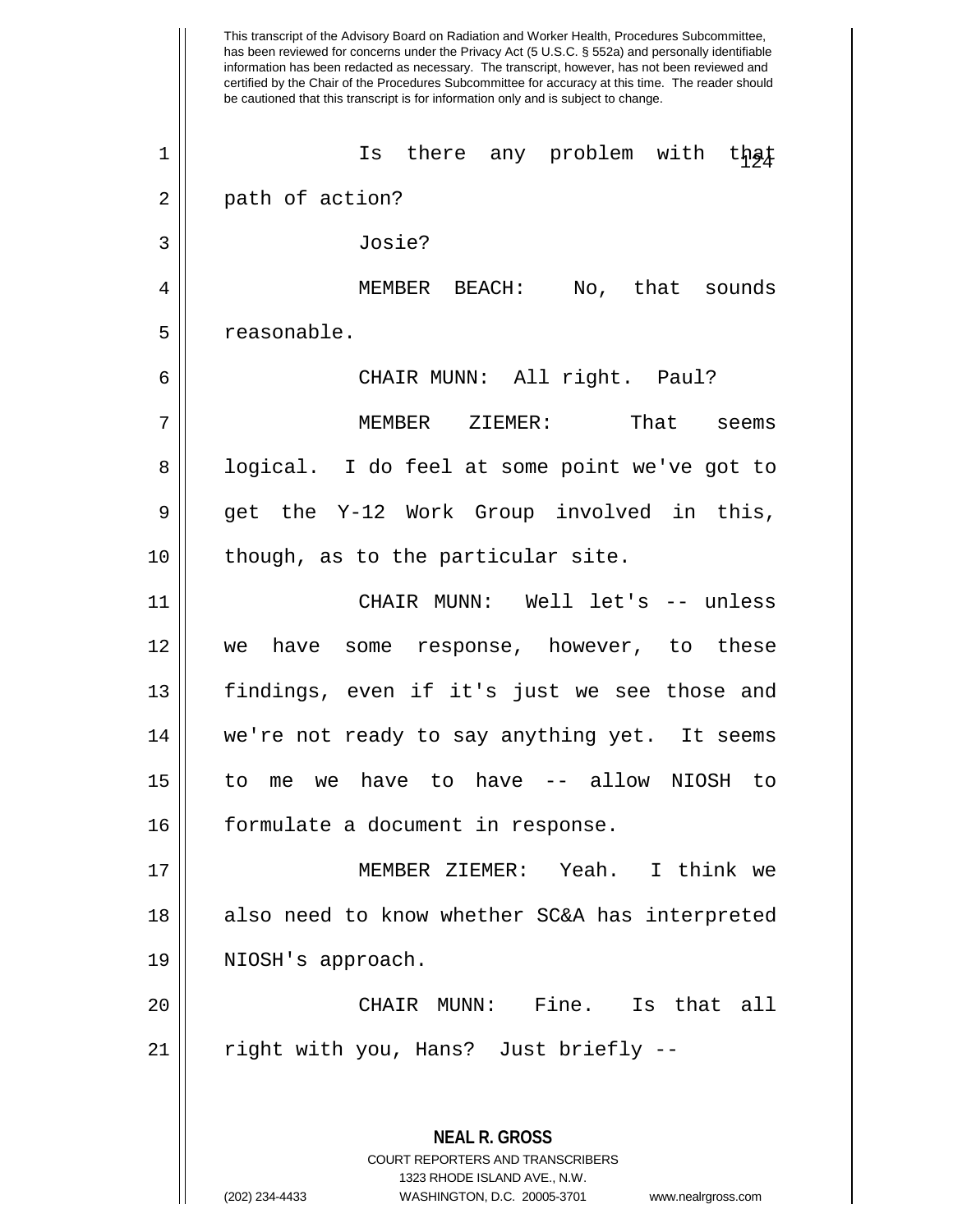This transcript of the Advisory Board on Radiation and Worker Health, Procedures Subcommittee, has been reviewed for concerns under the Privacy Act (5 U.S.C. § 552a) and personally identifiable information has been redacted as necessary. The transcript, however, has not been reviewed and certified by the Chair of the Procedures Subcommittee for accuracy at this time. The reader should be cautioned that this transcript is for information only and is subject to change.

Is there any problem with that path of action?

Josie?

MEMBER BEACH: No, that sounds reasonable.

CHAIR MUNN: All right. Paul?

MEMBER ZIEMER: That seems logical. I do feel at some point we've got to get the Y-12 Work Group involved in this, though, as to the particular site.

CHAIR MUNN: Well let's -- unless we have some response, however, to these findings, even if it's just we see those and we're not ready to say anything yet. It seems to me we have to have -- allow NIOSH to formulate a document in response.

MEMBER ZIEMER: Yeah. I think we also need to know whether SC&A has interpreted NIOSH's approach.

CHAIR MUNN: Fine. Is that all right with you, Hans? Just briefly --

**NEAL R. GROSS**
COURT REPORTERS AND TRANSCRIBERS
1323 RHODE ISLAND AVE., N.W.
(202) 234-4433 WASHINGTON, D.C. 20005-3701 www.nealrgross.com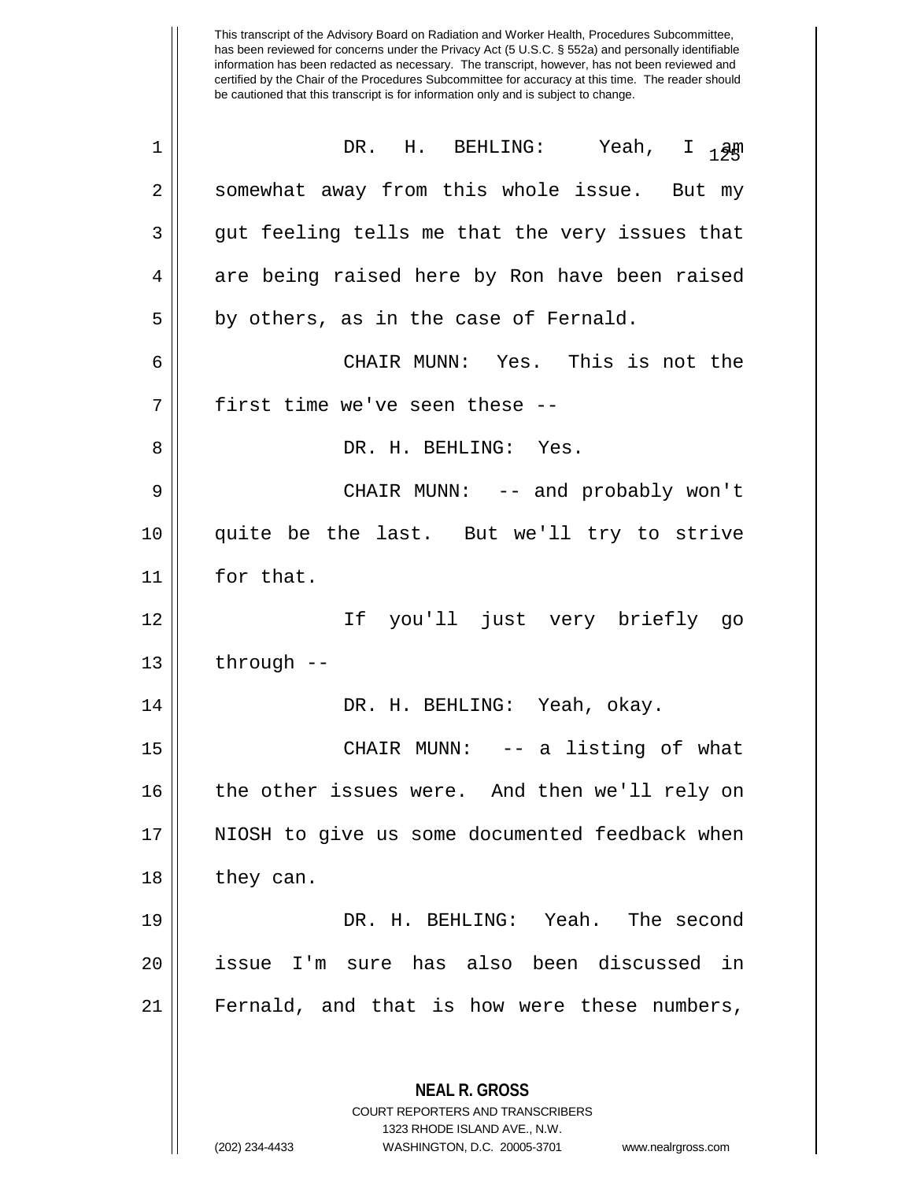DR. H. BEHLING: Yeah, I am somewhat away from this whole issue. But my gut feeling tells me that the very issues that are being raised here by Ron have been raised by others, as in the case of Fernald.

CHAIR MUNN: Yes. This is not the first time we've seen these --

DR. H. BEHLING: Yes.

CHAIR MUNN: -- and probably won't quite be the last. But we'll try to strive for that.

If you'll just very briefly go through --

DR. H. BEHLING: Yeah, okay.

CHAIR MUNN: -- a listing of what the other issues were. And then we'll rely on NIOSH to give us some documented feedback when they can.

DR. H. BEHLING: Yeah. The second issue I'm sure has also been discussed in Fernald, and that is how were these numbers,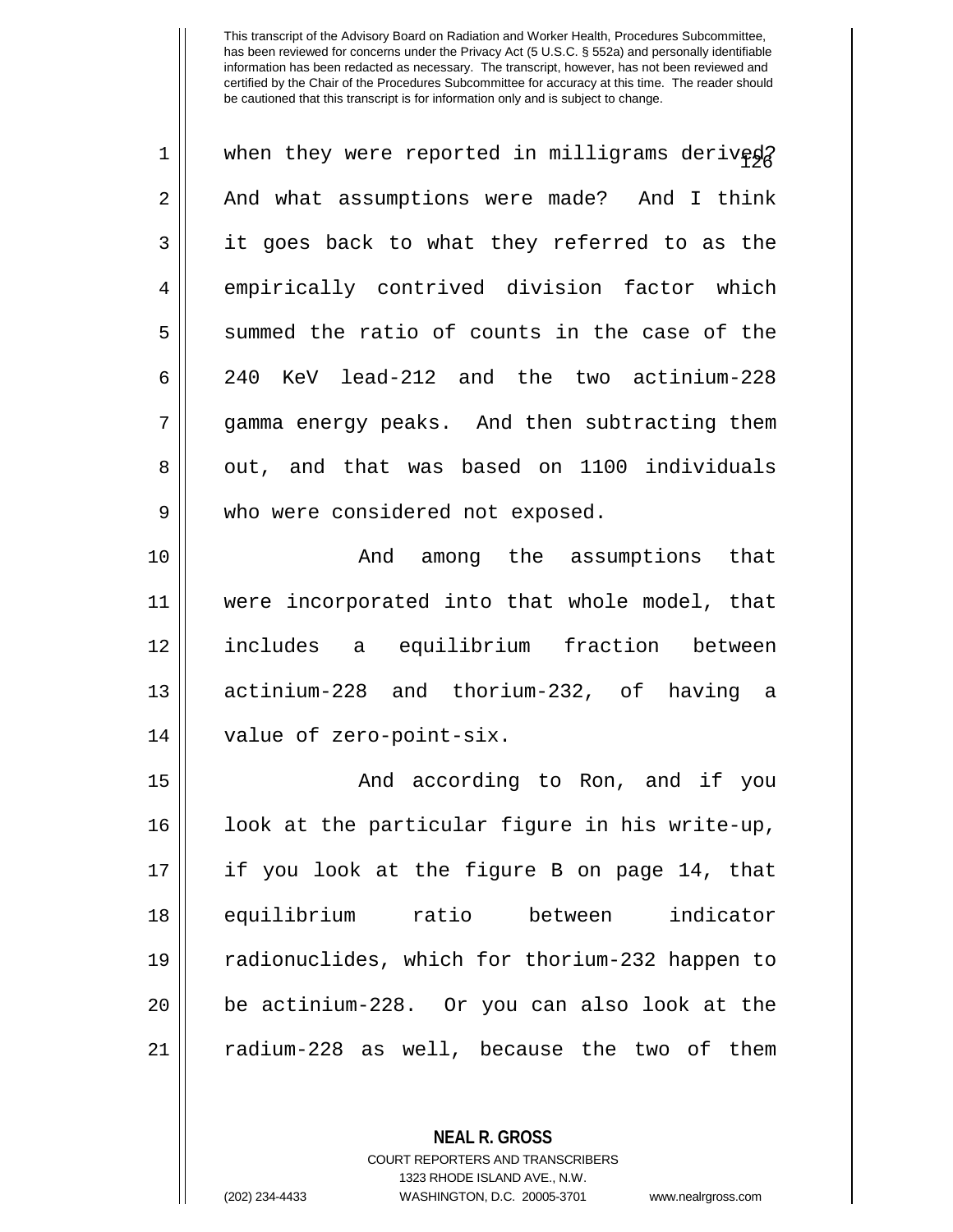This transcript of the Advisory Board on Radiation and Worker Health, Procedures Subcommittee, has been reviewed for concerns under the Privacy Act (5 U.S.C. § 552a) and personally identifiable information has been redacted as necessary. The transcript, however, has not been reviewed and certified by the Chair of the Procedures Subcommittee for accuracy at this time. The reader should be cautioned that this transcript is for information only and is subject to change.

when they were reported in milligrams derived? And what assumptions were made? And I think it goes back to what they referred to as the empirically contrived division factor which summed the ratio of counts in the case of the 240 KeV lead-212 and the two actinium-228 gamma energy peaks. And then subtracting them out, and that was based on 1100 individuals who were considered not exposed.

And among the assumptions that were incorporated into that whole model, that includes a equilibrium fraction between actinium-228 and thorium-232, of having a value of zero-point-six.

And according to Ron, and if you look at the particular figure in his write-up, if you look at the figure B on page 14, that equilibrium ratio between indicator radionuclides, which for thorium-232 happen to be actinium-228. Or you can also look at the radium-228 as well, because the two of them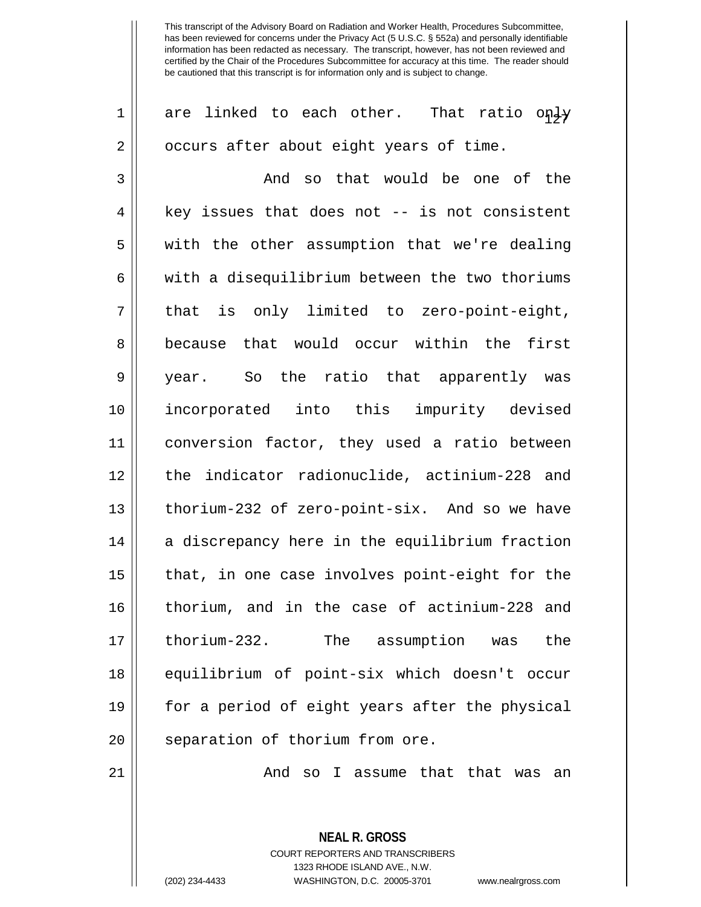This transcript of the Advisory Board on Radiation and Worker Health, Procedures Subcommittee, has been reviewed for concerns under the Privacy Act (5 U.S.C. § 552a) and personally identifiable information has been redacted as necessary. The transcript, however, has not been reviewed and certified by the Chair of the Procedures Subcommittee for accuracy at this time. The reader should be cautioned that this transcript is for information only and is subject to change.

are linked to each other. That ratio only occurs after about eight years of time.

And so that would be one of the key issues that does not -- is not consistent with the other assumption that we're dealing with a disequilibrium between the two thoriums that is only limited to zero-point-eight, because that would occur within the first year. So the ratio that apparently was incorporated into this impurity devised conversion factor, they used a ratio between the indicator radionuclide, actinium-228 and thorium-232 of zero-point-six. And so we have a discrepancy here in the equilibrium fraction that, in one case involves point-eight for the thorium, and in the case of actinium-228 and thorium-232. The assumption was the equilibrium of point-six which doesn't occur for a period of eight years after the physical separation of thorium from ore.

And so I assume that that was an

**NEAL R. GROSS**
COURT REPORTERS AND TRANSCRIBERS
1323 RHODE ISLAND AVE., N.W.
(202) 234-4433 WASHINGTON, D.C. 20005-3701 www.nealrgross.com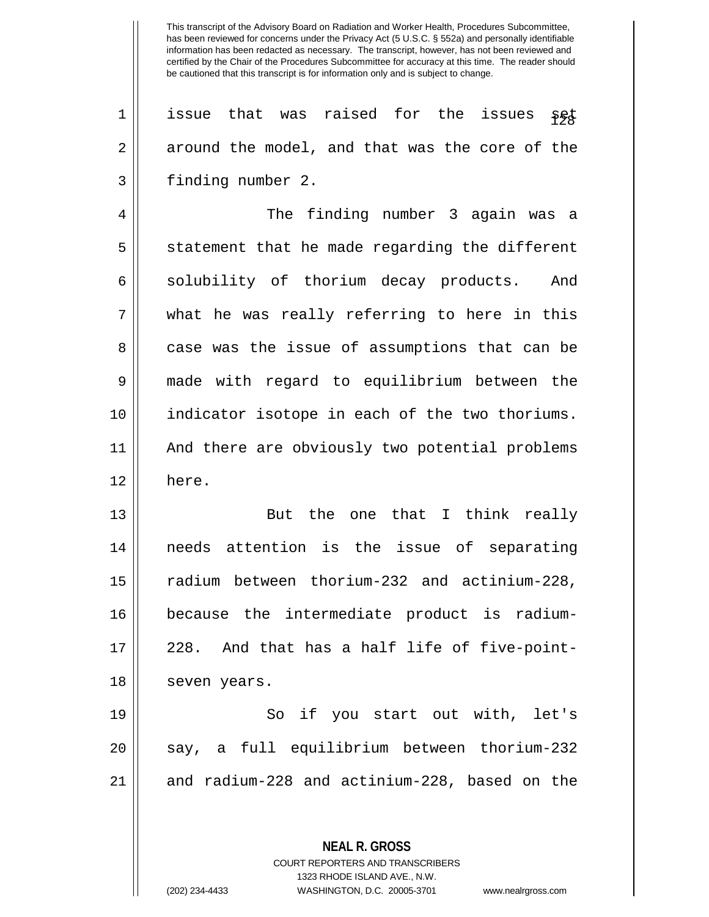issue that was raised for the issues set around the model, and that was the core of the finding number 2.

The finding number 3 again was a statement that he made regarding the different solubility of thorium decay products. And what he was really referring to here in this case was the issue of assumptions that can be made with regard to equilibrium between the indicator isotope in each of the two thoriums. And there are obviously two potential problems here.

But the one that I think really needs attention is the issue of separating radium between thorium-232 and actinium-228, because the intermediate product is radium-228. And that has a half life of five-point-seven years.

So if you start out with, let's say, a full equilibrium between thorium-232 and radium-228 and actinium-228, based on the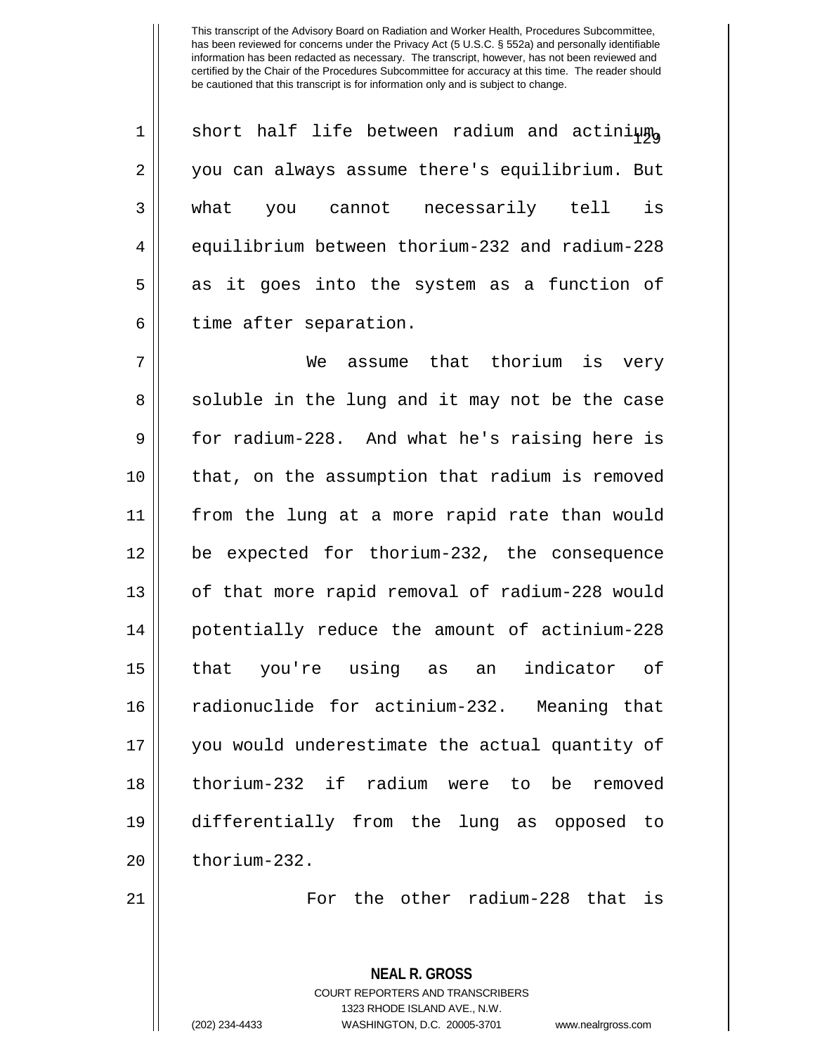This transcript of the Advisory Board on Radiation and Worker Health, Procedures Subcommittee, has been reviewed for concerns under the Privacy Act (5 U.S.C. § 552a) and personally identifiable information has been redacted as necessary. The transcript, however, has not been reviewed and certified by the Chair of the Procedures Subcommittee for accuracy at this time. The reader should be cautioned that this transcript is for information only and is subject to change.

short half life between radium and actinium, you can always assume there's equilibrium. But what you cannot necessarily tell is equilibrium between thorium-232 and radium-228 as it goes into the system as a function of time after separation.

We assume that thorium is very soluble in the lung and it may not be the case for radium-228. And what he's raising here is that, on the assumption that radium is removed from the lung at a more rapid rate than would be expected for thorium-232, the consequence of that more rapid removal of radium-228 would potentially reduce the amount of actinium-228 that you're using as an indicator of radionuclide for actinium-232. Meaning that you would underestimate the actual quantity of thorium-232 if radium were to be removed differentially from the lung as opposed to thorium-232.

For the other radium-228 that is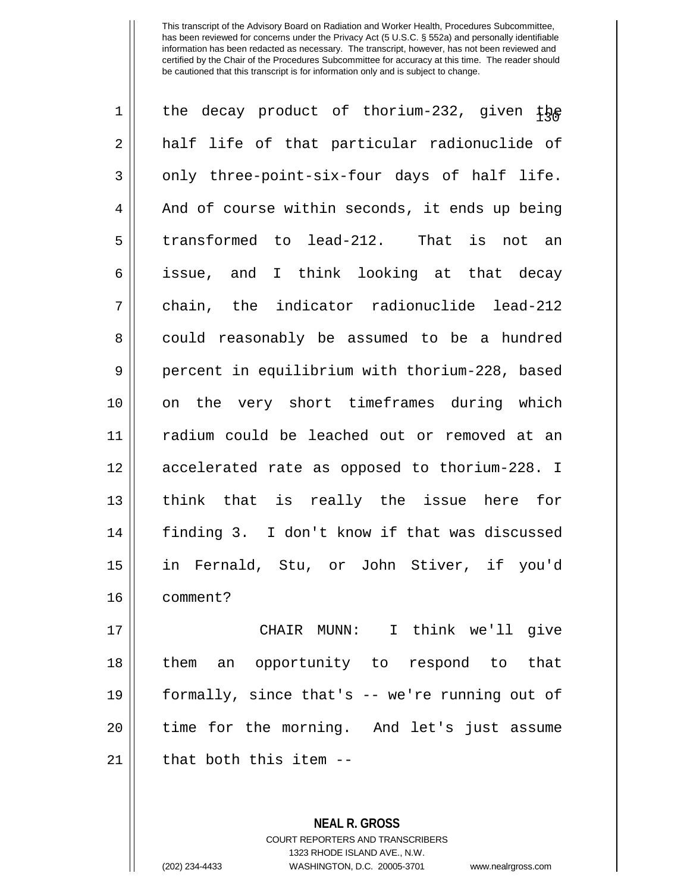the decay product of thorium-232, given the half life of that particular radionuclide of only three-point-six-four days of half life. And of course within seconds, it ends up being transformed to lead-212. That is not an issue, and I think looking at that decay chain, the indicator radionuclide lead-212 could reasonably be assumed to be a hundred percent in equilibrium with thorium-228, based on the very short timeframes during which radium could be leached out or removed at an accelerated rate as opposed to thorium-228. I think that is really the issue here for finding 3. I don't know if that was discussed in Fernald, Stu, or John Stiver, if you'd comment?

CHAIR MUNN: I think we'll give them an opportunity to respond to that formally, since that's -- we're running out of time for the morning. And let's just assume that both this item --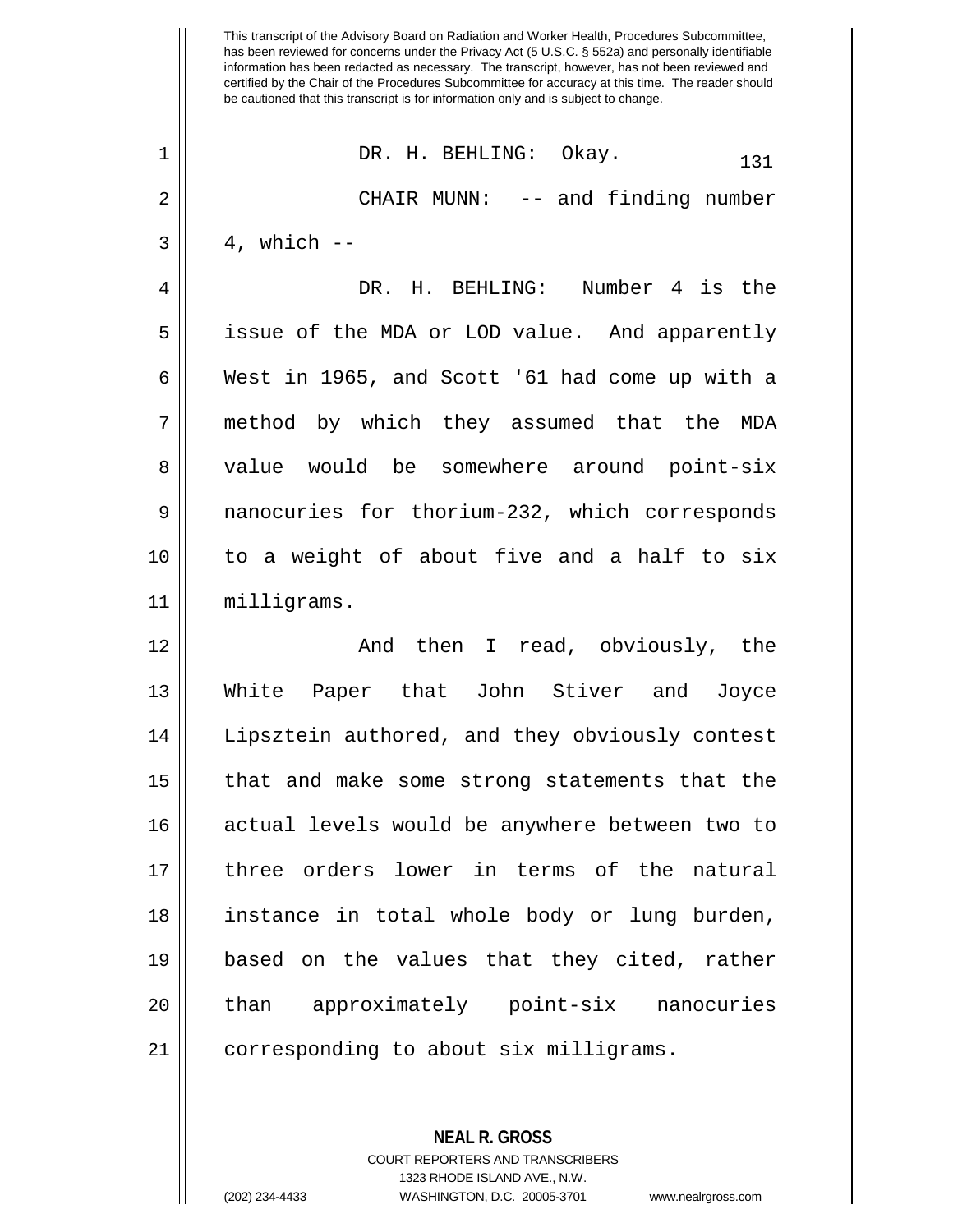DR. H. BEHLING: Okay.

CHAIR MUNN: -- and finding number 4, which --

DR. H. BEHLING: Number 4 is the issue of the MDA or LOD value. And apparently West in 1965, and Scott '61 had come up with a method by which they assumed that the MDA value would be somewhere around point-six nanocuries for thorium-232, which corresponds to a weight of about five and a half to six milligrams.

And then I read, obviously, the White Paper that John Stiver and Joyce Lipsztein authored, and they obviously contest that and make some strong statements that the actual levels would be anywhere between two to three orders lower in terms of the natural instance in total whole body or lung burden, based on the values that they cited, rather than approximately point-six nanocuries corresponding to about six milligrams.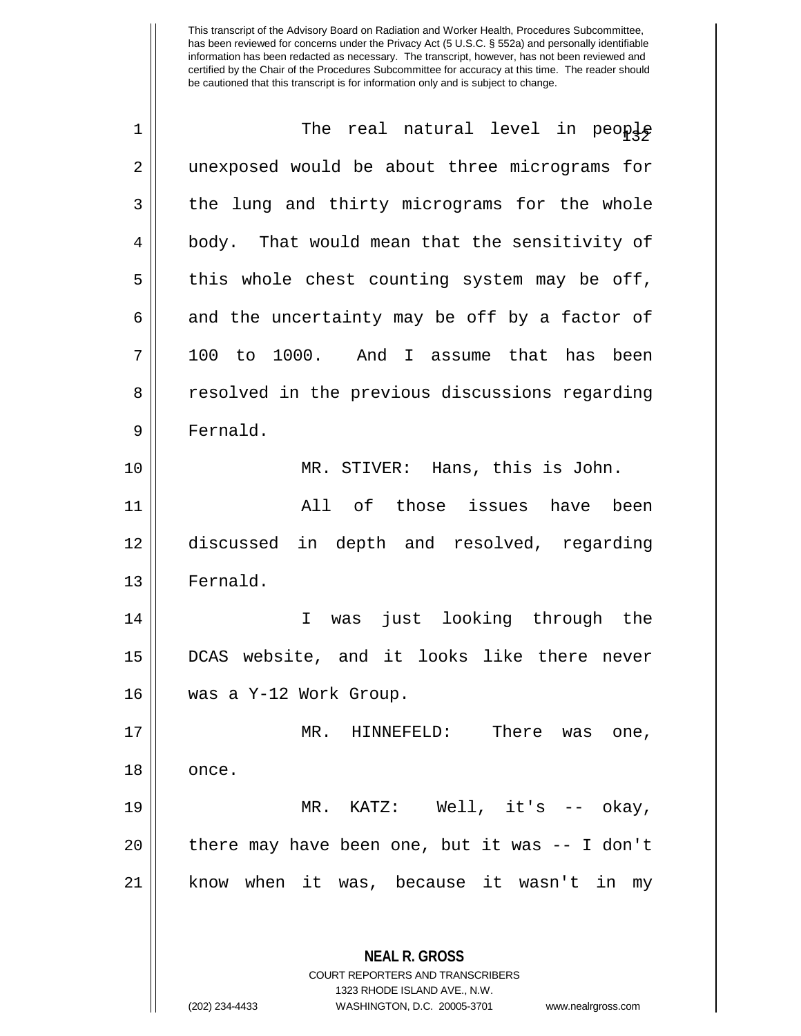This transcript of the Advisory Board on Radiation and Worker Health, Procedures Subcommittee, has been reviewed for concerns under the Privacy Act (5 U.S.C. § 552a) and personally identifiable information has been redacted as necessary. The transcript, however, has not been reviewed and certified by the Chair of the Procedures Subcommittee for accuracy at this time. The reader should be cautioned that this transcript is for information only and is subject to change.

The real natural level in people unexposed would be about three micrograms for the lung and thirty micrograms for the whole body. That would mean that the sensitivity of this whole chest counting system may be off, and the uncertainty may be off by a factor of 100 to 1000. And I assume that has been resolved in the previous discussions regarding Fernald.

MR. STIVER: Hans, this is John.

All of those issues have been discussed in depth and resolved, regarding Fernald.

I was just looking through the DCAS website, and it looks like there never was a Y-12 Work Group.

MR. HINNEFELD: There was one, once.

MR. KATZ: Well, it's -- okay, there may have been one, but it was -- I don't know when it was, because it wasn't in my

**NEAL R. GROSS**
COURT REPORTERS AND TRANSCRIBERS
1323 RHODE ISLAND AVE., N.W.
(202) 234-4433 WASHINGTON, D.C. 20005-3701 www.nealrgross.com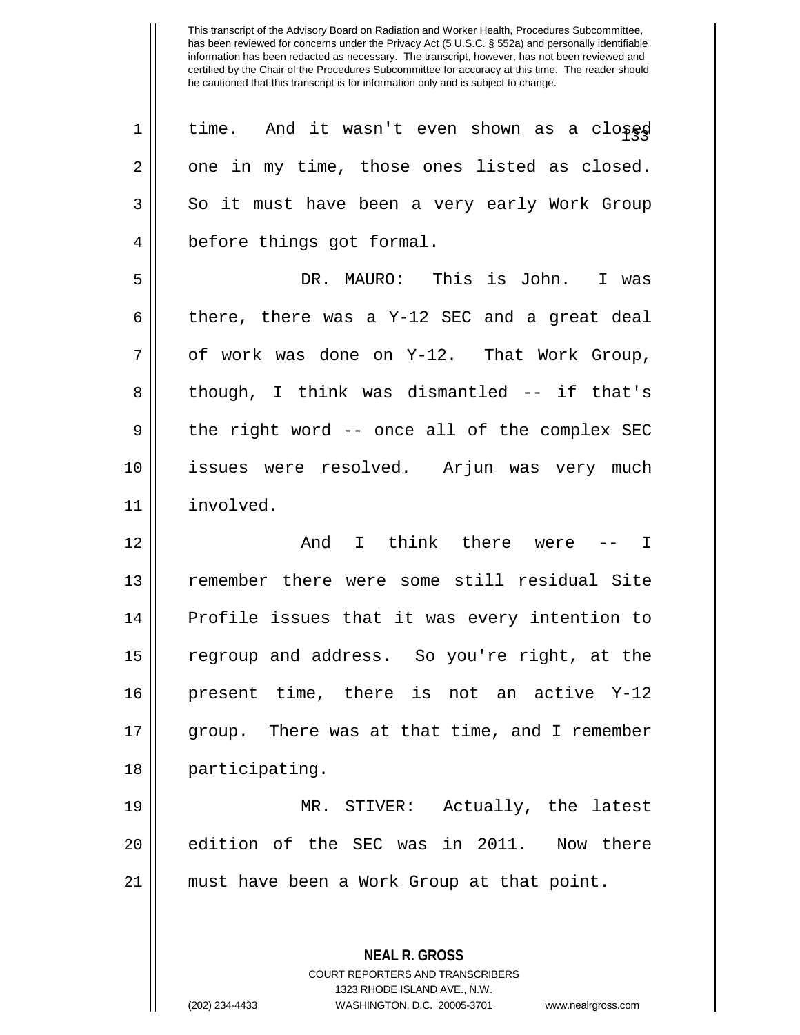This transcript of the Advisory Board on Radiation and Worker Health, Procedures Subcommittee, has been reviewed for concerns under the Privacy Act (5 U.S.C. § 552a) and personally identifiable information has been redacted as necessary. The transcript, however, has not been reviewed and certified by the Chair of the Procedures Subcommittee for accuracy at this time. The reader should be cautioned that this transcript is for information only and is subject to change.

time. And it wasn't even shown as a closed one in my time, those ones listed as closed. So it must have been a very early Work Group before things got formal.

DR. MAURO: This is John. I was there, there was a Y-12 SEC and a great deal of work was done on Y-12. That Work Group, though, I think was dismantled -- if that's the right word -- once all of the complex SEC issues were resolved. Arjun was very much involved.

And I think there were -- I remember there were some still residual Site Profile issues that it was every intention to regroup and address. So you're right, at the present time, there is not an active Y-12 group. There was at that time, and I remember participating.

MR. STIVER: Actually, the latest edition of the SEC was in 2011. Now there must have been a Work Group at that point.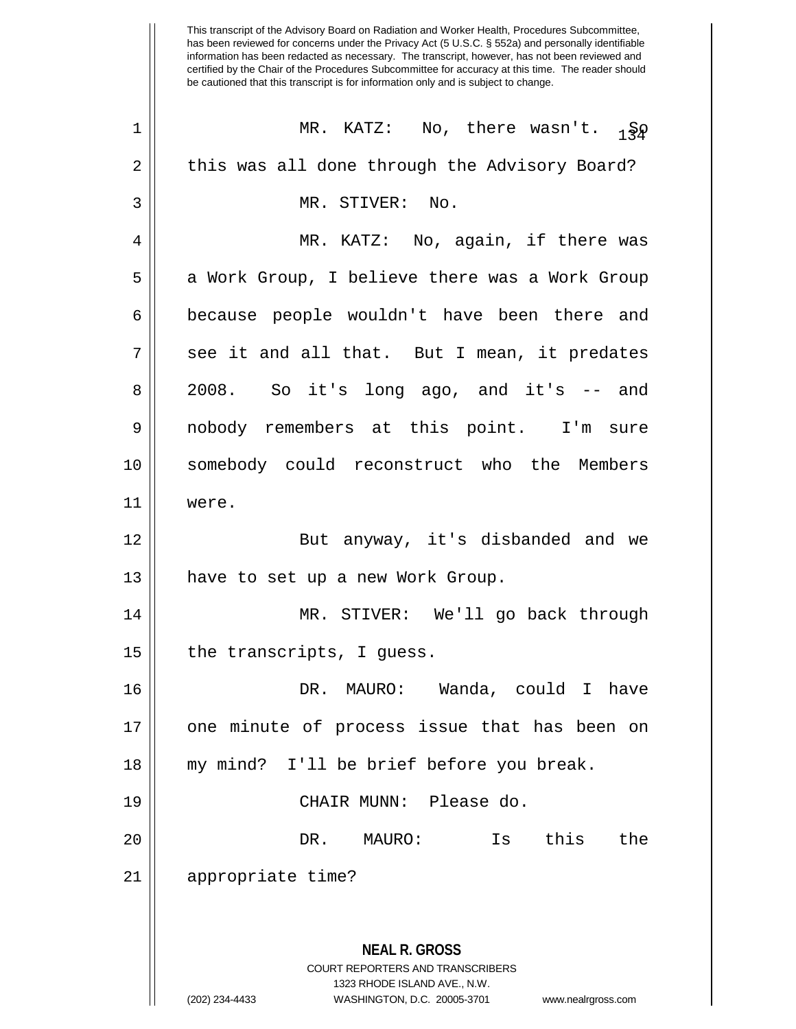This transcript of the Advisory Board on Radiation and Worker Health, Procedures Subcommittee, has been reviewed for concerns under the Privacy Act (5 U.S.C. § 552a) and personally identifiable information has been redacted as necessary. The transcript, however, has not been reviewed and certified by the Chair of the Procedures Subcommittee for accuracy at this time. The reader should be cautioned that this transcript is for information only and is subject to change.

MR. KATZ: No, there wasn't. So this was all done through the Advisory Board?

MR. STIVER: No.

MR. KATZ: No, again, if there was a Work Group, I believe there was a Work Group because people wouldn't have been there and see it and all that. But I mean, it predates 2008. So it's long ago, and it's -- and nobody remembers at this point. I'm sure somebody could reconstruct who the Members were.

But anyway, it's disbanded and we have to set up a new Work Group.

MR. STIVER: We'll go back through the transcripts, I guess.

DR. MAURO: Wanda, could I have one minute of process issue that has been on my mind? I'll be brief before you break.

CHAIR MUNN: Please do.

DR. MAURO: Is this the appropriate time?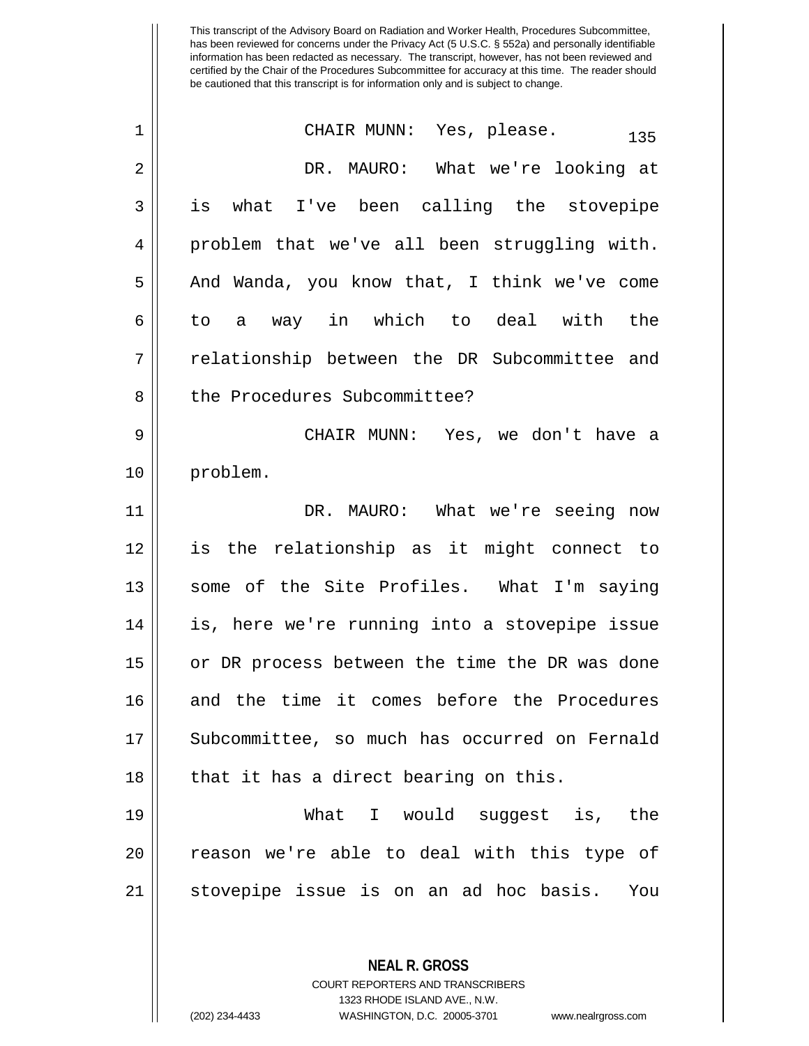This transcript of the Advisory Board on Radiation and Worker Health, Procedures Subcommittee, has been reviewed for concerns under the Privacy Act (5 U.S.C. § 552a) and personally identifiable information has been redacted as necessary. The transcript, however, has not been reviewed and certified by the Chair of the Procedures Subcommittee for accuracy at this time. The reader should be cautioned that this transcript is for information only and is subject to change.

CHAIR MUNN: Yes, please.

DR. MAURO: What we're looking at is what I've been calling the stovepipe problem that we've all been struggling with. And Wanda, you know that, I think we've come to a way in which to deal with the relationship between the DR Subcommittee and the Procedures Subcommittee?

CHAIR MUNN: Yes, we don't have a problem.

DR. MAURO: What we're seeing now is the relationship as it might connect to some of the Site Profiles. What I'm saying is, here we're running into a stovepipe issue or DR process between the time the DR was done and the time it comes before the Procedures Subcommittee, so much has occurred on Fernald that it has a direct bearing on this.

What I would suggest is, the reason we're able to deal with this type of stovepipe issue is on an ad hoc basis. You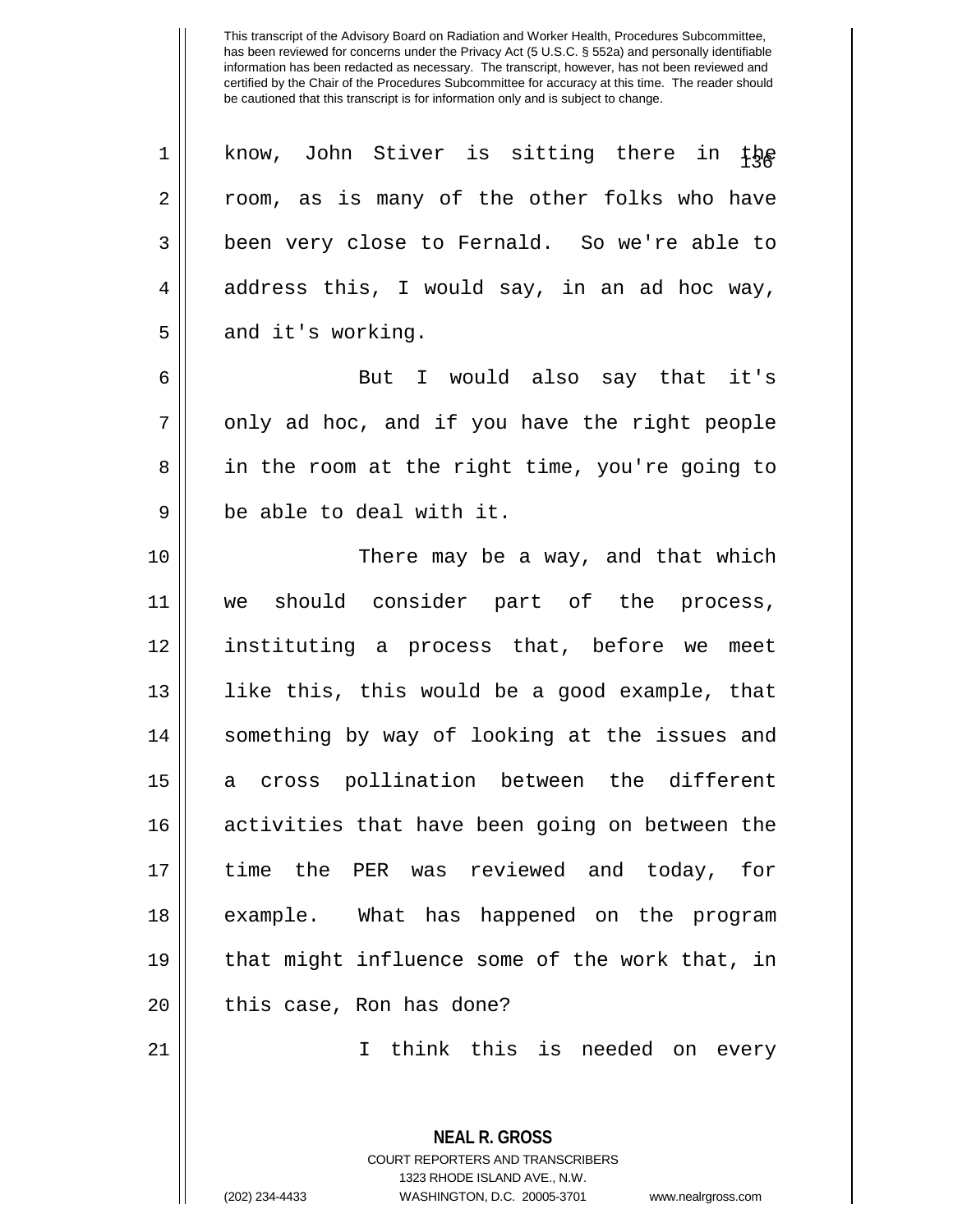This transcript of the Advisory Board on Radiation and Worker Health, Procedures Subcommittee, has been reviewed for concerns under the Privacy Act (5 U.S.C. § 552a) and personally identifiable information has been redacted as necessary. The transcript, however, has not been reviewed and certified by the Chair of the Procedures Subcommittee for accuracy at this time. The reader should be cautioned that this transcript is for information only and is subject to change.

know, John Stiver is sitting there in the room, as is many of the other folks who have been very close to Fernald. So we're able to address this, I would say, in an ad hoc way, and it's working.

But I would also say that it's only ad hoc, and if you have the right people in the room at the right time, you're going to be able to deal with it.

There may be a way, and that which we should consider part of the process, instituting a process that, before we meet like this, this would be a good example, that something by way of looking at the issues and a cross pollination between the different activities that have been going on between the time the PER was reviewed and today, for example. What has happened on the program that might influence some of the work that, in this case, Ron has done?

I think this is needed on every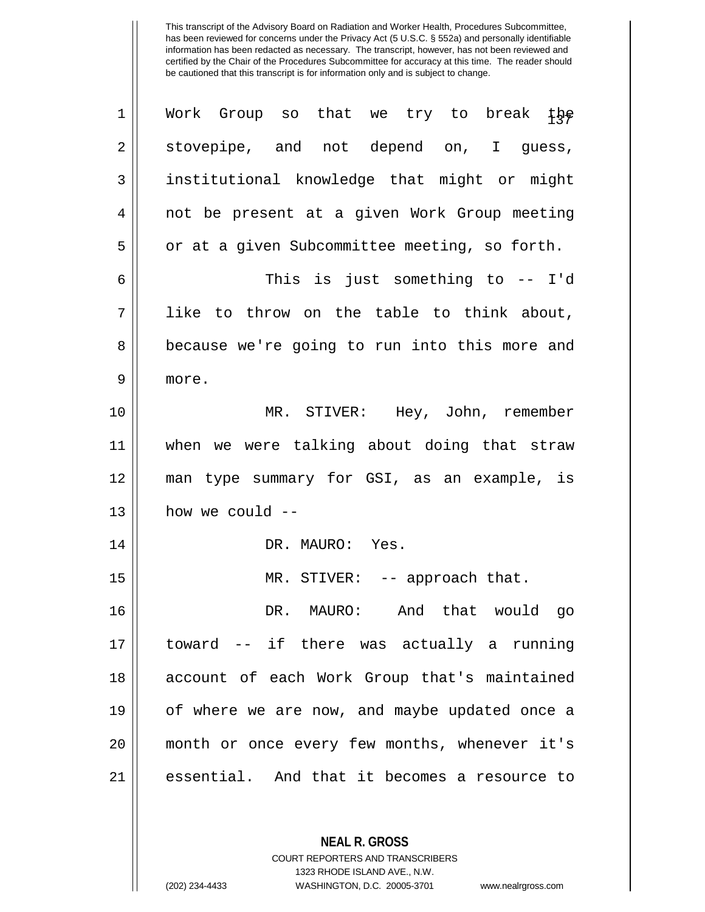This transcript of the Advisory Board on Radiation and Worker Health, Procedures Subcommittee, has been reviewed for concerns under the Privacy Act (5 U.S.C. § 552a) and personally identifiable information has been redacted as necessary. The transcript, however, has not been reviewed and certified by the Chair of the Procedures Subcommittee for accuracy at this time. The reader should be cautioned that this transcript is for information only and is subject to change.

Work Group so that we try to break the stovepipe, and not depend on, I guess, institutional knowledge that might or might not be present at a given Work Group meeting or at a given Subcommittee meeting, so forth.

This is just something to -- I'd like to throw on the table to think about, because we're going to run into this more and more.

MR. STIVER: Hey, John, remember when we were talking about doing that straw man type summary for GSI, as an example, is how we could --

DR. MAURO: Yes.

MR. STIVER: -- approach that.

DR. MAURO: And that would go toward -- if there was actually a running account of each Work Group that's maintained of where we are now, and maybe updated once a month or once every few months, whenever it's essential. And that it becomes a resource to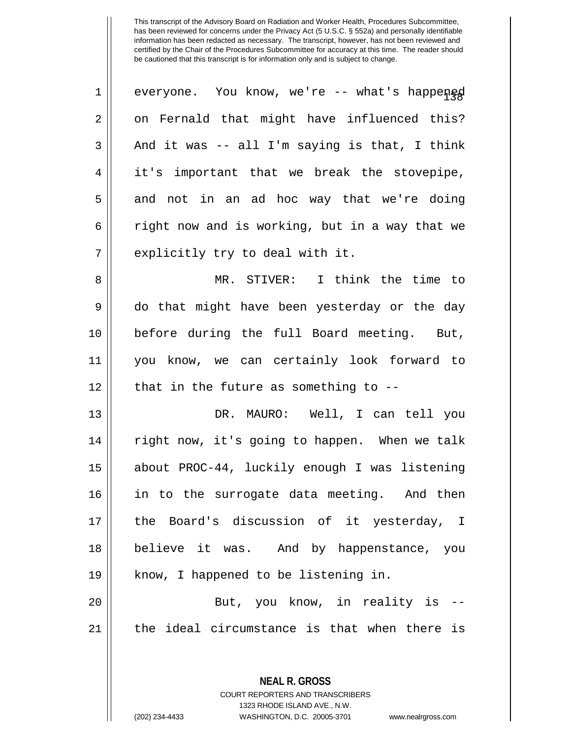everyone. You know, we're -- what's happened on Fernald that might have influenced this? And it was -- all I'm saying is that, I think it's important that we break the stovepipe, and not in an ad hoc way that we're doing right now and is working, but in a way that we explicitly try to deal with it.

MR. STIVER: I think the time to do that might have been yesterday or the day before during the full Board meeting. But, you know, we can certainly look forward to that in the future as something to --

DR. MAURO: Well, I can tell you right now, it's going to happen. When we talk about PROC-44, luckily enough I was listening in to the surrogate data meeting. And then the Board's discussion of it yesterday, I believe it was. And by happenstance, you know, I happened to be listening in.

But, you know, in reality is -- the ideal circumstance is that when there is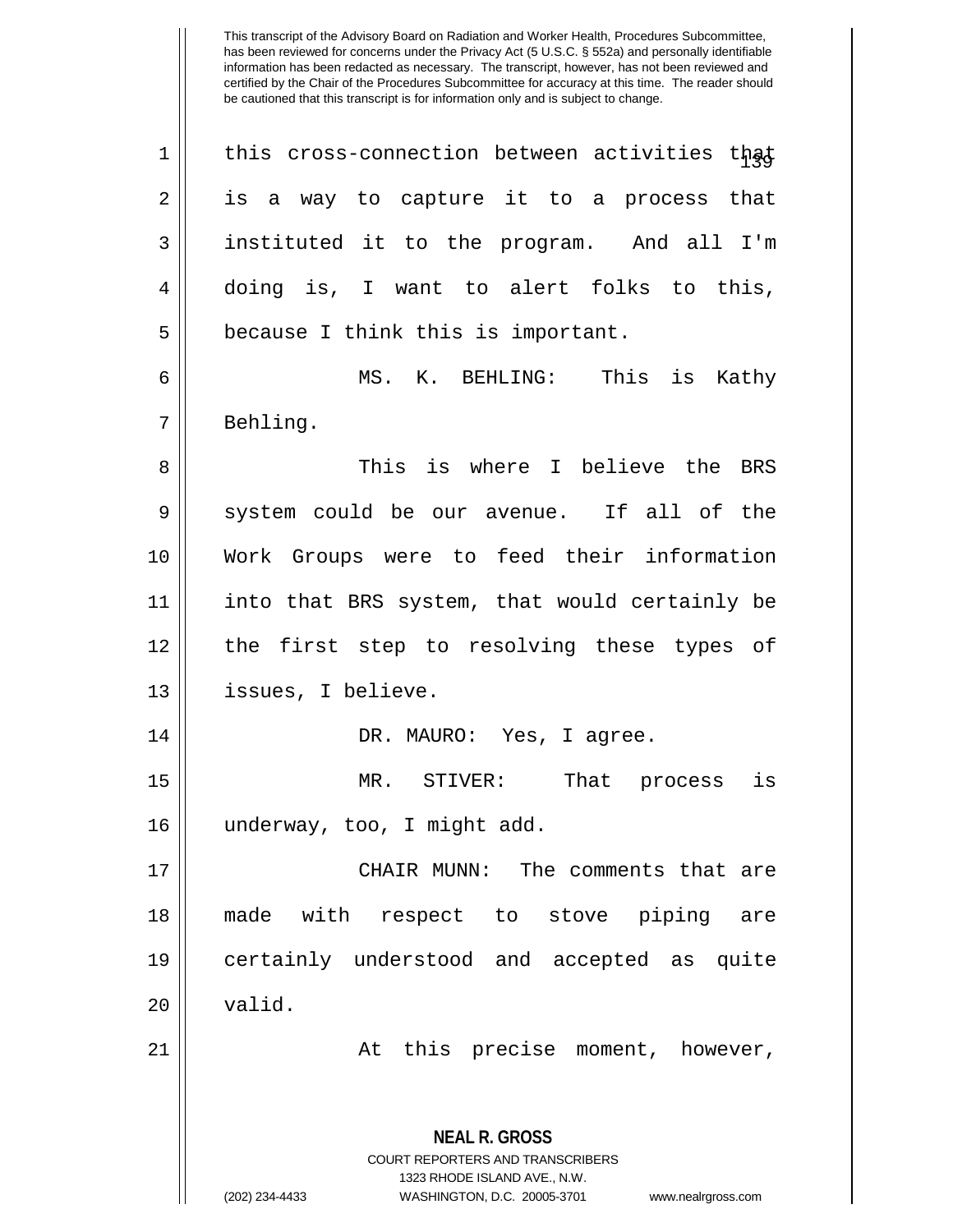This transcript of the Advisory Board on Radiation and Worker Health, Procedures Subcommittee, has been reviewed for concerns under the Privacy Act (5 U.S.C. § 552a) and personally identifiable information has been redacted as necessary. The transcript, however, has not been reviewed and certified by the Chair of the Procedures Subcommittee for accuracy at this time. The reader should be cautioned that this transcript is for information only and is subject to change.

this cross-connection between activities that is a way to capture it to a process that instituted it to the program. And all I'm doing is, I want to alert folks to this, because I think this is important.

MS. K. BEHLING: This is Kathy Behling.

This is where I believe the BRS system could be our avenue. If all of the Work Groups were to feed their information into that BRS system, that would certainly be the first step to resolving these types of issues, I believe.

DR. MAURO: Yes, I agree.

MR. STIVER: That process is underway, too, I might add.

CHAIR MUNN: The comments that are made with respect to stove piping are certainly understood and accepted as quite valid.

At this precise moment, however,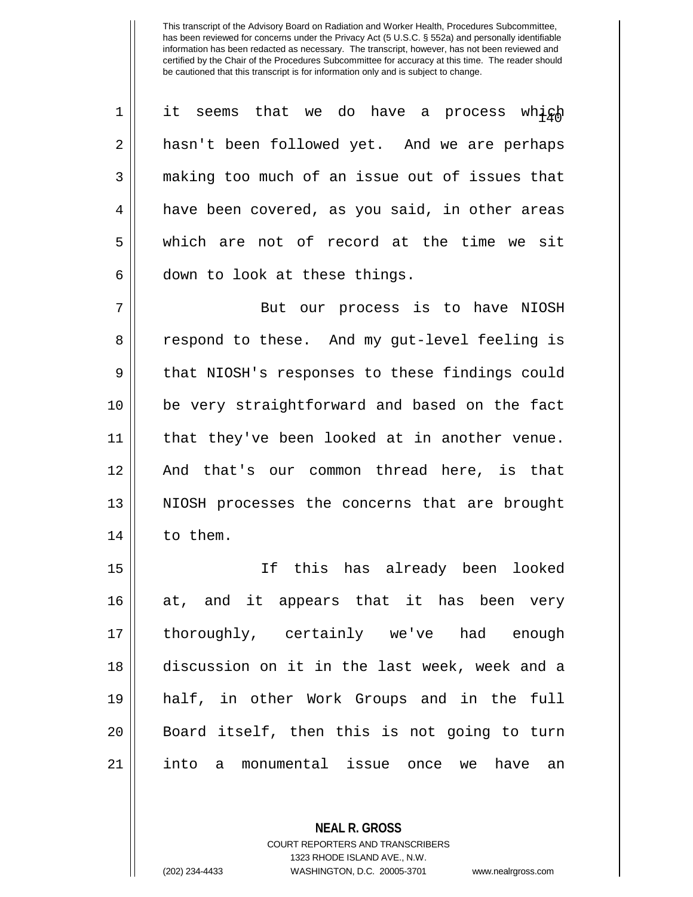This transcript of the Advisory Board on Radiation and Worker Health, Procedures Subcommittee, has been reviewed for concerns under the Privacy Act (5 U.S.C. § 552a) and personally identifiable information has been redacted as necessary. The transcript, however, has not been reviewed and certified by the Chair of the Procedures Subcommittee for accuracy at this time. The reader should be cautioned that this transcript is for information only and is subject to change.

it seems that we do have a process which hasn't been followed yet. And we are perhaps making too much of an issue out of issues that have been covered, as you said, in other areas which are not of record at the time we sit down to look at these things.

But our process is to have NIOSH respond to these. And my gut-level feeling is that NIOSH's responses to these findings could be very straightforward and based on the fact that they've been looked at in another venue. And that's our common thread here, is that NIOSH processes the concerns that are brought to them.

If this has already been looked at, and it appears that it has been very thoroughly, certainly we've had enough discussion on it in the last week, week and a half, in other Work Groups and in the full Board itself, then this is not going to turn into a monumental issue once we have an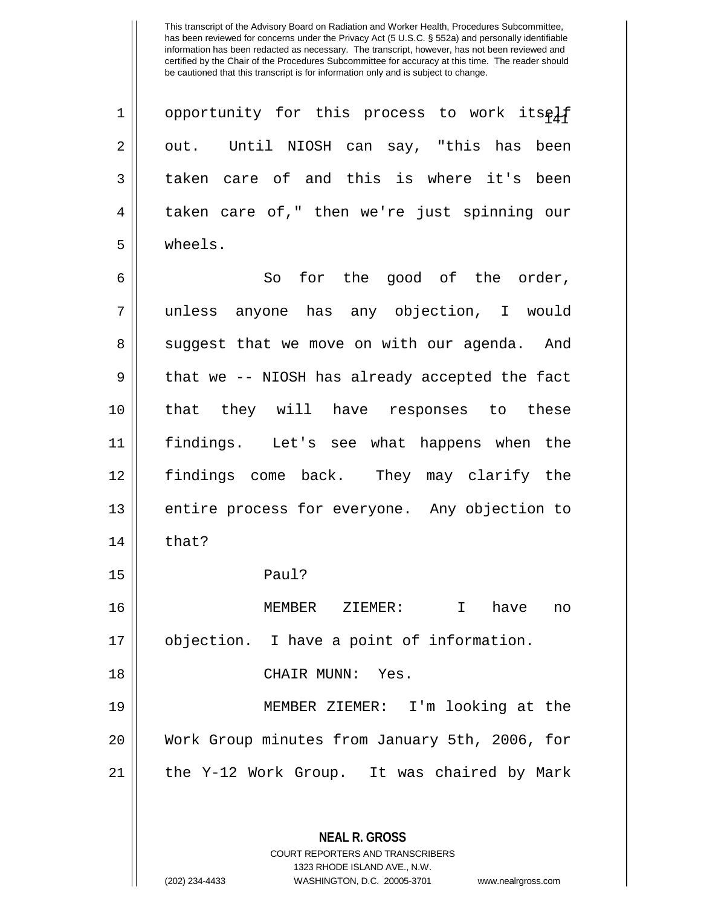opportunity for this process to work itself out. Until NIOSH can say, "this has been taken care of and this is where it's been taken care of," then we're just spinning our wheels.

So for the good of the order, unless anyone has any objection, I would suggest that we move on with our agenda. And that we -- NIOSH has already accepted the fact that they will have responses to these findings. Let's see what happens when the findings come back. They may clarify the entire process for everyone. Any objection to that?

Paul?

MEMBER ZIEMER: I have no objection. I have a point of information.

CHAIR MUNN: Yes.

MEMBER ZIEMER: I'm looking at the Work Group minutes from January 5th, 2006, for the Y-12 Work Group. It was chaired by Mark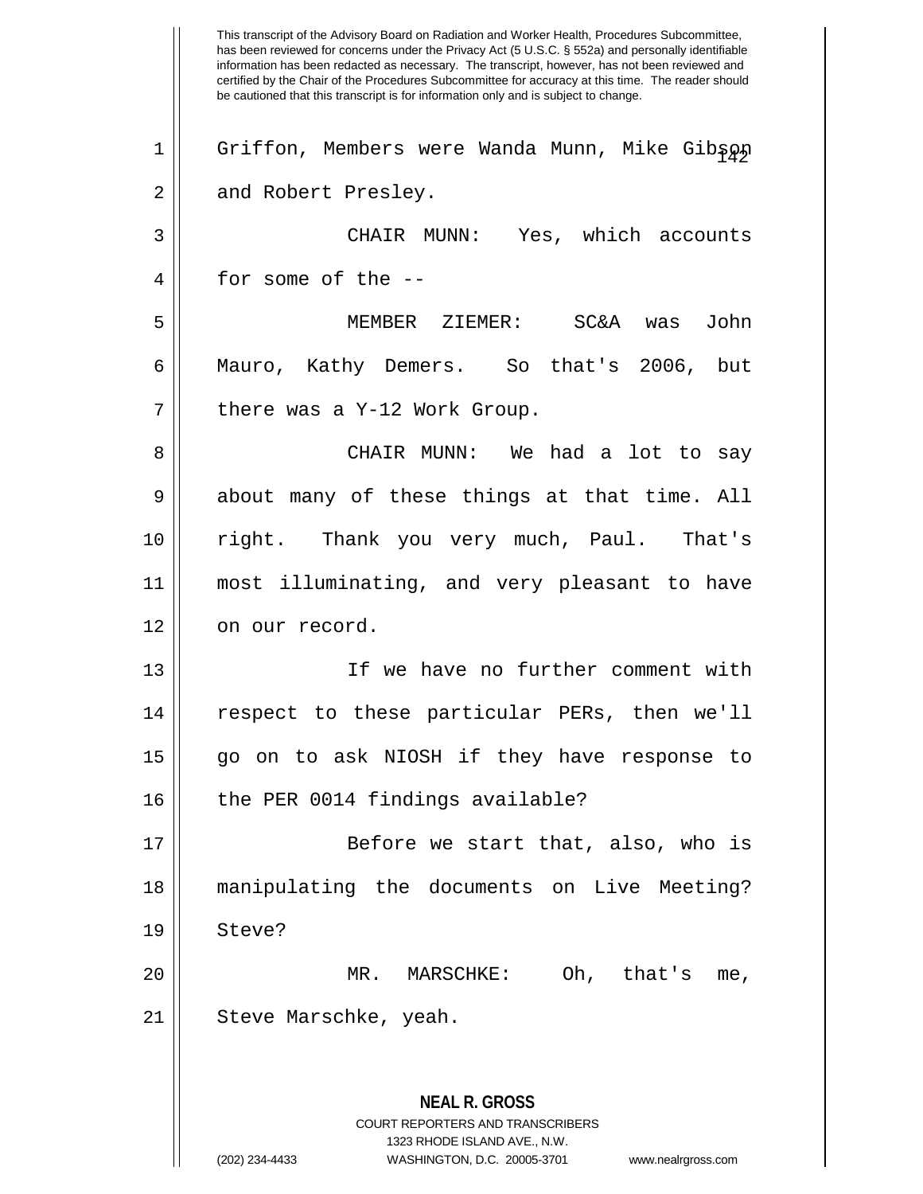This transcript of the Advisory Board on Radiation and Worker Health, Procedures Subcommittee, has been reviewed for concerns under the Privacy Act (5 U.S.C. § 552a) and personally identifiable information has been redacted as necessary. The transcript, however, has not been reviewed and certified by the Chair of the Procedures Subcommittee for accuracy at this time. The reader should be cautioned that this transcript is for information only and is subject to change.

1 Griffon, Members were Wanda Munn, Mike Gibson
2 and Robert Presley.
3 CHAIR MUNN: Yes, which accounts
4 for some of the --
5 MEMBER ZIEMER: SC&A was John
6 Mauro, Kathy Demers. So that's 2006, but
7 there was a Y-12 Work Group.
8 CHAIR MUNN: We had a lot to say
9 about many of these things at that time. All
10 right. Thank you very much, Paul. That's
11 most illuminating, and very pleasant to have
12 on our record.
13 If we have no further comment with
14 respect to these particular PERs, then we'll
15 go on to ask NIOSH if they have response to
16 the PER 0014 findings available?
17 Before we start that, also, who is
18 manipulating the documents on Live Meeting?
19 Steve?
20 MR. MARSCHKE: Oh, that's me,
21 Steve Marschke, yeah.

**NEAL R. GROSS**
COURT REPORTERS AND TRANSCRIBERS
1323 RHODE ISLAND AVE., N.W.
(202) 234-4433 WASHINGTON, D.C. 20005-3701 www.nealrgross.com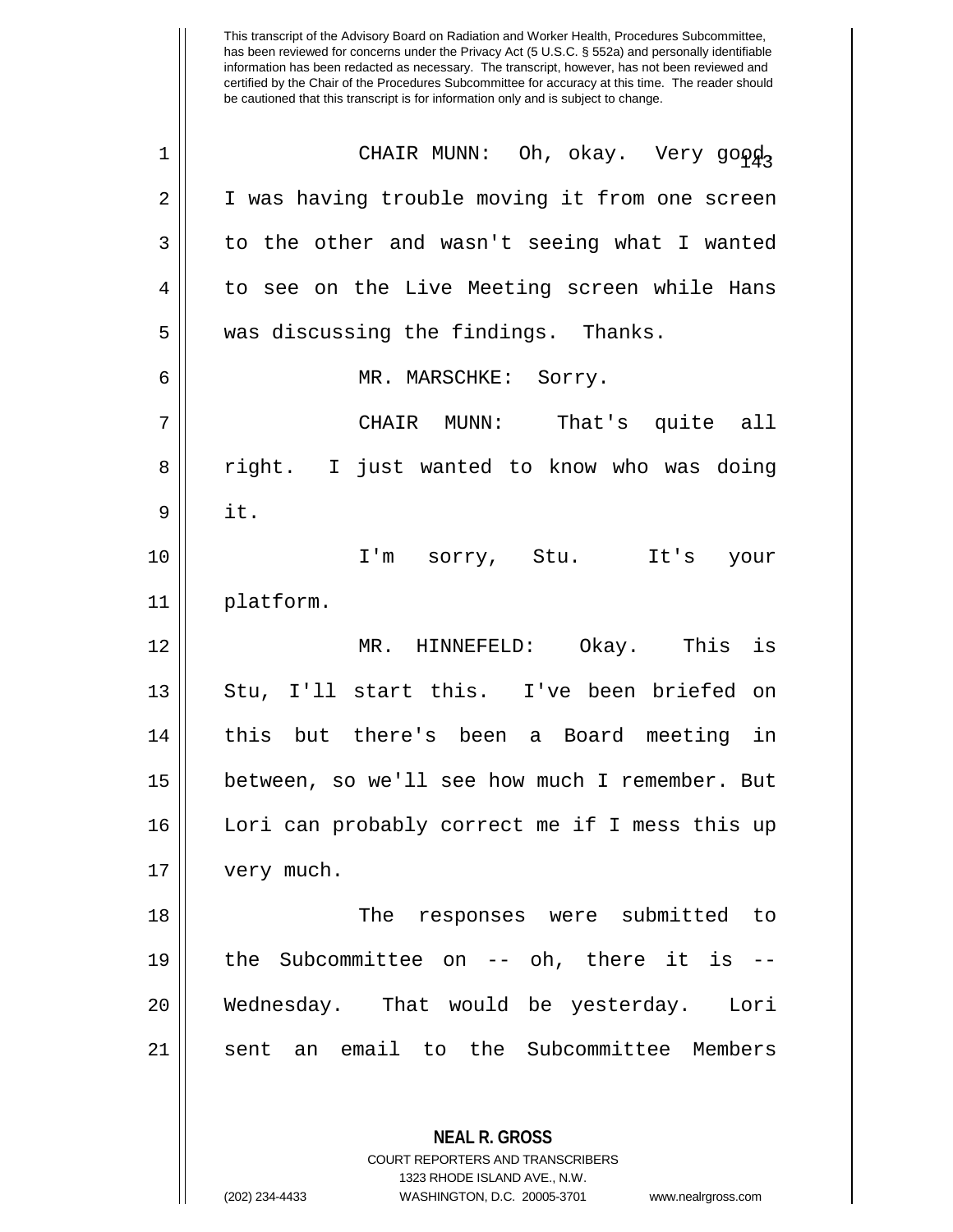This transcript of the Advisory Board on Radiation and Worker Health, Procedures Subcommittee, has been reviewed for concerns under the Privacy Act (5 U.S.C. § 552a) and personally identifiable information has been redacted as necessary. The transcript, however, has not been reviewed and certified by the Chair of the Procedures Subcommittee for accuracy at this time. The reader should be cautioned that this transcript is for information only and is subject to change.

CHAIR MUNN: Oh, okay. Very good. I was having trouble moving it from one screen to the other and wasn't seeing what I wanted to see on the Live Meeting screen while Hans was discussing the findings. Thanks.

MR. MARSCHKE: Sorry.

CHAIR MUNN: That's quite all right. I just wanted to know who was doing it.

I'm sorry, Stu. It's your platform.

MR. HINNEFELD: Okay. This is Stu, I'll start this. I've been briefed on this but there's been a Board meeting in between, so we'll see how much I remember. But Lori can probably correct me if I mess this up very much.

The responses were submitted to the Subcommittee on -- oh, there it is -- Wednesday. That would be yesterday. Lori sent an email to the Subcommittee Members

**NEAL R. GROSS**
COURT REPORTERS AND TRANSCRIBERS
1323 RHODE ISLAND AVE., N.W.
(202) 234-4433 WASHINGTON, D.C. 20005-3701 www.nealrgross.com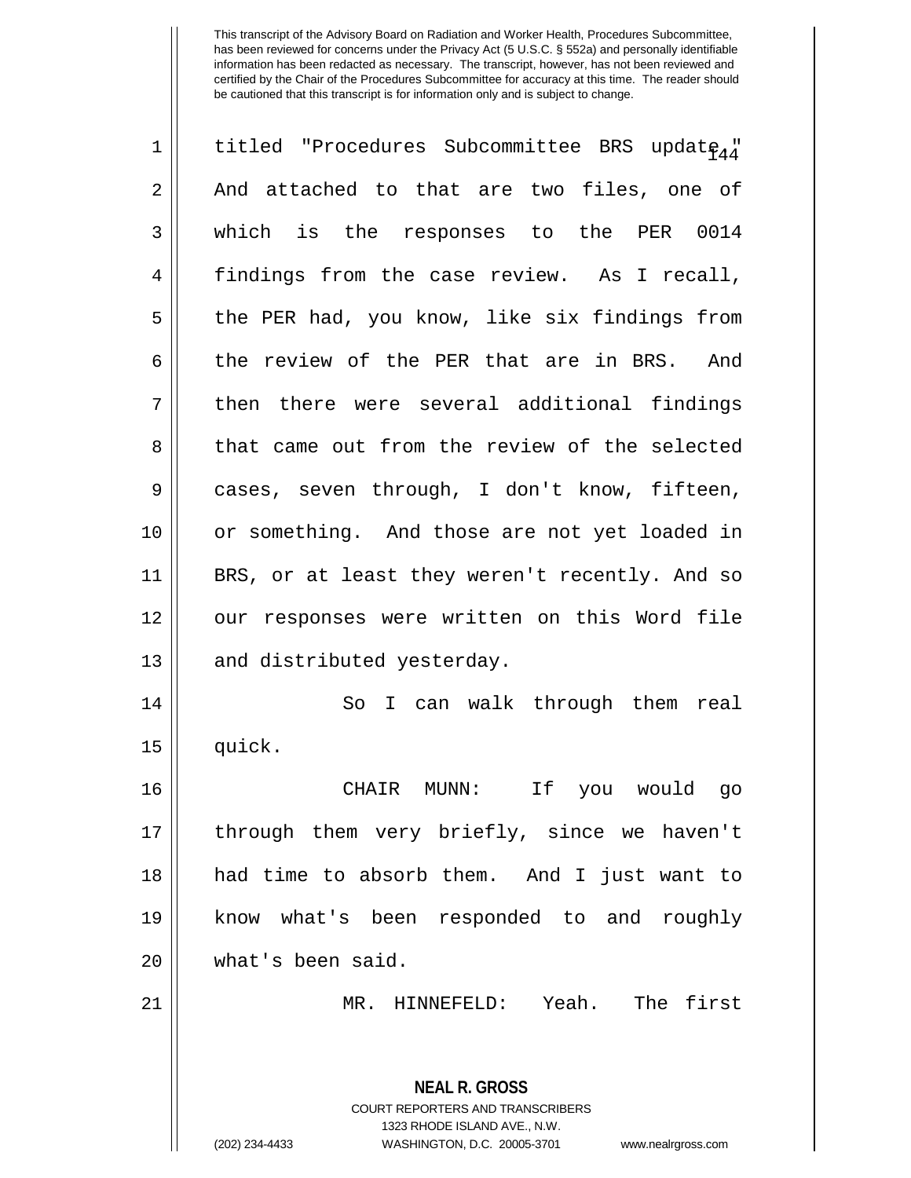This transcript of the Advisory Board on Radiation and Worker Health, Procedures Subcommittee, has been reviewed for concerns under the Privacy Act (5 U.S.C. § 552a) and personally identifiable information has been redacted as necessary. The transcript, however, has not been reviewed and certified by the Chair of the Procedures Subcommittee for accuracy at this time. The reader should be cautioned that this transcript is for information only and is subject to change.

titled "Procedures Subcommittee BRS update." And attached to that are two files, one of which is the responses to the PER 0014 findings from the case review. As I recall, the PER had, you know, like six findings from the review of the PER that are in BRS. And then there were several additional findings that came out from the review of the selected cases, seven through, I don't know, fifteen, or something. And those are not yet loaded in BRS, or at least they weren't recently. And so our responses were written on this Word file and distributed yesterday.

So I can walk through them real quick.

CHAIR MUNN: If you would go through them very briefly, since we haven't had time to absorb them. And I just want to know what's been responded to and roughly what's been said.

MR. HINNEFELD: Yeah. The first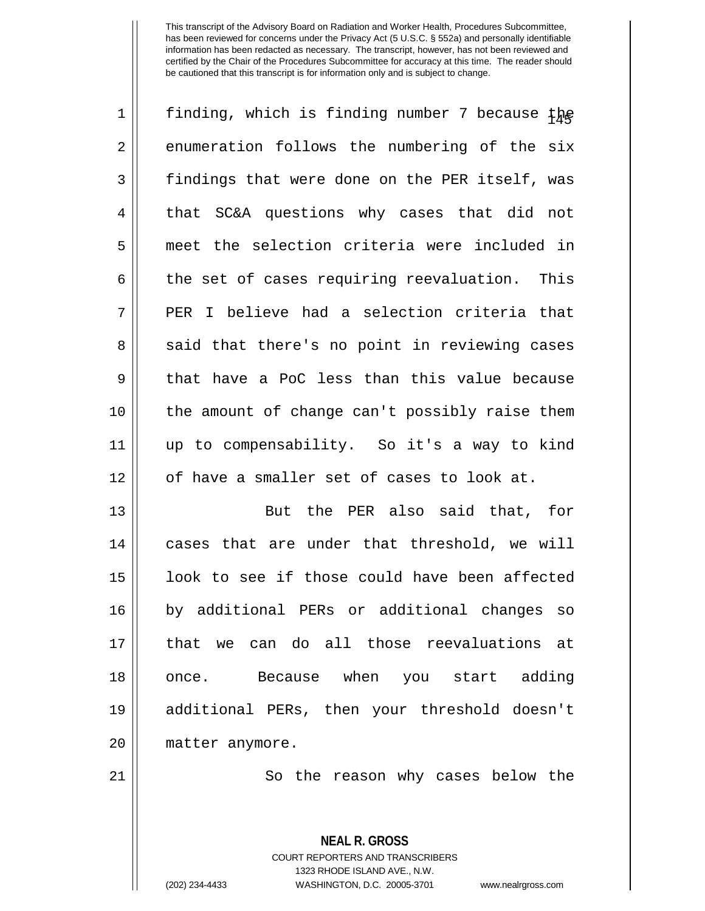This transcript of the Advisory Board on Radiation and Worker Health, Procedures Subcommittee, has been reviewed for concerns under the Privacy Act (5 U.S.C. § 552a) and personally identifiable information has been redacted as necessary. The transcript, however, has not been reviewed and certified by the Chair of the Procedures Subcommittee for accuracy at this time. The reader should be cautioned that this transcript is for information only and is subject to change.

finding, which is finding number 7 because the enumeration follows the numbering of the six findings that were done on the PER itself, was that SC&A questions why cases that did not meet the selection criteria were included in the set of cases requiring reevaluation. This PER I believe had a selection criteria that said that there's no point in reviewing cases that have a PoC less than this value because the amount of change can't possibly raise them up to compensability. So it's a way to kind of have a smaller set of cases to look at.

But the PER also said that, for cases that are under that threshold, we will look to see if those could have been affected by additional PERs or additional changes so that we can do all those reevaluations at once. Because when you start adding additional PERs, then your threshold doesn't matter anymore.

So the reason why cases below the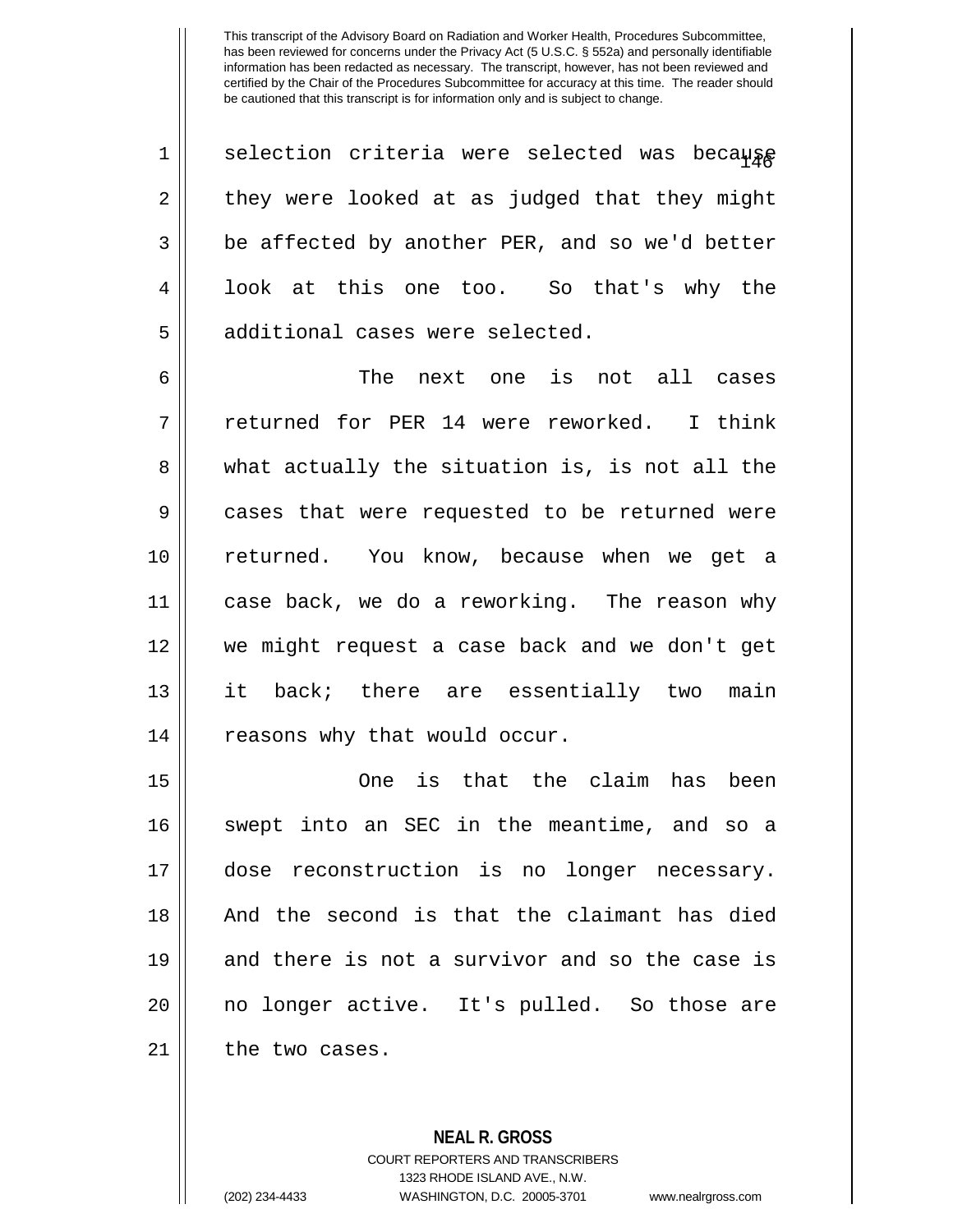This transcript of the Advisory Board on Radiation and Worker Health, Procedures Subcommittee, has been reviewed for concerns under the Privacy Act (5 U.S.C. § 552a) and personally identifiable information has been redacted as necessary. The transcript, however, has not been reviewed and certified by the Chair of the Procedures Subcommittee for accuracy at this time. The reader should be cautioned that this transcript is for information only and is subject to change.

selection criteria were selected was because they were looked at as judged that they might be affected by another PER, and so we'd better look at this one too. So that's why the additional cases were selected.

The next one is not all cases returned for PER 14 were reworked. I think what actually the situation is, is not all the cases that were requested to be returned were returned. You know, because when we get a case back, we do a reworking. The reason why we might request a case back and we don't get it back; there are essentially two main reasons why that would occur.

One is that the claim has been swept into an SEC in the meantime, and so a dose reconstruction is no longer necessary. And the second is that the claimant has died and there is not a survivor and so the case is no longer active. It's pulled. So those are the two cases.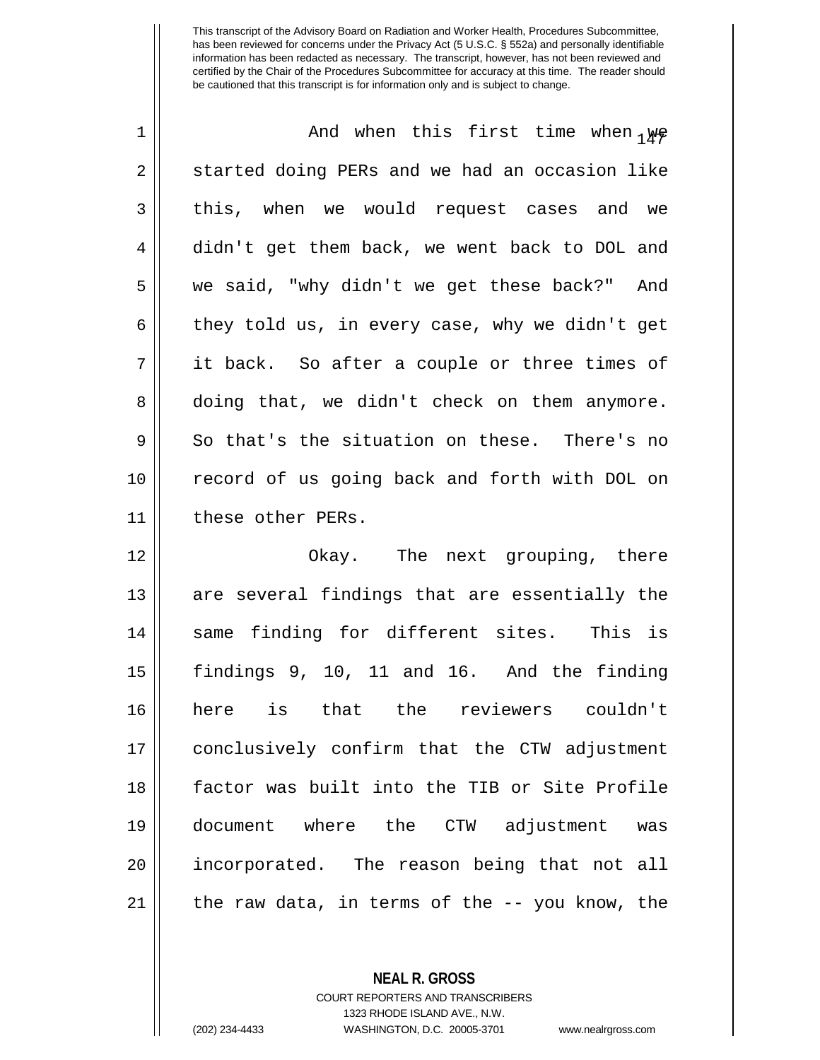This transcript of the Advisory Board on Radiation and Worker Health, Procedures Subcommittee, has been reviewed for concerns under the Privacy Act (5 U.S.C. § 552a) and personally identifiable information has been redacted as necessary. The transcript, however, has not been reviewed and certified by the Chair of the Procedures Subcommittee for accuracy at this time. The reader should be cautioned that this transcript is for information only and is subject to change.

And when this first time when we started doing PERs and we had an occasion like this, when we would request cases and we didn't get them back, we went back to DOL and we said, "why didn't we get these back?" And they told us, in every case, why we didn't get it back. So after a couple or three times of doing that, we didn't check on them anymore. So that's the situation on these. There's no record of us going back and forth with DOL on these other PERs.

Okay. The next grouping, there are several findings that are essentially the same finding for different sites. This is findings 9, 10, 11 and 16. And the finding here is that the reviewers couldn't conclusively confirm that the CTW adjustment factor was built into the TIB or Site Profile document where the CTW adjustment was incorporated. The reason being that not all the raw data, in terms of the -- you know, the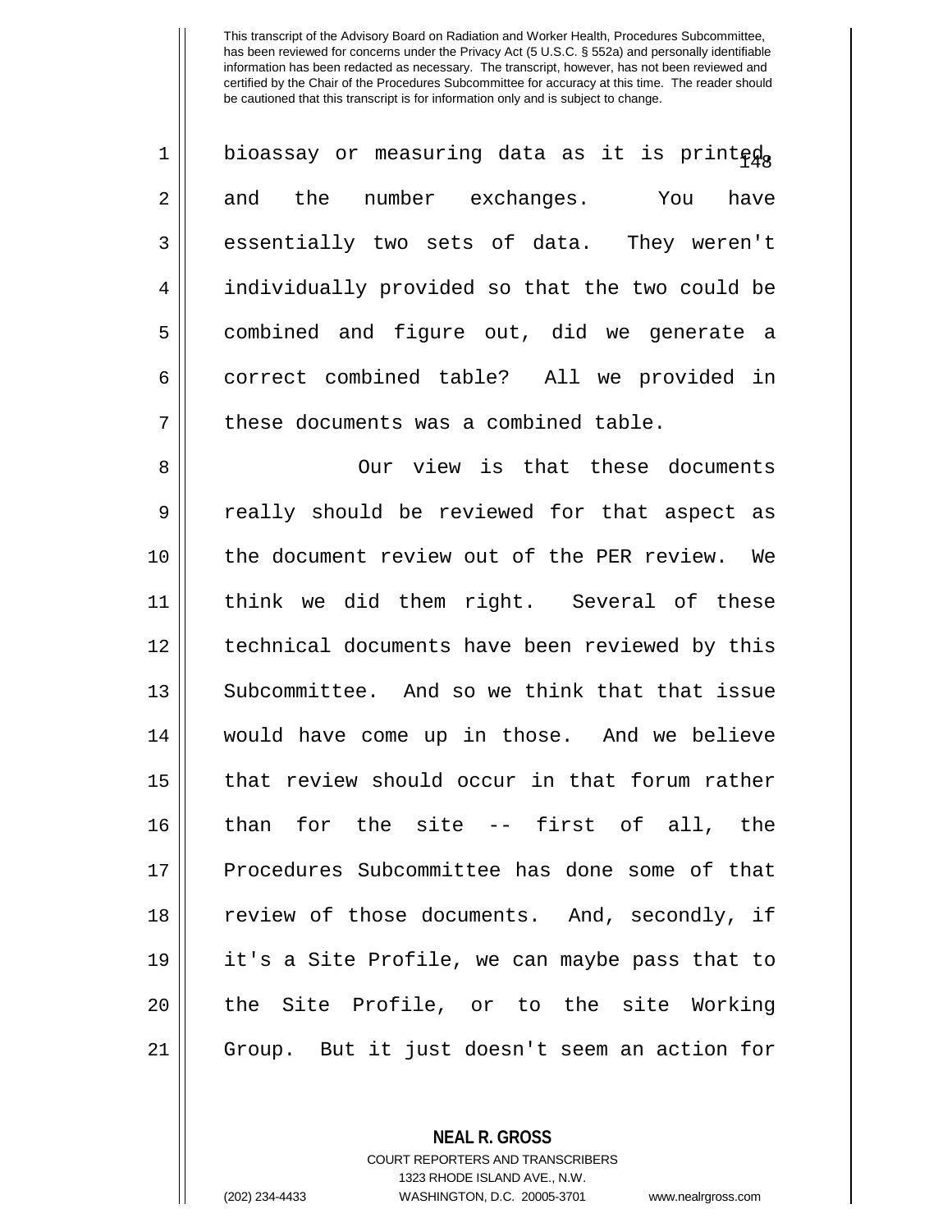bioassay or measuring data as it is printed, and the number exchanges. You have essentially two sets of data. They weren't individually provided so that the two could be combined and figure out, did we generate a correct combined table? All we provided in these documents was a combined table.

Our view is that these documents really should be reviewed for that aspect as the document review out of the PER review. We think we did them right. Several of these technical documents have been reviewed by this Subcommittee. And so we think that that issue would have come up in those. And we believe that review should occur in that forum rather than for the site -- first of all, the Procedures Subcommittee has done some of that review of those documents. And, secondly, if it's a Site Profile, we can maybe pass that to the Site Profile, or to the site Working Group. But it just doesn't seem an action for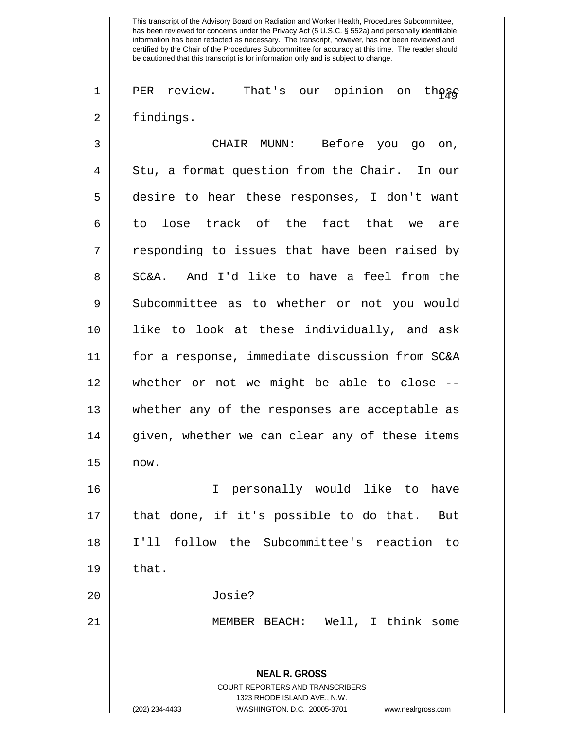This transcript of the Advisory Board on Radiation and Worker Health, Procedures Subcommittee, has been reviewed for concerns under the Privacy Act (5 U.S.C. § 552a) and personally identifiable information has been redacted as necessary. The transcript, however, has not been reviewed and certified by the Chair of the Procedures Subcommittee for accuracy at this time. The reader should be cautioned that this transcript is for information only and is subject to change.

PER review. That's our opinion on those findings.

CHAIR MUNN: Before you go on, Stu, a format question from the Chair. In our desire to hear these responses, I don't want to lose track of the fact that we are responding to issues that have been raised by SC&A. And I'd like to have a feel from the Subcommittee as to whether or not you would like to look at these individually, and ask for a response, immediate discussion from SC&A whether or not we might be able to close -- whether any of the responses are acceptable as given, whether we can clear any of these items now.

I personally would like to have that done, if it's possible to do that. But I'll follow the Subcommittee's reaction to that.

Josie?

MEMBER BEACH: Well, I think some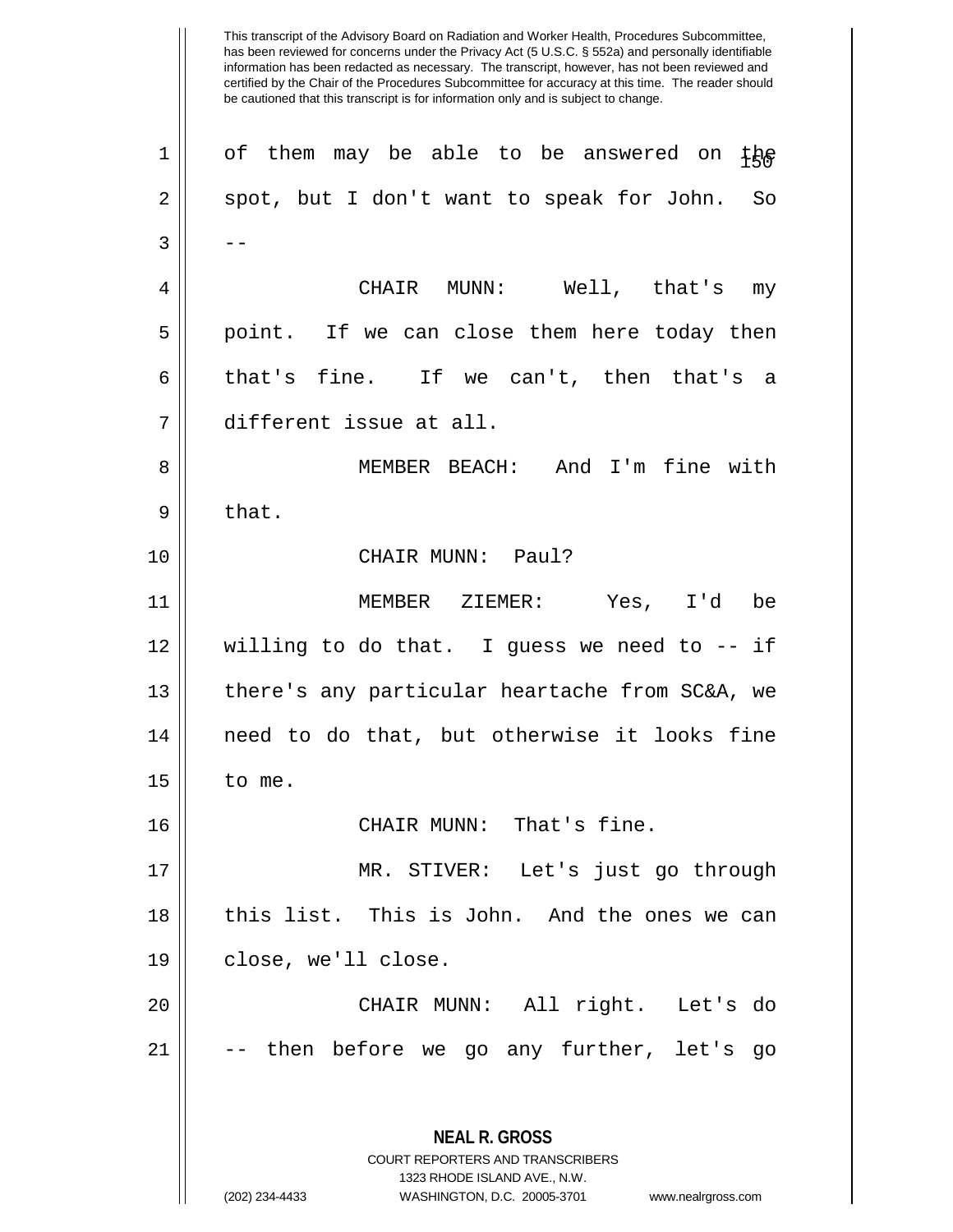of them may be able to be answered on the spot, but I don't want to speak for John. So --

CHAIR MUNN: Well, that's my point. If we can close them here today then that's fine. If we can't, then that's a different issue at all.

MEMBER BEACH: And I'm fine with that.

CHAIR MUNN: Paul?

MEMBER ZIEMER: Yes, I'd be willing to do that. I guess we need to -- if there's any particular heartache from SC&A, we need to do that, but otherwise it looks fine to me.

CHAIR MUNN: That's fine.

MR. STIVER: Let's just go through this list. This is John. And the ones we can close, we'll close.

CHAIR MUNN: All right. Let's do -- then before we go any further, let's go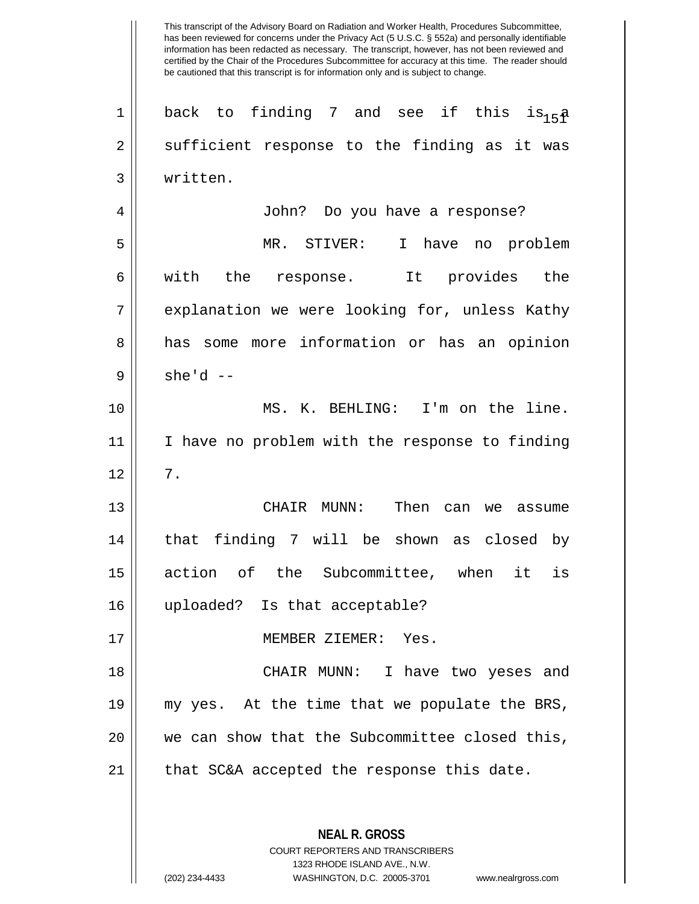This transcript of the Advisory Board on Radiation and Worker Health, Procedures Subcommittee, has been reviewed for concerns under the Privacy Act (5 U.S.C. § 552a) and personally identifiable information has been redacted as necessary. The transcript, however, has not been reviewed and certified by the Chair of the Procedures Subcommittee for accuracy at this time. The reader should be cautioned that this transcript is for information only and is subject to change.

back to finding 7 and see if this is a sufficient response to the finding as it was written.

John? Do you have a response?

MR. STIVER: I have no problem with the response. It provides the explanation we were looking for, unless Kathy has some more information or has an opinion she'd --

MS. K. BEHLING: I'm on the line. I have no problem with the response to finding 7.

CHAIR MUNN: Then can we assume that finding 7 will be shown as closed by action of the Subcommittee, when it is uploaded? Is that acceptable?

MEMBER ZIEMER: Yes.

CHAIR MUNN: I have two yeses and my yes. At the time that we populate the BRS, we can show that the Subcommittee closed this, that SC&A accepted the response this date.

**NEAL R. GROSS**
COURT REPORTERS AND TRANSCRIBERS
1323 RHODE ISLAND AVE., N.W.
(202) 234-4433 WASHINGTON, D.C. 20005-3701 www.nealrgross.com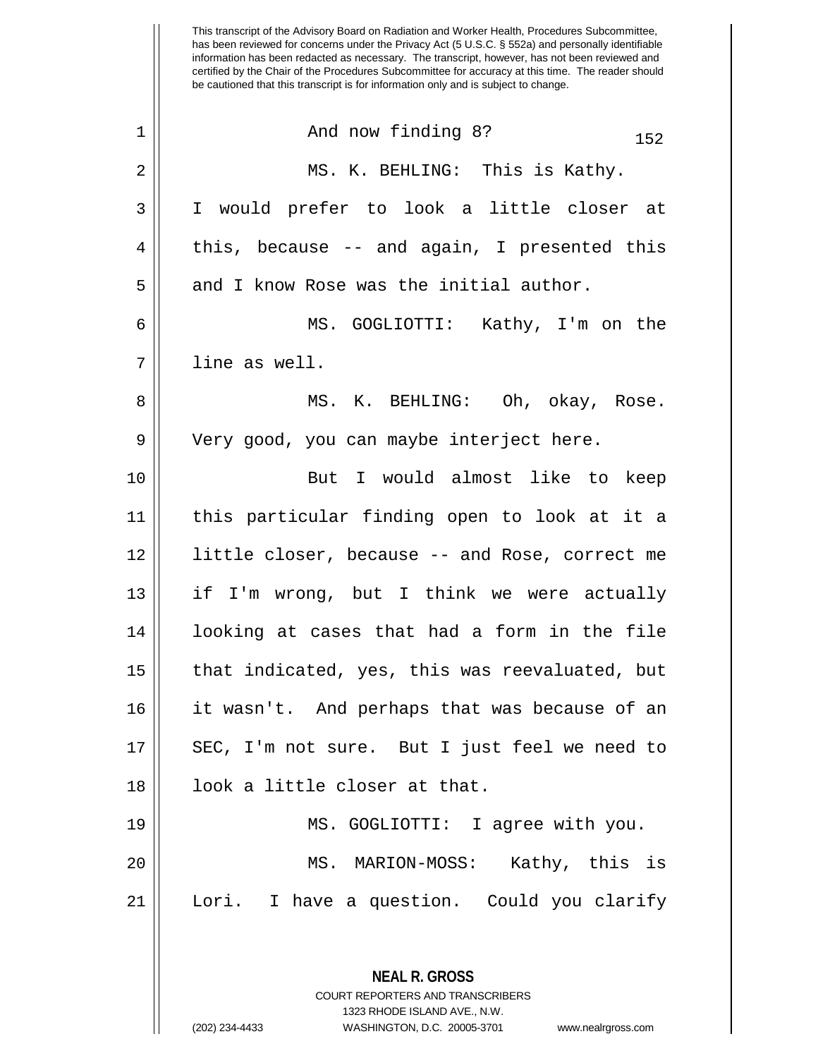This transcript of the Advisory Board on Radiation and Worker Health, Procedures Subcommittee, has been reviewed for concerns under the Privacy Act (5 U.S.C. § 552a) and personally identifiable information has been redacted as necessary. The transcript, however, has not been reviewed and certified by the Chair of the Procedures Subcommittee for accuracy at this time. The reader should be cautioned that this transcript is for information only and is subject to change.

And now finding 8?

MS. K. BEHLING: This is Kathy. I would prefer to look a little closer at this, because -- and again, I presented this and I know Rose was the initial author.

MS. GOGLIOTTI: Kathy, I'm on the line as well.

MS. K. BEHLING: Oh, okay, Rose. Very good, you can maybe interject here.

But I would almost like to keep this particular finding open to look at it a little closer, because -- and Rose, correct me if I'm wrong, but I think we were actually looking at cases that had a form in the file that indicated, yes, this was reevaluated, but it wasn't. And perhaps that was because of an SEC, I'm not sure. But I just feel we need to look a little closer at that.

MS. GOGLIOTTI: I agree with you.

MS. MARION-MOSS: Kathy, this is Lori. I have a question. Could you clarify

**NEAL R. GROSS**
COURT REPORTERS AND TRANSCRIBERS
1323 RHODE ISLAND AVE., N.W.
(202) 234-4433 WASHINGTON, D.C. 20005-3701 www.nealrgross.com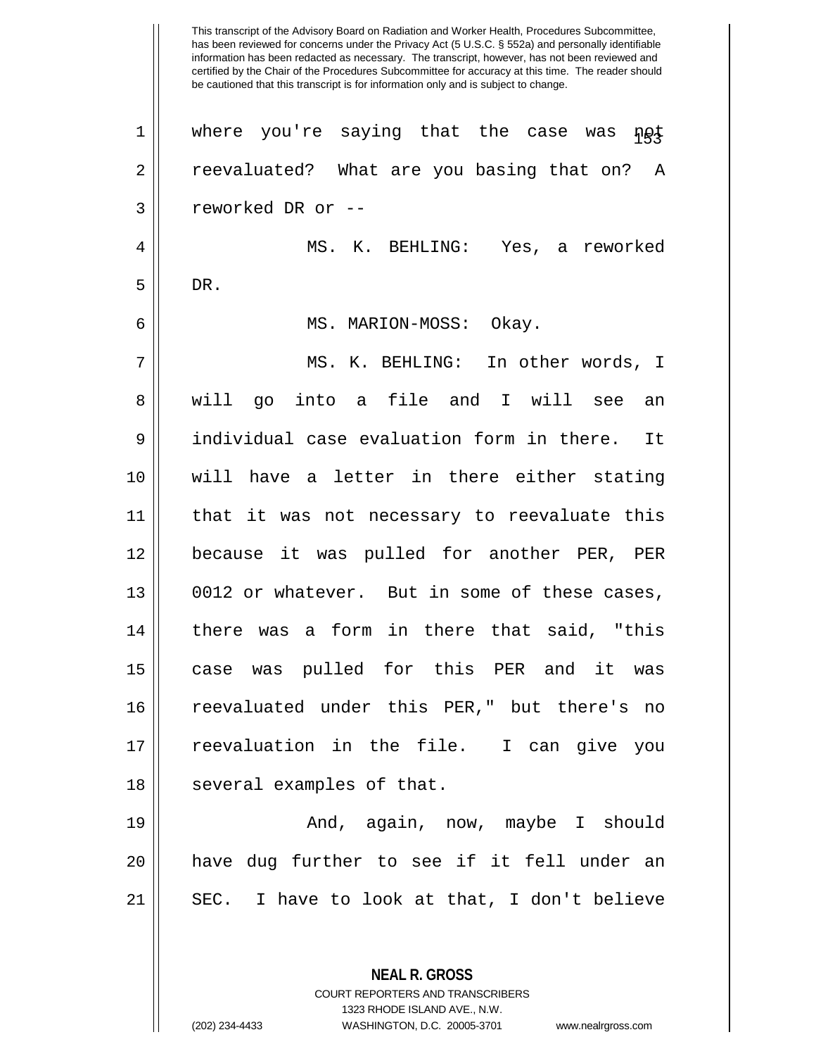This transcript of the Advisory Board on Radiation and Worker Health, Procedures Subcommittee, has been reviewed for concerns under the Privacy Act (5 U.S.C. § 552a) and personally identifiable information has been redacted as necessary. The transcript, however, has not been reviewed and certified by the Chair of the Procedures Subcommittee for accuracy at this time. The reader should be cautioned that this transcript is for information only and is subject to change.

where you're saying that the case was not reevaluated? What are you basing that on? A reworked DR or --

MS. K. BEHLING: Yes, a reworked DR.

MS. MARION-MOSS: Okay.

MS. K. BEHLING: In other words, I will go into a file and I will see an individual case evaluation form in there. It will have a letter in there either stating that it was not necessary to reevaluate this because it was pulled for another PER, PER 0012 or whatever. But in some of these cases, there was a form in there that said, "this case was pulled for this PER and it was reevaluated under this PER," but there's no reevaluation in the file. I can give you several examples of that.

And, again, now, maybe I should have dug further to see if it fell under an SEC. I have to look at that, I don't believe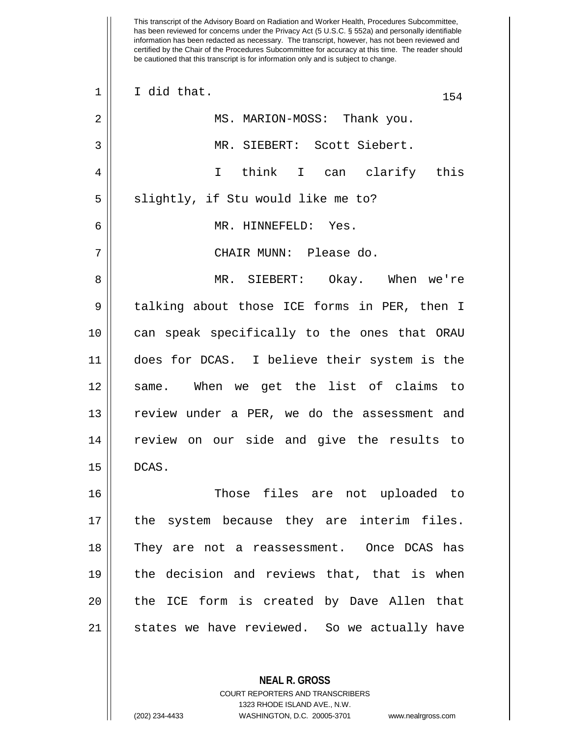This transcript of the Advisory Board on Radiation and Worker Health, Procedures Subcommittee, has been reviewed for concerns under the Privacy Act (5 U.S.C. § 552a) and personally identifiable information has been redacted as necessary. The transcript, however, has not been reviewed and certified by the Chair of the Procedures Subcommittee for accuracy at this time. The reader should be cautioned that this transcript is for information only and is subject to change.

I did that.

MS. MARION-MOSS: Thank you.

MR. SIEBERT: Scott Siebert.

I think I can clarify this slightly, if Stu would like me to?

MR. HINNEFELD: Yes.

CHAIR MUNN: Please do.

MR. SIEBERT: Okay. When we're talking about those ICE forms in PER, then I can speak specifically to the ones that ORAU does for DCAS. I believe their system is the same. When we get the list of claims to review under a PER, we do the assessment and review on our side and give the results to DCAS.

Those files are not uploaded to the system because they are interim files. They are not a reassessment. Once DCAS has the decision and reviews that, that is when the ICE form is created by Dave Allen that states we have reviewed. So we actually have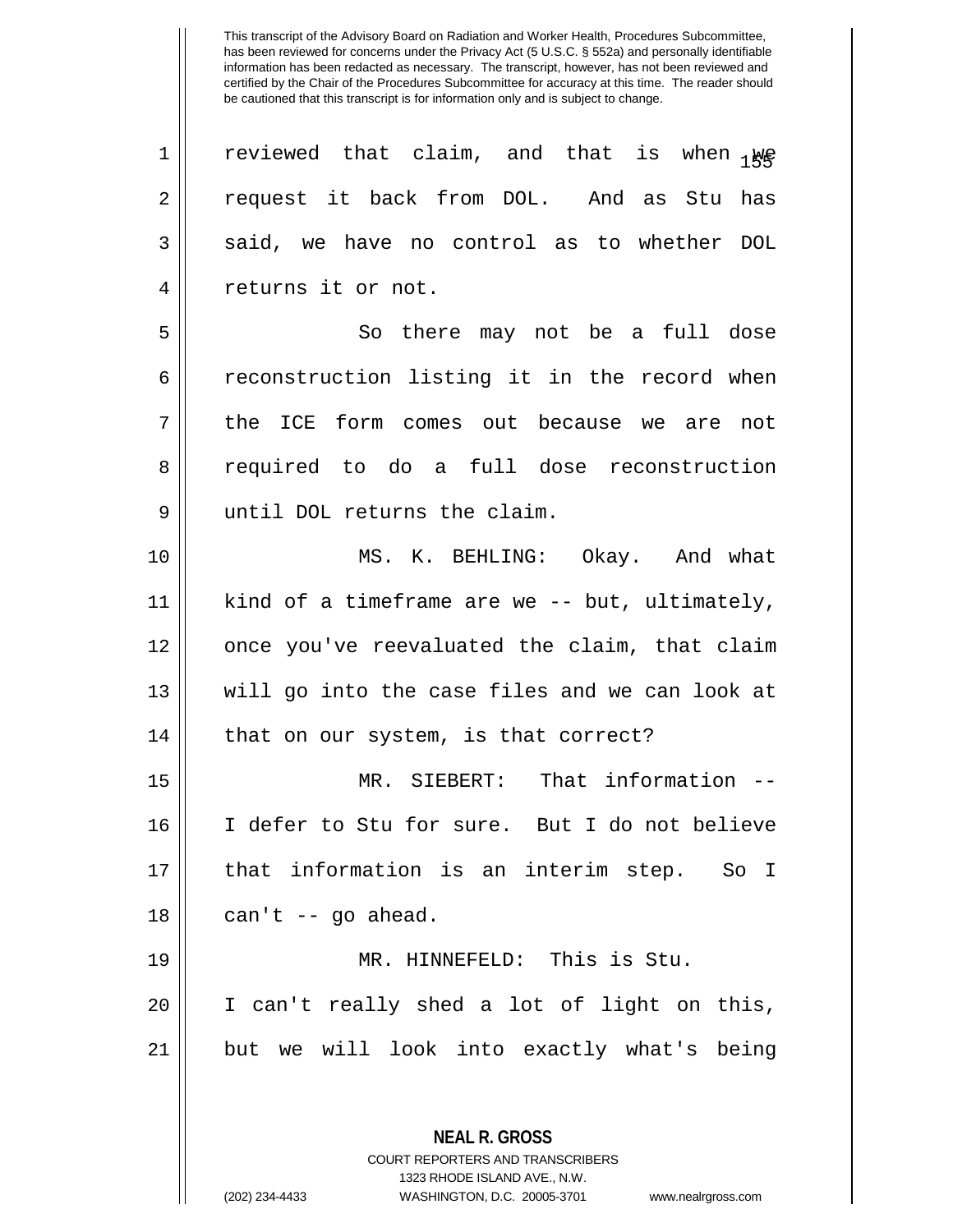This transcript of the Advisory Board on Radiation and Worker Health, Procedures Subcommittee, has been reviewed for concerns under the Privacy Act (5 U.S.C. § 552a) and personally identifiable information has been redacted as necessary. The transcript, however, has not been reviewed and certified by the Chair of the Procedures Subcommittee for accuracy at this time. The reader should be cautioned that this transcript is for information only and is subject to change.

reviewed that claim, and that is when we request it back from DOL. And as Stu has said, we have no control as to whether DOL returns it or not.

So there may not be a full dose reconstruction listing it in the record when the ICE form comes out because we are not required to do a full dose reconstruction until DOL returns the claim.

MS. K. BEHLING: Okay. And what kind of a timeframe are we -- but, ultimately, once you've reevaluated the claim, that claim will go into the case files and we can look at that on our system, is that correct?

MR. SIEBERT: That information -- I defer to Stu for sure. But I do not believe that information is an interim step. So I can't -- go ahead.

MR. HINNEFELD: This is Stu. I can't really shed a lot of light on this, but we will look into exactly what's being

**NEAL R. GROSS**
COURT REPORTERS AND TRANSCRIBERS
1323 RHODE ISLAND AVE., N.W.
(202) 234-4433 WASHINGTON, D.C. 20005-3701 www.nealrgross.com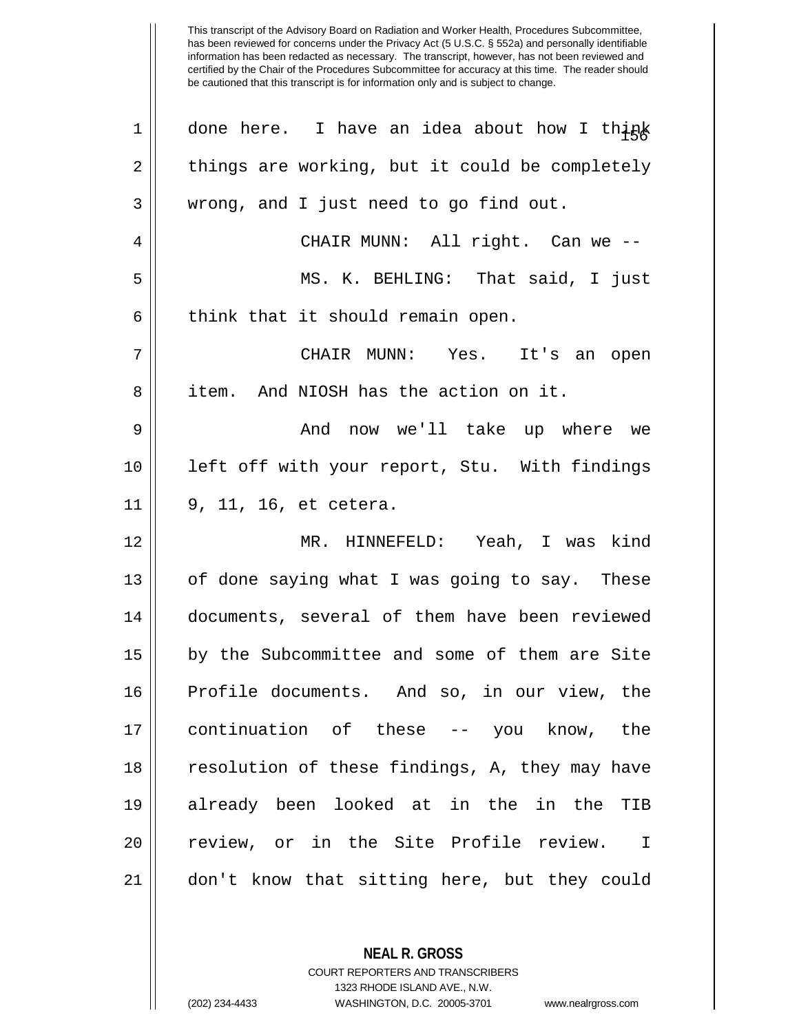This transcript of the Advisory Board on Radiation and Worker Health, Procedures Subcommittee, has been reviewed for concerns under the Privacy Act (5 U.S.C. § 552a) and personally identifiable information has been redacted as necessary. The transcript, however, has not been reviewed and certified by the Chair of the Procedures Subcommittee for accuracy at this time. The reader should be cautioned that this transcript is for information only and is subject to change.

done here. I have an idea about how I think things are working, but it could be completely wrong, and I just need to go find out.

CHAIR MUNN: All right. Can we --

MS. K. BEHLING: That said, I just think that it should remain open.

CHAIR MUNN: Yes. It's an open item. And NIOSH has the action on it.

And now we'll take up where we left off with your report, Stu. With findings 9, 11, 16, et cetera.

MR. HINNEFELD: Yeah, I was kind of done saying what I was going to say. These documents, several of them have been reviewed by the Subcommittee and some of them are Site Profile documents. And so, in our view, the continuation of these -- you know, the resolution of these findings, A, they may have already been looked at in the in the TIB review, or in the Site Profile review. I don't know that sitting here, but they could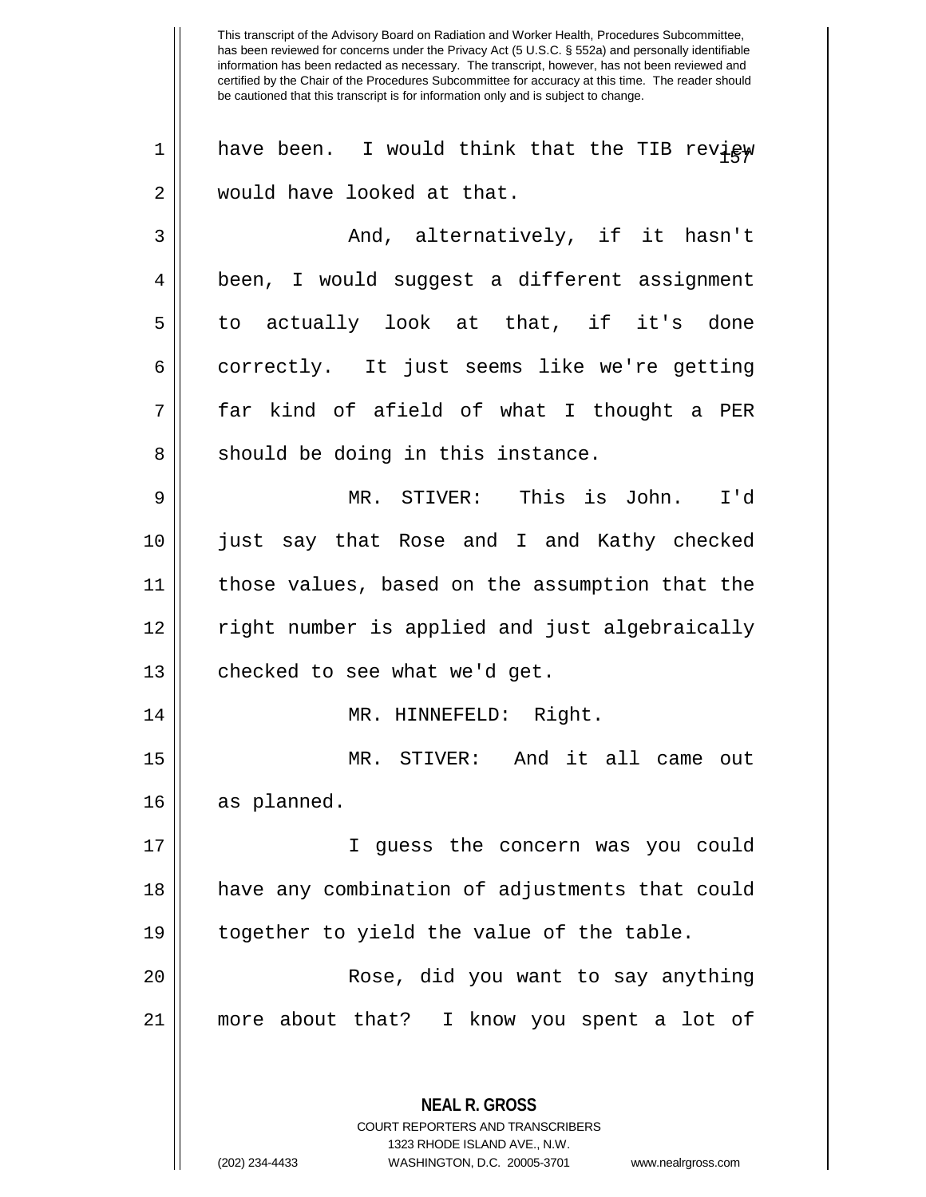have been. I would think that the TIB review would have looked at that.

And, alternatively, if it hasn't been, I would suggest a different assignment to actually look at that, if it's done correctly. It just seems like we're getting far kind of afield of what I thought a PER should be doing in this instance.

MR. STIVER: This is John. I'd just say that Rose and I and Kathy checked those values, based on the assumption that the right number is applied and just algebraically checked to see what we'd get.

MR. HINNEFELD: Right.

MR. STIVER: And it all came out as planned.

I guess the concern was you could have any combination of adjustments that could together to yield the value of the table.

Rose, did you want to say anything more about that? I know you spent a lot of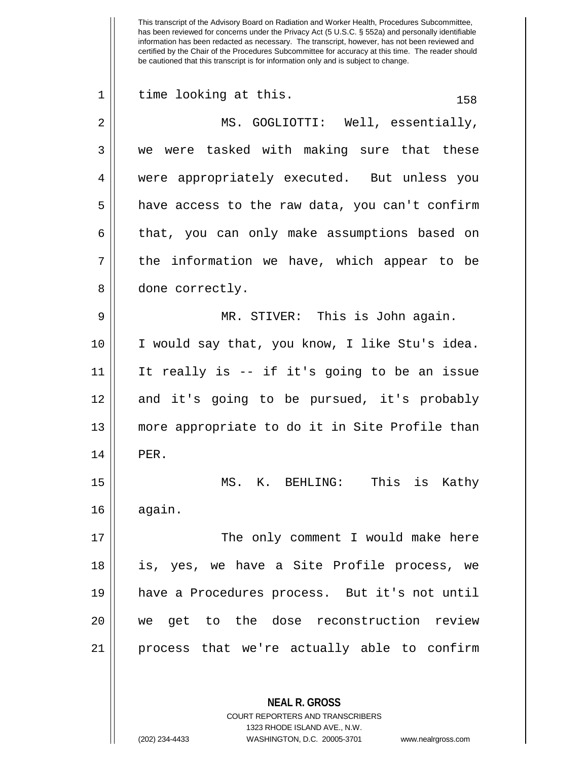This transcript of the Advisory Board on Radiation and Worker Health, Procedures Subcommittee, has been reviewed for concerns under the Privacy Act (5 U.S.C. § 552a) and personally identifiable information has been redacted as necessary. The transcript, however, has not been reviewed and certified by the Chair of the Procedures Subcommittee for accuracy at this time. The reader should be cautioned that this transcript is for information only and is subject to change.

time looking at this.

MS. GOGLIOTTI: Well, essentially, we were tasked with making sure that these were appropriately executed. But unless you have access to the raw data, you can't confirm that, you can only make assumptions based on the information we have, which appear to be done correctly.

MR. STIVER: This is John again. I would say that, you know, I like Stu's idea. It really is -- if it's going to be an issue and it's going to be pursued, it's probably more appropriate to do it in Site Profile than PER.

MS. K. BEHLING: This is Kathy again.

The only comment I would make here is, yes, we have a Site Profile process, we have a Procedures process. But it's not until we get to the dose reconstruction review process that we're actually able to confirm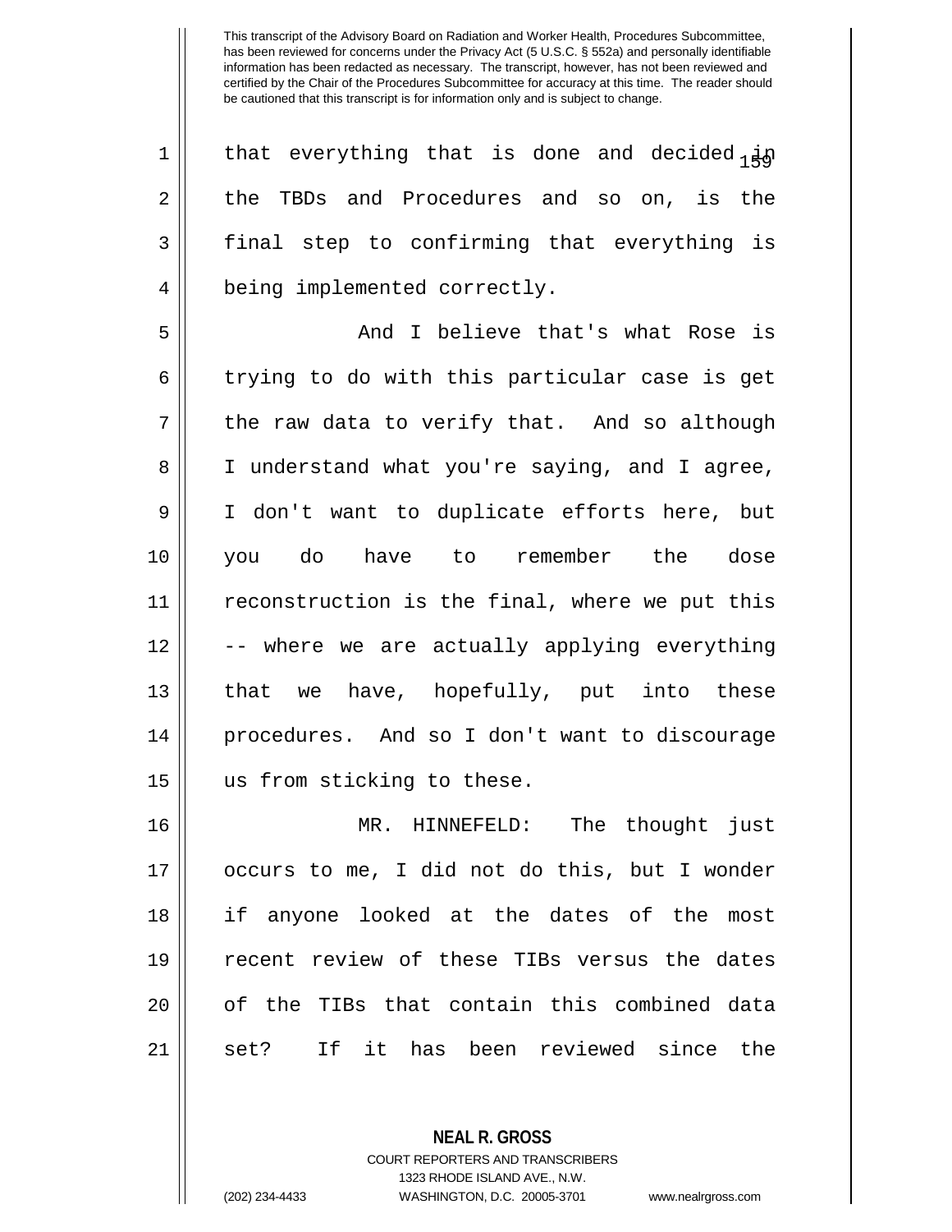that everything that is done and decided in the TBDs and Procedures and so on, is the final step to confirming that everything is being implemented correctly.

And I believe that's what Rose is trying to do with this particular case is get the raw data to verify that. And so although I understand what you're saying, and I agree, I don't want to duplicate efforts here, but you do have to remember the dose reconstruction is the final, where we put this -- where we are actually applying everything that we have, hopefully, put into these procedures. And so I don't want to discourage us from sticking to these.

MR. HINNEFELD: The thought just occurs to me, I did not do this, but I wonder if anyone looked at the dates of the most recent review of these TIBs versus the dates of the TIBs that contain this combined data set? If it has been reviewed since the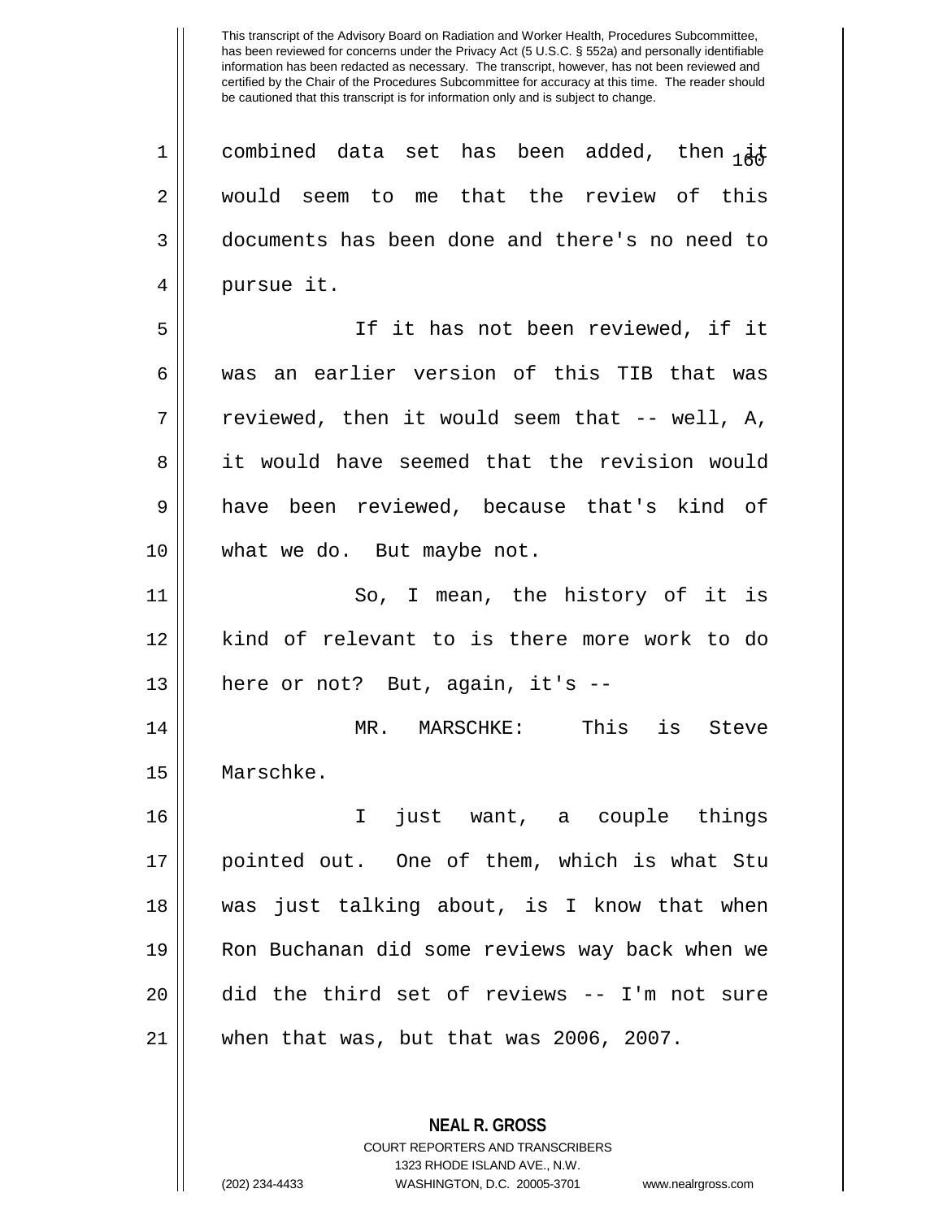This transcript of the Advisory Board on Radiation and Worker Health, Procedures Subcommittee, has been reviewed for concerns under the Privacy Act (5 U.S.C. § 552a) and personally identifiable information has been redacted as necessary. The transcript, however, has not been reviewed and certified by the Chair of the Procedures Subcommittee for accuracy at this time. The reader should be cautioned that this transcript is for information only and is subject to change.

combined data set has been added, then it would seem to me that the review of this documents has been done and there's no need to pursue it.

If it has not been reviewed, if it was an earlier version of this TIB that was reviewed, then it would seem that -- well, A, it would have seemed that the revision would have been reviewed, because that's kind of what we do. But maybe not.

So, I mean, the history of it is kind of relevant to is there more work to do here or not? But, again, it's --

MR. MARSCHKE: This is Steve Marschke.

I just want, a couple things pointed out. One of them, which is what Stu was just talking about, is I know that when Ron Buchanan did some reviews way back when we did the third set of reviews -- I'm not sure when that was, but that was 2006, 2007.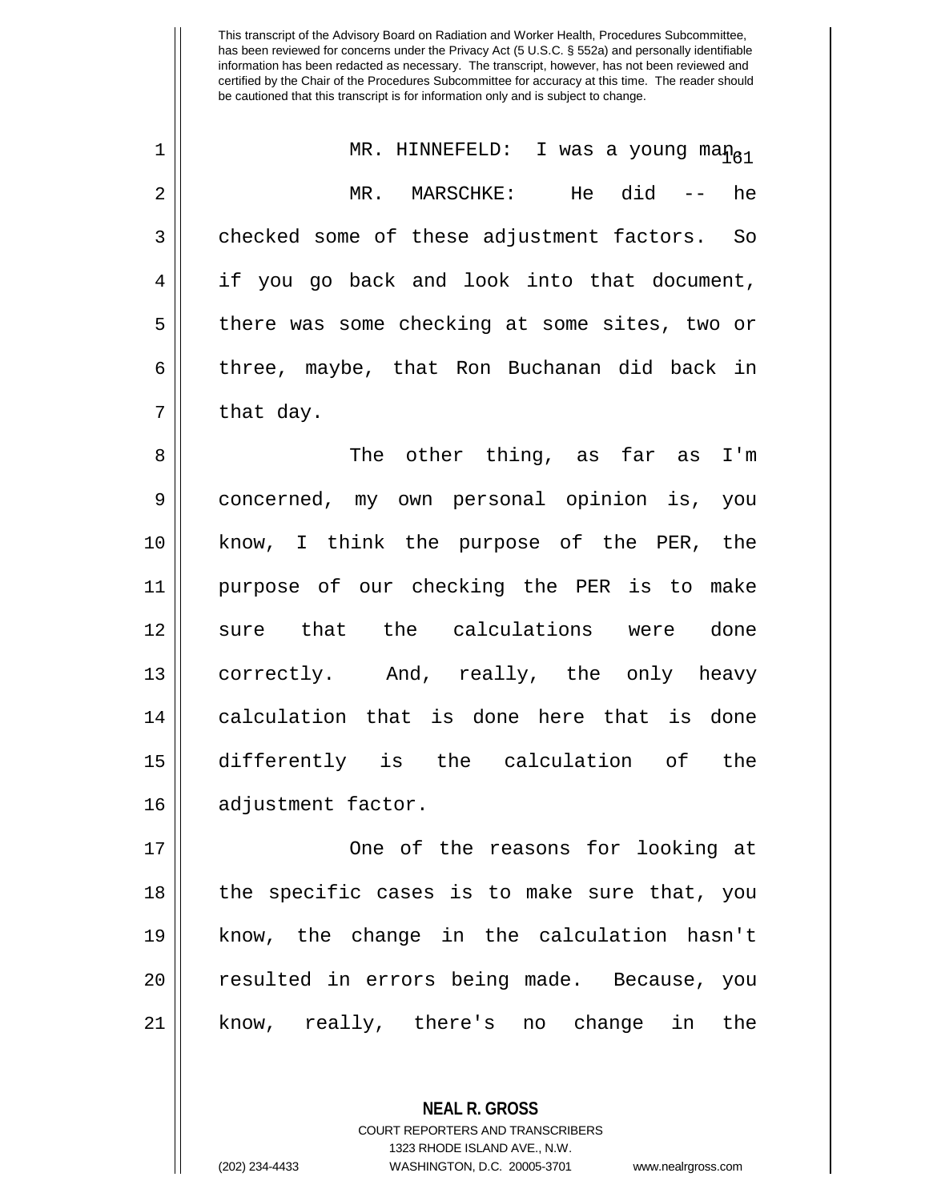MR. HINNEFELD: I was a young man.

MR. MARSCHKE: He did -- he checked some of these adjustment factors. So if you go back and look into that document, there was some checking at some sites, two or three, maybe, that Ron Buchanan did back in that day.

The other thing, as far as I'm concerned, my own personal opinion is, you know, I think the purpose of the PER, the purpose of our checking the PER is to make sure that the calculations were done correctly. And, really, the only heavy calculation that is done here that is done differently is the calculation of the adjustment factor.

One of the reasons for looking at the specific cases is to make sure that, you know, the change in the calculation hasn't resulted in errors being made. Because, you know, really, there's no change in the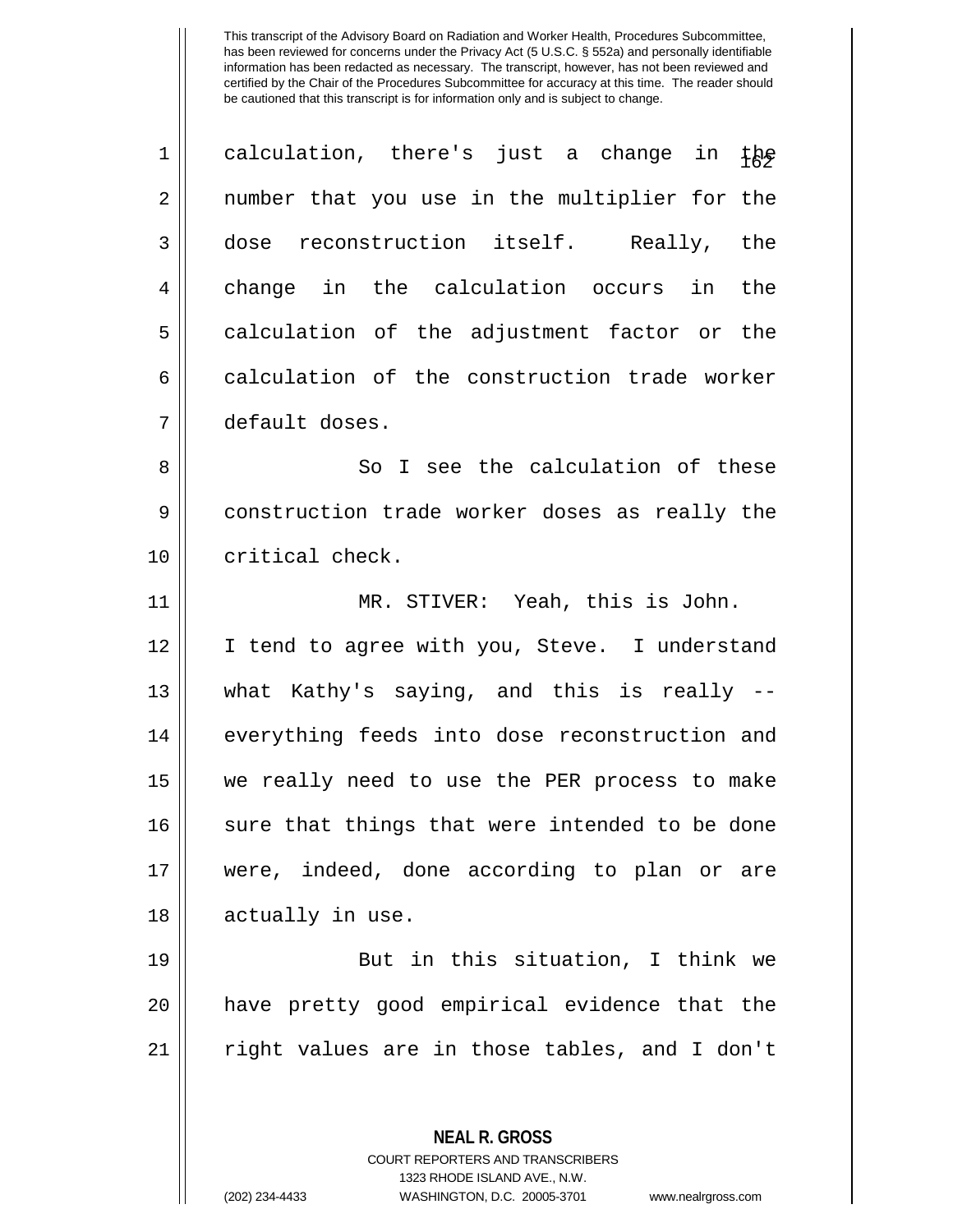This transcript of the Advisory Board on Radiation and Worker Health, Procedures Subcommittee, has been reviewed for concerns under the Privacy Act (5 U.S.C. § 552a) and personally identifiable information has been redacted as necessary. The transcript, however, has not been reviewed and certified by the Chair of the Procedures Subcommittee for accuracy at this time. The reader should be cautioned that this transcript is for information only and is subject to change.

calculation, there's just a change in the number that you use in the multiplier for the dose reconstruction itself. Really, the change in the calculation occurs in the calculation of the adjustment factor or the calculation of the construction trade worker default doses.

So I see the calculation of these construction trade worker doses as really the critical check.

MR. STIVER: Yeah, this is John. I tend to agree with you, Steve. I understand what Kathy's saying, and this is really -- everything feeds into dose reconstruction and we really need to use the PER process to make sure that things that were intended to be done were, indeed, done according to plan or are actually in use.

But in this situation, I think we have pretty good empirical evidence that the right values are in those tables, and I don't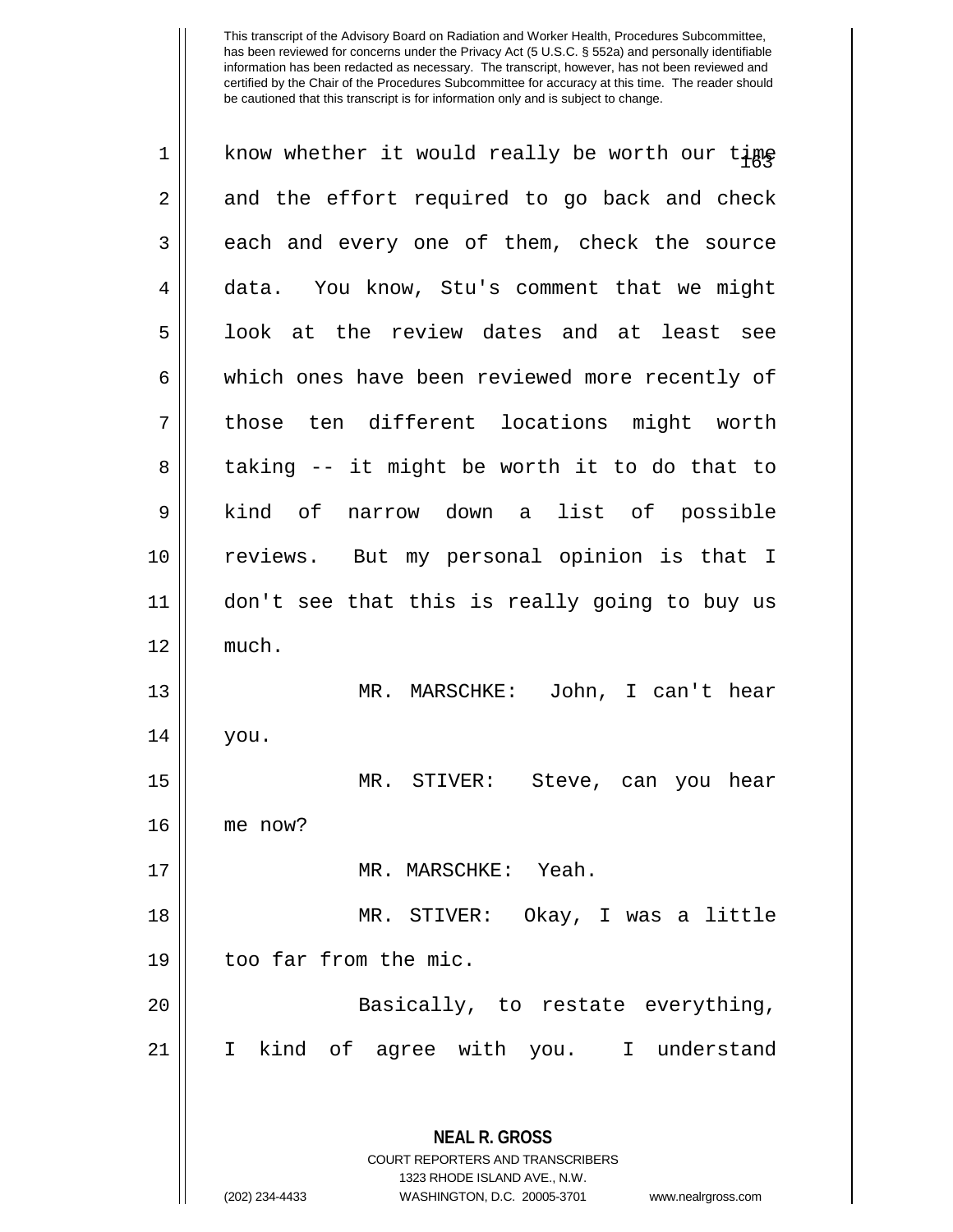This transcript of the Advisory Board on Radiation and Worker Health, Procedures Subcommittee, has been reviewed for concerns under the Privacy Act (5 U.S.C. § 552a) and personally identifiable information has been redacted as necessary. The transcript, however, has not been reviewed and certified by the Chair of the Procedures Subcommittee for accuracy at this time. The reader should be cautioned that this transcript is for information only and is subject to change.

know whether it would really be worth our time and the effort required to go back and check each and every one of them, check the source data. You know, Stu's comment that we might look at the review dates and at least see which ones have been reviewed more recently of those ten different locations might worth taking -- it might be worth it to do that to kind of narrow down a list of possible reviews. But my personal opinion is that I don't see that this is really going to buy us much.

MR. MARSCHKE: John, I can't hear you.

MR. STIVER: Steve, can you hear me now?

MR. MARSCHKE: Yeah.

MR. STIVER: Okay, I was a little too far from the mic.

Basically, to restate everything, I kind of agree with you. I understand

**NEAL R. GROSS**
COURT REPORTERS AND TRANSCRIBERS
1323 RHODE ISLAND AVE., N.W.
(202) 234-4433 WASHINGTON, D.C. 20005-3701 www.nealrgross.com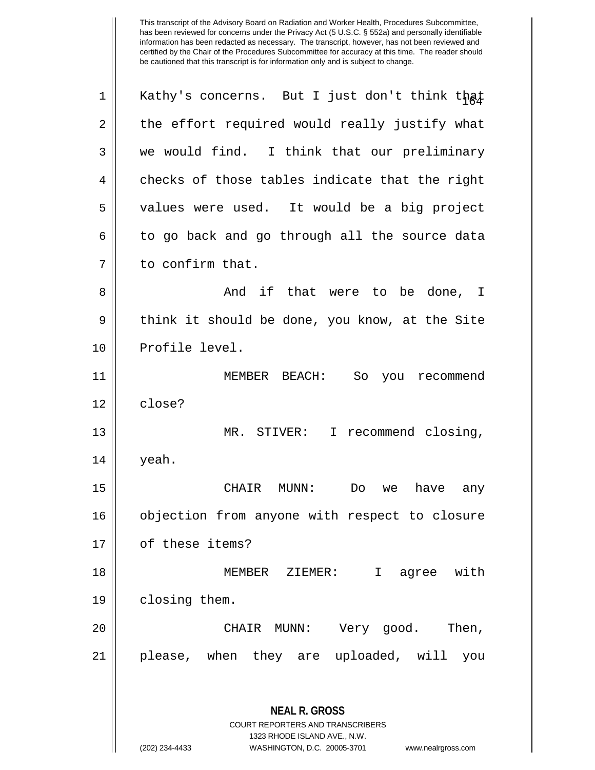Kathy's concerns. But I just don't think that the effort required would really justify what we would find. I think that our preliminary checks of those tables indicate that the right values were used. It would be a big project to go back and go through all the source data to confirm that.

And if that were to be done, I think it should be done, you know, at the Site Profile level.

MEMBER BEACH: So you recommend close?

MR. STIVER: I recommend closing, yeah.

CHAIR MUNN: Do we have any objection from anyone with respect to closure of these items?

MEMBER ZIEMER: I agree with closing them.

CHAIR MUNN: Very good. Then, please, when they are uploaded, will you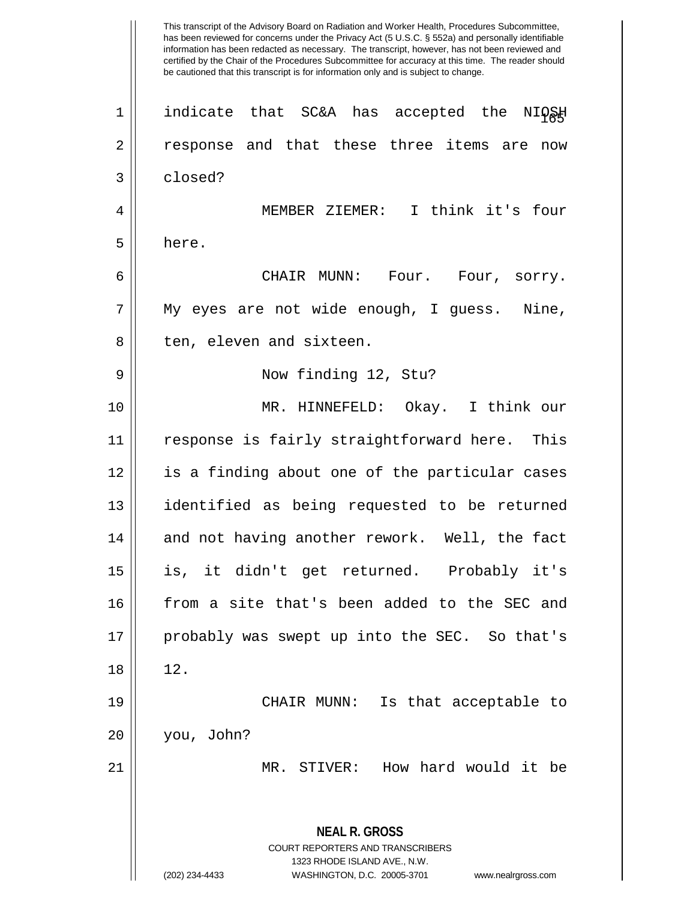indicate that SC&A has accepted the NIOSH response and that these three items are now closed?

MEMBER ZIEMER: I think it's four here.

CHAIR MUNN: Four. Four, sorry. My eyes are not wide enough, I guess. Nine, ten, eleven and sixteen.

Now finding 12, Stu?

MR. HINNEFELD: Okay. I think our response is fairly straightforward here. This is a finding about one of the particular cases identified as being requested to be returned and not having another rework. Well, the fact is, it didn't get returned. Probably it's from a site that's been added to the SEC and probably was swept up into the SEC. So that's 12.

CHAIR MUNN: Is that acceptable to you, John?

MR. STIVER: How hard would it be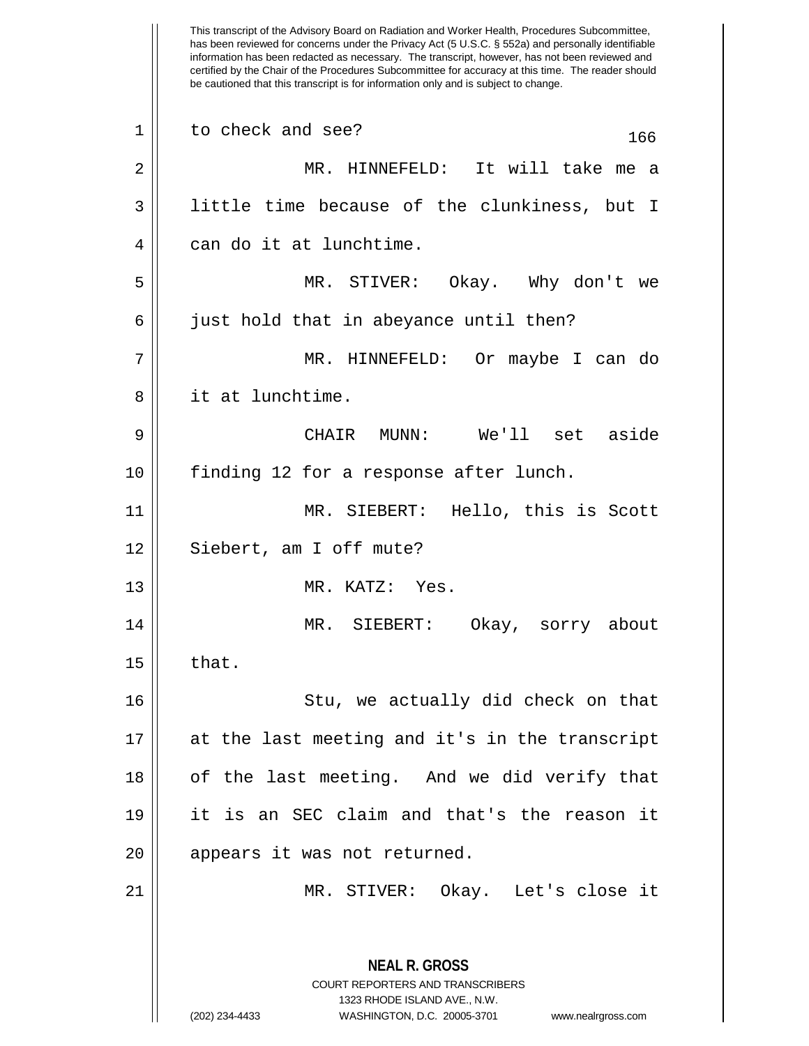to check and see?

MR. HINNEFELD: It will take me a little time because of the clunkiness, but I can do it at lunchtime.

MR. STIVER: Okay. Why don't we just hold that in abeyance until then?

MR. HINNEFELD: Or maybe I can do it at lunchtime.

CHAIR MUNN: We'll set aside finding 12 for a response after lunch.

MR. SIEBERT: Hello, this is Scott Siebert, am I off mute?

MR. KATZ: Yes.

MR. SIEBERT: Okay, sorry about that.

Stu, we actually did check on that at the last meeting and it's in the transcript of the last meeting. And we did verify that it is an SEC claim and that's the reason it appears it was not returned.

MR. STIVER: Okay. Let's close it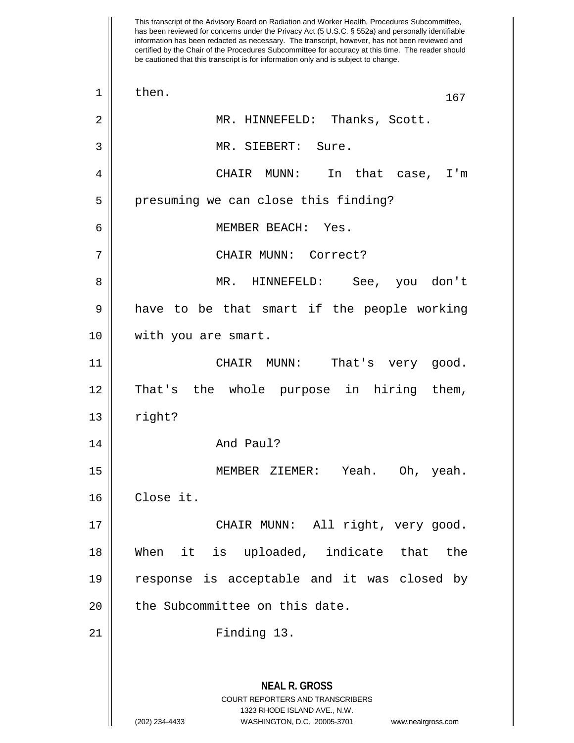This transcript of the Advisory Board on Radiation and Worker Health, Procedures Subcommittee, has been reviewed for concerns under the Privacy Act (5 U.S.C. § 552a) and personally identifiable information has been redacted as necessary. The transcript, however, has not been reviewed and certified by the Chair of the Procedures Subcommittee for accuracy at this time. The reader should be cautioned that this transcript is for information only and is subject to change.

then.

MR. HINNEFELD: Thanks, Scott.

MR. SIEBERT: Sure.

CHAIR MUNN: In that case, I'm presuming we can close this finding?

MEMBER BEACH: Yes.

CHAIR MUNN: Correct?

MR. HINNEFELD: See, you don't have to be that smart if the people working with you are smart.

CHAIR MUNN: That's very good. That's the whole purpose in hiring them, right?

And Paul?

MEMBER ZIEMER: Yeah. Oh, yeah. Close it.

CHAIR MUNN: All right, very good. When it is uploaded, indicate that the response is acceptable and it was closed by the Subcommittee on this date.

Finding 13.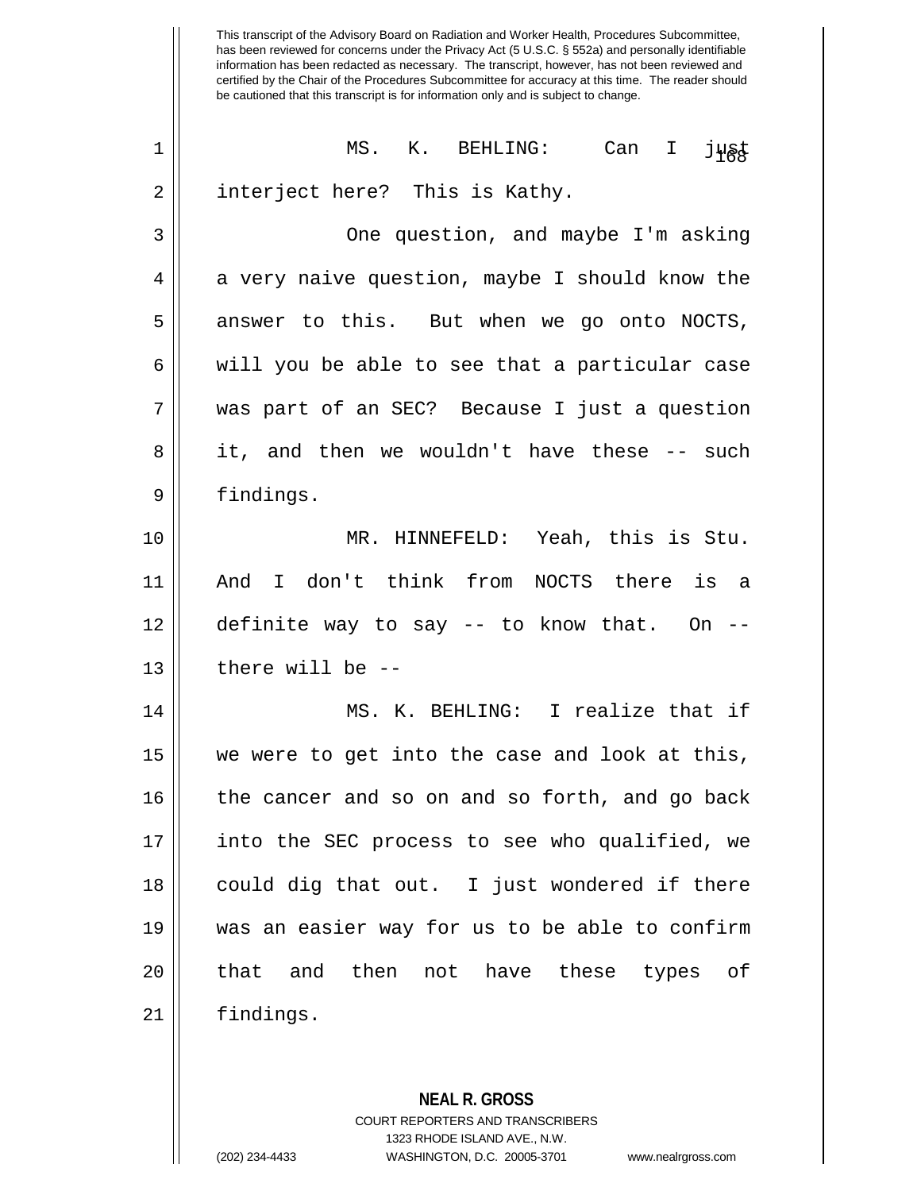This transcript of the Advisory Board on Radiation and Worker Health, Procedures Subcommittee, has been reviewed for concerns under the Privacy Act (5 U.S.C. § 552a) and personally identifiable information has been redacted as necessary. The transcript, however, has not been reviewed and certified by the Chair of the Procedures Subcommittee for accuracy at this time. The reader should be cautioned that this transcript is for information only and is subject to change.

MS. K. BEHLING: Can I just interject here? This is Kathy.

One question, and maybe I'm asking a very naive question, maybe I should know the answer to this. But when we go onto NOCTS, will you be able to see that a particular case was part of an SEC? Because I just a question it, and then we wouldn't have these -- such findings.

MR. HINNEFELD: Yeah, this is Stu. And I don't think from NOCTS there is a definite way to say -- to know that. On -- there will be --

MS. K. BEHLING: I realize that if we were to get into the case and look at this, the cancer and so on and so forth, and go back into the SEC process to see who qualified, we could dig that out. I just wondered if there was an easier way for us to be able to confirm that and then not have these types of findings.

**NEAL R. GROSS**
COURT REPORTERS AND TRANSCRIBERS
1323 RHODE ISLAND AVE., N.W.
(202) 234-4433 WASHINGTON, D.C. 20005-3701 www.nealrgross.com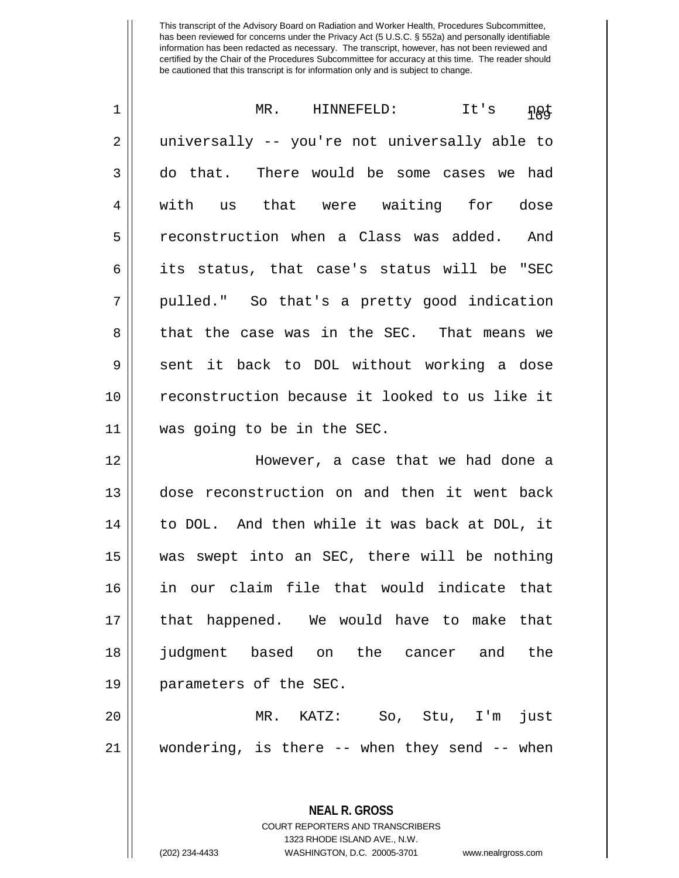This transcript of the Advisory Board on Radiation and Worker Health, Procedures Subcommittee, has been reviewed for concerns under the Privacy Act (5 U.S.C. § 552a) and personally identifiable information has been redacted as necessary. The transcript, however, has not been reviewed and certified by the Chair of the Procedures Subcommittee for accuracy at this time. The reader should be cautioned that this transcript is for information only and is subject to change.

MR. HINNEFELD: It's not universally -- you're not universally able to do that. There would be some cases we had with us that were waiting for dose reconstruction when a Class was added. And its status, that case's status will be "SEC pulled." So that's a pretty good indication that the case was in the SEC. That means we sent it back to DOL without working a dose reconstruction because it looked to us like it was going to be in the SEC.

However, a case that we had done a dose reconstruction on and then it went back to DOL. And then while it was back at DOL, it was swept into an SEC, there will be nothing in our claim file that would indicate that that happened. We would have to make that judgment based on the cancer and the parameters of the SEC.

MR. KATZ: So, Stu, I'm just wondering, is there -- when they send -- when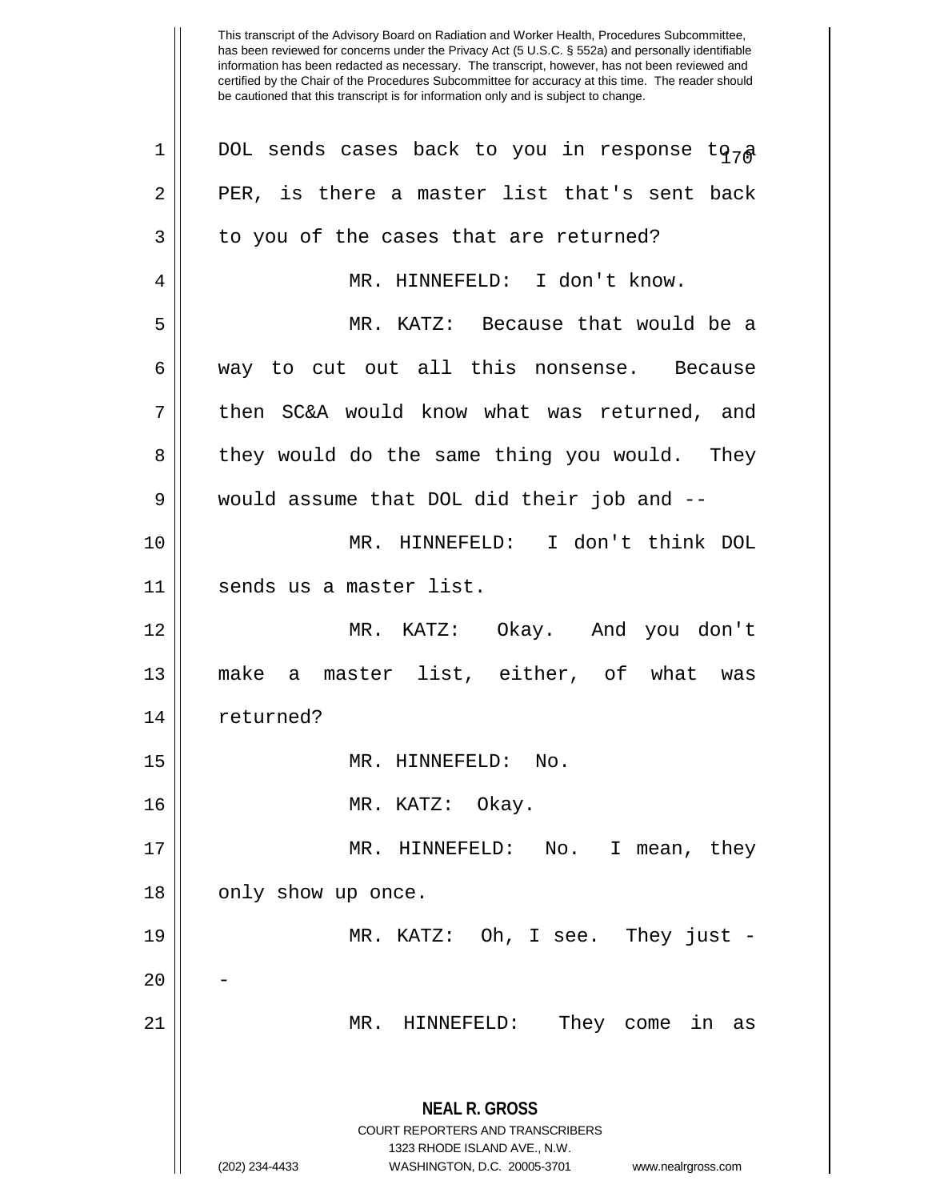This transcript of the Advisory Board on Radiation and Worker Health, Procedures Subcommittee, has been reviewed for concerns under the Privacy Act (5 U.S.C. § 552a) and personally identifiable information has been redacted as necessary. The transcript, however, has not been reviewed and certified by the Chair of the Procedures Subcommittee for accuracy at this time. The reader should be cautioned that this transcript is for information only and is subject to change.

DOL sends cases back to you in response to a PER, is there a master list that's sent back to you of the cases that are returned?

MR. HINNEFELD: I don't know.

MR. KATZ: Because that would be a way to cut out all this nonsense. Because then SC&A would know what was returned, and they would do the same thing you would. They would assume that DOL did their job and --

MR. HINNEFELD: I don't think DOL sends us a master list.

MR. KATZ: Okay. And you don't make a master list, either, of what was returned?

MR. HINNEFELD: No.

MR. KATZ: Okay.

MR. HINNEFELD: No. I mean, they only show up once.

MR. KATZ: Oh, I see. They just --

MR. HINNEFELD: They come in as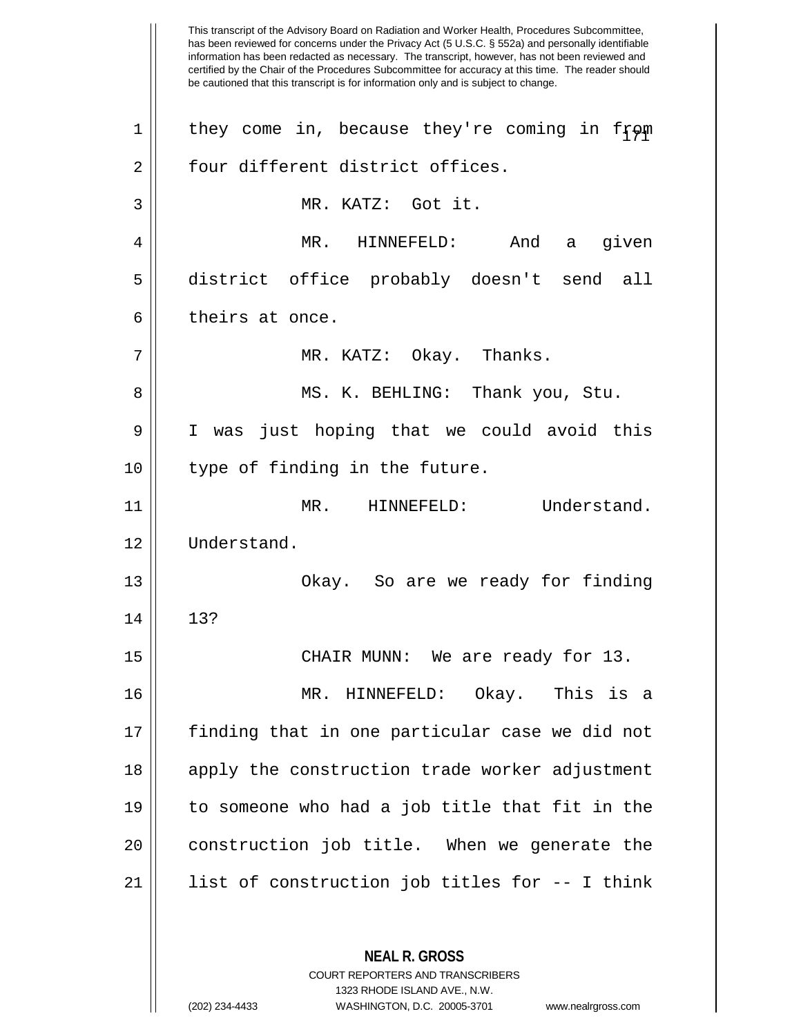they come in, because they're coming in from four different district offices.

MR. KATZ: Got it.

MR. HINNEFELD: And a given district office probably doesn't send all theirs at once.

MR. KATZ: Okay. Thanks.

MS. K. BEHLING: Thank you, Stu. I was just hoping that we could avoid this type of finding in the future.

MR. HINNEFELD: Understand. Understand.

Okay. So are we ready for finding 13?

CHAIR MUNN: We are ready for 13.

MR. HINNEFELD: Okay. This is a finding that in one particular case we did not apply the construction trade worker adjustment to someone who had a job title that fit in the construction job title. When we generate the list of construction job titles for -- I think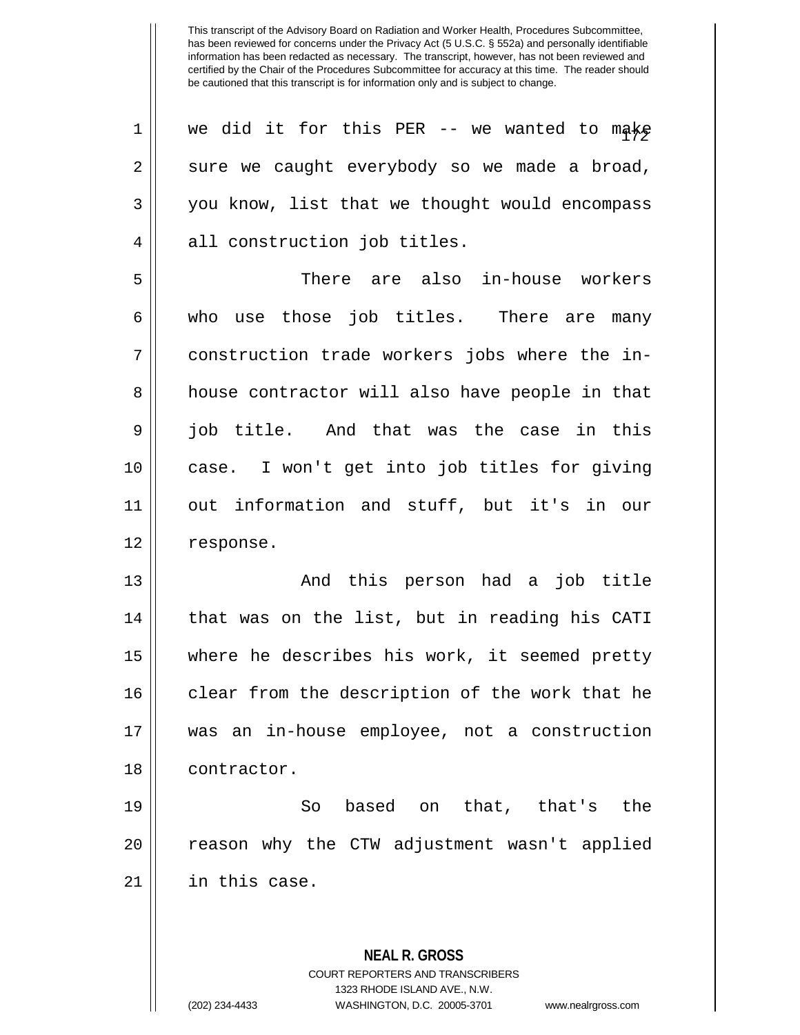we did it for this PER -- we wanted to make sure we caught everybody so we made a broad, you know, list that we thought would encompass all construction job titles.

There are also in-house workers who use those job titles. There are many construction trade workers jobs where the in-house contractor will also have people in that job title. And that was the case in this case. I won't get into job titles for giving out information and stuff, but it's in our response.

And this person had a job title that was on the list, but in reading his CATI where he describes his work, it seemed pretty clear from the description of the work that he was an in-house employee, not a construction contractor.

So based on that, that's the reason why the CTW adjustment wasn't applied in this case.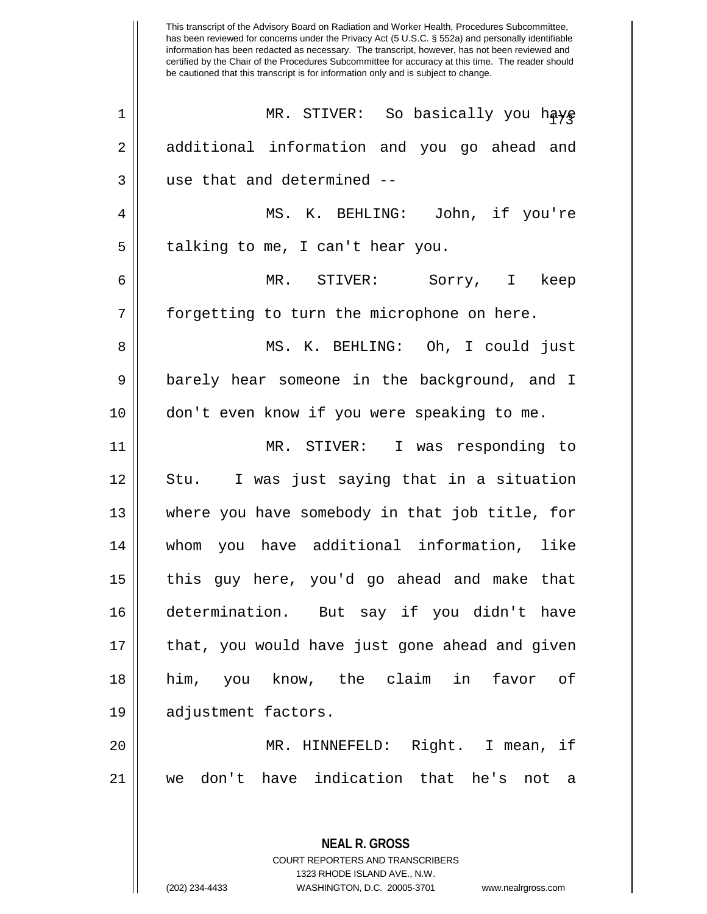This transcript of the Advisory Board on Radiation and Worker Health, Procedures Subcommittee, has been reviewed for concerns under the Privacy Act (5 U.S.C. § 552a) and personally identifiable information has been redacted as necessary. The transcript, however, has not been reviewed and certified by the Chair of the Procedures Subcommittee for accuracy at this time. The reader should be cautioned that this transcript is for information only and is subject to change.

MR. STIVER: So basically you have additional information and you go ahead and use that and determined --

MS. K. BEHLING: John, if you're talking to me, I can't hear you.

MR. STIVER: Sorry, I keep forgetting to turn the microphone on here.

MS. K. BEHLING: Oh, I could just barely hear someone in the background, and I don't even know if you were speaking to me.

MR. STIVER: I was responding to Stu. I was just saying that in a situation where you have somebody in that job title, for whom you have additional information, like this guy here, you'd go ahead and make that determination. But say if you didn't have that, you would have just gone ahead and given him, you know, the claim in favor of adjustment factors.

MR. HINNEFELD: Right. I mean, if we don't have indication that he's not a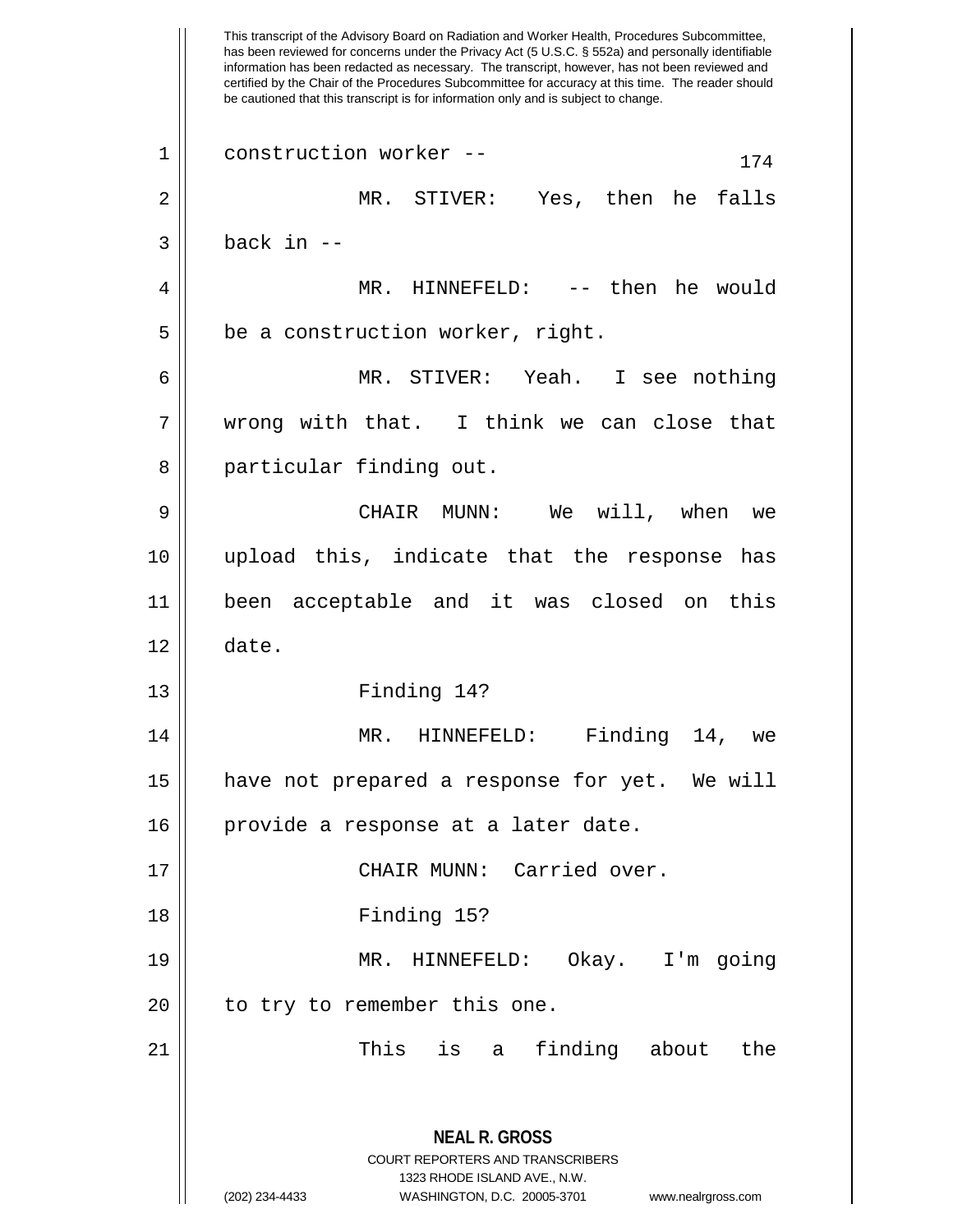This transcript of the Advisory Board on Radiation and Worker Health, Procedures Subcommittee, has been reviewed for concerns under the Privacy Act (5 U.S.C. § 552a) and personally identifiable information has been redacted as necessary. The transcript, however, has not been reviewed and certified by the Chair of the Procedures Subcommittee for accuracy at this time. The reader should be cautioned that this transcript is for information only and is subject to change.

construction worker --

MR. STIVER: Yes, then he falls back in --

MR. HINNEFELD: -- then he would be a construction worker, right.

MR. STIVER: Yeah. I see nothing wrong with that. I think we can close that particular finding out.

CHAIR MUNN: We will, when we upload this, indicate that the response has been acceptable and it was closed on this date.

Finding 14?

MR. HINNEFELD: Finding 14, we have not prepared a response for yet. We will provide a response at a later date.

CHAIR MUNN: Carried over.

Finding 15?

MR. HINNEFELD: Okay. I'm going to try to remember this one.

This is a finding about the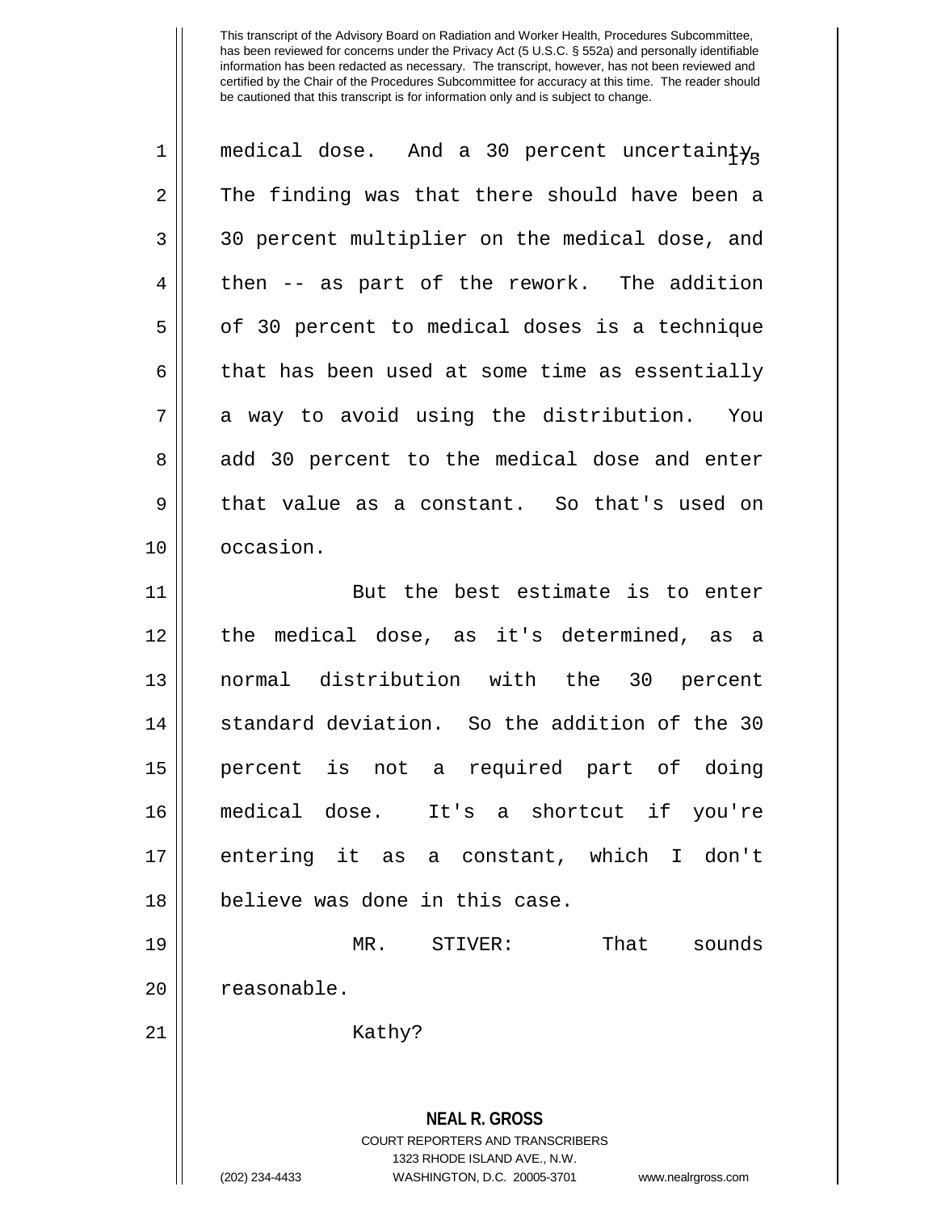This transcript of the Advisory Board on Radiation and Worker Health, Procedures Subcommittee, has been reviewed for concerns under the Privacy Act (5 U.S.C. § 552a) and personally identifiable information has been redacted as necessary. The transcript, however, has not been reviewed and certified by the Chair of the Procedures Subcommittee for accuracy at this time. The reader should be cautioned that this transcript is for information only and is subject to change.

medical dose. And a 30 percent uncertainty. The finding was that there should have been a 30 percent multiplier on the medical dose, and then -- as part of the rework. The addition of 30 percent to medical doses is a technique that has been used at some time as essentially a way to avoid using the distribution. You add 30 percent to the medical dose and enter that value as a constant. So that's used on occasion.

But the best estimate is to enter the medical dose, as it's determined, as a normal distribution with the 30 percent standard deviation. So the addition of the 30 percent is not a required part of doing medical dose. It's a shortcut if you're entering it as a constant, which I don't believe was done in this case.

MR. STIVER: That sounds reasonable.

Kathy?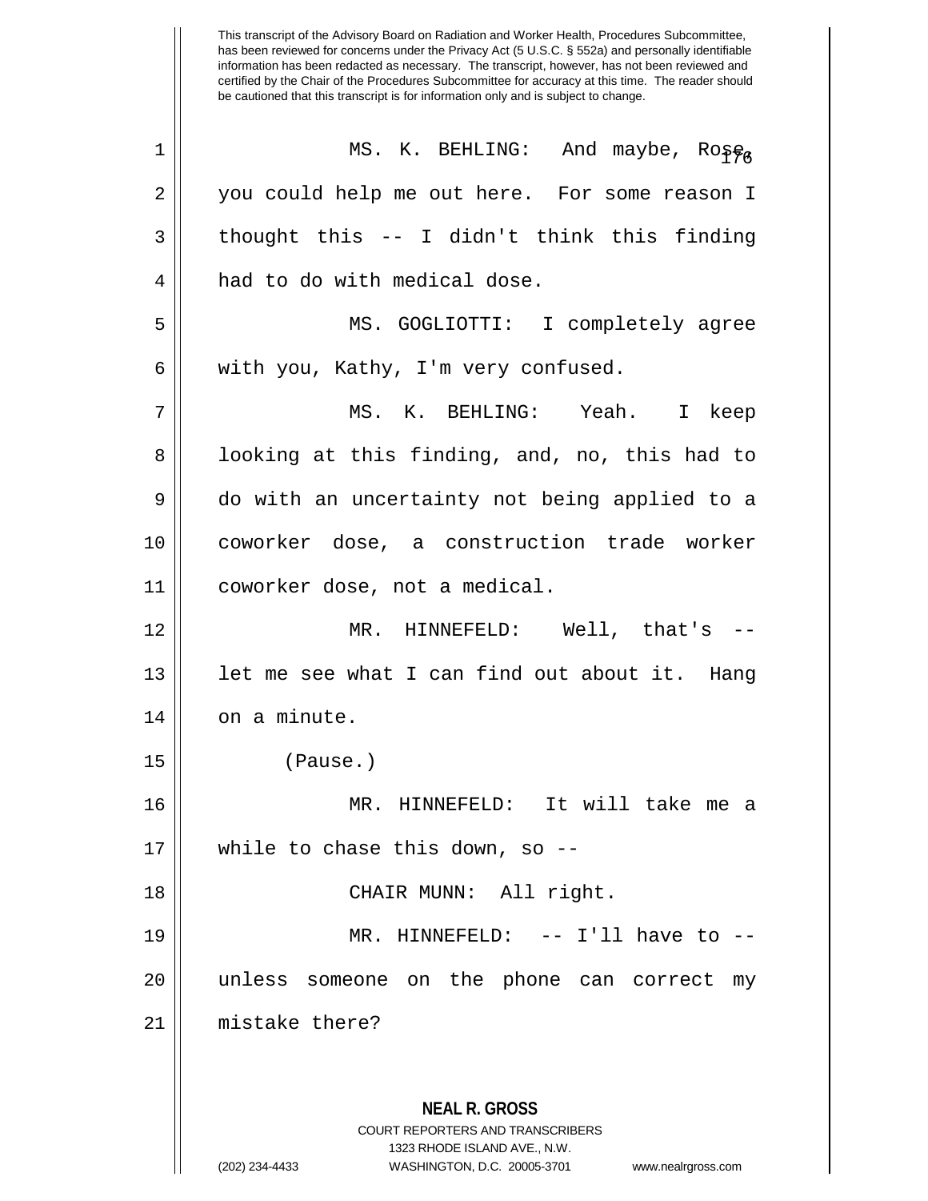This transcript of the Advisory Board on Radiation and Worker Health, Procedures Subcommittee, has been reviewed for concerns under the Privacy Act (5 U.S.C. § 552a) and personally identifiable information has been redacted as necessary. The transcript, however, has not been reviewed and certified by the Chair of the Procedures Subcommittee for accuracy at this time. The reader should be cautioned that this transcript is for information only and is subject to change.

MS. K. BEHLING: And maybe, Rose, you could help me out here. For some reason I thought this -- I didn't think this finding had to do with medical dose.

MS. GOGLIOTTI: I completely agree with you, Kathy, I'm very confused.

MS. K. BEHLING: Yeah. I keep looking at this finding, and, no, this had to do with an uncertainty not being applied to a coworker dose, a construction trade worker coworker dose, not a medical.

MR. HINNEFELD: Well, that's -- let me see what I can find out about it. Hang on a minute.

(Pause.)

MR. HINNEFELD: It will take me a while to chase this down, so --

CHAIR MUNN: All right.

MR. HINNEFELD: -- I'll have to -- unless someone on the phone can correct my mistake there?

**NEAL R. GROSS**
COURT REPORTERS AND TRANSCRIBERS
1323 RHODE ISLAND AVE., N.W.
(202) 234-4433 WASHINGTON, D.C. 20005-3701 www.nealrgross.com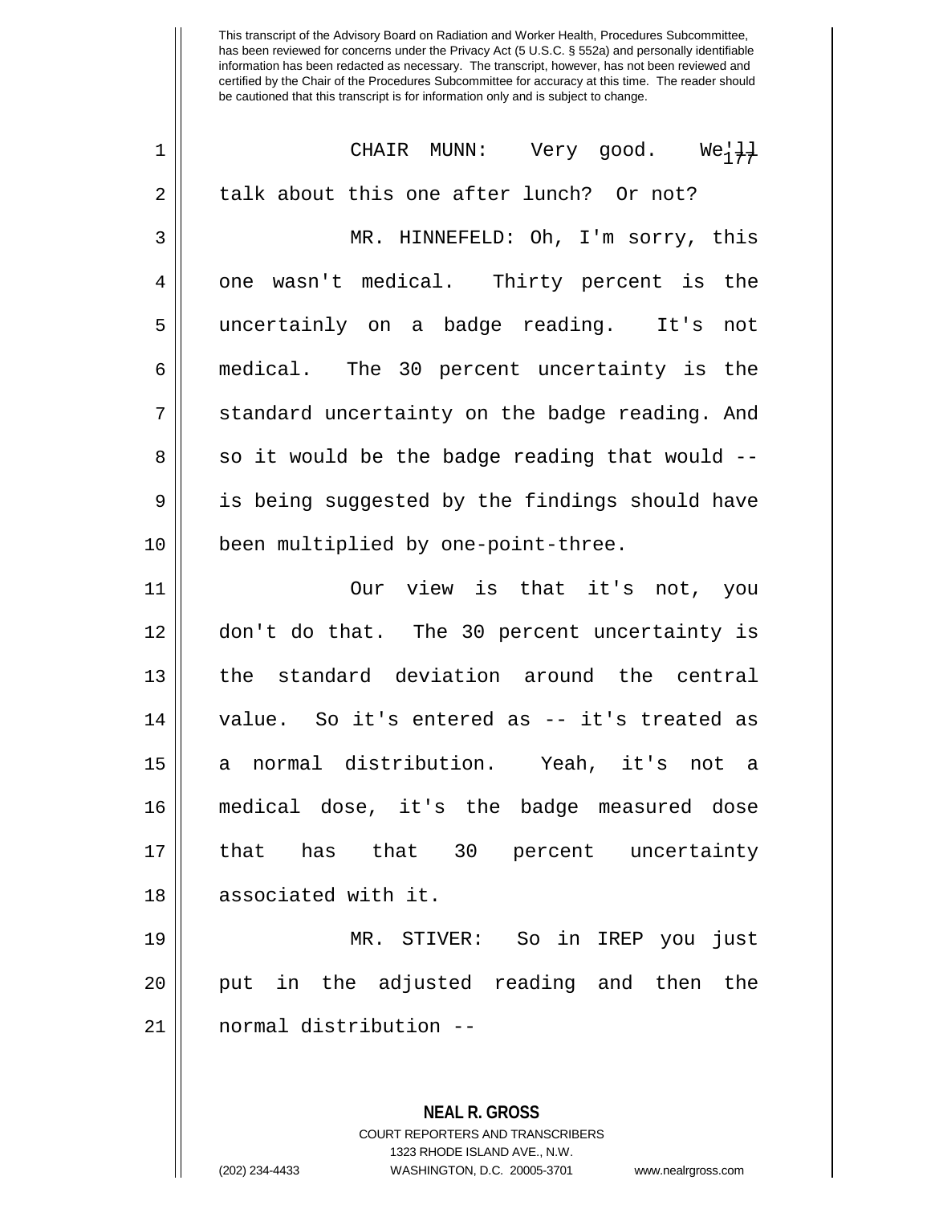This transcript of the Advisory Board on Radiation and Worker Health, Procedures Subcommittee, has been reviewed for concerns under the Privacy Act (5 U.S.C. § 552a) and personally identifiable information has been redacted as necessary. The transcript, however, has not been reviewed and certified by the Chair of the Procedures Subcommittee for accuracy at this time. The reader should be cautioned that this transcript is for information only and is subject to change.

CHAIR MUNN: Very good. We'll talk about this one after lunch? Or not?

MR. HINNEFELD: Oh, I'm sorry, this one wasn't medical. Thirty percent is the uncertainly on a badge reading. It's not medical. The 30 percent uncertainty is the standard uncertainty on the badge reading. And so it would be the badge reading that would -- is being suggested by the findings should have been multiplied by one-point-three.

Our view is that it's not, you don't do that. The 30 percent uncertainty is the standard deviation around the central value. So it's entered as -- it's treated as a normal distribution. Yeah, it's not a medical dose, it's the badge measured dose that has that 30 percent uncertainty associated with it.

MR. STIVER: So in IREP you just put in the adjusted reading and then the normal distribution --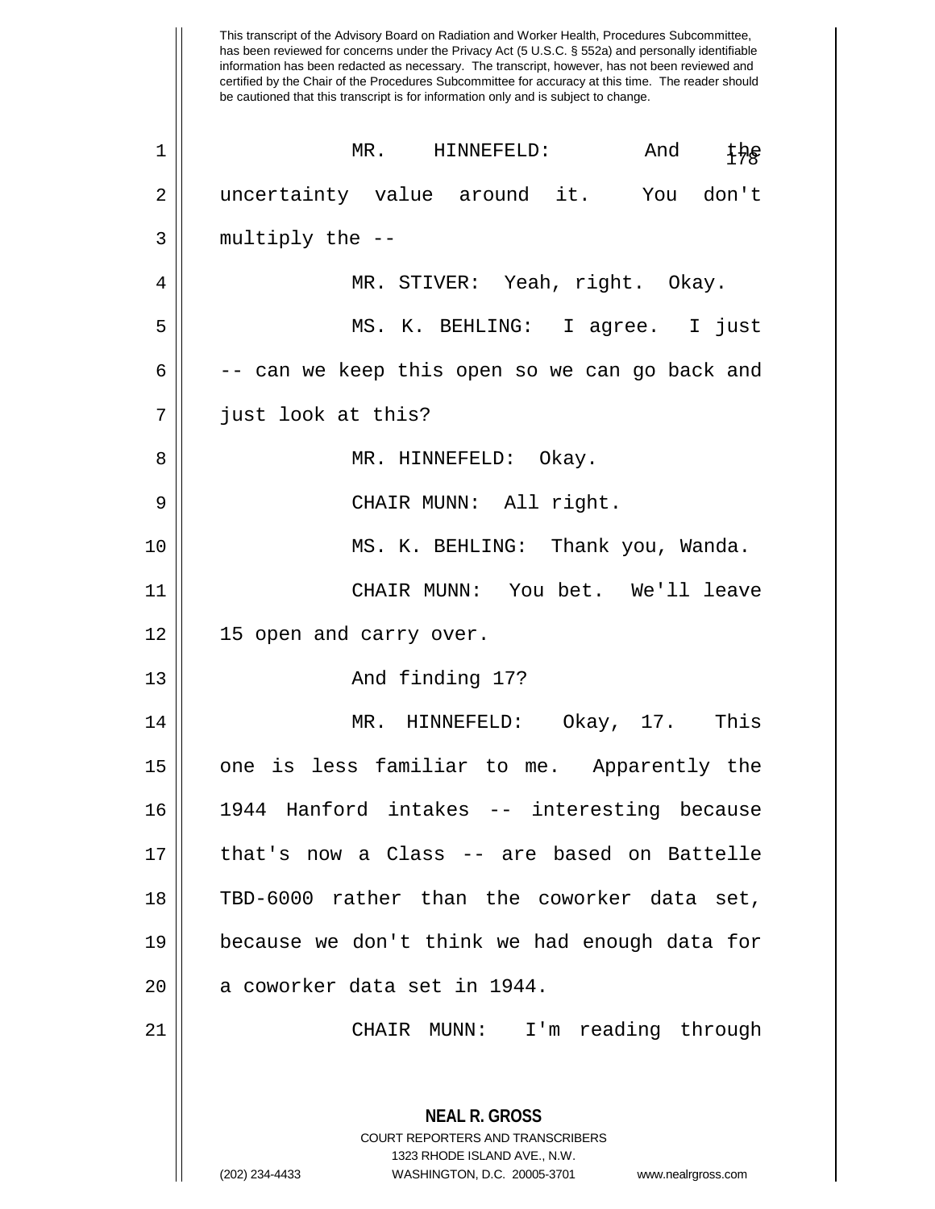This transcript of the Advisory Board on Radiation and Worker Health, Procedures Subcommittee, has been reviewed for concerns under the Privacy Act (5 U.S.C. § 552a) and personally identifiable information has been redacted as necessary. The transcript, however, has not been reviewed and certified by the Chair of the Procedures Subcommittee for accuracy at this time. The reader should be cautioned that this transcript is for information only and is subject to change.

MR. HINNEFELD: And the uncertainty value around it. You don't multiply the --

MR. STIVER: Yeah, right. Okay.

MS. K. BEHLING: I agree. I just -- can we keep this open so we can go back and just look at this?

MR. HINNEFELD: Okay.

CHAIR MUNN: All right.

MS. K. BEHLING: Thank you, Wanda.

CHAIR MUNN: You bet. We'll leave 15 open and carry over.

And finding 17?

MR. HINNEFELD: Okay, 17. This one is less familiar to me. Apparently the 1944 Hanford intakes -- interesting because that's now a Class -- are based on Battelle TBD-6000 rather than the coworker data set, because we don't think we had enough data for a coworker data set in 1944.

CHAIR MUNN: I'm reading through

**NEAL R. GROSS**
COURT REPORTERS AND TRANSCRIBERS
1323 RHODE ISLAND AVE., N.W.
(202) 234-4433 WASHINGTON, D.C. 20005-3701 www.nealrgross.com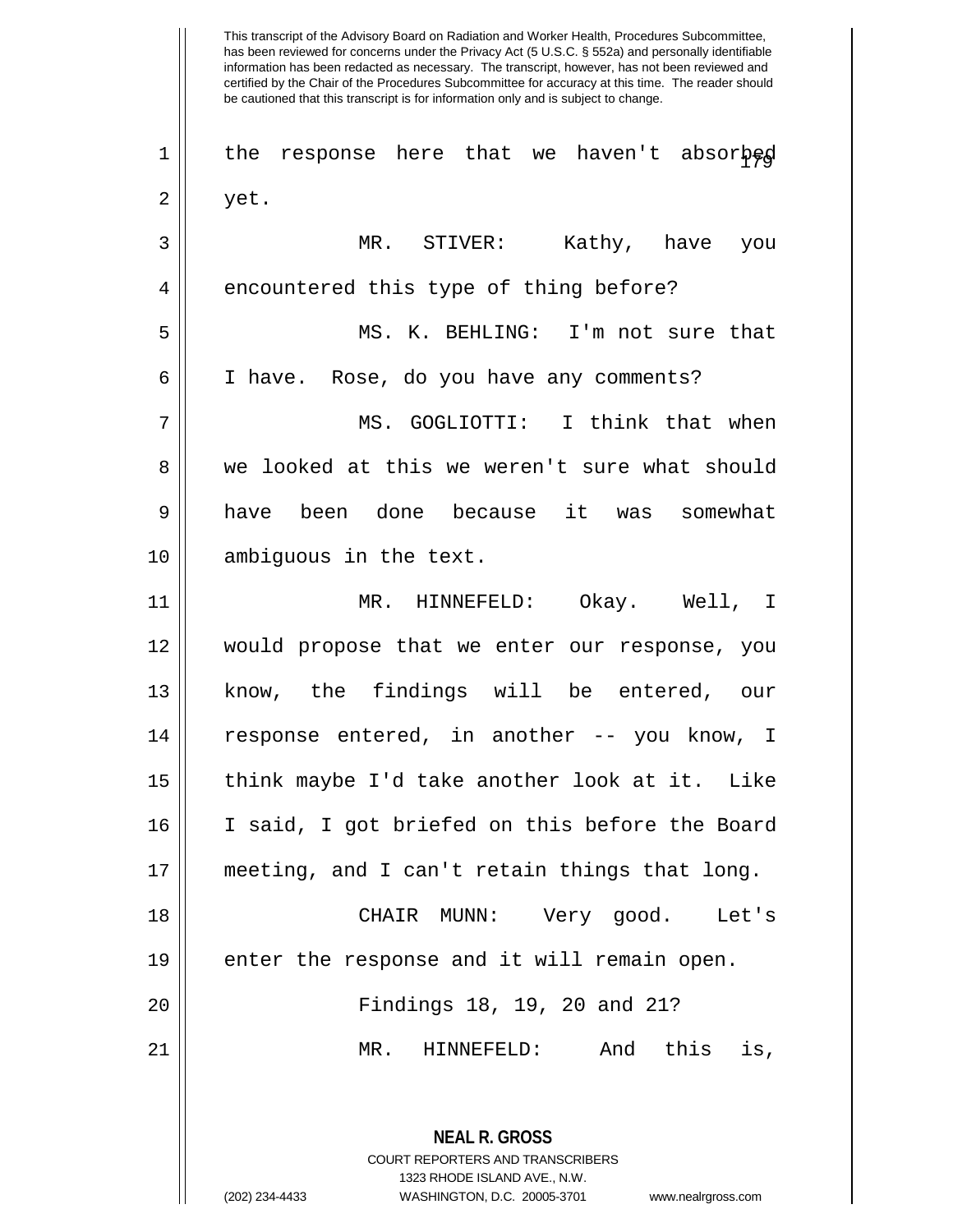This transcript of the Advisory Board on Radiation and Worker Health, Procedures Subcommittee, has been reviewed for concerns under the Privacy Act (5 U.S.C. § 552a) and personally identifiable information has been redacted as necessary. The transcript, however, has not been reviewed and certified by the Chair of the Procedures Subcommittee for accuracy at this time. The reader should be cautioned that this transcript is for information only and is subject to change.

the response here that we haven't absorbed yet.

MR. STIVER: Kathy, have you encountered this type of thing before?

MS. K. BEHLING: I'm not sure that I have. Rose, do you have any comments?

MS. GOGLIOTTI: I think that when we looked at this we weren't sure what should have been done because it was somewhat ambiguous in the text.

MR. HINNEFELD: Okay. Well, I would propose that we enter our response, you know, the findings will be entered, our response entered, in another -- you know, I think maybe I'd take another look at it. Like I said, I got briefed on this before the Board meeting, and I can't retain things that long.

CHAIR MUNN: Very good. Let's enter the response and it will remain open.

Findings 18, 19, 20 and 21?

MR. HINNEFELD: And this is,

**NEAL R. GROSS**
COURT REPORTERS AND TRANSCRIBERS
1323 RHODE ISLAND AVE., N.W.
(202) 234-4433 WASHINGTON, D.C. 20005-3701 www.nealrgross.com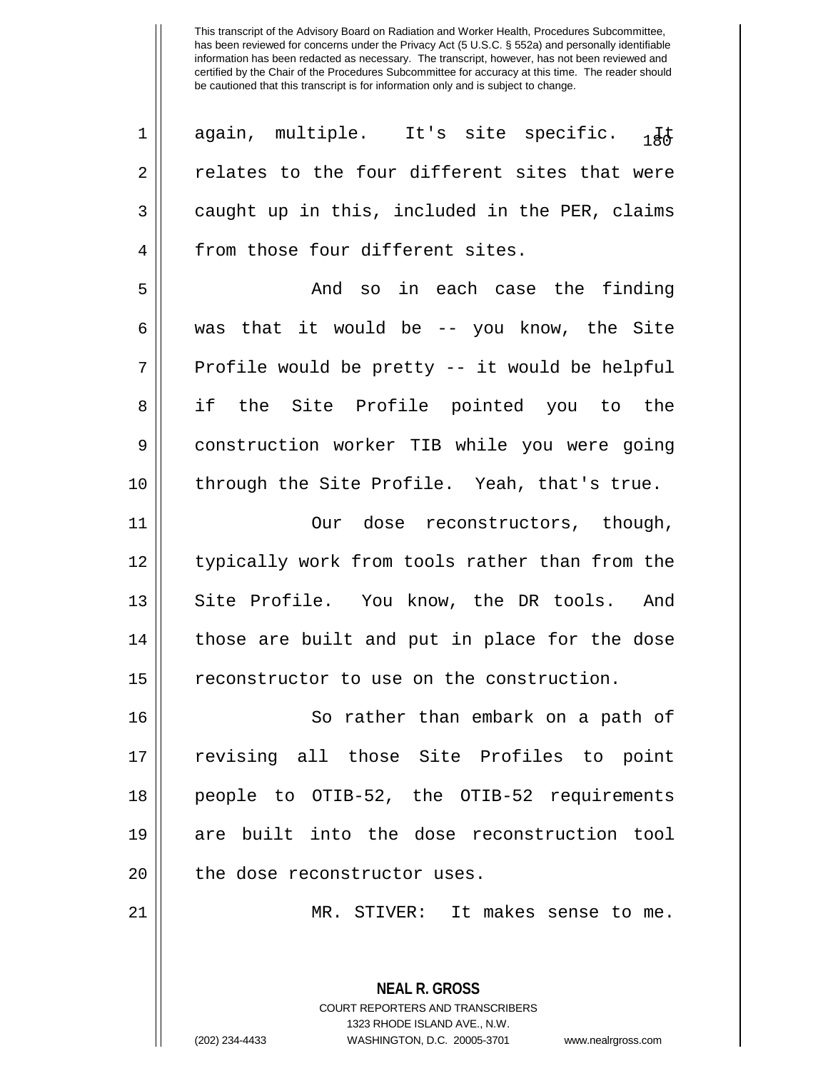This transcript of the Advisory Board on Radiation and Worker Health, Procedures Subcommittee, has been reviewed for concerns under the Privacy Act (5 U.S.C. § 552a) and personally identifiable information has been redacted as necessary. The transcript, however, has not been reviewed and certified by the Chair of the Procedures Subcommittee for accuracy at this time. The reader should be cautioned that this transcript is for information only and is subject to change.

again, multiple. It's site specific. It relates to the four different sites that were caught up in this, included in the PER, claims from those four different sites.

And so in each case the finding was that it would be -- you know, the Site Profile would be pretty -- it would be helpful if the Site Profile pointed you to the construction worker TIB while you were going through the Site Profile. Yeah, that's true.

Our dose reconstructors, though, typically work from tools rather than from the Site Profile. You know, the DR tools. And those are built and put in place for the dose reconstructor to use on the construction.

So rather than embark on a path of revising all those Site Profiles to point people to OTIB-52, the OTIB-52 requirements are built into the dose reconstruction tool the dose reconstructor uses.

MR. STIVER: It makes sense to me.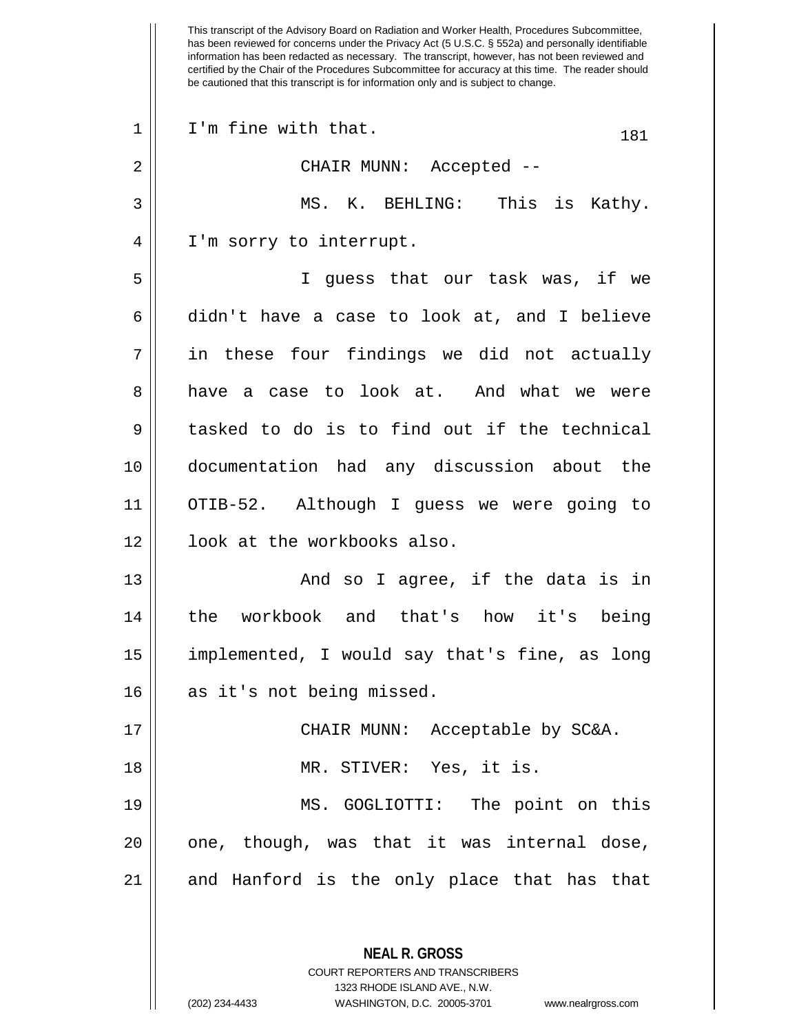This transcript of the Advisory Board on Radiation and Worker Health, Procedures Subcommittee, has been reviewed for concerns under the Privacy Act (5 U.S.C. § 552a) and personally identifiable information has been redacted as necessary. The transcript, however, has not been reviewed and certified by the Chair of the Procedures Subcommittee for accuracy at this time. The reader should be cautioned that this transcript is for information only and is subject to change.

I'm fine with that.

CHAIR MUNN: Accepted --

MS. K. BEHLING: This is Kathy. I'm sorry to interrupt.

I guess that our task was, if we didn't have a case to look at, and I believe in these four findings we did not actually have a case to look at. And what we were tasked to do is to find out if the technical documentation had any discussion about the OTIB-52. Although I guess we were going to look at the workbooks also.

And so I agree, if the data is in the workbook and that's how it's being implemented, I would say that's fine, as long as it's not being missed.

CHAIR MUNN: Acceptable by SC&A.

MR. STIVER: Yes, it is.

MS. GOGLIOTTI: The point on this one, though, was that it was internal dose, and Hanford is the only place that has that

**NEAL R. GROSS**
COURT REPORTERS AND TRANSCRIBERS
1323 RHODE ISLAND AVE., N.W.
(202) 234-4433 WASHINGTON, D.C. 20005-3701 www.nealrgross.com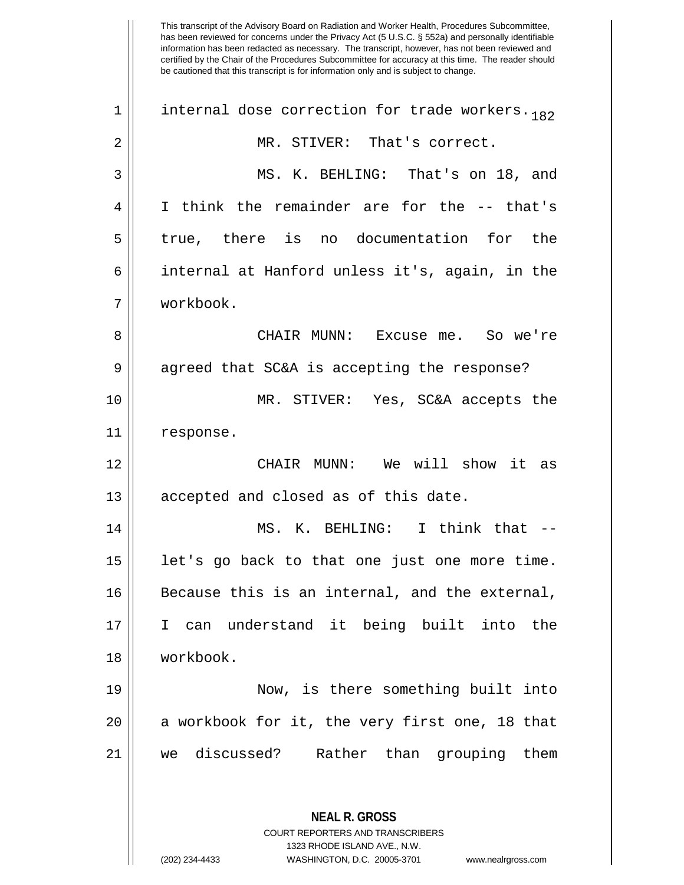internal dose correction for trade workers.

MR. STIVER: That's correct.

MS. K. BEHLING: That's on 18, and I think the remainder are for the -- that's true, there is no documentation for the internal at Hanford unless it's, again, in the workbook.

CHAIR MUNN: Excuse me. So we're agreed that SC&A is accepting the response?

MR. STIVER: Yes, SC&A accepts the response.

CHAIR MUNN: We will show it as accepted and closed as of this date.

MS. K. BEHLING: I think that -- let's go back to that one just one more time. Because this is an internal, and the external, I can understand it being built into the workbook.

Now, is there something built into a workbook for it, the very first one, 18 that we discussed? Rather than grouping them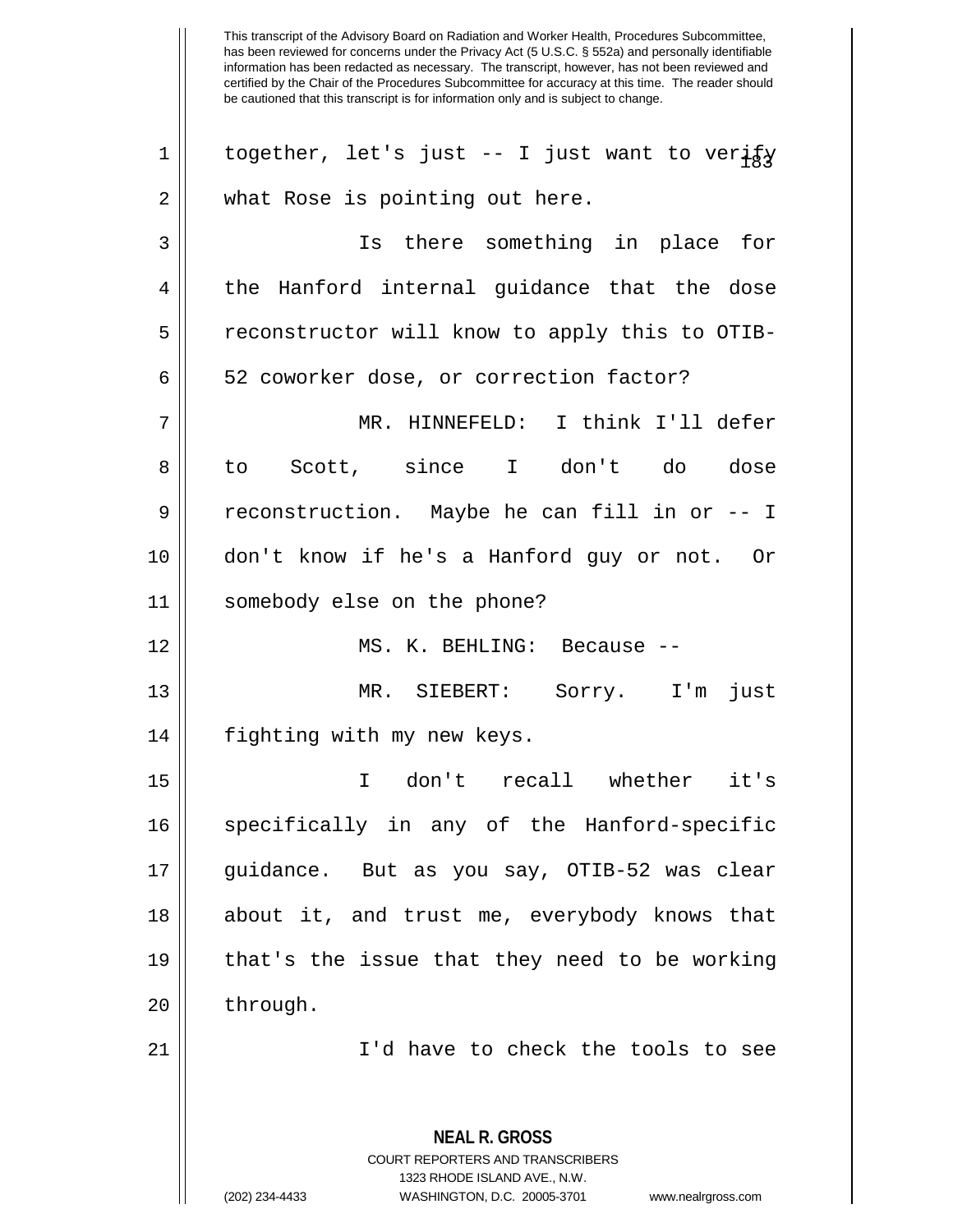together, let's just -- I just want to verify what Rose is pointing out here.

Is there something in place for the Hanford internal guidance that the dose reconstructor will know to apply this to OTIB-52 coworker dose, or correction factor?

MR. HINNEFELD: I think I'll defer to Scott, since I don't do dose reconstruction. Maybe he can fill in or -- I don't know if he's a Hanford guy or not. Or somebody else on the phone?

MS. K. BEHLING: Because --

MR. SIEBERT: Sorry. I'm just fighting with my new keys.

I don't recall whether it's specifically in any of the Hanford-specific guidance. But as you say, OTIB-52 was clear about it, and trust me, everybody knows that that's the issue that they need to be working through.

I'd have to check the tools to see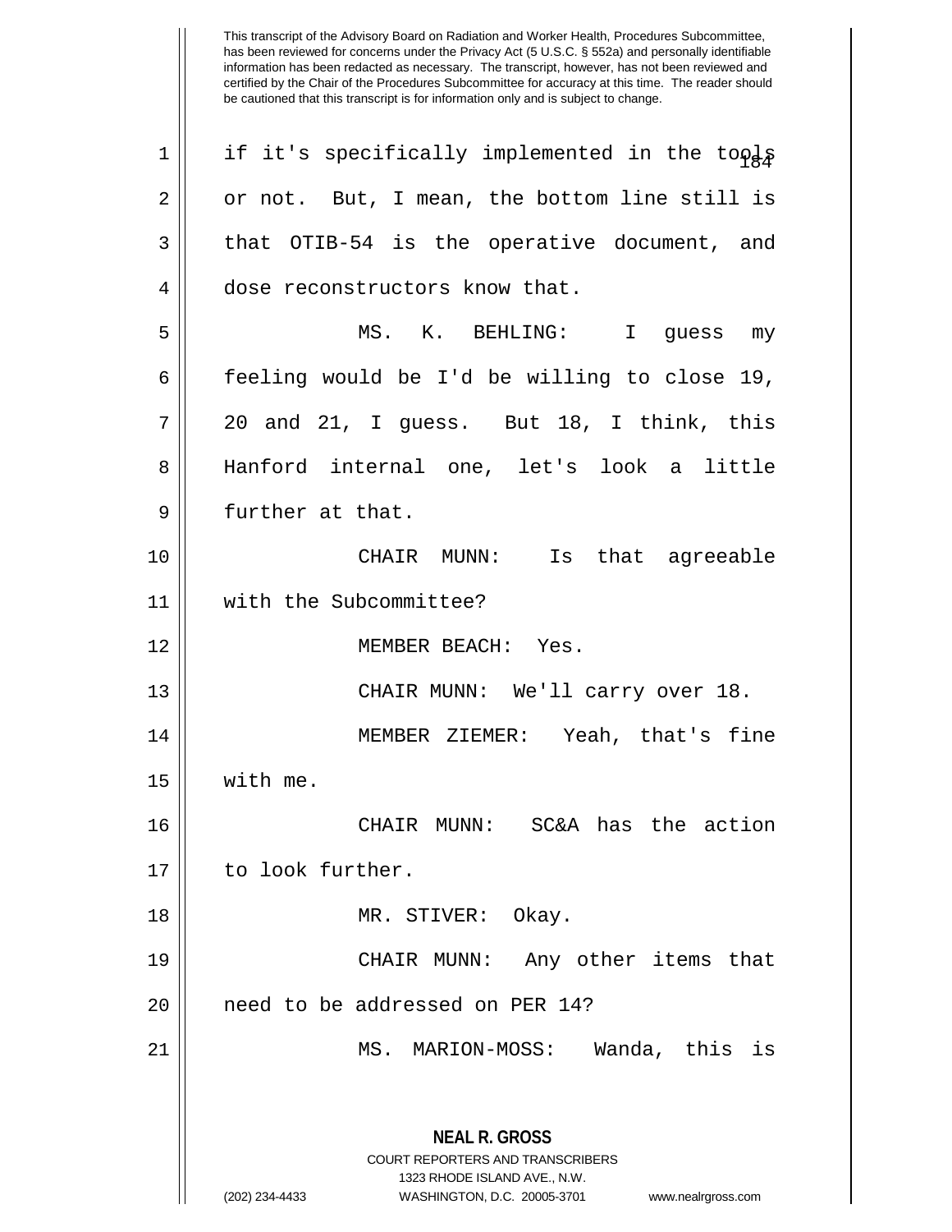if it's specifically implemented in the tools or not. But, I mean, the bottom line still is that OTIB-54 is the operative document, and dose reconstructors know that.

MS. K. BEHLING: I guess my feeling would be I'd be willing to close 19, 20 and 21, I guess. But 18, I think, this Hanford internal one, let's look a little further at that.

CHAIR MUNN: Is that agreeable with the Subcommittee?

MEMBER BEACH: Yes.

CHAIR MUNN: We'll carry over 18.

MEMBER ZIEMER: Yeah, that's fine with me.

CHAIR MUNN: SC&A has the action to look further.

MR. STIVER: Okay.

CHAIR MUNN: Any other items that need to be addressed on PER 14?

MS. MARION-MOSS: Wanda, this is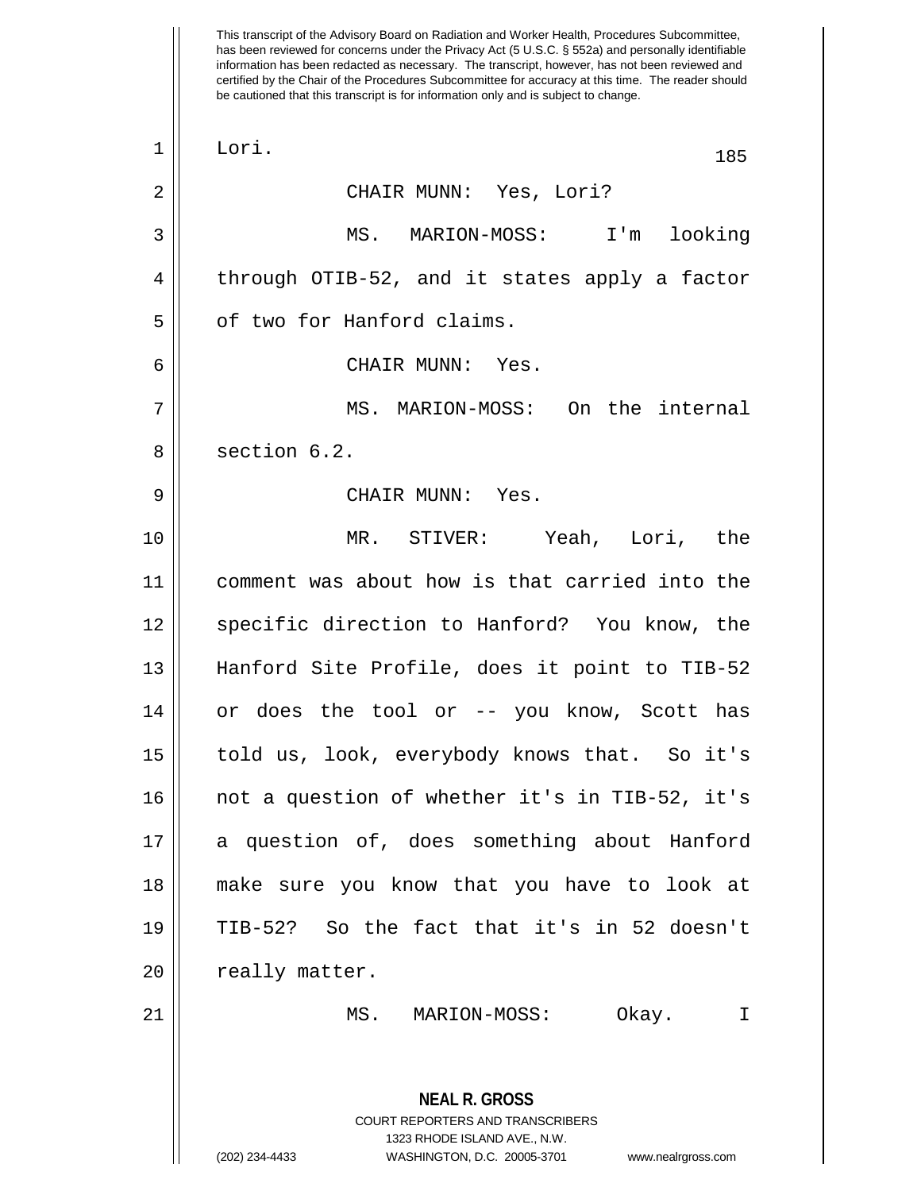Lori.

CHAIR MUNN: Yes, Lori?

MS. MARION-MOSS: I'm looking through OTIB-52, and it states apply a factor of two for Hanford claims.

CHAIR MUNN: Yes.

MS. MARION-MOSS: On the internal section 6.2.

CHAIR MUNN: Yes.

MR. STIVER: Yeah, Lori, the comment was about how is that carried into the specific direction to Hanford? You know, the Hanford Site Profile, does it point to TIB-52 or does the tool or -- you know, Scott has told us, look, everybody knows that. So it's not a question of whether it's in TIB-52, it's a question of, does something about Hanford make sure you know that you have to look at TIB-52? So the fact that it's in 52 doesn't really matter.

MS. MARION-MOSS: Okay. I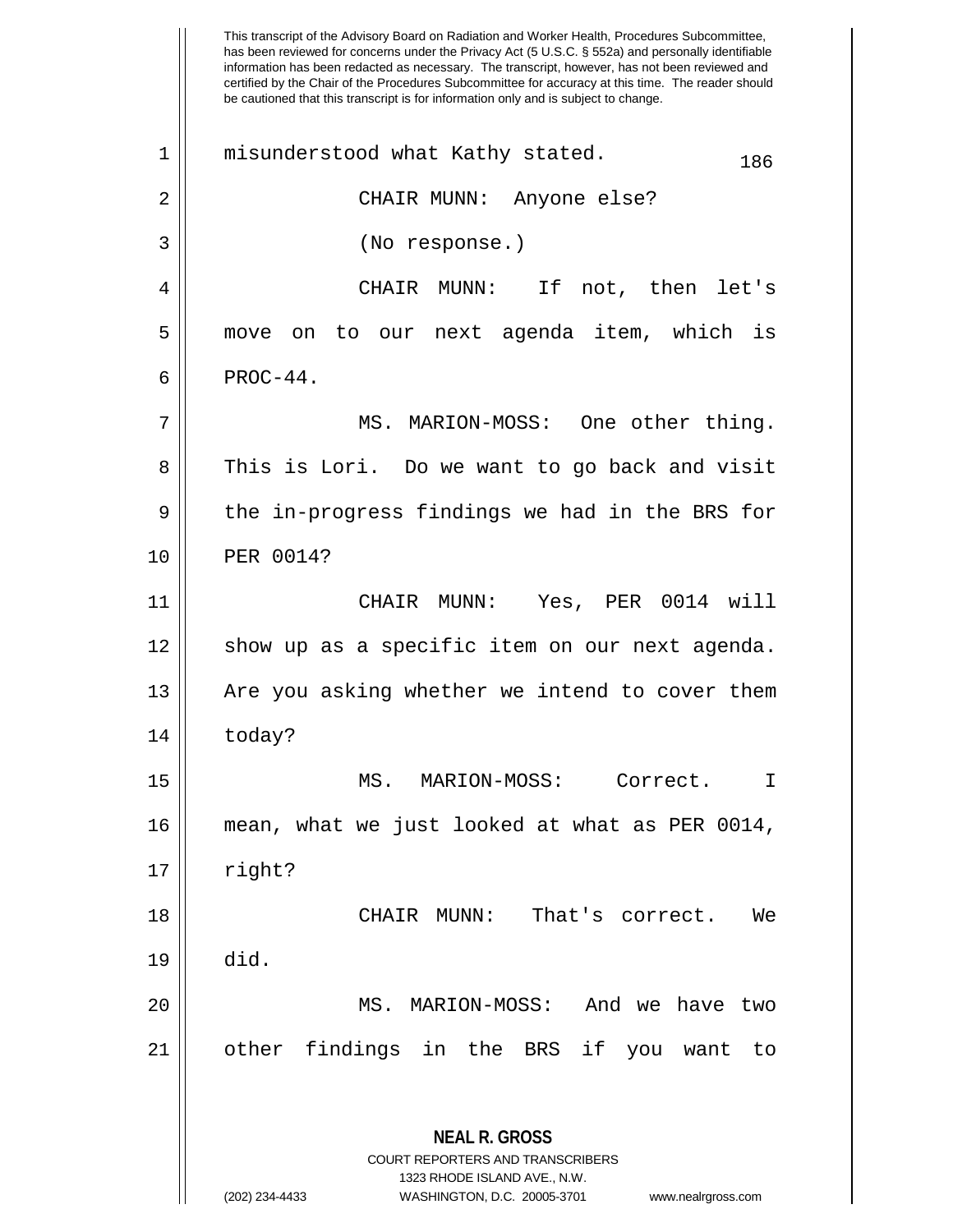This transcript of the Advisory Board on Radiation and Worker Health, Procedures Subcommittee, has been reviewed for concerns under the Privacy Act (5 U.S.C. § 552a) and personally identifiable information has been redacted as necessary. The transcript, however, has not been reviewed and certified by the Chair of the Procedures Subcommittee for accuracy at this time. The reader should be cautioned that this transcript is for information only and is subject to change.

misunderstood what Kathy stated.

CHAIR MUNN: Anyone else?

(No response.)

CHAIR MUNN: If not, then let's move on to our next agenda item, which is PROC-44.

MS. MARION-MOSS: One other thing. This is Lori. Do we want to go back and visit the in-progress findings we had in the BRS for PER 0014?

CHAIR MUNN: Yes, PER 0014 will show up as a specific item on our next agenda. Are you asking whether we intend to cover them today?

MS. MARION-MOSS: Correct. I mean, what we just looked at what as PER 0014, right?

CHAIR MUNN: That's correct. We did.

MS. MARION-MOSS: And we have two other findings in the BRS if you want to

**NEAL R. GROSS**
COURT REPORTERS AND TRANSCRIBERS
1323 RHODE ISLAND AVE., N.W.
(202) 234-4433 WASHINGTON, D.C. 20005-3701 www.nealrgross.com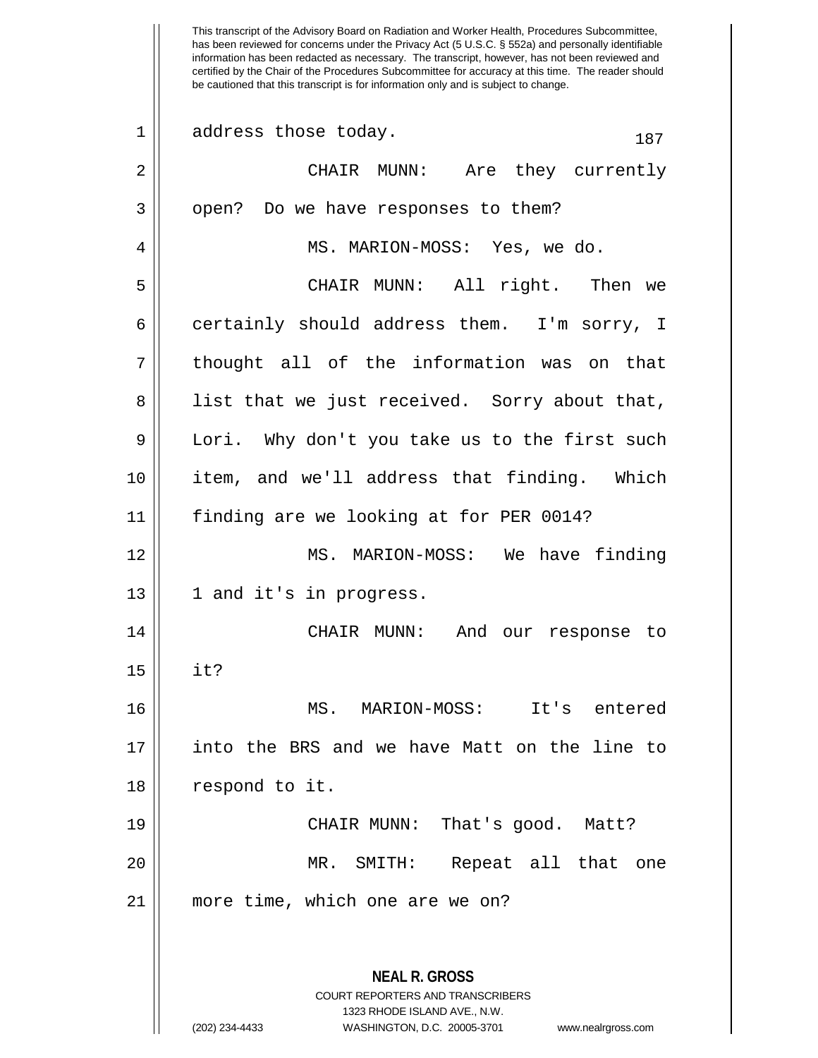This transcript of the Advisory Board on Radiation and Worker Health, Procedures Subcommittee, has been reviewed for concerns under the Privacy Act (5 U.S.C. § 552a) and personally identifiable information has been redacted as necessary. The transcript, however, has not been reviewed and certified by the Chair of the Procedures Subcommittee for accuracy at this time. The reader should be cautioned that this transcript is for information only and is subject to change.

address those today.

CHAIR MUNN: Are they currently open? Do we have responses to them?

MS. MARION-MOSS: Yes, we do.

CHAIR MUNN: All right. Then we certainly should address them. I'm sorry, I thought all of the information was on that list that we just received. Sorry about that, Lori. Why don't you take us to the first such item, and we'll address that finding. Which finding are we looking at for PER 0014?

MS. MARION-MOSS: We have finding 1 and it's in progress.

CHAIR MUNN: And our response to it?

MS. MARION-MOSS: It's entered into the BRS and we have Matt on the line to respond to it.

CHAIR MUNN: That's good. Matt?

MR. SMITH: Repeat all that one more time, which one are we on?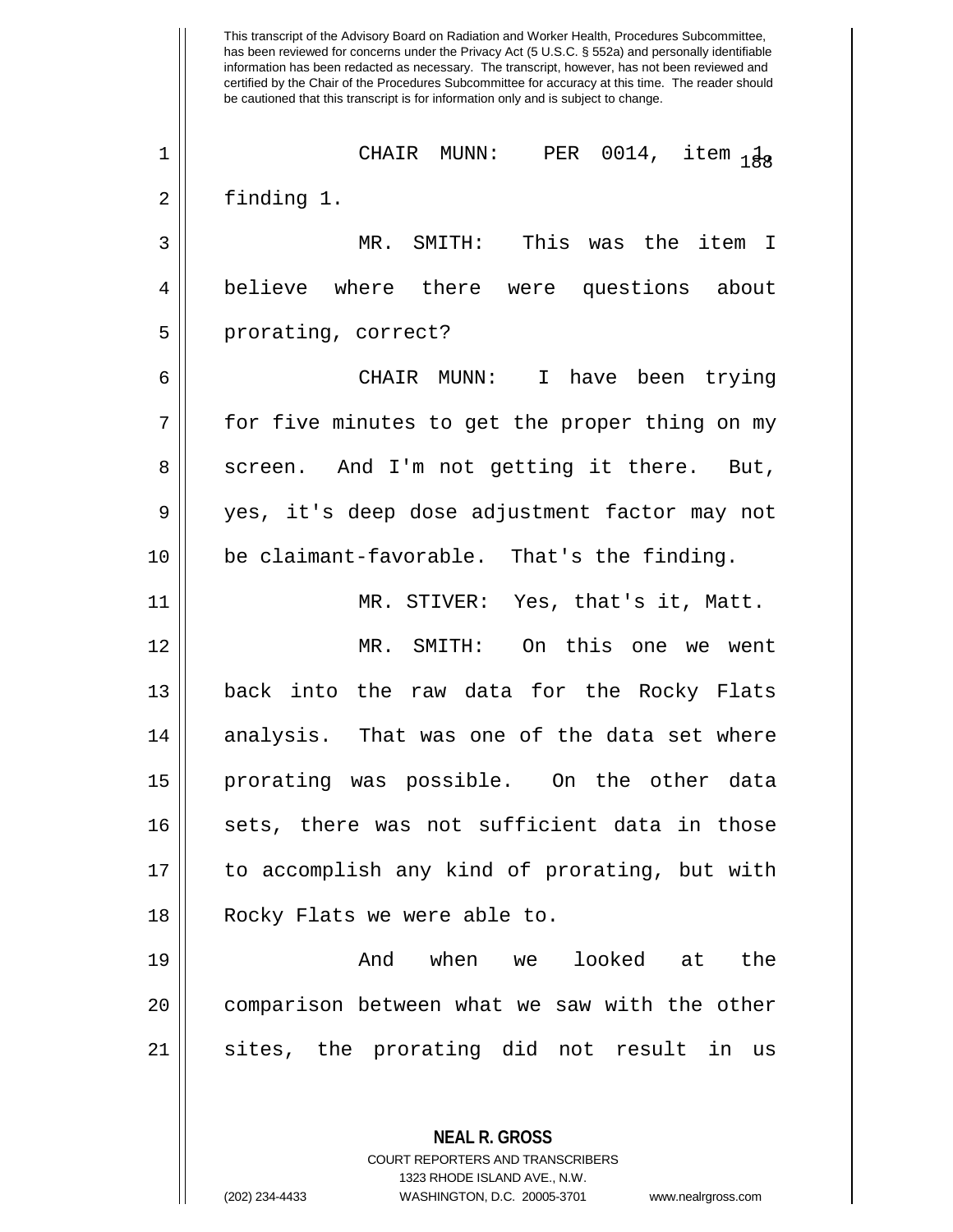This transcript of the Advisory Board on Radiation and Worker Health, Procedures Subcommittee, has been reviewed for concerns under the Privacy Act (5 U.S.C. § 552a) and personally identifiable information has been redacted as necessary. The transcript, however, has not been reviewed and certified by the Chair of the Procedures Subcommittee for accuracy at this time. The reader should be cautioned that this transcript is for information only and is subject to change.

CHAIR MUNN: PER 0014, item 1, finding 1.

MR. SMITH: This was the item I believe where there were questions about prorating, correct?

CHAIR MUNN: I have been trying for five minutes to get the proper thing on my screen. And I'm not getting it there. But, yes, it's deep dose adjustment factor may not be claimant-favorable. That's the finding.

MR. STIVER: Yes, that's it, Matt.

MR. SMITH: On this one we went back into the raw data for the Rocky Flats analysis. That was one of the data set where prorating was possible. On the other data sets, there was not sufficient data in those to accomplish any kind of prorating, but with Rocky Flats we were able to.

And when we looked at the comparison between what we saw with the other sites, the prorating did not result in us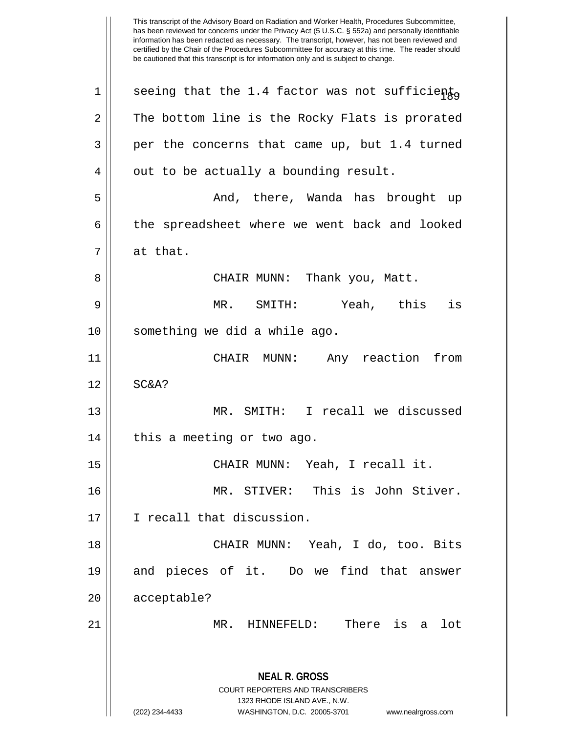seeing that the 1.4 factor was not sufficient. The bottom line is the Rocky Flats is prorated per the concerns that came up, but 1.4 turned out to be actually a bounding result.

And, there, Wanda has brought up the spreadsheet where we went back and looked at that.

CHAIR MUNN: Thank you, Matt.

MR. SMITH: Yeah, this is something we did a while ago.

CHAIR MUNN: Any reaction from SC&A?

MR. SMITH: I recall we discussed this a meeting or two ago.

CHAIR MUNN: Yeah, I recall it.

MR. STIVER: This is John Stiver. I recall that discussion.

CHAIR MUNN: Yeah, I do, too. Bits and pieces of it. Do we find that answer acceptable?

MR. HINNEFELD: There is a lot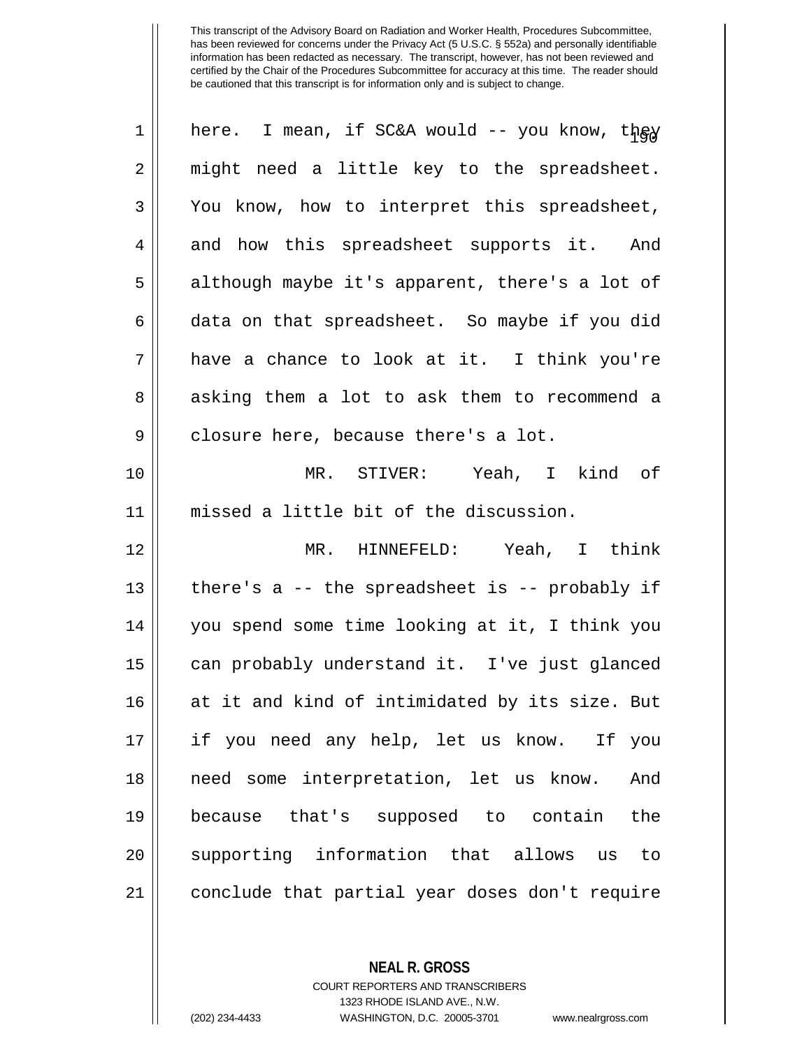here. I mean, if SC&A would -- you know, they might need a little key to the spreadsheet. You know, how to interpret this spreadsheet, and how this spreadsheet supports it. And although maybe it's apparent, there's a lot of data on that spreadsheet. So maybe if you did have a chance to look at it. I think you're asking them a lot to ask them to recommend a closure here, because there's a lot.

MR. STIVER: Yeah, I kind of missed a little bit of the discussion.

MR. HINNEFELD: Yeah, I think there's a -- the spreadsheet is -- probably if you spend some time looking at it, I think you can probably understand it. I've just glanced at it and kind of intimidated by its size. But if you need any help, let us know. If you need some interpretation, let us know. And because that's supposed to contain the supporting information that allows us to conclude that partial year doses don't require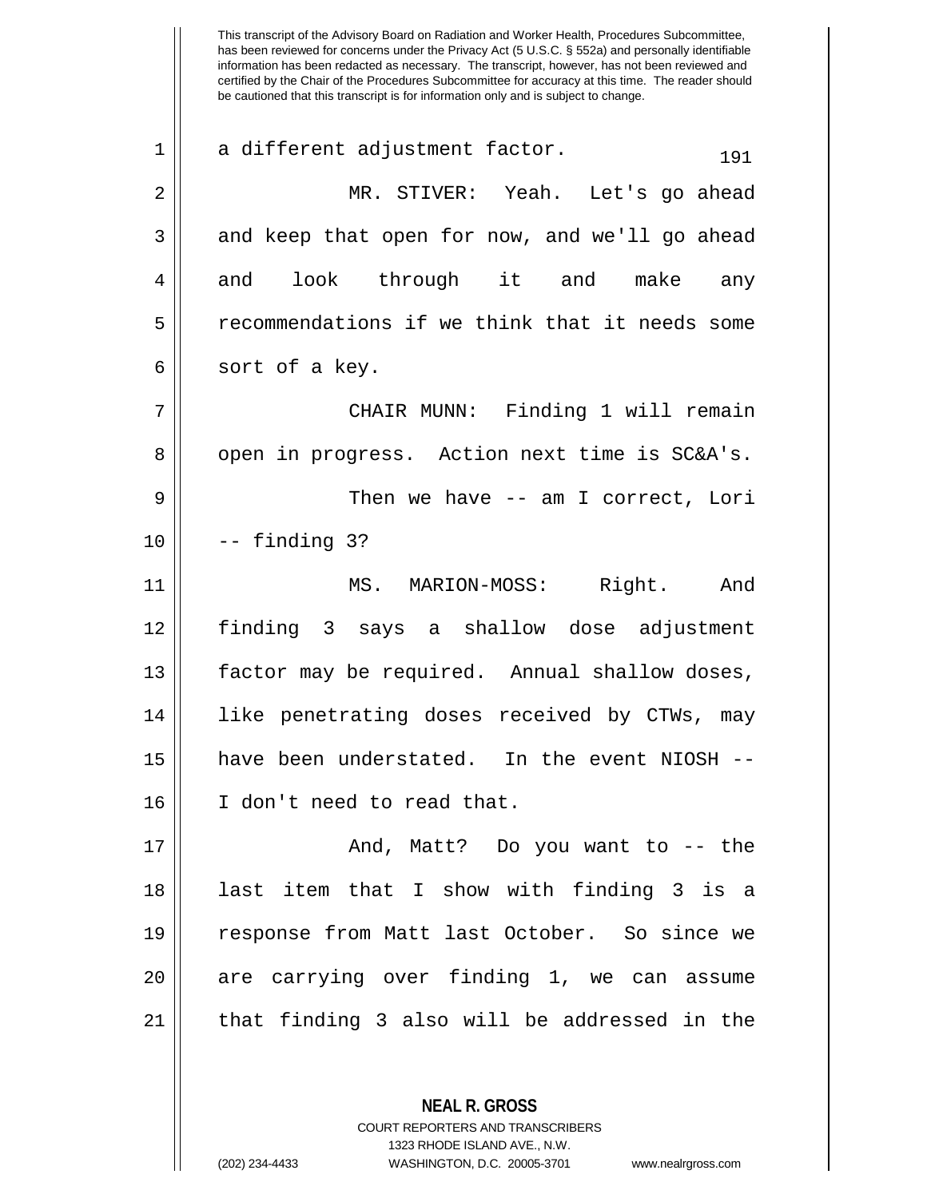a different adjustment factor.

MR. STIVER: Yeah. Let's go ahead and keep that open for now, and we'll go ahead and look through it and make any recommendations if we think that it needs some sort of a key.

CHAIR MUNN: Finding 1 will remain open in progress. Action next time is SC&A's.

Then we have -- am I correct, Lori -- finding 3?

MS. MARION-MOSS: Right. And finding 3 says a shallow dose adjustment factor may be required. Annual shallow doses, like penetrating doses received by CTWs, may have been understated. In the event NIOSH -- I don't need to read that.

And, Matt? Do you want to -- the last item that I show with finding 3 is a response from Matt last October. So since we are carrying over finding 1, we can assume that finding 3 also will be addressed in the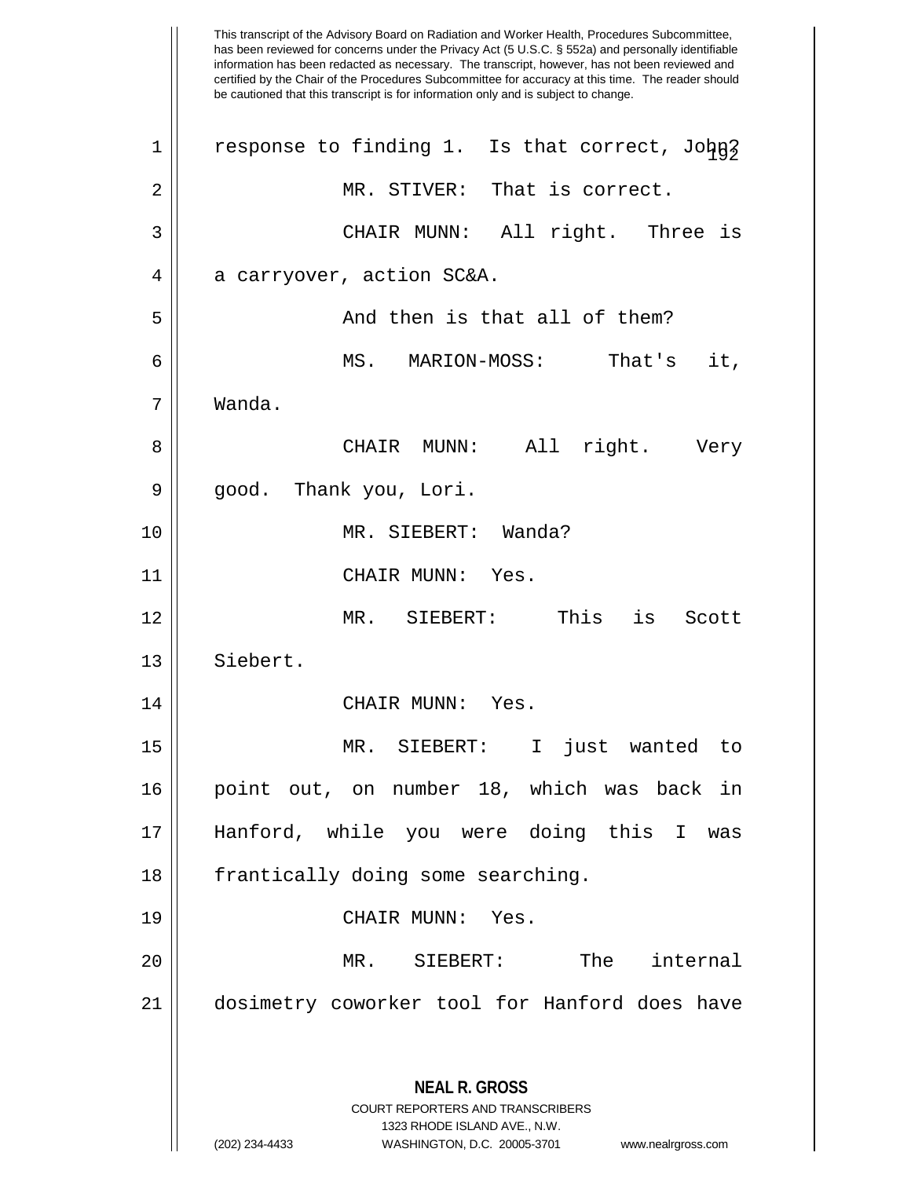This transcript of the Advisory Board on Radiation and Worker Health, Procedures Subcommittee, has been reviewed for concerns under the Privacy Act (5 U.S.C. § 552a) and personally identifiable information has been redacted as necessary. The transcript, however, has not been reviewed and certified by the Chair of the Procedures Subcommittee for accuracy at this time. The reader should be cautioned that this transcript is for information only and is subject to change.

1 response to finding 1. Is that correct, John?

2 MR. STIVER: That is correct.

3 CHAIR MUNN: All right. Three is

4 a carryover, action SC&A.

5 And then is that all of them?

6 MS. MARION-MOSS: That's it,

7 Wanda.

8 CHAIR MUNN: All right. Very

9 good. Thank you, Lori.

10 MR. SIEBERT: Wanda?

11 CHAIR MUNN: Yes.

12 MR. SIEBERT: This is Scott

13 Siebert.

14 CHAIR MUNN: Yes.

15 MR. SIEBERT: I just wanted to

16 point out, on number 18, which was back in

17 Hanford, while you were doing this I was

18 frantically doing some searching.

19 CHAIR MUNN: Yes.

20 MR. SIEBERT: The internal

21 dosimetry coworker tool for Hanford does have

**NEAL R. GROSS**
COURT REPORTERS AND TRANSCRIBERS
1323 RHODE ISLAND AVE., N.W.
(202) 234-4433 WASHINGTON, D.C. 20005-3701 www.nealrgross.com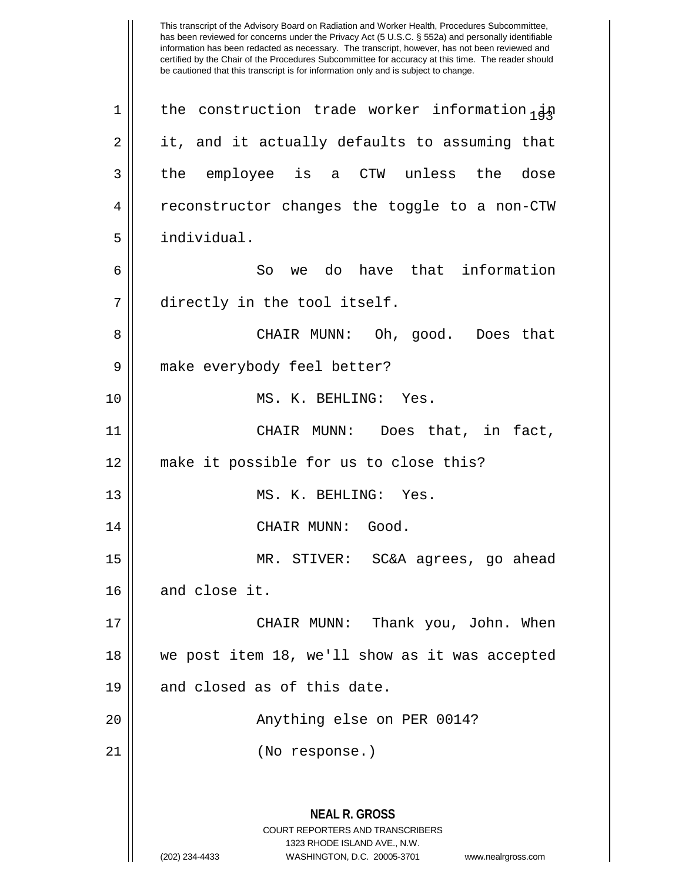the construction trade worker information in it, and it actually defaults to assuming that the employee is a CTW unless the dose reconstructor changes the toggle to a non-CTW individual.

So we do have that information directly in the tool itself.

CHAIR MUNN: Oh, good. Does that make everybody feel better?

MS. K. BEHLING: Yes.

CHAIR MUNN: Does that, in fact, make it possible for us to close this?

MS. K. BEHLING: Yes.

CHAIR MUNN: Good.

MR. STIVER: SC&A agrees, go ahead and close it.

CHAIR MUNN: Thank you, John. When we post item 18, we'll show as it was accepted and closed as of this date.

Anything else on PER 0014?

(No response.)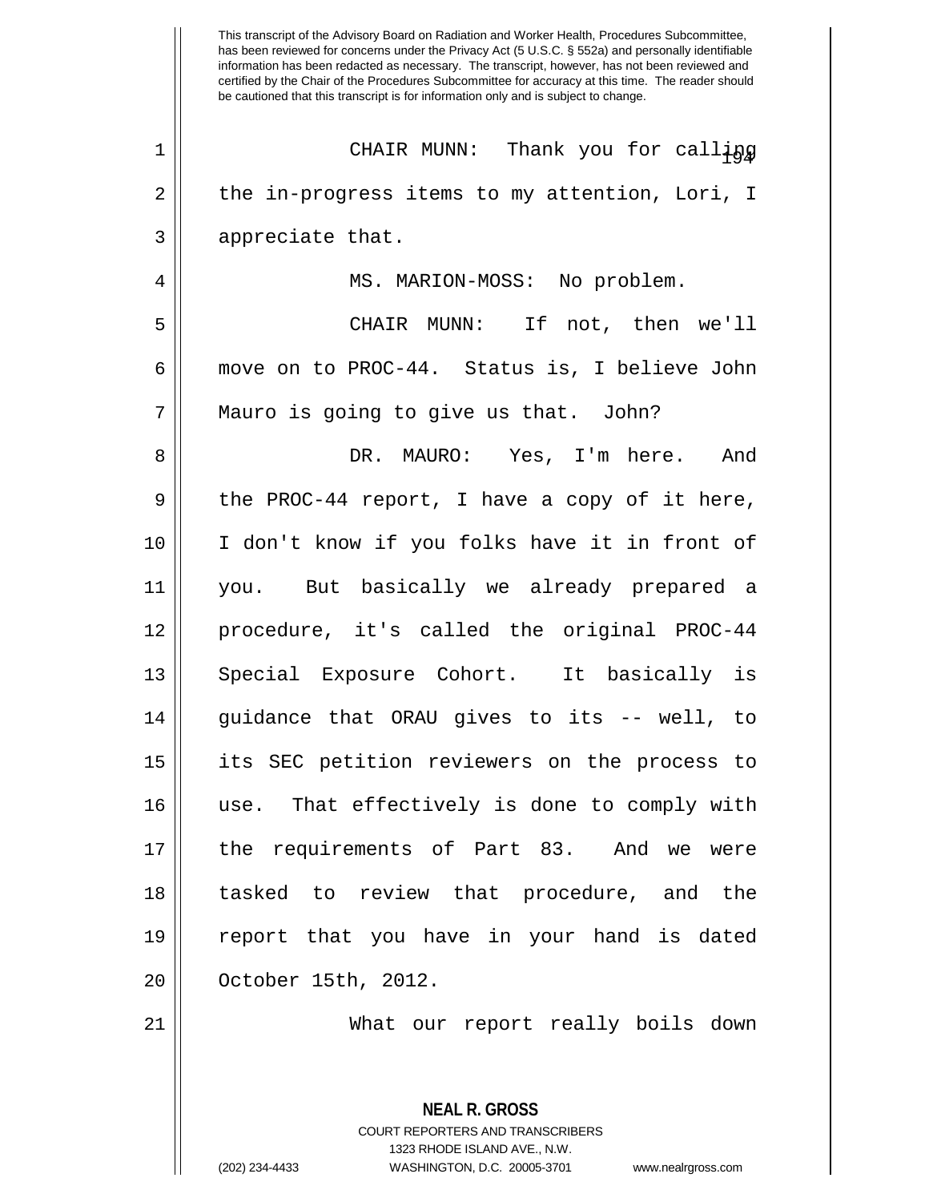This transcript of the Advisory Board on Radiation and Worker Health, Procedures Subcommittee, has been reviewed for concerns under the Privacy Act (5 U.S.C. § 552a) and personally identifiable information has been redacted as necessary. The transcript, however, has not been reviewed and certified by the Chair of the Procedures Subcommittee for accuracy at this time. The reader should be cautioned that this transcript is for information only and is subject to change.

CHAIR MUNN: Thank you for calling the in-progress items to my attention, Lori, I appreciate that.

MS. MARION-MOSS: No problem.

CHAIR MUNN: If not, then we'll move on to PROC-44. Status is, I believe John Mauro is going to give us that. John?

DR. MAURO: Yes, I'm here. And the PROC-44 report, I have a copy of it here, I don't know if you folks have it in front of you. But basically we already prepared a procedure, it's called the original PROC-44 Special Exposure Cohort. It basically is guidance that ORAU gives to its -- well, to its SEC petition reviewers on the process to use. That effectively is done to comply with the requirements of Part 83. And we were tasked to review that procedure, and the report that you have in your hand is dated October 15th, 2012.

What our report really boils down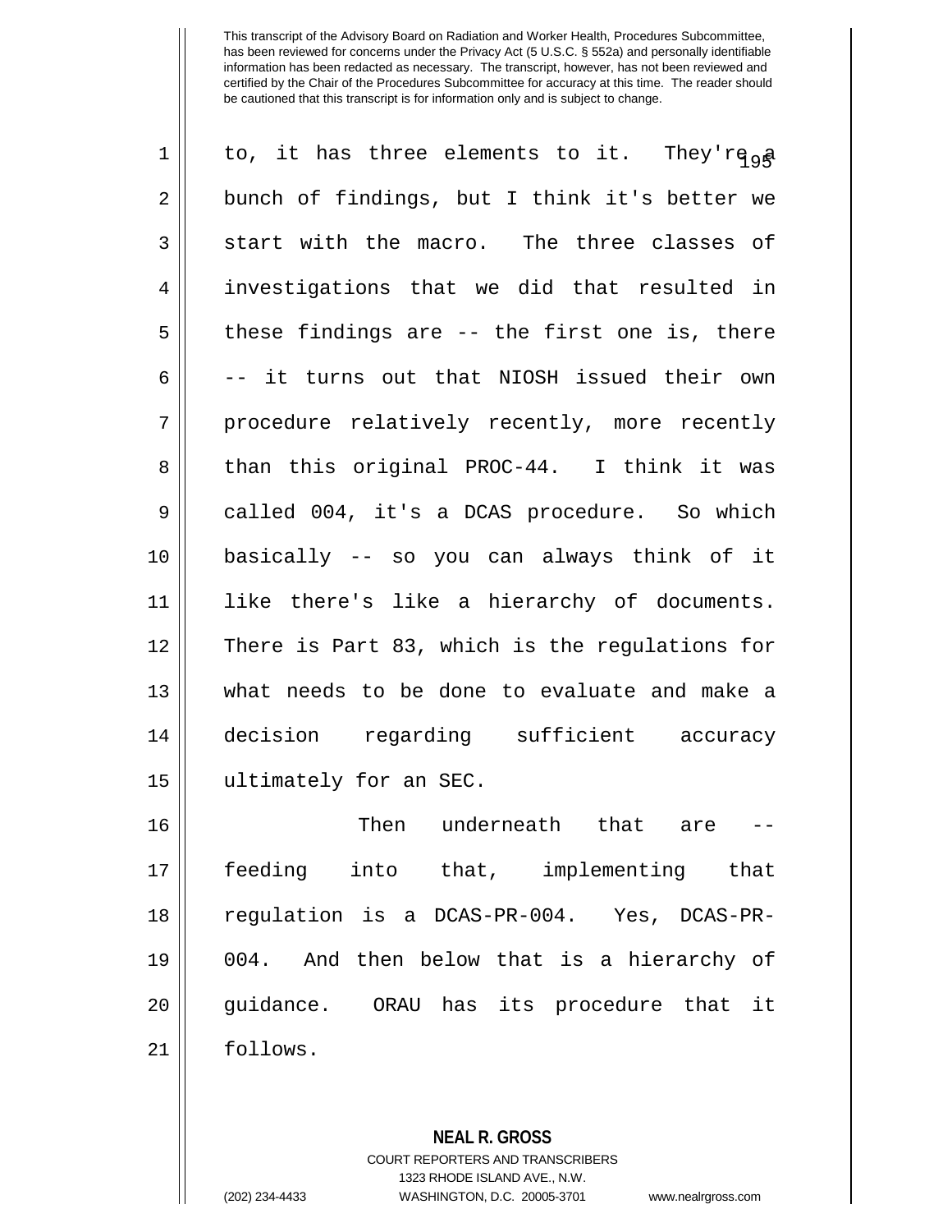This transcript of the Advisory Board on Radiation and Worker Health, Procedures Subcommittee, has been reviewed for concerns under the Privacy Act (5 U.S.C. § 552a) and personally identifiable information has been redacted as necessary. The transcript, however, has not been reviewed and certified by the Chair of the Procedures Subcommittee for accuracy at this time. The reader should be cautioned that this transcript is for information only and is subject to change.

to, it has three elements to it. They're a bunch of findings, but I think it's better we start with the macro. The three classes of investigations that we did that resulted in these findings are -- the first one is, there -- it turns out that NIOSH issued their own procedure relatively recently, more recently than this original PROC-44. I think it was called 004, it's a DCAS procedure. So which basically -- so you can always think of it like there's like a hierarchy of documents. There is Part 83, which is the regulations for what needs to be done to evaluate and make a decision regarding sufficient accuracy ultimately for an SEC.

Then underneath that are -- feeding into that, implementing that regulation is a DCAS-PR-004. Yes, DCAS-PR-004. And then below that is a hierarchy of guidance. ORAU has its procedure that it follows.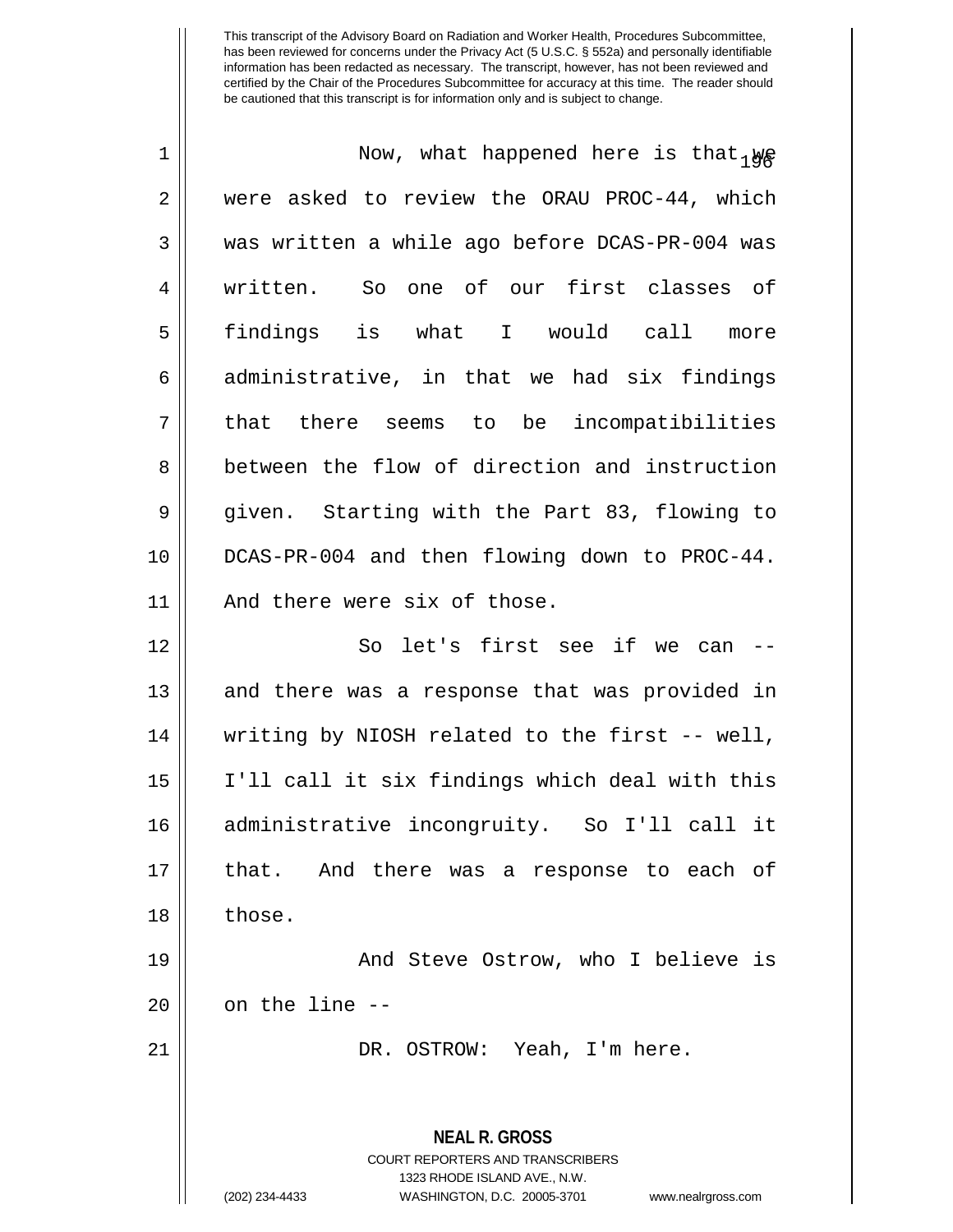This transcript of the Advisory Board on Radiation and Worker Health, Procedures Subcommittee, has been reviewed for concerns under the Privacy Act (5 U.S.C. § 552a) and personally identifiable information has been redacted as necessary. The transcript, however, has not been reviewed and certified by the Chair of the Procedures Subcommittee for accuracy at this time. The reader should be cautioned that this transcript is for information only and is subject to change.

Now, what happened here is that we were asked to review the ORAU PROC-44, which was written a while ago before DCAS-PR-004 was written. So one of our first classes of findings is what I would call more administrative, in that we had six findings that there seems to be incompatibilities between the flow of direction and instruction given. Starting with the Part 83, flowing to DCAS-PR-004 and then flowing down to PROC-44. And there were six of those.

So let's first see if we can -- and there was a response that was provided in writing by NIOSH related to the first -- well, I'll call it six findings which deal with this administrative incongruity. So I'll call it that. And there was a response to each of those.

And Steve Ostrow, who I believe is on the line --

DR. OSTROW: Yeah, I'm here.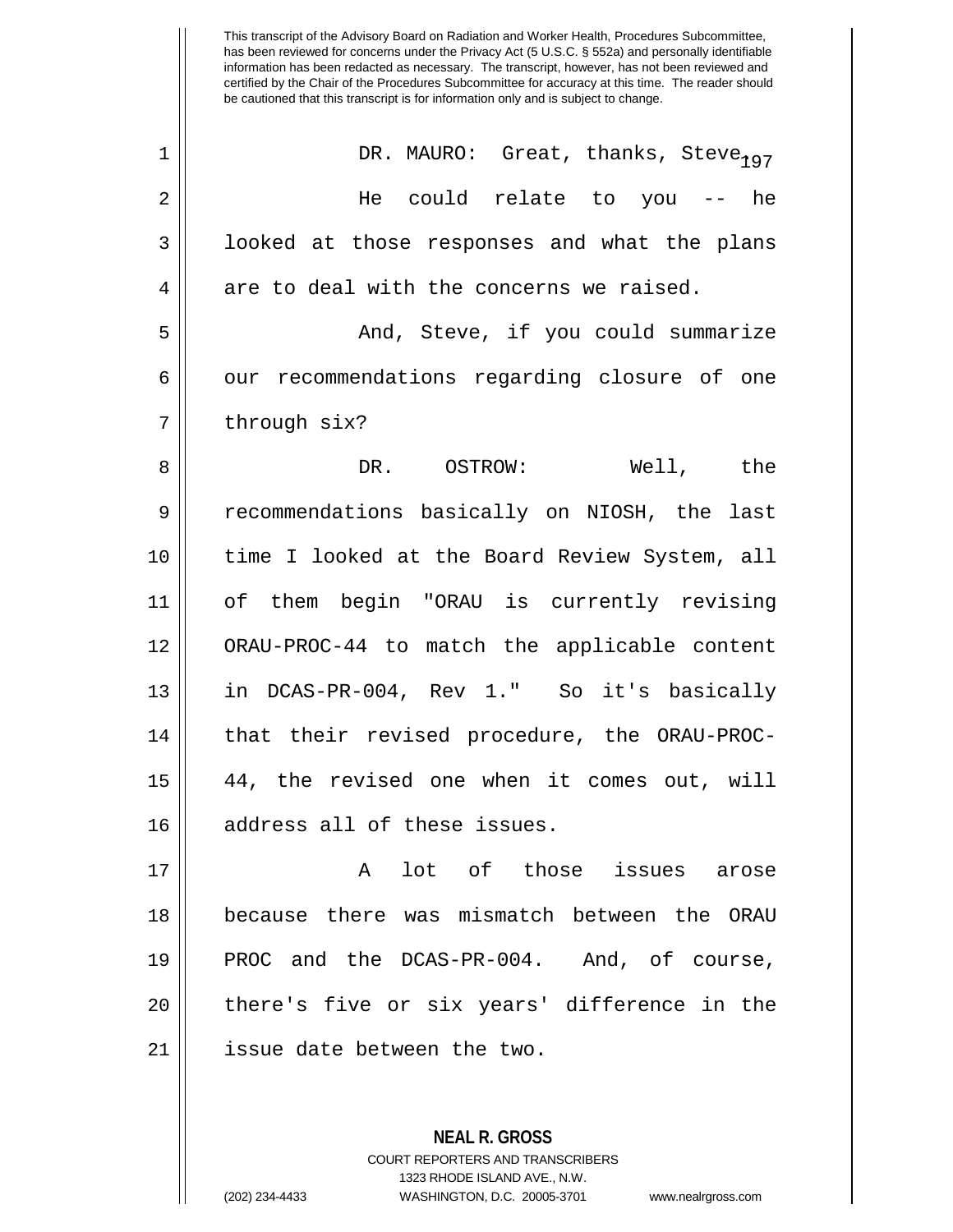This transcript of the Advisory Board on Radiation and Worker Health, Procedures Subcommittee, has been reviewed for concerns under the Privacy Act (5 U.S.C. § 552a) and personally identifiable information has been redacted as necessary. The transcript, however, has not been reviewed and certified by the Chair of the Procedures Subcommittee for accuracy at this time. The reader should be cautioned that this transcript is for information only and is subject to change.

DR. MAURO: Great, thanks, Steve. He could relate to you -- he looked at those responses and what the plans are to deal with the concerns we raised.

And, Steve, if you could summarize our recommendations regarding closure of one through six?

DR. OSTROW: Well, the recommendations basically on NIOSH, the last time I looked at the Board Review System, all of them begin "ORAU is currently revising ORAU-PROC-44 to match the applicable content in DCAS-PR-004, Rev 1." So it's basically that their revised procedure, the ORAU-PROC-44, the revised one when it comes out, will address all of these issues.

A lot of those issues arose because there was mismatch between the ORAU PROC and the DCAS-PR-004. And, of course, there's five or six years' difference in the issue date between the two.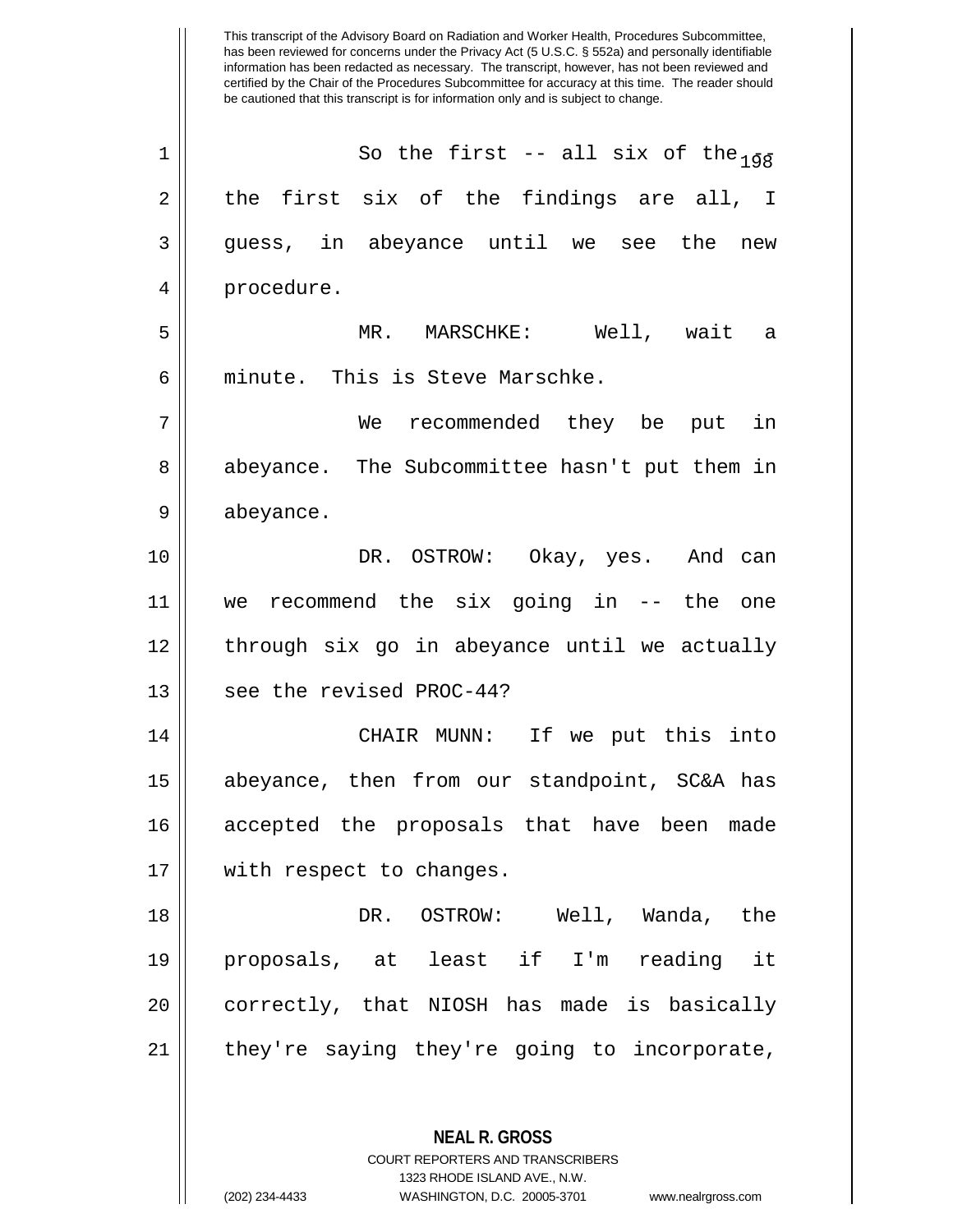This transcript of the Advisory Board on Radiation and Worker Health, Procedures Subcommittee, has been reviewed for concerns under the Privacy Act (5 U.S.C. § 552a) and personally identifiable information has been redacted as necessary. The transcript, however, has not been reviewed and certified by the Chair of the Procedures Subcommittee for accuracy at this time. The reader should be cautioned that this transcript is for information only and is subject to change.

So the first -- all six of the -- the first six of the findings are all, I guess, in abeyance until we see the new procedure.

MR. MARSCHKE: Well, wait a minute. This is Steve Marschke.

We recommended they be put in abeyance. The Subcommittee hasn't put them in abeyance.

DR. OSTROW: Okay, yes. And can we recommend the six going in -- the one through six go in abeyance until we actually see the revised PROC-44?

CHAIR MUNN: If we put this into abeyance, then from our standpoint, SC&A has accepted the proposals that have been made with respect to changes.

DR. OSTROW: Well, Wanda, the proposals, at least if I'm reading it correctly, that NIOSH has made is basically they're saying they're going to incorporate,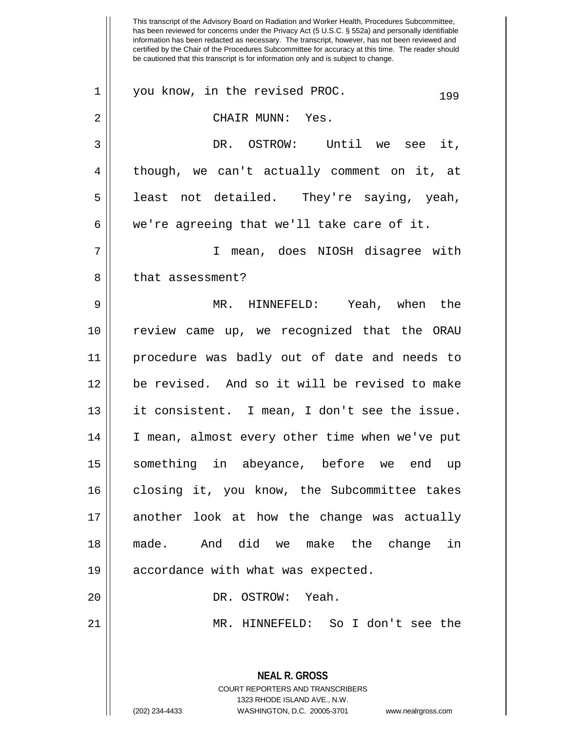you know, in the revised PROC.

CHAIR MUNN: Yes.

DR. OSTROW: Until we see it, though, we can't actually comment on it, at least not detailed. They're saying, yeah, we're agreeing that we'll take care of it.

I mean, does NIOSH disagree with that assessment?

MR. HINNEFELD: Yeah, when the review came up, we recognized that the ORAU procedure was badly out of date and needs to be revised. And so it will be revised to make it consistent. I mean, I don't see the issue. I mean, almost every other time when we've put something in abeyance, before we end up closing it, you know, the Subcommittee takes another look at how the change was actually made. And did we make the change in accordance with what was expected.

DR. OSTROW: Yeah.

MR. HINNEFELD: So I don't see the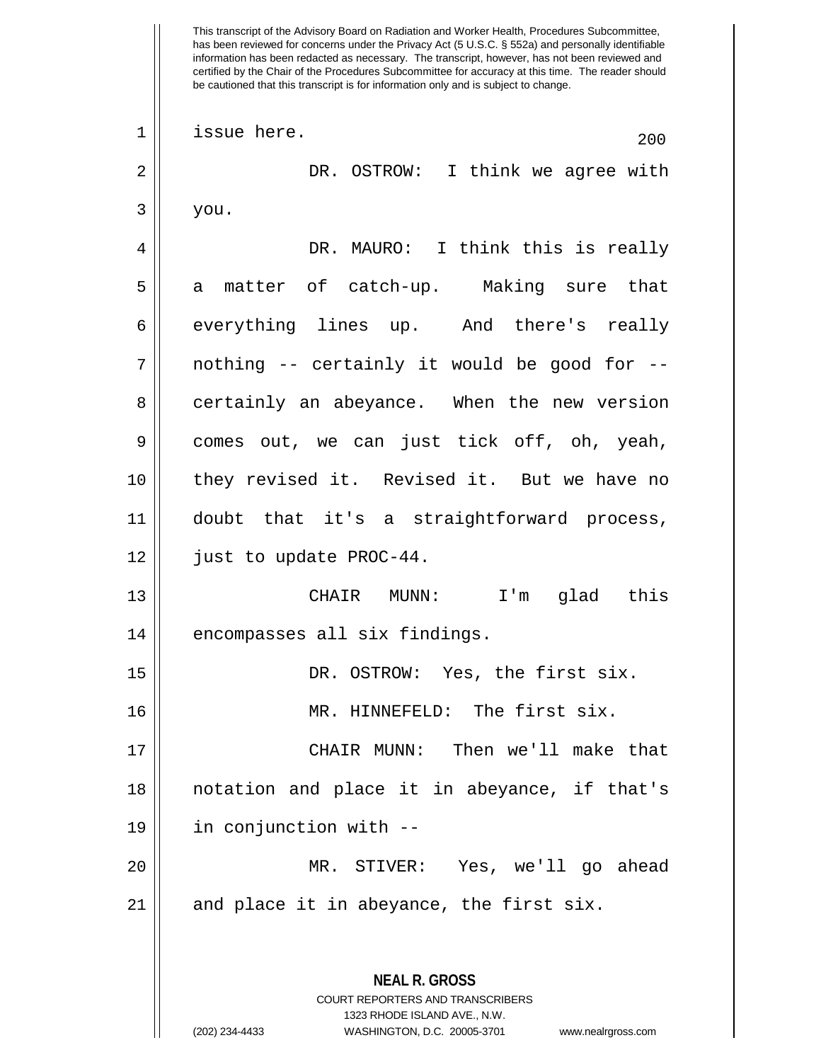issue here.

DR. OSTROW: I think we agree with you.

DR. MAURO: I think this is really a matter of catch-up. Making sure that everything lines up. And there's really nothing -- certainly it would be good for -- certainly an abeyance. When the new version comes out, we can just tick off, oh, yeah, they revised it. Revised it. But we have no doubt that it's a straightforward process, just to update PROC-44.

CHAIR MUNN: I'm glad this encompasses all six findings.

DR. OSTROW: Yes, the first six.

MR. HINNEFELD: The first six.

CHAIR MUNN: Then we'll make that notation and place it in abeyance, if that's in conjunction with --

MR. STIVER: Yes, we'll go ahead and place it in abeyance, the first six.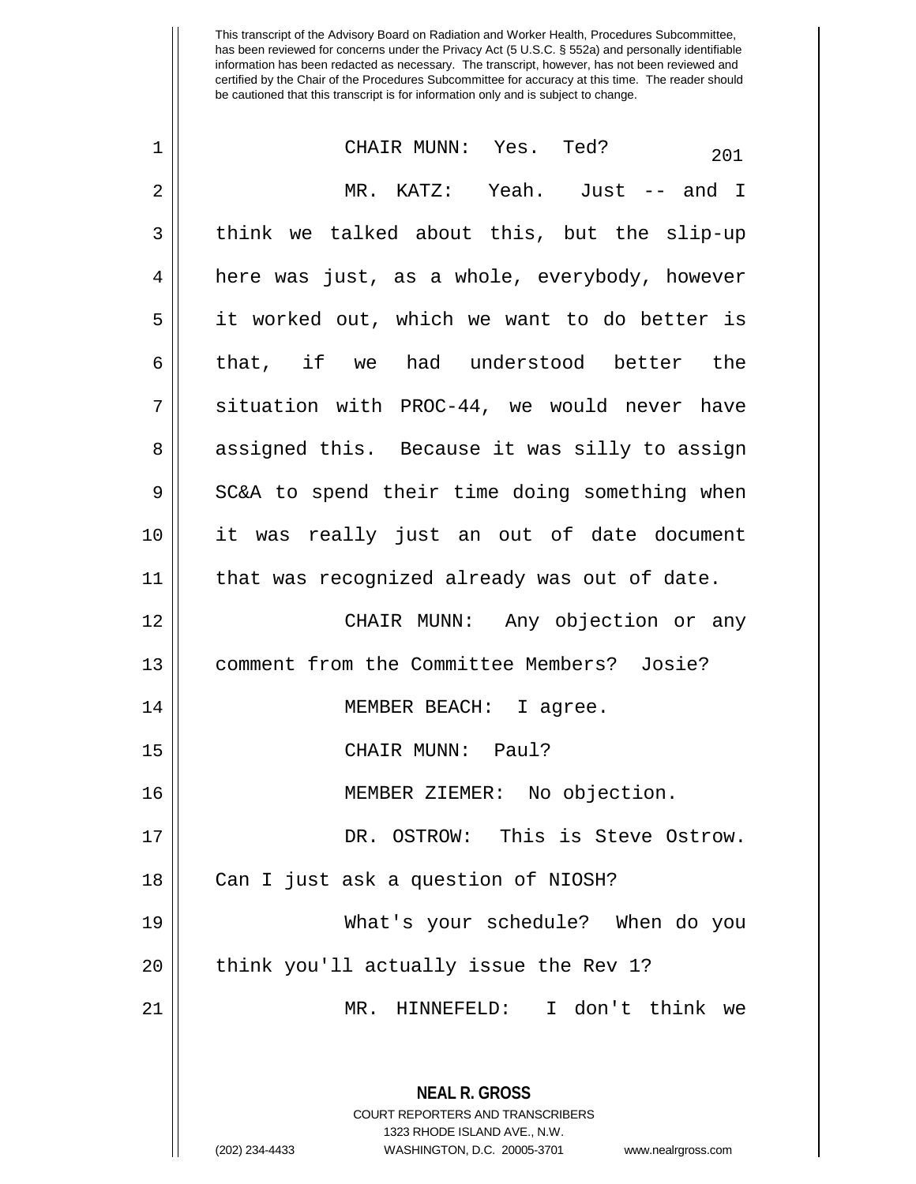CHAIR MUNN: Yes. Ted?

MR. KATZ: Yeah. Just -- and I think we talked about this, but the slip-up here was just, as a whole, everybody, however it worked out, which we want to do better is that, if we had understood better the situation with PROC-44, we would never have assigned this. Because it was silly to assign SC&A to spend their time doing something when it was really just an out of date document that was recognized already was out of date.

CHAIR MUNN: Any objection or any comment from the Committee Members? Josie?

MEMBER BEACH: I agree.

CHAIR MUNN: Paul?

MEMBER ZIEMER: No objection.

DR. OSTROW: This is Steve Ostrow. Can I just ask a question of NIOSH?

What's your schedule? When do you think you'll actually issue the Rev 1?

MR. HINNEFELD: I don't think we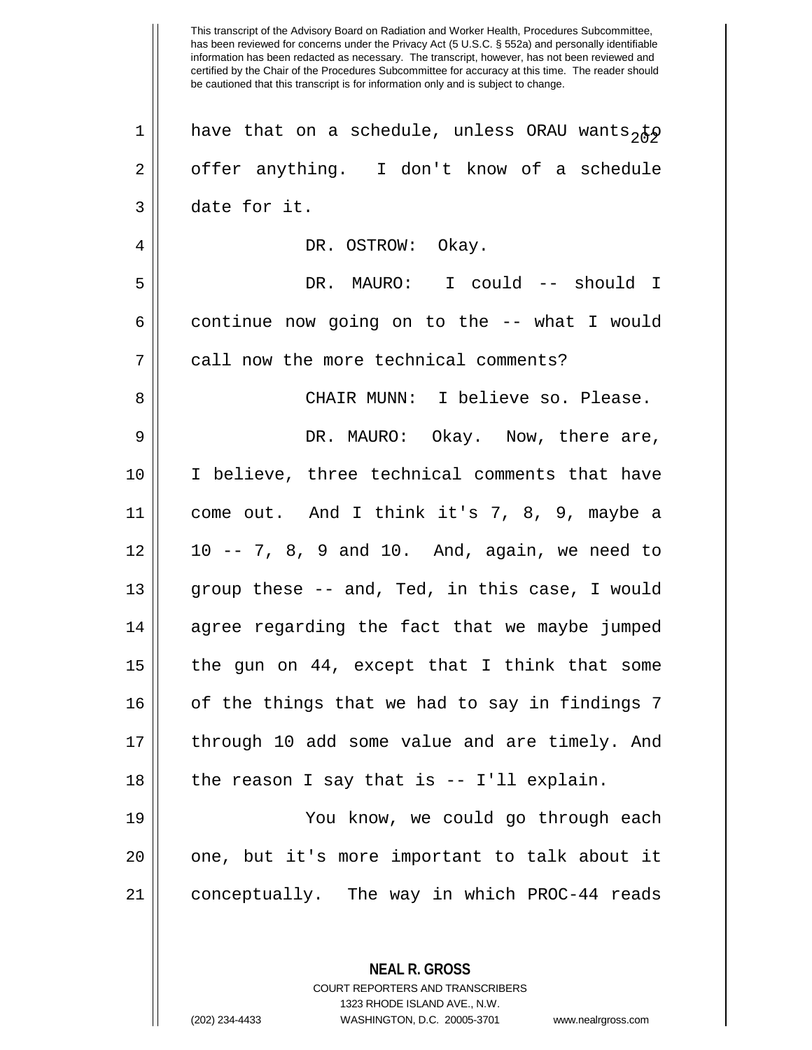This transcript of the Advisory Board on Radiation and Worker Health, Procedures Subcommittee, has been reviewed for concerns under the Privacy Act (5 U.S.C. § 552a) and personally identifiable information has been redacted as necessary. The transcript, however, has not been reviewed and certified by the Chair of the Procedures Subcommittee for accuracy at this time. The reader should be cautioned that this transcript is for information only and is subject to change.

have that on a schedule, unless ORAU wants to offer anything. I don't know of a schedule date for it.

DR. OSTROW: Okay.

DR. MAURO: I could -- should I continue now going on to the -- what I would call now the more technical comments?

CHAIR MUNN: I believe so. Please.

DR. MAURO: Okay. Now, there are, I believe, three technical comments that have come out. And I think it's 7, 8, 9, maybe a 10 -- 7, 8, 9 and 10. And, again, we need to group these -- and, Ted, in this case, I would agree regarding the fact that we maybe jumped the gun on 44, except that I think that some of the things that we had to say in findings 7 through 10 add some value and are timely. And the reason I say that is -- I'll explain.

You know, we could go through each one, but it's more important to talk about it conceptually. The way in which PROC-44 reads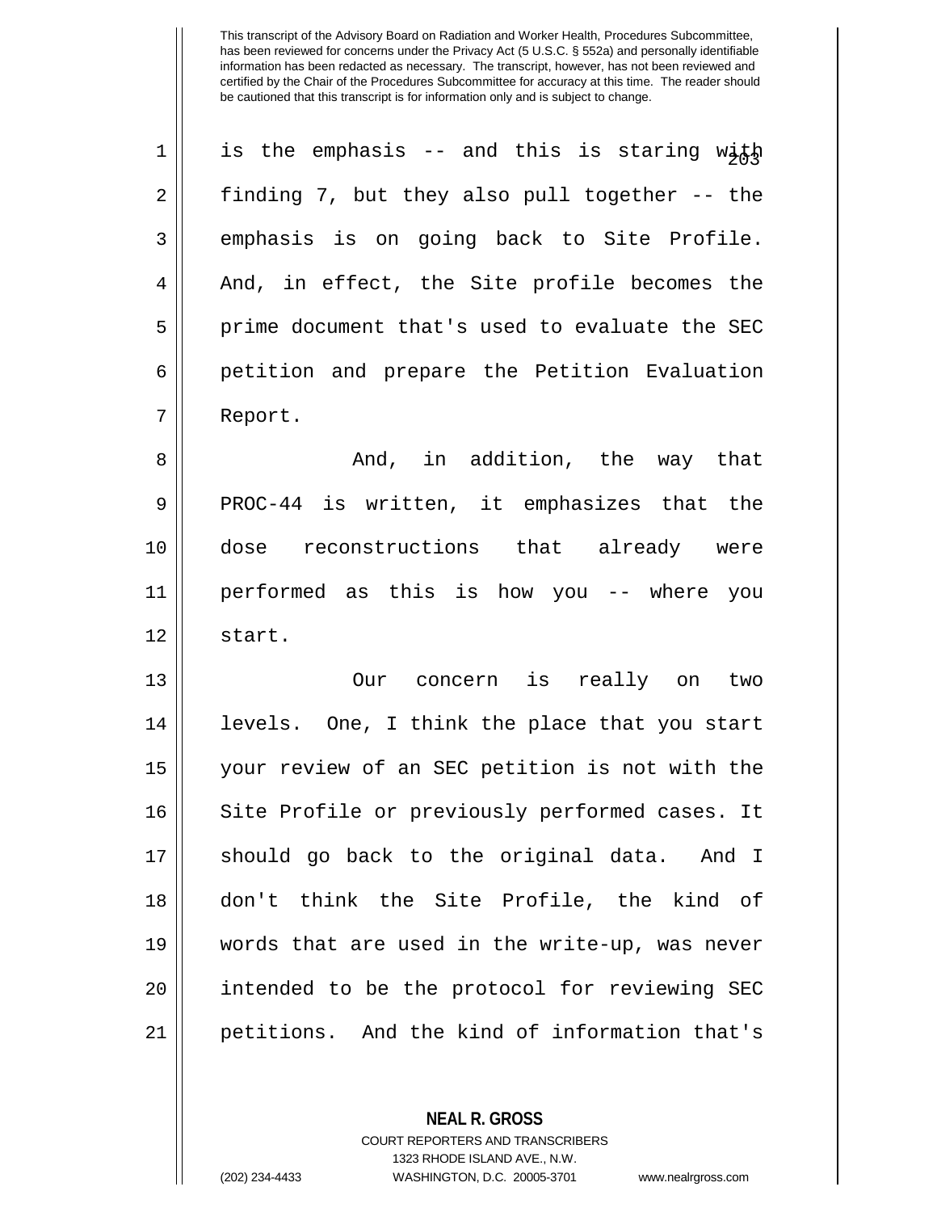This transcript of the Advisory Board on Radiation and Worker Health, Procedures Subcommittee, has been reviewed for concerns under the Privacy Act (5 U.S.C. § 552a) and personally identifiable information has been redacted as necessary. The transcript, however, has not been reviewed and certified by the Chair of the Procedures Subcommittee for accuracy at this time. The reader should be cautioned that this transcript is for information only and is subject to change.

is the emphasis -- and this is staring with finding 7, but they also pull together -- the emphasis is on going back to Site Profile. And, in effect, the Site profile becomes the prime document that's used to evaluate the SEC petition and prepare the Petition Evaluation Report.

And, in addition, the way that PROC-44 is written, it emphasizes that the dose reconstructions that already were performed as this is how you -- where you start.

Our concern is really on two levels. One, I think the place that you start your review of an SEC petition is not with the Site Profile or previously performed cases. It should go back to the original data. And I don't think the Site Profile, the kind of words that are used in the write-up, was never intended to be the protocol for reviewing SEC petitions. And the kind of information that's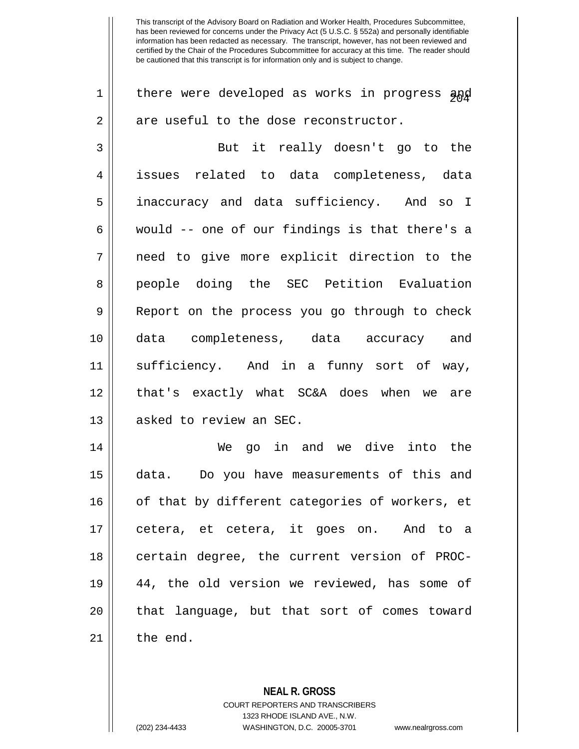This transcript of the Advisory Board on Radiation and Worker Health, Procedures Subcommittee, has been reviewed for concerns under the Privacy Act (5 U.S.C. § 552a) and personally identifiable information has been redacted as necessary. The transcript, however, has not been reviewed and certified by the Chair of the Procedures Subcommittee for accuracy at this time. The reader should be cautioned that this transcript is for information only and is subject to change.

there were developed as works in progress and are useful to the dose reconstructor.

But it really doesn't go to the issues related to data completeness, data inaccuracy and data sufficiency. And so I would -- one of our findings is that there's a need to give more explicit direction to the people doing the SEC Petition Evaluation Report on the process you go through to check data completeness, data accuracy and sufficiency. And in a funny sort of way, that's exactly what SC&A does when we are asked to review an SEC.

We go in and we dive into the data. Do you have measurements of this and of that by different categories of workers, et cetera, et cetera, it goes on. And to a certain degree, the current version of PROC-44, the old version we reviewed, has some of that language, but that sort of comes toward the end.

**NEAL R. GROSS**
COURT REPORTERS AND TRANSCRIBERS
1323 RHODE ISLAND AVE., N.W.
(202) 234-4433 WASHINGTON, D.C. 20005-3701 www.nealrgross.com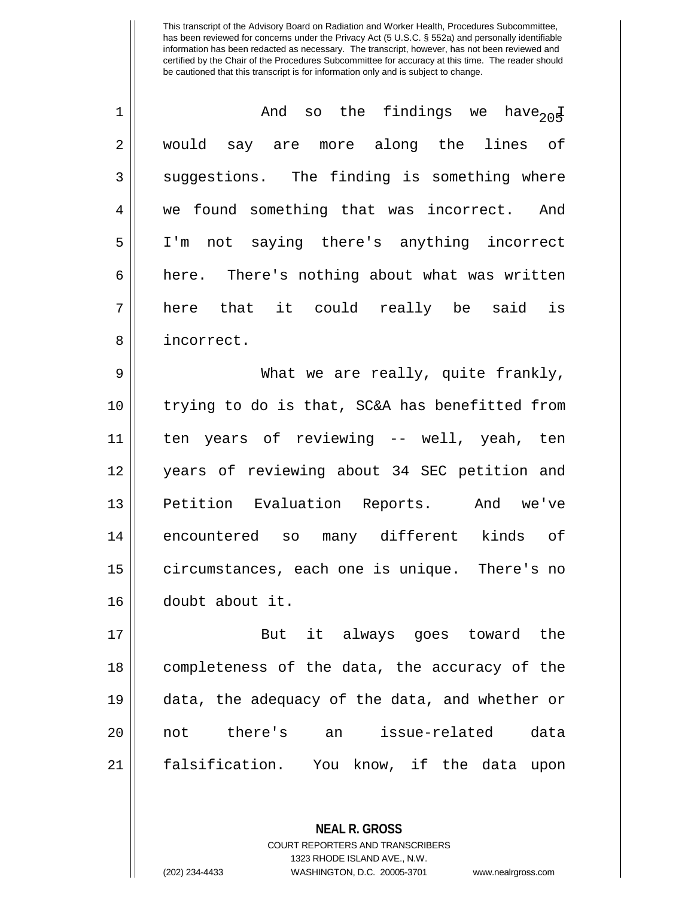This transcript of the Advisory Board on Radiation and Worker Health, Procedures Subcommittee, has been reviewed for concerns under the Privacy Act (5 U.S.C. § 552a) and personally identifiable information has been redacted as necessary. The transcript, however, has not been reviewed and certified by the Chair of the Procedures Subcommittee for accuracy at this time. The reader should be cautioned that this transcript is for information only and is subject to change.

And so the findings we have I would say are more along the lines of suggestions. The finding is something where we found something that was incorrect. And I'm not saying there's anything incorrect here. There's nothing about what was written here that it could really be said is incorrect.

What we are really, quite frankly, trying to do is that, SC&A has benefitted from ten years of reviewing -- well, yeah, ten years of reviewing about 34 SEC petition and Petition Evaluation Reports. And we've encountered so many different kinds of circumstances, each one is unique. There's no doubt about it.

But it always goes toward the completeness of the data, the accuracy of the data, the adequacy of the data, and whether or not there's an issue-related data falsification. You know, if the data upon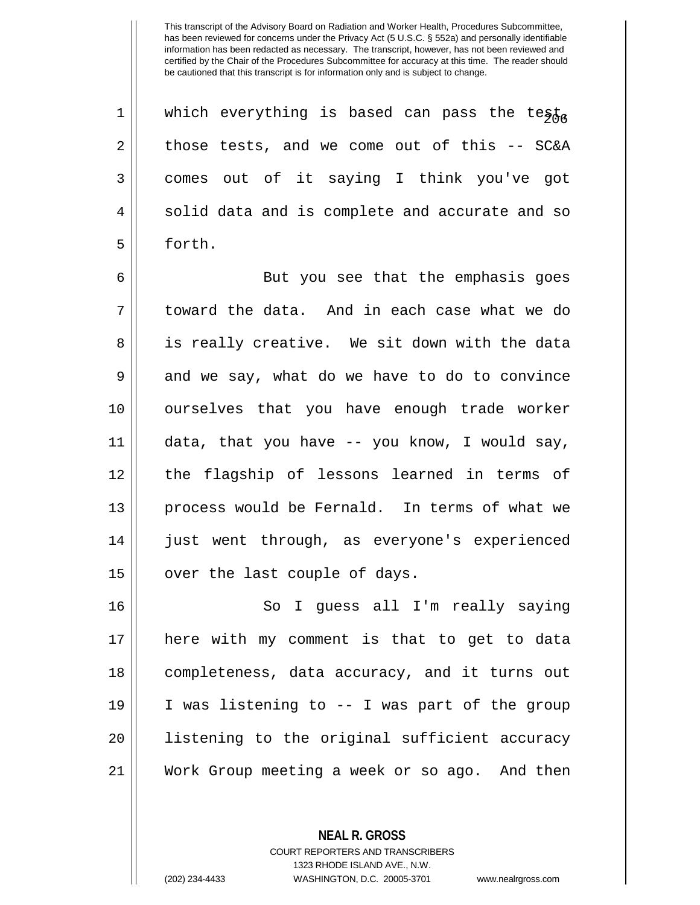which everything is based can pass the test, those tests, and we come out of this -- SC&A comes out of it saying I think you've got solid data and is complete and accurate and so forth.

But you see that the emphasis goes toward the data. And in each case what we do is really creative. We sit down with the data and we say, what do we have to do to convince ourselves that you have enough trade worker data, that you have -- you know, I would say, the flagship of lessons learned in terms of process would be Fernald. In terms of what we just went through, as everyone's experienced over the last couple of days.

So I guess all I'm really saying here with my comment is that to get to data completeness, data accuracy, and it turns out I was listening to -- I was part of the group listening to the original sufficient accuracy Work Group meeting a week or so ago. And then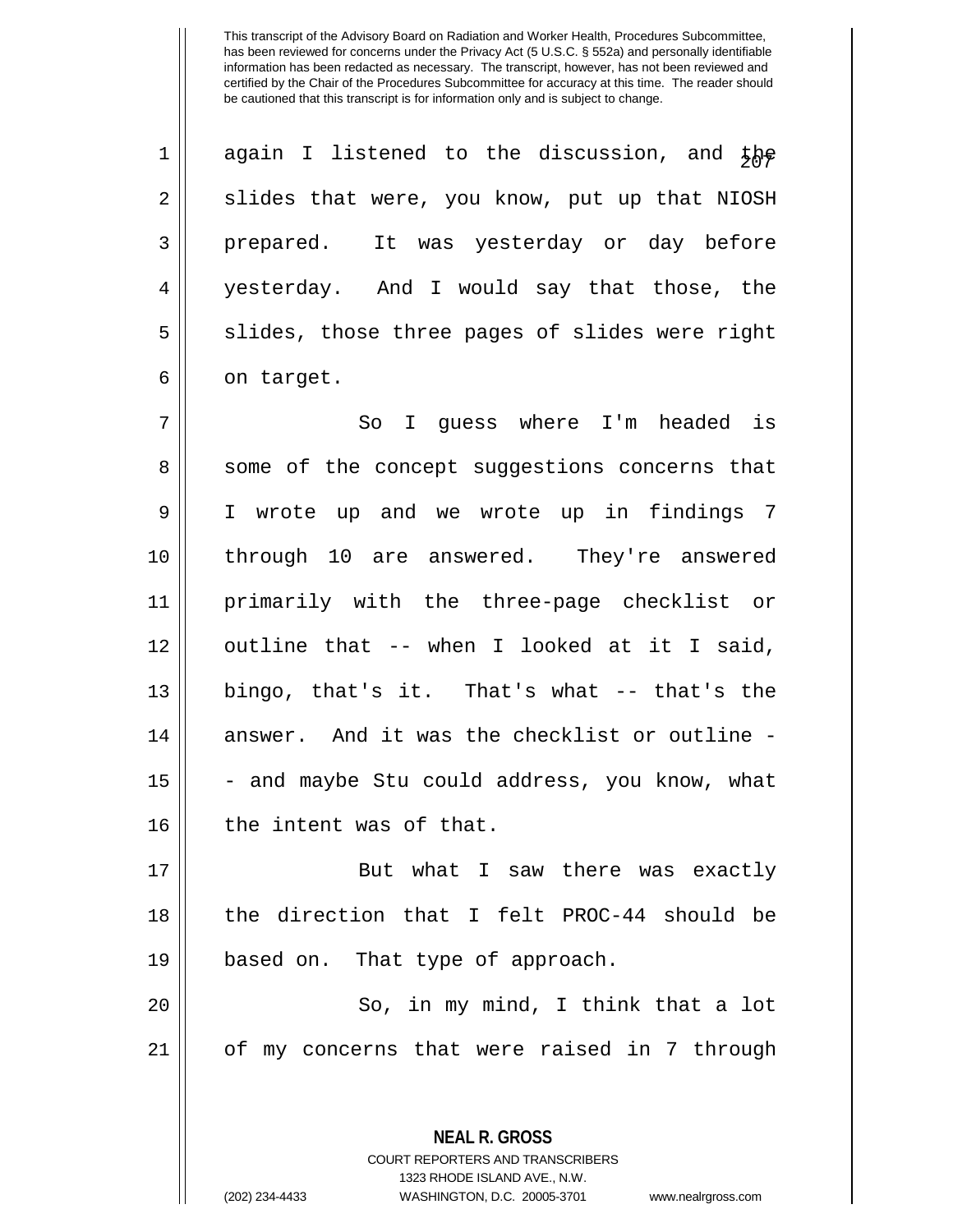This transcript of the Advisory Board on Radiation and Worker Health, Procedures Subcommittee, has been reviewed for concerns under the Privacy Act (5 U.S.C. § 552a) and personally identifiable information has been redacted as necessary. The transcript, however, has not been reviewed and certified by the Chair of the Procedures Subcommittee for accuracy at this time. The reader should be cautioned that this transcript is for information only and is subject to change.

again I listened to the discussion, and the slides that were, you know, put up that NIOSH prepared. It was yesterday or day before yesterday. And I would say that those, the slides, those three pages of slides were right on target.

So I guess where I'm headed is some of the concept suggestions concerns that I wrote up and we wrote up in findings 7 through 10 are answered. They're answered primarily with the three-page checklist or outline that -- when I looked at it I said, bingo, that's it. That's what -- that's the answer. And it was the checklist or outline -- and maybe Stu could address, you know, what the intent was of that.

But what I saw there was exactly the direction that I felt PROC-44 should be based on. That type of approach.

So, in my mind, I think that a lot of my concerns that were raised in 7 through

**NEAL R. GROSS**
COURT REPORTERS AND TRANSCRIBERS
1323 RHODE ISLAND AVE., N.W.
(202) 234-4433 WASHINGTON, D.C. 20005-3701 www.nealrgross.com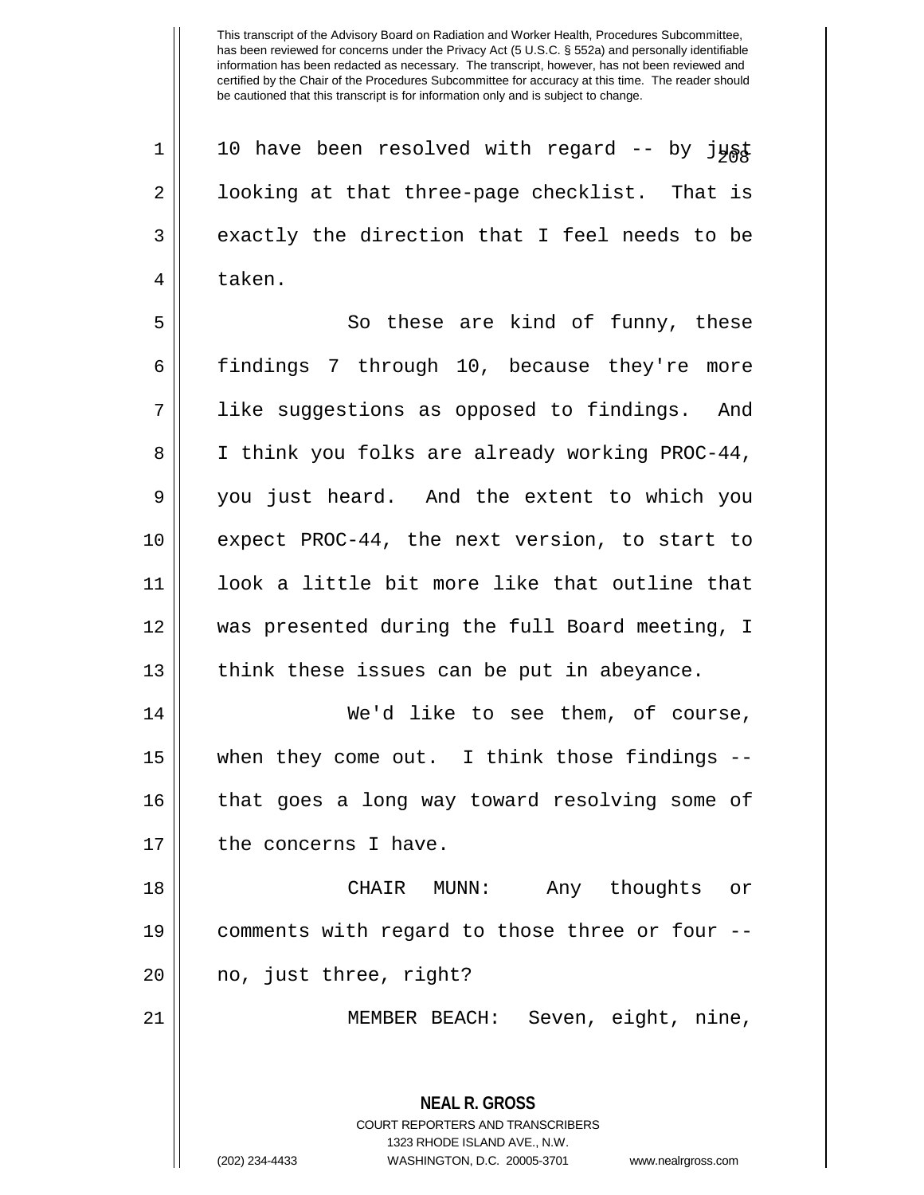10 have been resolved with regard -- by just looking at that three-page checklist. That is exactly the direction that I feel needs to be taken.

So these are kind of funny, these findings 7 through 10, because they're more like suggestions as opposed to findings. And I think you folks are already working PROC-44, you just heard. And the extent to which you expect PROC-44, the next version, to start to look a little bit more like that outline that was presented during the full Board meeting, I think these issues can be put in abeyance.

We'd like to see them, of course, when they come out. I think those findings -- that goes a long way toward resolving some of the concerns I have.

CHAIR MUNN: Any thoughts or comments with regard to those three or four -- no, just three, right?

MEMBER BEACH: Seven, eight, nine,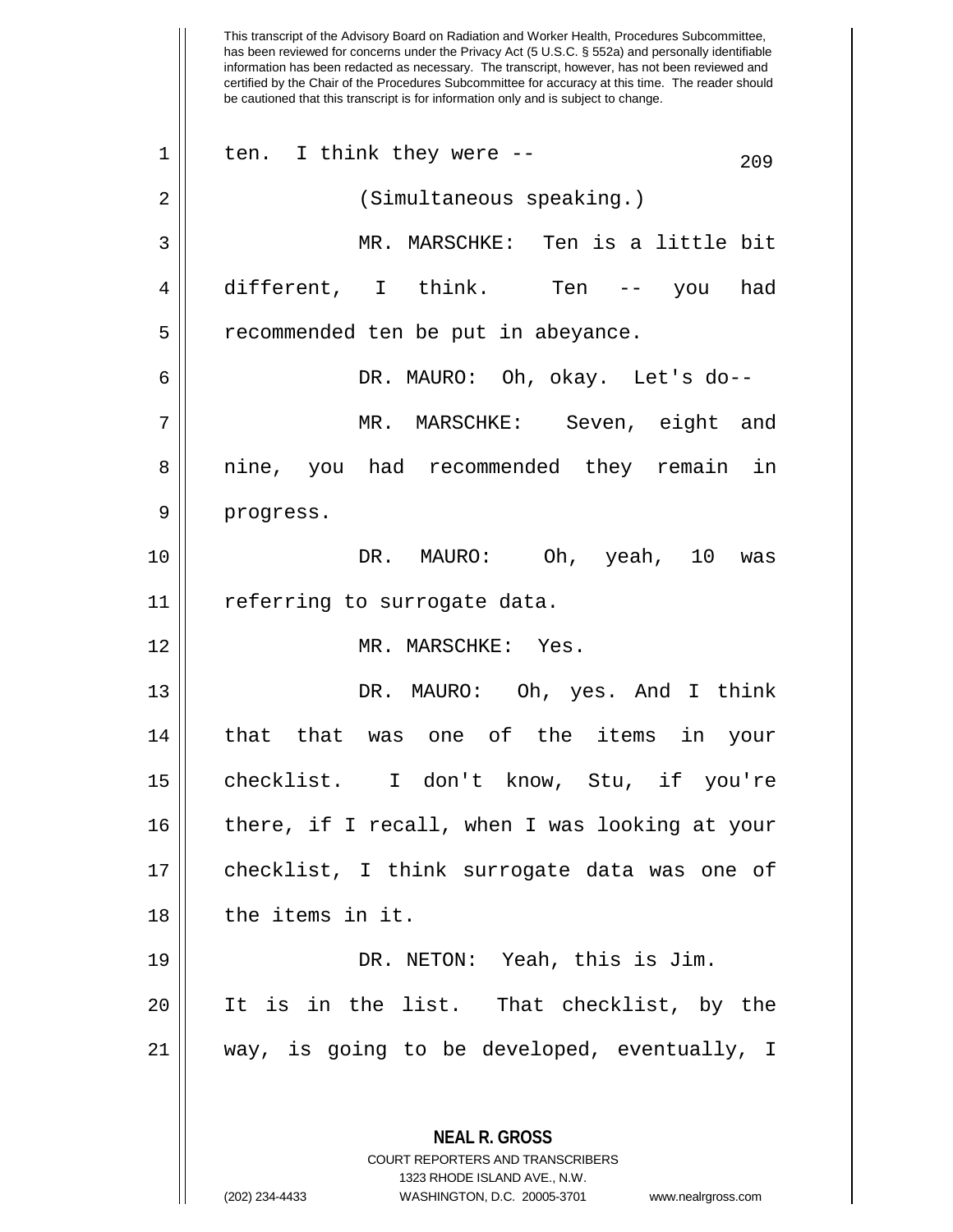This transcript of the Advisory Board on Radiation and Worker Health, Procedures Subcommittee, has been reviewed for concerns under the Privacy Act (5 U.S.C. § 552a) and personally identifiable information has been redacted as necessary. The transcript, however, has not been reviewed and certified by the Chair of the Procedures Subcommittee for accuracy at this time. The reader should be cautioned that this transcript is for information only and is subject to change.

ten. I think they were --

(Simultaneous speaking.)

MR. MARSCHKE: Ten is a little bit different, I think. Ten -- you had recommended ten be put in abeyance.

DR. MAURO: Oh, okay. Let's do--

MR. MARSCHKE: Seven, eight and nine, you had recommended they remain in progress.

DR. MAURO: Oh, yeah, 10 was referring to surrogate data.

MR. MARSCHKE: Yes.

DR. MAURO: Oh, yes. And I think that that was one of the items in your checklist. I don't know, Stu, if you're there, if I recall, when I was looking at your checklist, I think surrogate data was one of the items in it.

DR. NETON: Yeah, this is Jim. It is in the list. That checklist, by the way, is going to be developed, eventually, I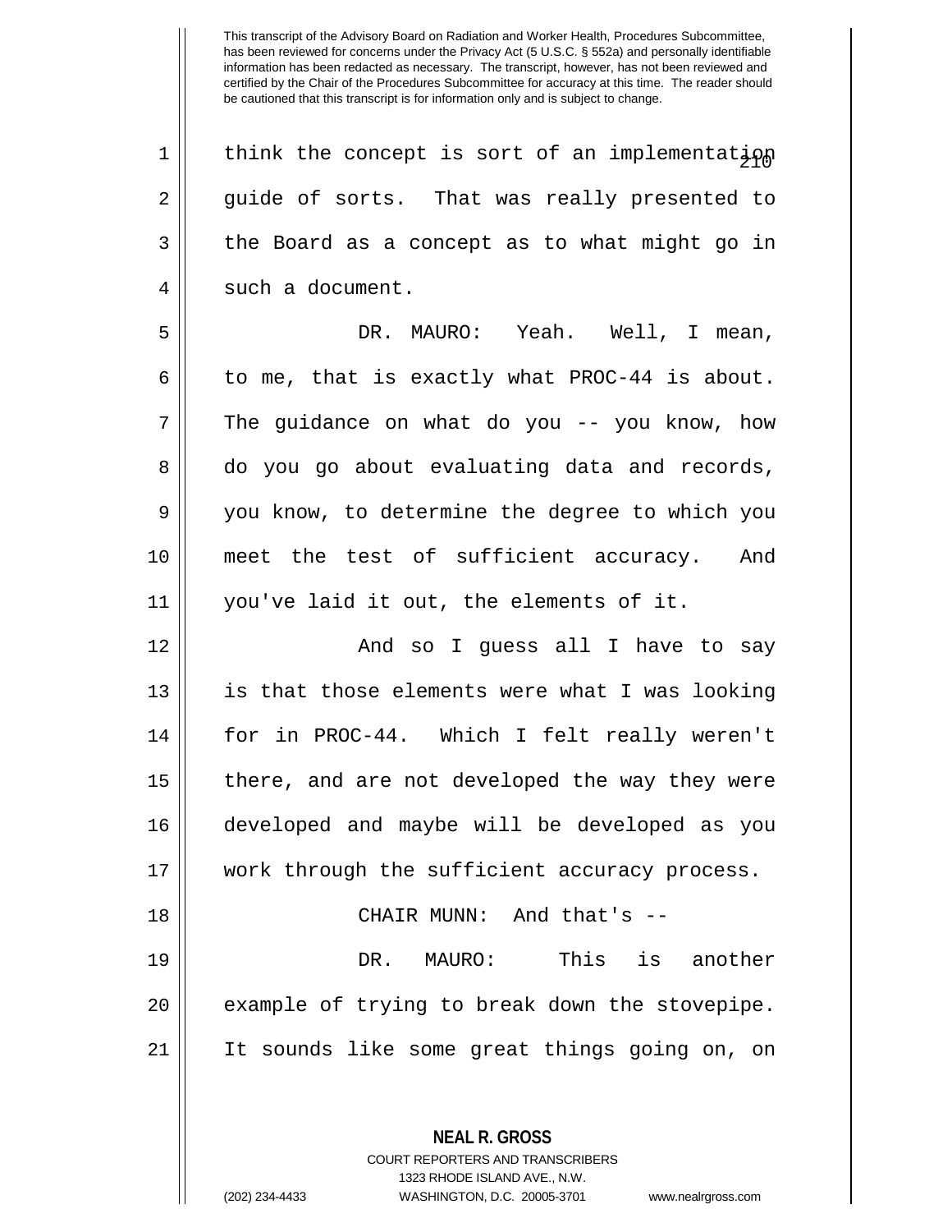This transcript of the Advisory Board on Radiation and Worker Health, Procedures Subcommittee, has been reviewed for concerns under the Privacy Act (5 U.S.C. § 552a) and personally identifiable information has been redacted as necessary. The transcript, however, has not been reviewed and certified by the Chair of the Procedures Subcommittee for accuracy at this time. The reader should be cautioned that this transcript is for information only and is subject to change.

think the concept is sort of an implementation guide of sorts. That was really presented to the Board as a concept as to what might go in such a document.

DR. MAURO: Yeah. Well, I mean, to me, that is exactly what PROC-44 is about. The guidance on what do you -- you know, how do you go about evaluating data and records, you know, to determine the degree to which you meet the test of sufficient accuracy. And you've laid it out, the elements of it.

And so I guess all I have to say is that those elements were what I was looking for in PROC-44. Which I felt really weren't there, and are not developed the way they were developed and maybe will be developed as you work through the sufficient accuracy process.

CHAIR MUNN: And that's --

DR. MAURO: This is another example of trying to break down the stovepipe. It sounds like some great things going on, on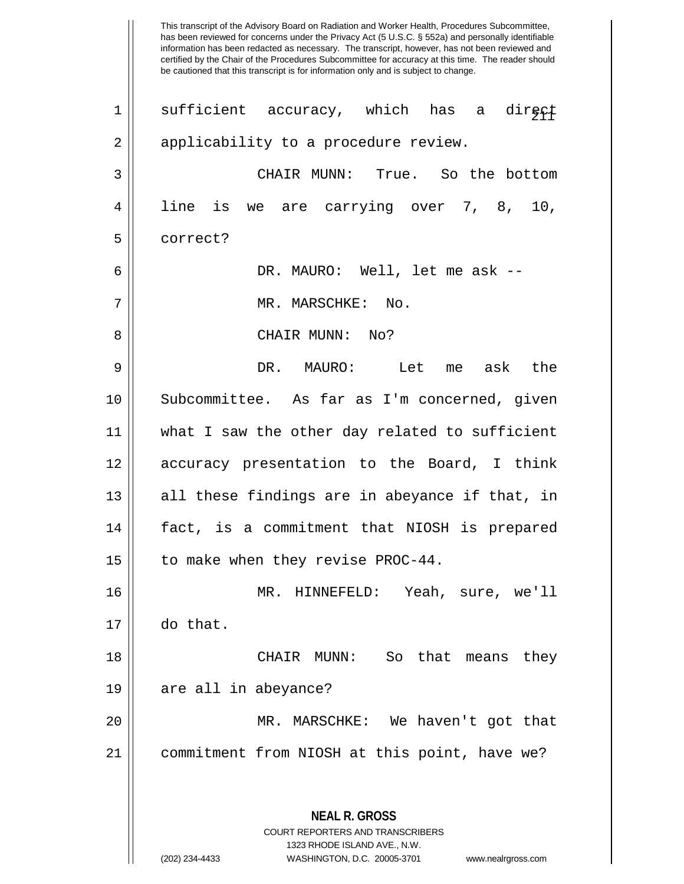sufficient accuracy, which has a direct applicability to a procedure review.

CHAIR MUNN: True. So the bottom line is we are carrying over 7, 8, 10, correct?

DR. MAURO: Well, let me ask --

MR. MARSCHKE: No.

CHAIR MUNN: No?

DR. MAURO: Let me ask the Subcommittee. As far as I'm concerned, given what I saw the other day related to sufficient accuracy presentation to the Board, I think all these findings are in abeyance if that, in fact, is a commitment that NIOSH is prepared to make when they revise PROC-44.

MR. HINNEFELD: Yeah, sure, we'll do that.

CHAIR MUNN: So that means they are all in abeyance?

MR. MARSCHKE: We haven't got that commitment from NIOSH at this point, have we?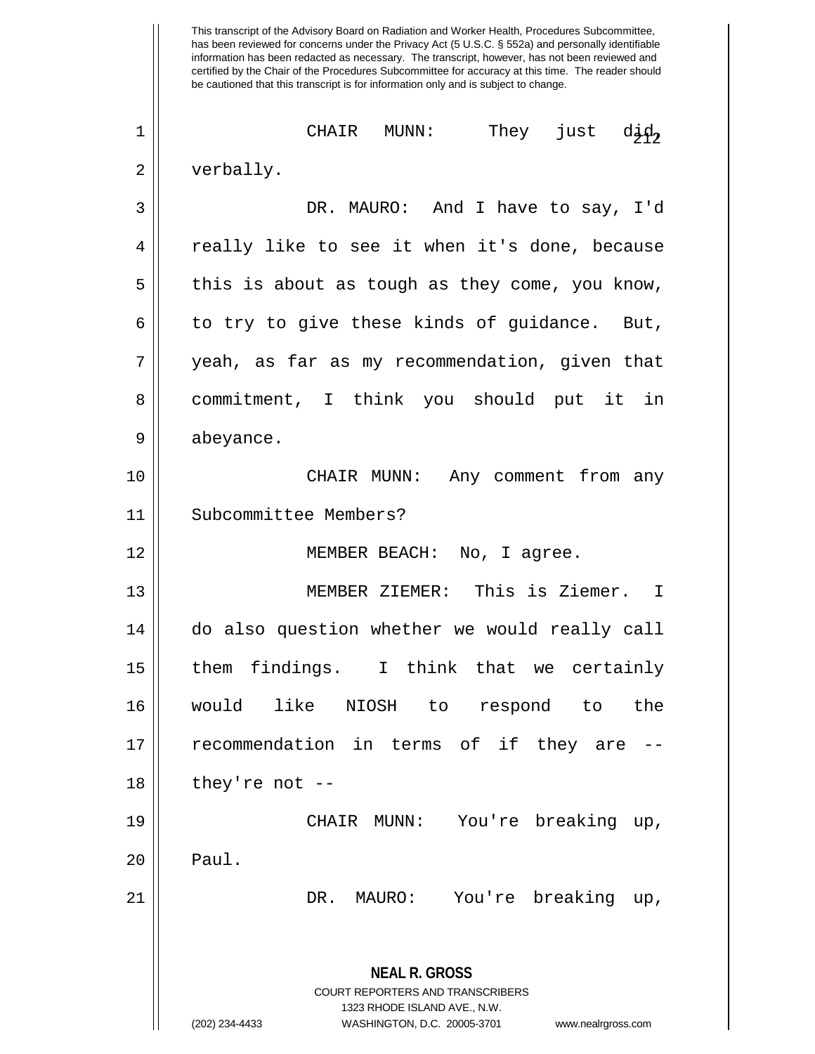CHAIR MUNN: They just did, verbally.

DR. MAURO: And I have to say, I'd really like to see it when it's done, because this is about as tough as they come, you know, to try to give these kinds of guidance. But, yeah, as far as my recommendation, given that commitment, I think you should put it in abeyance.

CHAIR MUNN: Any comment from any Subcommittee Members?

MEMBER BEACH: No, I agree.

MEMBER ZIEMER: This is Ziemer. I do also question whether we would really call them findings. I think that we certainly would like NIOSH to respond to the recommendation in terms of if they are -- they're not --

CHAIR MUNN: You're breaking up, Paul.

DR. MAURO: You're breaking up,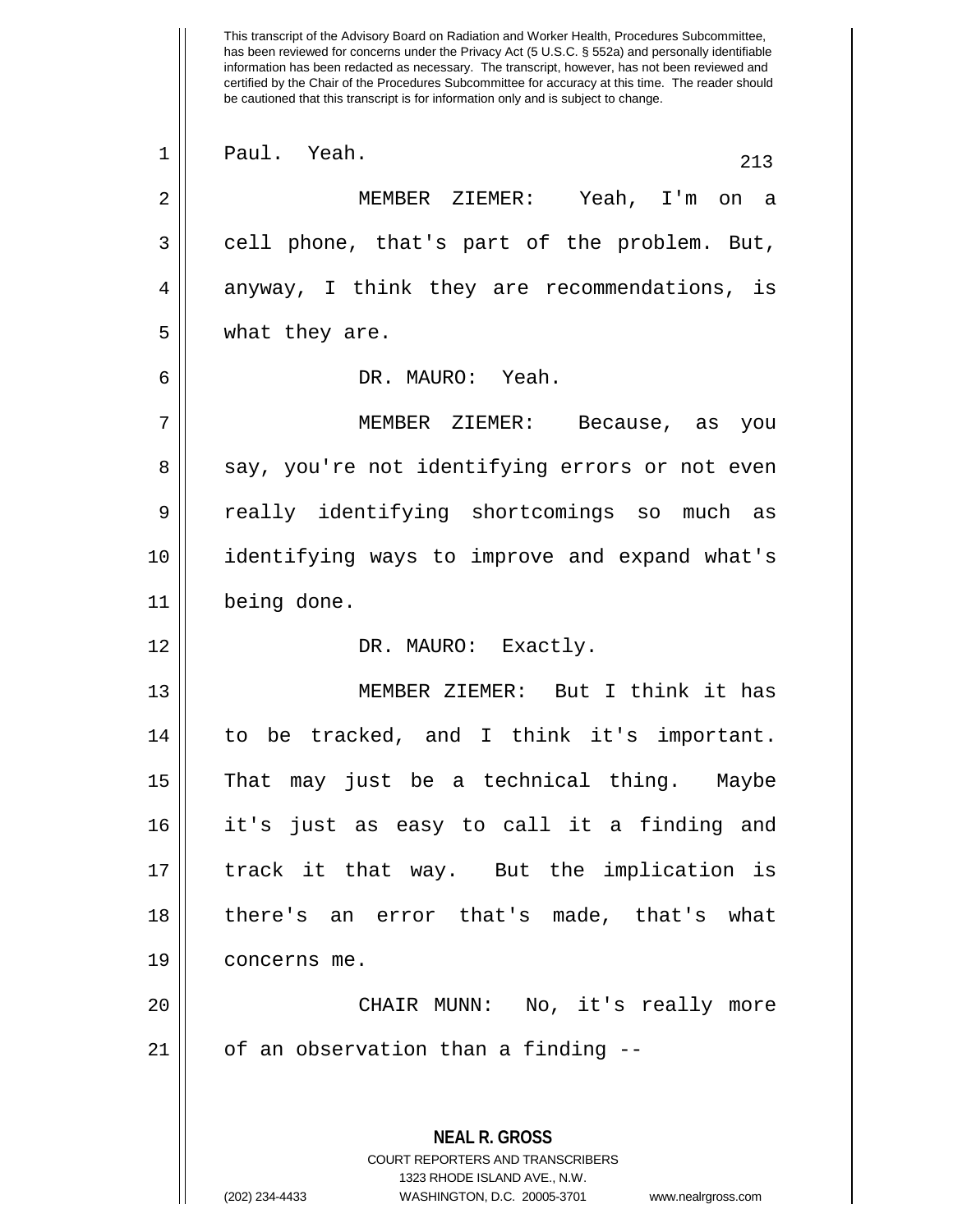This transcript of the Advisory Board on Radiation and Worker Health, Procedures Subcommittee, has been reviewed for concerns under the Privacy Act (5 U.S.C. § 552a) and personally identifiable information has been redacted as necessary. The transcript, however, has not been reviewed and certified by the Chair of the Procedures Subcommittee for accuracy at this time. The reader should be cautioned that this transcript is for information only and is subject to change.

Paul. Yeah.

MEMBER ZIEMER: Yeah, I'm on a cell phone, that's part of the problem. But, anyway, I think they are recommendations, is what they are.

DR. MAURO: Yeah.

MEMBER ZIEMER: Because, as you say, you're not identifying errors or not even really identifying shortcomings so much as identifying ways to improve and expand what's being done.

DR. MAURO: Exactly.

MEMBER ZIEMER: But I think it has to be tracked, and I think it's important. That may just be a technical thing. Maybe it's just as easy to call it a finding and track it that way. But the implication is there's an error that's made, that's what concerns me.

CHAIR MUNN: No, it's really more of an observation than a finding --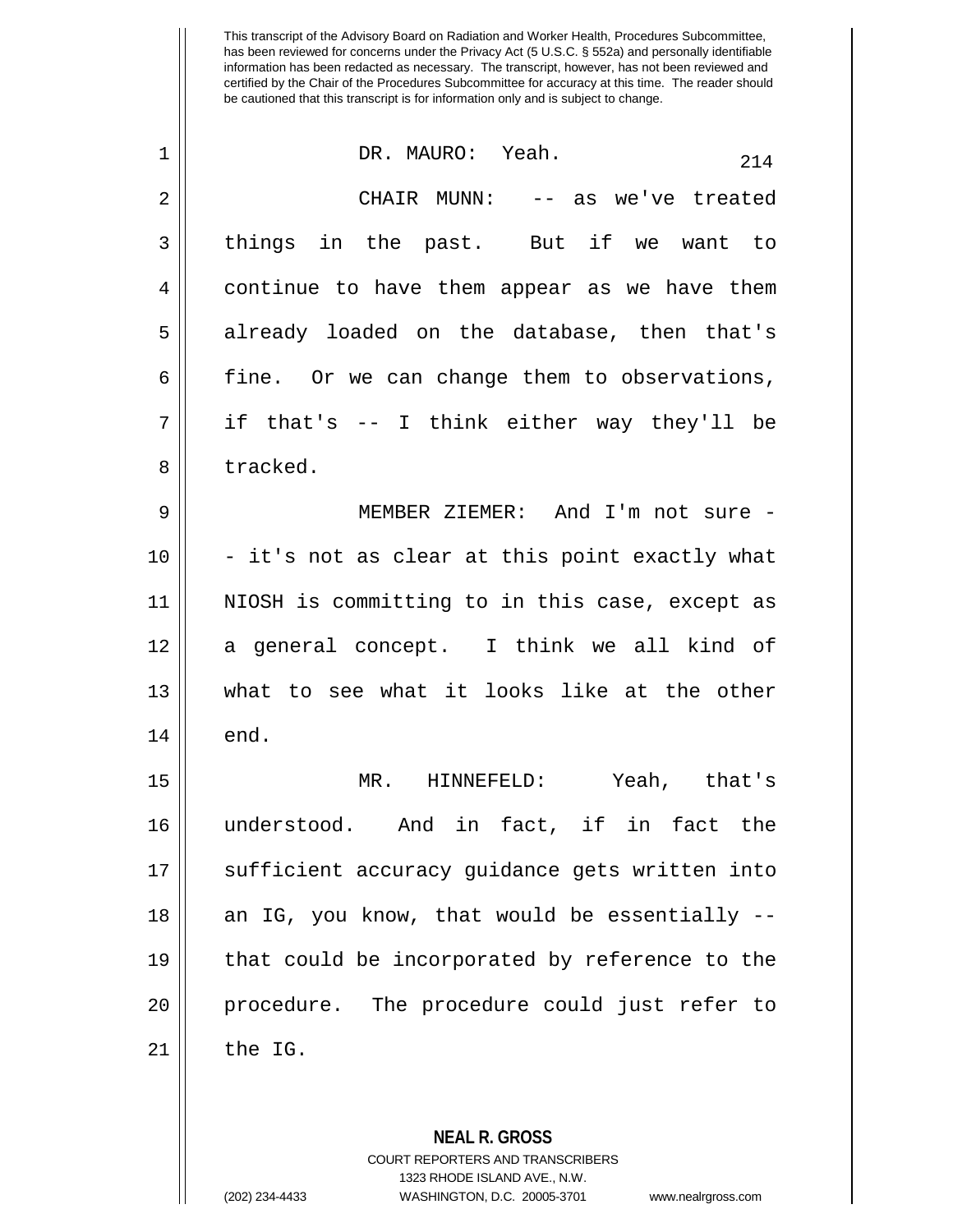DR. MAURO: Yeah.

CHAIR MUNN: -- as we've treated things in the past. But if we want to continue to have them appear as we have them already loaded on the database, then that's fine. Or we can change them to observations, if that's -- I think either way they'll be tracked.

MEMBER ZIEMER: And I'm not sure -- it's not as clear at this point exactly what NIOSH is committing to in this case, except as a general concept. I think we all kind of what to see what it looks like at the other end.

MR. HINNEFELD: Yeah, that's understood. And in fact, if in fact the sufficient accuracy guidance gets written into an IG, you know, that would be essentially -- that could be incorporated by reference to the procedure. The procedure could just refer to the IG.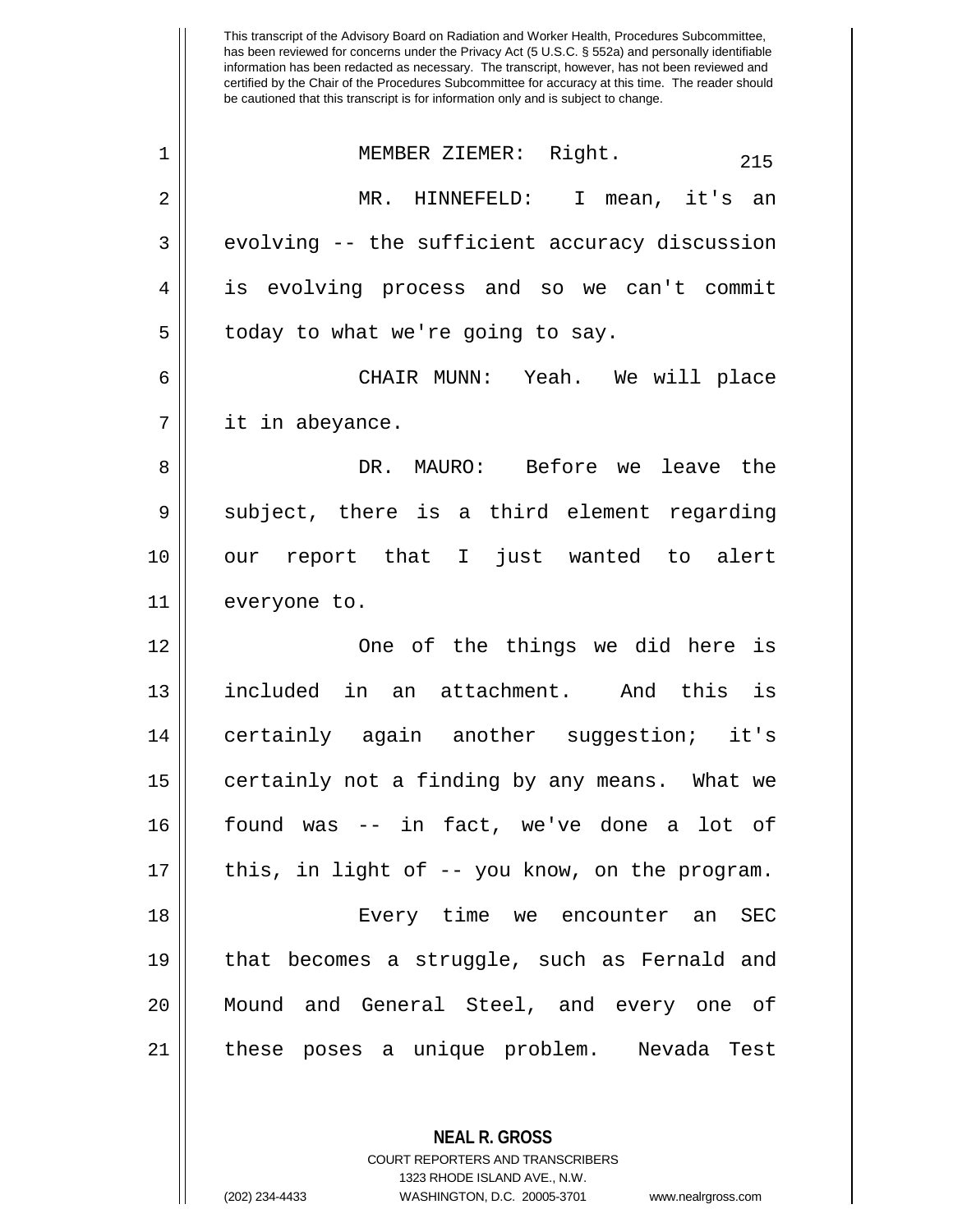MEMBER ZIEMER: Right.

MR. HINNEFELD: I mean, it's an evolving -- the sufficient accuracy discussion is evolving process and so we can't commit today to what we're going to say.

CHAIR MUNN: Yeah. We will place it in abeyance.

DR. MAURO: Before we leave the subject, there is a third element regarding our report that I just wanted to alert everyone to.

One of the things we did here is included in an attachment. And this is certainly again another suggestion; it's certainly not a finding by any means. What we found was -- in fact, we've done a lot of this, in light of -- you know, on the program.

Every time we encounter an SEC that becomes a struggle, such as Fernald and Mound and General Steel, and every one of these poses a unique problem. Nevada Test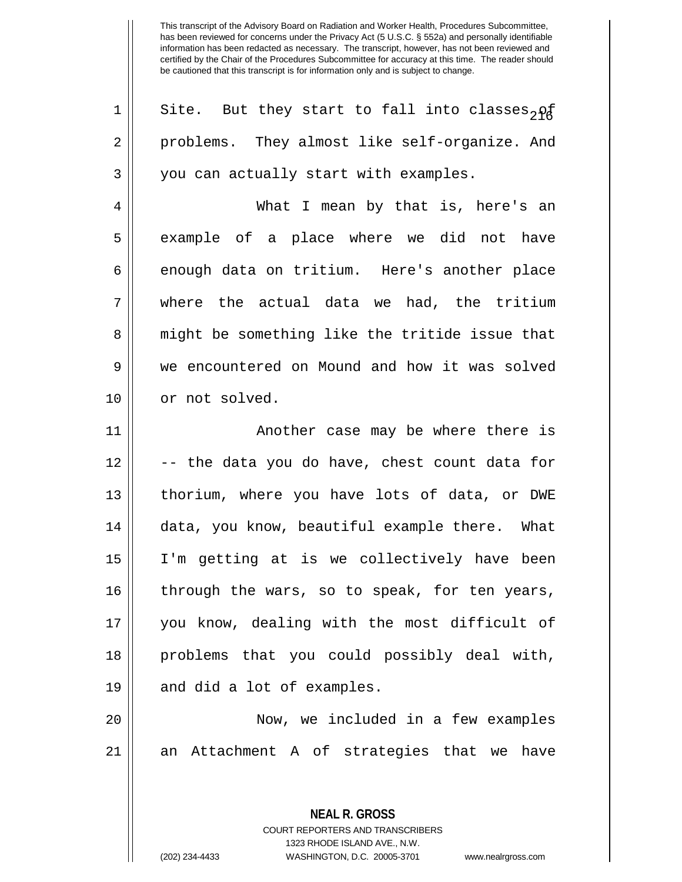Site. But they start to fall into classes of problems. They almost like self-organize. And you can actually start with examples.

What I mean by that is, here's an example of a place where we did not have enough data on tritium. Here's another place where the actual data we had, the tritium might be something like the tritide issue that we encountered on Mound and how it was solved or not solved.

Another case may be where there is -- the data you do have, chest count data for thorium, where you have lots of data, or DWE data, you know, beautiful example there. What I'm getting at is we collectively have been through the wars, so to speak, for ten years, you know, dealing with the most difficult of problems that you could possibly deal with, and did a lot of examples.

Now, we included in a few examples an Attachment A of strategies that we have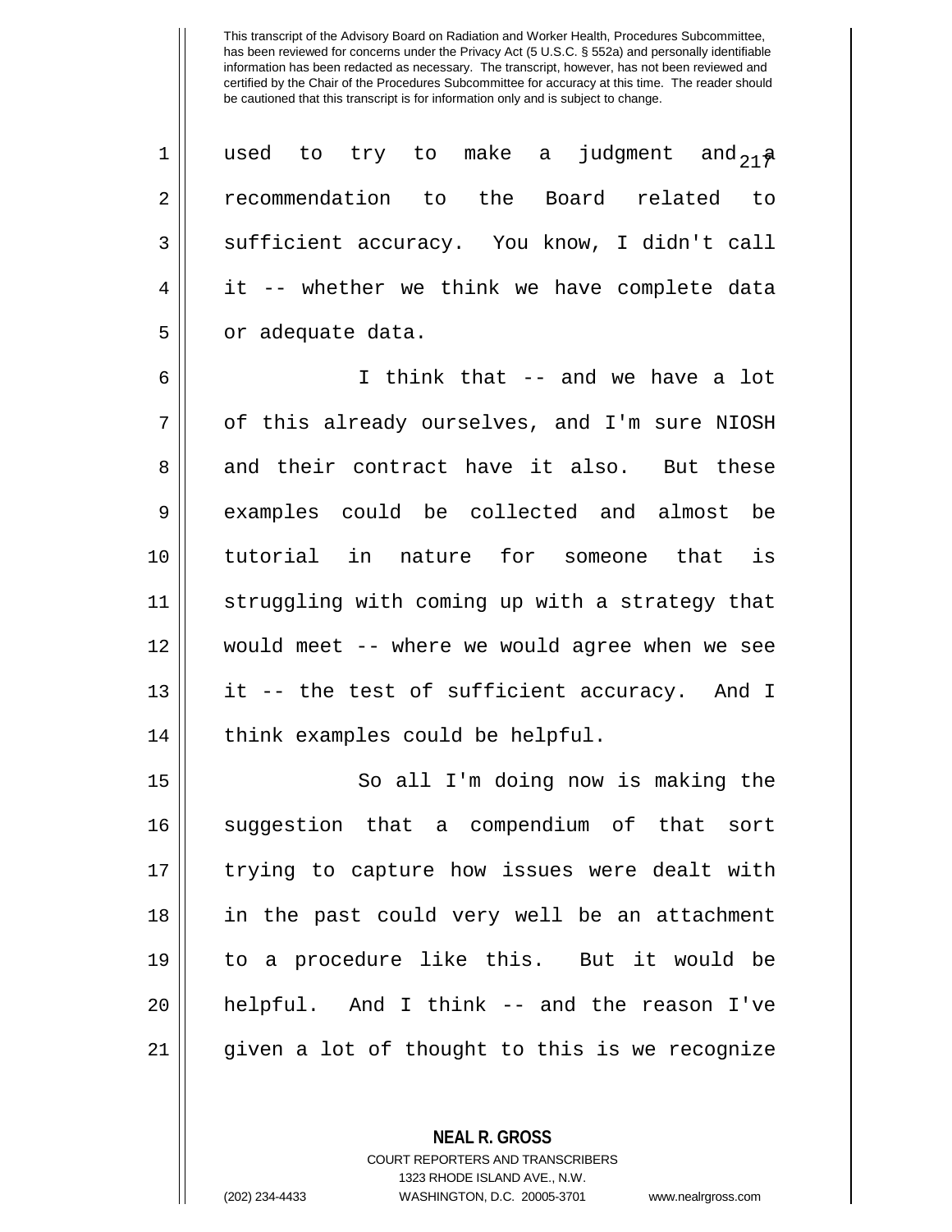used to try to make a judgment and a recommendation to the Board related to sufficient accuracy. You know, I didn't call it -- whether we think we have complete data or adequate data.

I think that -- and we have a lot of this already ourselves, and I'm sure NIOSH and their contract have it also. But these examples could be collected and almost be tutorial in nature for someone that is struggling with coming up with a strategy that would meet -- where we would agree when we see it -- the test of sufficient accuracy. And I think examples could be helpful.

So all I'm doing now is making the suggestion that a compendium of that sort trying to capture how issues were dealt with in the past could very well be an attachment to a procedure like this. But it would be helpful. And I think -- and the reason I've given a lot of thought to this is we recognize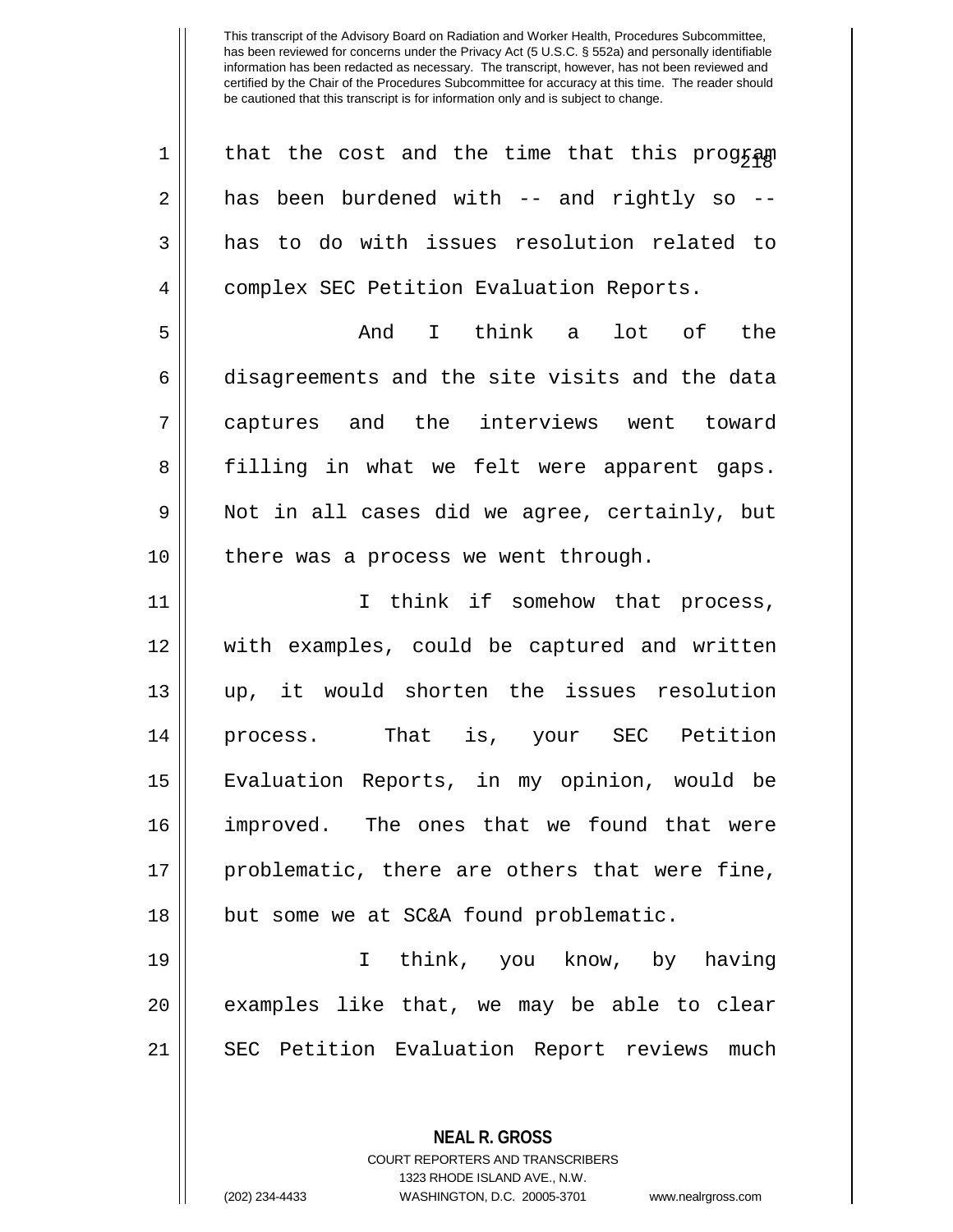that the cost and the time that this program has been burdened with -- and rightly so -- has to do with issues resolution related to complex SEC Petition Evaluation Reports.

And I think a lot of the disagreements and the site visits and the data captures and the interviews went toward filling in what we felt were apparent gaps. Not in all cases did we agree, certainly, but there was a process we went through.

I think if somehow that process, with examples, could be captured and written up, it would shorten the issues resolution process. That is, your SEC Petition Evaluation Reports, in my opinion, would be improved. The ones that we found that were problematic, there are others that were fine, but some we at SC&A found problematic.

I think, you know, by having examples like that, we may be able to clear SEC Petition Evaluation Report reviews much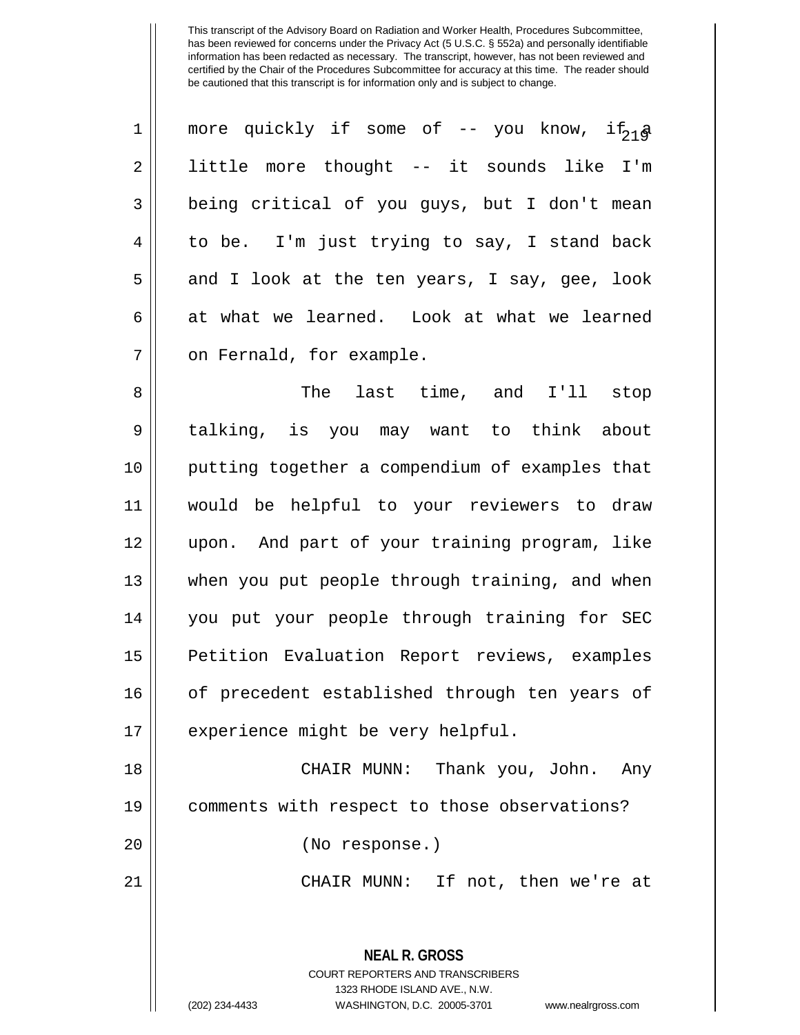This transcript of the Advisory Board on Radiation and Worker Health, Procedures Subcommittee, has been reviewed for concerns under the Privacy Act (5 U.S.C. § 552a) and personally identifiable information has been redacted as necessary. The transcript, however, has not been reviewed and certified by the Chair of the Procedures Subcommittee for accuracy at this time. The reader should be cautioned that this transcript is for information only and is subject to change.

more quickly if some of -- you know, if a little more thought -- it sounds like I'm being critical of you guys, but I don't mean to be. I'm just trying to say, I stand back and I look at the ten years, I say, gee, look at what we learned. Look at what we learned on Fernald, for example.

The last time, and I'll stop talking, is you may want to think about putting together a compendium of examples that would be helpful to your reviewers to draw upon. And part of your training program, like when you put people through training, and when you put your people through training for SEC Petition Evaluation Report reviews, examples of precedent established through ten years of experience might be very helpful.

CHAIR MUNN: Thank you, John. Any comments with respect to those observations?

(No response.)

CHAIR MUNN: If not, then we're at

**NEAL R. GROSS**
COURT REPORTERS AND TRANSCRIBERS
1323 RHODE ISLAND AVE., N.W.
(202) 234-4433 WASHINGTON, D.C. 20005-3701 www.nealrgross.com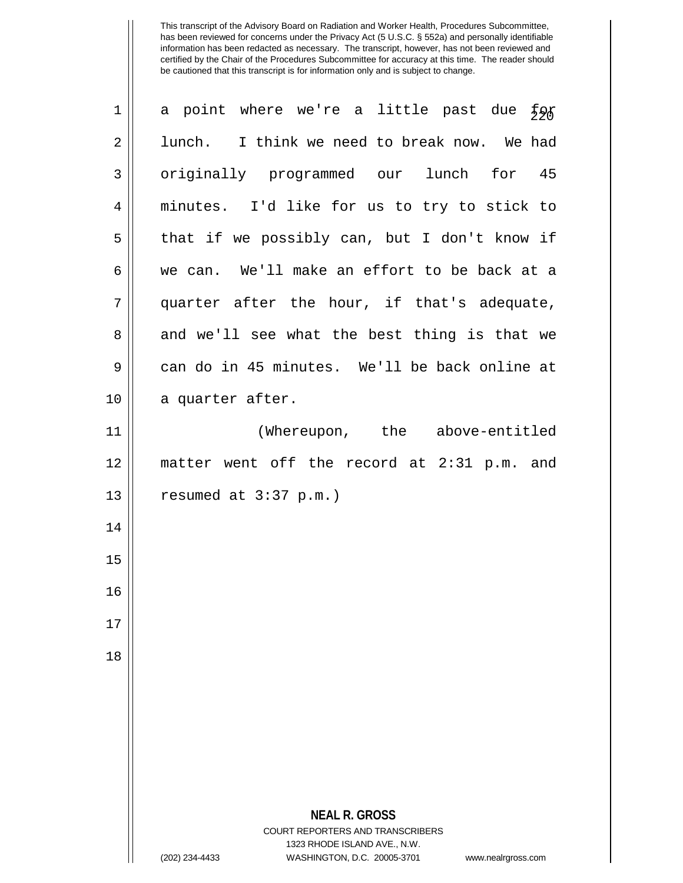This transcript of the Advisory Board on Radiation and Worker Health, Procedures Subcommittee, has been reviewed for concerns under the Privacy Act (5 U.S.C. § 552a) and personally identifiable information has been redacted as necessary. The transcript, however, has not been reviewed and certified by the Chair of the Procedures Subcommittee for accuracy at this time. The reader should be cautioned that this transcript is for information only and is subject to change.

a point where we're a little past due for lunch. I think we need to break now. We had originally programmed our lunch for 45 minutes. I'd like for us to try to stick to that if we possibly can, but I don't know if we can. We'll make an effort to be back at a quarter after the hour, if that's adequate, and we'll see what the best thing is that we can do in 45 minutes. We'll be back online at a quarter after.

(Whereupon, the above-entitled matter went off the record at 2:31 p.m. and resumed at 3:37 p.m.)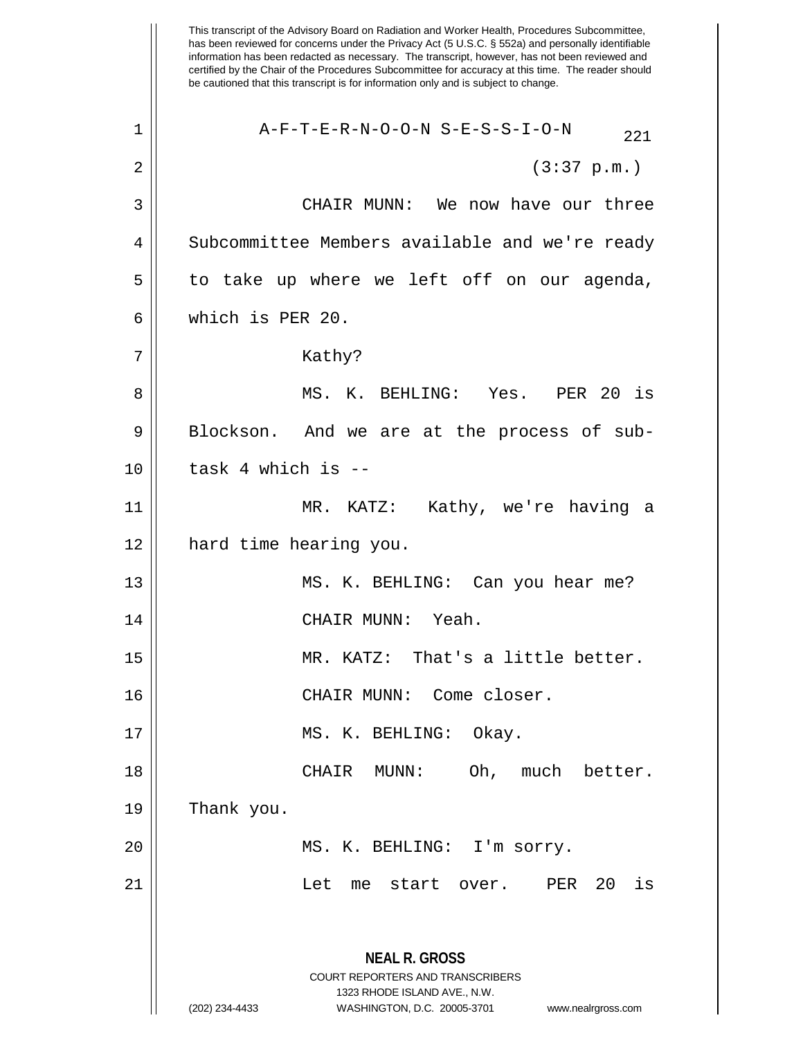This transcript of the Advisory Board on Radiation and Worker Health, Procedures Subcommittee, has been reviewed for concerns under the Privacy Act (5 U.S.C. § 552a) and personally identifiable information has been redacted as necessary. The transcript, however, has not been reviewed and certified by the Chair of the Procedures Subcommittee for accuracy at this time. The reader should be cautioned that this transcript is for information only and is subject to change.

A-F-T-E-R-N-O-O-N S-E-S-S-I-O-N

(3:37 p.m.)

CHAIR MUNN: We now have our three Subcommittee Members available and we're ready to take up where we left off on our agenda, which is PER 20.

Kathy?

MS. K. BEHLING: Yes. PER 20 is Blockson. And we are at the process of sub-task 4 which is --

MR. KATZ: Kathy, we're having a hard time hearing you.

MS. K. BEHLING: Can you hear me?

CHAIR MUNN: Yeah.

MR. KATZ: That's a little better.

CHAIR MUNN: Come closer.

MS. K. BEHLING: Okay.

CHAIR MUNN: Oh, much better. Thank you.

MS. K. BEHLING: I'm sorry.

Let me start over. PER 20 is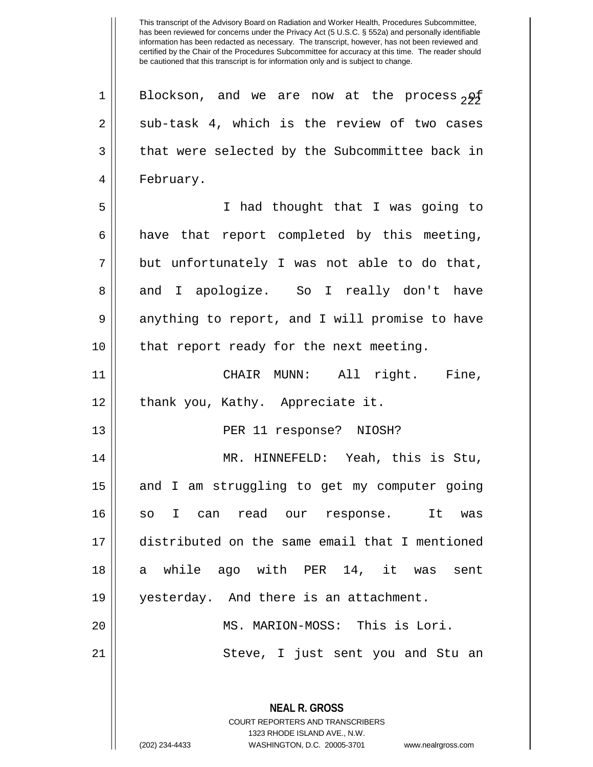Blockson, and we are now at the process of sub-task 4, which is the review of two cases that were selected by the Subcommittee back in February.

I had thought that I was going to have that report completed by this meeting, but unfortunately I was not able to do that, and I apologize. So I really don't have anything to report, and I will promise to have that report ready for the next meeting.

CHAIR MUNN: All right. Fine, thank you, Kathy. Appreciate it.

PER 11 response? NIOSH?

MR. HINNEFELD: Yeah, this is Stu, and I am struggling to get my computer going so I can read our response. It was distributed on the same email that I mentioned a while ago with PER 14, it was sent yesterday. And there is an attachment.

MS. MARION-MOSS: This is Lori.

Steve, I just sent you and Stu an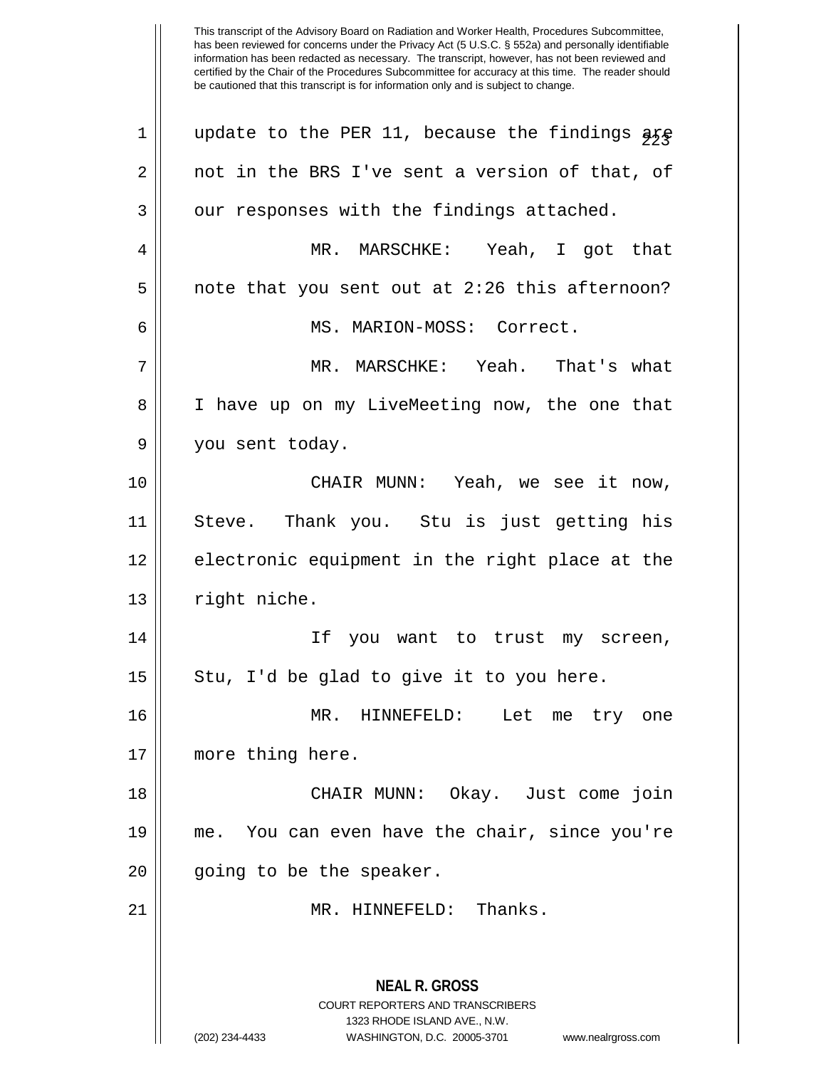This transcript of the Advisory Board on Radiation and Worker Health, Procedures Subcommittee, has been reviewed for concerns under the Privacy Act (5 U.S.C. § 552a) and personally identifiable information has been redacted as necessary. The transcript, however, has not been reviewed and certified by the Chair of the Procedures Subcommittee for accuracy at this time. The reader should be cautioned that this transcript is for information only and is subject to change.

1 update to the PER 11, because the findings are
2 not in the BRS I've sent a version of that, of
3 our responses with the findings attached.

4 MR. MARSCHKE: Yeah, I got that
5 note that you sent out at 2:26 this afternoon?

6 MS. MARION-MOSS: Correct.

7 MR. MARSCHKE: Yeah. That's what
8 I have up on my LiveMeeting now, the one that
9 you sent today.

10 CHAIR MUNN: Yeah, we see it now,
11 Steve. Thank you. Stu is just getting his
12 electronic equipment in the right place at the
13 right niche.

14 If you want to trust my screen,
15 Stu, I'd be glad to give it to you here.

16 MR. HINNEFELD: Let me try one
17 more thing here.

18 CHAIR MUNN: Okay. Just come join
19 me. You can even have the chair, since you're
20 going to be the speaker.

21 MR. HINNEFELD: Thanks.

**NEAL R. GROSS**
COURT REPORTERS AND TRANSCRIBERS
1323 RHODE ISLAND AVE., N.W.
(202) 234-4433 WASHINGTON, D.C. 20005-3701 www.nealrgross.com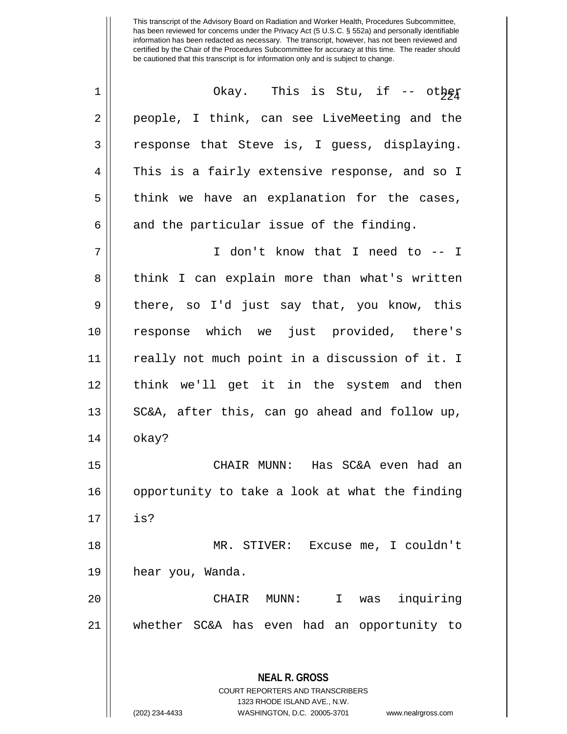This transcript of the Advisory Board on Radiation and Worker Health, Procedures Subcommittee, has been reviewed for concerns under the Privacy Act (5 U.S.C. § 552a) and personally identifiable information has been redacted as necessary. The transcript, however, has not been reviewed and certified by the Chair of the Procedures Subcommittee for accuracy at this time. The reader should be cautioned that this transcript is for information only and is subject to change.

Okay. This is Stu, if -- other people, I think, can see LiveMeeting and the response that Steve is, I guess, displaying. This is a fairly extensive response, and so I think we have an explanation for the cases, and the particular issue of the finding.

I don't know that I need to -- I think I can explain more than what's written there, so I'd just say that, you know, this response which we just provided, there's really not much point in a discussion of it. I think we'll get it in the system and then SC&A, after this, can go ahead and follow up, okay?

CHAIR MUNN: Has SC&A even had an opportunity to take a look at what the finding is?

MR. STIVER: Excuse me, I couldn't hear you, Wanda.

CHAIR MUNN: I was inquiring whether SC&A has even had an opportunity to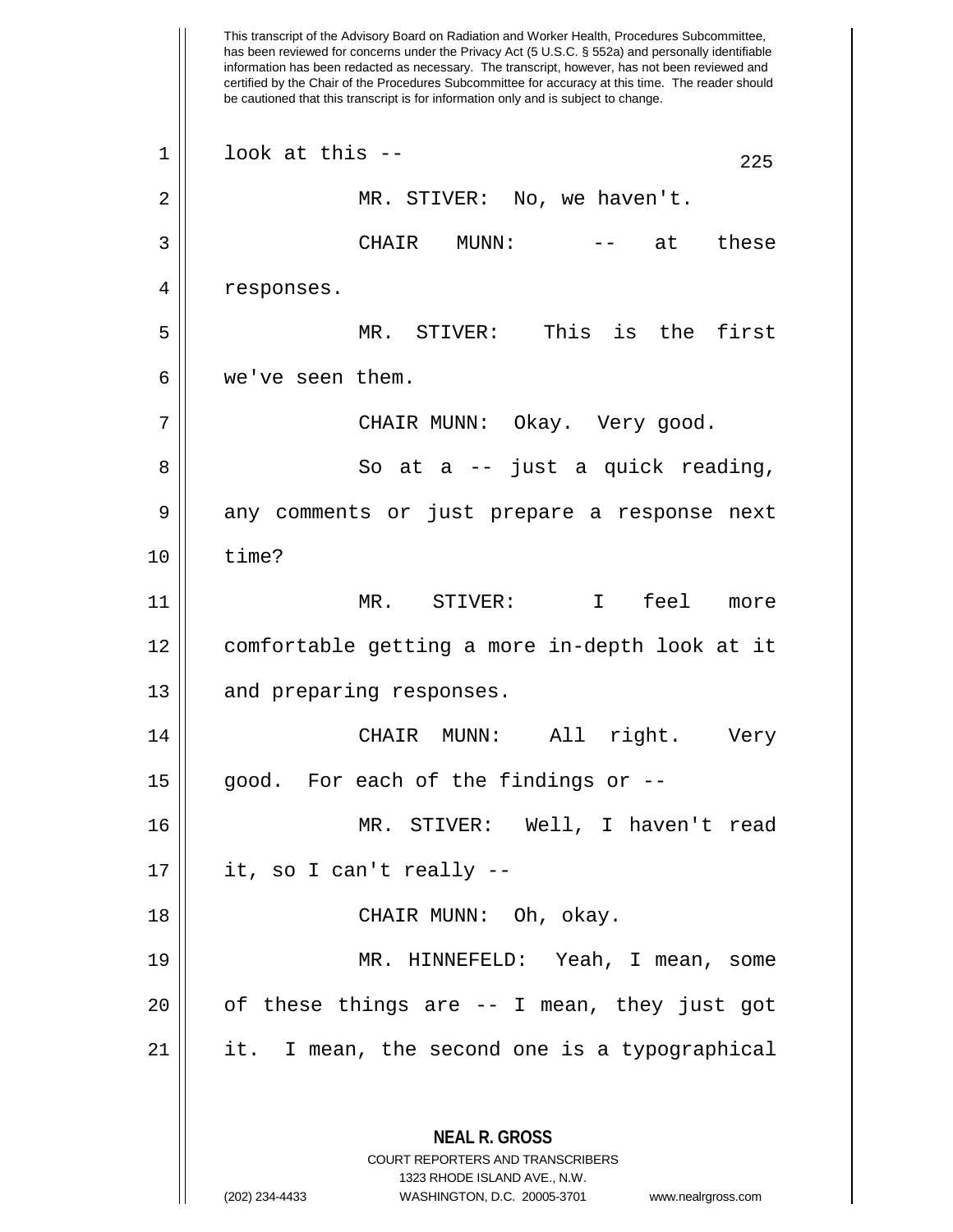This transcript of the Advisory Board on Radiation and Worker Health, Procedures Subcommittee, has been reviewed for concerns under the Privacy Act (5 U.S.C. § 552a) and personally identifiable information has been redacted as necessary. The transcript, however, has not been reviewed and certified by the Chair of the Procedures Subcommittee for accuracy at this time. The reader should be cautioned that this transcript is for information only and is subject to change.

look at this --

MR. STIVER: No, we haven't.

CHAIR MUNN: -- at these responses.

MR. STIVER: This is the first we've seen them.

CHAIR MUNN: Okay. Very good.

So at a -- just a quick reading, any comments or just prepare a response next time?

MR. STIVER: I feel more comfortable getting a more in-depth look at it and preparing responses.

CHAIR MUNN: All right. Very good. For each of the findings or --

MR. STIVER: Well, I haven't read it, so I can't really --

CHAIR MUNN: Oh, okay.

MR. HINNEFELD: Yeah, I mean, some of these things are -- I mean, they just got it. I mean, the second one is a typographical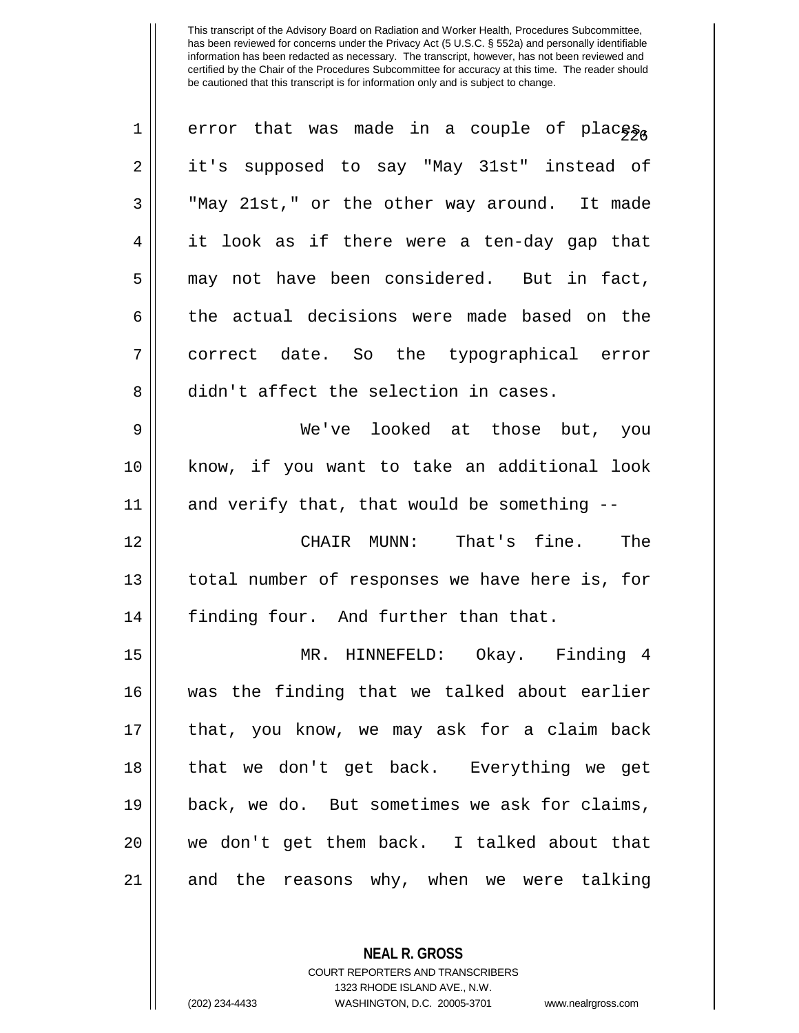error that was made in a couple of places, it's supposed to say "May 31st" instead of "May 21st," or the other way around. It made it look as if there were a ten-day gap that may not have been considered. But in fact, the actual decisions were made based on the correct date. So the typographical error didn't affect the selection in cases.

We've looked at those but, you know, if you want to take an additional look and verify that, that would be something --

CHAIR MUNN: That's fine. The total number of responses we have here is, for finding four. And further than that.

MR. HINNEFELD: Okay. Finding 4 was the finding that we talked about earlier that, you know, we may ask for a claim back that we don't get back. Everything we get back, we do. But sometimes we ask for claims, we don't get them back. I talked about that and the reasons why, when we were talking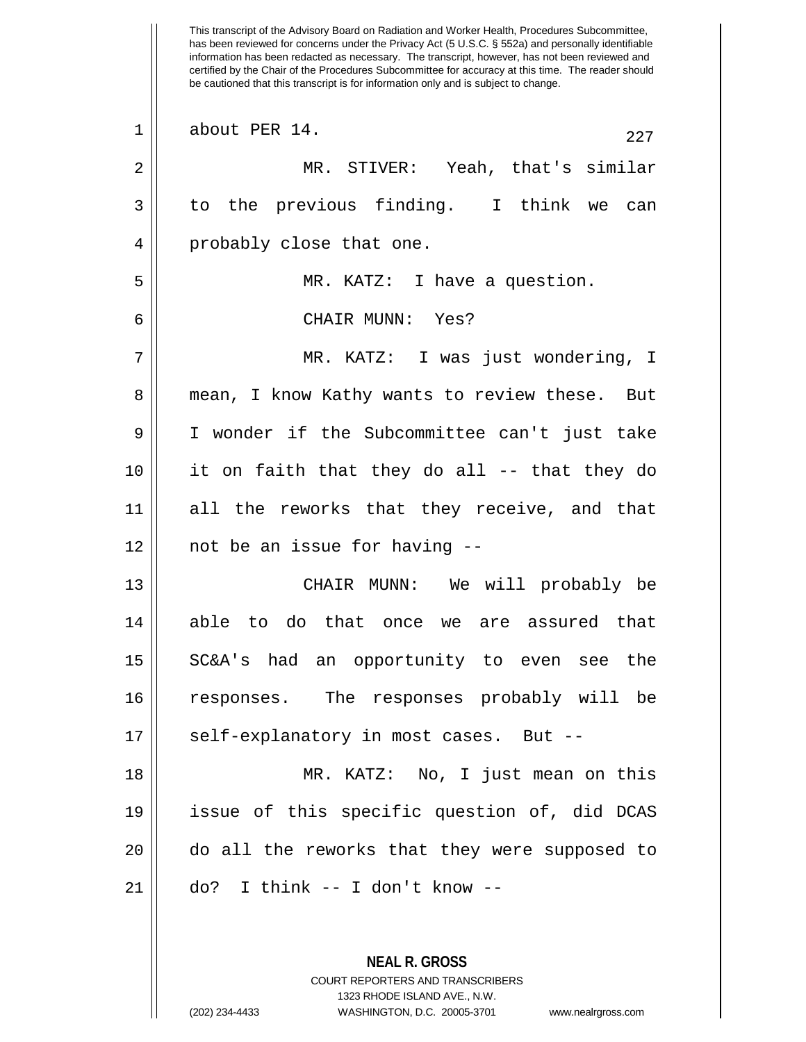This transcript of the Advisory Board on Radiation and Worker Health, Procedures Subcommittee, has been reviewed for concerns under the Privacy Act (5 U.S.C. § 552a) and personally identifiable information has been redacted as necessary. The transcript, however, has not been reviewed and certified by the Chair of the Procedures Subcommittee for accuracy at this time. The reader should be cautioned that this transcript is for information only and is subject to change.

about PER 14.

MR. STIVER: Yeah, that's similar to the previous finding. I think we can probably close that one.

MR. KATZ: I have a question.

CHAIR MUNN: Yes?

MR. KATZ: I was just wondering, I mean, I know Kathy wants to review these. But I wonder if the Subcommittee can't just take it on faith that they do all -- that they do all the reworks that they receive, and that not be an issue for having --

CHAIR MUNN: We will probably be able to do that once we are assured that SC&A's had an opportunity to even see the responses. The responses probably will be self-explanatory in most cases. But --

MR. KATZ: No, I just mean on this issue of this specific question of, did DCAS do all the reworks that they were supposed to do? I think -- I don't know --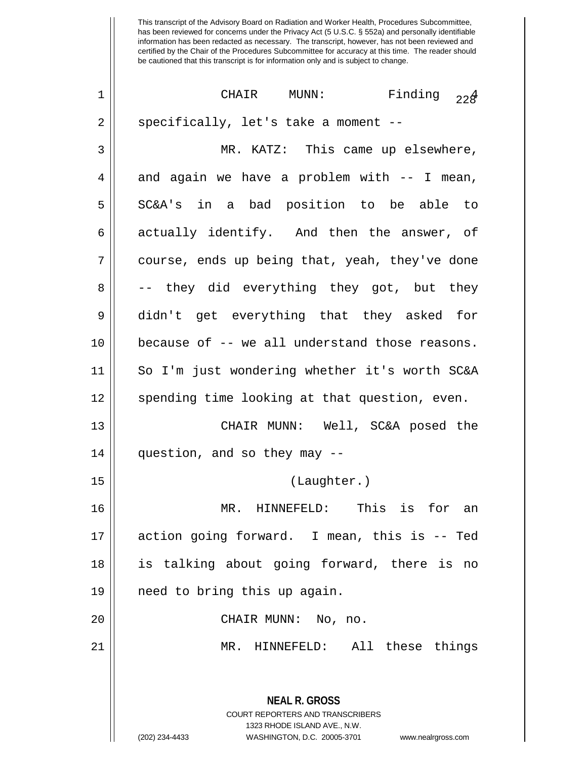This transcript of the Advisory Board on Radiation and Worker Health, Procedures Subcommittee, has been reviewed for concerns under the Privacy Act (5 U.S.C. § 552a) and personally identifiable information has been redacted as necessary. The transcript, however, has not been reviewed and certified by the Chair of the Procedures Subcommittee for accuracy at this time. The reader should be cautioned that this transcript is for information only and is subject to change.

CHAIR MUNN: Finding 4 specifically, let's take a moment --

MR. KATZ: This came up elsewhere, and again we have a problem with -- I mean, SC&A's in a bad position to be able to actually identify. And then the answer, of course, ends up being that, yeah, they've done -- they did everything they got, but they didn't get everything that they asked for because of -- we all understand those reasons. So I'm just wondering whether it's worth SC&A spending time looking at that question, even.

CHAIR MUNN: Well, SC&A posed the question, and so they may --

(Laughter.)

MR. HINNEFELD: This is for an action going forward. I mean, this is -- Ted is talking about going forward, there is no need to bring this up again.

CHAIR MUNN: No, no.

MR. HINNEFELD: All these things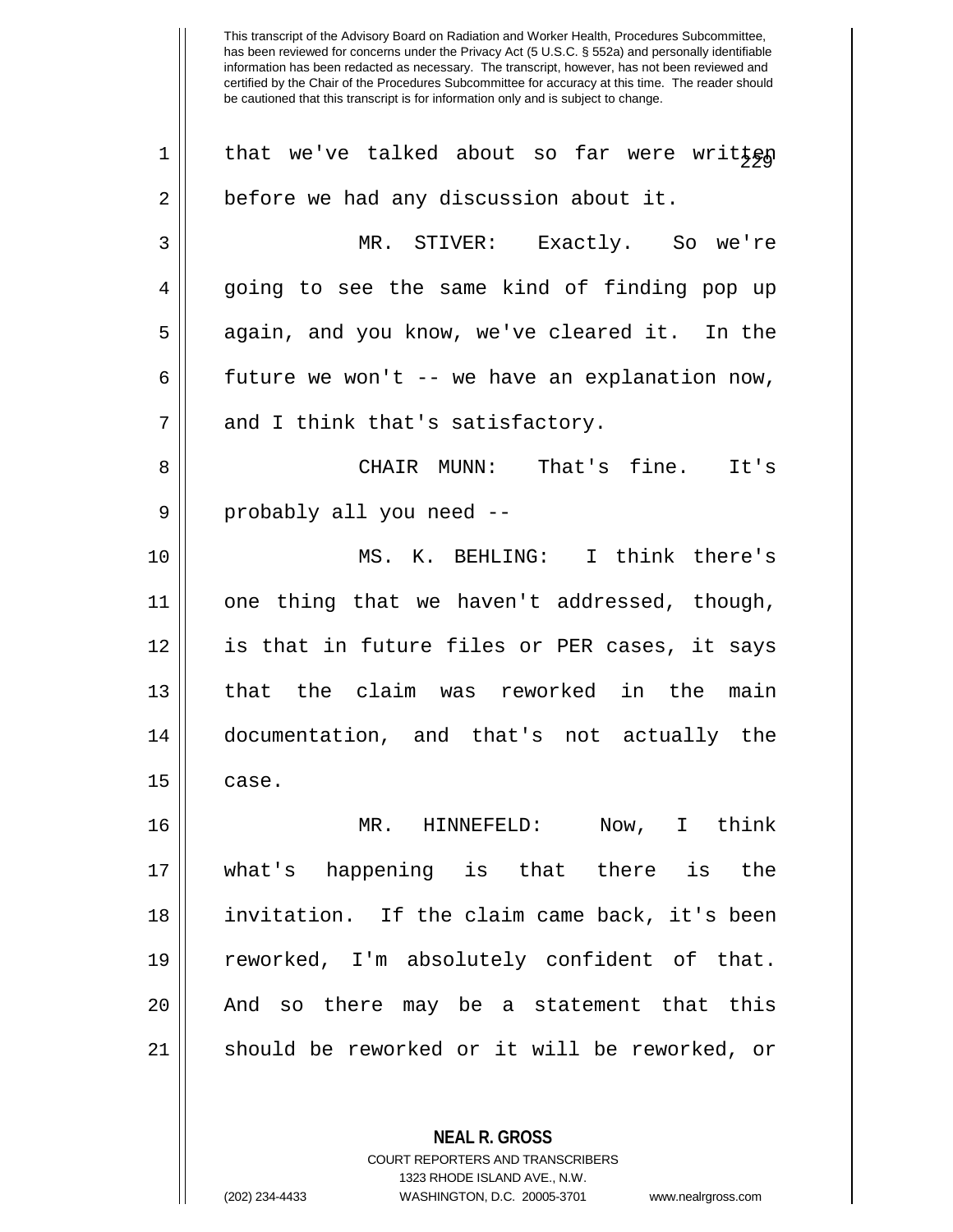that we've talked about so far were written before we had any discussion about it.

MR. STIVER: Exactly. So we're going to see the same kind of finding pop up again, and you know, we've cleared it. In the future we won't -- we have an explanation now, and I think that's satisfactory.

CHAIR MUNN: That's fine. It's probably all you need --

MS. K. BEHLING: I think there's one thing that we haven't addressed, though, is that in future files or PER cases, it says that the claim was reworked in the main documentation, and that's not actually the case.

MR. HINNEFELD: Now, I think what's happening is that there is the invitation. If the claim came back, it's been reworked, I'm absolutely confident of that. And so there may be a statement that this should be reworked or it will be reworked, or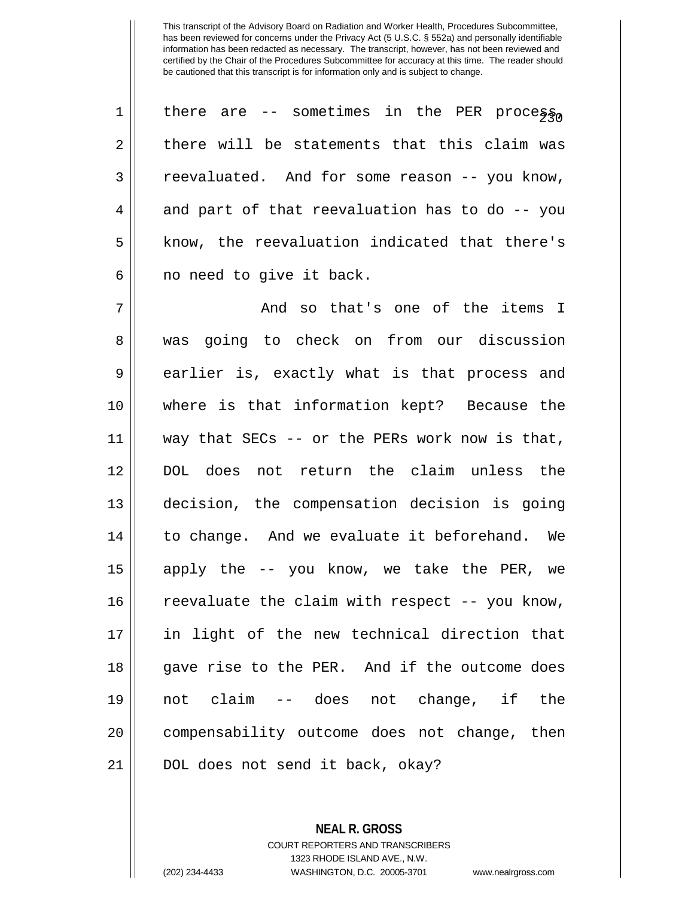This transcript of the Advisory Board on Radiation and Worker Health, Procedures Subcommittee, has been reviewed for concerns under the Privacy Act (5 U.S.C. § 552a) and personally identifiable information has been redacted as necessary. The transcript, however, has not been reviewed and certified by the Chair of the Procedures Subcommittee for accuracy at this time. The reader should be cautioned that this transcript is for information only and is subject to change.

there are -- sometimes in the PER process, there will be statements that this claim was reevaluated. And for some reason -- you know, and part of that reevaluation has to do -- you know, the reevaluation indicated that there's no need to give it back.

And so that's one of the items I was going to check on from our discussion earlier is, exactly what is that process and where is that information kept? Because the way that SECs -- or the PERs work now is that, DOL does not return the claim unless the decision, the compensation decision is going to change. And we evaluate it beforehand. We apply the -- you know, we take the PER, we reevaluate the claim with respect -- you know, in light of the new technical direction that gave rise to the PER. And if the outcome does not claim -- does not change, if the compensability outcome does not change, then DOL does not send it back, okay?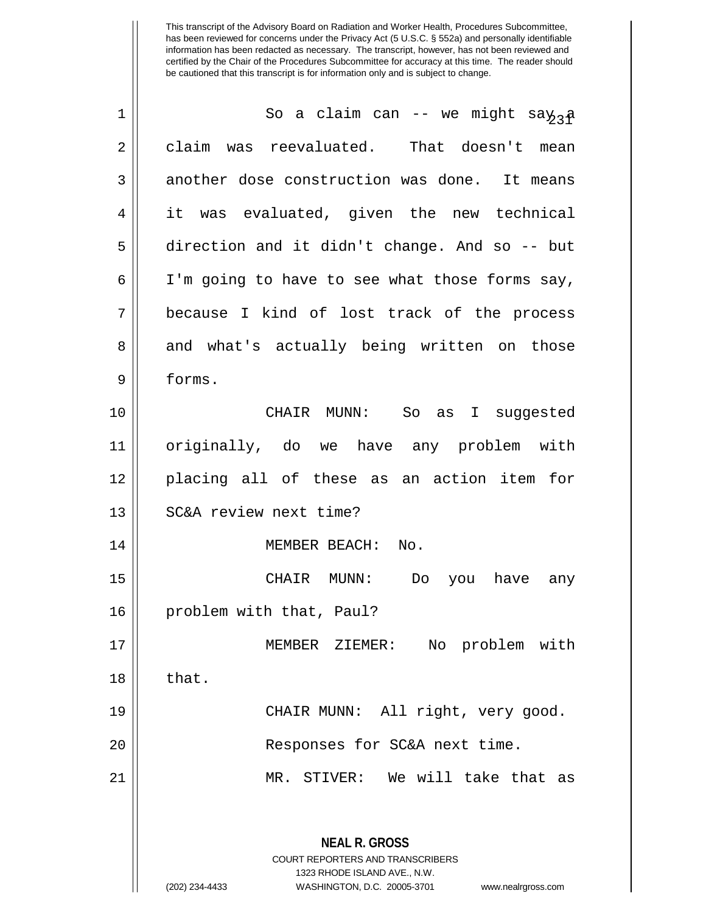This transcript of the Advisory Board on Radiation and Worker Health, Procedures Subcommittee, has been reviewed for concerns under the Privacy Act (5 U.S.C. § 552a) and personally identifiable information has been redacted as necessary. The transcript, however, has not been reviewed and certified by the Chair of the Procedures Subcommittee for accuracy at this time. The reader should be cautioned that this transcript is for information only and is subject to change.

So a claim can -- we might say a claim was reevaluated. That doesn't mean another dose construction was done. It means it was evaluated, given the new technical direction and it didn't change. And so -- but I'm going to have to see what those forms say, because I kind of lost track of the process and what's actually being written on those forms.

CHAIR MUNN: So as I suggested originally, do we have any problem with placing all of these as an action item for SC&A review next time?

MEMBER BEACH: No.

CHAIR MUNN: Do you have any problem with that, Paul?

MEMBER ZIEMER: No problem with that.

CHAIR MUNN: All right, very good.

Responses for SC&A next time.

MR. STIVER: We will take that as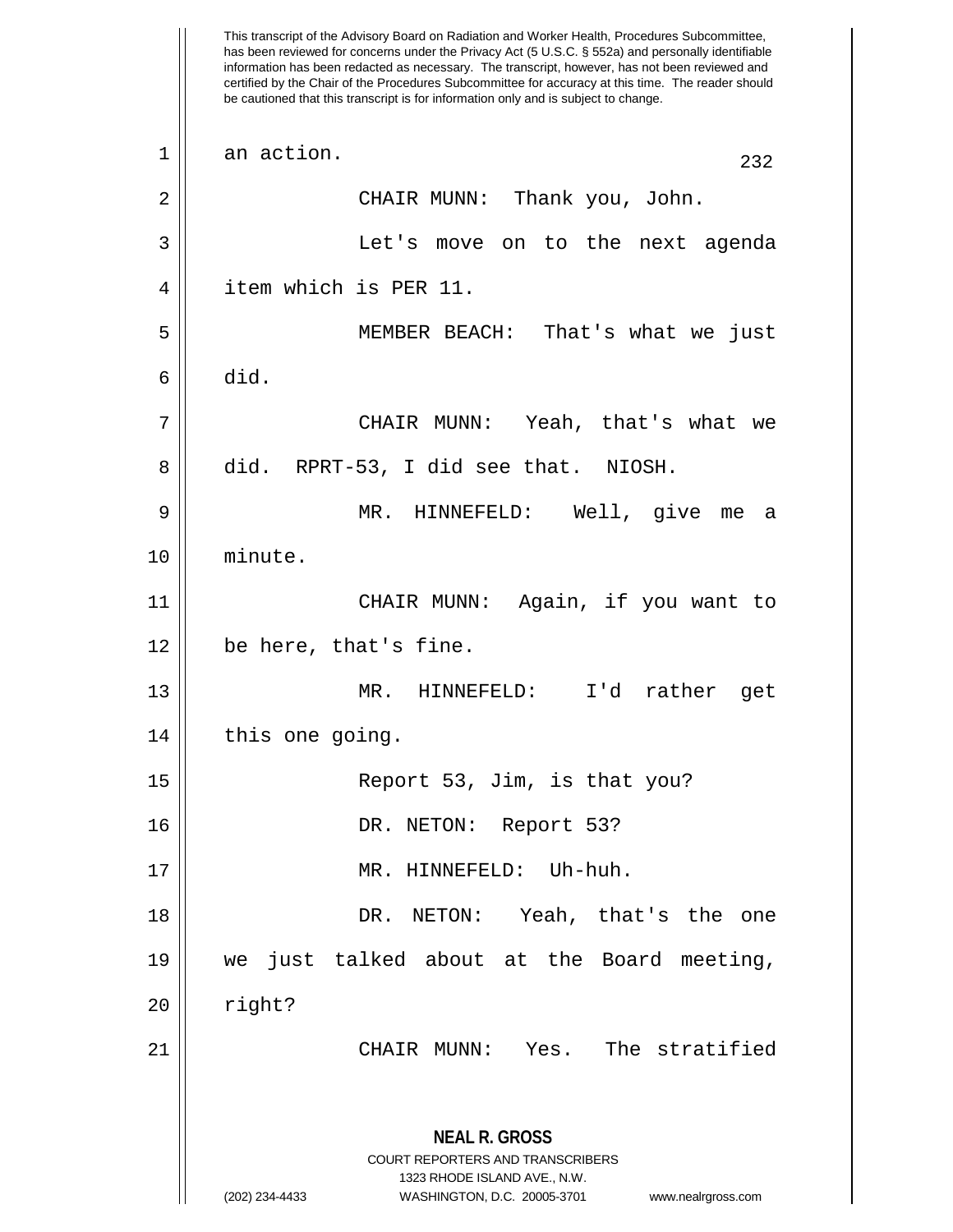This transcript of the Advisory Board on Radiation and Worker Health, Procedures Subcommittee, has been reviewed for concerns under the Privacy Act (5 U.S.C. § 552a) and personally identifiable information has been redacted as necessary. The transcript, however, has not been reviewed and certified by the Chair of the Procedures Subcommittee for accuracy at this time. The reader should be cautioned that this transcript is for information only and is subject to change.

an action.

CHAIR MUNN: Thank you, John.

Let's move on to the next agenda item which is PER 11.

MEMBER BEACH: That's what we just did.

CHAIR MUNN: Yeah, that's what we did. RPRT-53, I did see that. NIOSH.

MR. HINNEFELD: Well, give me a minute.

CHAIR MUNN: Again, if you want to be here, that's fine.

MR. HINNEFELD: I'd rather get this one going.

Report 53, Jim, is that you?

DR. NETON: Report 53?

MR. HINNEFELD: Uh-huh.

DR. NETON: Yeah, that's the one we just talked about at the Board meeting, right?

CHAIR MUNN: Yes. The stratified

**NEAL R. GROSS**
COURT REPORTERS AND TRANSCRIBERS
1323 RHODE ISLAND AVE., N.W.
(202) 234-4433 WASHINGTON, D.C. 20005-3701 www.nealrgross.com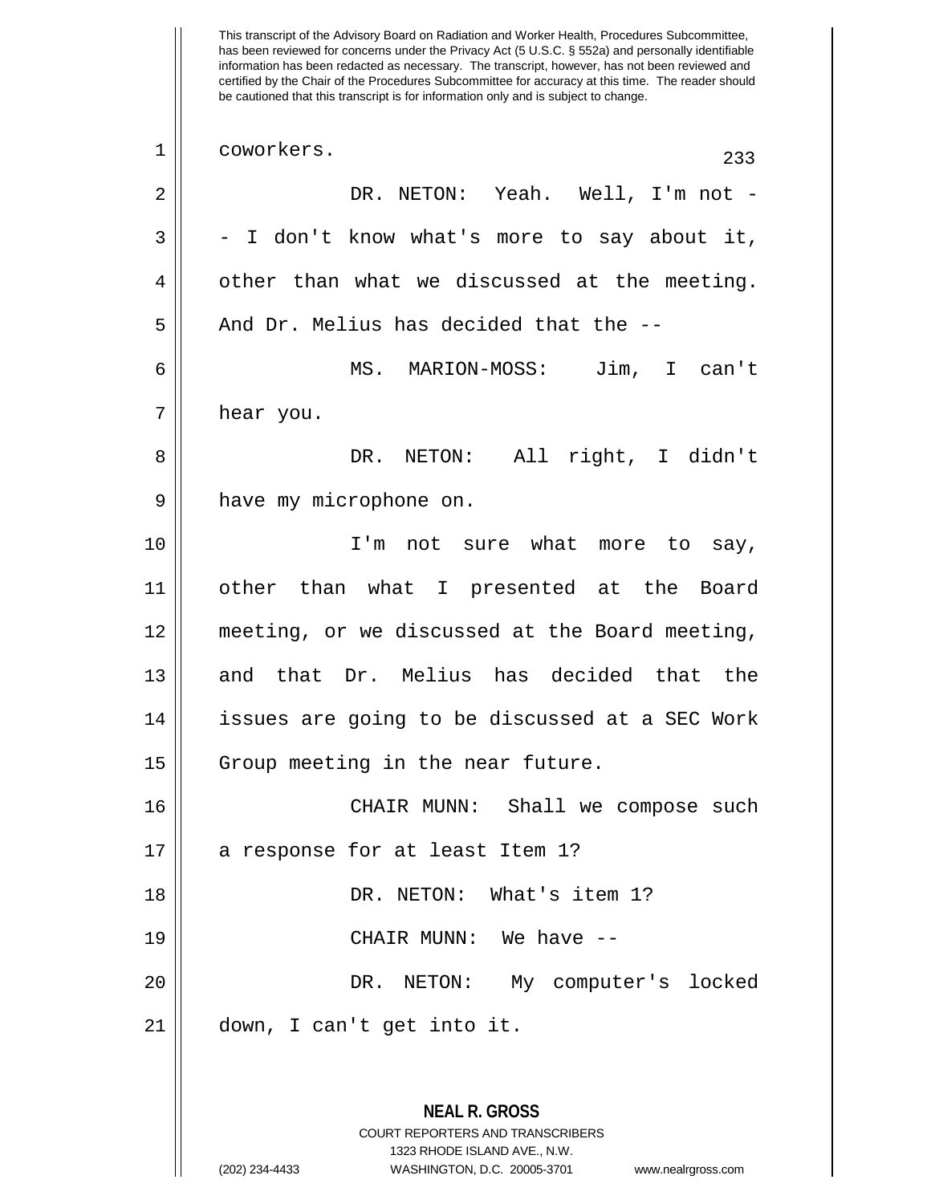This transcript of the Advisory Board on Radiation and Worker Health, Procedures Subcommittee, has been reviewed for concerns under the Privacy Act (5 U.S.C. § 552a) and personally identifiable information has been redacted as necessary. The transcript, however, has not been reviewed and certified by the Chair of the Procedures Subcommittee for accuracy at this time. The reader should be cautioned that this transcript is for information only and is subject to change.

coworkers.

DR. NETON: Yeah. Well, I'm not -- I don't know what's more to say about it, other than what we discussed at the meeting. And Dr. Melius has decided that the --

MS. MARION-MOSS: Jim, I can't hear you.

DR. NETON: All right, I didn't have my microphone on.

I'm not sure what more to say, other than what I presented at the Board meeting, or we discussed at the Board meeting, and that Dr. Melius has decided that the issues are going to be discussed at a SEC Work Group meeting in the near future.

CHAIR MUNN: Shall we compose such a response for at least Item 1?

DR. NETON: What's item 1?

CHAIR MUNN: We have --

DR. NETON: My computer's locked down, I can't get into it.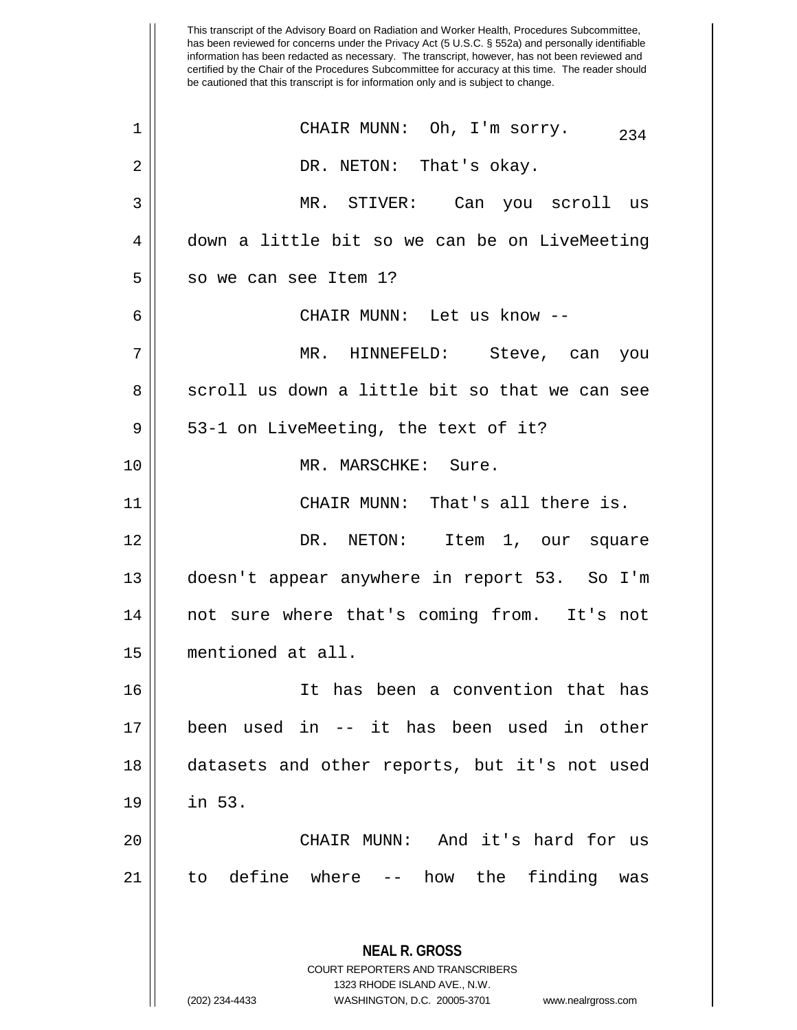This transcript of the Advisory Board on Radiation and Worker Health, Procedures Subcommittee, has been reviewed for concerns under the Privacy Act (5 U.S.C. § 552a) and personally identifiable information has been redacted as necessary. The transcript, however, has not been reviewed and certified by the Chair of the Procedures Subcommittee for accuracy at this time. The reader should be cautioned that this transcript is for information only and is subject to change.

CHAIR MUNN: Oh, I'm sorry.

DR. NETON: That's okay.

MR. STIVER: Can you scroll us down a little bit so we can be on LiveMeeting so we can see Item 1?

CHAIR MUNN: Let us know --

MR. HINNEFELD: Steve, can you scroll us down a little bit so that we can see 53-1 on LiveMeeting, the text of it?

MR. MARSCHKE: Sure.

CHAIR MUNN: That's all there is.

DR. NETON: Item 1, our square doesn't appear anywhere in report 53. So I'm not sure where that's coming from. It's not mentioned at all.

It has been a convention that has been used in -- it has been used in other datasets and other reports, but it's not used in 53.

CHAIR MUNN: And it's hard for us to define where -- how the finding was

**NEAL R. GROSS**
COURT REPORTERS AND TRANSCRIBERS
1323 RHODE ISLAND AVE., N.W.
(202) 234-4433 WASHINGTON, D.C. 20005-3701 www.nealrgross.com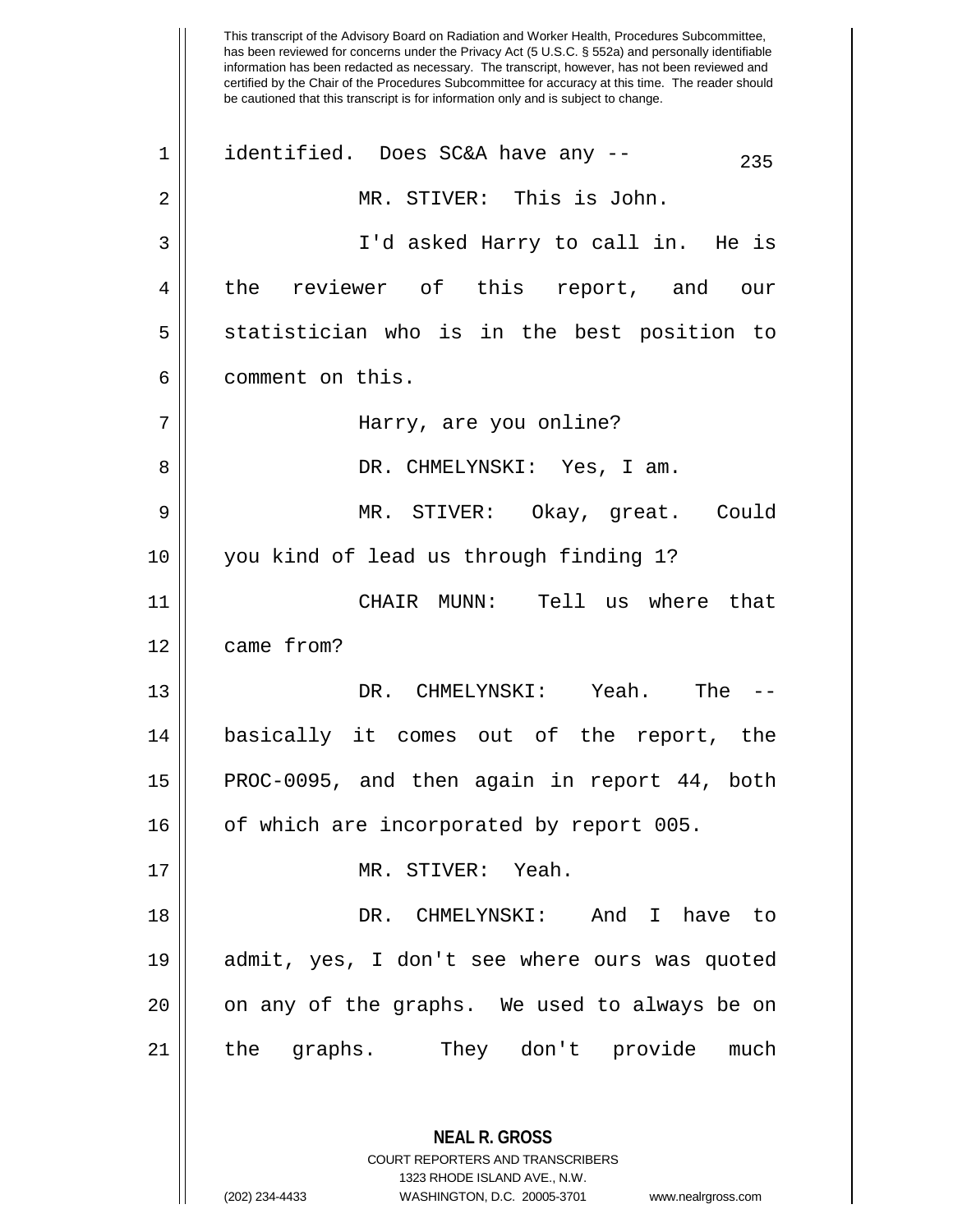identified. Does SC&A have any --

MR. STIVER: This is John.

I'd asked Harry to call in. He is the reviewer of this report, and our statistician who is in the best position to comment on this.

Harry, are you online?

DR. CHMELYNSKI: Yes, I am.

MR. STIVER: Okay, great. Could you kind of lead us through finding 1?

CHAIR MUNN: Tell us where that came from?

DR. CHMELYNSKI: Yeah. The -- basically it comes out of the report, the PROC-0095, and then again in report 44, both of which are incorporated by report 005.

MR. STIVER: Yeah.

DR. CHMELYNSKI: And I have to admit, yes, I don't see where ours was quoted on any of the graphs. We used to always be on the graphs. They don't provide much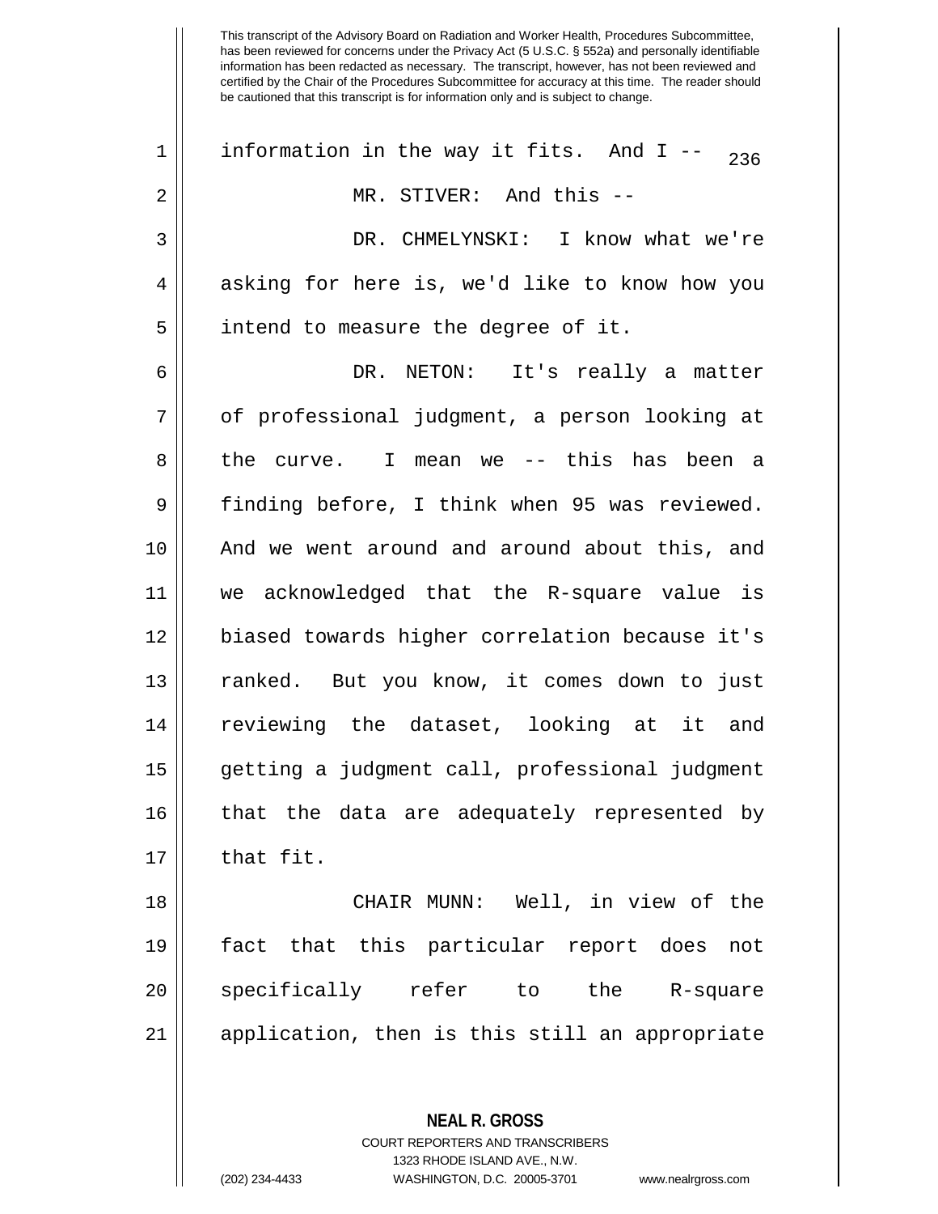This transcript of the Advisory Board on Radiation and Worker Health, Procedures Subcommittee, has been reviewed for concerns under the Privacy Act (5 U.S.C. § 552a) and personally identifiable information has been redacted as necessary. The transcript, however, has not been reviewed and certified by the Chair of the Procedures Subcommittee for accuracy at this time. The reader should be cautioned that this transcript is for information only and is subject to change.

information in the way it fits. And I --

MR. STIVER: And this --

DR. CHMELYNSKI: I know what we're asking for here is, we'd like to know how you intend to measure the degree of it.

DR. NETON: It's really a matter of professional judgment, a person looking at the curve. I mean we -- this has been a finding before, I think when 95 was reviewed. And we went around and around about this, and we acknowledged that the R-square value is biased towards higher correlation because it's ranked. But you know, it comes down to just reviewing the dataset, looking at it and getting a judgment call, professional judgment that the data are adequately represented by that fit.

CHAIR MUNN: Well, in view of the fact that this particular report does not specifically refer to the R-square application, then is this still an appropriate

**NEAL R. GROSS**
COURT REPORTERS AND TRANSCRIBERS
1323 RHODE ISLAND AVE., N.W.
(202) 234-4433 WASHINGTON, D.C. 20005-3701 www.nealrgross.com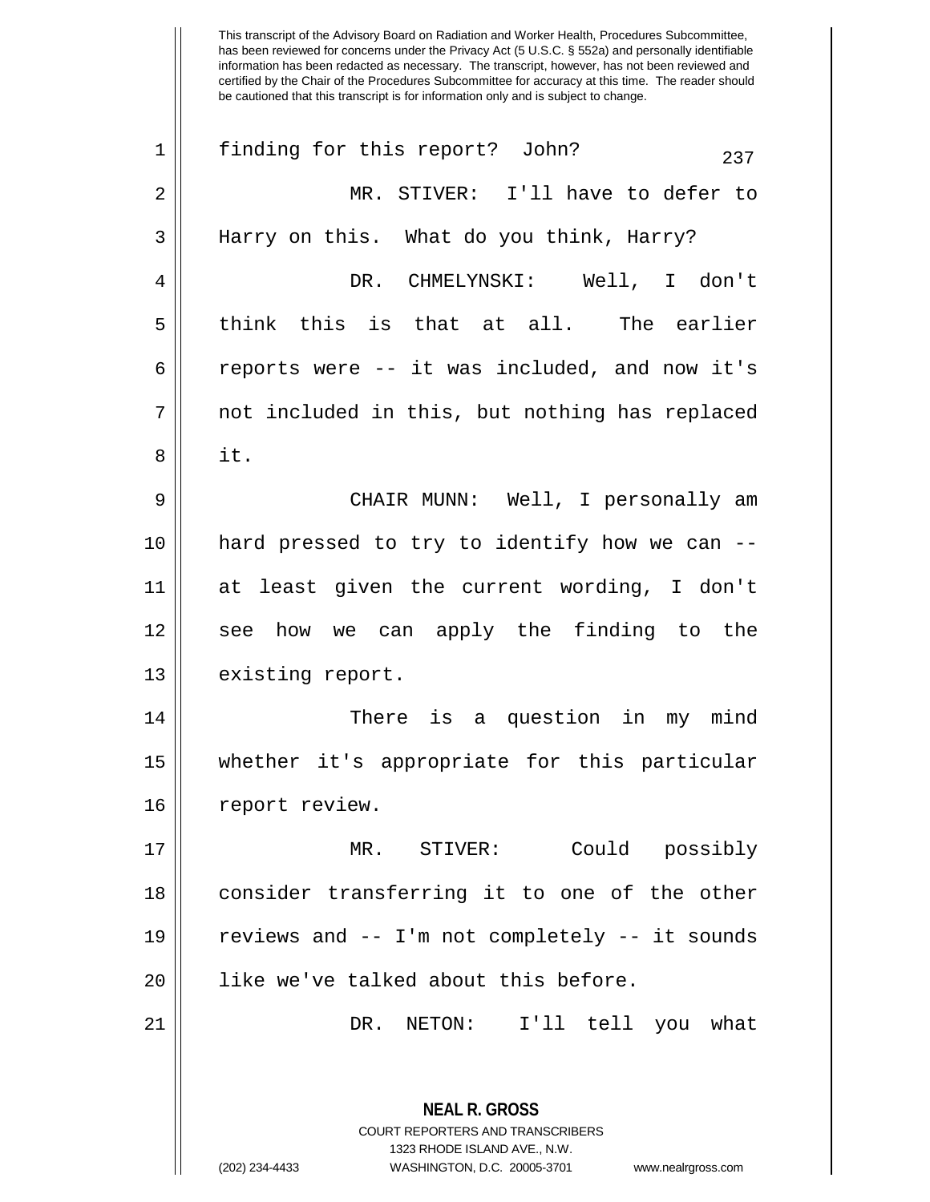finding for this report? John?

MR. STIVER: I'll have to defer to Harry on this. What do you think, Harry?

DR. CHMELYNSKI: Well, I don't think this is that at all. The earlier reports were -- it was included, and now it's not included in this, but nothing has replaced it.

CHAIR MUNN: Well, I personally am hard pressed to try to identify how we can -- at least given the current wording, I don't see how we can apply the finding to the existing report.

There is a question in my mind whether it's appropriate for this particular report review.

MR. STIVER: Could possibly consider transferring it to one of the other reviews and -- I'm not completely -- it sounds like we've talked about this before.

DR. NETON: I'll tell you what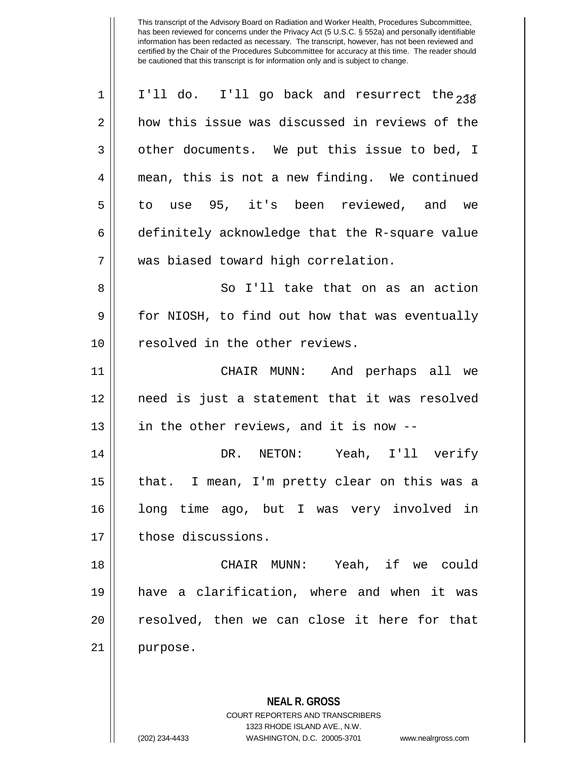This transcript of the Advisory Board on Radiation and Worker Health, Procedures Subcommittee, has been reviewed for concerns under the Privacy Act (5 U.S.C. § 552a) and personally identifiable information has been redacted as necessary. The transcript, however, has not been reviewed and certified by the Chair of the Procedures Subcommittee for accuracy at this time. The reader should be cautioned that this transcript is for information only and is subject to change.

I'll do. I'll go back and resurrect the -- how this issue was discussed in reviews of the other documents. We put this issue to bed, I mean, this is not a new finding. We continued to use 95, it's been reviewed, and we definitely acknowledge that the R-square value was biased toward high correlation.

So I'll take that on as an action for NIOSH, to find out how that was eventually resolved in the other reviews.

CHAIR MUNN: And perhaps all we need is just a statement that it was resolved in the other reviews, and it is now --

DR. NETON: Yeah, I'll verify that. I mean, I'm pretty clear on this was a long time ago, but I was very involved in those discussions.

CHAIR MUNN: Yeah, if we could have a clarification, where and when it was resolved, then we can close it here for that purpose.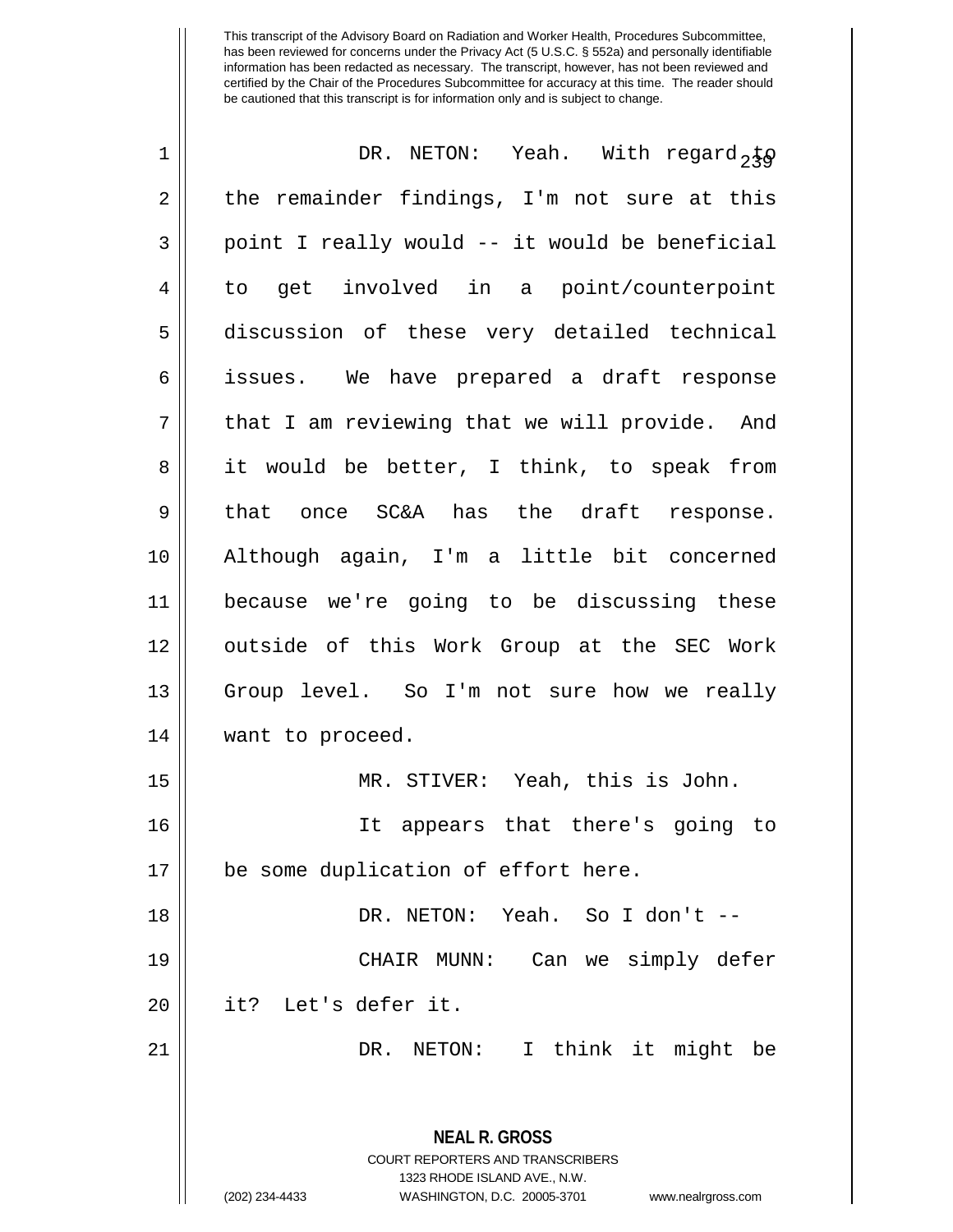DR. NETON: Yeah. With regard to the remainder findings, I'm not sure at this point I really would -- it would be beneficial to get involved in a point/counterpoint discussion of these very detailed technical issues. We have prepared a draft response that I am reviewing that we will provide. And it would be better, I think, to speak from that once SC&A has the draft response. Although again, I'm a little bit concerned because we're going to be discussing these outside of this Work Group at the SEC Work Group level. So I'm not sure how we really want to proceed.

MR. STIVER: Yeah, this is John.

It appears that there's going to be some duplication of effort here.

DR. NETON: Yeah. So I don't --

CHAIR MUNN: Can we simply defer it? Let's defer it.

DR. NETON: I think it might be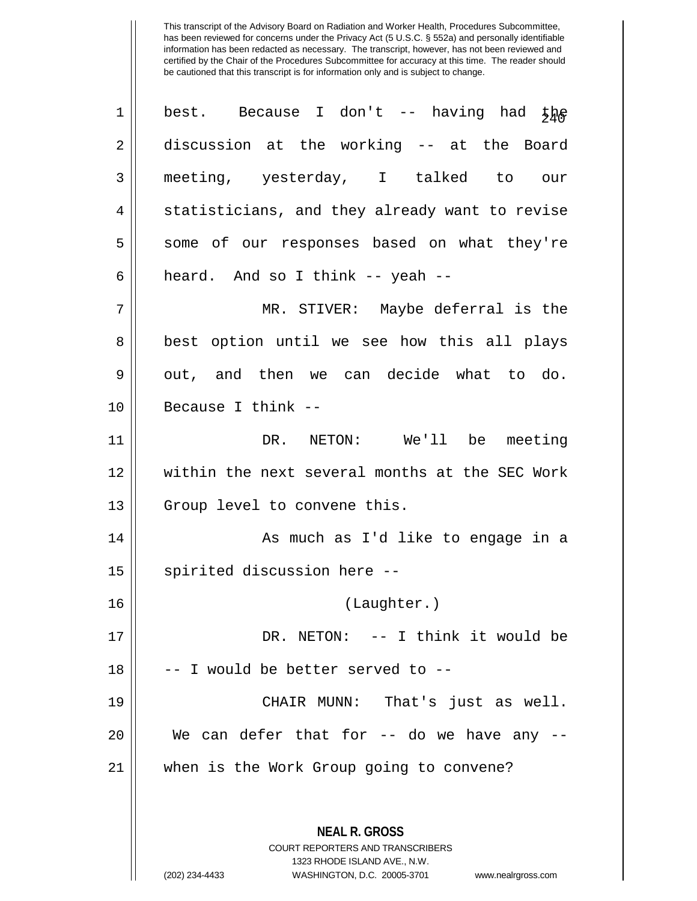best. Because I don't -- having had the discussion at the working -- at the Board meeting, yesterday, I talked to our statisticians, and they already want to revise some of our responses based on what they're heard. And so I think -- yeah --

MR. STIVER: Maybe deferral is the best option until we see how this all plays out, and then we can decide what to do. Because I think --

DR. NETON: We'll be meeting within the next several months at the SEC Work Group level to convene this.

As much as I'd like to engage in a spirited discussion here --

(Laughter.)

DR. NETON: -- I think it would be -- I would be better served to --

CHAIR MUNN: That's just as well. We can defer that for -- do we have any -- when is the Work Group going to convene?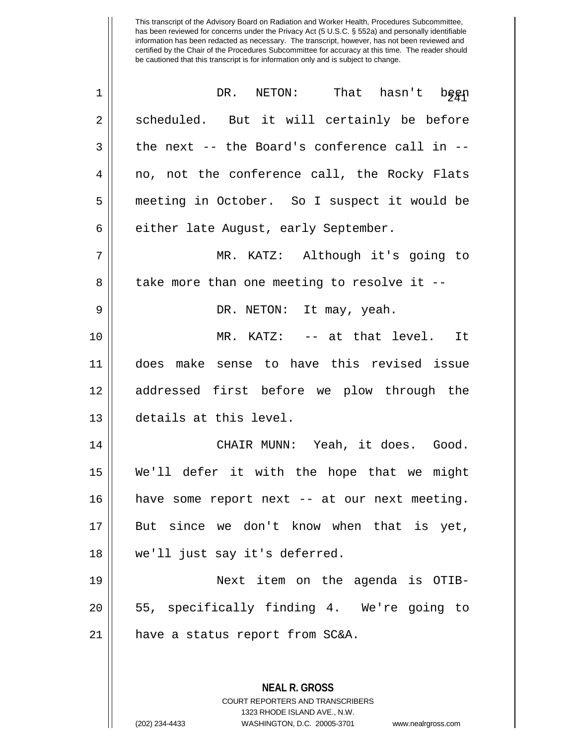This transcript of the Advisory Board on Radiation and Worker Health, Procedures Subcommittee, has been reviewed for concerns under the Privacy Act (5 U.S.C. § 552a) and personally identifiable information has been redacted as necessary. The transcript, however, has not been reviewed and certified by the Chair of the Procedures Subcommittee for accuracy at this time. The reader should be cautioned that this transcript is for information only and is subject to change.

DR. NETON: That hasn't been scheduled. But it will certainly be before the next -- the Board's conference call in -- no, not the conference call, the Rocky Flats meeting in October. So I suspect it would be either late August, early September.

MR. KATZ: Although it's going to take more than one meeting to resolve it --

DR. NETON: It may, yeah.

MR. KATZ: -- at that level. It does make sense to have this revised issue addressed first before we plow through the details at this level.

CHAIR MUNN: Yeah, it does. Good. We'll defer it with the hope that we might have some report next -- at our next meeting. But since we don't know when that is yet, we'll just say it's deferred.

Next item on the agenda is OTIB-55, specifically finding 4. We're going to have a status report from SC&A.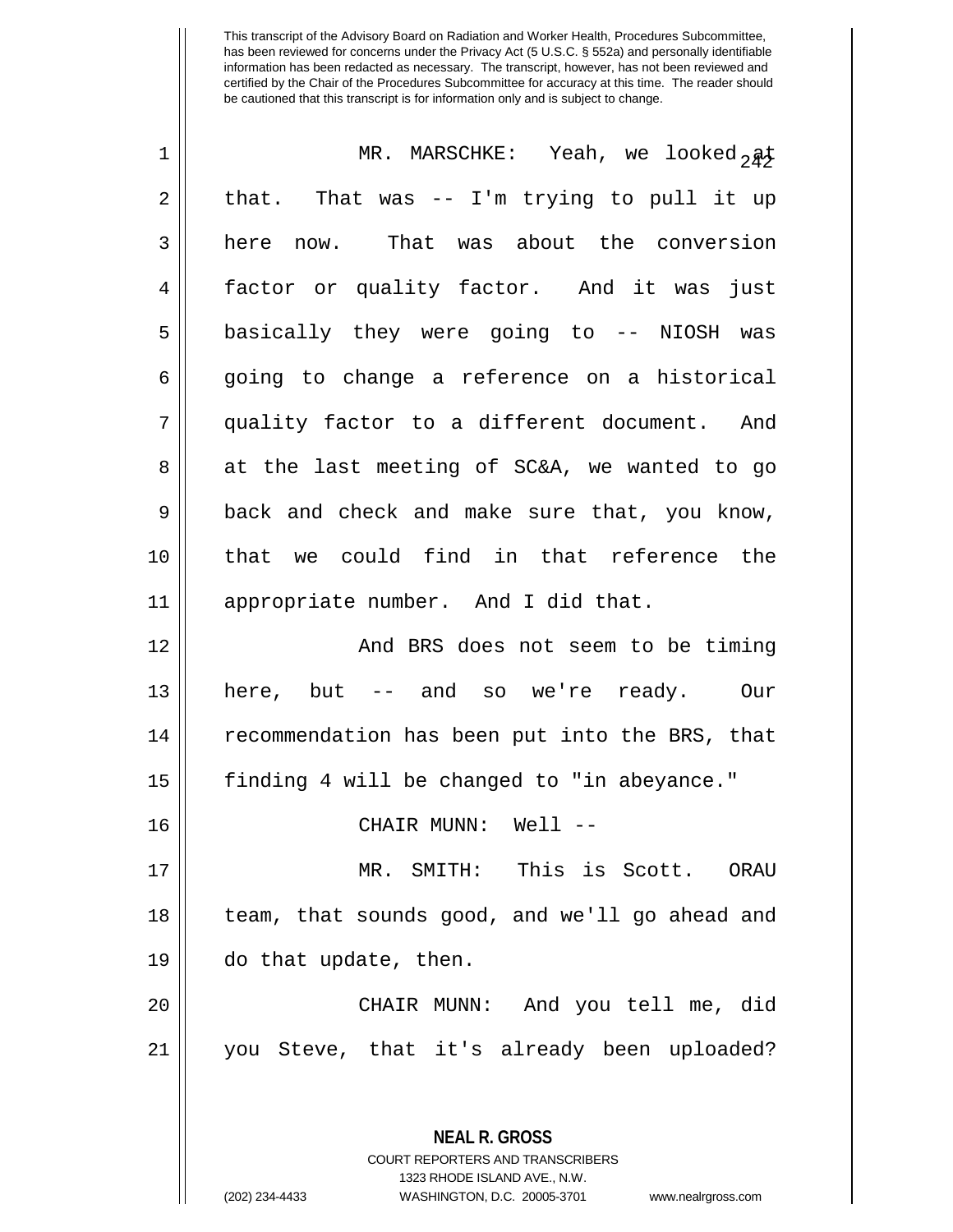This transcript of the Advisory Board on Radiation and Worker Health, Procedures Subcommittee, has been reviewed for concerns under the Privacy Act (5 U.S.C. § 552a) and personally identifiable information has been redacted as necessary. The transcript, however, has not been reviewed and certified by the Chair of the Procedures Subcommittee for accuracy at this time. The reader should be cautioned that this transcript is for information only and is subject to change.

MR. MARSCHKE: Yeah, we looked at that. That was -- I'm trying to pull it up here now. That was about the conversion factor or quality factor. And it was just basically they were going to -- NIOSH was going to change a reference on a historical quality factor to a different document. And at the last meeting of SC&A, we wanted to go back and check and make sure that, you know, that we could find in that reference the appropriate number. And I did that.

And BRS does not seem to be timing here, but -- and so we're ready. Our recommendation has been put into the BRS, that finding 4 will be changed to "in abeyance."

CHAIR MUNN: Well --

MR. SMITH: This is Scott. ORAU team, that sounds good, and we'll go ahead and do that update, then.

CHAIR MUNN: And you tell me, did you Steve, that it's already been uploaded?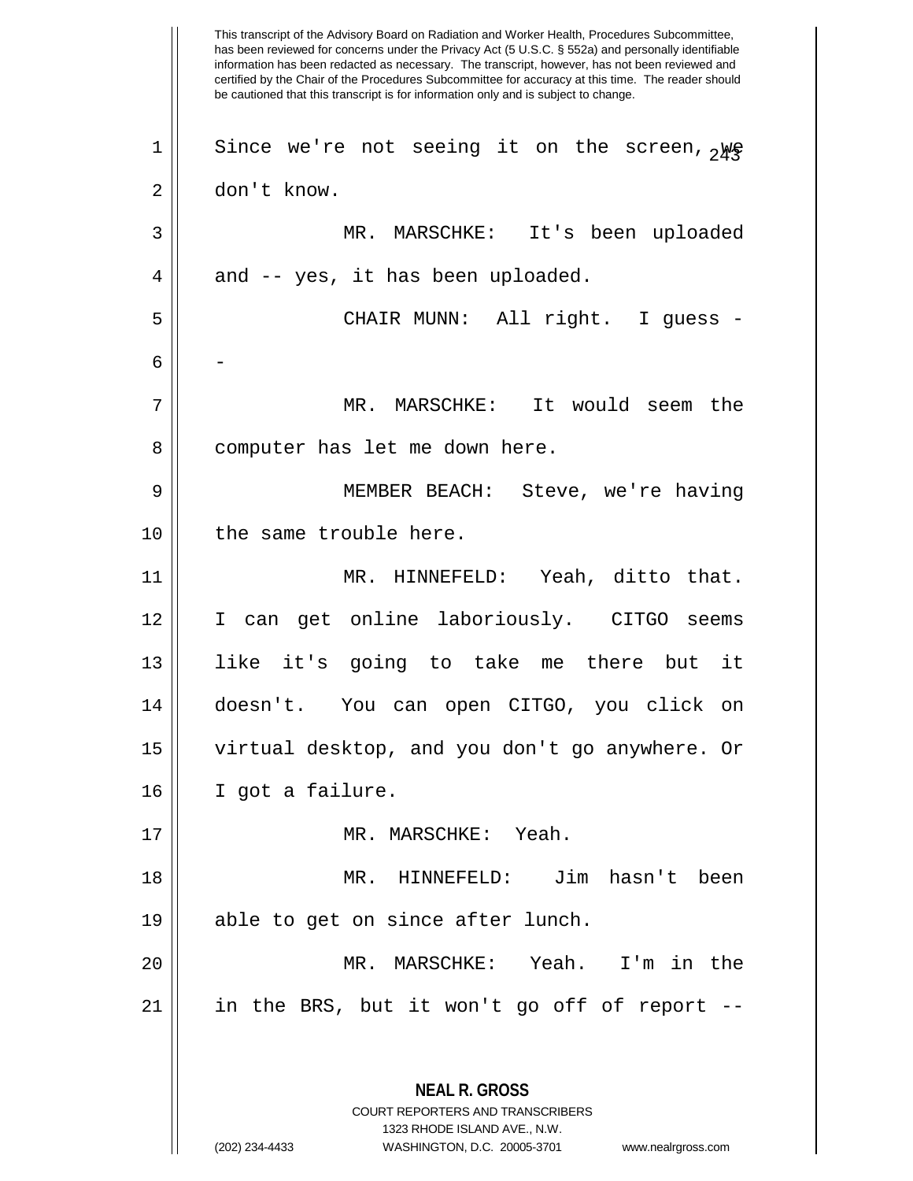Since we're not seeing it on the screen, we don't know.

MR. MARSCHKE: It's been uploaded and -- yes, it has been uploaded.

CHAIR MUNN: All right. I guess --

MR. MARSCHKE: It would seem the computer has let me down here.

MEMBER BEACH: Steve, we're having the same trouble here.

MR. HINNEFELD: Yeah, ditto that. I can get online laboriously. CITGO seems like it's going to take me there but it doesn't. You can open CITGO, you click on virtual desktop, and you don't go anywhere. Or I got a failure.

MR. MARSCHKE: Yeah.

MR. HINNEFELD: Jim hasn't been able to get on since after lunch.

MR. MARSCHKE: Yeah. I'm in the in the BRS, but it won't go off of report --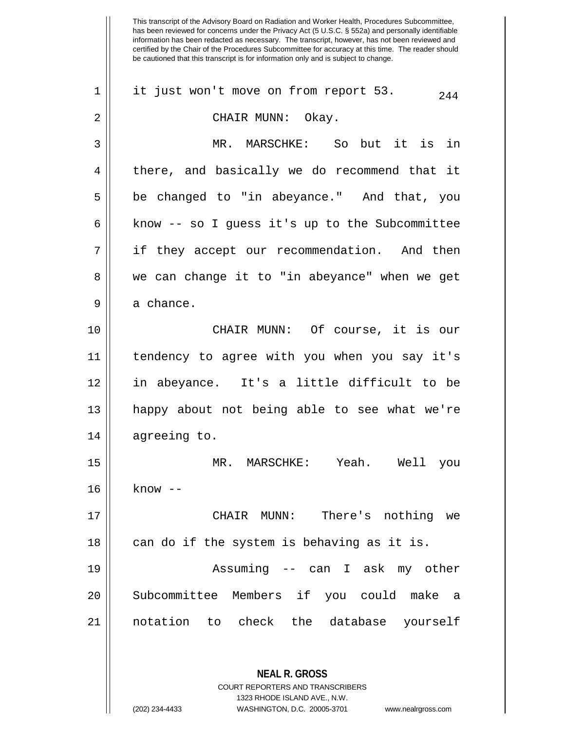This transcript of the Advisory Board on Radiation and Worker Health, Procedures Subcommittee, has been reviewed for concerns under the Privacy Act (5 U.S.C. § 552a) and personally identifiable information has been redacted as necessary. The transcript, however, has not been reviewed and certified by the Chair of the Procedures Subcommittee for accuracy at this time. The reader should be cautioned that this transcript is for information only and is subject to change.

it just won't move on from report 53.

CHAIR MUNN: Okay.

MR. MARSCHKE: So but it is in there, and basically we do recommend that it be changed to "in abeyance." And that, you know -- so I guess it's up to the Subcommittee if they accept our recommendation. And then we can change it to "in abeyance" when we get a chance.

CHAIR MUNN: Of course, it is our tendency to agree with you when you say it's in abeyance. It's a little difficult to be happy about not being able to see what we're agreeing to.

MR. MARSCHKE: Yeah. Well you know --

CHAIR MUNN: There's nothing we can do if the system is behaving as it is.

Assuming -- can I ask my other Subcommittee Members if you could make a notation to check the database yourself

**NEAL R. GROSS**
COURT REPORTERS AND TRANSCRIBERS
1323 RHODE ISLAND AVE., N.W.
(202) 234-4433 WASHINGTON, D.C. 20005-3701 www.nealrgross.com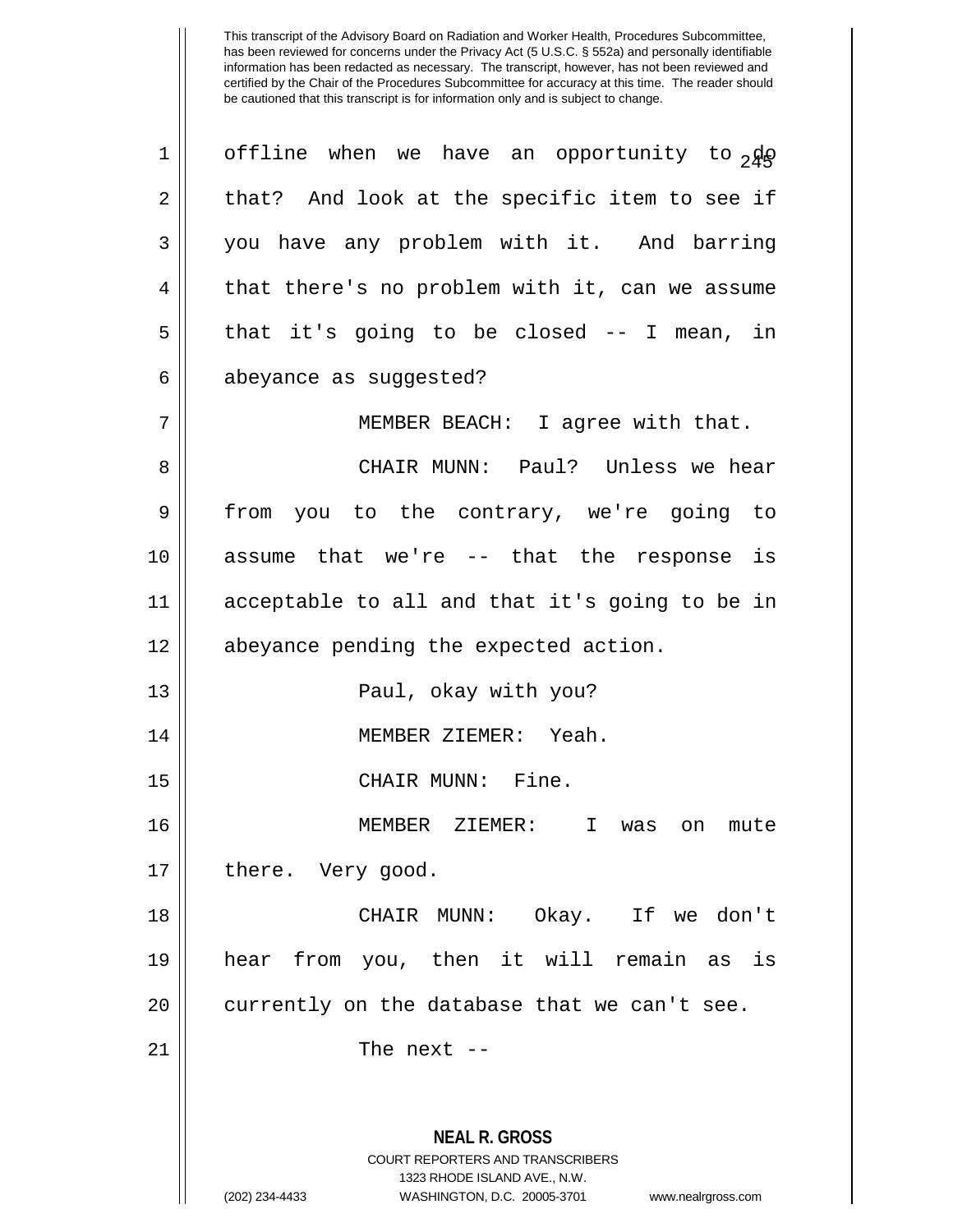offline when we have an opportunity to do that? And look at the specific item to see if you have any problem with it. And barring that there's no problem with it, can we assume that it's going to be closed -- I mean, in abeyance as suggested?

MEMBER BEACH: I agree with that.

CHAIR MUNN: Paul? Unless we hear from you to the contrary, we're going to assume that we're -- that the response is acceptable to all and that it's going to be in abeyance pending the expected action.

Paul, okay with you?

MEMBER ZIEMER: Yeah.

CHAIR MUNN: Fine.

MEMBER ZIEMER: I was on mute there. Very good.

CHAIR MUNN: Okay. If we don't hear from you, then it will remain as is currently on the database that we can't see.

The next --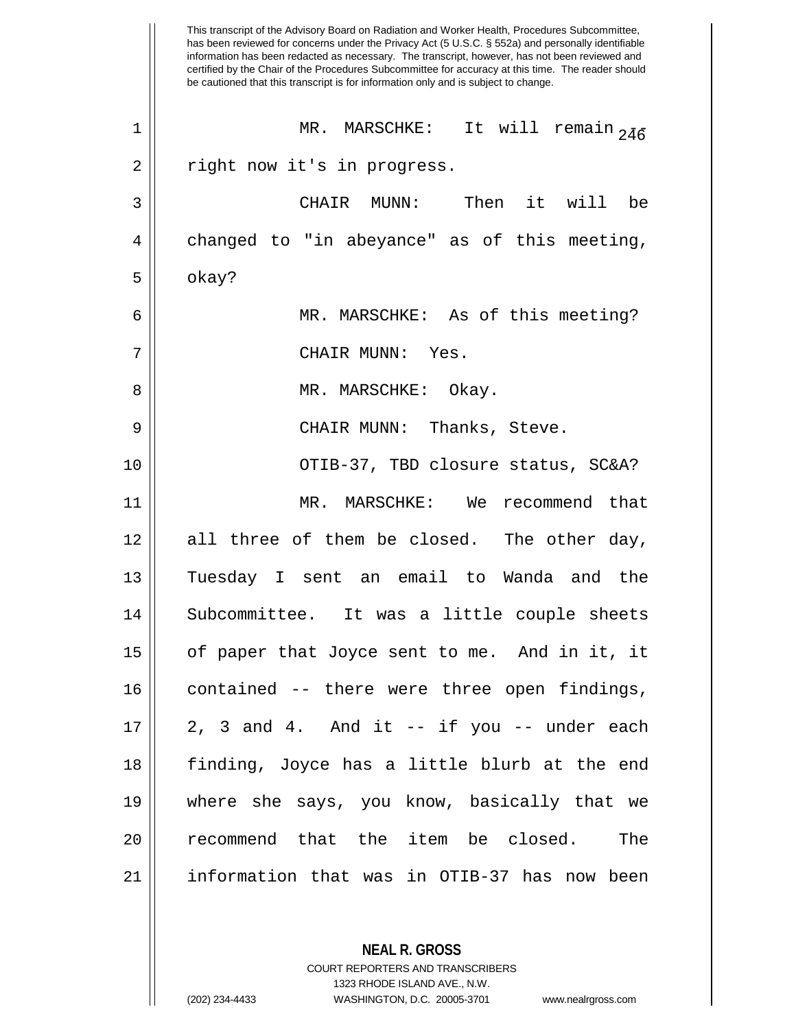MR. MARSCHKE: It will remain -- right now it's in progress.

CHAIR MUNN: Then it will be changed to "in abeyance" as of this meeting, okay?

MR. MARSCHKE: As of this meeting?

CHAIR MUNN: Yes.

MR. MARSCHKE: Okay.

CHAIR MUNN: Thanks, Steve.

OTIB-37, TBD closure status, SC&A?

MR. MARSCHKE: We recommend that all three of them be closed. The other day, Tuesday I sent an email to Wanda and the Subcommittee. It was a little couple sheets of paper that Joyce sent to me. And in it, it contained -- there were three open findings, 2, 3 and 4. And it -- if you -- under each finding, Joyce has a little blurb at the end where she says, you know, basically that we recommend that the item be closed. The information that was in OTIB-37 has now been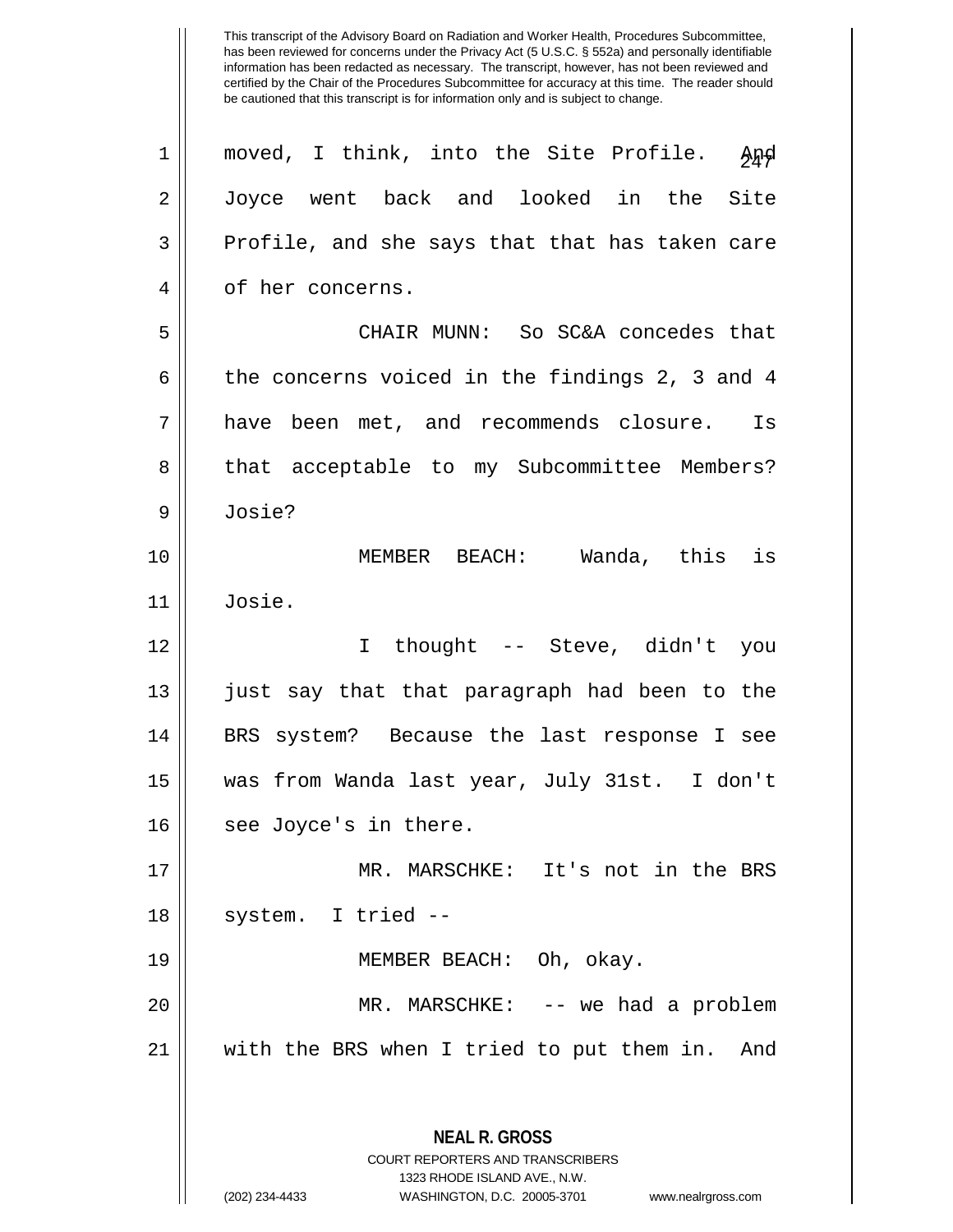moved, I think, into the Site Profile. And Joyce went back and looked in the Site Profile, and she says that that has taken care of her concerns.

CHAIR MUNN: So SC&A concedes that the concerns voiced in the findings 2, 3 and 4 have been met, and recommends closure. Is that acceptable to my Subcommittee Members? Josie?

MEMBER BEACH: Wanda, this is Josie.

I thought -- Steve, didn't you just say that that paragraph had been to the BRS system? Because the last response I see was from Wanda last year, July 31st. I don't see Joyce's in there.

MR. MARSCHKE: It's not in the BRS system. I tried --

MEMBER BEACH: Oh, okay.

MR. MARSCHKE: -- we had a problem with the BRS when I tried to put them in. And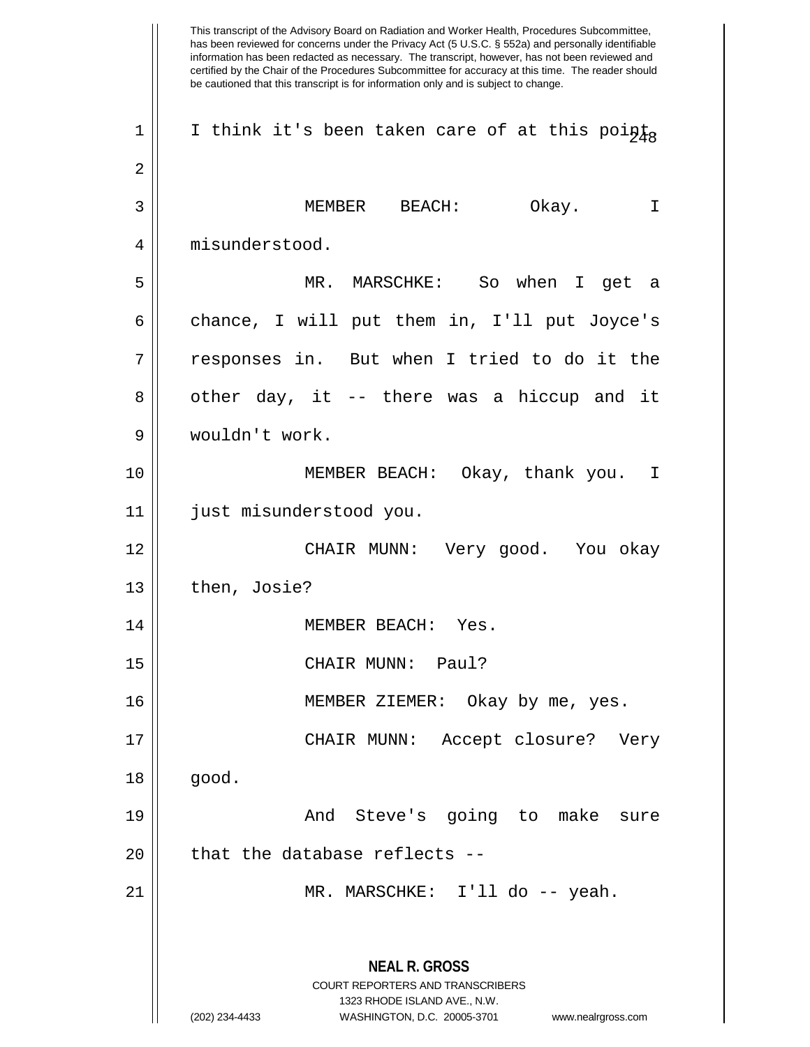This transcript of the Advisory Board on Radiation and Worker Health, Procedures Subcommittee, has been reviewed for concerns under the Privacy Act (5 U.S.C. § 552a) and personally identifiable information has been redacted as necessary. The transcript, however, has not been reviewed and certified by the Chair of the Procedures Subcommittee for accuracy at this time. The reader should be cautioned that this transcript is for information only and is subject to change.

I think it's been taken care of at this point.

MEMBER BEACH: Okay. I misunderstood.

MR. MARSCHKE: So when I get a chance, I will put them in, I'll put Joyce's responses in. But when I tried to do it the other day, it -- there was a hiccup and it wouldn't work.

MEMBER BEACH: Okay, thank you. I just misunderstood you.

CHAIR MUNN: Very good. You okay then, Josie?

MEMBER BEACH: Yes.

CHAIR MUNN: Paul?

MEMBER ZIEMER: Okay by me, yes.

CHAIR MUNN: Accept closure? Very good.

And Steve's going to make sure that the database reflects --

MR. MARSCHKE: I'll do -- yeah.

**NEAL R. GROSS**
COURT REPORTERS AND TRANSCRIBERS
1323 RHODE ISLAND AVE., N.W.
(202) 234-4433 WASHINGTON, D.C. 20005-3701 www.nealrgross.com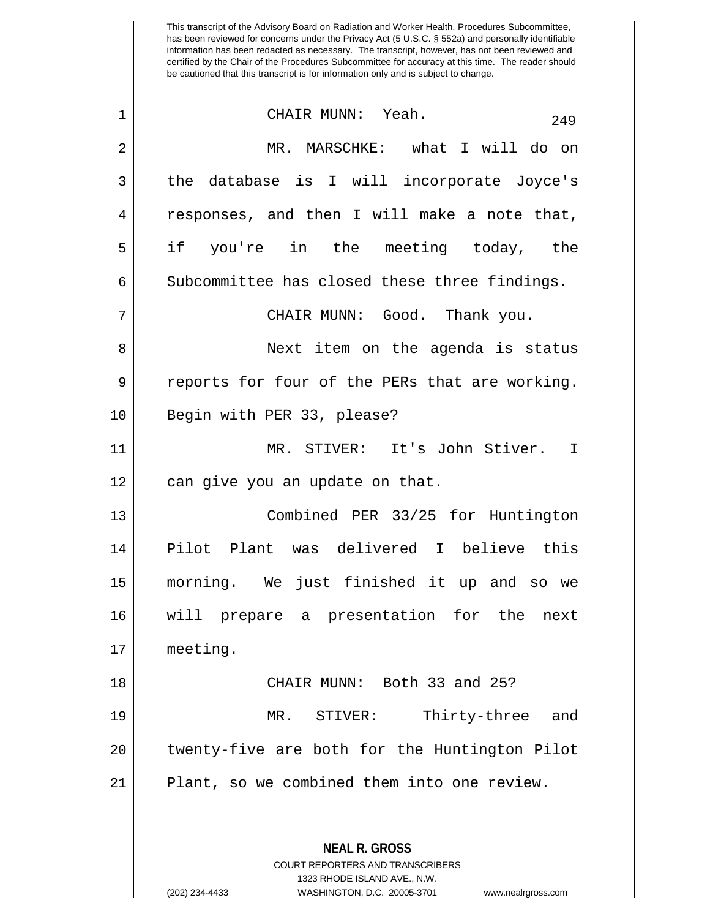This transcript of the Advisory Board on Radiation and Worker Health, Procedures Subcommittee, has been reviewed for concerns under the Privacy Act (5 U.S.C. § 552a) and personally identifiable information has been redacted as necessary. The transcript, however, has not been reviewed and certified by the Chair of the Procedures Subcommittee for accuracy at this time. The reader should be cautioned that this transcript is for information only and is subject to change.

CHAIR MUNN: Yeah.

MR. MARSCHKE: what I will do on the database is I will incorporate Joyce's responses, and then I will make a note that, if you're in the meeting today, the Subcommittee has closed these three findings.

CHAIR MUNN: Good. Thank you.

Next item on the agenda is status reports for four of the PERs that are working. Begin with PER 33, please?

MR. STIVER: It's John Stiver. I can give you an update on that.

Combined PER 33/25 for Huntington Pilot Plant was delivered I believe this morning. We just finished it up and so we will prepare a presentation for the next meeting.

CHAIR MUNN: Both 33 and 25?

MR. STIVER: Thirty-three and twenty-five are both for the Huntington Pilot Plant, so we combined them into one review.

**NEAL R. GROSS**
COURT REPORTERS AND TRANSCRIBERS
1323 RHODE ISLAND AVE., N.W.
(202) 234-4433 WASHINGTON, D.C. 20005-3701 www.nealrgross.com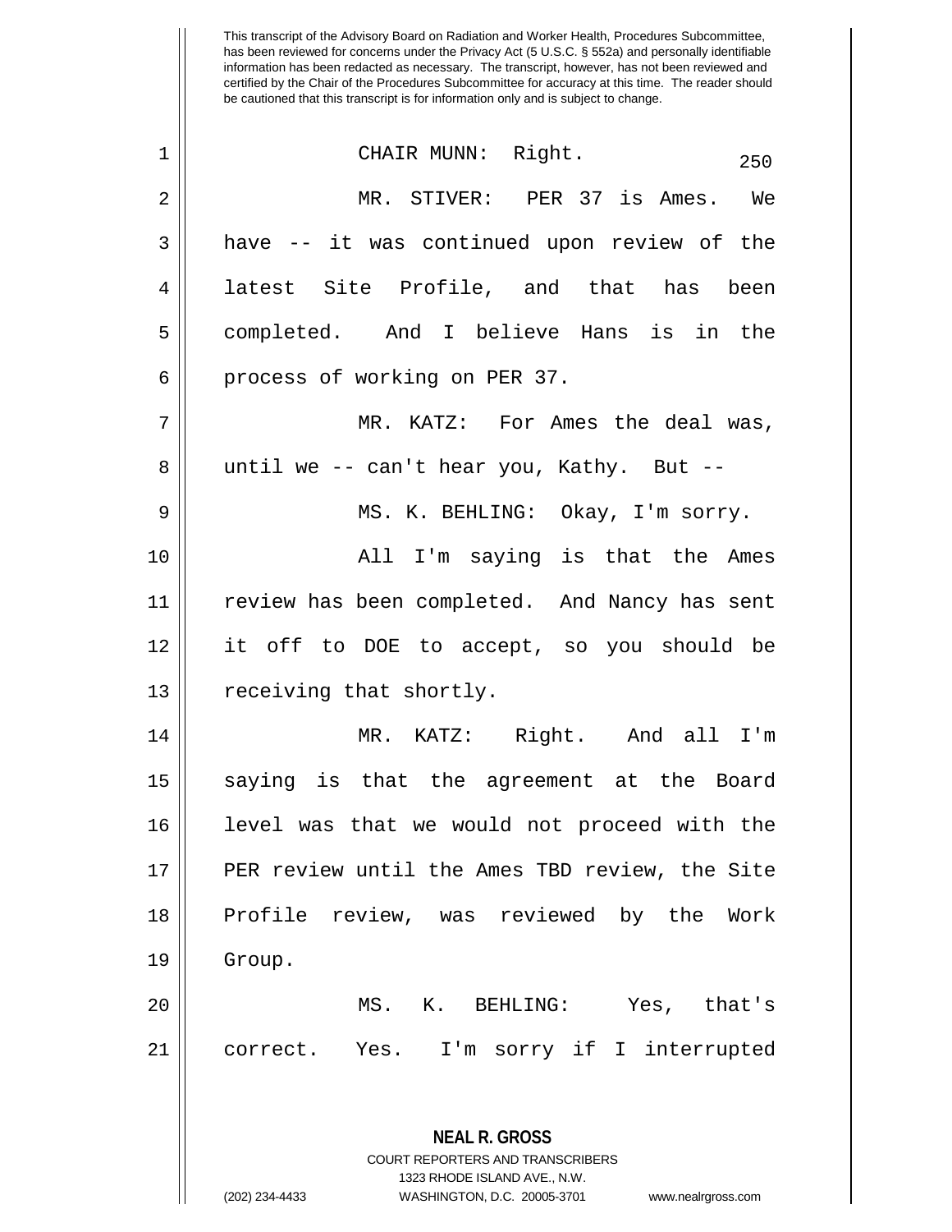This transcript of the Advisory Board on Radiation and Worker Health, Procedures Subcommittee, has been reviewed for concerns under the Privacy Act (5 U.S.C. § 552a) and personally identifiable information has been redacted as necessary. The transcript, however, has not been reviewed and certified by the Chair of the Procedures Subcommittee for accuracy at this time. The reader should be cautioned that this transcript is for information only and is subject to change.

CHAIR MUNN: Right.

MR. STIVER: PER 37 is Ames. We have -- it was continued upon review of the latest Site Profile, and that has been completed. And I believe Hans is in the process of working on PER 37.

MR. KATZ: For Ames the deal was, until we -- can't hear you, Kathy. But --

MS. K. BEHLING: Okay, I'm sorry.

All I'm saying is that the Ames review has been completed. And Nancy has sent it off to DOE to accept, so you should be receiving that shortly.

MR. KATZ: Right. And all I'm saying is that the agreement at the Board level was that we would not proceed with the PER review until the Ames TBD review, the Site Profile review, was reviewed by the Work Group.

MS. K. BEHLING: Yes, that's correct. Yes. I'm sorry if I interrupted

**NEAL R. GROSS**
COURT REPORTERS AND TRANSCRIBERS
1323 RHODE ISLAND AVE., N.W.
(202) 234-4433 WASHINGTON, D.C. 20005-3701 www.nealrgross.com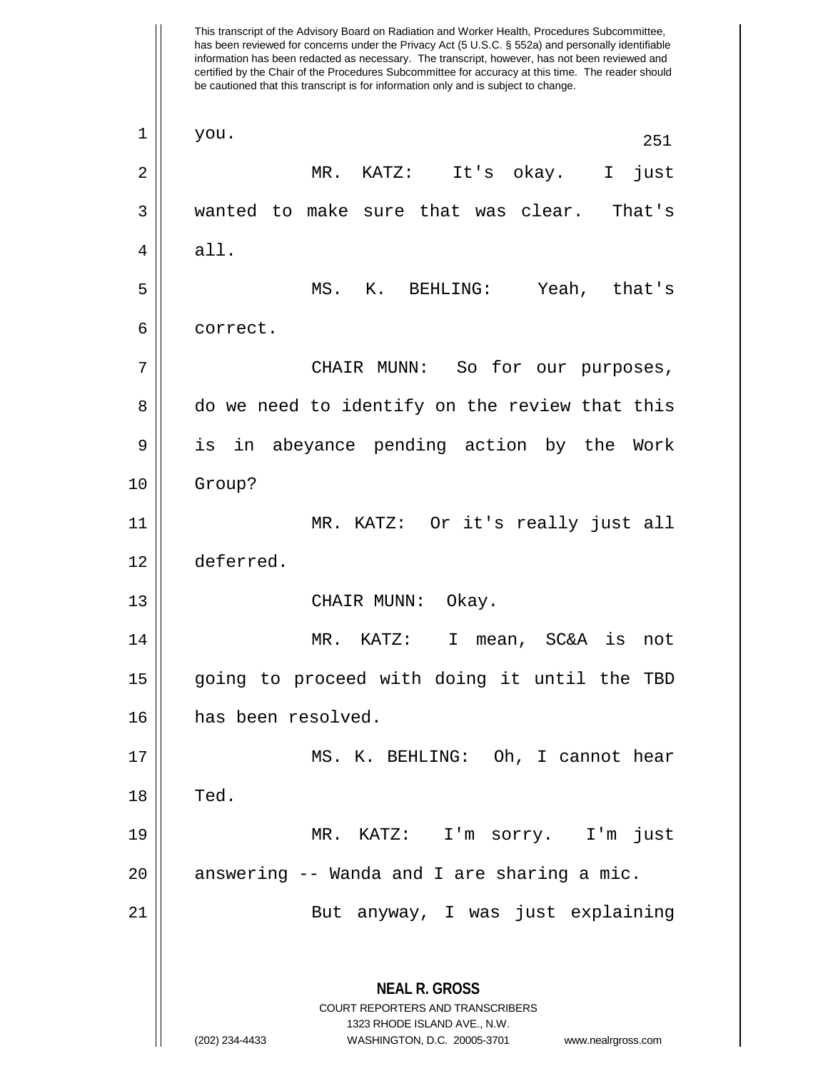you.

MR. KATZ: It's okay. I just wanted to make sure that was clear. That's all.

MS. K. BEHLING: Yeah, that's correct.

CHAIR MUNN: So for our purposes, do we need to identify on the review that this is in abeyance pending action by the Work Group?

MR. KATZ: Or it's really just all deferred.

CHAIR MUNN: Okay.

MR. KATZ: I mean, SC&A is not going to proceed with doing it until the TBD has been resolved.

MS. K. BEHLING: Oh, I cannot hear Ted.

MR. KATZ: I'm sorry. I'm just answering -- Wanda and I are sharing a mic.

But anyway, I was just explaining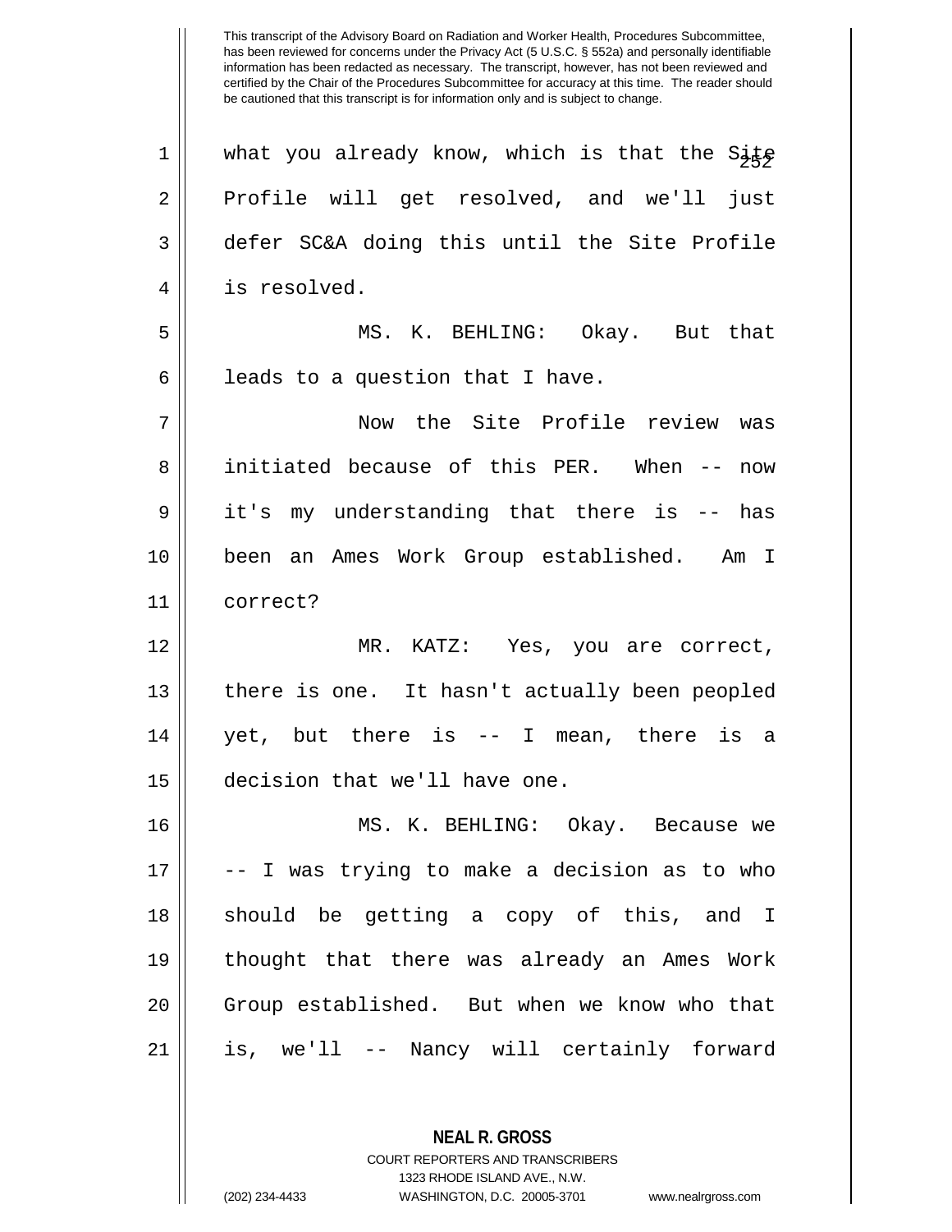what you already know, which is that the Site Profile will get resolved, and we'll just defer SC&A doing this until the Site Profile is resolved.

MS. K. BEHLING: Okay. But that leads to a question that I have.

Now the Site Profile review was initiated because of this PER. When -- now it's my understanding that there is -- has been an Ames Work Group established. Am I correct?

MR. KATZ: Yes, you are correct, there is one. It hasn't actually been peopled yet, but there is -- I mean, there is a decision that we'll have one.

MS. K. BEHLING: Okay. Because we -- I was trying to make a decision as to who should be getting a copy of this, and I thought that there was already an Ames Work Group established. But when we know who that is, we'll -- Nancy will certainly forward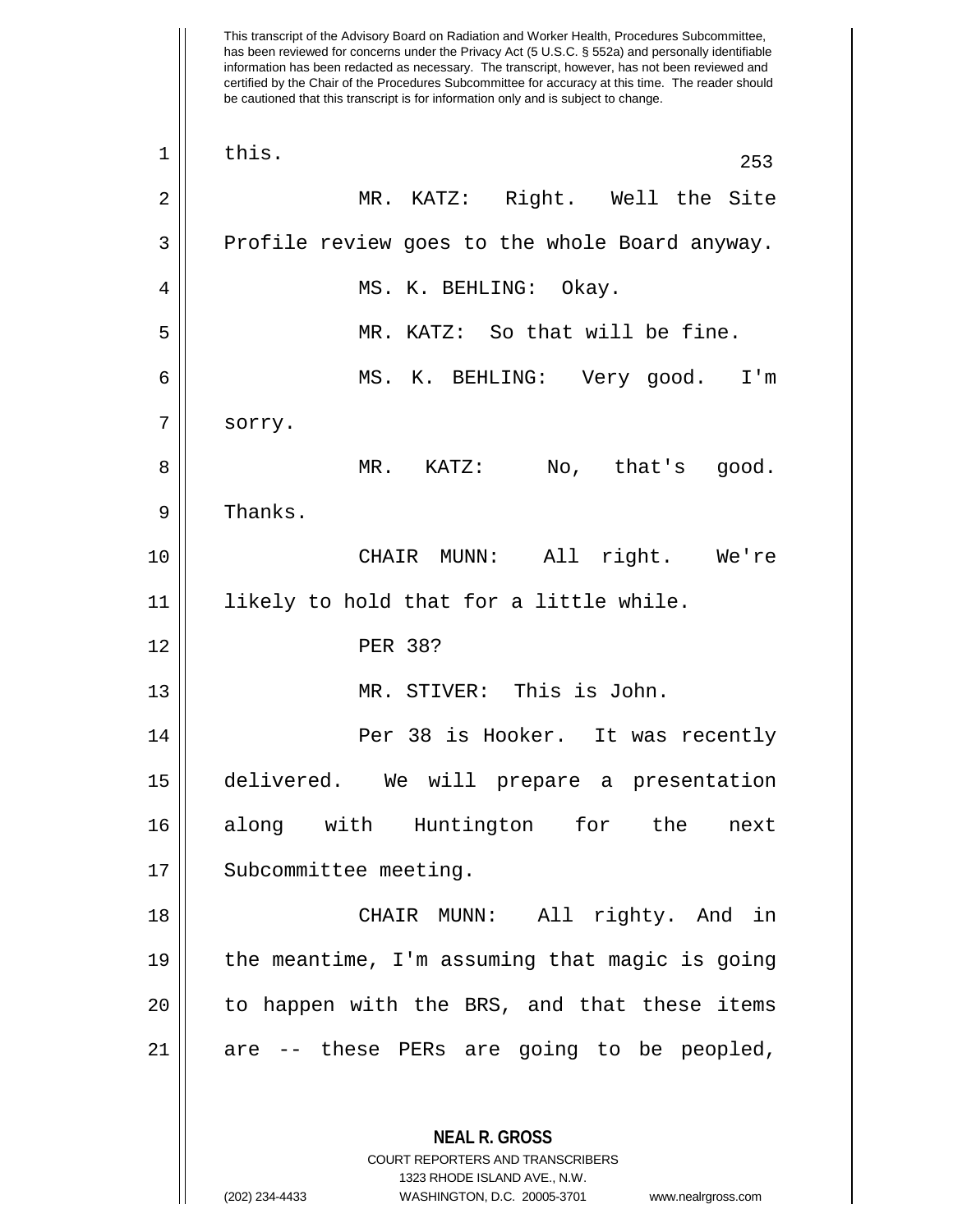This transcript of the Advisory Board on Radiation and Worker Health, Procedures Subcommittee, has been reviewed for concerns under the Privacy Act (5 U.S.C. § 552a) and personally identifiable information has been redacted as necessary. The transcript, however, has not been reviewed and certified by the Chair of the Procedures Subcommittee for accuracy at this time. The reader should be cautioned that this transcript is for information only and is subject to change.

this.

MR. KATZ: Right. Well the Site Profile review goes to the whole Board anyway.

MS. K. BEHLING: Okay.

MR. KATZ: So that will be fine.

MS. K. BEHLING: Very good. I'm sorry.

MR. KATZ: No, that's good. Thanks.

CHAIR MUNN: All right. We're likely to hold that for a little while.

PER 38?

MR. STIVER: This is John.

Per 38 is Hooker. It was recently delivered. We will prepare a presentation along with Huntington for the next Subcommittee meeting.

CHAIR MUNN: All righty. And in the meantime, I'm assuming that magic is going to happen with the BRS, and that these items are -- these PERs are going to be peopled,

**NEAL R. GROSS**
COURT REPORTERS AND TRANSCRIBERS
1323 RHODE ISLAND AVE., N.W.
(202) 234-4433 WASHINGTON, D.C. 20005-3701 www.nealrgross.com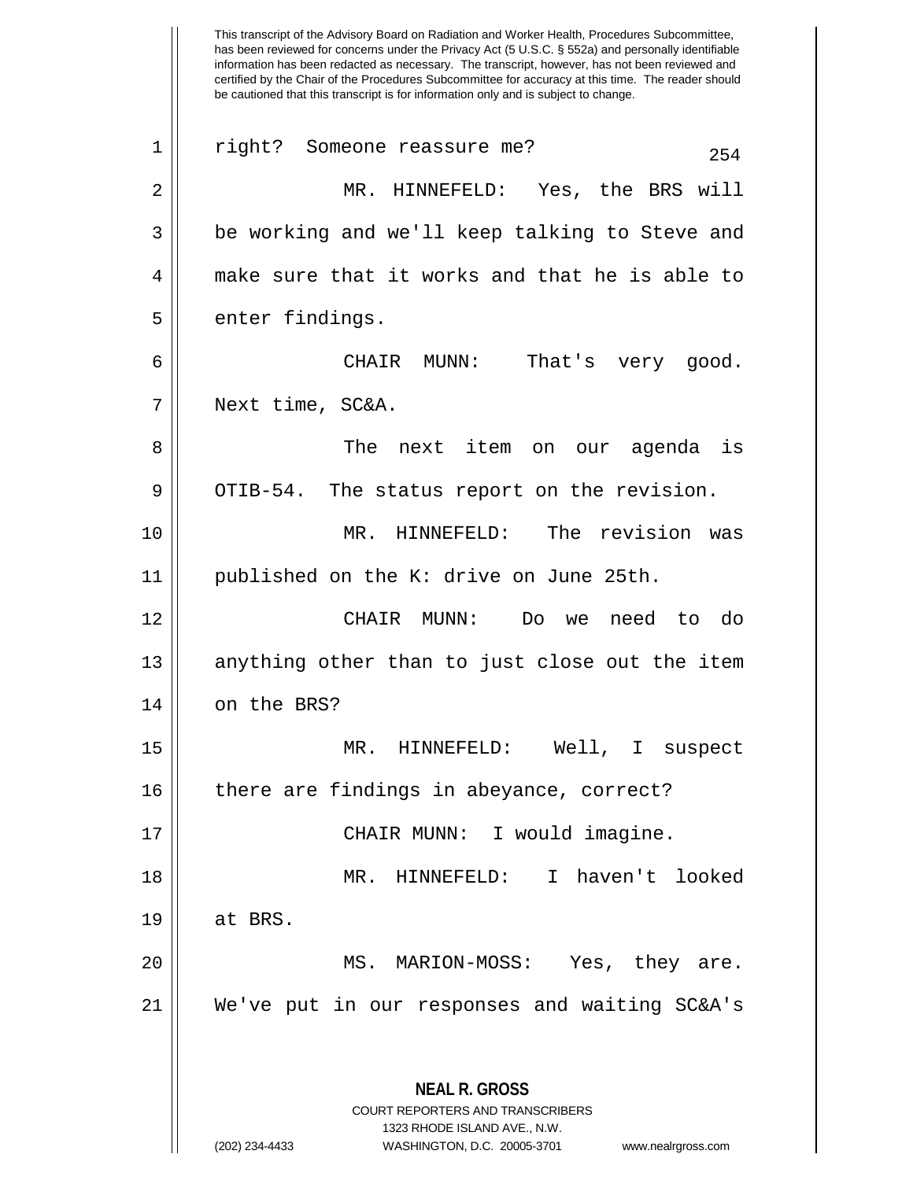This transcript of the Advisory Board on Radiation and Worker Health, Procedures Subcommittee, has been reviewed for concerns under the Privacy Act (5 U.S.C. § 552a) and personally identifiable information has been redacted as necessary. The transcript, however, has not been reviewed and certified by the Chair of the Procedures Subcommittee for accuracy at this time. The reader should be cautioned that this transcript is for information only and is subject to change.

right? Someone reassure me?

MR. HINNEFELD: Yes, the BRS will be working and we'll keep talking to Steve and make sure that it works and that he is able to enter findings.

CHAIR MUNN: That's very good. Next time, SC&A.

The next item on our agenda is OTIB-54. The status report on the revision.

MR. HINNEFELD: The revision was published on the K: drive on June 25th.

CHAIR MUNN: Do we need to do anything other than to just close out the item on the BRS?

MR. HINNEFELD: Well, I suspect there are findings in abeyance, correct?

CHAIR MUNN: I would imagine.

MR. HINNEFELD: I haven't looked at BRS.

MS. MARION-MOSS: Yes, they are. We've put in our responses and waiting SC&A's

**NEAL R. GROSS**
COURT REPORTERS AND TRANSCRIBERS
1323 RHODE ISLAND AVE., N.W.
(202) 234-4433 WASHINGTON, D.C. 20005-3701 www.nealrgross.com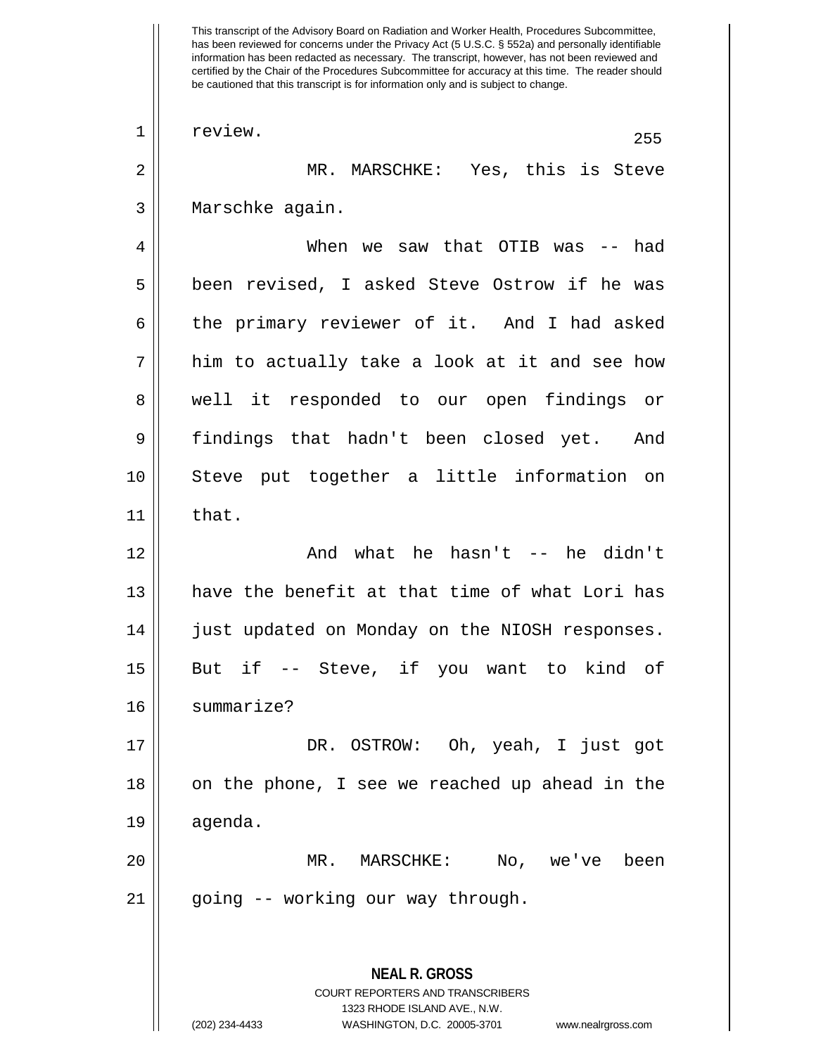review.

MR. MARSCHKE: Yes, this is Steve Marschke again.

When we saw that OTIB was -- had been revised, I asked Steve Ostrow if he was the primary reviewer of it. And I had asked him to actually take a look at it and see how well it responded to our open findings or findings that hadn't been closed yet. And Steve put together a little information on that.

And what he hasn't -- he didn't have the benefit at that time of what Lori has just updated on Monday on the NIOSH responses. But if -- Steve, if you want to kind of summarize?

DR. OSTROW: Oh, yeah, I just got on the phone, I see we reached up ahead in the agenda.

MR. MARSCHKE: No, we've been going -- working our way through.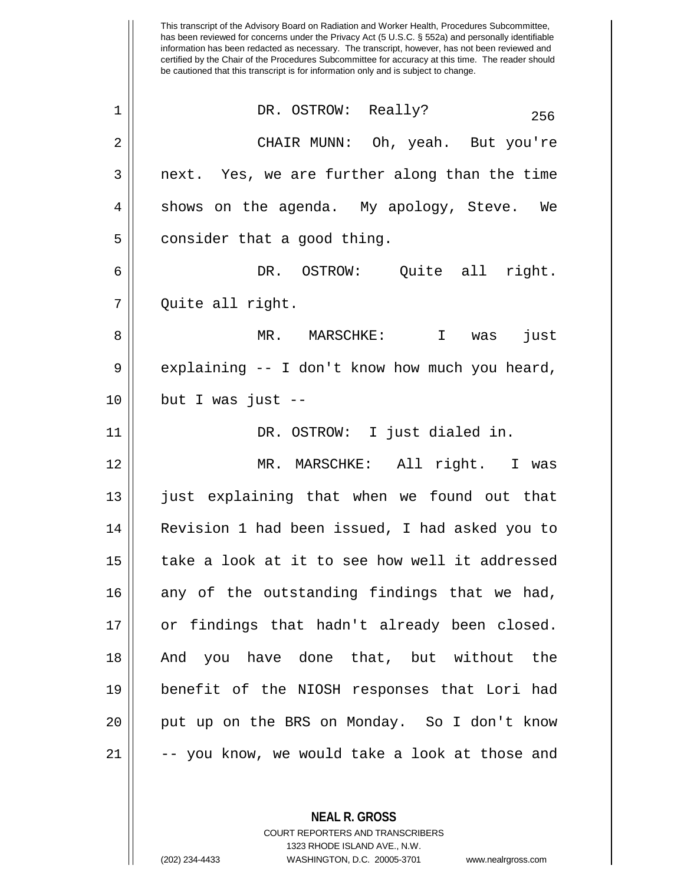This transcript of the Advisory Board on Radiation and Worker Health, Procedures Subcommittee, has been reviewed for concerns under the Privacy Act (5 U.S.C. § 552a) and personally identifiable information has been redacted as necessary. The transcript, however, has not been reviewed and certified by the Chair of the Procedures Subcommittee for accuracy at this time. The reader should be cautioned that this transcript is for information only and is subject to change.

DR. OSTROW: Really?

CHAIR MUNN: Oh, yeah. But you're next. Yes, we are further along than the time shows on the agenda. My apology, Steve. We consider that a good thing.

DR. OSTROW: Quite all right. Quite all right.

MR. MARSCHKE: I was just explaining -- I don't know how much you heard, but I was just --

DR. OSTROW: I just dialed in.

MR. MARSCHKE: All right. I was just explaining that when we found out that Revision 1 had been issued, I had asked you to take a look at it to see how well it addressed any of the outstanding findings that we had, or findings that hadn't already been closed. And you have done that, but without the benefit of the NIOSH responses that Lori had put up on the BRS on Monday. So I don't know -- you know, we would take a look at those and

**NEAL R. GROSS**
COURT REPORTERS AND TRANSCRIBERS
1323 RHODE ISLAND AVE., N.W.
(202) 234-4433 WASHINGTON, D.C. 20005-3701 www.nealrgross.com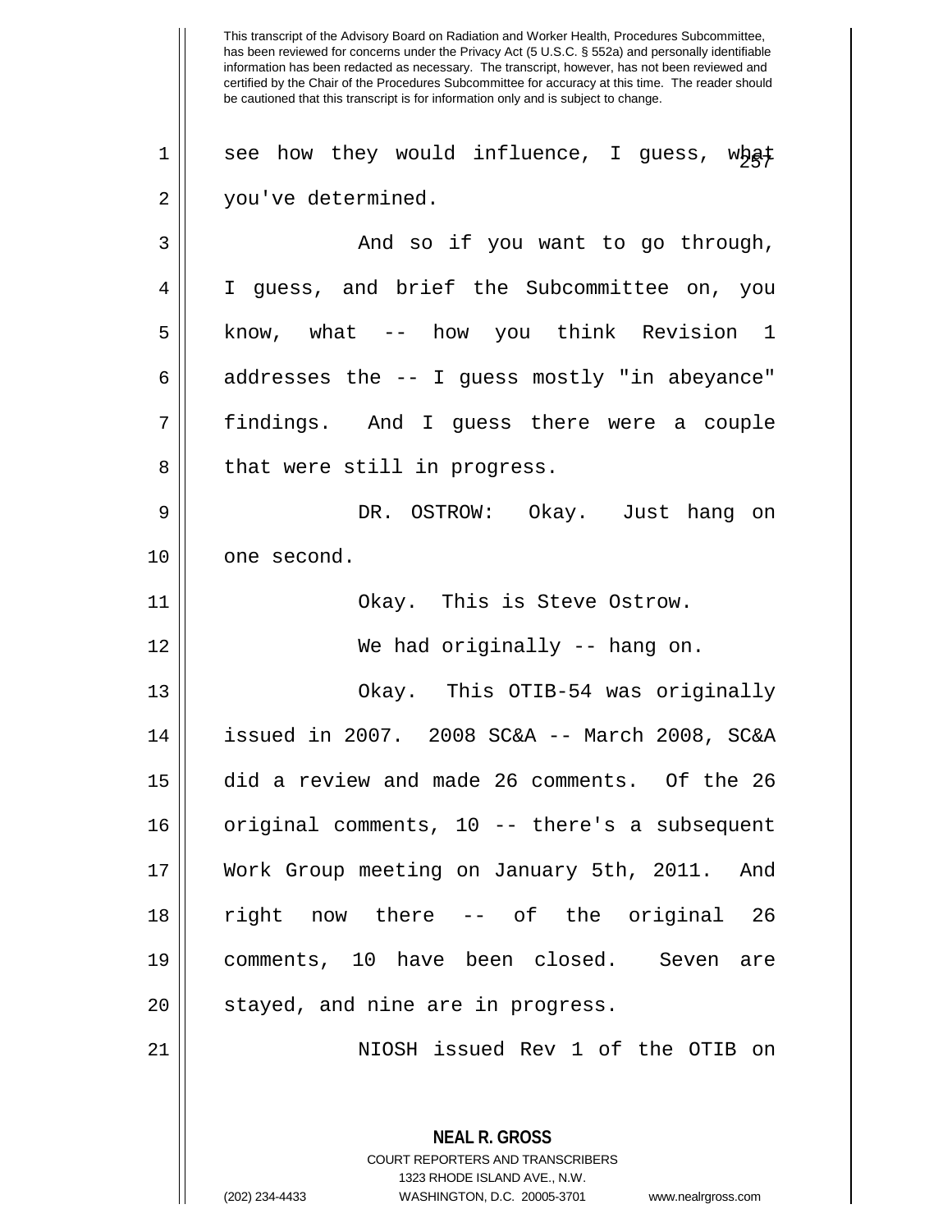This transcript of the Advisory Board on Radiation and Worker Health, Procedures Subcommittee, has been reviewed for concerns under the Privacy Act (5 U.S.C. § 552a) and personally identifiable information has been redacted as necessary. The transcript, however, has not been reviewed and certified by the Chair of the Procedures Subcommittee for accuracy at this time. The reader should be cautioned that this transcript is for information only and is subject to change.

see how they would influence, I guess, what you've determined.

And so if you want to go through, I guess, and brief the Subcommittee on, you know, what -- how you think Revision 1 addresses the -- I guess mostly "in abeyance" findings. And I guess there were a couple that were still in progress.

DR. OSTROW: Okay. Just hang on one second.

Okay. This is Steve Ostrow.

We had originally -- hang on.

Okay. This OTIB-54 was originally issued in 2007. 2008 SC&A -- March 2008, SC&A did a review and made 26 comments. Of the 26 original comments, 10 -- there's a subsequent Work Group meeting on January 5th, 2011. And right now there -- of the original 26 comments, 10 have been closed. Seven are stayed, and nine are in progress.

NIOSH issued Rev 1 of the OTIB on

**NEAL R. GROSS**
COURT REPORTERS AND TRANSCRIBERS
1323 RHODE ISLAND AVE., N.W.
(202) 234-4433 WASHINGTON, D.C. 20005-3701 www.nealrgross.com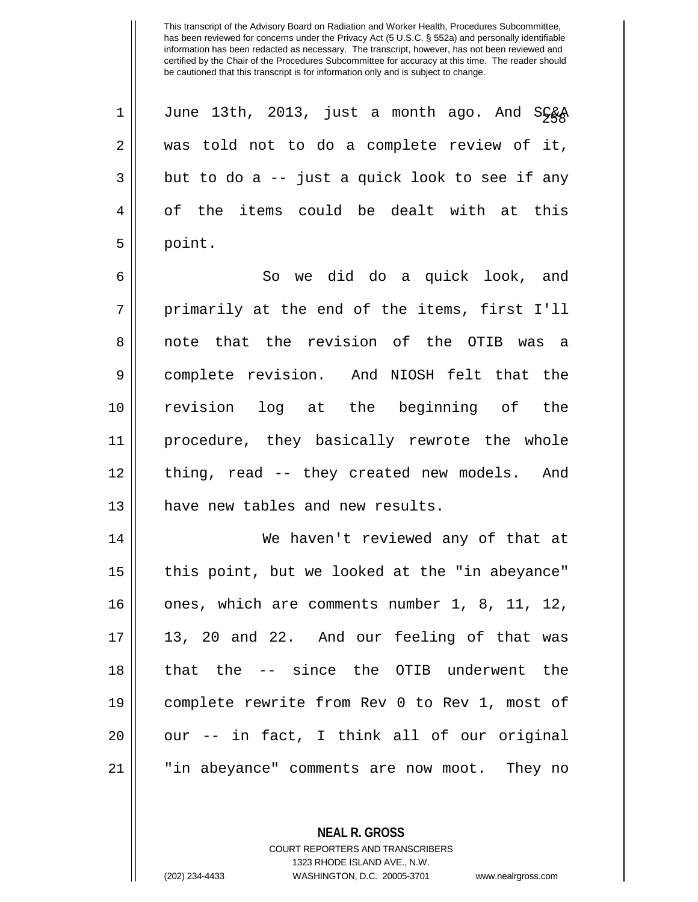This transcript of the Advisory Board on Radiation and Worker Health, Procedures Subcommittee, has been reviewed for concerns under the Privacy Act (5 U.S.C. § 552a) and personally identifiable information has been redacted as necessary. The transcript, however, has not been reviewed and certified by the Chair of the Procedures Subcommittee for accuracy at this time. The reader should be cautioned that this transcript is for information only and is subject to change.

June 13th, 2013, just a month ago. And SC&A was told not to do a complete review of it, but to do a -- just a quick look to see if any of the items could be dealt with at this point.

So we did do a quick look, and primarily at the end of the items, first I'll note that the revision of the OTIB was a complete revision. And NIOSH felt that the revision log at the beginning of the procedure, they basically rewrote the whole thing, read -- they created new models. And have new tables and new results.

We haven't reviewed any of that at this point, but we looked at the "in abeyance" ones, which are comments number 1, 8, 11, 12, 13, 20 and 22. And our feeling of that was that the -- since the OTIB underwent the complete rewrite from Rev 0 to Rev 1, most of our -- in fact, I think all of our original "in abeyance" comments are now moot. They no

**NEAL R. GROSS**
COURT REPORTERS AND TRANSCRIBERS
1323 RHODE ISLAND AVE., N.W.
(202) 234-4433 WASHINGTON, D.C. 20005-3701 www.nealrgross.com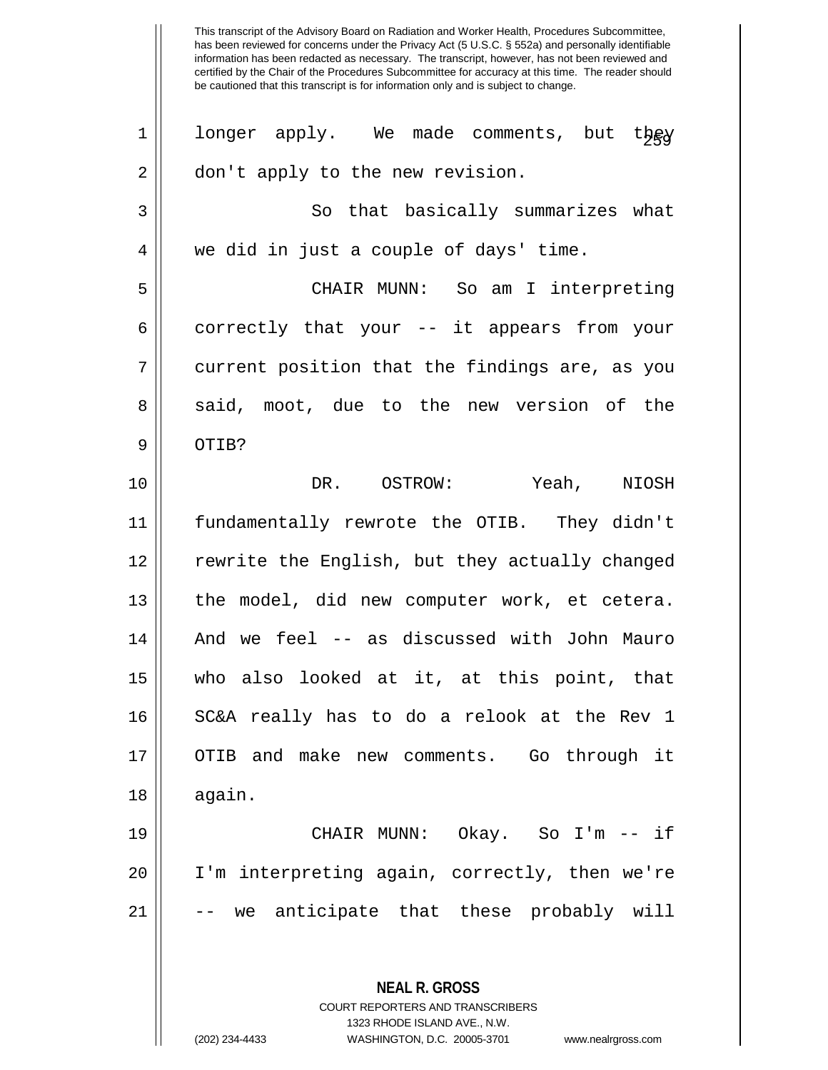This transcript of the Advisory Board on Radiation and Worker Health, Procedures Subcommittee, has been reviewed for concerns under the Privacy Act (5 U.S.C. § 552a) and personally identifiable information has been redacted as necessary. The transcript, however, has not been reviewed and certified by the Chair of the Procedures Subcommittee for accuracy at this time. The reader should be cautioned that this transcript is for information only and is subject to change.

longer apply. We made comments, but they don't apply to the new revision.

So that basically summarizes what we did in just a couple of days' time.

CHAIR MUNN: So am I interpreting correctly that your -- it appears from your current position that the findings are, as you said, moot, due to the new version of the OTIB?

DR. OSTROW: Yeah, NIOSH fundamentally rewrote the OTIB. They didn't rewrite the English, but they actually changed the model, did new computer work, et cetera. And we feel -- as discussed with John Mauro who also looked at it, at this point, that SC&A really has to do a relook at the Rev 1 OTIB and make new comments. Go through it again.

CHAIR MUNN: Okay. So I'm -- if I'm interpreting again, correctly, then we're -- we anticipate that these probably will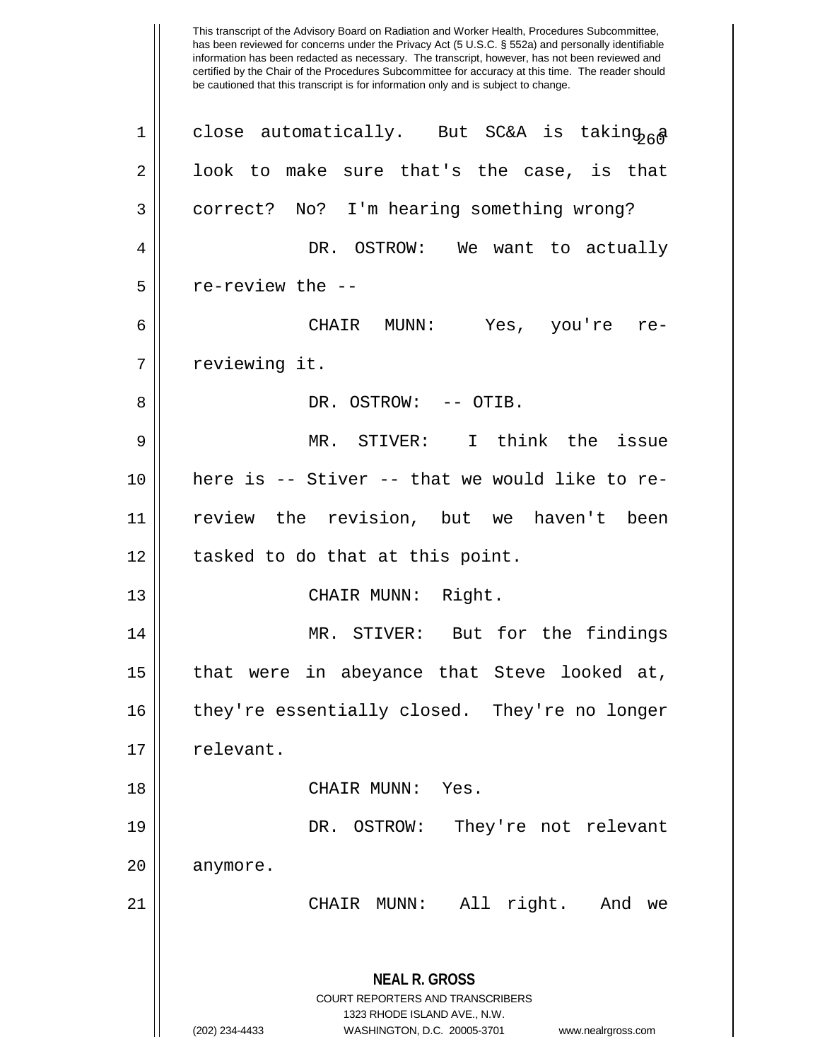This transcript of the Advisory Board on Radiation and Worker Health, Procedures Subcommittee, has been reviewed for concerns under the Privacy Act (5 U.S.C. § 552a) and personally identifiable information has been redacted as necessary. The transcript, however, has not been reviewed and certified by the Chair of the Procedures Subcommittee for accuracy at this time. The reader should be cautioned that this transcript is for information only and is subject to change.

close automatically. But SC&A is taking a look to make sure that's the case, is that correct? No? I'm hearing something wrong?

DR. OSTROW: We want to actually re-review the --

CHAIR MUNN: Yes, you're re-reviewing it.

DR. OSTROW: -- OTIB.

MR. STIVER: I think the issue here is -- Stiver -- that we would like to re-review the revision, but we haven't been tasked to do that at this point.

CHAIR MUNN: Right.

MR. STIVER: But for the findings that were in abeyance that Steve looked at, they're essentially closed. They're no longer relevant.

CHAIR MUNN: Yes.

DR. OSTROW: They're not relevant anymore.

CHAIR MUNN: All right. And we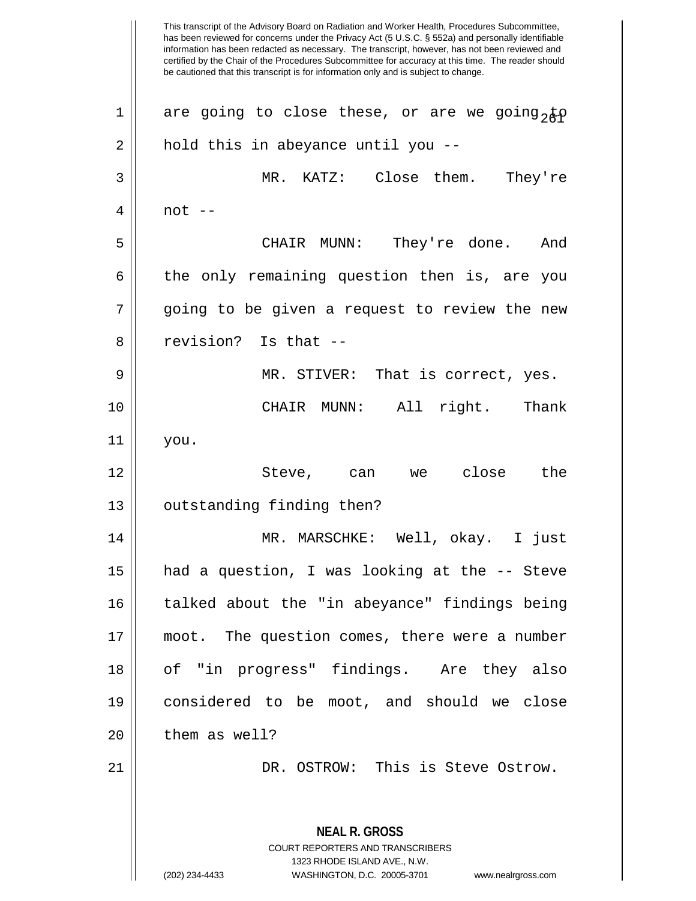are going to close these, or are we going to hold this in abeyance until you --

MR. KATZ: Close them. They're not --

CHAIR MUNN: They're done. And the only remaining question then is, are you going to be given a request to review the new revision? Is that --

MR. STIVER: That is correct, yes.

CHAIR MUNN: All right. Thank you.

Steve, can we close the outstanding finding then?

MR. MARSCHKE: Well, okay. I just had a question, I was looking at the -- Steve talked about the "in abeyance" findings being moot. The question comes, there were a number of "in progress" findings. Are they also considered to be moot, and should we close them as well?

DR. OSTROW: This is Steve Ostrow.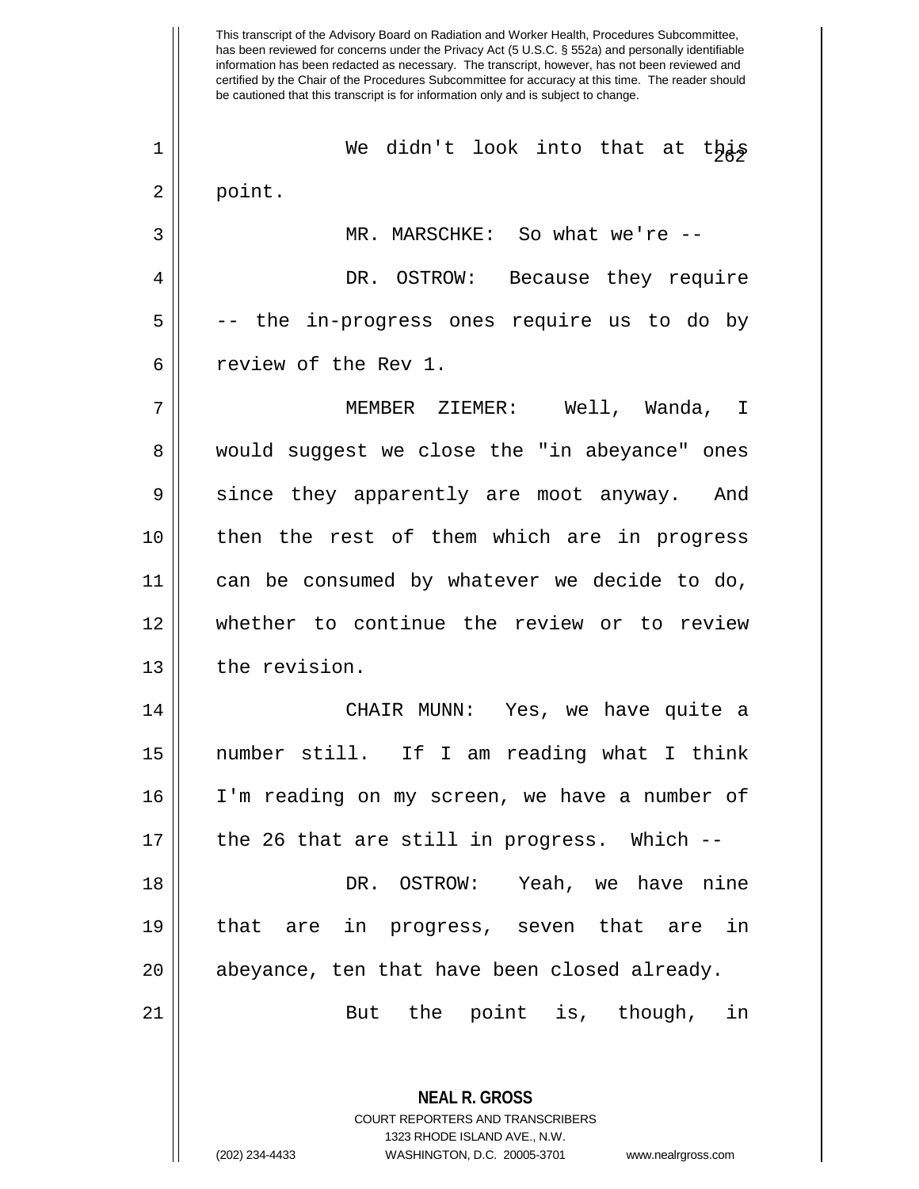We didn't look into that at this point.

MR. MARSCHKE: So what we're --

DR. OSTROW: Because they require -- the in-progress ones require us to do by review of the Rev 1.

MEMBER ZIEMER: Well, Wanda, I would suggest we close the "in abeyance" ones since they apparently are moot anyway. And then the rest of them which are in progress can be consumed by whatever we decide to do, whether to continue the review or to review the revision.

CHAIR MUNN: Yes, we have quite a number still. If I am reading what I think I'm reading on my screen, we have a number of the 26 that are still in progress. Which --

DR. OSTROW: Yeah, we have nine that are in progress, seven that are in abeyance, ten that have been closed already.

But the point is, though, in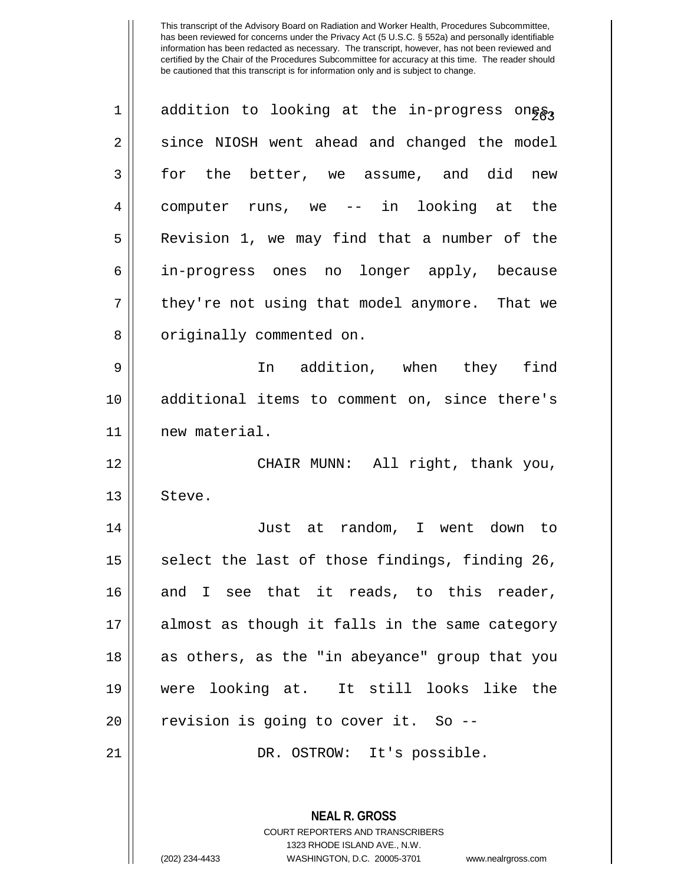addition to looking at the in-progress ones, since NIOSH went ahead and changed the model for the better, we assume, and did new computer runs, we -- in looking at the Revision 1, we may find that a number of the in-progress ones no longer apply, because they're not using that model anymore. That we originally commented on.

In addition, when they find additional items to comment on, since there's new material.

CHAIR MUNN: All right, thank you, Steve.

Just at random, I went down to select the last of those findings, finding 26, and I see that it reads, to this reader, almost as though it falls in the same category as others, as the "in abeyance" group that you were looking at. It still looks like the revision is going to cover it. So --

DR. OSTROW: It's possible.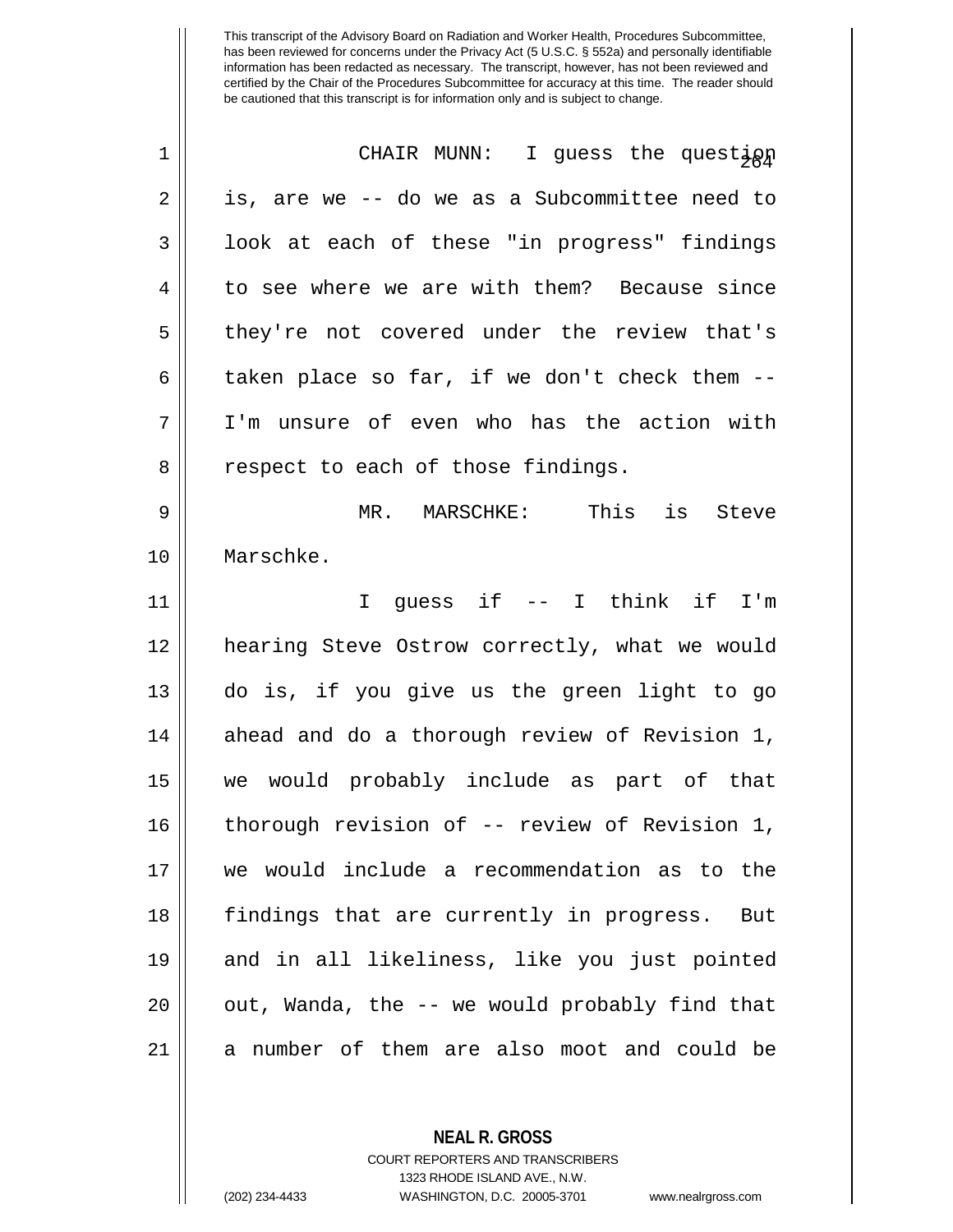CHAIR MUNN: I guess the question is, are we -- do we as a Subcommittee need to look at each of these "in progress" findings to see where we are with them? Because since they're not covered under the review that's taken place so far, if we don't check them -- I'm unsure of even who has the action with respect to each of those findings.

MR. MARSCHKE: This is Steve Marschke.

I guess if -- I think if I'm hearing Steve Ostrow correctly, what we would do is, if you give us the green light to go ahead and do a thorough review of Revision 1, we would probably include as part of that thorough revision of -- review of Revision 1, we would include a recommendation as to the findings that are currently in progress. But and in all likeliness, like you just pointed out, Wanda, the -- we would probably find that a number of them are also moot and could be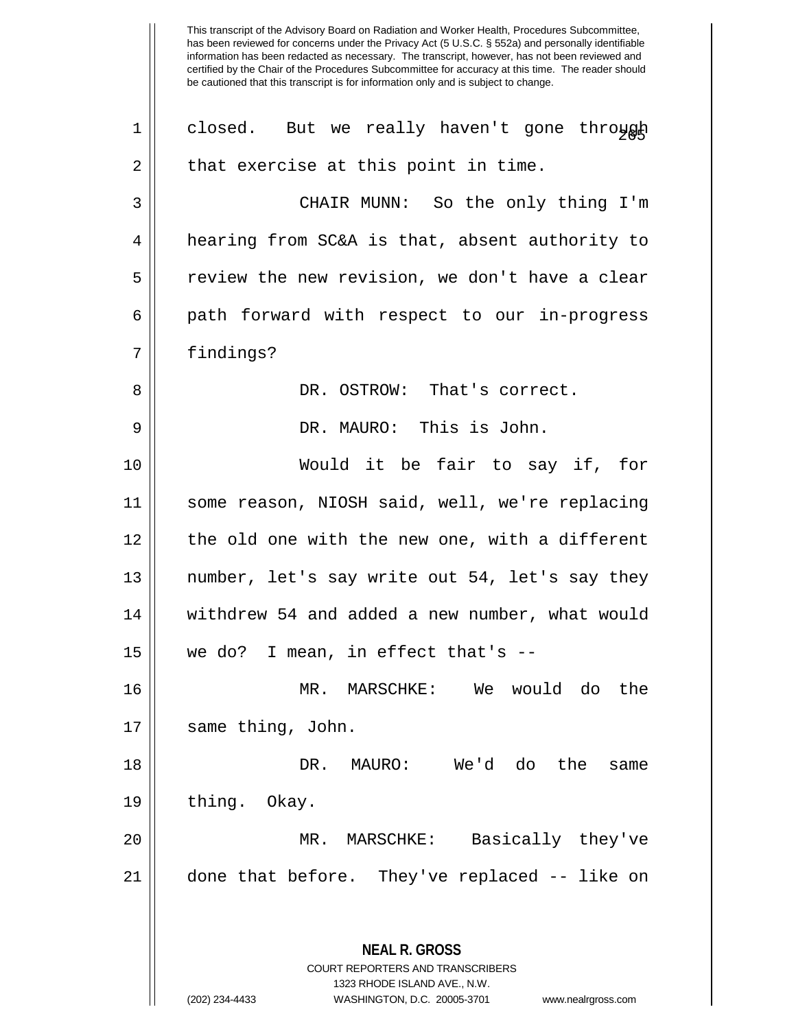This transcript of the Advisory Board on Radiation and Worker Health, Procedures Subcommittee, has been reviewed for concerns under the Privacy Act (5 U.S.C. § 552a) and personally identifiable information has been redacted as necessary. The transcript, however, has not been reviewed and certified by the Chair of the Procedures Subcommittee for accuracy at this time. The reader should be cautioned that this transcript is for information only and is subject to change.

closed. But we really haven't gone through that exercise at this point in time.

CHAIR MUNN: So the only thing I'm hearing from SC&A is that, absent authority to review the new revision, we don't have a clear path forward with respect to our in-progress findings?

DR. OSTROW: That's correct.

DR. MAURO: This is John.

Would it be fair to say if, for some reason, NIOSH said, well, we're replacing the old one with the new one, with a different number, let's say write out 54, let's say they withdrew 54 and added a new number, what would we do? I mean, in effect that's --

MR. MARSCHKE: We would do the same thing, John.

DR. MAURO: We'd do the same thing. Okay.

MR. MARSCHKE: Basically they've done that before. They've replaced -- like on

**NEAL R. GROSS**
COURT REPORTERS AND TRANSCRIBERS
1323 RHODE ISLAND AVE., N.W.
(202) 234-4433 WASHINGTON, D.C. 20005-3701 www.nealrgross.com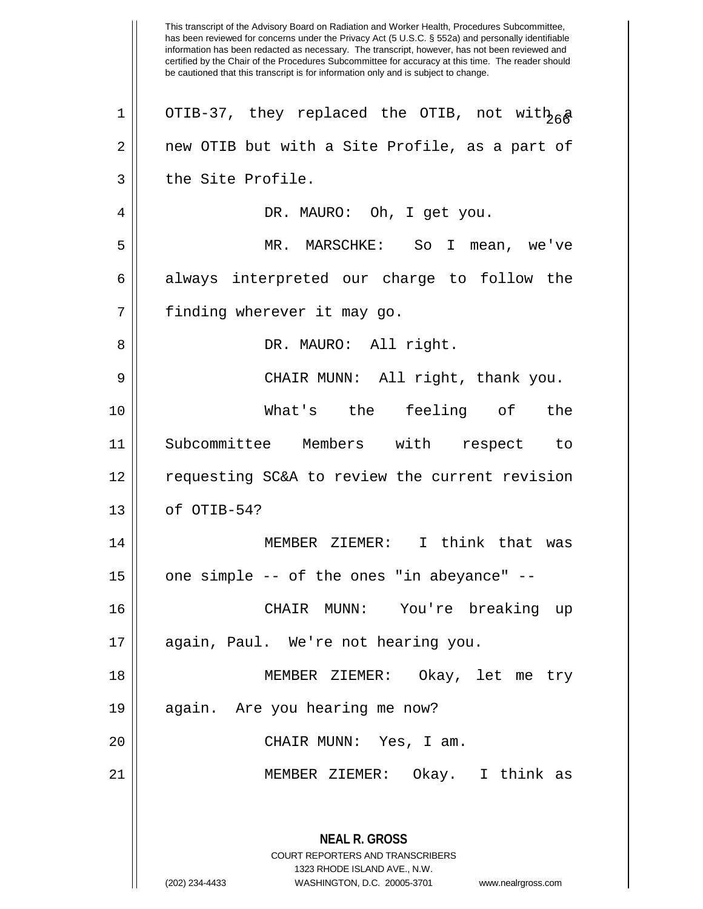This transcript of the Advisory Board on Radiation and Worker Health, Procedures Subcommittee, has been reviewed for concerns under the Privacy Act (5 U.S.C. § 552a) and personally identifiable information has been redacted as necessary. The transcript, however, has not been reviewed and certified by the Chair of the Procedures Subcommittee for accuracy at this time. The reader should be cautioned that this transcript is for information only and is subject to change.

OTIB-37, they replaced the OTIB, not with a new OTIB but with a Site Profile, as a part of the Site Profile.

DR. MAURO: Oh, I get you.

MR. MARSCHKE: So I mean, we've always interpreted our charge to follow the finding wherever it may go.

DR. MAURO: All right.

CHAIR MUNN: All right, thank you.

What's the feeling of the Subcommittee Members with respect to requesting SC&A to review the current revision of OTIB-54?

MEMBER ZIEMER: I think that was one simple -- of the ones "in abeyance" --

CHAIR MUNN: You're breaking up again, Paul. We're not hearing you.

MEMBER ZIEMER: Okay, let me try again. Are you hearing me now?

CHAIR MUNN: Yes, I am.

MEMBER ZIEMER: Okay. I think as

**NEAL R. GROSS**
COURT REPORTERS AND TRANSCRIBERS
1323 RHODE ISLAND AVE., N.W.
(202) 234-4433 WASHINGTON, D.C. 20005-3701 www.nealrgross.com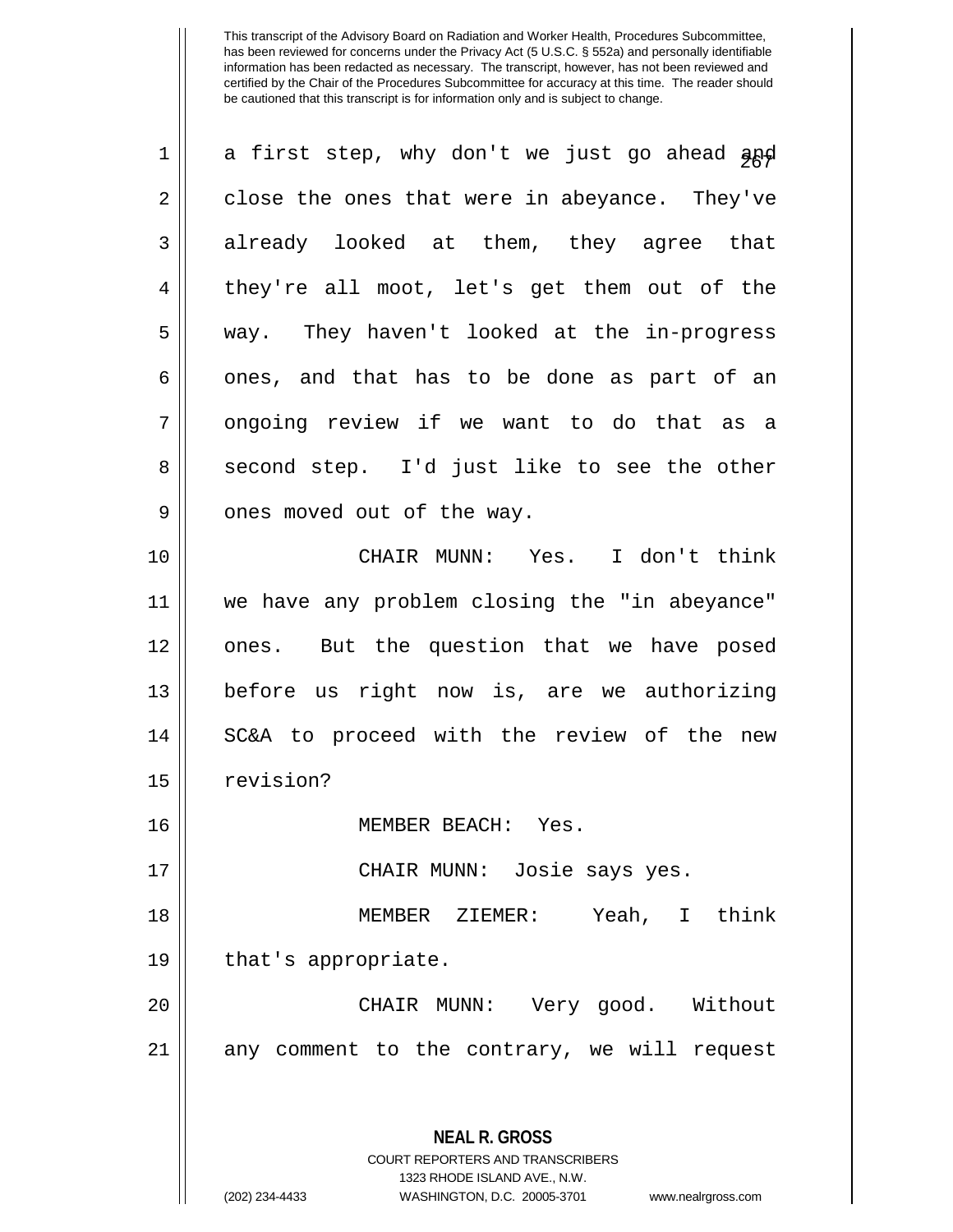This transcript of the Advisory Board on Radiation and Worker Health, Procedures Subcommittee, has been reviewed for concerns under the Privacy Act (5 U.S.C. § 552a) and personally identifiable information has been redacted as necessary. The transcript, however, has not been reviewed and certified by the Chair of the Procedures Subcommittee for accuracy at this time. The reader should be cautioned that this transcript is for information only and is subject to change.

a first step, why don't we just go ahead and close the ones that were in abeyance. They've already looked at them, they agree that they're all moot, let's get them out of the way. They haven't looked at the in-progress ones, and that has to be done as part of an ongoing review if we want to do that as a second step. I'd just like to see the other ones moved out of the way.

CHAIR MUNN: Yes. I don't think we have any problem closing the "in abeyance" ones. But the question that we have posed before us right now is, are we authorizing SC&A to proceed with the review of the new revision?

MEMBER BEACH: Yes.

CHAIR MUNN: Josie says yes.

MEMBER ZIEMER: Yeah, I think that's appropriate.

CHAIR MUNN: Very good. Without any comment to the contrary, we will request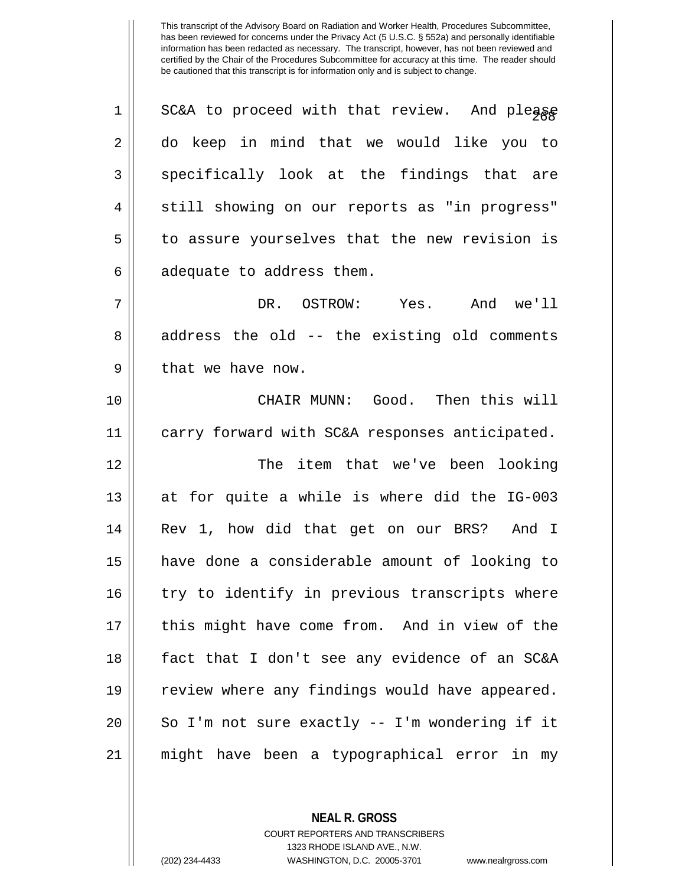This transcript of the Advisory Board on Radiation and Worker Health, Procedures Subcommittee, has been reviewed for concerns under the Privacy Act (5 U.S.C. § 552a) and personally identifiable information has been redacted as necessary. The transcript, however, has not been reviewed and certified by the Chair of the Procedures Subcommittee for accuracy at this time. The reader should be cautioned that this transcript is for information only and is subject to change.

1 SC&A to proceed with that review. And please
2 do keep in mind that we would like you to
3 specifically look at the findings that are
4 still showing on our reports as "in progress"
5 to assure yourselves that the new revision is
6 adequate to address them.

7 DR. OSTROW: Yes. And we'll
8 address the old -- the existing old comments
9 that we have now.

10 CHAIR MUNN: Good. Then this will
11 carry forward with SC&A responses anticipated.

12 The item that we've been looking
13 at for quite a while is where did the IG-003
14 Rev 1, how did that get on our BRS? And I
15 have done a considerable amount of looking to
16 try to identify in previous transcripts where
17 this might have come from. And in view of the
18 fact that I don't see any evidence of an SC&A
19 review where any findings would have appeared.
20 So I'm not sure exactly -- I'm wondering if it
21 might have been a typographical error in my

**NEAL R. GROSS**
COURT REPORTERS AND TRANSCRIBERS
1323 RHODE ISLAND AVE., N.W.
(202) 234-4433 WASHINGTON, D.C. 20005-3701 www.nealrgross.com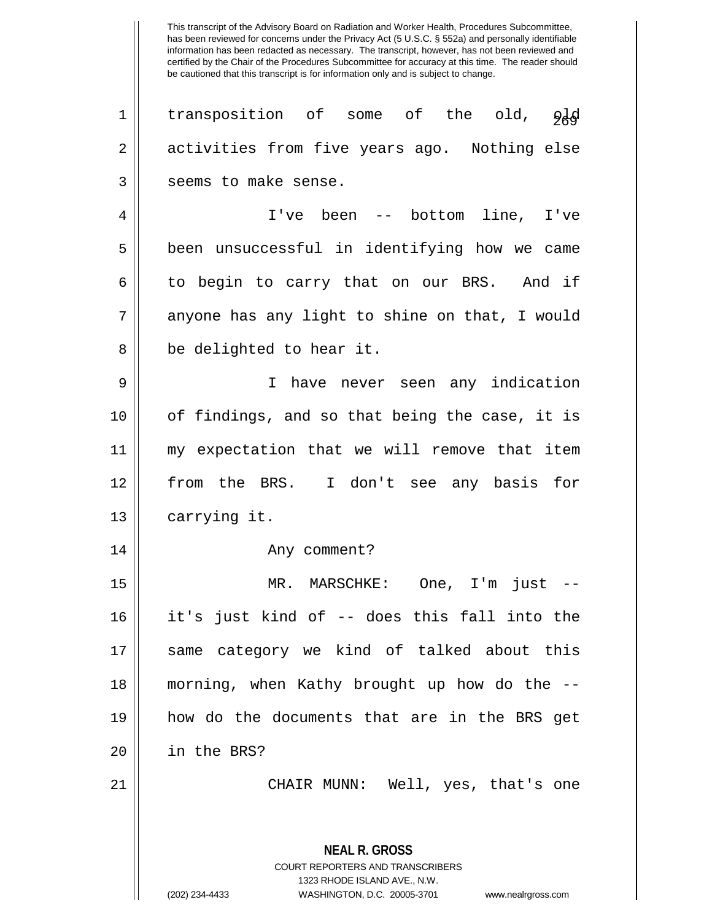transposition of some of the old, old activities from five years ago. Nothing else seems to make sense.

I've been -- bottom line, I've been unsuccessful in identifying how we came to begin to carry that on our BRS. And if anyone has any light to shine on that, I would be delighted to hear it.

I have never seen any indication of findings, and so that being the case, it is my expectation that we will remove that item from the BRS. I don't see any basis for carrying it.

Any comment?

MR. MARSCHKE: One, I'm just -- it's just kind of -- does this fall into the same category we kind of talked about this morning, when Kathy brought up how do the -- how do the documents that are in the BRS get in the BRS?

CHAIR MUNN: Well, yes, that's one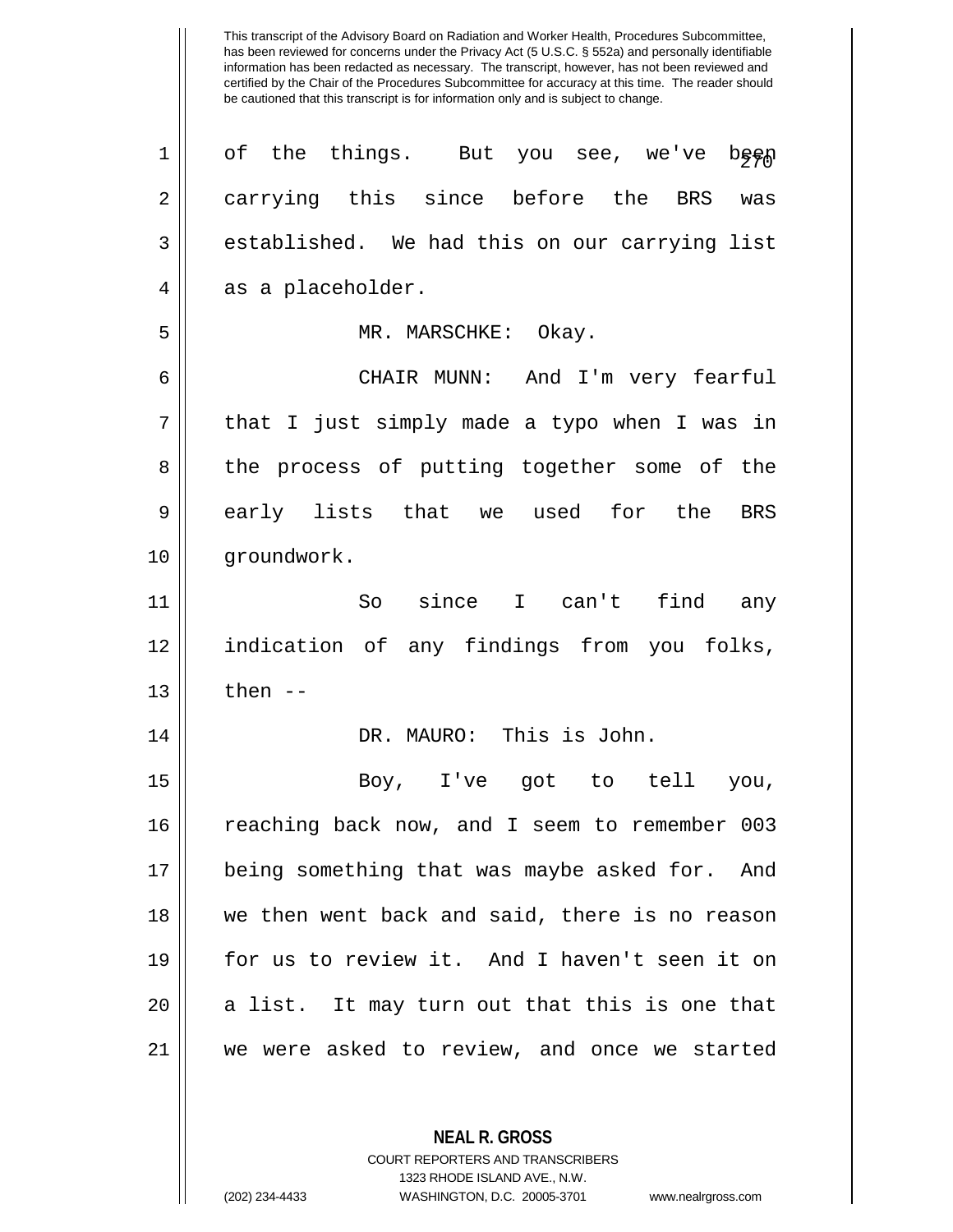This transcript of the Advisory Board on Radiation and Worker Health, Procedures Subcommittee, has been reviewed for concerns under the Privacy Act (5 U.S.C. § 552a) and personally identifiable information has been redacted as necessary. The transcript, however, has not been reviewed and certified by the Chair of the Procedures Subcommittee for accuracy at this time. The reader should be cautioned that this transcript is for information only and is subject to change.

of the things. But you see, we've been carrying this since before the BRS was established. We had this on our carrying list as a placeholder.

MR. MARSCHKE: Okay.

CHAIR MUNN: And I'm very fearful that I just simply made a typo when I was in the process of putting together some of the early lists that we used for the BRS groundwork.

So since I can't find any indication of any findings from you folks, then --

DR. MAURO: This is John.

Boy, I've got to tell you, reaching back now, and I seem to remember 003 being something that was maybe asked for. And we then went back and said, there is no reason for us to review it. And I haven't seen it on a list. It may turn out that this is one that we were asked to review, and once we started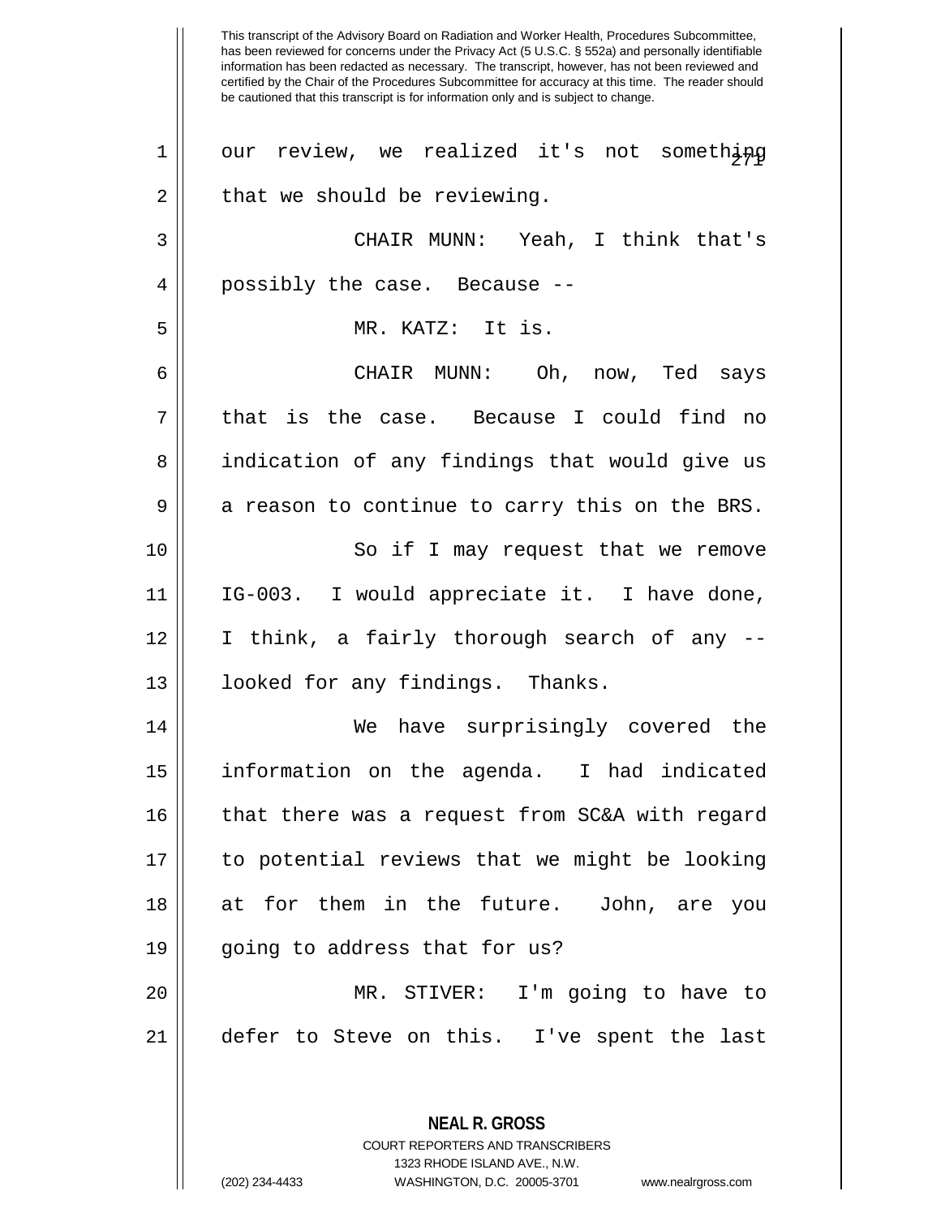This transcript of the Advisory Board on Radiation and Worker Health, Procedures Subcommittee, has been reviewed for concerns under the Privacy Act (5 U.S.C. § 552a) and personally identifiable information has been redacted as necessary. The transcript, however, has not been reviewed and certified by the Chair of the Procedures Subcommittee for accuracy at this time. The reader should be cautioned that this transcript is for information only and is subject to change.

our review, we realized it's not something that we should be reviewing.

CHAIR MUNN: Yeah, I think that's possibly the case. Because --

MR. KATZ: It is.

CHAIR MUNN: Oh, now, Ted says that is the case. Because I could find no indication of any findings that would give us a reason to continue to carry this on the BRS.

So if I may request that we remove IG-003. I would appreciate it. I have done, I think, a fairly thorough search of any -- looked for any findings. Thanks.

We have surprisingly covered the information on the agenda. I had indicated that there was a request from SC&A with regard to potential reviews that we might be looking at for them in the future. John, are you going to address that for us?

MR. STIVER: I'm going to have to defer to Steve on this. I've spent the last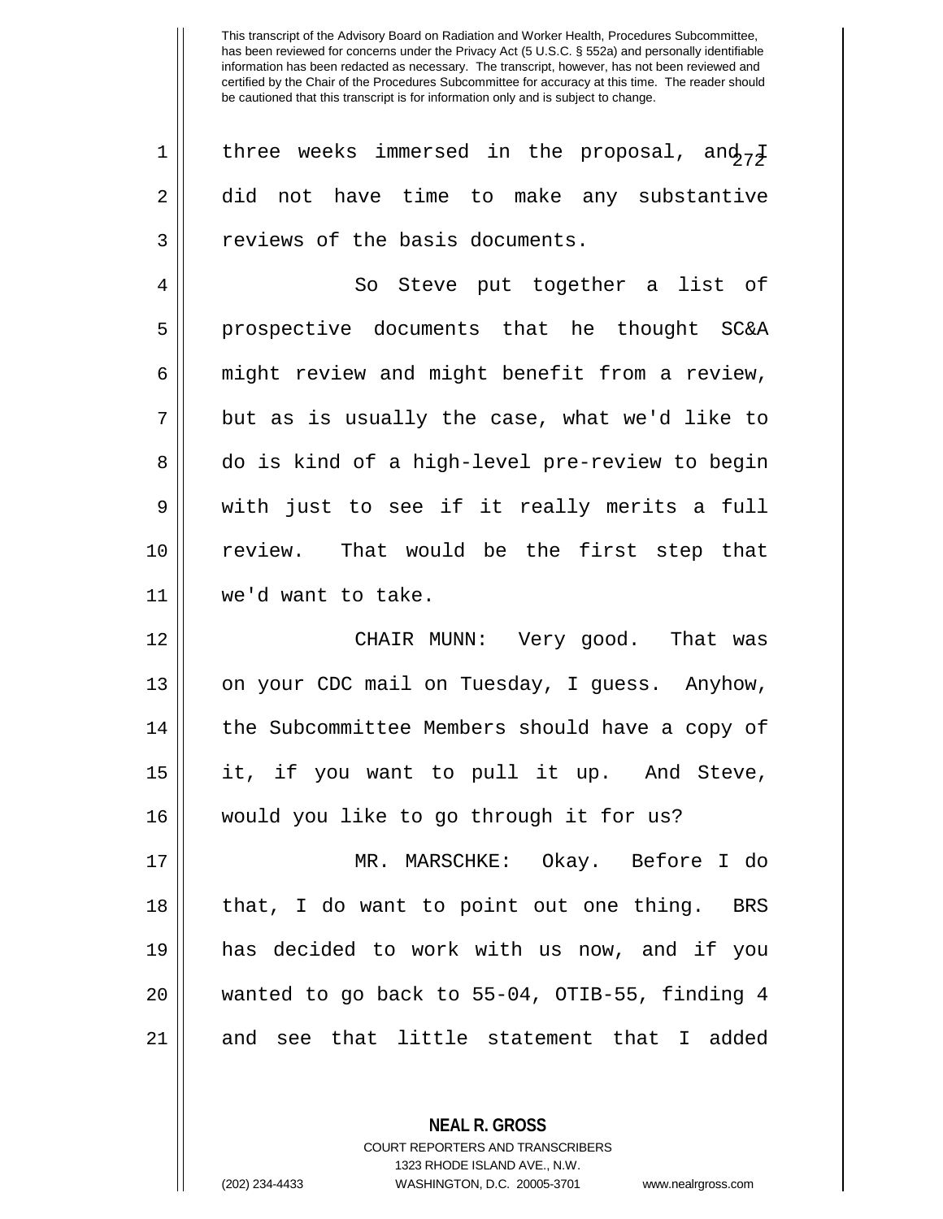This transcript of the Advisory Board on Radiation and Worker Health, Procedures Subcommittee, has been reviewed for concerns under the Privacy Act (5 U.S.C. § 552a) and personally identifiable information has been redacted as necessary. The transcript, however, has not been reviewed and certified by the Chair of the Procedures Subcommittee for accuracy at this time. The reader should be cautioned that this transcript is for information only and is subject to change.

three weeks immersed in the proposal, and I did not have time to make any substantive reviews of the basis documents.

So Steve put together a list of prospective documents that he thought SC&A might review and might benefit from a review, but as is usually the case, what we'd like to do is kind of a high-level pre-review to begin with just to see if it really merits a full review. That would be the first step that we'd want to take.

CHAIR MUNN: Very good. That was on your CDC mail on Tuesday, I guess. Anyhow, the Subcommittee Members should have a copy of it, if you want to pull it up. And Steve, would you like to go through it for us?

MR. MARSCHKE: Okay. Before I do that, I do want to point out one thing. BRS has decided to work with us now, and if you wanted to go back to 55-04, OTIB-55, finding 4 and see that little statement that I added

**NEAL R. GROSS**
COURT REPORTERS AND TRANSCRIBERS
1323 RHODE ISLAND AVE., N.W.
(202) 234-4433 WASHINGTON, D.C. 20005-3701 www.nealrgross.com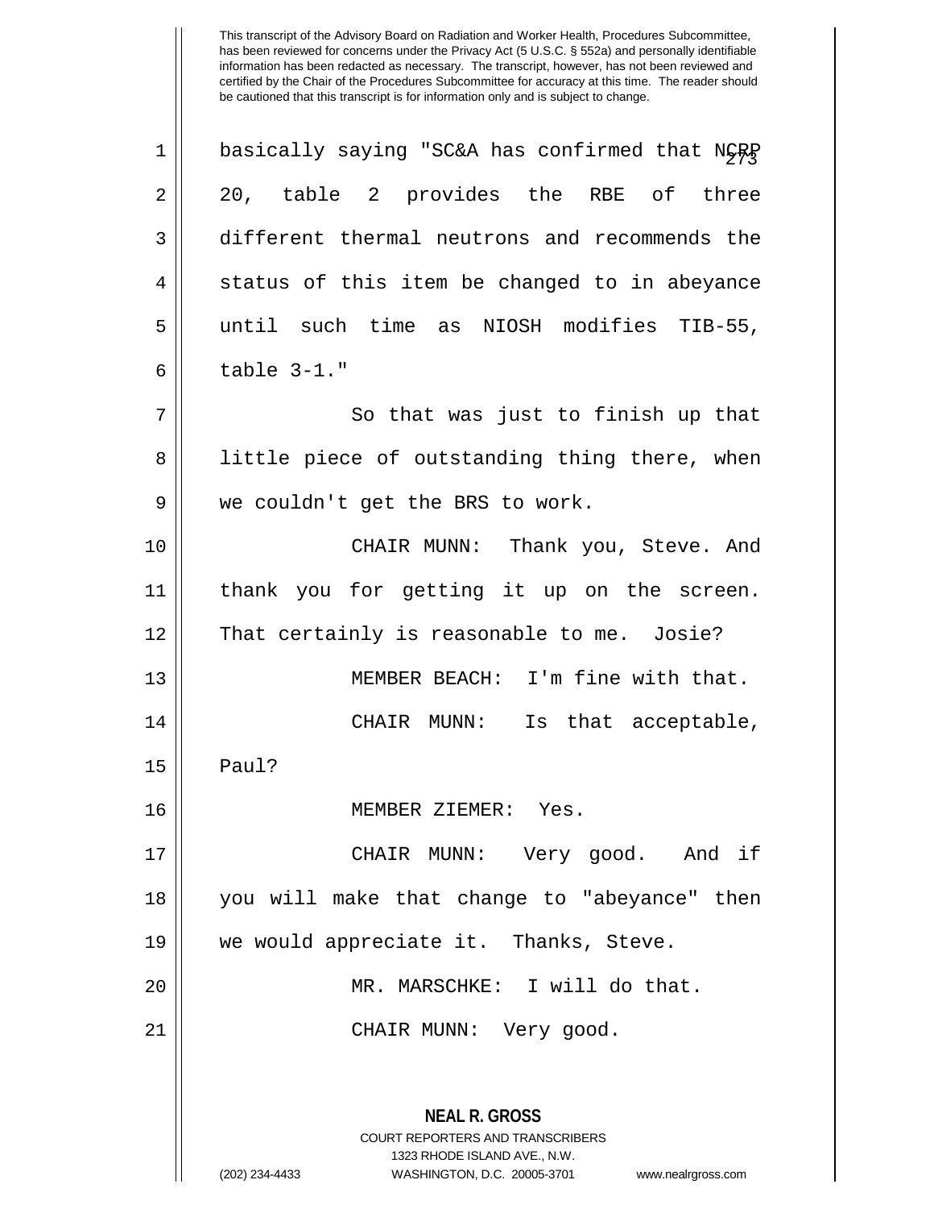This transcript of the Advisory Board on Radiation and Worker Health, Procedures Subcommittee, has been reviewed for concerns under the Privacy Act (5 U.S.C. § 552a) and personally identifiable information has been redacted as necessary. The transcript, however, has not been reviewed and certified by the Chair of the Procedures Subcommittee for accuracy at this time. The reader should be cautioned that this transcript is for information only and is subject to change.

basically saying "SC&A has confirmed that NCRP 20, table 2 provides the RBE of three different thermal neutrons and recommends the status of this item be changed to in abeyance until such time as NIOSH modifies TIB-55, table 3-1."

So that was just to finish up that little piece of outstanding thing there, when we couldn't get the BRS to work.

CHAIR MUNN: Thank you, Steve. And thank you for getting it up on the screen. That certainly is reasonable to me. Josie?

MEMBER BEACH: I'm fine with that.

CHAIR MUNN: Is that acceptable, Paul?

MEMBER ZIEMER: Yes.

CHAIR MUNN: Very good. And if you will make that change to "abeyance" then we would appreciate it. Thanks, Steve.

MR. MARSCHKE: I will do that.

CHAIR MUNN: Very good.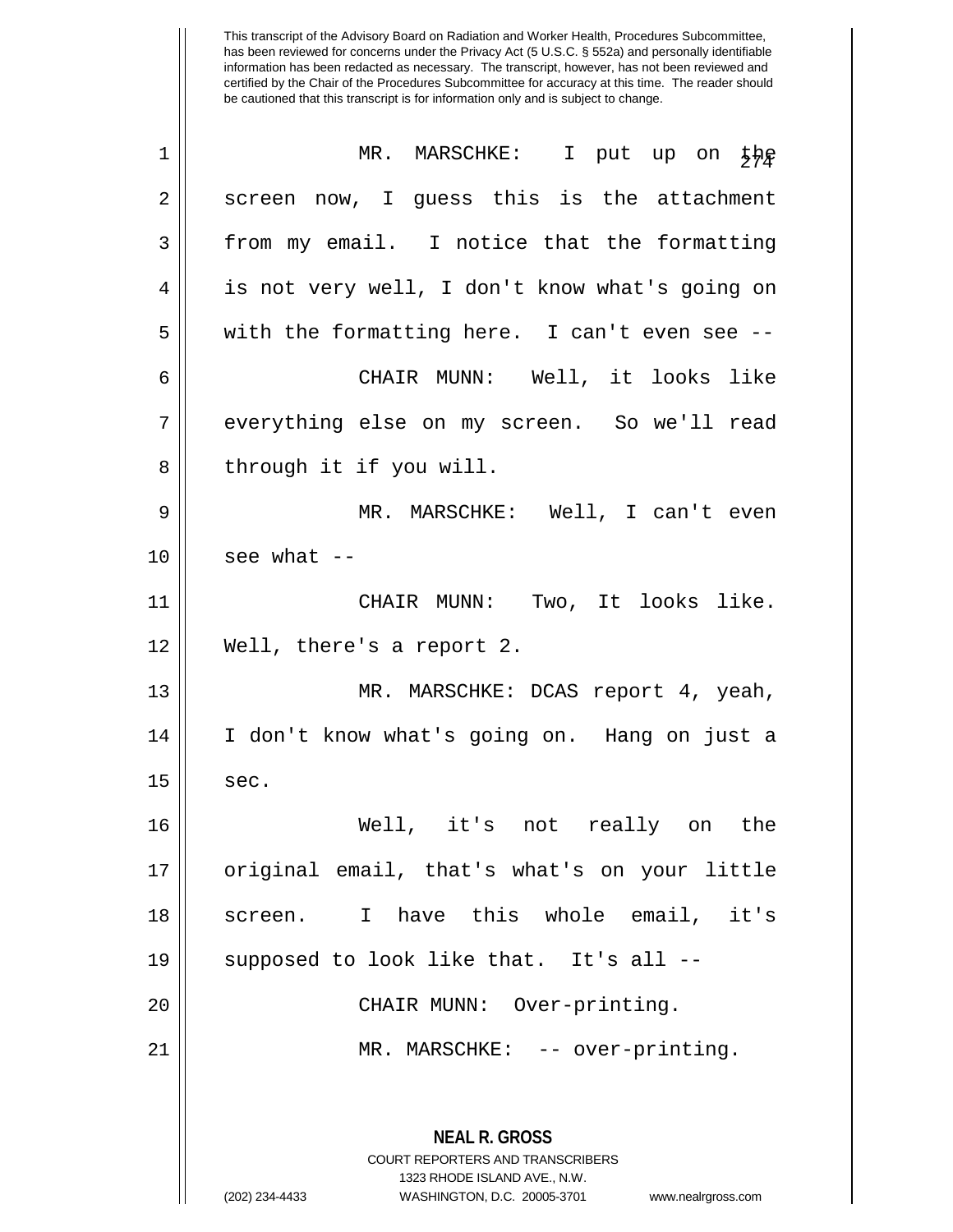This transcript of the Advisory Board on Radiation and Worker Health, Procedures Subcommittee, has been reviewed for concerns under the Privacy Act (5 U.S.C. § 552a) and personally identifiable information has been redacted as necessary. The transcript, however, has not been reviewed and certified by the Chair of the Procedures Subcommittee for accuracy at this time. The reader should be cautioned that this transcript is for information only and is subject to change.

MR. MARSCHKE: I put up on the screen now, I guess this is the attachment from my email. I notice that the formatting is not very well, I don't know what's going on with the formatting here. I can't even see --

CHAIR MUNN: Well, it looks like everything else on my screen. So we'll read through it if you will.

MR. MARSCHKE: Well, I can't even see what --

CHAIR MUNN: Two, It looks like. Well, there's a report 2.

MR. MARSCHKE: DCAS report 4, yeah, I don't know what's going on. Hang on just a sec.

Well, it's not really on the original email, that's what's on your little screen. I have this whole email, it's supposed to look like that. It's all --

CHAIR MUNN: Over-printing.

MR. MARSCHKE: -- over-printing.

**NEAL R. GROSS**
COURT REPORTERS AND TRANSCRIBERS
1323 RHODE ISLAND AVE., N.W.
(202) 234-4433 WASHINGTON, D.C. 20005-3701 www.nealrgross.com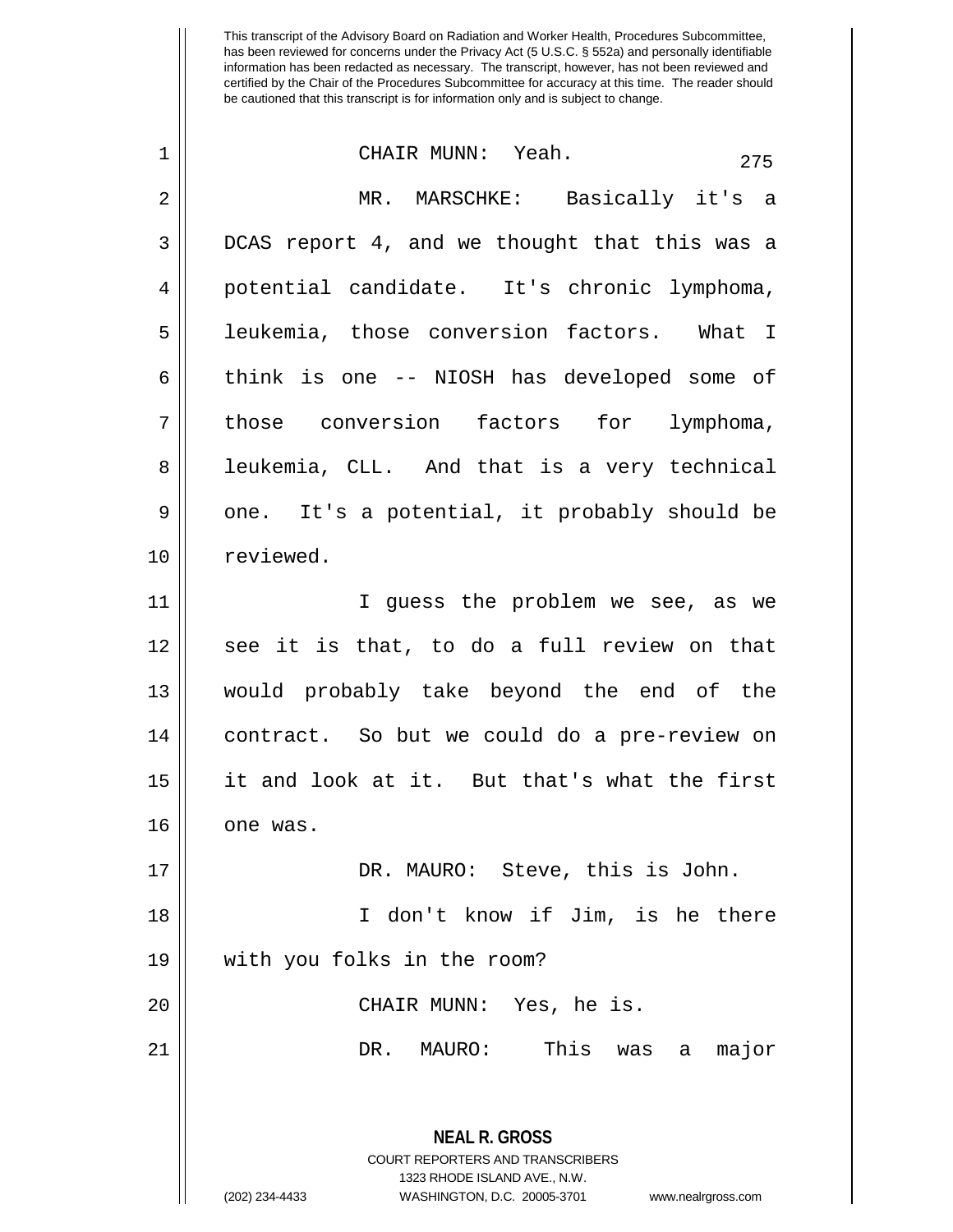This transcript of the Advisory Board on Radiation and Worker Health, Procedures Subcommittee, has been reviewed for concerns under the Privacy Act (5 U.S.C. § 552a) and personally identifiable information has been redacted as necessary. The transcript, however, has not been reviewed and certified by the Chair of the Procedures Subcommittee for accuracy at this time. The reader should be cautioned that this transcript is for information only and is subject to change.

CHAIR MUNN: Yeah.

MR. MARSCHKE: Basically it's a DCAS report 4, and we thought that this was a potential candidate. It's chronic lymphoma, leukemia, those conversion factors. What I think is one -- NIOSH has developed some of those conversion factors for lymphoma, leukemia, CLL. And that is a very technical one. It's a potential, it probably should be reviewed.

I guess the problem we see, as we see it is that, to do a full review on that would probably take beyond the end of the contract. So but we could do a pre-review on it and look at it. But that's what the first one was.

DR. MAURO: Steve, this is John.

I don't know if Jim, is he there with you folks in the room?

CHAIR MUNN: Yes, he is.

DR. MAURO: This was a major

**NEAL R. GROSS**
COURT REPORTERS AND TRANSCRIBERS
1323 RHODE ISLAND AVE., N.W.
(202) 234-4433 WASHINGTON, D.C. 20005-3701 www.nealrgross.com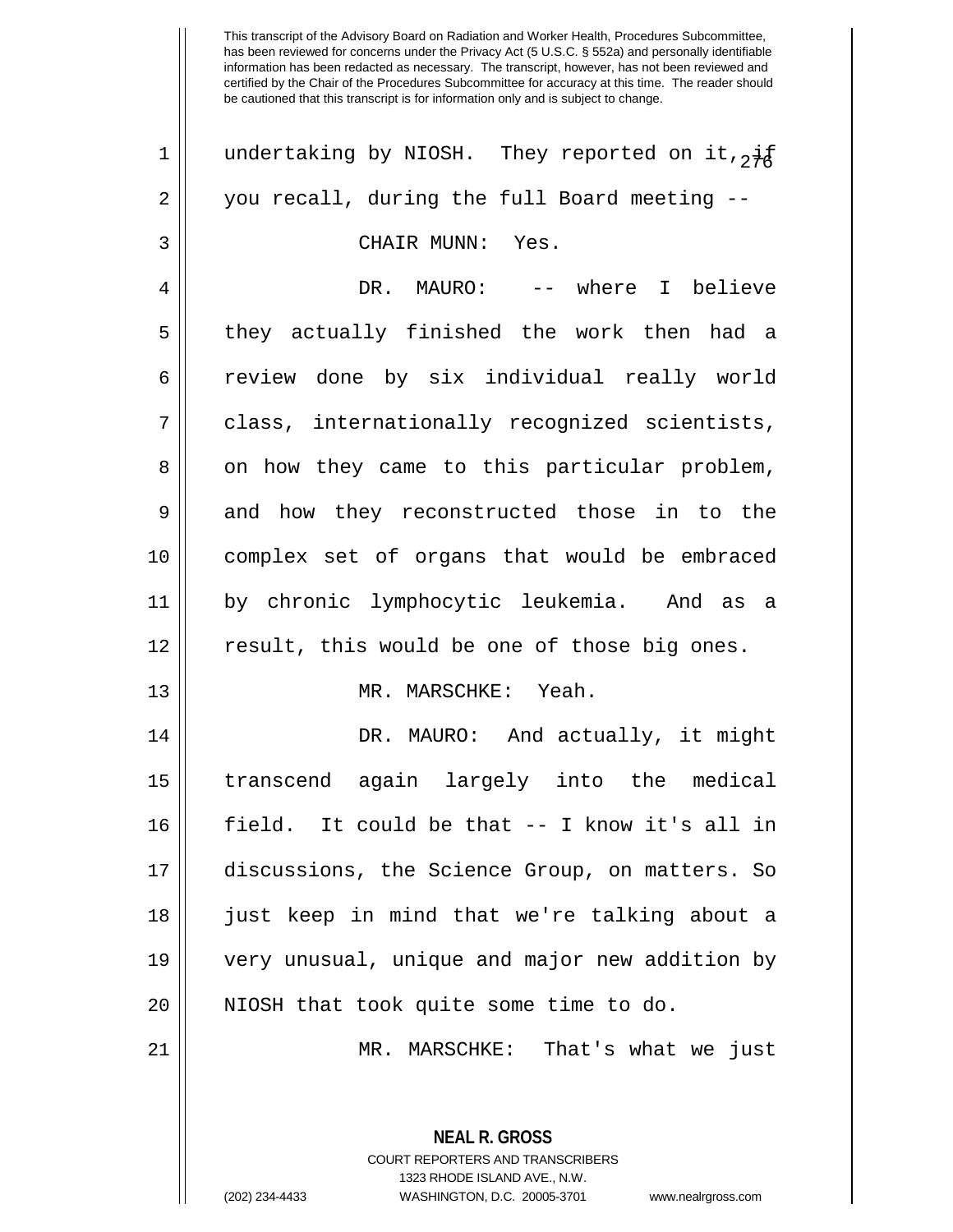This transcript of the Advisory Board on Radiation and Worker Health, Procedures Subcommittee, has been reviewed for concerns under the Privacy Act (5 U.S.C. § 552a) and personally identifiable information has been redacted as necessary. The transcript, however, has not been reviewed and certified by the Chair of the Procedures Subcommittee for accuracy at this time. The reader should be cautioned that this transcript is for information only and is subject to change.

undertaking by NIOSH. They reported on it, if you recall, during the full Board meeting --

CHAIR MUNN: Yes.

DR. MAURO: -- where I believe they actually finished the work then had a review done by six individual really world class, internationally recognized scientists, on how they came to this particular problem, and how they reconstructed those in to the complex set of organs that would be embraced by chronic lymphocytic leukemia. And as a result, this would be one of those big ones.

MR. MARSCHKE: Yeah.

DR. MAURO: And actually, it might transcend again largely into the medical field. It could be that -- I know it's all in discussions, the Science Group, on matters. So just keep in mind that we're talking about a very unusual, unique and major new addition by NIOSH that took quite some time to do.

MR. MARSCHKE: That's what we just

**NEAL R. GROSS**
COURT REPORTERS AND TRANSCRIBERS
1323 RHODE ISLAND AVE., N.W.
(202) 234-4433 WASHINGTON, D.C. 20005-3701 www.nealrgross.com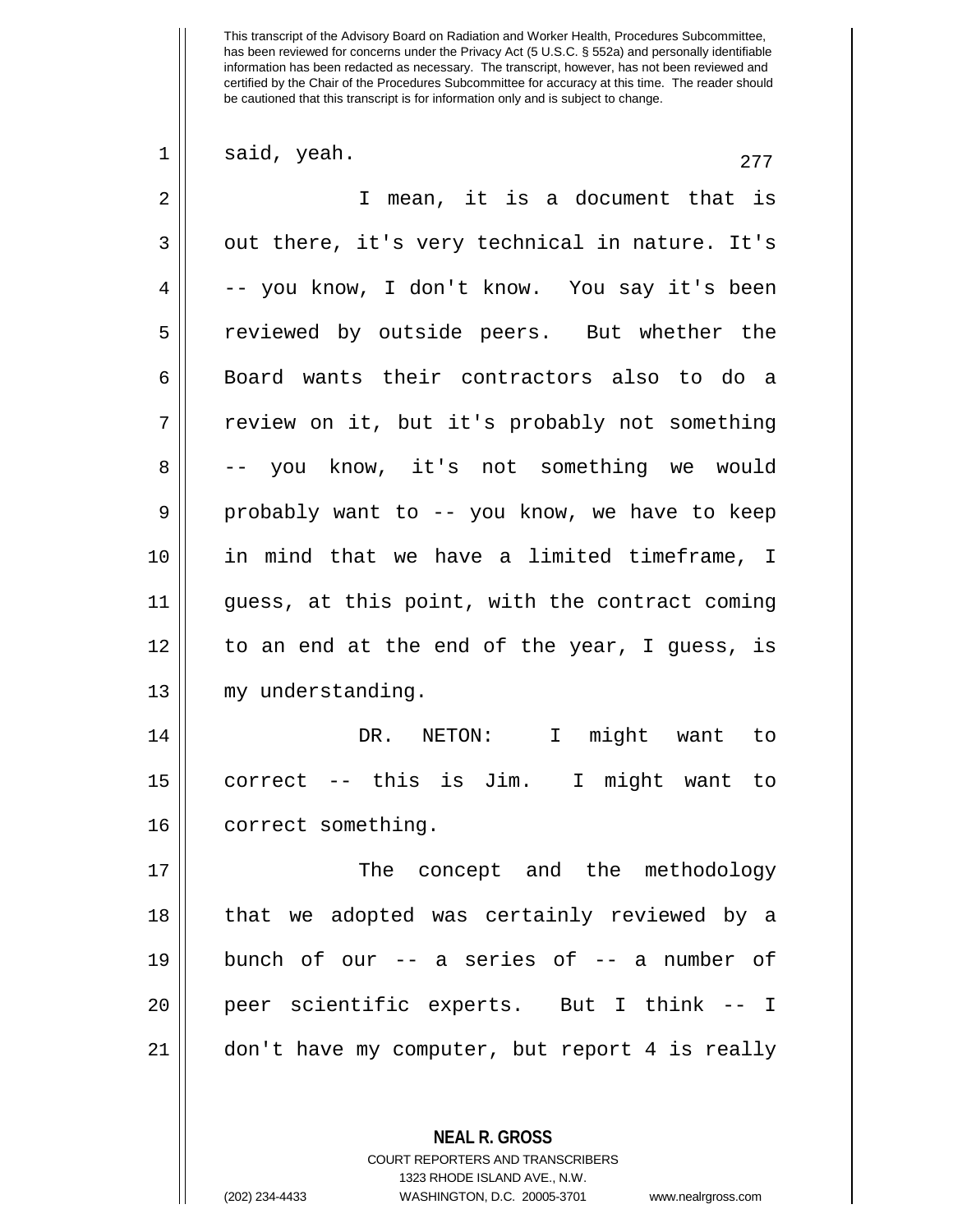This transcript of the Advisory Board on Radiation and Worker Health, Procedures Subcommittee, has been reviewed for concerns under the Privacy Act (5 U.S.C. § 552a) and personally identifiable information has been redacted as necessary. The transcript, however, has not been reviewed and certified by the Chair of the Procedures Subcommittee for accuracy at this time. The reader should be cautioned that this transcript is for information only and is subject to change.

said, yeah.

I mean, it is a document that is out there, it's very technical in nature. It's -- you know, I don't know. You say it's been reviewed by outside peers. But whether the Board wants their contractors also to do a review on it, but it's probably not something -- you know, it's not something we would probably want to -- you know, we have to keep in mind that we have a limited timeframe, I guess, at this point, with the contract coming to an end at the end of the year, I guess, is my understanding.

DR. NETON: I might want to correct -- this is Jim. I might want to correct something.

The concept and the methodology that we adopted was certainly reviewed by a bunch of our -- a series of -- a number of peer scientific experts. But I think -- I don't have my computer, but report 4 is really

**NEAL R. GROSS**
COURT REPORTERS AND TRANSCRIBERS
1323 RHODE ISLAND AVE., N.W.
(202) 234-4433 WASHINGTON, D.C. 20005-3701 www.nealrgross.com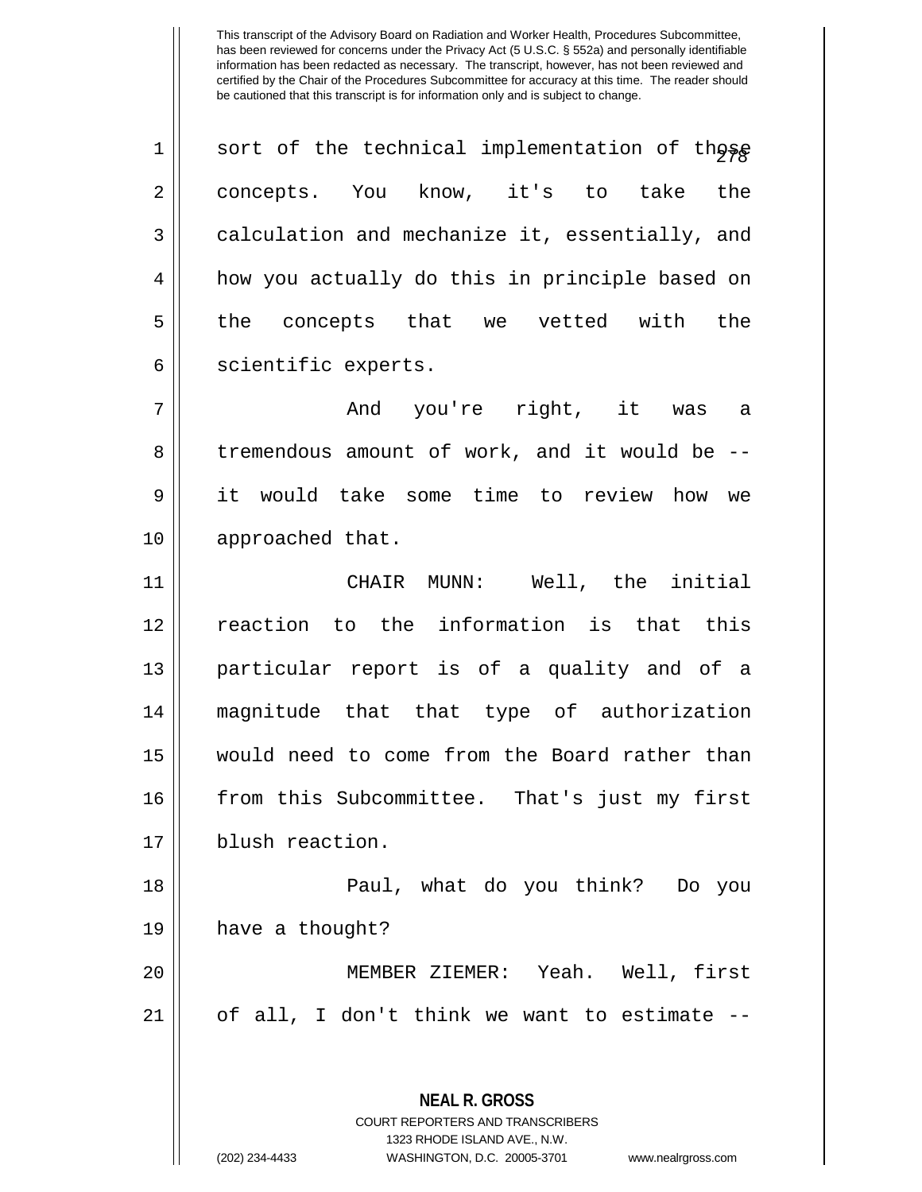This transcript of the Advisory Board on Radiation and Worker Health, Procedures Subcommittee, has been reviewed for concerns under the Privacy Act (5 U.S.C. § 552a) and personally identifiable information has been redacted as necessary. The transcript, however, has not been reviewed and certified by the Chair of the Procedures Subcommittee for accuracy at this time. The reader should be cautioned that this transcript is for information only and is subject to change.

sort of the technical implementation of those concepts. You know, it's to take the calculation and mechanize it, essentially, and how you actually do this in principle based on the concepts that we vetted with the scientific experts.

And you're right, it was a tremendous amount of work, and it would be -- it would take some time to review how we approached that.

CHAIR MUNN: Well, the initial reaction to the information is that this particular report is of a quality and of a magnitude that that type of authorization would need to come from the Board rather than from this Subcommittee. That's just my first blush reaction.

Paul, what do you think? Do you have a thought?

MEMBER ZIEMER: Yeah. Well, first of all, I don't think we want to estimate --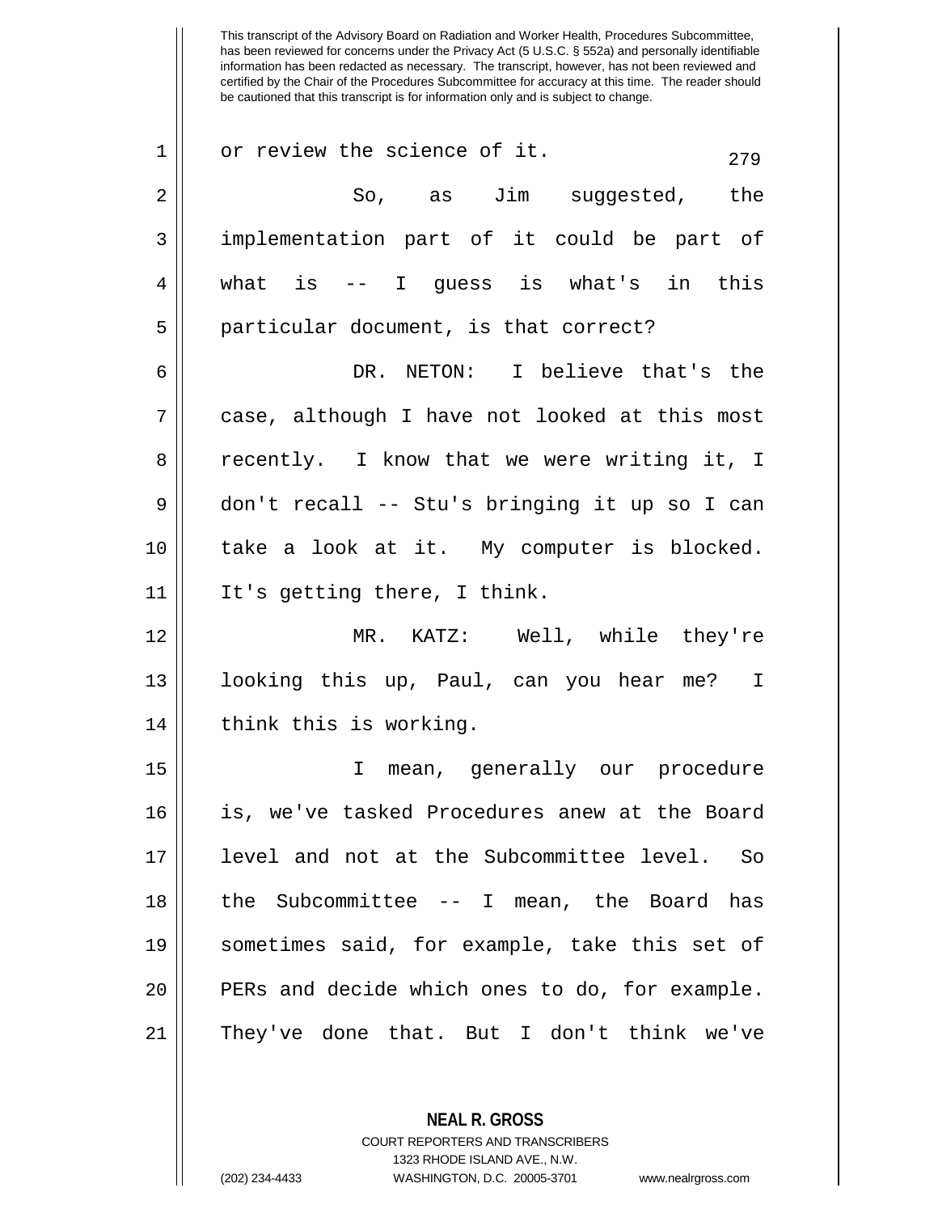or review the science of it.

So, as Jim suggested, the implementation part of it could be part of what is -- I guess is what's in this particular document, is that correct?

DR. NETON: I believe that's the case, although I have not looked at this most recently. I know that we were writing it, I don't recall -- Stu's bringing it up so I can take a look at it. My computer is blocked. It's getting there, I think.

MR. KATZ: Well, while they're looking this up, Paul, can you hear me? I think this is working.

I mean, generally our procedure is, we've tasked Procedures anew at the Board level and not at the Subcommittee level. So the Subcommittee -- I mean, the Board has sometimes said, for example, take this set of PERs and decide which ones to do, for example. They've done that. But I don't think we've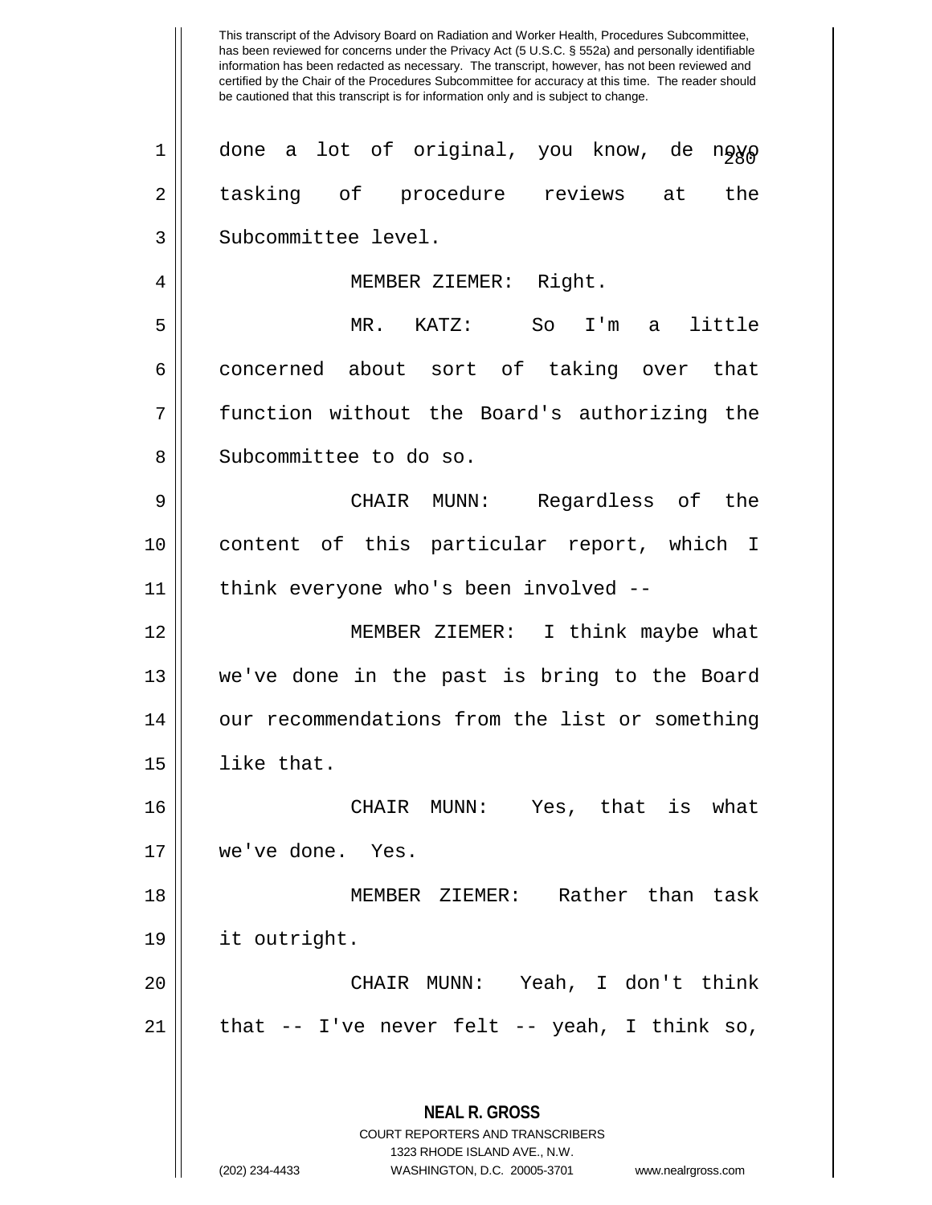done a lot of original, you know, de novo tasking of procedure reviews at the Subcommittee level.

MEMBER ZIEMER: Right.

MR. KATZ: So I'm a little concerned about sort of taking over that function without the Board's authorizing the Subcommittee to do so.

CHAIR MUNN: Regardless of the content of this particular report, which I think everyone who's been involved --

MEMBER ZIEMER: I think maybe what we've done in the past is bring to the Board our recommendations from the list or something like that.

CHAIR MUNN: Yes, that is what we've done. Yes.

MEMBER ZIEMER: Rather than task it outright.

CHAIR MUNN: Yeah, I don't think that -- I've never felt -- yeah, I think so,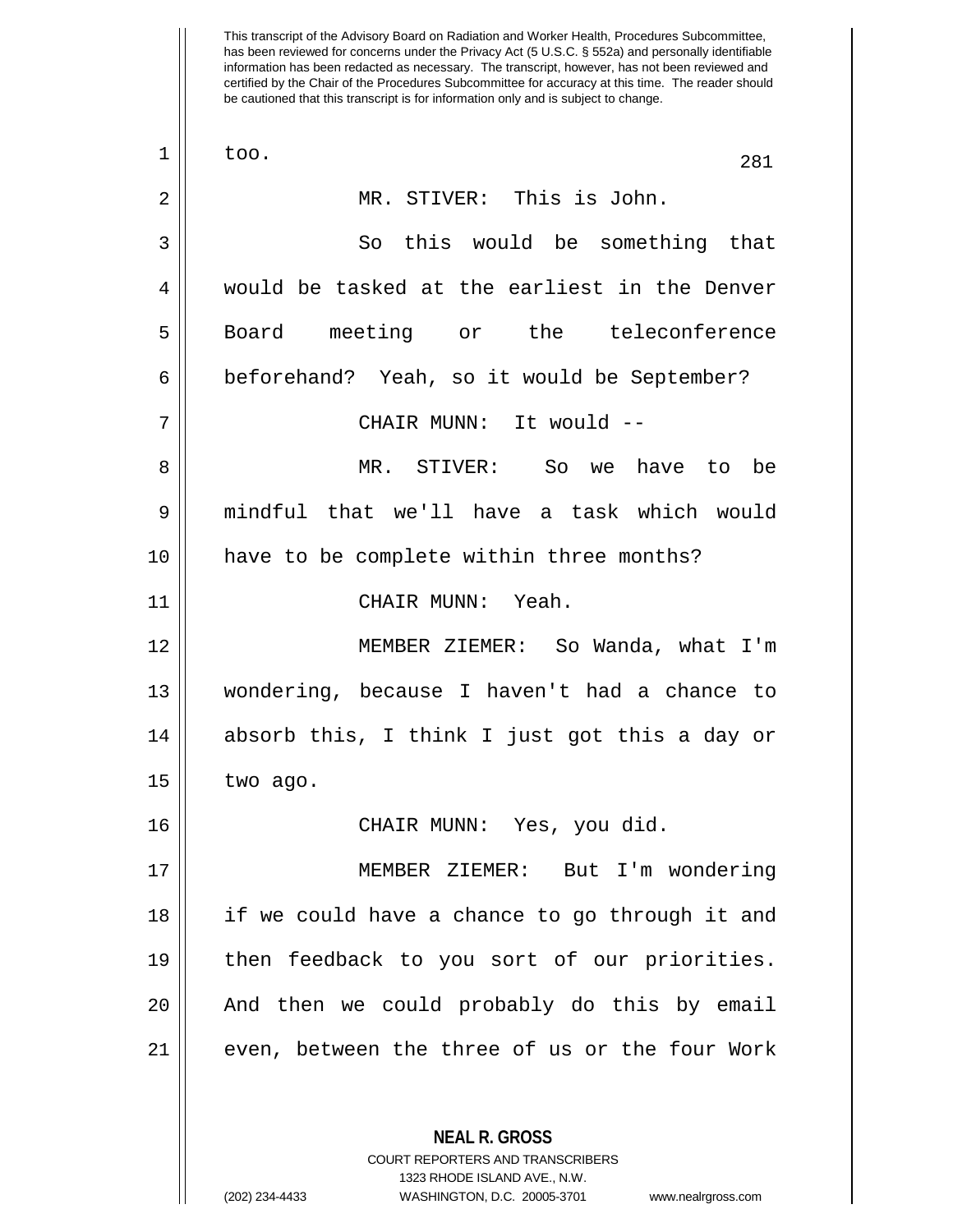too.

MR. STIVER: This is John.

So this would be something that would be tasked at the earliest in the Denver Board meeting or the teleconference beforehand? Yeah, so it would be September?

CHAIR MUNN: It would --

MR. STIVER: So we have to be mindful that we'll have a task which would have to be complete within three months?

CHAIR MUNN: Yeah.

MEMBER ZIEMER: So Wanda, what I'm wondering, because I haven't had a chance to absorb this, I think I just got this a day or two ago.

CHAIR MUNN: Yes, you did.

MEMBER ZIEMER: But I'm wondering if we could have a chance to go through it and then feedback to you sort of our priorities. And then we could probably do this by email even, between the three of us or the four Work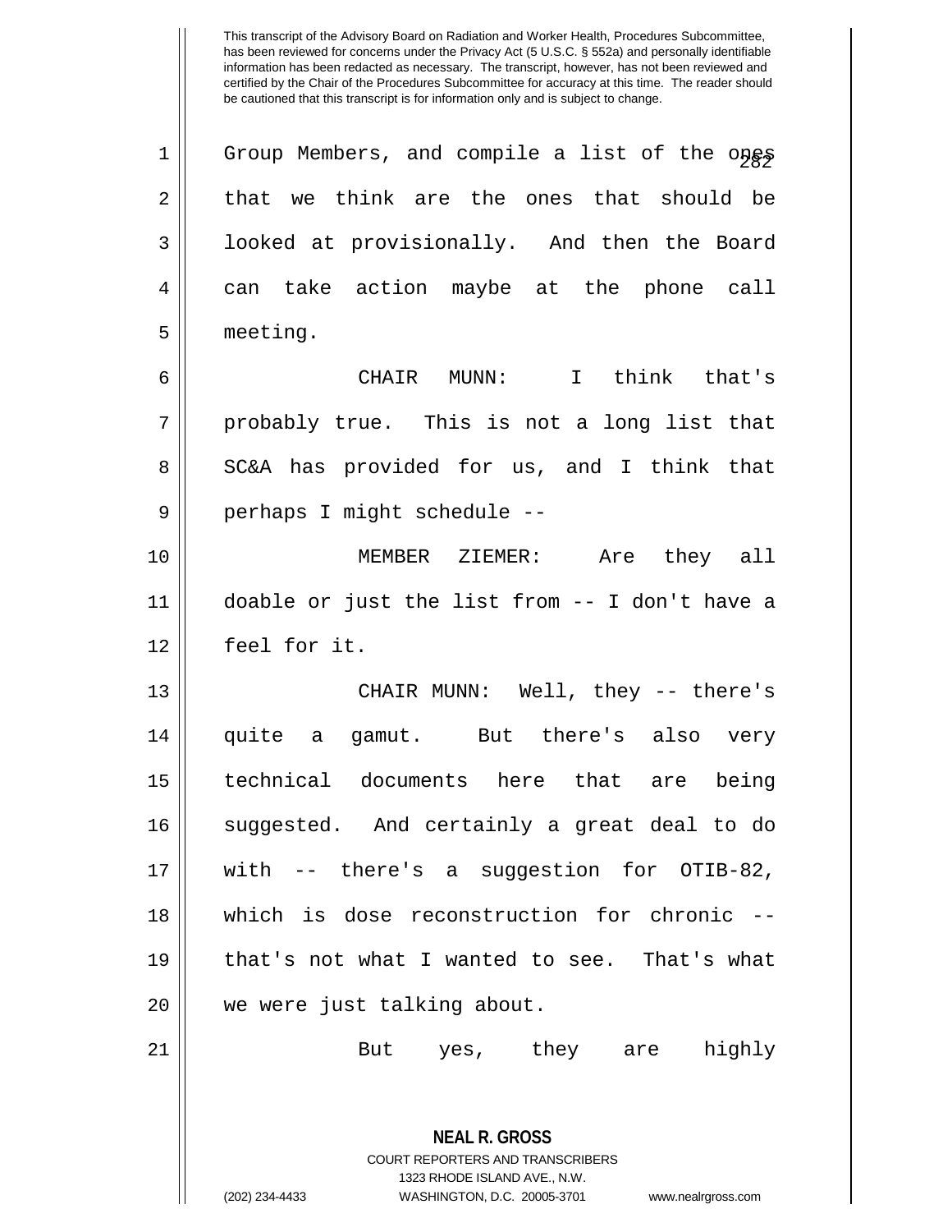This transcript of the Advisory Board on Radiation and Worker Health, Procedures Subcommittee, has been reviewed for concerns under the Privacy Act (5 U.S.C. § 552a) and personally identifiable information has been redacted as necessary. The transcript, however, has not been reviewed and certified by the Chair of the Procedures Subcommittee for accuracy at this time. The reader should be cautioned that this transcript is for information only and is subject to change.

Group Members, and compile a list of the ones that we think are the ones that should be looked at provisionally. And then the Board can take action maybe at the phone call meeting.

CHAIR MUNN: I think that's probably true. This is not a long list that SC&A has provided for us, and I think that perhaps I might schedule --

MEMBER ZIEMER: Are they all doable or just the list from -- I don't have a feel for it.

CHAIR MUNN: Well, they -- there's quite a gamut. But there's also very technical documents here that are being suggested. And certainly a great deal to do with -- there's a suggestion for OTIB-82, which is dose reconstruction for chronic -- that's not what I wanted to see. That's what we were just talking about.

But yes, they are highly

**NEAL R. GROSS**
COURT REPORTERS AND TRANSCRIBERS
1323 RHODE ISLAND AVE., N.W.
(202) 234-4433 WASHINGTON, D.C. 20005-3701 www.nealrgross.com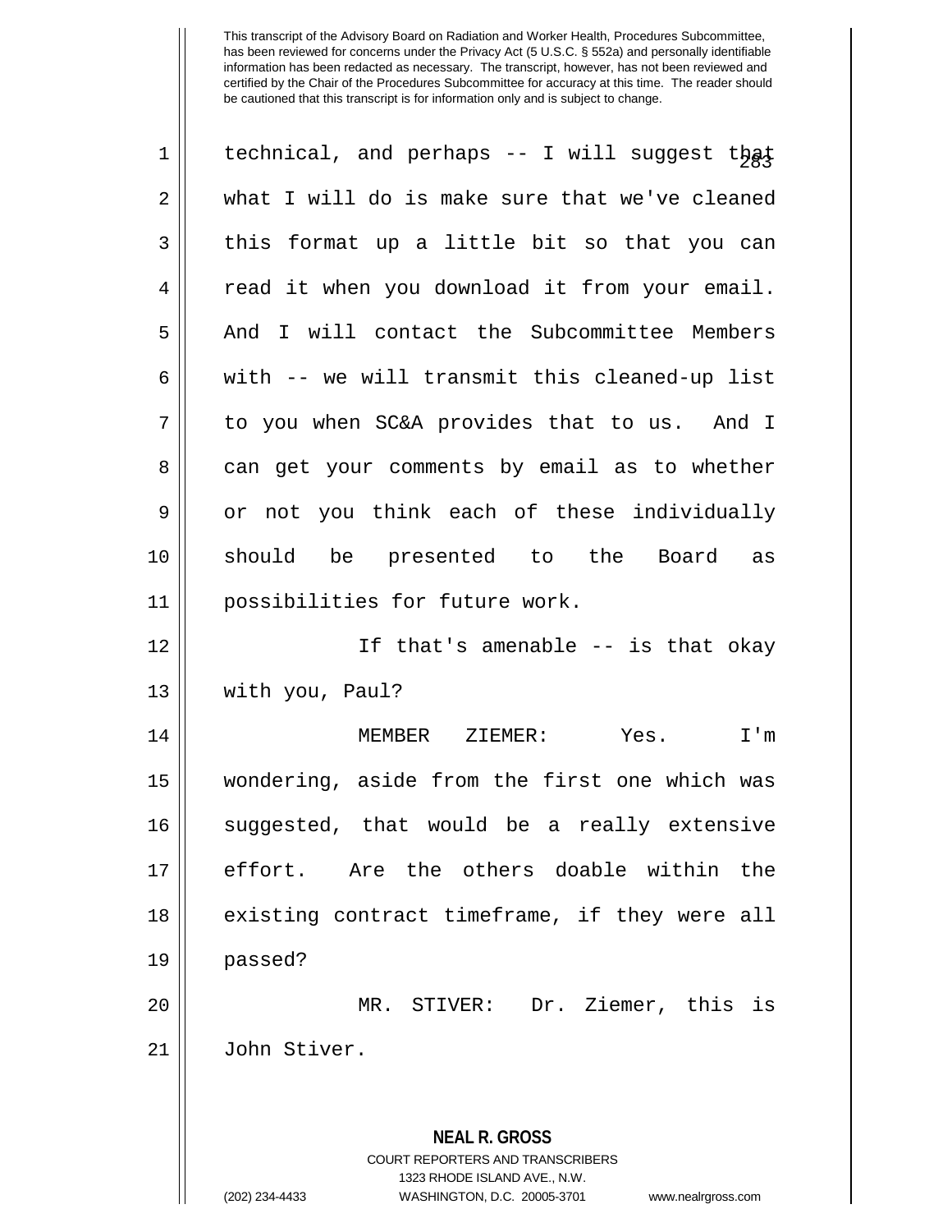technical, and perhaps -- I will suggest that what I will do is make sure that we've cleaned this format up a little bit so that you can read it when you download it from your email. And I will contact the Subcommittee Members with -- we will transmit this cleaned-up list to you when SC&A provides that to us. And I can get your comments by email as to whether or not you think each of these individually should be presented to the Board as possibilities for future work.

If that's amenable -- is that okay with you, Paul?

MEMBER ZIEMER: Yes. I'm wondering, aside from the first one which was suggested, that would be a really extensive effort. Are the others doable within the existing contract timeframe, if they were all passed?

MR. STIVER: Dr. Ziemer, this is John Stiver.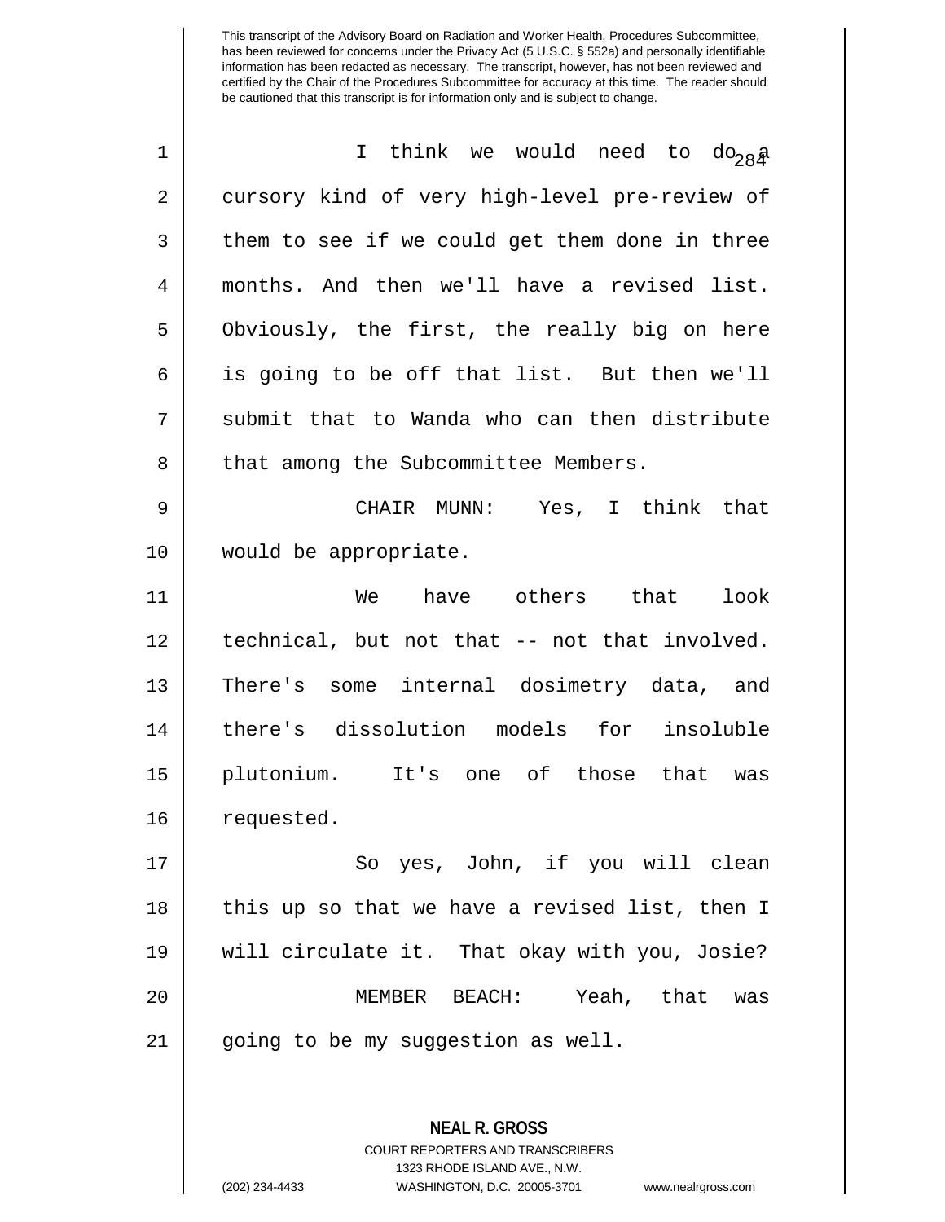This transcript of the Advisory Board on Radiation and Worker Health, Procedures Subcommittee, has been reviewed for concerns under the Privacy Act (5 U.S.C. § 552a) and personally identifiable information has been redacted as necessary. The transcript, however, has not been reviewed and certified by the Chair of the Procedures Subcommittee for accuracy at this time. The reader should be cautioned that this transcript is for information only and is subject to change.

I think we would need to do a cursory kind of very high-level pre-review of them to see if we could get them done in three months. And then we'll have a revised list. Obviously, the first, the really big on here is going to be off that list. But then we'll submit that to Wanda who can then distribute that among the Subcommittee Members.

CHAIR MUNN: Yes, I think that would be appropriate.

We have others that look technical, but not that -- not that involved. There's some internal dosimetry data, and there's dissolution models for insoluble plutonium. It's one of those that was requested.

So yes, John, if you will clean this up so that we have a revised list, then I will circulate it. That okay with you, Josie?

MEMBER BEACH: Yeah, that was going to be my suggestion as well.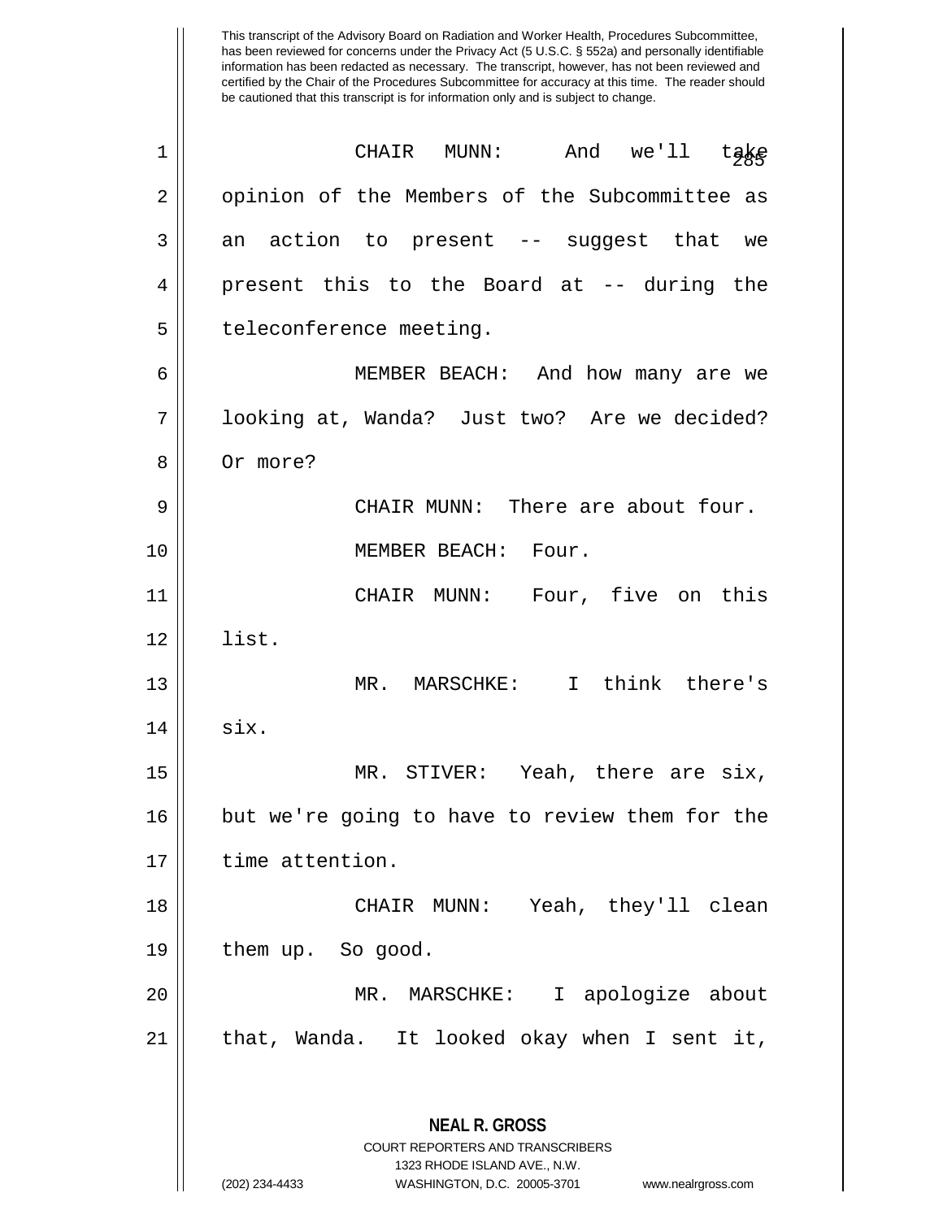This transcript of the Advisory Board on Radiation and Worker Health, Procedures Subcommittee, has been reviewed for concerns under the Privacy Act (5 U.S.C. § 552a) and personally identifiable information has been redacted as necessary. The transcript, however, has not been reviewed and certified by the Chair of the Procedures Subcommittee for accuracy at this time. The reader should be cautioned that this transcript is for information only and is subject to change.

CHAIR MUNN: And we'll take opinion of the Members of the Subcommittee as an action to present -- suggest that we present this to the Board at -- during the teleconference meeting.

MEMBER BEACH: And how many are we looking at, Wanda? Just two? Are we decided? Or more?

CHAIR MUNN: There are about four.

MEMBER BEACH: Four.

CHAIR MUNN: Four, five on this list.

MR. MARSCHKE: I think there's six.

MR. STIVER: Yeah, there are six, but we're going to have to review them for the time attention.

CHAIR MUNN: Yeah, they'll clean them up. So good.

MR. MARSCHKE: I apologize about that, Wanda. It looked okay when I sent it,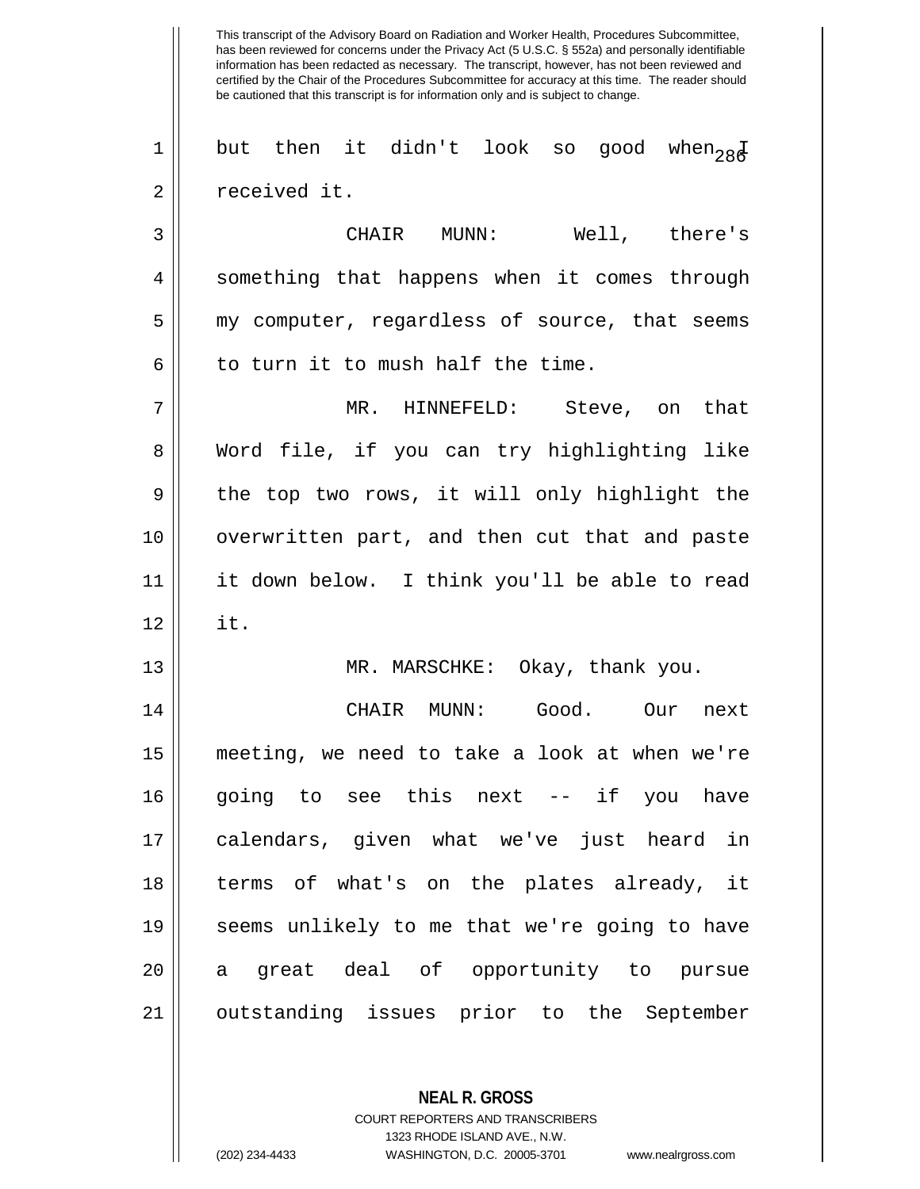but then it didn't look so good when I received it.

CHAIR MUNN: Well, there's something that happens when it comes through my computer, regardless of source, that seems to turn it to mush half the time.

MR. HINNEFELD: Steve, on that Word file, if you can try highlighting like the top two rows, it will only highlight the overwritten part, and then cut that and paste it down below. I think you'll be able to read it.

MR. MARSCHKE: Okay, thank you.

CHAIR MUNN: Good. Our next meeting, we need to take a look at when we're going to see this next -- if you have calendars, given what we've just heard in terms of what's on the plates already, it seems unlikely to me that we're going to have a great deal of opportunity to pursue outstanding issues prior to the September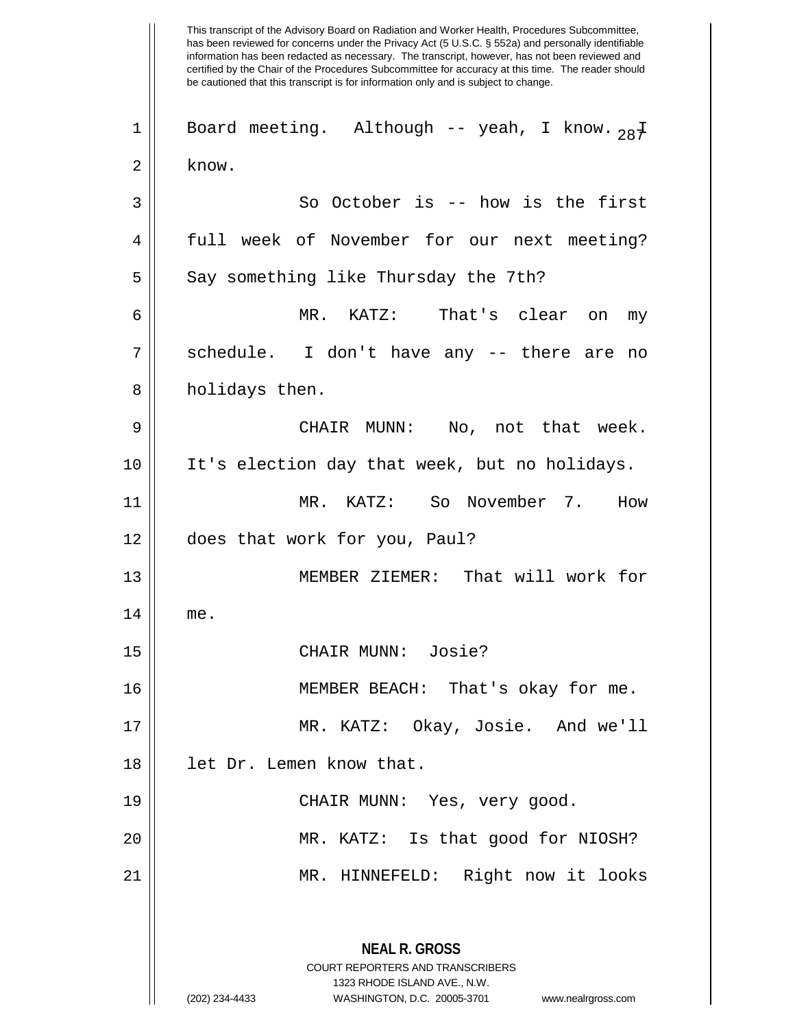This transcript of the Advisory Board on Radiation and Worker Health, Procedures Subcommittee, has been reviewed for concerns under the Privacy Act (5 U.S.C. § 552a) and personally identifiable information has been redacted as necessary. The transcript, however, has not been reviewed and certified by the Chair of the Procedures Subcommittee for accuracy at this time. The reader should be cautioned that this transcript is for information only and is subject to change.

1 Board meeting. Although -- yeah, I know. I
2 know.
3 So October is -- how is the first
4 full week of November for our next meeting?
5 Say something like Thursday the 7th?
6 MR. KATZ: That's clear on my
7 schedule. I don't have any -- there are no
8 holidays then.
9 CHAIR MUNN: No, not that week.
10 It's election day that week, but no holidays.
11 MR. KATZ: So November 7. How
12 does that work for you, Paul?
13 MEMBER ZIEMER: That will work for
14 me.
15 CHAIR MUNN: Josie?
16 MEMBER BEACH: That's okay for me.
17 MR. KATZ: Okay, Josie. And we'll
18 let Dr. Lemen know that.
19 CHAIR MUNN: Yes, very good.
20 MR. KATZ: Is that good for NIOSH?
21 MR. HINNEFELD: Right now it looks

**NEAL R. GROSS**
COURT REPORTERS AND TRANSCRIBERS
1323 RHODE ISLAND AVE., N.W.
(202) 234-4433 WASHINGTON, D.C. 20005-3701 www.nealrgross.com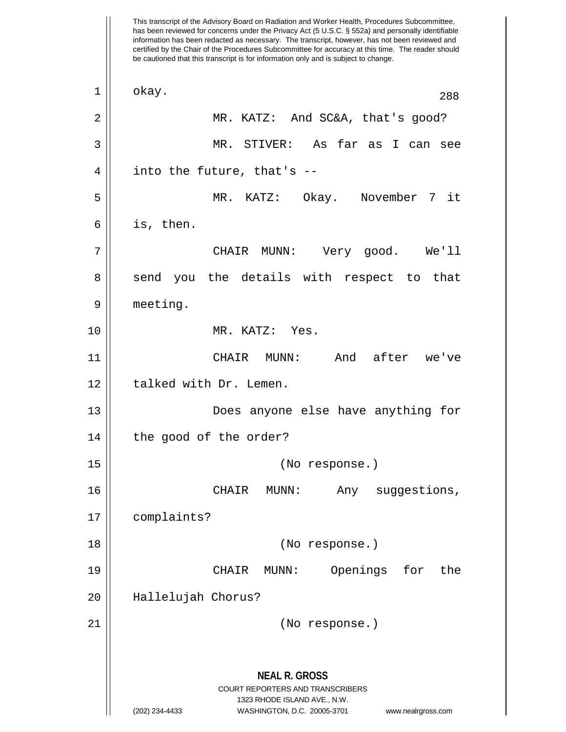This transcript of the Advisory Board on Radiation and Worker Health, Procedures Subcommittee, has been reviewed for concerns under the Privacy Act (5 U.S.C. § 552a) and personally identifiable information has been redacted as necessary. The transcript, however, has not been reviewed and certified by the Chair of the Procedures Subcommittee for accuracy at this time. The reader should be cautioned that this transcript is for information only and is subject to change.

okay.

MR. KATZ: And SC&A, that's good?

MR. STIVER: As far as I can see into the future, that's --

MR. KATZ: Okay. November 7 it is, then.

CHAIR MUNN: Very good. We'll send you the details with respect to that meeting.

MR. KATZ: Yes.

CHAIR MUNN: And after we've talked with Dr. Lemen.

Does anyone else have anything for the good of the order?

(No response.)

CHAIR MUNN: Any suggestions, complaints?

(No response.)

CHAIR MUNN: Openings for the Hallelujah Chorus?

(No response.)

**NEAL R. GROSS**
COURT REPORTERS AND TRANSCRIBERS
1323 RHODE ISLAND AVE., N.W.
(202) 234-4433 WASHINGTON, D.C. 20005-3701 www.nealrgross.com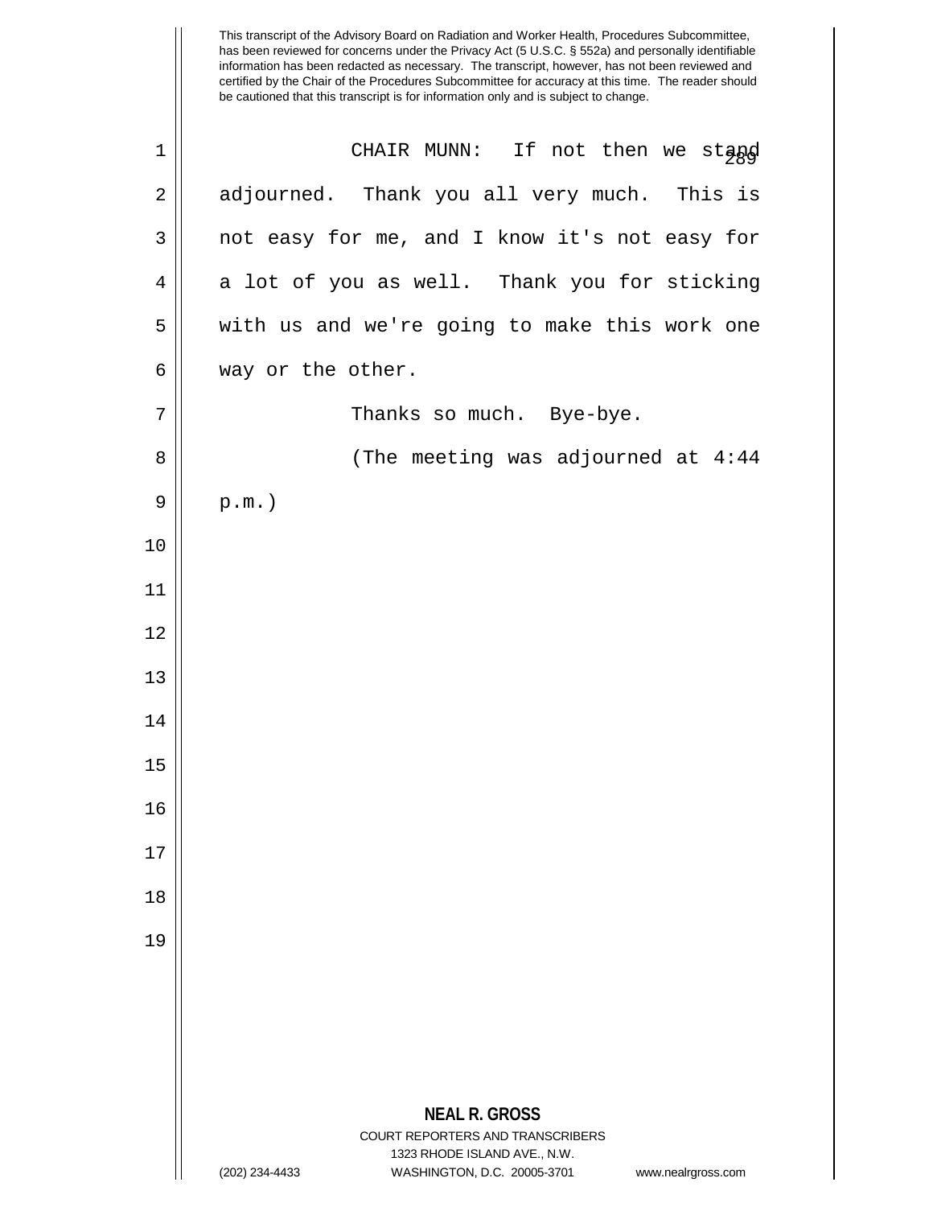CHAIR MUNN: If not then we stand adjourned. Thank you all very much. This is not easy for me, and I know it's not easy for a lot of you as well. Thank you for sticking with us and we're going to make this work one way or the other.

Thanks so much. Bye-bye.

(The meeting was adjourned at 4:44 p.m.)